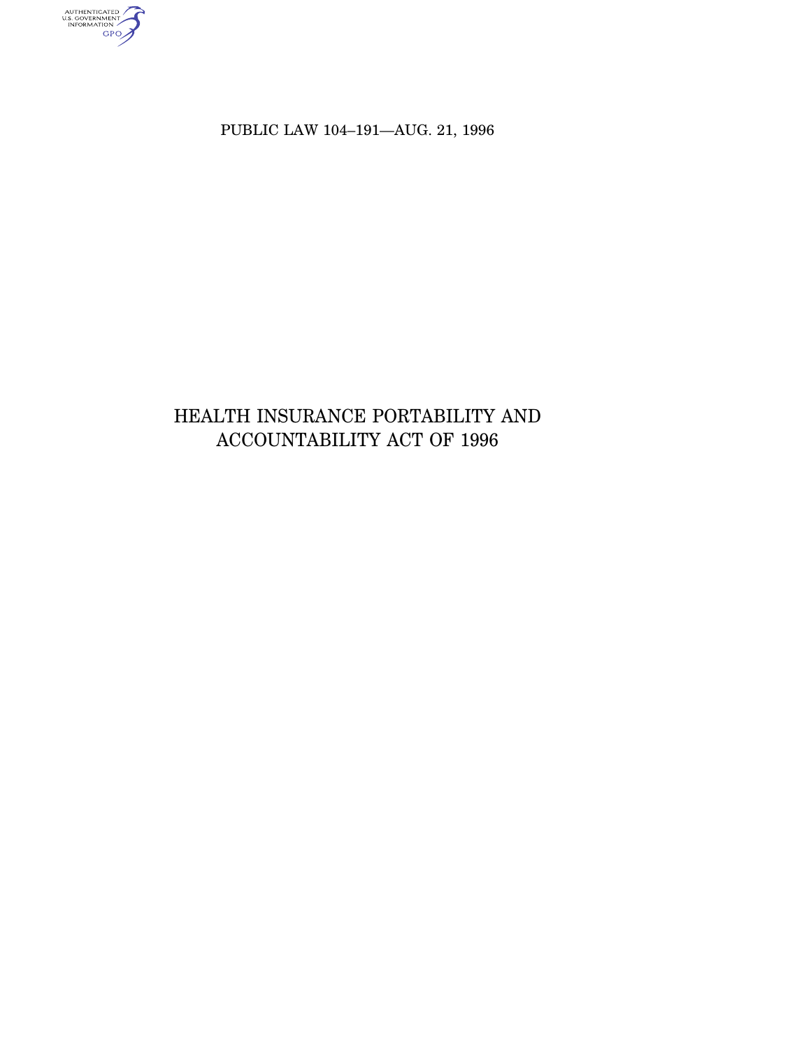PUBLIC LAW 104–191—AUG. 21, 1996

# HEALTH INSURANCE PORTABILITY AND ACCOUNTABILITY ACT OF 1996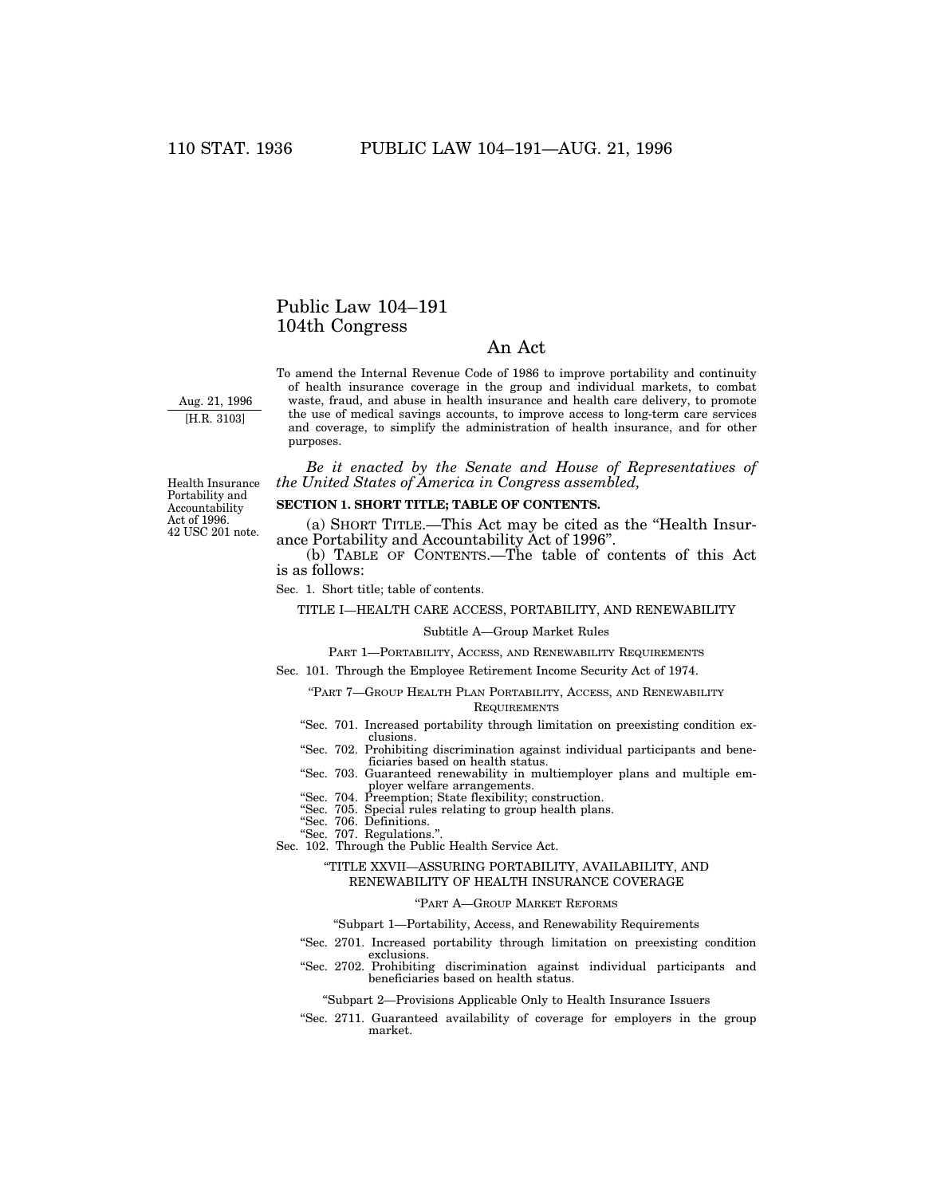# Public Law 104–191
# 104th Congress

## An Act

Aug. 21, 1996
[H.R. 3103]

To amend the Internal Revenue Code of 1986 to improve portability and continuity of health insurance coverage in the group and individual markets, to combat waste, fraud, and abuse in health insurance and health care delivery, to promote the use of medical savings accounts, to improve access to long-term care services and coverage, to simplify the administration of health insurance, and for other purposes.

Health Insurance Portability and Accountability Act of 1996.
42 USC 201 note.

*Be it enacted by the Senate and House of Representatives of the United States of America in Congress assembled,*

**SECTION 1. SHORT TITLE; TABLE OF CONTENTS.**

(a) SHORT TITLE.—This Act may be cited as the "Health Insurance Portability and Accountability Act of 1996".

(b) TABLE OF CONTENTS.—The table of contents of this Act is as follows:

Sec. 1. Short title; table of contents.

TITLE I—HEALTH CARE ACCESS, PORTABILITY, AND RENEWABILITY

Subtitle A—Group Market Rules

PART 1—PORTABILITY, ACCESS, AND RENEWABILITY REQUIREMENTS

Sec. 101. Through the Employee Retirement Income Security Act of 1974.

"PART 7—GROUP HEALTH PLAN PORTABILITY, ACCESS, AND RENEWABILITY REQUIREMENTS

"Sec. 701. Increased portability through limitation on preexisting condition exclusions.
"Sec. 702. Prohibiting discrimination against individual participants and beneficiaries based on health status.
"Sec. 703. Guaranteed renewability in multiemployer plans and multiple employer welfare arrangements.
"Sec. 704. Preemption; State flexibility; construction.
"Sec. 705. Special rules relating to group health plans.
"Sec. 706. Definitions.
"Sec. 707. Regulations.".

Sec. 102. Through the Public Health Service Act.

"TITLE XXVII—ASSURING PORTABILITY, AVAILABILITY, AND RENEWABILITY OF HEALTH INSURANCE COVERAGE

"PART A—GROUP MARKET REFORMS

"Subpart 1—Portability, Access, and Renewability Requirements

"Sec. 2701. Increased portability through limitation on preexisting condition exclusions.
"Sec. 2702. Prohibiting discrimination against individual participants and beneficiaries based on health status.

"Subpart 2—Provisions Applicable Only to Health Insurance Issuers

"Sec. 2711. Guaranteed availability of coverage for employers in the group market.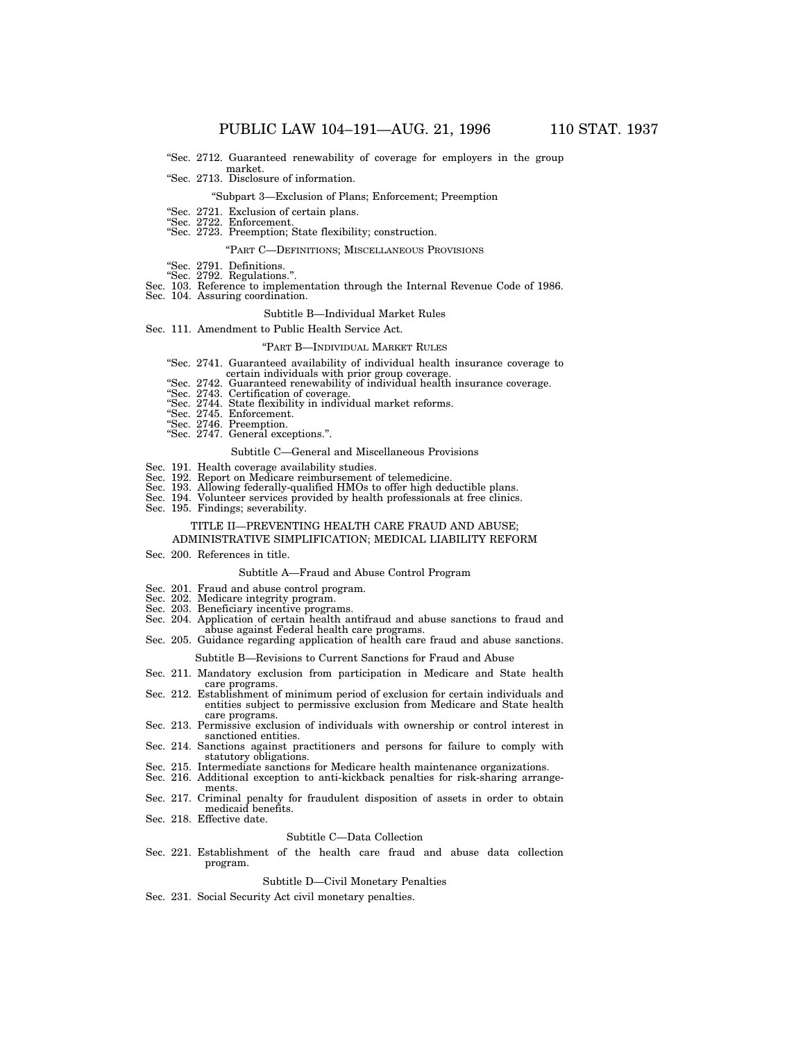"Sec. 2712. Guaranteed renewability of coverage for employers in the group market.
"Sec. 2713. Disclosure of information.

"Subpart 3—Exclusion of Plans; Enforcement; Preemption

"Sec. 2721. Exclusion of certain plans.
"Sec. 2722. Enforcement.
"Sec. 2723. Preemption; State flexibility; construction.

"PART C—DEFINITIONS; MISCELLANEOUS PROVISIONS

"Sec. 2791. Definitions.
"Sec. 2792. Regulations.".
Sec. 103. Reference to implementation through the Internal Revenue Code of 1986.
Sec. 104. Assuring coordination.

Subtitle B—Individual Market Rules

Sec. 111. Amendment to Public Health Service Act.

"PART B—INDIVIDUAL MARKET RULES

"Sec. 2741. Guaranteed availability of individual health insurance coverage to certain individuals with prior group coverage.
"Sec. 2742. Guaranteed renewability of individual health insurance coverage.
"Sec. 2743. Certification of coverage.
"Sec. 2744. State flexibility in individual market reforms.
"Sec. 2745. Enforcement.
"Sec. 2746. Preemption.
"Sec. 2747. General exceptions.".

Subtitle C—General and Miscellaneous Provisions

Sec. 191. Health coverage availability studies.
Sec. 192. Report on Medicare reimbursement of telemedicine.
Sec. 193. Allowing federally-qualified HMOs to offer high deductible plans.
Sec. 194. Volunteer services provided by health professionals at free clinics.
Sec. 195. Findings; severability.

TITLE II—PREVENTING HEALTH CARE FRAUD AND ABUSE; ADMINISTRATIVE SIMPLIFICATION; MEDICAL LIABILITY REFORM

Sec. 200. References in title.

Subtitle A—Fraud and Abuse Control Program

Sec. 201. Fraud and abuse control program.
Sec. 202. Medicare integrity program.
Sec. 203. Beneficiary incentive programs.
Sec. 204. Application of certain health antifraud and abuse sanctions to fraud and abuse against Federal health care programs.
Sec. 205. Guidance regarding application of health care fraud and abuse sanctions.

Subtitle B—Revisions to Current Sanctions for Fraud and Abuse

Sec. 211. Mandatory exclusion from participation in Medicare and State health care programs.
Sec. 212. Establishment of minimum period of exclusion for certain individuals and entities subject to permissive exclusion from Medicare and State health care programs.
Sec. 213. Permissive exclusion of individuals with ownership or control interest in sanctioned entities.
Sec. 214. Sanctions against practitioners and persons for failure to comply with statutory obligations.
Sec. 215. Intermediate sanctions for Medicare health maintenance organizations.
Sec. 216. Additional exception to anti-kickback penalties for risk-sharing arrangements.
Sec. 217. Criminal penalty for fraudulent disposition of assets in order to obtain medicaid benefits.
Sec. 218. Effective date.

Subtitle C—Data Collection

Sec. 221. Establishment of the health care fraud and abuse data collection program.

Subtitle D—Civil Monetary Penalties

Sec. 231. Social Security Act civil monetary penalties.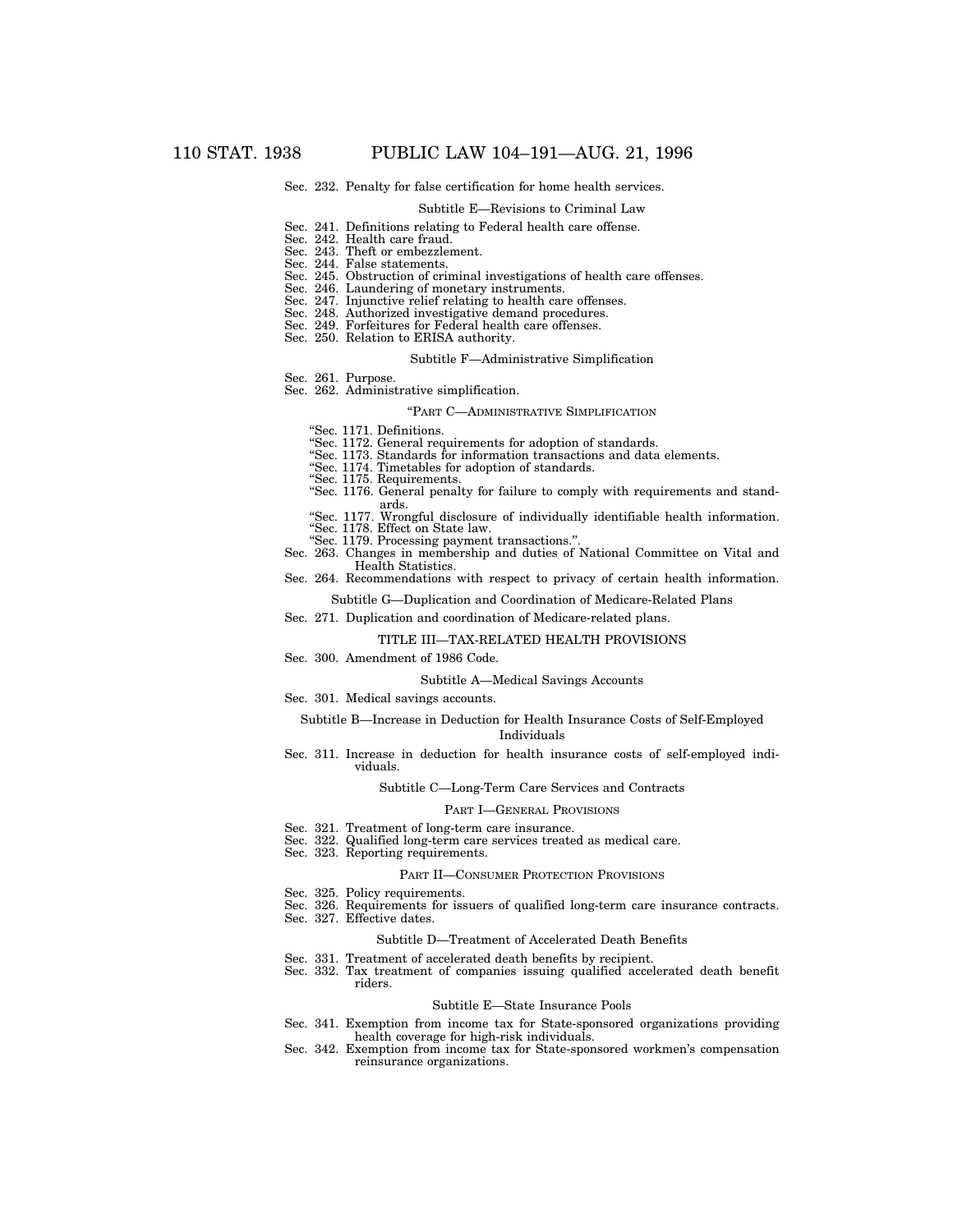Sec. 232. Penalty for false certification for home health services.

Subtitle E—Revisions to Criminal Law

Sec. 241. Definitions relating to Federal health care offense.
Sec. 242. Health care fraud.
Sec. 243. Theft or embezzlement.
Sec. 244. False statements.
Sec. 245. Obstruction of criminal investigations of health care offenses.
Sec. 246. Laundering of monetary instruments.
Sec. 247. Injunctive relief relating to health care offenses.
Sec. 248. Authorized investigative demand procedures.
Sec. 249. Forfeitures for Federal health care offenses.
Sec. 250. Relation to ERISA authority.

Subtitle F—Administrative Simplification

Sec. 261. Purpose.
Sec. 262. Administrative simplification.

"PART C—ADMINISTRATIVE SIMPLIFICATION

"Sec. 1171. Definitions.
"Sec. 1172. General requirements for adoption of standards.
"Sec. 1173. Standards for information transactions and data elements.
"Sec. 1174. Timetables for adoption of standards.
"Sec. 1175. Requirements.
"Sec. 1176. General penalty for failure to comply with requirements and standards.
"Sec. 1177. Wrongful disclosure of individually identifiable health information.
"Sec. 1178. Effect on State law.
"Sec. 1179. Processing payment transactions.".

Sec. 263. Changes in membership and duties of National Committee on Vital and Health Statistics.
Sec. 264. Recommendations with respect to privacy of certain health information.

Subtitle G—Duplication and Coordination of Medicare-Related Plans

Sec. 271. Duplication and coordination of Medicare-related plans.

TITLE III—TAX-RELATED HEALTH PROVISIONS

Sec. 300. Amendment of 1986 Code.

Subtitle A—Medical Savings Accounts

Sec. 301. Medical savings accounts.

Subtitle B—Increase in Deduction for Health Insurance Costs of Self-Employed Individuals

Sec. 311. Increase in deduction for health insurance costs of self-employed individuals.

Subtitle C—Long-Term Care Services and Contracts

PART I—GENERAL PROVISIONS

Sec. 321. Treatment of long-term care insurance.
Sec. 322. Qualified long-term care services treated as medical care.
Sec. 323. Reporting requirements.

PART II—CONSUMER PROTECTION PROVISIONS

Sec. 325. Policy requirements.
Sec. 326. Requirements for issuers of qualified long-term care insurance contracts.
Sec. 327. Effective dates.

Subtitle D—Treatment of Accelerated Death Benefits

Sec. 331. Treatment of accelerated death benefits by recipient.
Sec. 332. Tax treatment of companies issuing qualified accelerated death benefit riders.

Subtitle E—State Insurance Pools

Sec. 341. Exemption from income tax for State-sponsored organizations providing health coverage for high-risk individuals.
Sec. 342. Exemption from income tax for State-sponsored workmen's compensation reinsurance organizations.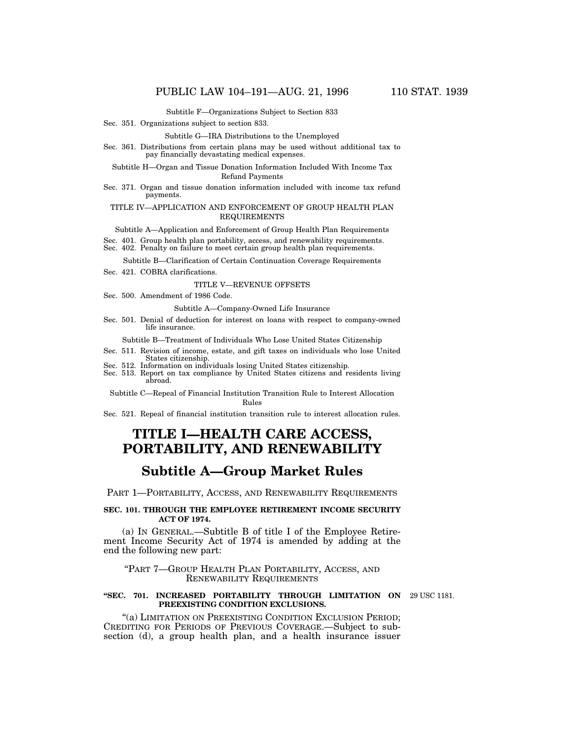Subtitle F—Organizations Subject to Section 833

Sec. 351. Organizations subject to section 833.

Subtitle G—IRA Distributions to the Unemployed

Sec. 361. Distributions from certain plans may be used without additional tax to pay financially devastating medical expenses.

Subtitle H—Organ and Tissue Donation Information Included With Income Tax Refund Payments

Sec. 371. Organ and tissue donation information included with income tax refund payments.

TITLE IV—APPLICATION AND ENFORCEMENT OF GROUP HEALTH PLAN REQUIREMENTS

Subtitle A—Application and Enforcement of Group Health Plan Requirements

Sec. 401. Group health plan portability, access, and renewability requirements.
Sec. 402. Penalty on failure to meet certain group health plan requirements.

Subtitle B—Clarification of Certain Continuation Coverage Requirements

Sec. 421. COBRA clarifications.

TITLE V—REVENUE OFFSETS

Sec. 500. Amendment of 1986 Code.

Subtitle A—Company-Owned Life Insurance

Sec. 501. Denial of deduction for interest on loans with respect to company-owned life insurance.

Subtitle B—Treatment of Individuals Who Lose United States Citizenship

Sec. 511. Revision of income, estate, and gift taxes on individuals who lose United States citizenship.
Sec. 512. Information on individuals losing United States citizenship.
Sec. 513. Report on tax compliance by United States citizens and residents living abroad.

Subtitle C—Repeal of Financial Institution Transition Rule to Interest Allocation Rules

Sec. 521. Repeal of financial institution transition rule to interest allocation rules.

# TITLE I—HEALTH CARE ACCESS, PORTABILITY, AND RENEWABILITY

## Subtitle A—Group Market Rules

### PART 1—PORTABILITY, ACCESS, AND RENEWABILITY REQUIREMENTS

**SEC. 101. THROUGH THE EMPLOYEE RETIREMENT INCOME SECURITY ACT OF 1974.**

(a) IN GENERAL.—Subtitle B of title I of the Employee Retirement Income Security Act of 1974 is amended by adding at the end the following new part:

"PART 7—GROUP HEALTH PLAN PORTABILITY, ACCESS, AND RENEWABILITY REQUIREMENTS

**"SEC. 701. INCREASED PORTABILITY THROUGH LIMITATION ON PREEXISTING CONDITION EXCLUSIONS.**

29 USC 1181.

"(a) LIMITATION ON PREEXISTING CONDITION EXCLUSION PERIOD; CREDITING FOR PERIODS OF PREVIOUS COVERAGE.—Subject to subsection (d), a group health plan, and a health insurance issuer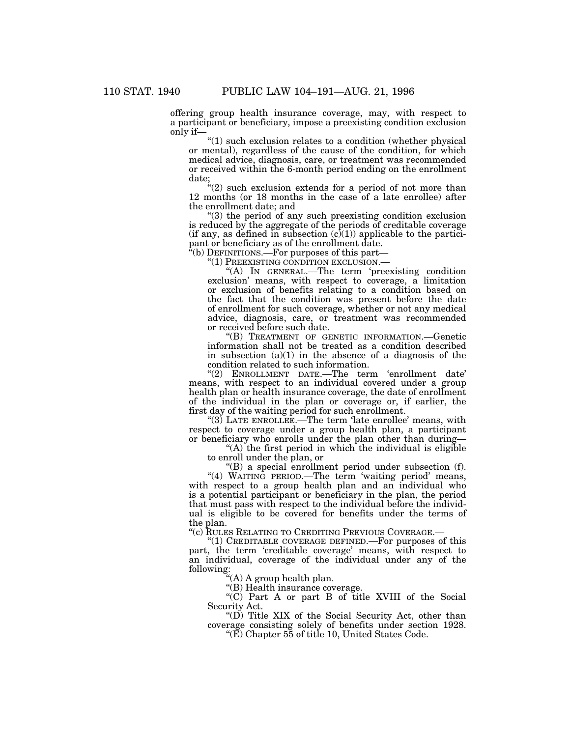offering group health insurance coverage, may, with respect to a participant or beneficiary, impose a preexisting condition exclusion only if—

"(1) such exclusion relates to a condition (whether physical or mental), regardless of the cause of the condition, for which medical advice, diagnosis, care, or treatment was recommended or received within the 6-month period ending on the enrollment date;

"(2) such exclusion extends for a period of not more than 12 months (or 18 months in the case of a late enrollee) after the enrollment date; and

"(3) the period of any such preexisting condition exclusion is reduced by the aggregate of the periods of creditable coverage (if any, as defined in subsection (c)(1)) applicable to the participant or beneficiary as of the enrollment date.

"(b) DEFINITIONS.—For purposes of this part—

"(1) PREEXISTING CONDITION EXCLUSION.—

"(A) IN GENERAL.—The term 'preexisting condition exclusion' means, with respect to coverage, a limitation or exclusion of benefits relating to a condition based on the fact that the condition was present before the date of enrollment for such coverage, whether or not any medical advice, diagnosis, care, or treatment was recommended or received before such date.

"(B) TREATMENT OF GENETIC INFORMATION.—Genetic information shall not be treated as a condition described in subsection (a)(1) in the absence of a diagnosis of the condition related to such information.

"(2) ENROLLMENT DATE.—The term 'enrollment date' means, with respect to an individual covered under a group health plan or health insurance coverage, the date of enrollment of the individual in the plan or coverage or, if earlier, the first day of the waiting period for such enrollment.

"(3) LATE ENROLLEE.—The term 'late enrollee' means, with respect to coverage under a group health plan, a participant or beneficiary who enrolls under the plan other than during—

"(A) the first period in which the individual is eligible to enroll under the plan, or

"(B) a special enrollment period under subsection (f).

"(4) WAITING PERIOD.—The term 'waiting period' means, with respect to a group health plan and an individual who is a potential participant or beneficiary in the plan, the period that must pass with respect to the individual before the individual is eligible to be covered for benefits under the terms of the plan.

"(c) RULES RELATING TO CREDITING PREVIOUS COVERAGE.—

"(1) CREDITABLE COVERAGE DEFINED.—For purposes of this part, the term 'creditable coverage' means, with respect to an individual, coverage of the individual under any of the following:

"(A) A group health plan.

"(B) Health insurance coverage.

"(C) Part A or part B of title XVIII of the Social Security Act.

"(D) Title XIX of the Social Security Act, other than coverage consisting solely of benefits under section 1928.

"(E) Chapter 55 of title 10, United States Code.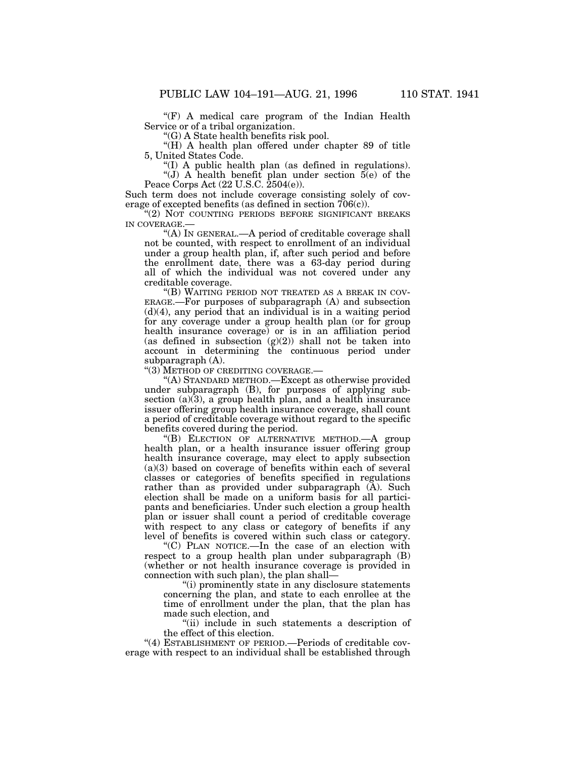"(F) A medical care program of the Indian Health Service or of a tribal organization.

"(G) A State health benefits risk pool.

"(H) A health plan offered under chapter 89 of title 5, United States Code.

"(I) A public health plan (as defined in regulations).

"(J) A health benefit plan under section 5(e) of the Peace Corps Act (22 U.S.C. 2504(e)).

Such term does not include coverage consisting solely of coverage of excepted benefits (as defined in section 706(c)).

"(2) NOT COUNTING PERIODS BEFORE SIGNIFICANT BREAKS IN COVERAGE.—

"(A) IN GENERAL.—A period of creditable coverage shall not be counted, with respect to enrollment of an individual under a group health plan, if, after such period and before the enrollment date, there was a 63-day period during all of which the individual was not covered under any creditable coverage.

"(B) WAITING PERIOD NOT TREATED AS A BREAK IN COVERAGE.—For purposes of subparagraph (A) and subsection (d)(4), any period that an individual is in a waiting period for any coverage under a group health plan (or for group health insurance coverage) or is in an affiliation period (as defined in subsection (g)(2)) shall not be taken into account in determining the continuous period under subparagraph (A).

"(3) METHOD OF CREDITING COVERAGE.—

"(A) STANDARD METHOD.—Except as otherwise provided under subparagraph (B), for purposes of applying subsection (a)(3), a group health plan, and a health insurance issuer offering group health insurance coverage, shall count a period of creditable coverage without regard to the specific benefits covered during the period.

"(B) ELECTION OF ALTERNATIVE METHOD.—A group health plan, or a health insurance issuer offering group health insurance coverage, may elect to apply subsection (a)(3) based on coverage of benefits within each of several classes or categories of benefits specified in regulations rather than as provided under subparagraph (A). Such election shall be made on a uniform basis for all participants and beneficiaries. Under such election a group health plan or issuer shall count a period of creditable coverage with respect to any class or category of benefits if any level of benefits is covered within such class or category.

"(C) PLAN NOTICE.—In the case of an election with respect to a group health plan under subparagraph (B) (whether or not health insurance coverage is provided in connection with such plan), the plan shall—

"(i) prominently state in any disclosure statements concerning the plan, and state to each enrollee at the time of enrollment under the plan, that the plan has made such election, and

"(ii) include in such statements a description of the effect of this election.

"(4) ESTABLISHMENT OF PERIOD.—Periods of creditable coverage with respect to an individual shall be established through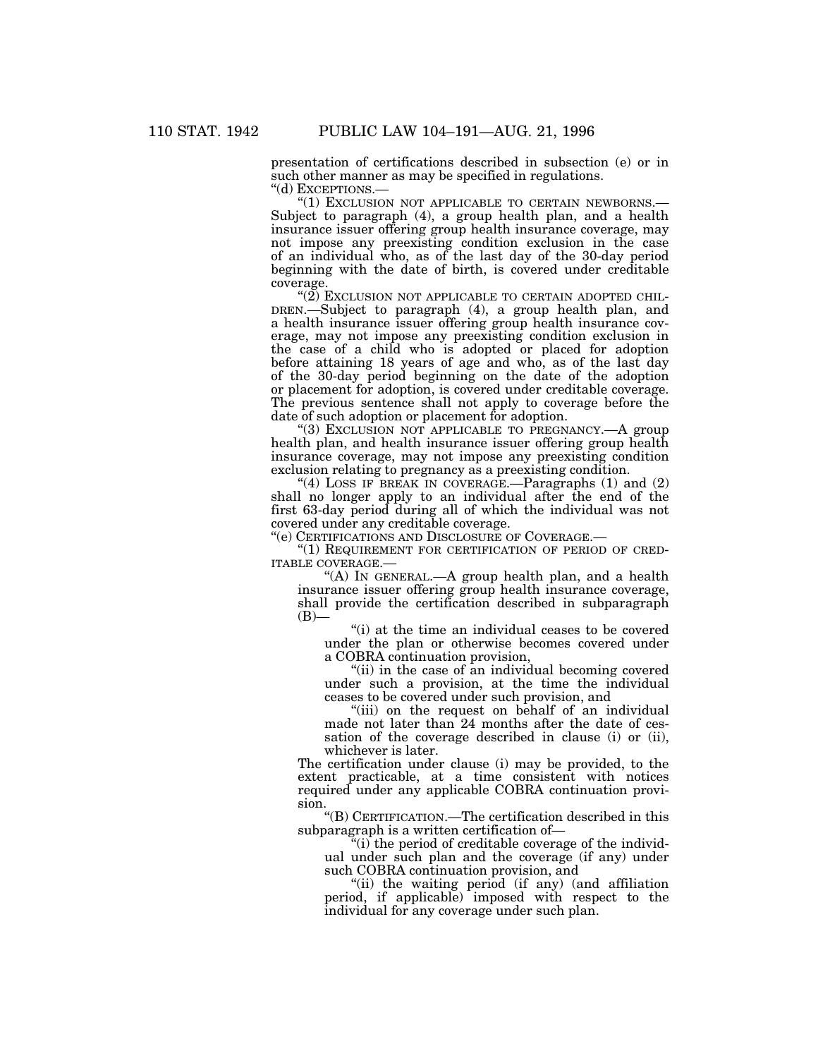presentation of certifications described in subsection (e) or in such other manner as may be specified in regulations.

"(d) EXCEPTIONS.—

"(1) EXCLUSION NOT APPLICABLE TO CERTAIN NEWBORNS.—Subject to paragraph (4), a group health plan, and a health insurance issuer offering group health insurance coverage, may not impose any preexisting condition exclusion in the case of an individual who, as of the last day of the 30-day period beginning with the date of birth, is covered under creditable coverage.

"(2) EXCLUSION NOT APPLICABLE TO CERTAIN ADOPTED CHILDREN.—Subject to paragraph (4), a group health plan, and a health insurance issuer offering group health insurance coverage, may not impose any preexisting condition exclusion in the case of a child who is adopted or placed for adoption before attaining 18 years of age and who, as of the last day of the 30-day period beginning on the date of the adoption or placement for adoption, is covered under creditable coverage. The previous sentence shall not apply to coverage before the date of such adoption or placement for adoption.

"(3) EXCLUSION NOT APPLICABLE TO PREGNANCY.—A group health plan, and health insurance issuer offering group health insurance coverage, may not impose any preexisting condition exclusion relating to pregnancy as a preexisting condition.

"(4) LOSS IF BREAK IN COVERAGE.—Paragraphs (1) and (2) shall no longer apply to an individual after the end of the first 63-day period during all of which the individual was not covered under any creditable coverage.

"(e) CERTIFICATIONS AND DISCLOSURE OF COVERAGE.—

"(1) REQUIREMENT FOR CERTIFICATION OF PERIOD OF CREDITABLE COVERAGE.—

"(A) IN GENERAL.—A group health plan, and a health insurance issuer offering group health insurance coverage, shall provide the certification described in subparagraph (B)—

"(i) at the time an individual ceases to be covered under the plan or otherwise becomes covered under a COBRA continuation provision,

"(ii) in the case of an individual becoming covered under such a provision, at the time the individual ceases to be covered under such provision, and

"(iii) on the request on behalf of an individual made not later than 24 months after the date of cessation of the coverage described in clause (i) or (ii), whichever is later.

The certification under clause (i) may be provided, to the extent practicable, at a time consistent with notices required under any applicable COBRA continuation provision.

"(B) CERTIFICATION.—The certification described in this subparagraph is a written certification of—

"(i) the period of creditable coverage of the individual under such plan and the coverage (if any) under such COBRA continuation provision, and

"(ii) the waiting period (if any) (and affiliation period, if applicable) imposed with respect to the individual for any coverage under such plan.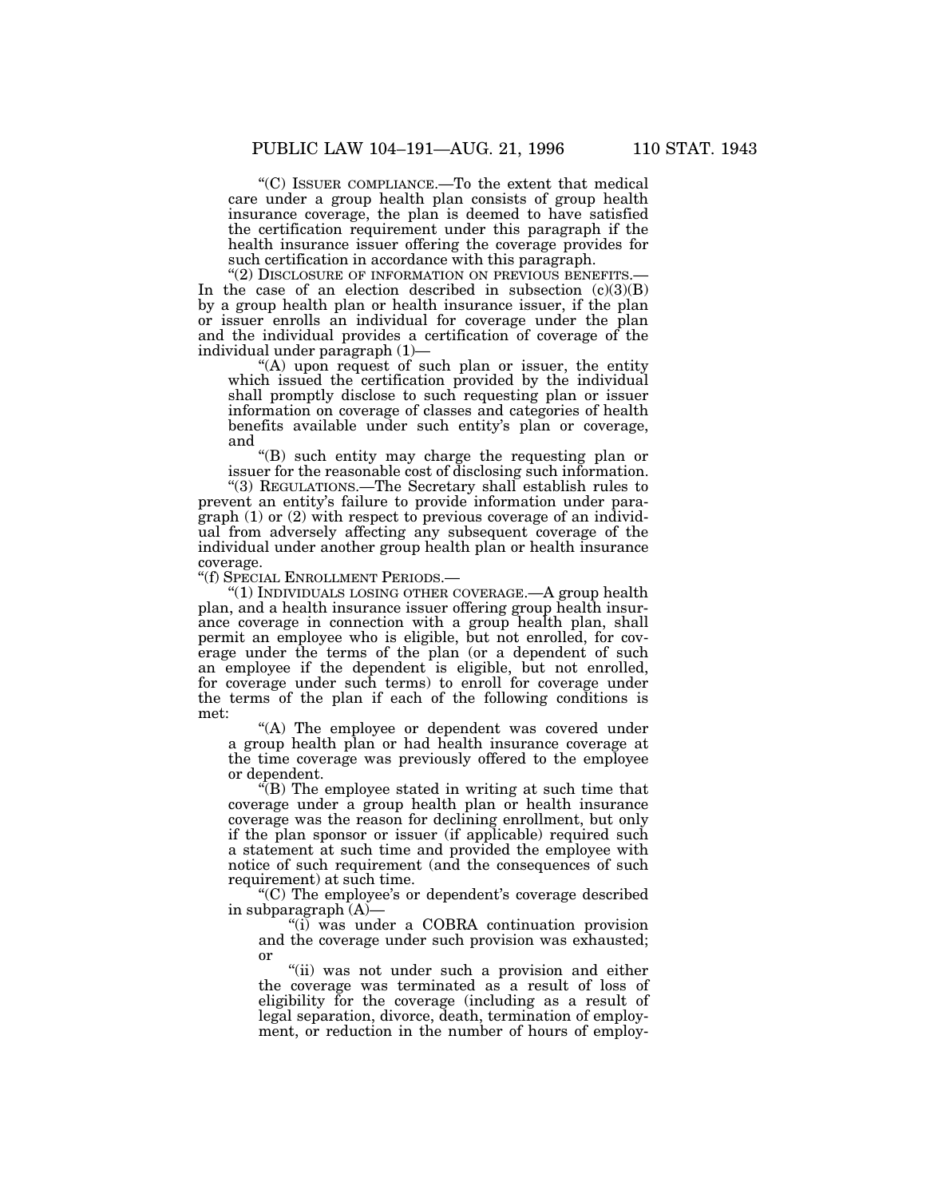"(C) ISSUER COMPLIANCE.—To the extent that medical care under a group health plan consists of group health insurance coverage, the plan is deemed to have satisfied the certification requirement under this paragraph if the health insurance issuer offering the coverage provides for such certification in accordance with this paragraph.

"(2) DISCLOSURE OF INFORMATION ON PREVIOUS BENEFITS.— In the case of an election described in subsection (c)(3)(B) by a group health plan or health insurance issuer, if the plan or issuer enrolls an individual for coverage under the plan and the individual provides a certification of coverage of the individual under paragraph (1)—

"(A) upon request of such plan or issuer, the entity which issued the certification provided by the individual shall promptly disclose to such requesting plan or issuer information on coverage of classes and categories of health benefits available under such entity's plan or coverage, and

"(B) such entity may charge the requesting plan or issuer for the reasonable cost of disclosing such information.

"(3) REGULATIONS.—The Secretary shall establish rules to prevent an entity's failure to provide information under paragraph (1) or (2) with respect to previous coverage of an individual from adversely affecting any subsequent coverage of the individual under another group health plan or health insurance coverage.

"(f) SPECIAL ENROLLMENT PERIODS.—

"(1) INDIVIDUALS LOSING OTHER COVERAGE.—A group health plan, and a health insurance issuer offering group health insurance coverage in connection with a group health plan, shall permit an employee who is eligible, but not enrolled, for coverage under the terms of the plan (or a dependent of such an employee if the dependent is eligible, but not enrolled, for coverage under such terms) to enroll for coverage under the terms of the plan if each of the following conditions is met:

"(A) The employee or dependent was covered under a group health plan or had health insurance coverage at the time coverage was previously offered to the employee or dependent.

"(B) The employee stated in writing at such time that coverage under a group health plan or health insurance coverage was the reason for declining enrollment, but only if the plan sponsor or issuer (if applicable) required such a statement at such time and provided the employee with notice of such requirement (and the consequences of such requirement) at such time.

"(C) The employee's or dependent's coverage described in subparagraph (A)—

"(i) was under a COBRA continuation provision and the coverage under such provision was exhausted; or

"(ii) was not under such a provision and either the coverage was terminated as a result of loss of eligibility for the coverage (including as a result of legal separation, divorce, death, termination of employment, or reduction in the number of hours of employ-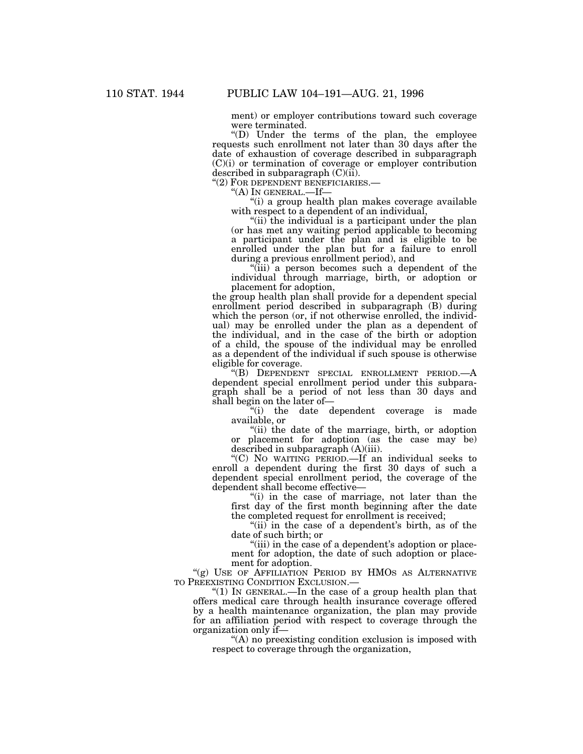ment) or employer contributions toward such coverage were terminated.

"(D) Under the terms of the plan, the employee requests such enrollment not later than 30 days after the date of exhaustion of coverage described in subparagraph (C)(i) or termination of coverage or employer contribution described in subparagraph (C)(ii).

"(2) FOR DEPENDENT BENEFICIARIES.—

"(A) IN GENERAL.—If—

"(i) a group health plan makes coverage available with respect to a dependent of an individual,

"(ii) the individual is a participant under the plan (or has met any waiting period applicable to becoming a participant under the plan and is eligible to be enrolled under the plan but for a failure to enroll during a previous enrollment period), and

"(iii) a person becomes such a dependent of the individual through marriage, birth, or adoption or placement for adoption,

the group health plan shall provide for a dependent special enrollment period described in subparagraph (B) during which the person (or, if not otherwise enrolled, the individual) may be enrolled under the plan as a dependent of the individual, and in the case of the birth or adoption of a child, the spouse of the individual may be enrolled as a dependent of the individual if such spouse is otherwise eligible for coverage.

"(B) DEPENDENT SPECIAL ENROLLMENT PERIOD.—A dependent special enrollment period under this subparagraph shall be a period of not less than 30 days and shall begin on the later of—

"(i) the date dependent coverage is made available, or

"(ii) the date of the marriage, birth, or adoption or placement for adoption (as the case may be) described in subparagraph (A)(iii).

"(C) NO WAITING PERIOD.—If an individual seeks to enroll a dependent during the first 30 days of such a dependent special enrollment period, the coverage of the dependent shall become effective—

"(i) in the case of marriage, not later than the first day of the first month beginning after the date the completed request for enrollment is received;

"(ii) in the case of a dependent's birth, as of the date of such birth; or

"(iii) in the case of a dependent's adoption or placement for adoption, the date of such adoption or placement for adoption.

"(g) USE OF AFFILIATION PERIOD BY HMOS AS ALTERNATIVE TO PREEXISTING CONDITION EXCLUSION.—

"(1) IN GENERAL.—In the case of a group health plan that offers medical care through health insurance coverage offered by a health maintenance organization, the plan may provide for an affiliation period with respect to coverage through the organization only if—

"(A) no preexisting condition exclusion is imposed with respect to coverage through the organization,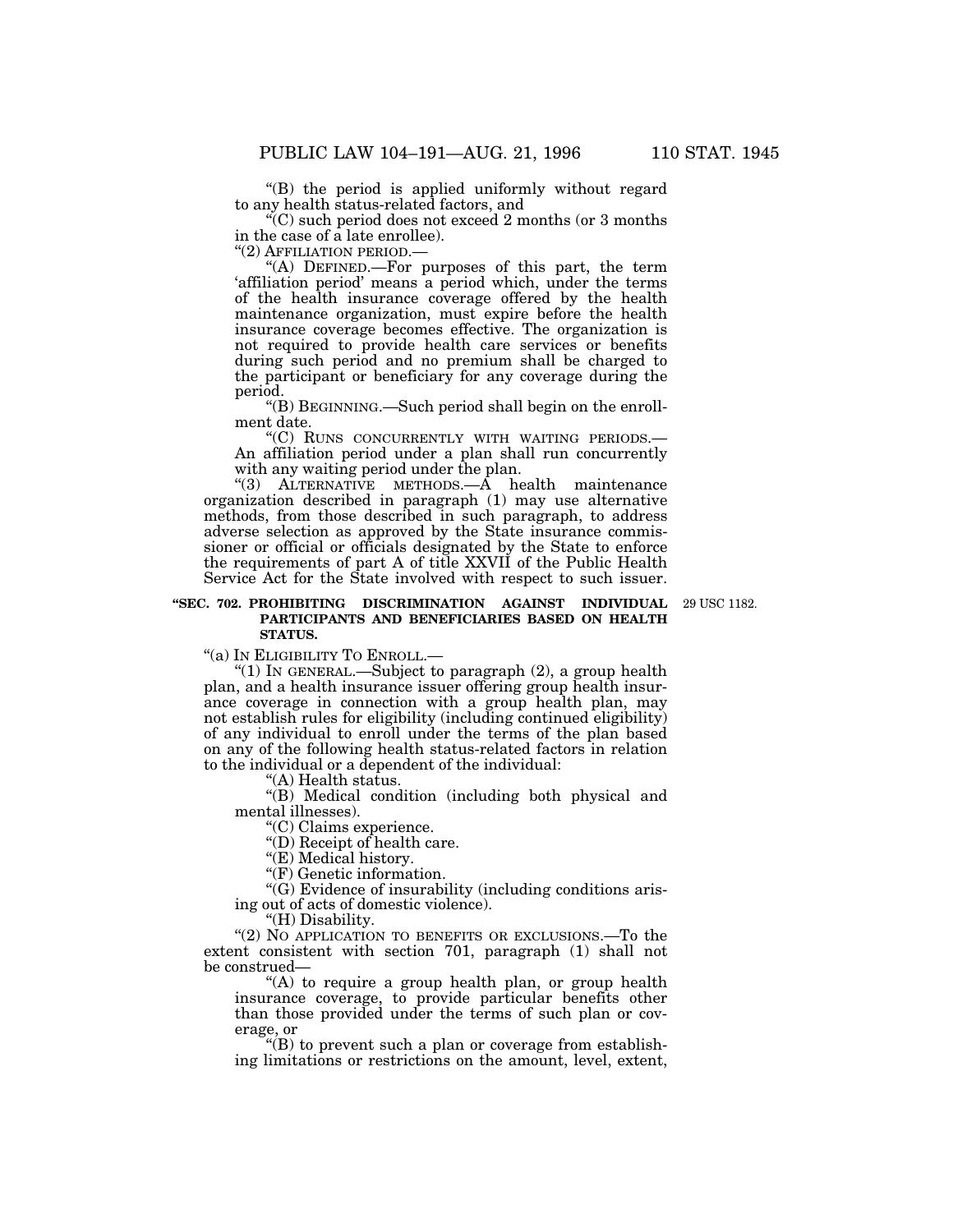"(B) the period is applied uniformly without regard to any health status-related factors, and

"(C) such period does not exceed 2 months (or 3 months in the case of a late enrollee).

"(2) AFFILIATION PERIOD.—

"(A) DEFINED.—For purposes of this part, the term 'affiliation period' means a period which, under the terms of the health insurance coverage offered by the health maintenance organization, must expire before the health insurance coverage becomes effective. The organization is not required to provide health care services or benefits during such period and no premium shall be charged to the participant or beneficiary for any coverage during the period.

"(B) BEGINNING.—Such period shall begin on the enrollment date.

"(C) RUNS CONCURRENTLY WITH WAITING PERIODS.—An affiliation period under a plan shall run concurrently with any waiting period under the plan.

"(3) ALTERNATIVE METHODS.—A health maintenance organization described in paragraph (1) may use alternative methods, from those described in such paragraph, to address adverse selection as approved by the State insurance commissioner or official or officials designated by the State to enforce the requirements of part A of title XXVII of the Public Health Service Act for the State involved with respect to such issuer.

**"SEC. 702. PROHIBITING DISCRIMINATION AGAINST INDIVIDUAL PARTICIPANTS AND BENEFICIARIES BASED ON HEALTH STATUS.**

29 USC 1182.

"(a) IN ELIGIBILITY TO ENROLL.—

"(1) IN GENERAL.—Subject to paragraph (2), a group health plan, and a health insurance issuer offering group health insurance coverage in connection with a group health plan, may not establish rules for eligibility (including continued eligibility) of any individual to enroll under the terms of the plan based on any of the following health status-related factors in relation to the individual or a dependent of the individual:

"(A) Health status.

"(B) Medical condition (including both physical and mental illnesses).

"(C) Claims experience.

"(D) Receipt of health care.

"(E) Medical history.

"(F) Genetic information.

"(G) Evidence of insurability (including conditions arising out of acts of domestic violence).

"(H) Disability.

"(2) NO APPLICATION TO BENEFITS OR EXCLUSIONS.—To the extent consistent with section 701, paragraph (1) shall not be construed—

"(A) to require a group health plan, or group health insurance coverage, to provide particular benefits other than those provided under the terms of such plan or coverage, or

"(B) to prevent such a plan or coverage from establishing limitations or restrictions on the amount, level, extent,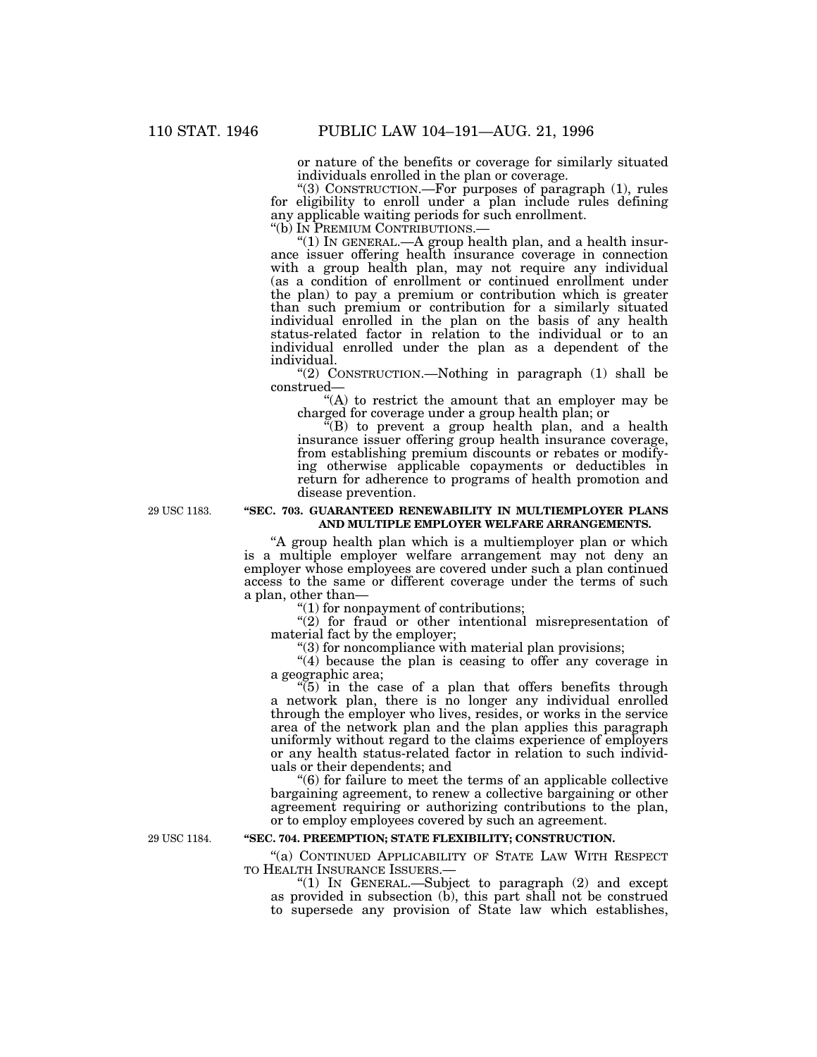or nature of the benefits or coverage for similarly situated individuals enrolled in the plan or coverage.

"(3) CONSTRUCTION.—For purposes of paragraph (1), rules for eligibility to enroll under a plan include rules defining any applicable waiting periods for such enrollment.

"(b) IN PREMIUM CONTRIBUTIONS.—

"(1) IN GENERAL.—A group health plan, and a health insurance issuer offering health insurance coverage in connection with a group health plan, may not require any individual (as a condition of enrollment or continued enrollment under the plan) to pay a premium or contribution which is greater than such premium or contribution for a similarly situated individual enrolled in the plan on the basis of any health status-related factor in relation to the individual or to an individual enrolled under the plan as a dependent of the individual.

"(2) CONSTRUCTION.—Nothing in paragraph (1) shall be construed—

"(A) to restrict the amount that an employer may be charged for coverage under a group health plan; or

"(B) to prevent a group health plan, and a health insurance issuer offering group health insurance coverage, from establishing premium discounts or rebates or modifying otherwise applicable copayments or deductibles in return for adherence to programs of health promotion and disease prevention.

29 USC 1183.

**"SEC. 703. GUARANTEED RENEWABILITY IN MULTIEMPLOYER PLANS AND MULTIPLE EMPLOYER WELFARE ARRANGEMENTS.**

"A group health plan which is a multiemployer plan or which is a multiple employer welfare arrangement may not deny an employer whose employees are covered under such a plan continued access to the same or different coverage under the terms of such a plan, other than—

"(1) for nonpayment of contributions;

"(2) for fraud or other intentional misrepresentation of material fact by the employer;

"(3) for noncompliance with material plan provisions;

"(4) because the plan is ceasing to offer any coverage in a geographic area;

"(5) in the case of a plan that offers benefits through a network plan, there is no longer any individual enrolled through the employer who lives, resides, or works in the service area of the network plan and the plan applies this paragraph uniformly without regard to the claims experience of employers or any health status-related factor in relation to such individuals or their dependents; and

"(6) for failure to meet the terms of an applicable collective bargaining agreement, to renew a collective bargaining or other agreement requiring or authorizing contributions to the plan, or to employ employees covered by such an agreement.

29 USC 1184.

**"SEC. 704. PREEMPTION; STATE FLEXIBILITY; CONSTRUCTION.**

"(a) CONTINUED APPLICABILITY OF STATE LAW WITH RESPECT TO HEALTH INSURANCE ISSUERS.—

"(1) IN GENERAL.—Subject to paragraph (2) and except as provided in subsection (b), this part shall not be construed to supersede any provision of State law which establishes,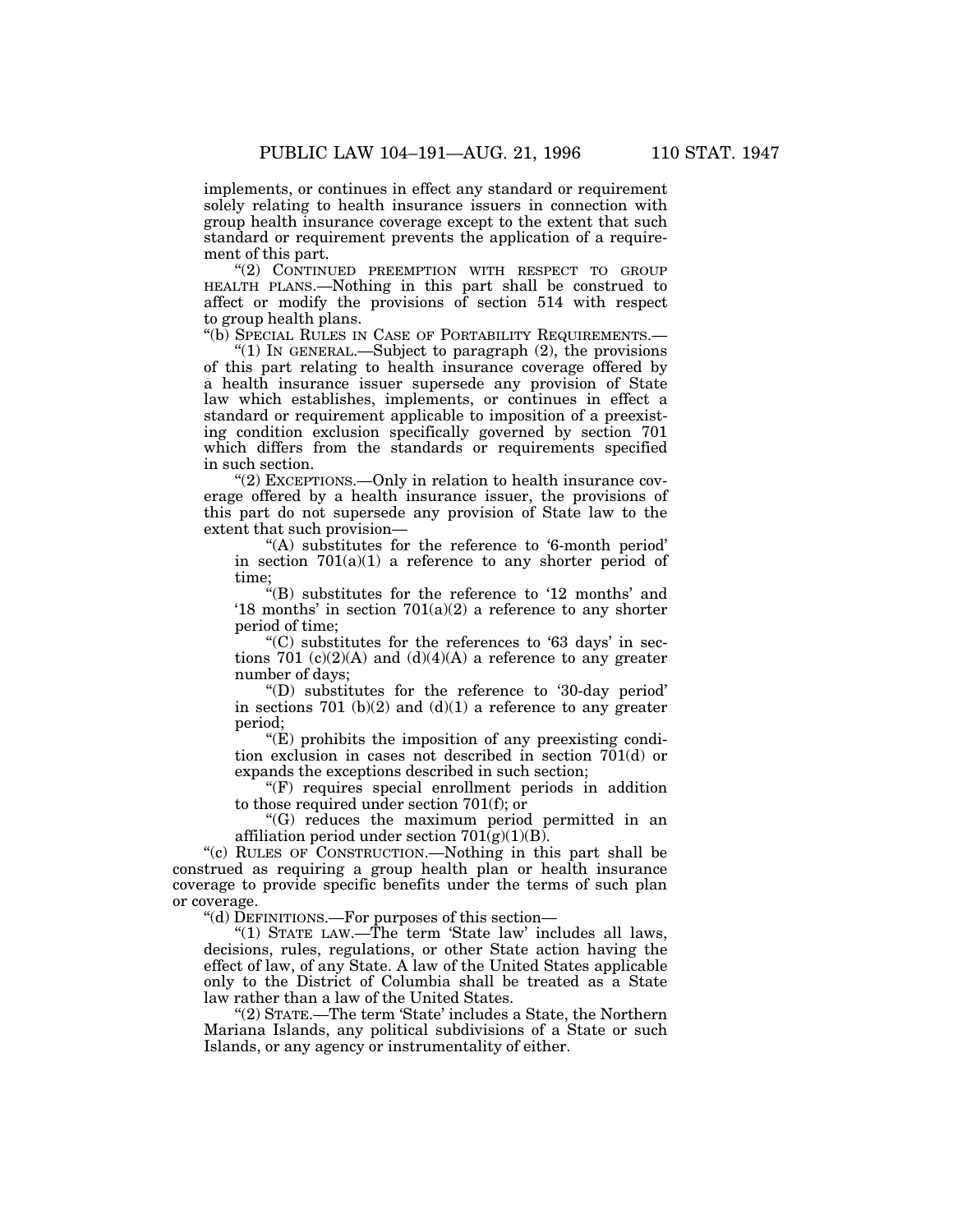implements, or continues in effect any standard or requirement solely relating to health insurance issuers in connection with group health insurance coverage except to the extent that such standard or requirement prevents the application of a requirement of this part.

"(2) CONTINUED PREEMPTION WITH RESPECT TO GROUP HEALTH PLANS.—Nothing in this part shall be construed to affect or modify the provisions of section 514 with respect to group health plans.

"(b) SPECIAL RULES IN CASE OF PORTABILITY REQUIREMENTS.—

"(1) IN GENERAL.—Subject to paragraph (2), the provisions of this part relating to health insurance coverage offered by a health insurance issuer supersede any provision of State law which establishes, implements, or continues in effect a standard or requirement applicable to imposition of a preexisting condition exclusion specifically governed by section 701 which differs from the standards or requirements specified in such section.

"(2) EXCEPTIONS.—Only in relation to health insurance coverage offered by a health insurance issuer, the provisions of this part do not supersede any provision of State law to the extent that such provision—

"(A) substitutes for the reference to '6-month period' in section 701(a)(1) a reference to any shorter period of time;

"(B) substitutes for the reference to '12 months' and '18 months' in section 701(a)(2) a reference to any shorter period of time;

"(C) substitutes for the references to '63 days' in sections 701 (c)(2)(A) and (d)(4)(A) a reference to any greater number of days;

"(D) substitutes for the reference to '30-day period' in sections 701 (b)(2) and (d)(1) a reference to any greater period;

"(E) prohibits the imposition of any preexisting condition exclusion in cases not described in section 701(d) or expands the exceptions described in such section;

"(F) requires special enrollment periods in addition to those required under section 701(f); or

"(G) reduces the maximum period permitted in an affiliation period under section 701(g)(1)(B).

"(c) RULES OF CONSTRUCTION.—Nothing in this part shall be construed as requiring a group health plan or health insurance coverage to provide specific benefits under the terms of such plan or coverage.

"(d) DEFINITIONS.—For purposes of this section—

"(1) STATE LAW.—The term 'State law' includes all laws, decisions, rules, regulations, or other State action having the effect of law, of any State. A law of the United States applicable only to the District of Columbia shall be treated as a State law rather than a law of the United States.

"(2) STATE.—The term 'State' includes a State, the Northern Mariana Islands, any political subdivisions of a State or such Islands, or any agency or instrumentality of either.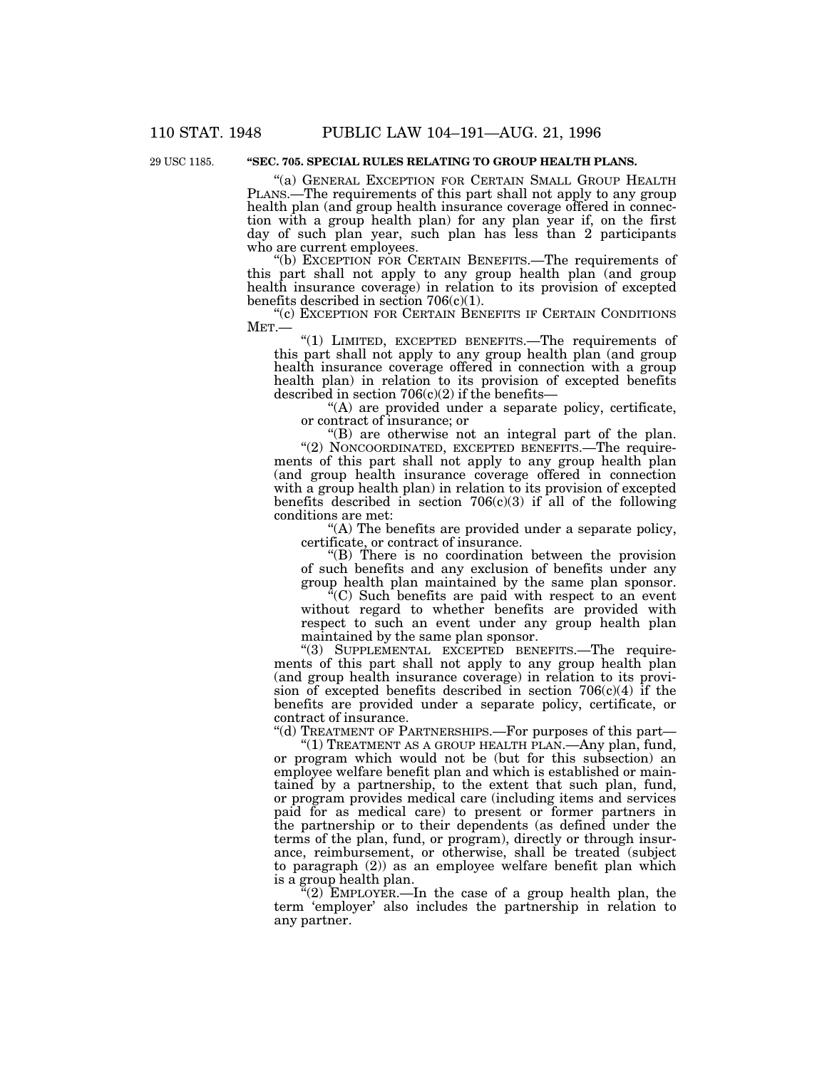29 USC 1185.

**"SEC. 705. SPECIAL RULES RELATING TO GROUP HEALTH PLANS.**

"(a) GENERAL EXCEPTION FOR CERTAIN SMALL GROUP HEALTH PLANS.—The requirements of this part shall not apply to any group health plan (and group health insurance coverage offered in connection with a group health plan) for any plan year if, on the first day of such plan year, such plan has less than 2 participants who are current employees.

"(b) EXCEPTION FOR CERTAIN BENEFITS.—The requirements of this part shall not apply to any group health plan (and group health insurance coverage) in relation to its provision of excepted benefits described in section 706(c)(1).

"(c) EXCEPTION FOR CERTAIN BENEFITS IF CERTAIN CONDITIONS MET.—

"(1) LIMITED, EXCEPTED BENEFITS.—The requirements of this part shall not apply to any group health plan (and group health insurance coverage offered in connection with a group health plan) in relation to its provision of excepted benefits described in section 706(c)(2) if the benefits—

"(A) are provided under a separate policy, certificate, or contract of insurance; or

"(B) are otherwise not an integral part of the plan.

"(2) NONCOORDINATED, EXCEPTED BENEFITS.—The requirements of this part shall not apply to any group health plan (and group health insurance coverage offered in connection with a group health plan) in relation to its provision of excepted benefits described in section 706(c)(3) if all of the following conditions are met:

"(A) The benefits are provided under a separate policy, certificate, or contract of insurance.

"(B) There is no coordination between the provision of such benefits and any exclusion of benefits under any group health plan maintained by the same plan sponsor.

"(C) Such benefits are paid with respect to an event without regard to whether benefits are provided with respect to such an event under any group health plan maintained by the same plan sponsor.

"(3) SUPPLEMENTAL EXCEPTED BENEFITS.—The requirements of this part shall not apply to any group health plan (and group health insurance coverage) in relation to its provision of excepted benefits described in section 706(c)(4) if the benefits are provided under a separate policy, certificate, or contract of insurance.

"(d) TREATMENT OF PARTNERSHIPS.—For purposes of this part—

"(1) TREATMENT AS A GROUP HEALTH PLAN.—Any plan, fund, or program which would not be (but for this subsection) an employee welfare benefit plan and which is established or maintained by a partnership, to the extent that such plan, fund, or program provides medical care (including items and services paid for as medical care) to present or former partners in the partnership or to their dependents (as defined under the terms of the plan, fund, or program), directly or through insurance, reimbursement, or otherwise, shall be treated (subject to paragraph (2)) as an employee welfare benefit plan which is a group health plan.

"(2) EMPLOYER.—In the case of a group health plan, the term 'employer' also includes the partnership in relation to any partner.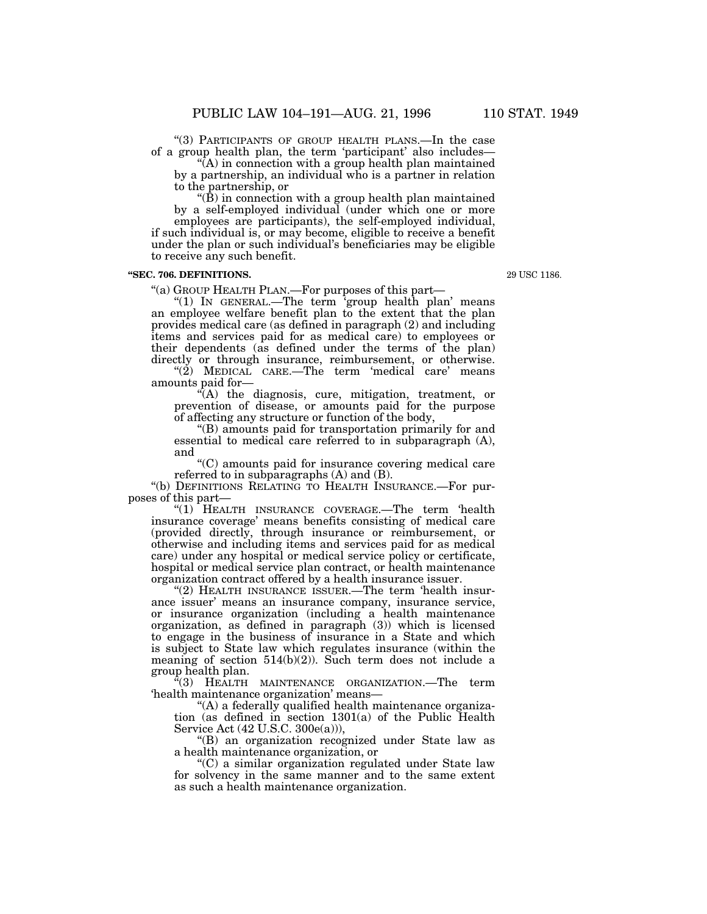"(3) PARTICIPANTS OF GROUP HEALTH PLANS.—In the case of a group health plan, the term 'participant' also includes—

"(A) in connection with a group health plan maintained by a partnership, an individual who is a partner in relation to the partnership, or

"(B) in connection with a group health plan maintained by a self-employed individual (under which one or more employees are participants), the self-employed individual,

if such individual is, or may become, eligible to receive a benefit under the plan or such individual's beneficiaries may be eligible to receive any such benefit.

**"SEC. 706. DEFINITIONS.**

29 USC 1186.

"(a) GROUP HEALTH PLAN.—For purposes of this part—

"(1) IN GENERAL.—The term 'group health plan' means an employee welfare benefit plan to the extent that the plan provides medical care (as defined in paragraph (2) and including items and services paid for as medical care) to employees or their dependents (as defined under the terms of the plan) directly or through insurance, reimbursement, or otherwise.

"(2) MEDICAL CARE.—The term 'medical care' means amounts paid for—

"(A) the diagnosis, cure, mitigation, treatment, or prevention of disease, or amounts paid for the purpose of affecting any structure or function of the body,

"(B) amounts paid for transportation primarily for and essential to medical care referred to in subparagraph (A), and

"(C) amounts paid for insurance covering medical care referred to in subparagraphs (A) and (B).

"(b) DEFINITIONS RELATING TO HEALTH INSURANCE.—For purposes of this part—

"(1) HEALTH INSURANCE COVERAGE.—The term 'health insurance coverage' means benefits consisting of medical care (provided directly, through insurance or reimbursement, or otherwise and including items and services paid for as medical care) under any hospital or medical service policy or certificate, hospital or medical service plan contract, or health maintenance organization contract offered by a health insurance issuer.

"(2) HEALTH INSURANCE ISSUER.—The term 'health insurance issuer' means an insurance company, insurance service, or insurance organization (including a health maintenance organization, as defined in paragraph (3)) which is licensed to engage in the business of insurance in a State and which is subject to State law which regulates insurance (within the meaning of section 514(b)(2)). Such term does not include a group health plan.

"(3) HEALTH MAINTENANCE ORGANIZATION.—The term 'health maintenance organization' means—

"(A) a federally qualified health maintenance organization (as defined in section 1301(a) of the Public Health Service Act (42 U.S.C. 300e(a))),

"(B) an organization recognized under State law as a health maintenance organization, or

"(C) a similar organization regulated under State law for solvency in the same manner and to the same extent as such a health maintenance organization.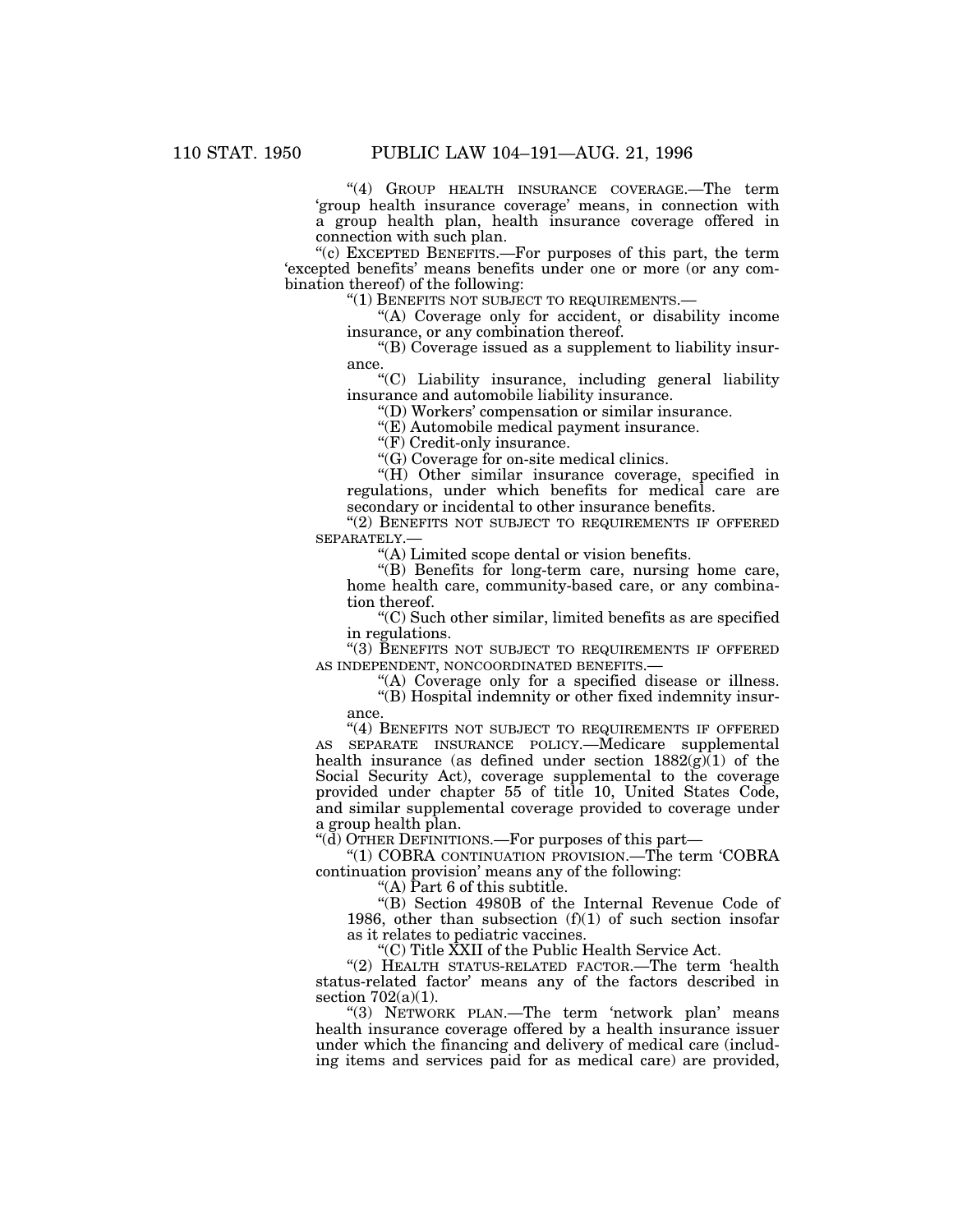"(4) GROUP HEALTH INSURANCE COVERAGE.—The term 'group health insurance coverage' means, in connection with a group health plan, health insurance coverage offered in connection with such plan.

"(c) EXCEPTED BENEFITS.—For purposes of this part, the term 'excepted benefits' means benefits under one or more (or any combination thereof) of the following:

"(1) BENEFITS NOT SUBJECT TO REQUIREMENTS.—

"(A) Coverage only for accident, or disability income insurance, or any combination thereof.

"(B) Coverage issued as a supplement to liability insurance.

"(C) Liability insurance, including general liability insurance and automobile liability insurance.

"(D) Workers' compensation or similar insurance.

"(E) Automobile medical payment insurance.

"(F) Credit-only insurance.

"(G) Coverage for on-site medical clinics.

"(H) Other similar insurance coverage, specified in regulations, under which benefits for medical care are secondary or incidental to other insurance benefits.

"(2) BENEFITS NOT SUBJECT TO REQUIREMENTS IF OFFERED SEPARATELY.—

"(A) Limited scope dental or vision benefits.

"(B) Benefits for long-term care, nursing home care, home health care, community-based care, or any combination thereof.

"(C) Such other similar, limited benefits as are specified in regulations.

"(3) BENEFITS NOT SUBJECT TO REQUIREMENTS IF OFFERED AS INDEPENDENT, NONCOORDINATED BENEFITS.—

"(A) Coverage only for a specified disease or illness.

"(B) Hospital indemnity or other fixed indemnity insurance.

"(4) BENEFITS NOT SUBJECT TO REQUIREMENTS IF OFFERED AS SEPARATE INSURANCE POLICY.—Medicare supplemental health insurance (as defined under section 1882(g)(1) of the Social Security Act), coverage supplemental to the coverage provided under chapter 55 of title 10, United States Code, and similar supplemental coverage provided to coverage under a group health plan.

"(d) OTHER DEFINITIONS.—For purposes of this part—

"(1) COBRA CONTINUATION PROVISION.—The term 'COBRA continuation provision' means any of the following:

"(A) Part 6 of this subtitle.

"(B) Section 4980B of the Internal Revenue Code of 1986, other than subsection (f)(1) of such section insofar as it relates to pediatric vaccines.

"(C) Title XXII of the Public Health Service Act.

"(2) HEALTH STATUS-RELATED FACTOR.—The term 'health status-related factor' means any of the factors described in section 702(a)(1).

"(3) NETWORK PLAN.—The term 'network plan' means health insurance coverage offered by a health insurance issuer under which the financing and delivery of medical care (including items and services paid for as medical care) are provided,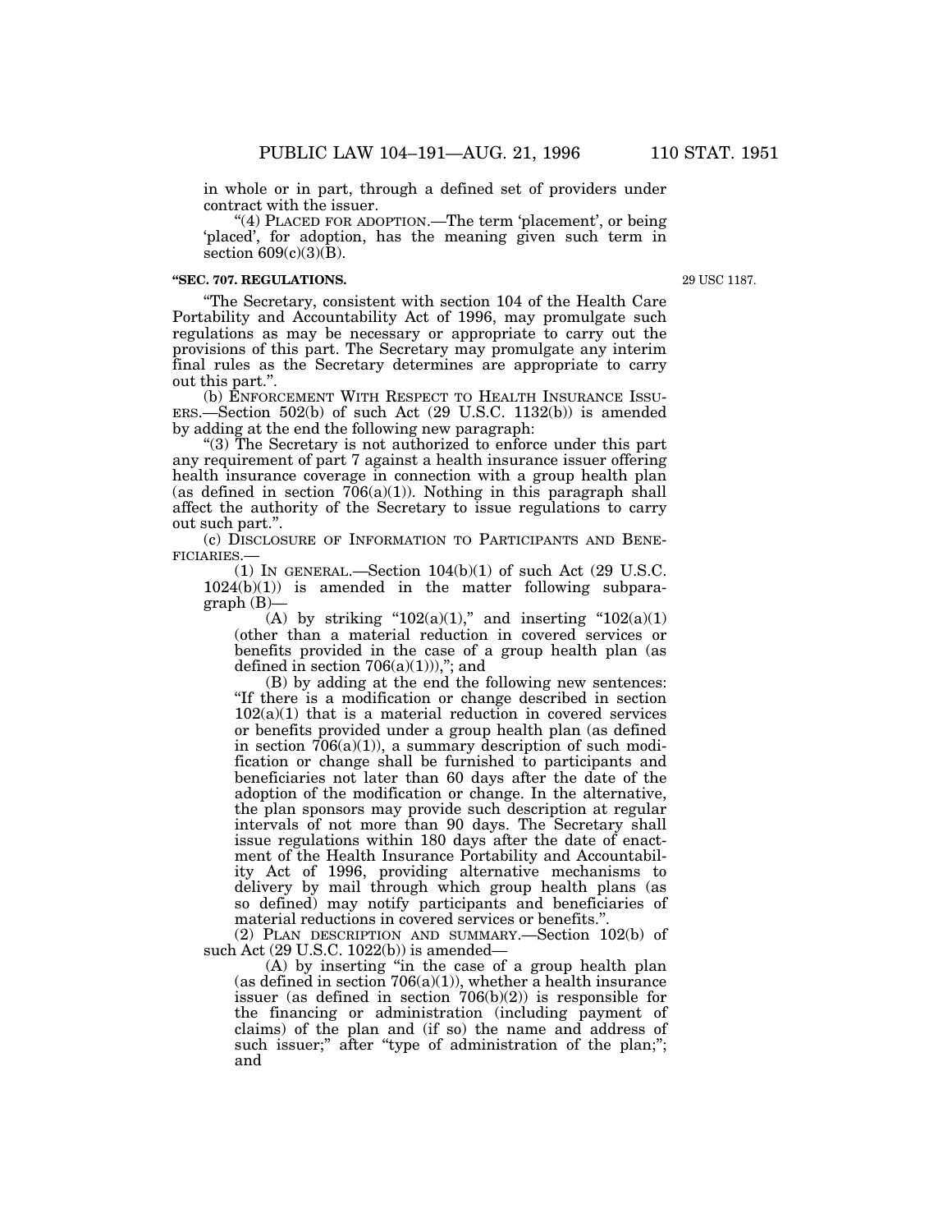in whole or in part, through a defined set of providers under contract with the issuer.

"(4) PLACED FOR ADOPTION.—The term 'placement', or being 'placed', for adoption, has the meaning given such term in section 609(c)(3)(B).

**"SEC. 707. REGULATIONS.**

29 USC 1187.

"The Secretary, consistent with section 104 of the Health Care Portability and Accountability Act of 1996, may promulgate such regulations as may be necessary or appropriate to carry out the provisions of this part. The Secretary may promulgate any interim final rules as the Secretary determines are appropriate to carry out this part.".

(b) ENFORCEMENT WITH RESPECT TO HEALTH INSURANCE ISSUERS.—Section 502(b) of such Act (29 U.S.C. 1132(b)) is amended by adding at the end the following new paragraph:

"(3) The Secretary is not authorized to enforce under this part any requirement of part 7 against a health insurance issuer offering health insurance coverage in connection with a group health plan (as defined in section 706(a)(1)). Nothing in this paragraph shall affect the authority of the Secretary to issue regulations to carry out such part.".

(c) DISCLOSURE OF INFORMATION TO PARTICIPANTS AND BENEFICIARIES.—

(1) IN GENERAL.—Section 104(b)(1) of such Act (29 U.S.C. 1024(b)(1)) is amended in the matter following subparagraph (B)—

(A) by striking "102(a)(1)," and inserting "102(a)(1) (other than a material reduction in covered services or benefits provided in the case of a group health plan (as defined in section 706(a)(1))),"; and

(B) by adding at the end the following new sentences: "If there is a modification or change described in section 102(a)(1) that is a material reduction in covered services or benefits provided under a group health plan (as defined in section 706(a)(1)), a summary description of such modification or change shall be furnished to participants and beneficiaries not later than 60 days after the date of the adoption of the modification or change. In the alternative, the plan sponsors may provide such description at regular intervals of not more than 90 days. The Secretary shall issue regulations within 180 days after the date of enactment of the Health Insurance Portability and Accountability Act of 1996, providing alternative mechanisms to delivery by mail through which group health plans (as so defined) may notify participants and beneficiaries of material reductions in covered services or benefits.".

(2) PLAN DESCRIPTION AND SUMMARY.—Section 102(b) of such Act (29 U.S.C. 1022(b)) is amended—

(A) by inserting "in the case of a group health plan (as defined in section 706(a)(1)), whether a health insurance issuer (as defined in section 706(b)(2)) is responsible for the financing or administration (including payment of claims) of the plan and (if so) the name and address of such issuer;" after "type of administration of the plan;"; and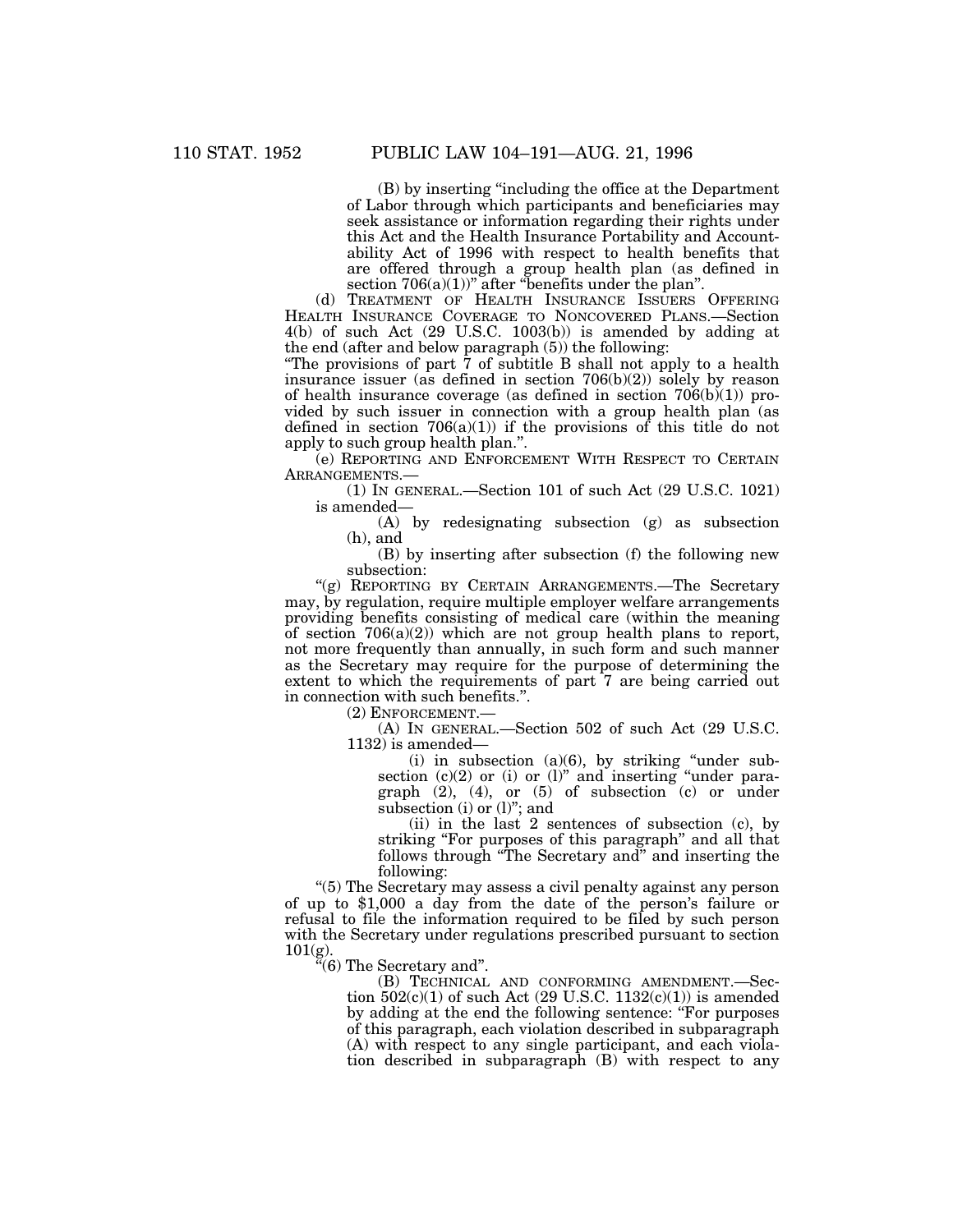(B) by inserting "including the office at the Department of Labor through which participants and beneficiaries may seek assistance or information regarding their rights under this Act and the Health Insurance Portability and Accountability Act of 1996 with respect to health benefits that are offered through a group health plan (as defined in section 706(a)(1))" after "benefits under the plan".

(d) TREATMENT OF HEALTH INSURANCE ISSUERS OFFERING HEALTH INSURANCE COVERAGE TO NONCOVERED PLANS.—Section 4(b) of such Act (29 U.S.C. 1003(b)) is amended by adding at the end (after and below paragraph (5)) the following:

"The provisions of part 7 of subtitle B shall not apply to a health insurance issuer (as defined in section 706(b)(2)) solely by reason of health insurance coverage (as defined in section 706(b)(1)) provided by such issuer in connection with a group health plan (as defined in section 706(a)(1)) if the provisions of this title do not apply to such group health plan.".

(e) REPORTING AND ENFORCEMENT WITH RESPECT TO CERTAIN ARRANGEMENTS.—

(1) IN GENERAL.—Section 101 of such Act (29 U.S.C. 1021) is amended—

(A) by redesignating subsection (g) as subsection (h), and

(B) by inserting after subsection (f) the following new subsection:

"(g) REPORTING BY CERTAIN ARRANGEMENTS.—The Secretary may, by regulation, require multiple employer welfare arrangements providing benefits consisting of medical care (within the meaning of section 706(a)(2)) which are not group health plans to report, not more frequently than annually, in such form and such manner as the Secretary may require for the purpose of determining the extent to which the requirements of part 7 are being carried out in connection with such benefits.".

(2) ENFORCEMENT.—

(A) IN GENERAL.—Section 502 of such Act (29 U.S.C. 1132) is amended—

(i) in subsection (a)(6), by striking "under subsection (c)(2) or (i) or (l)" and inserting "under paragraph (2), (4), or (5) of subsection (c) or under subsection (i) or (l)"; and

(ii) in the last 2 sentences of subsection (c), by striking "For purposes of this paragraph" and all that follows through "The Secretary and" and inserting the following:

"(5) The Secretary may assess a civil penalty against any person of up to $1,000 a day from the date of the person's failure or refusal to file the information required to be filed by such person with the Secretary under regulations prescribed pursuant to section 101(g).

"(6) The Secretary and".

(B) TECHNICAL AND CONFORMING AMENDMENT.—Section 502(c)(1) of such Act (29 U.S.C. 1132(c)(1)) is amended by adding at the end the following sentence: "For purposes of this paragraph, each violation described in subparagraph (A) with respect to any single participant, and each violation described in subparagraph (B) with respect to any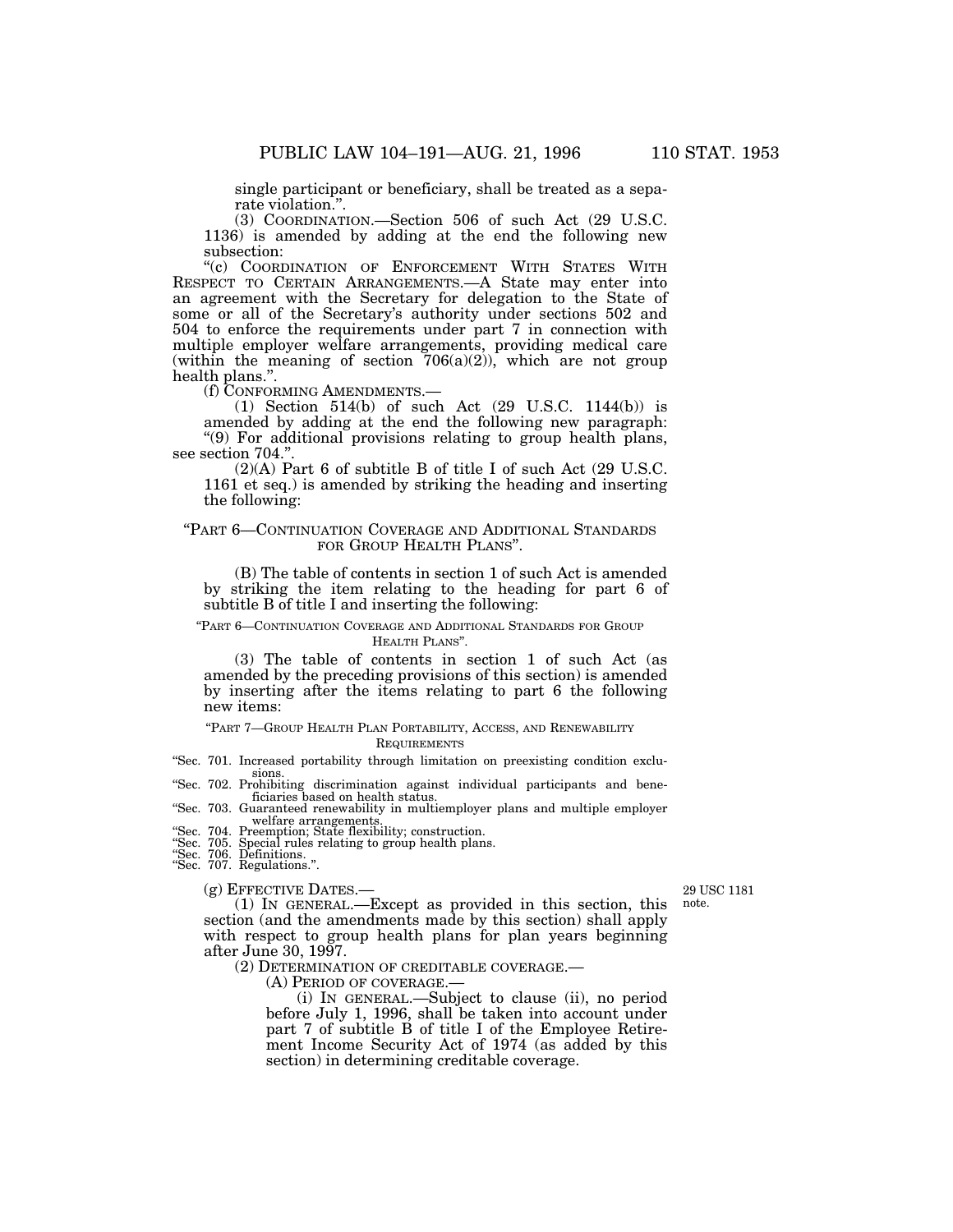single participant or beneficiary, shall be treated as a separate violation.''.

(3) COORDINATION.—Section 506 of such Act (29 U.S.C. 1136) is amended by adding at the end the following new subsection:

''(c) COORDINATION OF ENFORCEMENT WITH STATES WITH RESPECT TO CERTAIN ARRANGEMENTS.—A State may enter into an agreement with the Secretary for delegation to the State of some or all of the Secretary's authority under sections 502 and 504 to enforce the requirements under part 7 in connection with multiple employer welfare arrangements, providing medical care (within the meaning of section 706(a)(2)), which are not group health plans.''.

(f) CONFORMING AMENDMENTS.—

(1) Section 514(b) of such Act (29 U.S.C. 1144(b)) is amended by adding at the end the following new paragraph:

''(9) For additional provisions relating to group health plans, see section 704.''.

(2)(A) Part 6 of subtitle B of title I of such Act (29 U.S.C. 1161 et seq.) is amended by striking the heading and inserting the following:

''PART 6—CONTINUATION COVERAGE AND ADDITIONAL STANDARDS FOR GROUP HEALTH PLANS''.

(B) The table of contents in section 1 of such Act is amended by striking the item relating to the heading for part 6 of subtitle B of title I and inserting the following:

''PART 6—CONTINUATION COVERAGE AND ADDITIONAL STANDARDS FOR GROUP HEALTH PLANS''.

(3) The table of contents in section 1 of such Act (as amended by the preceding provisions of this section) is amended by inserting after the items relating to part 6 the following new items:

''PART 7—GROUP HEALTH PLAN PORTABILITY, ACCESS, AND RENEWABILITY REQUIREMENTS

''Sec. 701. Increased portability through limitation on preexisting condition exclusions.
''Sec. 702. Prohibiting discrimination against individual participants and beneficiaries based on health status.
''Sec. 703. Guaranteed renewability in multiemployer plans and multiple employer welfare arrangements.
''Sec. 704. Preemption; State flexibility; construction.
''Sec. 705. Special rules relating to group health plans.
''Sec. 706. Definitions.
''Sec. 707. Regulations.''.

(g) EFFECTIVE DATES.—

29 USC 1181 note.

(1) IN GENERAL.—Except as provided in this section, this section (and the amendments made by this section) shall apply with respect to group health plans for plan years beginning after June 30, 1997.

(2) DETERMINATION OF CREDITABLE COVERAGE.—

(A) PERIOD OF COVERAGE.—

(i) IN GENERAL.—Subject to clause (ii), no period before July 1, 1996, shall be taken into account under part 7 of subtitle B of title I of the Employee Retirement Income Security Act of 1974 (as added by this section) in determining creditable coverage.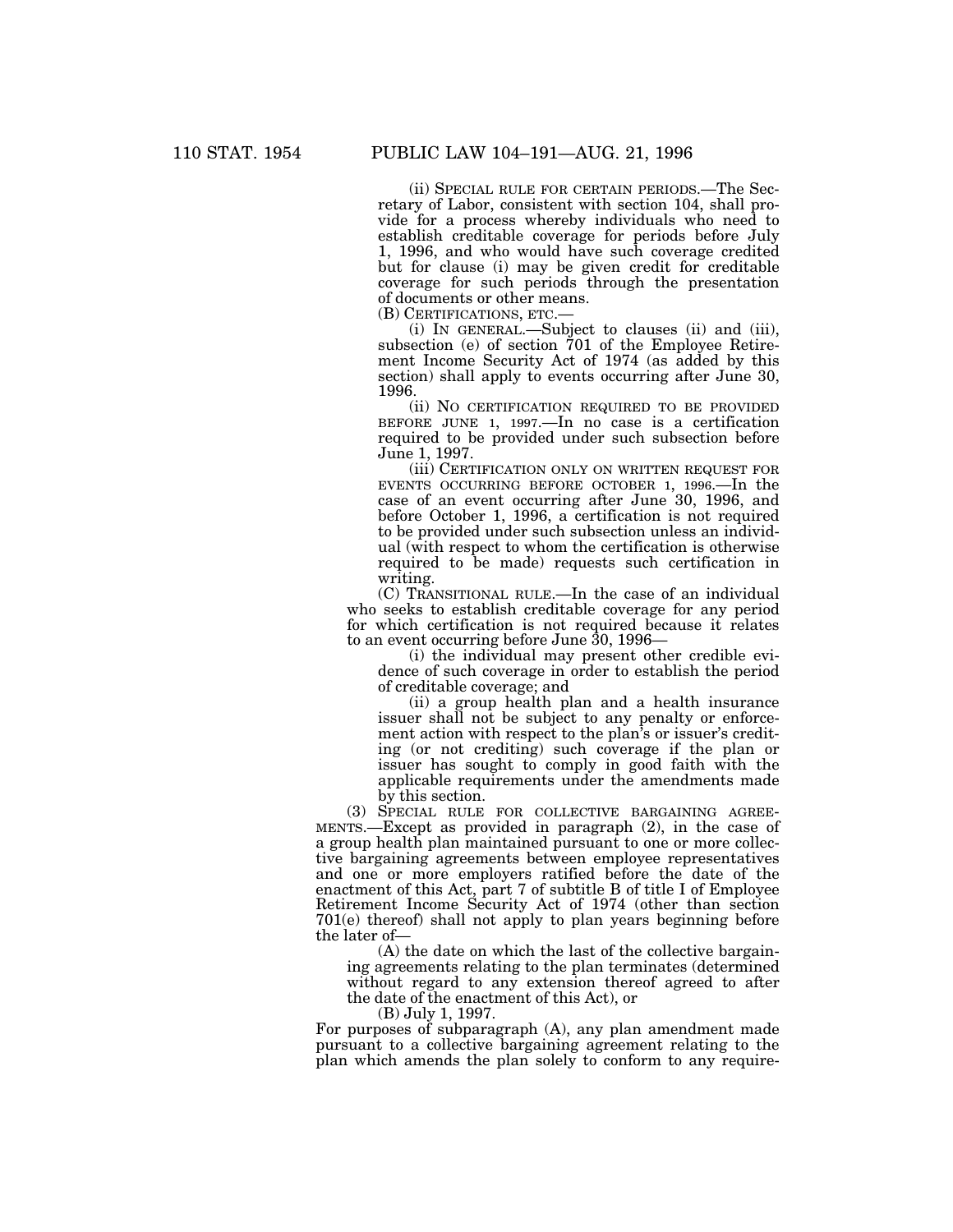(ii) SPECIAL RULE FOR CERTAIN PERIODS.—The Secretary of Labor, consistent with section 104, shall provide for a process whereby individuals who need to establish creditable coverage for periods before July 1, 1996, and who would have such coverage credited but for clause (i) may be given credit for creditable coverage for such periods through the presentation of documents or other means.

(B) CERTIFICATIONS, ETC.—

(i) IN GENERAL.—Subject to clauses (ii) and (iii), subsection (e) of section 701 of the Employee Retirement Income Security Act of 1974 (as added by this section) shall apply to events occurring after June 30, 1996.

(ii) NO CERTIFICATION REQUIRED TO BE PROVIDED BEFORE JUNE 1, 1997.—In no case is a certification required to be provided under such subsection before June 1, 1997.

(iii) CERTIFICATION ONLY ON WRITTEN REQUEST FOR EVENTS OCCURRING BEFORE OCTOBER 1, 1996.—In the case of an event occurring after June 30, 1996, and before October 1, 1996, a certification is not required to be provided under such subsection unless an individual (with respect to whom the certification is otherwise required to be made) requests such certification in writing.

(C) TRANSITIONAL RULE.—In the case of an individual who seeks to establish creditable coverage for any period for which certification is not required because it relates to an event occurring before June 30, 1996—

(i) the individual may present other credible evidence of such coverage in order to establish the period of creditable coverage; and

(ii) a group health plan and a health insurance issuer shall not be subject to any penalty or enforcement action with respect to the plan's or issuer's crediting (or not crediting) such coverage if the plan or issuer has sought to comply in good faith with the applicable requirements under the amendments made by this section.

(3) SPECIAL RULE FOR COLLECTIVE BARGAINING AGREEMENTS.—Except as provided in paragraph (2), in the case of a group health plan maintained pursuant to one or more collective bargaining agreements between employee representatives and one or more employers ratified before the date of the enactment of this Act, part 7 of subtitle B of title I of Employee Retirement Income Security Act of 1974 (other than section 701(e) thereof) shall not apply to plan years beginning before the later of—

(A) the date on which the last of the collective bargaining agreements relating to the plan terminates (determined without regard to any extension thereof agreed to after the date of the enactment of this Act), or

(B) July 1, 1997.

For purposes of subparagraph (A), any plan amendment made pursuant to a collective bargaining agreement relating to the plan which amends the plan solely to conform to any require-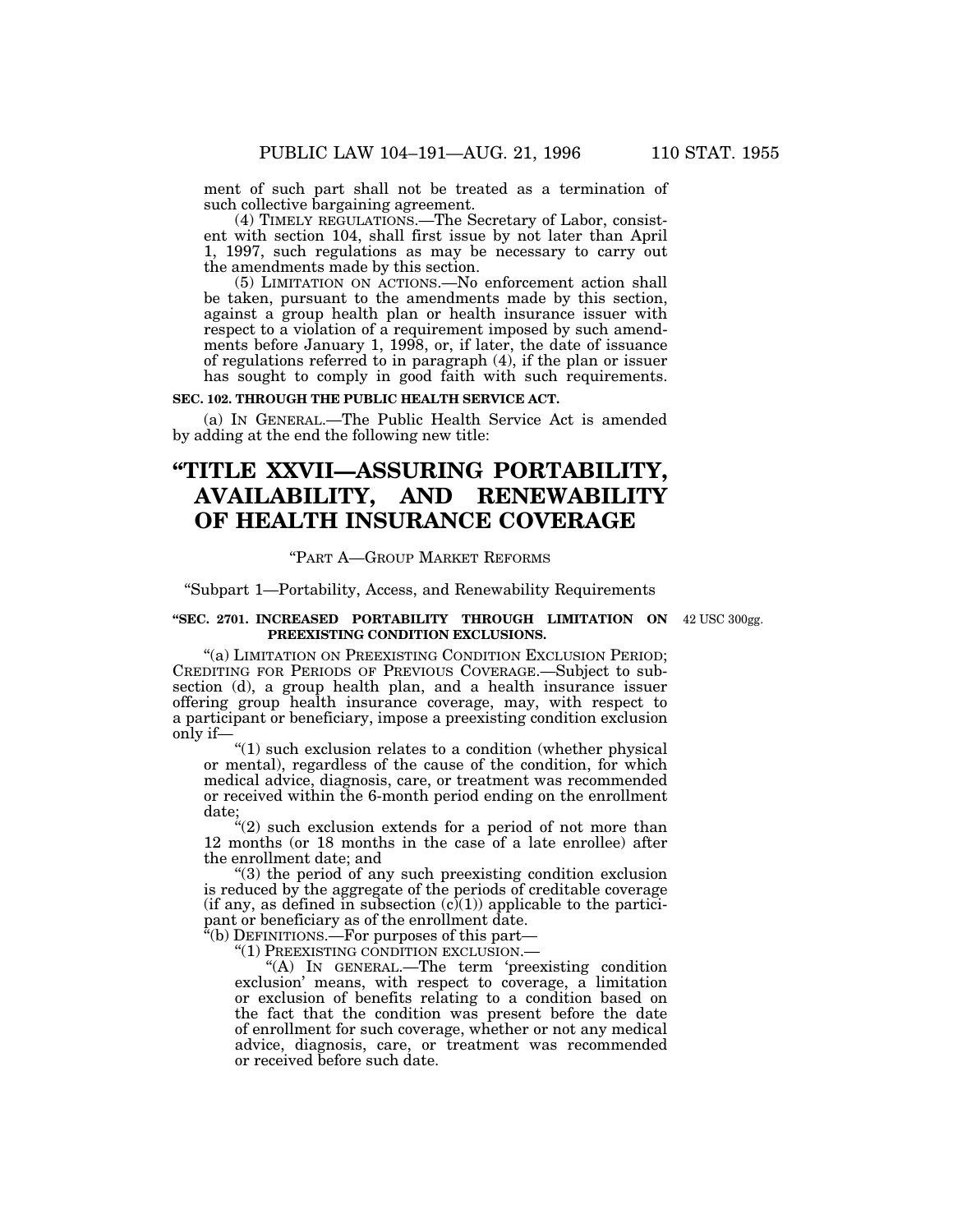ment of such part shall not be treated as a termination of such collective bargaining agreement.

(4) TIMELY REGULATIONS.—The Secretary of Labor, consistent with section 104, shall first issue by not later than April 1, 1997, such regulations as may be necessary to carry out the amendments made by this section.

(5) LIMITATION ON ACTIONS.—No enforcement action shall be taken, pursuant to the amendments made by this section, against a group health plan or health insurance issuer with respect to a violation of a requirement imposed by such amendments before January 1, 1998, or, if later, the date of issuance of regulations referred to in paragraph (4), if the plan or issuer has sought to comply in good faith with such requirements.

**SEC. 102. THROUGH THE PUBLIC HEALTH SERVICE ACT.**

(a) IN GENERAL.—The Public Health Service Act is amended by adding at the end the following new title:

# "TITLE XXVII—ASSURING PORTABILITY, AVAILABILITY, AND RENEWABILITY OF HEALTH INSURANCE COVERAGE

"PART A—GROUP MARKET REFORMS

"Subpart 1—Portability, Access, and Renewability Requirements

**"SEC. 2701. INCREASED PORTABILITY THROUGH LIMITATION ON PREEXISTING CONDITION EXCLUSIONS.**

42 USC 300gg.

"(a) LIMITATION ON PREEXISTING CONDITION EXCLUSION PERIOD; CREDITING FOR PERIODS OF PREVIOUS COVERAGE.—Subject to subsection (d), a group health plan, and a health insurance issuer offering group health insurance coverage, may, with respect to a participant or beneficiary, impose a preexisting condition exclusion only if—

"(1) such exclusion relates to a condition (whether physical or mental), regardless of the cause of the condition, for which medical advice, diagnosis, care, or treatment was recommended or received within the 6-month period ending on the enrollment date;

"(2) such exclusion extends for a period of not more than 12 months (or 18 months in the case of a late enrollee) after the enrollment date; and

"(3) the period of any such preexisting condition exclusion is reduced by the aggregate of the periods of creditable coverage (if any, as defined in subsection (c)(1)) applicable to the participant or beneficiary as of the enrollment date.

"(b) DEFINITIONS.—For purposes of this part—

"(1) PREEXISTING CONDITION EXCLUSION.—

"(A) IN GENERAL.—The term 'preexisting condition exclusion' means, with respect to coverage, a limitation or exclusion of benefits relating to a condition based on the fact that the condition was present before the date of enrollment for such coverage, whether or not any medical advice, diagnosis, care, or treatment was recommended or received before such date.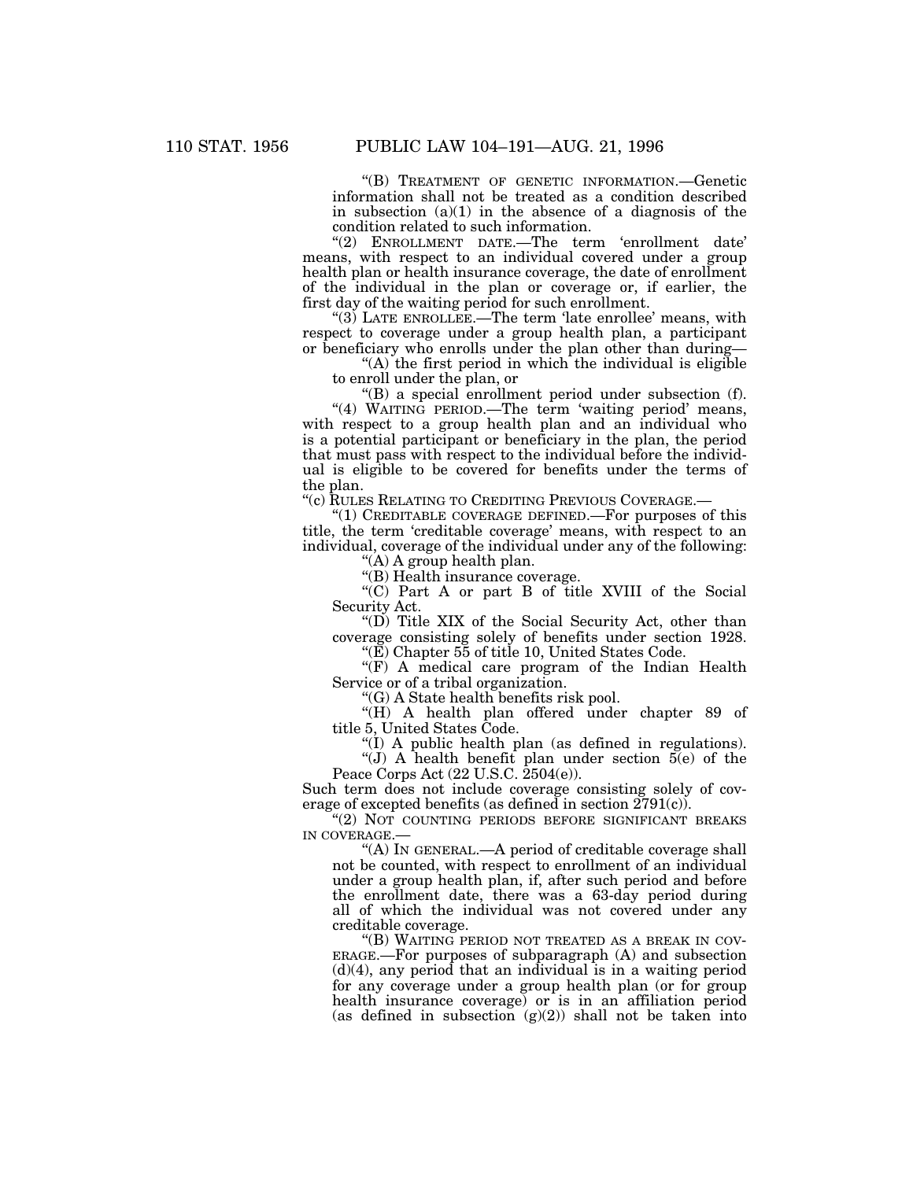"(B) TREATMENT OF GENETIC INFORMATION.—Genetic information shall not be treated as a condition described in subsection (a)(1) in the absence of a diagnosis of the condition related to such information.

"(2) ENROLLMENT DATE.—The term 'enrollment date' means, with respect to an individual covered under a group health plan or health insurance coverage, the date of enrollment of the individual in the plan or coverage or, if earlier, the first day of the waiting period for such enrollment.

"(3) LATE ENROLLEE.—The term 'late enrollee' means, with respect to coverage under a group health plan, a participant or beneficiary who enrolls under the plan other than during—

"(A) the first period in which the individual is eligible to enroll under the plan, or

"(B) a special enrollment period under subsection (f).

"(4) WAITING PERIOD.—The term 'waiting period' means, with respect to a group health plan and an individual who is a potential participant or beneficiary in the plan, the period that must pass with respect to the individual before the individual is eligible to be covered for benefits under the terms of the plan.

"(c) RULES RELATING TO CREDITING PREVIOUS COVERAGE.—

"(1) CREDITABLE COVERAGE DEFINED.—For purposes of this title, the term 'creditable coverage' means, with respect to an individual, coverage of the individual under any of the following:

"(A) A group health plan.

"(B) Health insurance coverage.

"(C) Part A or part B of title XVIII of the Social Security Act.

"(D) Title XIX of the Social Security Act, other than coverage consisting solely of benefits under section 1928.

"(E) Chapter 55 of title 10, United States Code.

"(F) A medical care program of the Indian Health Service or of a tribal organization.

"(G) A State health benefits risk pool.

"(H) A health plan offered under chapter 89 of title 5, United States Code.

"(I) A public health plan (as defined in regulations).

"(J) A health benefit plan under section 5(e) of the Peace Corps Act (22 U.S.C. 2504(e)).

Such term does not include coverage consisting solely of coverage of excepted benefits (as defined in section 2791(c)).

"(2) NOT COUNTING PERIODS BEFORE SIGNIFICANT BREAKS IN COVERAGE.—

"(A) IN GENERAL.—A period of creditable coverage shall not be counted, with respect to enrollment of an individual under a group health plan, if, after such period and before the enrollment date, there was a 63-day period during all of which the individual was not covered under any creditable coverage.

"(B) WAITING PERIOD NOT TREATED AS A BREAK IN COVERAGE.—For purposes of subparagraph (A) and subsection (d)(4), any period that an individual is in a waiting period for any coverage under a group health plan (or for group health insurance coverage) or is in an affiliation period (as defined in subsection (g)(2)) shall not be taken into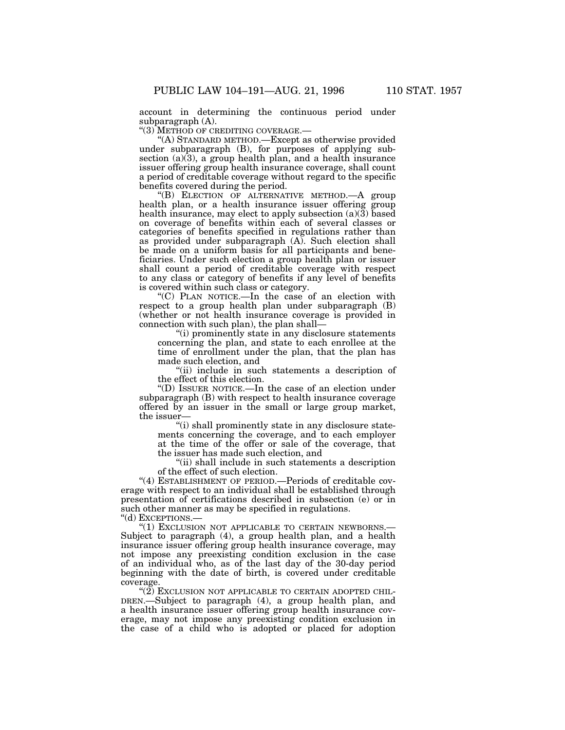account in determining the continuous period under subparagraph (A).

"(3) METHOD OF CREDITING COVERAGE.—

"(A) STANDARD METHOD.—Except as otherwise provided under subparagraph (B), for purposes of applying subsection (a)(3), a group health plan, and a health insurance issuer offering group health insurance coverage, shall count a period of creditable coverage without regard to the specific benefits covered during the period.

"(B) ELECTION OF ALTERNATIVE METHOD.—A group health plan, or a health insurance issuer offering group health insurance, may elect to apply subsection (a)(3) based on coverage of benefits within each of several classes or categories of benefits specified in regulations rather than as provided under subparagraph (A). Such election shall be made on a uniform basis for all participants and beneficiaries. Under such election a group health plan or issuer shall count a period of creditable coverage with respect to any class or category of benefits if any level of benefits is covered within such class or category.

"(C) PLAN NOTICE.—In the case of an election with respect to a group health plan under subparagraph (B) (whether or not health insurance coverage is provided in connection with such plan), the plan shall—

"(i) prominently state in any disclosure statements concerning the plan, and state to each enrollee at the time of enrollment under the plan, that the plan has made such election, and

"(ii) include in such statements a description of the effect of this election.

"(D) ISSUER NOTICE.—In the case of an election under subparagraph (B) with respect to health insurance coverage offered by an issuer in the small or large group market, the issuer—

"(i) shall prominently state in any disclosure statements concerning the coverage, and to each employer at the time of the offer or sale of the coverage, that the issuer has made such election, and

"(ii) shall include in such statements a description of the effect of such election.

"(4) ESTABLISHMENT OF PERIOD.—Periods of creditable coverage with respect to an individual shall be established through presentation of certifications described in subsection (e) or in such other manner as may be specified in regulations.

"(d) EXCEPTIONS.—

"(1) EXCLUSION NOT APPLICABLE TO CERTAIN NEWBORNS.—Subject to paragraph (4), a group health plan, and a health insurance issuer offering group health insurance coverage, may not impose any preexisting condition exclusion in the case of an individual who, as of the last day of the 30-day period beginning with the date of birth, is covered under creditable coverage.

"(2) EXCLUSION NOT APPLICABLE TO CERTAIN ADOPTED CHILDREN.—Subject to paragraph (4), a group health plan, and a health insurance issuer offering group health insurance coverage, may not impose any preexisting condition exclusion in the case of a child who is adopted or placed for adoption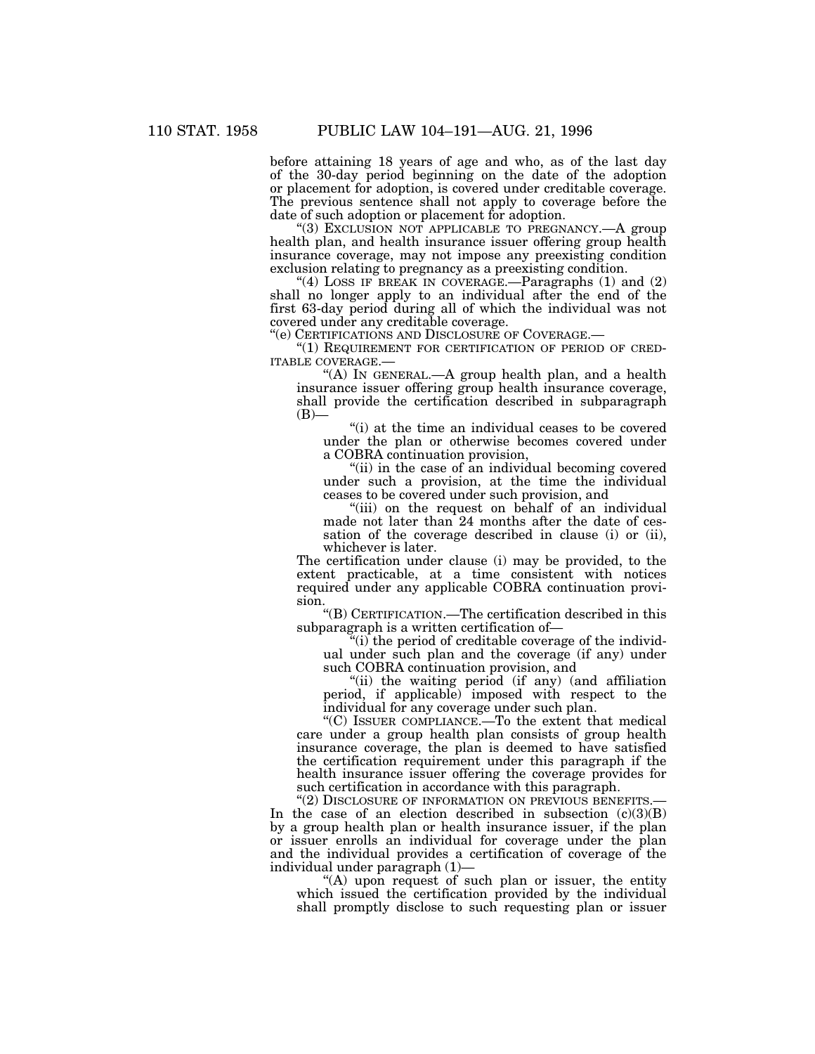before attaining 18 years of age and who, as of the last day of the 30-day period beginning on the date of the adoption or placement for adoption, is covered under creditable coverage. The previous sentence shall not apply to coverage before the date of such adoption or placement for adoption.

"(3) EXCLUSION NOT APPLICABLE TO PREGNANCY.—A group health plan, and health insurance issuer offering group health insurance coverage, may not impose any preexisting condition exclusion relating to pregnancy as a preexisting condition.

"(4) LOSS IF BREAK IN COVERAGE.—Paragraphs (1) and (2) shall no longer apply to an individual after the end of the first 63-day period during all of which the individual was not covered under any creditable coverage.

"(e) CERTIFICATIONS AND DISCLOSURE OF COVERAGE.—

"(1) REQUIREMENT FOR CERTIFICATION OF PERIOD OF CREDITABLE COVERAGE.—

"(A) IN GENERAL.—A group health plan, and a health insurance issuer offering group health insurance coverage, shall provide the certification described in subparagraph (B)—

"(i) at the time an individual ceases to be covered under the plan or otherwise becomes covered under a COBRA continuation provision,

"(ii) in the case of an individual becoming covered under such a provision, at the time the individual ceases to be covered under such provision, and

"(iii) on the request on behalf of an individual made not later than 24 months after the date of cessation of the coverage described in clause (i) or (ii), whichever is later.

The certification under clause (i) may be provided, to the extent practicable, at a time consistent with notices required under any applicable COBRA continuation provision.

"(B) CERTIFICATION.—The certification described in this subparagraph is a written certification of—

"(i) the period of creditable coverage of the individual under such plan and the coverage (if any) under such COBRA continuation provision, and

"(ii) the waiting period (if any) (and affiliation period, if applicable) imposed with respect to the individual for any coverage under such plan.

"(C) ISSUER COMPLIANCE.—To the extent that medical care under a group health plan consists of group health insurance coverage, the plan is deemed to have satisfied the certification requirement under this paragraph if the health insurance issuer offering the coverage provides for such certification in accordance with this paragraph.

"(2) DISCLOSURE OF INFORMATION ON PREVIOUS BENEFITS.—In the case of an election described in subsection (c)(3)(B) by a group health plan or health insurance issuer, if the plan or issuer enrolls an individual for coverage under the plan and the individual provides a certification of coverage of the individual under paragraph (1)—

"(A) upon request of such plan or issuer, the entity which issued the certification provided by the individual shall promptly disclose to such requesting plan or issuer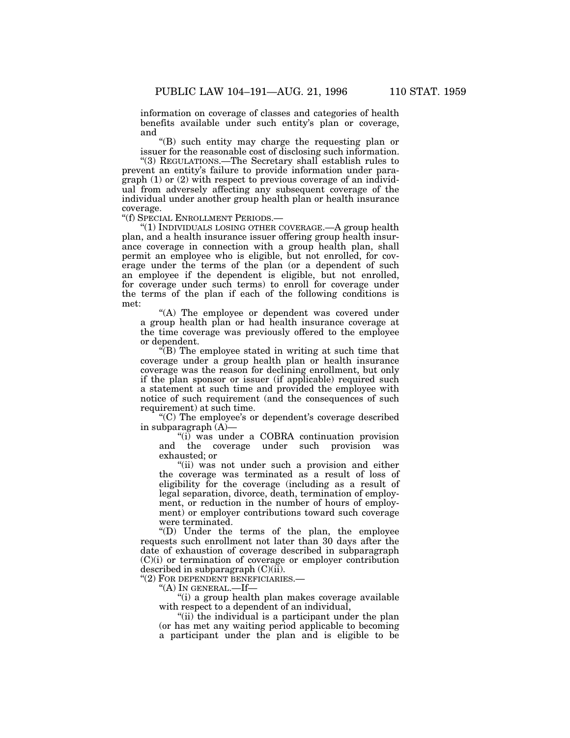information on coverage of classes and categories of health benefits available under such entity's plan or coverage, and

"(B) such entity may charge the requesting plan or issuer for the reasonable cost of disclosing such information.

"(3) REGULATIONS.—The Secretary shall establish rules to prevent an entity's failure to provide information under paragraph (1) or (2) with respect to previous coverage of an individual from adversely affecting any subsequent coverage of the individual under another group health plan or health insurance coverage.

"(f) SPECIAL ENROLLMENT PERIODS.—

"(1) INDIVIDUALS LOSING OTHER COVERAGE.—A group health plan, and a health insurance issuer offering group health insurance coverage in connection with a group health plan, shall permit an employee who is eligible, but not enrolled, for coverage under the terms of the plan (or a dependent of such an employee if the dependent is eligible, but not enrolled, for coverage under such terms) to enroll for coverage under the terms of the plan if each of the following conditions is met:

"(A) The employee or dependent was covered under a group health plan or had health insurance coverage at the time coverage was previously offered to the employee or dependent.

"(B) The employee stated in writing at such time that coverage under a group health plan or health insurance coverage was the reason for declining enrollment, but only if the plan sponsor or issuer (if applicable) required such a statement at such time and provided the employee with notice of such requirement (and the consequences of such requirement) at such time.

"(C) The employee's or dependent's coverage described in subparagraph (A)—

"(i) was under a COBRA continuation provision and the coverage under such provision was exhausted; or

"(ii) was not under such a provision and either the coverage was terminated as a result of loss of eligibility for the coverage (including as a result of legal separation, divorce, death, termination of employment, or reduction in the number of hours of employment) or employer contributions toward such coverage were terminated.

"(D) Under the terms of the plan, the employee requests such enrollment not later than 30 days after the date of exhaustion of coverage described in subparagraph (C)(i) or termination of coverage or employer contribution described in subparagraph (C)(ii).

"(2) FOR DEPENDENT BENEFICIARIES.—

"(A) IN GENERAL.—If—

"(i) a group health plan makes coverage available with respect to a dependent of an individual,

"(ii) the individual is a participant under the plan (or has met any waiting period applicable to becoming a participant under the plan and is eligible to be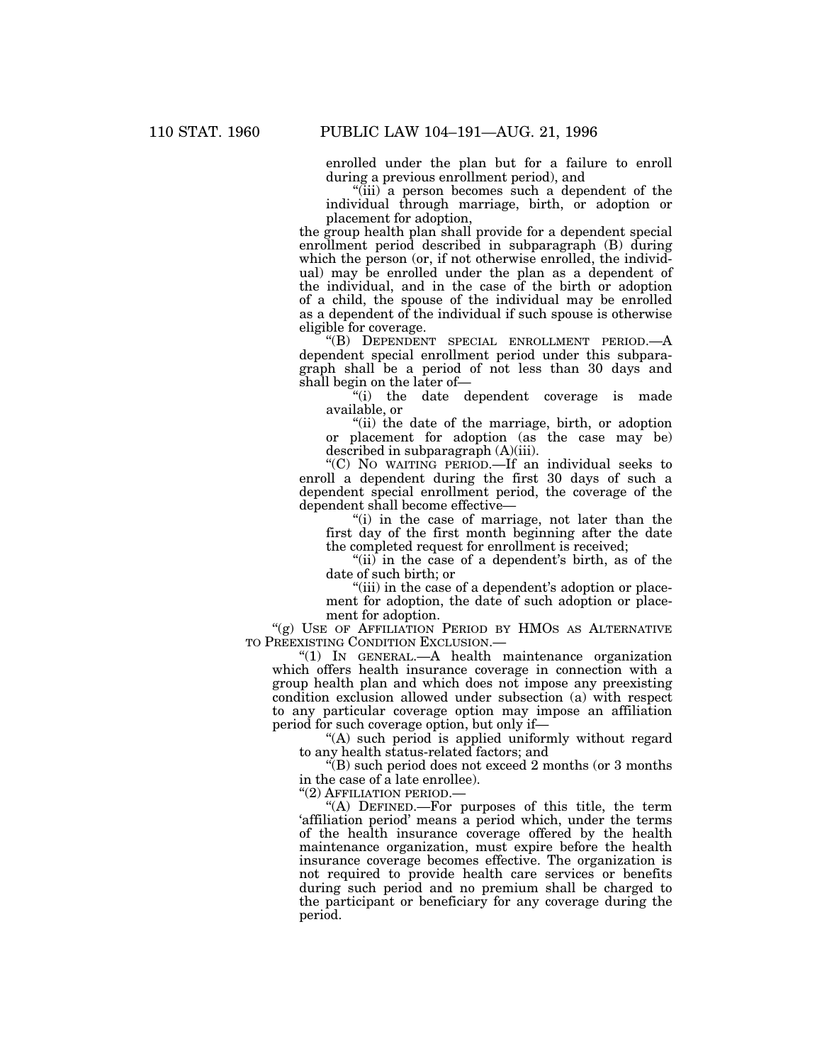enrolled under the plan but for a failure to enroll during a previous enrollment period), and

"(iii) a person becomes such a dependent of the individual through marriage, birth, or adoption or placement for adoption,

the group health plan shall provide for a dependent special enrollment period described in subparagraph (B) during which the person (or, if not otherwise enrolled, the individual) may be enrolled under the plan as a dependent of the individual, and in the case of the birth or adoption of a child, the spouse of the individual may be enrolled as a dependent of the individual if such spouse is otherwise eligible for coverage.

"(B) DEPENDENT SPECIAL ENROLLMENT PERIOD.—A dependent special enrollment period under this subparagraph shall be a period of not less than 30 days and shall begin on the later of—

"(i) the date dependent coverage is made available, or

"(ii) the date of the marriage, birth, or adoption or placement for adoption (as the case may be) described in subparagraph (A)(iii).

"(C) NO WAITING PERIOD.—If an individual seeks to enroll a dependent during the first 30 days of such a dependent special enrollment period, the coverage of the dependent shall become effective—

"(i) in the case of marriage, not later than the first day of the first month beginning after the date the completed request for enrollment is received;

"(ii) in the case of a dependent's birth, as of the date of such birth; or

"(iii) in the case of a dependent's adoption or placement for adoption, the date of such adoption or placement for adoption.

"(g) USE OF AFFILIATION PERIOD BY HMOS AS ALTERNATIVE TO PREEXISTING CONDITION EXCLUSION.—

"(1) IN GENERAL.—A health maintenance organization which offers health insurance coverage in connection with a group health plan and which does not impose any preexisting condition exclusion allowed under subsection (a) with respect to any particular coverage option may impose an affiliation period for such coverage option, but only if—

"(A) such period is applied uniformly without regard to any health status-related factors; and

"(B) such period does not exceed 2 months (or 3 months in the case of a late enrollee).

"(2) AFFILIATION PERIOD.—

"(A) DEFINED.—For purposes of this title, the term 'affiliation period' means a period which, under the terms of the health insurance coverage offered by the health maintenance organization, must expire before the health insurance coverage becomes effective. The organization is not required to provide health care services or benefits during such period and no premium shall be charged to the participant or beneficiary for any coverage during the period.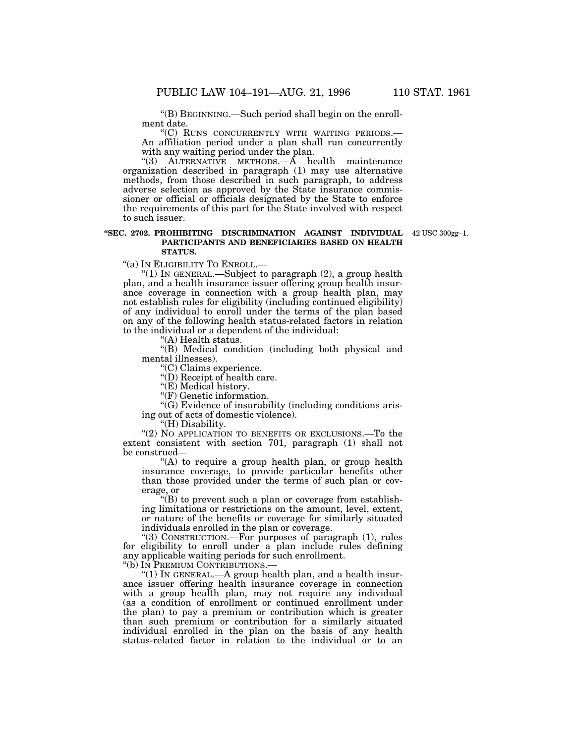"(B) BEGINNING.—Such period shall begin on the enrollment date.

"(C) RUNS CONCURRENTLY WITH WAITING PERIODS.—An affiliation period under a plan shall run concurrently with any waiting period under the plan.

"(3) ALTERNATIVE METHODS.—A health maintenance organization described in paragraph (1) may use alternative methods, from those described in such paragraph, to address adverse selection as approved by the State insurance commissioner or official or officials designated by the State to enforce the requirements of this part for the State involved with respect to such issuer.

**"SEC. 2702. PROHIBITING DISCRIMINATION AGAINST INDIVIDUAL PARTICIPANTS AND BENEFICIARIES BASED ON HEALTH STATUS.**

42 USC 300gg–1.

"(a) IN ELIGIBILITY TO ENROLL.—

"(1) IN GENERAL.—Subject to paragraph (2), a group health plan, and a health insurance issuer offering group health insurance coverage in connection with a group health plan, may not establish rules for eligibility (including continued eligibility) of any individual to enroll under the terms of the plan based on any of the following health status-related factors in relation to the individual or a dependent of the individual:

"(A) Health status.

"(B) Medical condition (including both physical and mental illnesses).

"(C) Claims experience.

"(D) Receipt of health care.

"(E) Medical history.

"(F) Genetic information.

"(G) Evidence of insurability (including conditions arising out of acts of domestic violence).

"(H) Disability.

"(2) NO APPLICATION TO BENEFITS OR EXCLUSIONS.—To the extent consistent with section 701, paragraph (1) shall not be construed—

"(A) to require a group health plan, or group health insurance coverage, to provide particular benefits other than those provided under the terms of such plan or coverage, or

"(B) to prevent such a plan or coverage from establishing limitations or restrictions on the amount, level, extent, or nature of the benefits or coverage for similarly situated individuals enrolled in the plan or coverage.

"(3) CONSTRUCTION.—For purposes of paragraph (1), rules for eligibility to enroll under a plan include rules defining any applicable waiting periods for such enrollment.

"(b) IN PREMIUM CONTRIBUTIONS.—

"(1) IN GENERAL.—A group health plan, and a health insurance issuer offering health insurance coverage in connection with a group health plan, may not require any individual (as a condition of enrollment or continued enrollment under the plan) to pay a premium or contribution which is greater than such premium or contribution for a similarly situated individual enrolled in the plan on the basis of any health status-related factor in relation to the individual or to an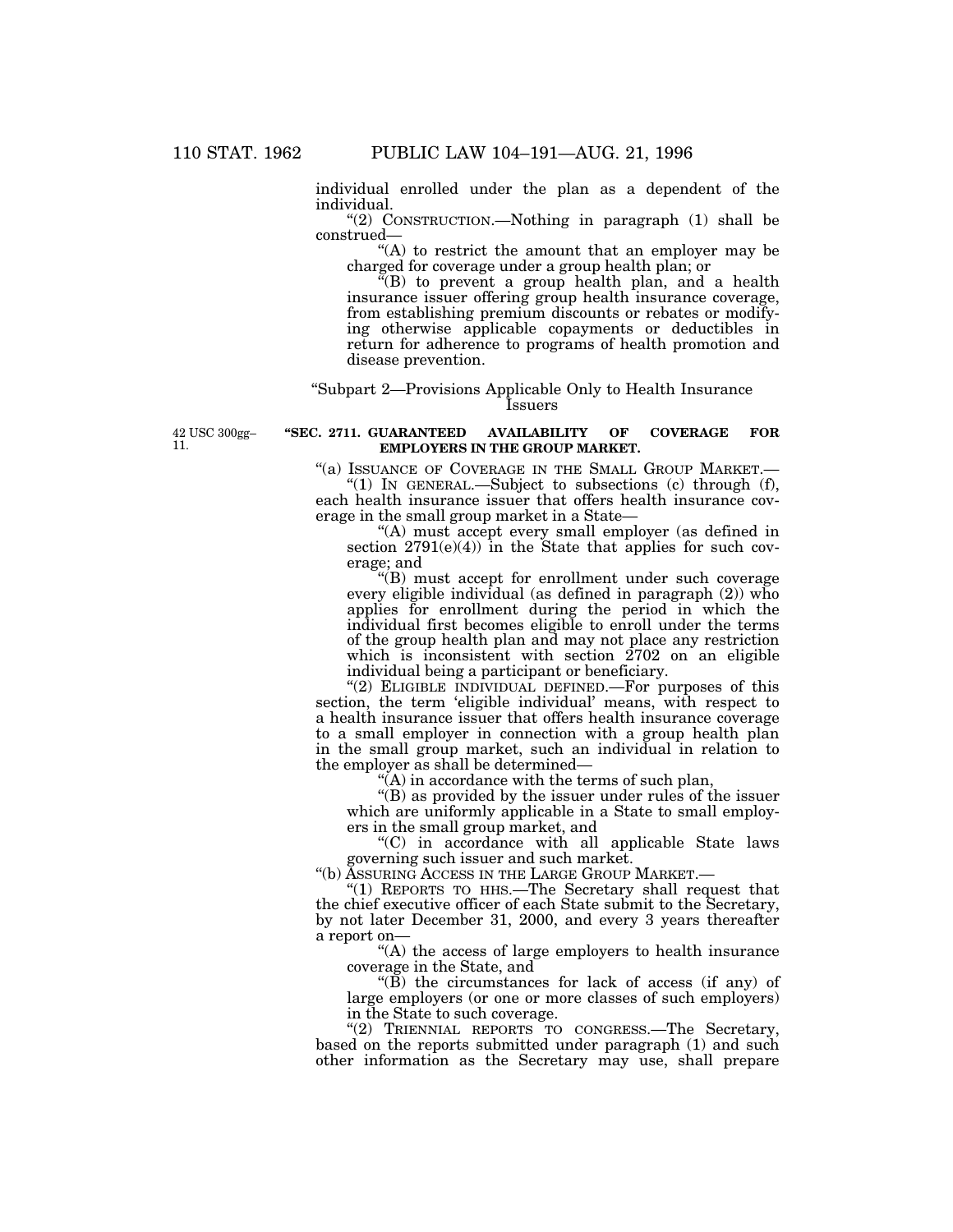individual enrolled under the plan as a dependent of the individual.

"(2) CONSTRUCTION.—Nothing in paragraph (1) shall be construed—

"(A) to restrict the amount that an employer may be charged for coverage under a group health plan; or

"(B) to prevent a group health plan, and a health insurance issuer offering group health insurance coverage, from establishing premium discounts or rebates or modifying otherwise applicable copayments or deductibles in return for adherence to programs of health promotion and disease prevention.

"Subpart 2—Provisions Applicable Only to Health Insurance Issuers

42 USC 300gg–11.

**"SEC. 2711. GUARANTEED AVAILABILITY OF COVERAGE FOR EMPLOYERS IN THE GROUP MARKET.**

"(a) ISSUANCE OF COVERAGE IN THE SMALL GROUP MARKET.—

"(1) IN GENERAL.—Subject to subsections (c) through (f), each health insurance issuer that offers health insurance coverage in the small group market in a State—

"(A) must accept every small employer (as defined in section 2791(e)(4)) in the State that applies for such coverage; and

"(B) must accept for enrollment under such coverage every eligible individual (as defined in paragraph (2)) who applies for enrollment during the period in which the individual first becomes eligible to enroll under the terms of the group health plan and may not place any restriction which is inconsistent with section 2702 on an eligible individual being a participant or beneficiary.

"(2) ELIGIBLE INDIVIDUAL DEFINED.—For purposes of this section, the term 'eligible individual' means, with respect to a health insurance issuer that offers health insurance coverage to a small employer in connection with a group health plan in the small group market, such an individual in relation to the employer as shall be determined—

"(A) in accordance with the terms of such plan,

"(B) as provided by the issuer under rules of the issuer which are uniformly applicable in a State to small employers in the small group market, and

"(C) in accordance with all applicable State laws governing such issuer and such market.

"(b) ASSURING ACCESS IN THE LARGE GROUP MARKET.—

"(1) REPORTS TO HHS.—The Secretary shall request that the chief executive officer of each State submit to the Secretary, by not later December 31, 2000, and every 3 years thereafter a report on—

"(A) the access of large employers to health insurance coverage in the State, and

"(B) the circumstances for lack of access (if any) of large employers (or one or more classes of such employers) in the State to such coverage.

"(2) TRIENNIAL REPORTS TO CONGRESS.—The Secretary, based on the reports submitted under paragraph (1) and such other information as the Secretary may use, shall prepare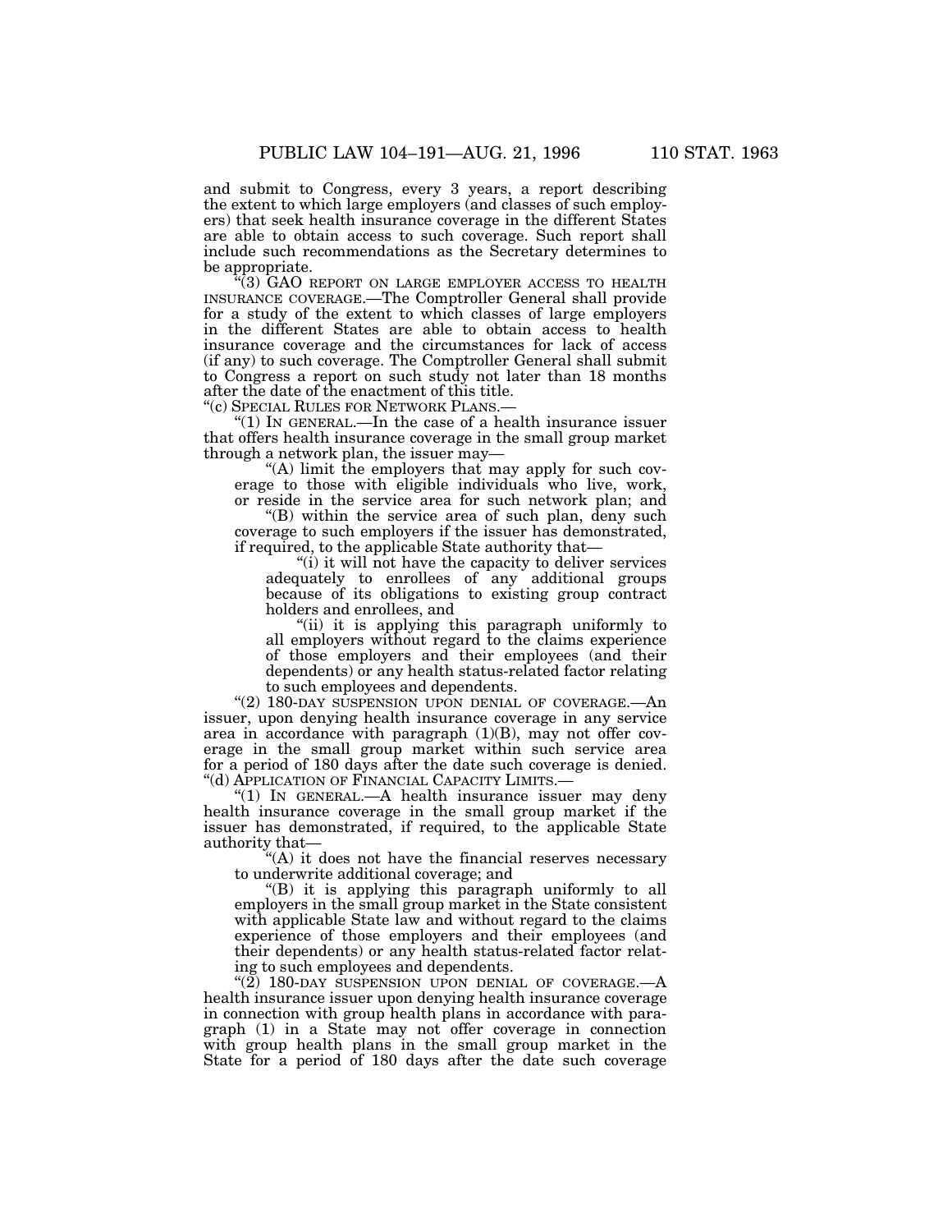and submit to Congress, every 3 years, a report describing the extent to which large employers (and classes of such employers) that seek health insurance coverage in the different States are able to obtain access to such coverage. Such report shall include such recommendations as the Secretary determines to be appropriate.

"(3) GAO REPORT ON LARGE EMPLOYER ACCESS TO HEALTH INSURANCE COVERAGE.—The Comptroller General shall provide for a study of the extent to which classes of large employers in the different States are able to obtain access to health insurance coverage and the circumstances for lack of access (if any) to such coverage. The Comptroller General shall submit to Congress a report on such study not later than 18 months after the date of the enactment of this title.

"(c) SPECIAL RULES FOR NETWORK PLANS.—

"(1) IN GENERAL.—In the case of a health insurance issuer that offers health insurance coverage in the small group market through a network plan, the issuer may—

"(A) limit the employers that may apply for such coverage to those with eligible individuals who live, work, or reside in the service area for such network plan; and

"(B) within the service area of such plan, deny such coverage to such employers if the issuer has demonstrated, if required, to the applicable State authority that—

"(i) it will not have the capacity to deliver services adequately to enrollees of any additional groups because of its obligations to existing group contract holders and enrollees, and

"(ii) it is applying this paragraph uniformly to all employers without regard to the claims experience of those employers and their employees (and their dependents) or any health status-related factor relating to such employees and dependents.

"(2) 180-DAY SUSPENSION UPON DENIAL OF COVERAGE.—An issuer, upon denying health insurance coverage in any service area in accordance with paragraph (1)(B), may not offer coverage in the small group market within such service area for a period of 180 days after the date such coverage is denied.

"(d) APPLICATION OF FINANCIAL CAPACITY LIMITS.—

"(1) IN GENERAL.—A health insurance issuer may deny health insurance coverage in the small group market if the issuer has demonstrated, if required, to the applicable State authority that—

"(A) it does not have the financial reserves necessary to underwrite additional coverage; and

"(B) it is applying this paragraph uniformly to all employers in the small group market in the State consistent with applicable State law and without regard to the claims experience of those employers and their employees (and their dependents) or any health status-related factor relating to such employees and dependents.

"(2) 180-DAY SUSPENSION UPON DENIAL OF COVERAGE.—A health insurance issuer upon denying health insurance coverage in connection with group health plans in accordance with paragraph (1) in a State may not offer coverage in connection with group health plans in the small group market in the State for a period of 180 days after the date such coverage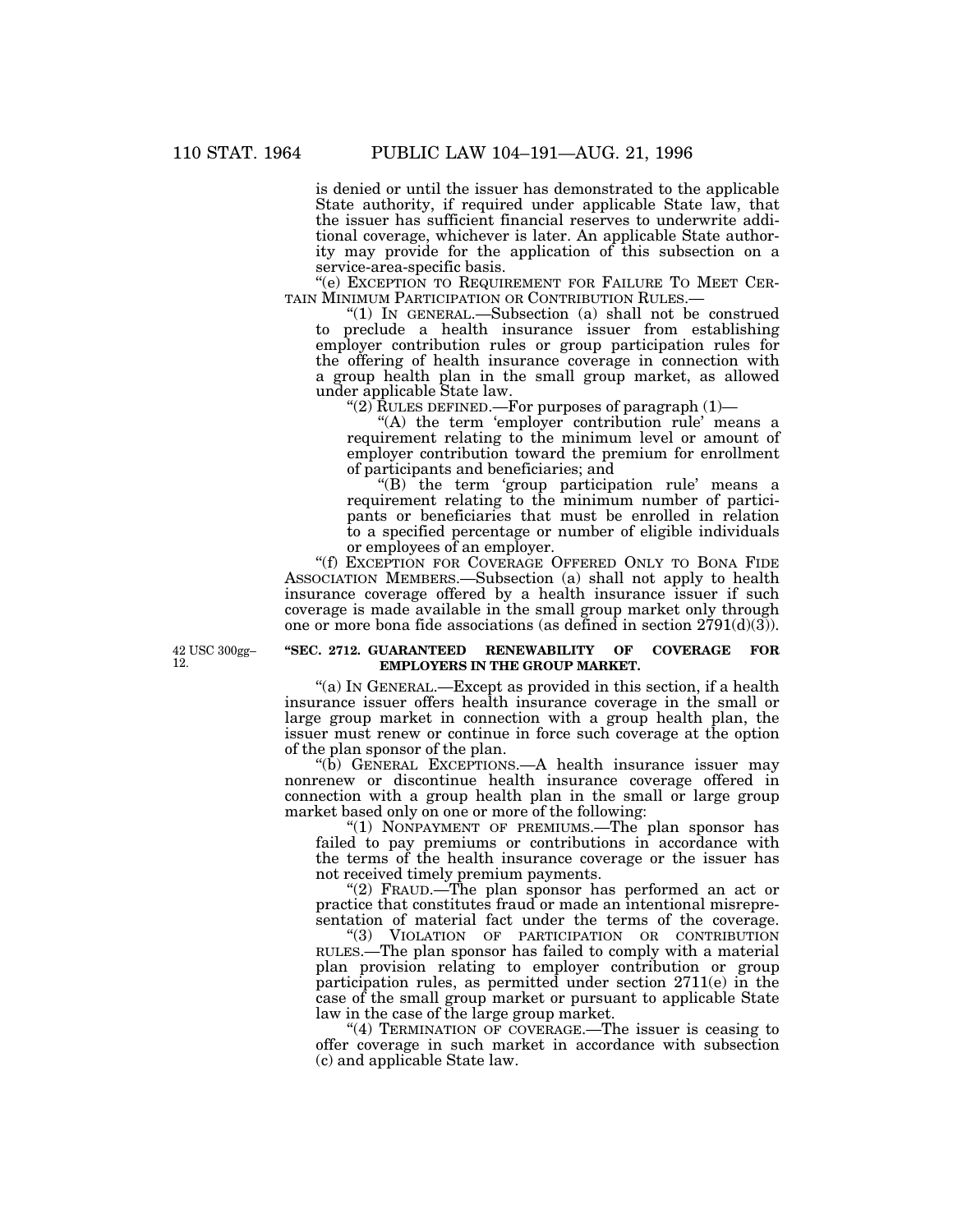is denied or until the issuer has demonstrated to the applicable State authority, if required under applicable State law, that the issuer has sufficient financial reserves to underwrite additional coverage, whichever is later. An applicable State authority may provide for the application of this subsection on a service-area-specific basis.

"(e) EXCEPTION TO REQUIREMENT FOR FAILURE TO MEET CERTAIN MINIMUM PARTICIPATION OR CONTRIBUTION RULES.—

"(1) IN GENERAL.—Subsection (a) shall not be construed to preclude a health insurance issuer from establishing employer contribution rules or group participation rules for the offering of health insurance coverage in connection with a group health plan in the small group market, as allowed under applicable State law.

"(2) RULES DEFINED.—For purposes of paragraph (1)—

"(A) the term 'employer contribution rule' means a requirement relating to the minimum level or amount of employer contribution toward the premium for enrollment of participants and beneficiaries; and

"(B) the term 'group participation rule' means a requirement relating to the minimum number of participants or beneficiaries that must be enrolled in relation to a specified percentage or number of eligible individuals or employees of an employer.

"(f) EXCEPTION FOR COVERAGE OFFERED ONLY TO BONA FIDE ASSOCIATION MEMBERS.—Subsection (a) shall not apply to health insurance coverage offered by a health insurance issuer if such coverage is made available in the small group market only through one or more bona fide associations (as defined in section 2791(d)(3)).

42 USC 300gg–12.

**"SEC. 2712. GUARANTEED RENEWABILITY OF COVERAGE FOR EMPLOYERS IN THE GROUP MARKET.**

"(a) IN GENERAL.—Except as provided in this section, if a health insurance issuer offers health insurance coverage in the small or large group market in connection with a group health plan, the issuer must renew or continue in force such coverage at the option of the plan sponsor of the plan.

"(b) GENERAL EXCEPTIONS.—A health insurance issuer may nonrenew or discontinue health insurance coverage offered in connection with a group health plan in the small or large group market based only on one or more of the following:

"(1) NONPAYMENT OF PREMIUMS.—The plan sponsor has failed to pay premiums or contributions in accordance with the terms of the health insurance coverage or the issuer has not received timely premium payments.

"(2) FRAUD.—The plan sponsor has performed an act or practice that constitutes fraud or made an intentional misrepresentation of material fact under the terms of the coverage.

"(3) VIOLATION OF PARTICIPATION OR CONTRIBUTION RULES.—The plan sponsor has failed to comply with a material plan provision relating to employer contribution or group participation rules, as permitted under section 2711(e) in the case of the small group market or pursuant to applicable State law in the case of the large group market.

"(4) TERMINATION OF COVERAGE.—The issuer is ceasing to offer coverage in such market in accordance with subsection (c) and applicable State law.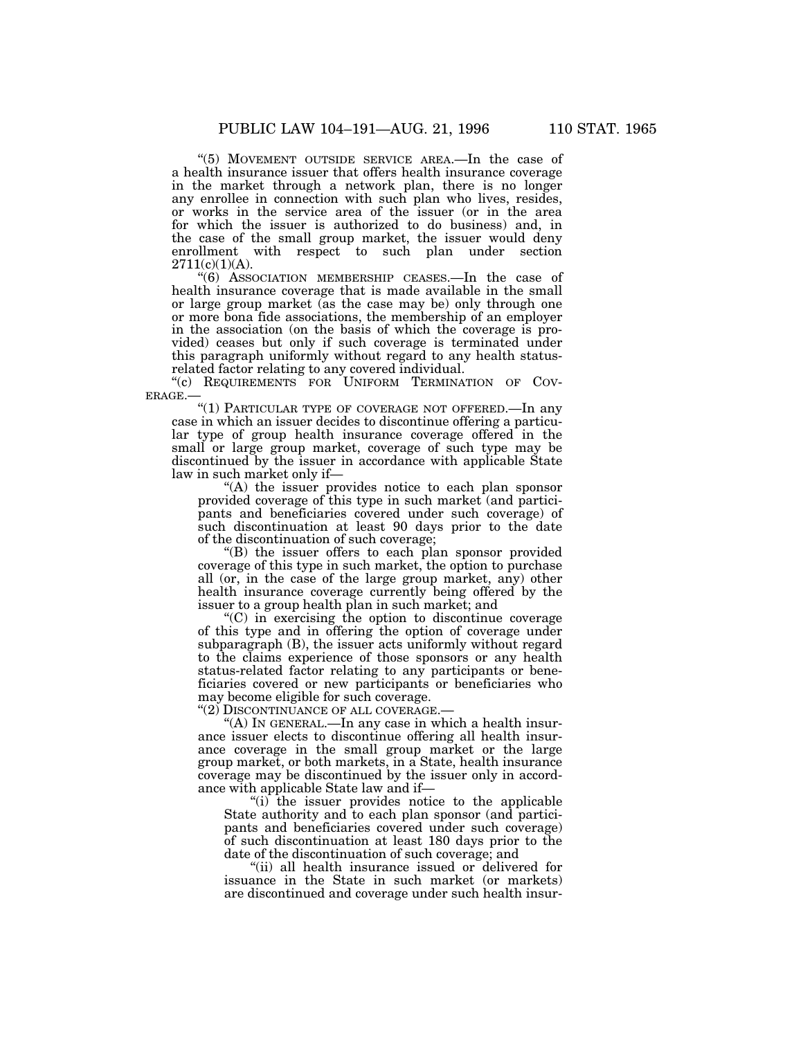"(5) MOVEMENT OUTSIDE SERVICE AREA.—In the case of a health insurance issuer that offers health insurance coverage in the market through a network plan, there is no longer any enrollee in connection with such plan who lives, resides, or works in the service area of the issuer (or in the area for which the issuer is authorized to do business) and, in the case of the small group market, the issuer would deny enrollment with respect to such plan under section 2711(c)(1)(A).

"(6) ASSOCIATION MEMBERSHIP CEASES.—In the case of health insurance coverage that is made available in the small or large group market (as the case may be) only through one or more bona fide associations, the membership of an employer in the association (on the basis of which the coverage is provided) ceases but only if such coverage is terminated under this paragraph uniformly without regard to any health status-related factor relating to any covered individual.

"(c) REQUIREMENTS FOR UNIFORM TERMINATION OF COVERAGE.—

"(1) PARTICULAR TYPE OF COVERAGE NOT OFFERED.—In any case in which an issuer decides to discontinue offering a particular type of group health insurance coverage offered in the small or large group market, coverage of such type may be discontinued by the issuer in accordance with applicable State law in such market only if—

"(A) the issuer provides notice to each plan sponsor provided coverage of this type in such market (and participants and beneficiaries covered under such coverage) of such discontinuation at least 90 days prior to the date of the discontinuation of such coverage;

"(B) the issuer offers to each plan sponsor provided coverage of this type in such market, the option to purchase all (or, in the case of the large group market, any) other health insurance coverage currently being offered by the issuer to a group health plan in such market; and

"(C) in exercising the option to discontinue coverage of this type and in offering the option of coverage under subparagraph (B), the issuer acts uniformly without regard to the claims experience of those sponsors or any health status-related factor relating to any participants or beneficiaries covered or new participants or beneficiaries who may become eligible for such coverage.

"(2) DISCONTINUANCE OF ALL COVERAGE.—

"(A) IN GENERAL.—In any case in which a health insurance issuer elects to discontinue offering all health insurance coverage in the small group market or the large group market, or both markets, in a State, health insurance coverage may be discontinued by the issuer only in accordance with applicable State law and if—

"(i) the issuer provides notice to the applicable State authority and to each plan sponsor (and participants and beneficiaries covered under such coverage) of such discontinuation at least 180 days prior to the date of the discontinuation of such coverage; and

"(ii) all health insurance issued or delivered for issuance in the State in such market (or markets) are discontinued and coverage under such health insur-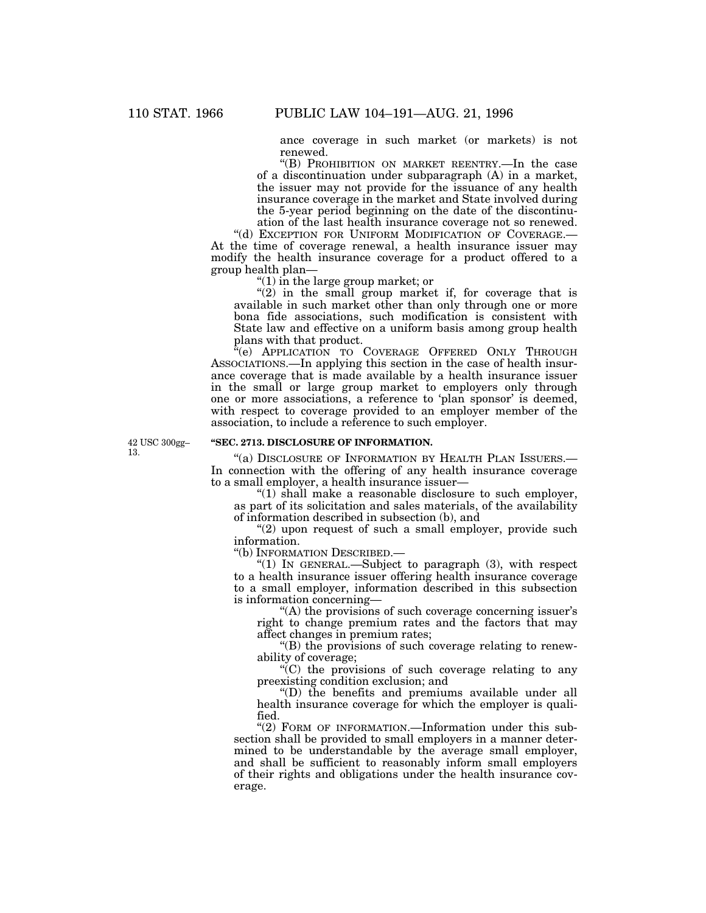ance coverage in such market (or markets) is not renewed.

"(B) PROHIBITION ON MARKET REENTRY.—In the case of a discontinuation under subparagraph (A) in a market, the issuer may not provide for the issuance of any health insurance coverage in the market and State involved during the 5-year period beginning on the date of the discontinuation of the last health insurance coverage not so renewed.

"(d) EXCEPTION FOR UNIFORM MODIFICATION OF COVERAGE.—At the time of coverage renewal, a health insurance issuer may modify the health insurance coverage for a product offered to a group health plan—

"(1) in the large group market; or

"(2) in the small group market if, for coverage that is available in such market other than only through one or more bona fide associations, such modification is consistent with State law and effective on a uniform basis among group health plans with that product.

"(e) APPLICATION TO COVERAGE OFFERED ONLY THROUGH ASSOCIATIONS.—In applying this section in the case of health insurance coverage that is made available by a health insurance issuer in the small or large group market to employers only through one or more associations, a reference to 'plan sponsor' is deemed, with respect to coverage provided to an employer member of the association, to include a reference to such employer.

42 USC 300gg–13.

**"SEC. 2713. DISCLOSURE OF INFORMATION.**

"(a) DISCLOSURE OF INFORMATION BY HEALTH PLAN ISSUERS.—In connection with the offering of any health insurance coverage to a small employer, a health insurance issuer—

"(1) shall make a reasonable disclosure to such employer, as part of its solicitation and sales materials, of the availability of information described in subsection (b), and

"(2) upon request of such a small employer, provide such information.

"(b) INFORMATION DESCRIBED.—

"(1) IN GENERAL.—Subject to paragraph (3), with respect to a health insurance issuer offering health insurance coverage to a small employer, information described in this subsection is information concerning—

"(A) the provisions of such coverage concerning issuer's right to change premium rates and the factors that may affect changes in premium rates;

"(B) the provisions of such coverage relating to renewability of coverage;

"(C) the provisions of such coverage relating to any preexisting condition exclusion; and

"(D) the benefits and premiums available under all health insurance coverage for which the employer is qualified.

"(2) FORM OF INFORMATION.—Information under this subsection shall be provided to small employers in a manner determined to be understandable by the average small employer, and shall be sufficient to reasonably inform small employers of their rights and obligations under the health insurance coverage.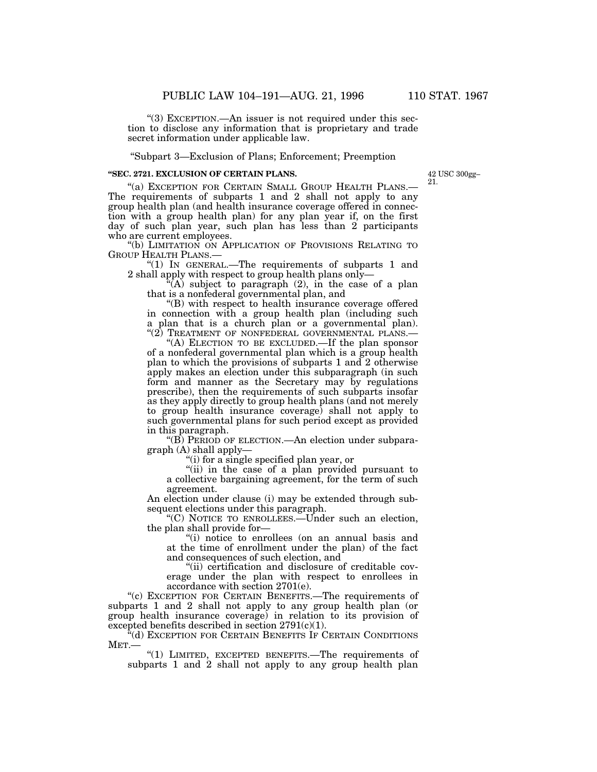"(3) EXCEPTION.—An issuer is not required under this section to disclose any information that is proprietary and trade secret information under applicable law.

"Subpart 3—Exclusion of Plans; Enforcement; Preemption

**"SEC. 2721. EXCLUSION OF CERTAIN PLANS.**

42 USC 300gg–21.

"(a) EXCEPTION FOR CERTAIN SMALL GROUP HEALTH PLANS.—The requirements of subparts 1 and 2 shall not apply to any group health plan (and health insurance coverage offered in connection with a group health plan) for any plan year if, on the first day of such plan year, such plan has less than 2 participants who are current employees.

"(b) LIMITATION ON APPLICATION OF PROVISIONS RELATING TO GROUP HEALTH PLANS.—

"(1) IN GENERAL.—The requirements of subparts 1 and 2 shall apply with respect to group health plans only—

"(A) subject to paragraph (2), in the case of a plan that is a nonfederal governmental plan, and

"(B) with respect to health insurance coverage offered in connection with a group health plan (including such a plan that is a church plan or a governmental plan).

"(2) TREATMENT OF NONFEDERAL GOVERNMENTAL PLANS.—

"(A) ELECTION TO BE EXCLUDED.—If the plan sponsor of a nonfederal governmental plan which is a group health plan to which the provisions of subparts 1 and 2 otherwise apply makes an election under this subparagraph (in such form and manner as the Secretary may by regulations prescribe), then the requirements of such subparts insofar as they apply directly to group health plans (and not merely to group health insurance coverage) shall not apply to such governmental plans for such period except as provided in this paragraph.

"(B) PERIOD OF ELECTION.—An election under subparagraph (A) shall apply—

"(i) for a single specified plan year, or

"(ii) in the case of a plan provided pursuant to a collective bargaining agreement, for the term of such agreement.

An election under clause (i) may be extended through subsequent elections under this paragraph.

"(C) NOTICE TO ENROLLEES.—Under such an election, the plan shall provide for—

"(i) notice to enrollees (on an annual basis and at the time of enrollment under the plan) of the fact and consequences of such election, and

"(ii) certification and disclosure of creditable coverage under the plan with respect to enrollees in accordance with section 2701(e).

"(c) EXCEPTION FOR CERTAIN BENEFITS.—The requirements of subparts 1 and 2 shall not apply to any group health plan (or group health insurance coverage) in relation to its provision of excepted benefits described in section 2791(c)(1).

"(d) EXCEPTION FOR CERTAIN BENEFITS IF CERTAIN CONDITIONS MET.—

"(1) LIMITED, EXCEPTED BENEFITS.—The requirements of subparts 1 and 2 shall not apply to any group health plan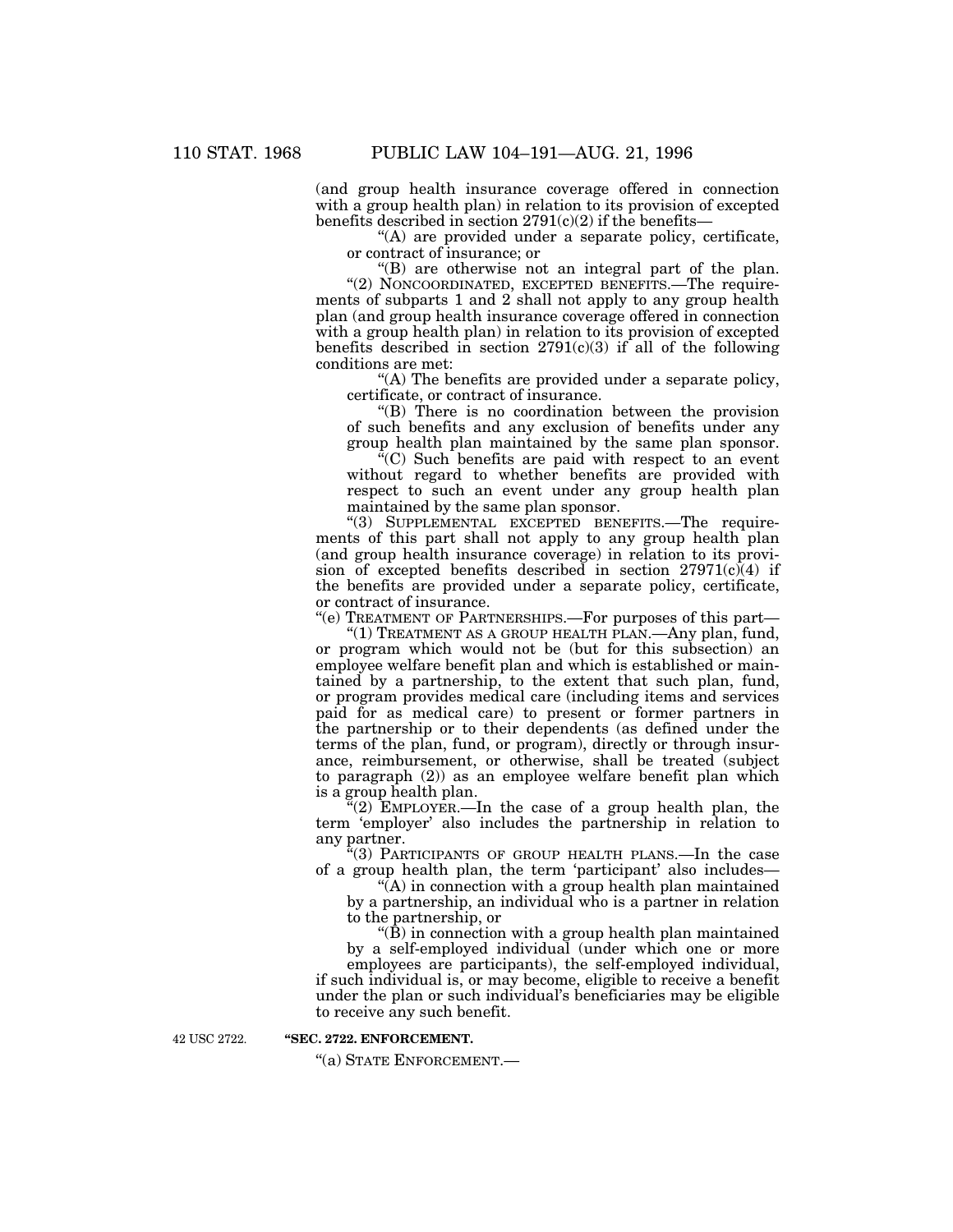(and group health insurance coverage offered in connection with a group health plan) in relation to its provision of excepted benefits described in section 2791(c)(2) if the benefits—

"(A) are provided under a separate policy, certificate, or contract of insurance; or

"(B) are otherwise not an integral part of the plan.

"(2) NONCOORDINATED, EXCEPTED BENEFITS.—The requirements of subparts 1 and 2 shall not apply to any group health plan (and group health insurance coverage offered in connection with a group health plan) in relation to its provision of excepted benefits described in section 2791(c)(3) if all of the following conditions are met:

"(A) The benefits are provided under a separate policy, certificate, or contract of insurance.

"(B) There is no coordination between the provision of such benefits and any exclusion of benefits under any group health plan maintained by the same plan sponsor.

"(C) Such benefits are paid with respect to an event without regard to whether benefits are provided with respect to such an event under any group health plan maintained by the same plan sponsor.

"(3) SUPPLEMENTAL EXCEPTED BENEFITS.—The requirements of this part shall not apply to any group health plan (and group health insurance coverage) in relation to its provision of excepted benefits described in section 27971(c)(4) if the benefits are provided under a separate policy, certificate, or contract of insurance.

"(e) TREATMENT OF PARTNERSHIPS.—For purposes of this part—

"(1) TREATMENT AS A GROUP HEALTH PLAN.—Any plan, fund, or program which would not be (but for this subsection) an employee welfare benefit plan and which is established or maintained by a partnership, to the extent that such plan, fund, or program provides medical care (including items and services paid for as medical care) to present or former partners in the partnership or to their dependents (as defined under the terms of the plan, fund, or program), directly or through insurance, reimbursement, or otherwise, shall be treated (subject to paragraph (2)) as an employee welfare benefit plan which is a group health plan.

"(2) EMPLOYER.—In the case of a group health plan, the term 'employer' also includes the partnership in relation to any partner.

"(3) PARTICIPANTS OF GROUP HEALTH PLANS.—In the case of a group health plan, the term 'participant' also includes—

"(A) in connection with a group health plan maintained by a partnership, an individual who is a partner in relation to the partnership, or

"(B) in connection with a group health plan maintained by a self-employed individual (under which one or more employees are participants), the self-employed individual, if such individual is, or may become, eligible to receive a benefit under the plan or such individual's beneficiaries may be eligible to receive any such benefit.

42 USC 2722.

**"SEC. 2722. ENFORCEMENT.**

"(a) STATE ENFORCEMENT.—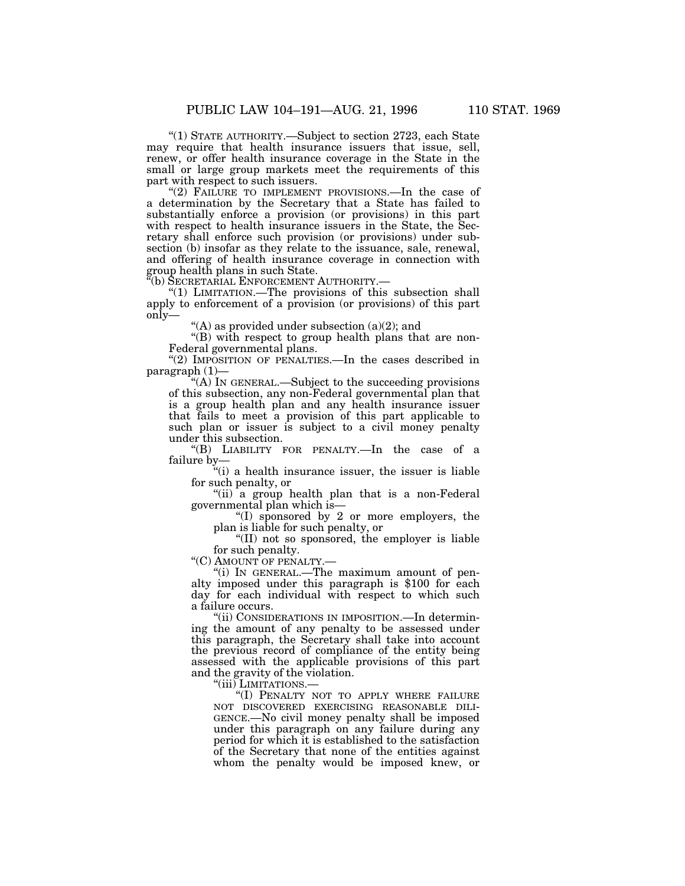"(1) STATE AUTHORITY.—Subject to section 2723, each State may require that health insurance issuers that issue, sell, renew, or offer health insurance coverage in the State in the small or large group markets meet the requirements of this part with respect to such issuers.

"(2) FAILURE TO IMPLEMENT PROVISIONS.—In the case of a determination by the Secretary that a State has failed to substantially enforce a provision (or provisions) in this part with respect to health insurance issuers in the State, the Secretary shall enforce such provision (or provisions) under subsection (b) insofar as they relate to the issuance, sale, renewal, and offering of health insurance coverage in connection with group health plans in such State.

"(b) SECRETARIAL ENFORCEMENT AUTHORITY.—

"(1) LIMITATION.—The provisions of this subsection shall apply to enforcement of a provision (or provisions) of this part only—

"(A) as provided under subsection (a)(2); and

"(B) with respect to group health plans that are non-Federal governmental plans.

"(2) IMPOSITION OF PENALTIES.—In the cases described in paragraph (1)—

"(A) IN GENERAL.—Subject to the succeeding provisions of this subsection, any non-Federal governmental plan that is a group health plan and any health insurance issuer that fails to meet a provision of this part applicable to such plan or issuer is subject to a civil money penalty under this subsection.

"(B) LIABILITY FOR PENALTY.—In the case of a failure by—

"(i) a health insurance issuer, the issuer is liable for such penalty, or

"(ii) a group health plan that is a non-Federal governmental plan which is—

"(I) sponsored by 2 or more employers, the plan is liable for such penalty, or

"(II) not so sponsored, the employer is liable for such penalty.

"(C) AMOUNT OF PENALTY.—

"(i) IN GENERAL.—The maximum amount of penalty imposed under this paragraph is $100 for each day for each individual with respect to which such a failure occurs.

"(ii) CONSIDERATIONS IN IMPOSITION.—In determining the amount of any penalty to be assessed under this paragraph, the Secretary shall take into account the previous record of compliance of the entity being assessed with the applicable provisions of this part and the gravity of the violation.

"(iii) LIMITATIONS.—

"(I) PENALTY NOT TO APPLY WHERE FAILURE NOT DISCOVERED EXERCISING REASONABLE DILIGENCE.—No civil money penalty shall be imposed under this paragraph on any failure during any period for which it is established to the satisfaction of the Secretary that none of the entities against whom the penalty would be imposed knew, or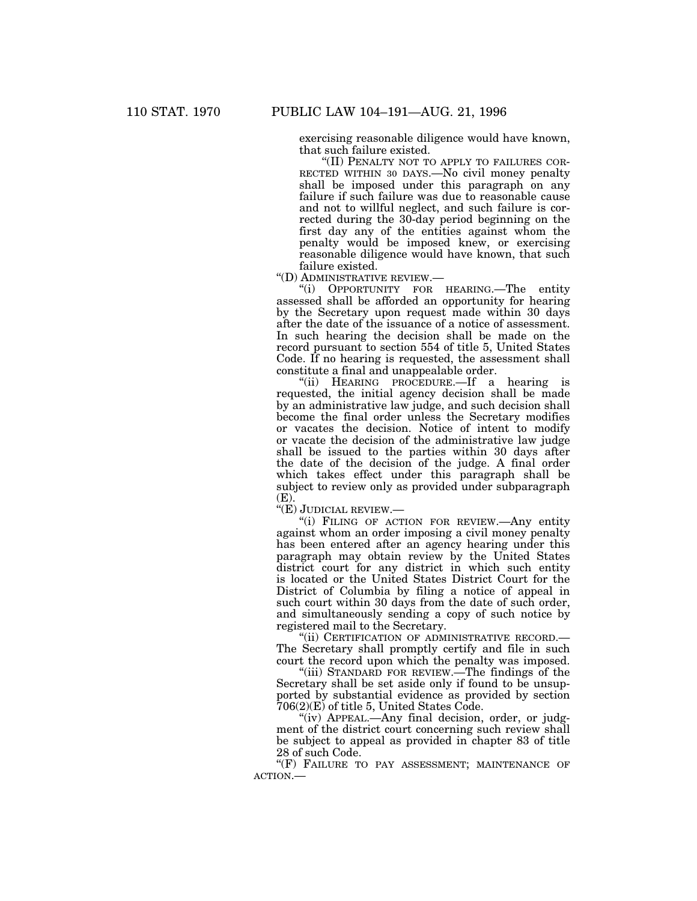exercising reasonable diligence would have known, that such failure existed.

"(II) PENALTY NOT TO APPLY TO FAILURES CORRECTED WITHIN 30 DAYS.—No civil money penalty shall be imposed under this paragraph on any failure if such failure was due to reasonable cause and not to willful neglect, and such failure is corrected during the 30-day period beginning on the first day any of the entities against whom the penalty would be imposed knew, or exercising reasonable diligence would have known, that such failure existed.

"(D) ADMINISTRATIVE REVIEW.—

"(i) OPPORTUNITY FOR HEARING.—The entity assessed shall be afforded an opportunity for hearing by the Secretary upon request made within 30 days after the date of the issuance of a notice of assessment. In such hearing the decision shall be made on the record pursuant to section 554 of title 5, United States Code. If no hearing is requested, the assessment shall constitute a final and unappealable order.

"(ii) HEARING PROCEDURE.—If a hearing is requested, the initial agency decision shall be made by an administrative law judge, and such decision shall become the final order unless the Secretary modifies or vacates the decision. Notice of intent to modify or vacate the decision of the administrative law judge shall be issued to the parties within 30 days after the date of the decision of the judge. A final order which takes effect under this paragraph shall be subject to review only as provided under subparagraph (E).

"(E) JUDICIAL REVIEW.—

"(i) FILING OF ACTION FOR REVIEW.—Any entity against whom an order imposing a civil money penalty has been entered after an agency hearing under this paragraph may obtain review by the United States district court for any district in which such entity is located or the United States District Court for the District of Columbia by filing a notice of appeal in such court within 30 days from the date of such order, and simultaneously sending a copy of such notice by registered mail to the Secretary.

"(ii) CERTIFICATION OF ADMINISTRATIVE RECORD.—The Secretary shall promptly certify and file in such court the record upon which the penalty was imposed.

"(iii) STANDARD FOR REVIEW.—The findings of the Secretary shall be set aside only if found to be unsupported by substantial evidence as provided by section 706(2)(E) of title 5, United States Code.

"(iv) APPEAL.—Any final decision, order, or judgment of the district court concerning such review shall be subject to appeal as provided in chapter 83 of title 28 of such Code.

"(F) FAILURE TO PAY ASSESSMENT; MAINTENANCE OF ACTION.—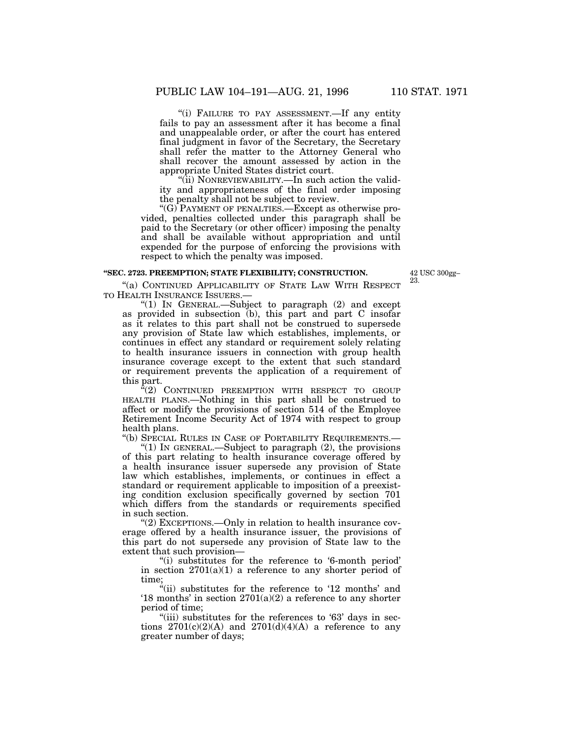"(i) FAILURE TO PAY ASSESSMENT.—If any entity fails to pay an assessment after it has become a final and unappealable order, or after the court has entered final judgment in favor of the Secretary, the Secretary shall refer the matter to the Attorney General who shall recover the amount assessed by action in the appropriate United States district court.

"(ii) NONREVIEWABILITY.—In such action the validity and appropriateness of the final order imposing the penalty shall not be subject to review.

"(G) PAYMENT OF PENALTIES.—Except as otherwise provided, penalties collected under this paragraph shall be paid to the Secretary (or other officer) imposing the penalty and shall be available without appropriation and until expended for the purpose of enforcing the provisions with respect to which the penalty was imposed.

**"SEC. 2723. PREEMPTION; STATE FLEXIBILITY; CONSTRUCTION.**

42 USC 300gg–23.

"(a) CONTINUED APPLICABILITY OF STATE LAW WITH RESPECT TO HEALTH INSURANCE ISSUERS.—

"(1) IN GENERAL.—Subject to paragraph (2) and except as provided in subsection (b), this part and part C insofar as it relates to this part shall not be construed to supersede any provision of State law which establishes, implements, or continues in effect any standard or requirement solely relating to health insurance issuers in connection with group health insurance coverage except to the extent that such standard or requirement prevents the application of a requirement of this part.

"(2) CONTINUED PREEMPTION WITH RESPECT TO GROUP HEALTH PLANS.—Nothing in this part shall be construed to affect or modify the provisions of section 514 of the Employee Retirement Income Security Act of 1974 with respect to group health plans.

"(b) SPECIAL RULES IN CASE OF PORTABILITY REQUIREMENTS.—

"(1) IN GENERAL.—Subject to paragraph (2), the provisions of this part relating to health insurance coverage offered by a health insurance issuer supersede any provision of State law which establishes, implements, or continues in effect a standard or requirement applicable to imposition of a preexisting condition exclusion specifically governed by section 701 which differs from the standards or requirements specified in such section.

"(2) EXCEPTIONS.—Only in relation to health insurance coverage offered by a health insurance issuer, the provisions of this part do not supersede any provision of State law to the extent that such provision—

"(i) substitutes for the reference to '6-month period' in section 2701(a)(1) a reference to any shorter period of time;

"(ii) substitutes for the reference to '12 months' and '18 months' in section 2701(a)(2) a reference to any shorter period of time;

"(iii) substitutes for the references to '63' days in sections 2701(c)(2)(A) and 2701(d)(4)(A) a reference to any greater number of days;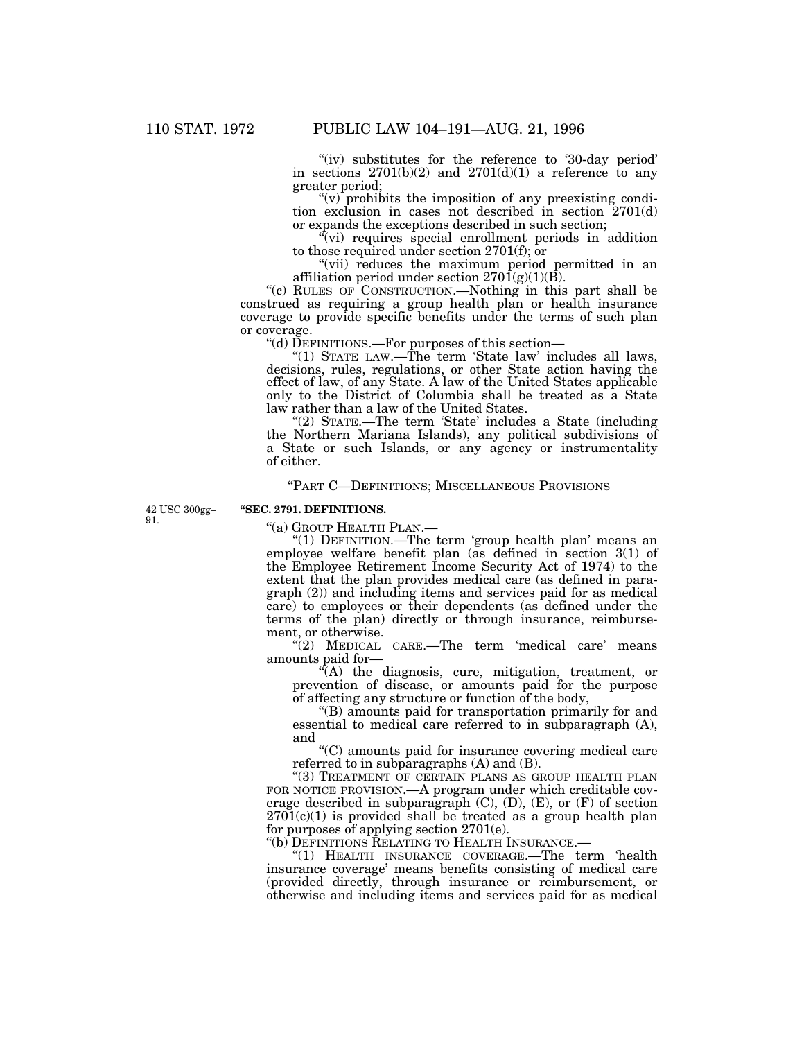"(iv) substitutes for the reference to '30-day period' in sections 2701(b)(2) and 2701(d)(1) a reference to any greater period;

"(v) prohibits the imposition of any preexisting condition exclusion in cases not described in section 2701(d) or expands the exceptions described in such section;

"(vi) requires special enrollment periods in addition to those required under section 2701(f); or

"(vii) reduces the maximum period permitted in an affiliation period under section 2701(g)(1)(B).

"(c) RULES OF CONSTRUCTION.—Nothing in this part shall be construed as requiring a group health plan or health insurance coverage to provide specific benefits under the terms of such plan or coverage.

"(d) DEFINITIONS.—For purposes of this section—

"(1) STATE LAW.—The term 'State law' includes all laws, decisions, rules, regulations, or other State action having the effect of law, of any State. A law of the United States applicable only to the District of Columbia shall be treated as a State law rather than a law of the United States.

"(2) STATE.—The term 'State' includes a State (including the Northern Mariana Islands), any political subdivisions of a State or such Islands, or any agency or instrumentality of either.

"PART C—DEFINITIONS; MISCELLANEOUS PROVISIONS

42 USC 300gg–91.

**"SEC. 2791. DEFINITIONS.**

"(a) GROUP HEALTH PLAN.—

"(1) DEFINITION.—The term 'group health plan' means an employee welfare benefit plan (as defined in section 3(1) of the Employee Retirement Income Security Act of 1974) to the extent that the plan provides medical care (as defined in paragraph (2)) and including items and services paid for as medical care) to employees or their dependents (as defined under the terms of the plan) directly or through insurance, reimbursement, or otherwise.

"(2) MEDICAL CARE.—The term 'medical care' means amounts paid for—

"(A) the diagnosis, cure, mitigation, treatment, or prevention of disease, or amounts paid for the purpose of affecting any structure or function of the body,

"(B) amounts paid for transportation primarily for and essential to medical care referred to in subparagraph (A), and

"(C) amounts paid for insurance covering medical care referred to in subparagraphs (A) and (B).

"(3) TREATMENT OF CERTAIN PLANS AS GROUP HEALTH PLAN FOR NOTICE PROVISION.—A program under which creditable coverage described in subparagraph (C), (D), (E), or (F) of section 2701(c)(1) is provided shall be treated as a group health plan for purposes of applying section 2701(e).

"(b) DEFINITIONS RELATING TO HEALTH INSURANCE.—

"(1) HEALTH INSURANCE COVERAGE.—The term 'health insurance coverage' means benefits consisting of medical care (provided directly, through insurance or reimbursement, or otherwise and including items and services paid for as medical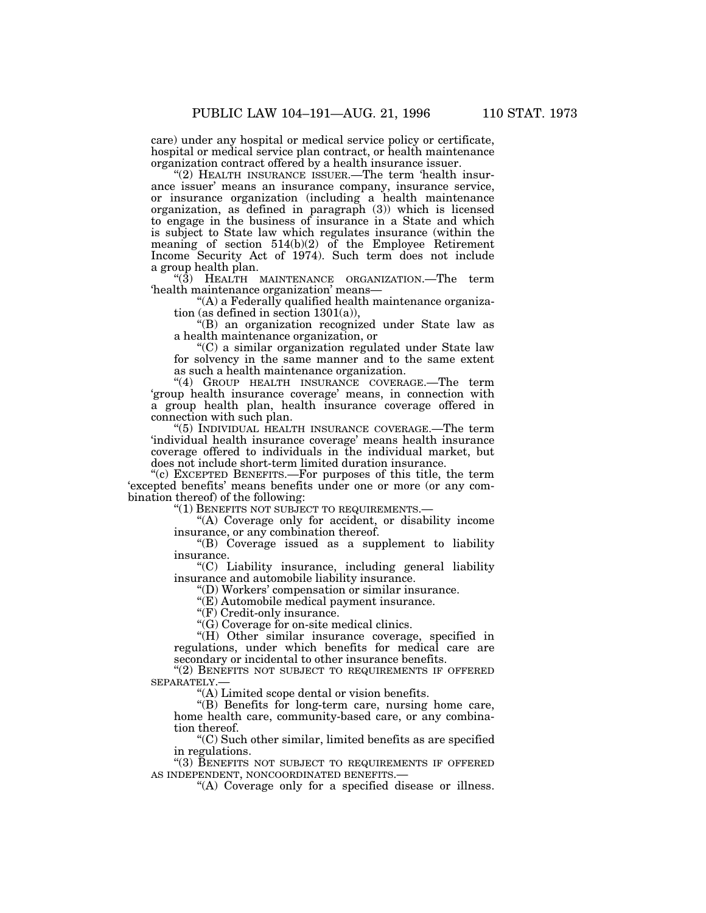care) under any hospital or medical service policy or certificate, hospital or medical service plan contract, or health maintenance organization contract offered by a health insurance issuer.

"(2) HEALTH INSURANCE ISSUER.—The term 'health insurance issuer' means an insurance company, insurance service, or insurance organization (including a health maintenance organization, as defined in paragraph (3)) which is licensed to engage in the business of insurance in a State and which is subject to State law which regulates insurance (within the meaning of section 514(b)(2) of the Employee Retirement Income Security Act of 1974). Such term does not include a group health plan.

"(3) HEALTH MAINTENANCE ORGANIZATION.—The term 'health maintenance organization' means—

"(A) a Federally qualified health maintenance organization (as defined in section 1301(a)),

"(B) an organization recognized under State law as a health maintenance organization, or

"(C) a similar organization regulated under State law for solvency in the same manner and to the same extent as such a health maintenance organization.

"(4) GROUP HEALTH INSURANCE COVERAGE.—The term 'group health insurance coverage' means, in connection with a group health plan, health insurance coverage offered in connection with such plan.

"(5) INDIVIDUAL HEALTH INSURANCE COVERAGE.—The term 'individual health insurance coverage' means health insurance coverage offered to individuals in the individual market, but does not include short-term limited duration insurance.

"(c) EXCEPTED BENEFITS.—For purposes of this title, the term 'excepted benefits' means benefits under one or more (or any combination thereof) of the following:

"(1) BENEFITS NOT SUBJECT TO REQUIREMENTS.—

"(A) Coverage only for accident, or disability income insurance, or any combination thereof.

"(B) Coverage issued as a supplement to liability insurance.

"(C) Liability insurance, including general liability insurance and automobile liability insurance.

"(D) Workers' compensation or similar insurance.

"(E) Automobile medical payment insurance.

"(F) Credit-only insurance.

"(G) Coverage for on-site medical clinics.

"(H) Other similar insurance coverage, specified in regulations, under which benefits for medical care are secondary or incidental to other insurance benefits.

"(2) BENEFITS NOT SUBJECT TO REQUIREMENTS IF OFFERED SEPARATELY.—

"(A) Limited scope dental or vision benefits.

"(B) Benefits for long-term care, nursing home care, home health care, community-based care, or any combination thereof.

"(C) Such other similar, limited benefits as are specified in regulations.

"(3) BENEFITS NOT SUBJECT TO REQUIREMENTS IF OFFERED AS INDEPENDENT, NONCOORDINATED BENEFITS.—

"(A) Coverage only for a specified disease or illness.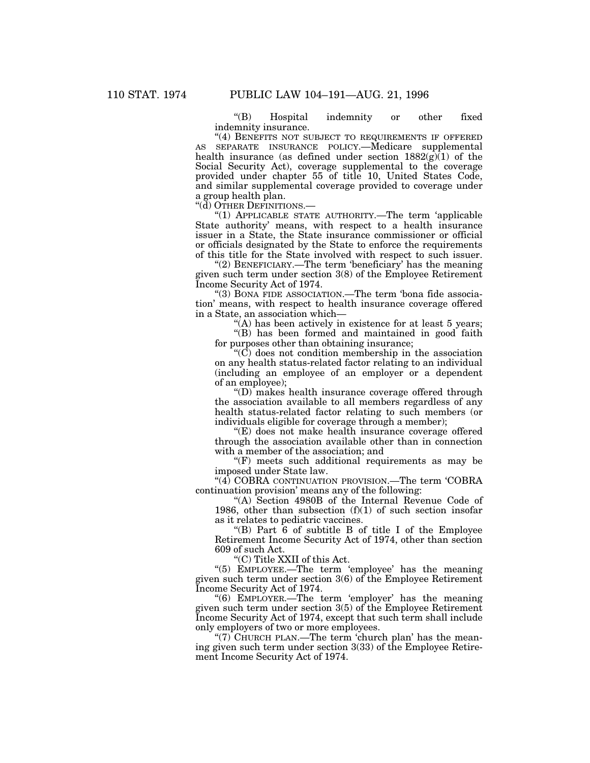"(B) Hospital indemnity or other fixed indemnity insurance.

"(4) BENEFITS NOT SUBJECT TO REQUIREMENTS IF OFFERED AS SEPARATE INSURANCE POLICY.—Medicare supplemental health insurance (as defined under section 1882(g)(1) of the Social Security Act), coverage supplemental to the coverage provided under chapter 55 of title 10, United States Code, and similar supplemental coverage provided to coverage under a group health plan.

"(d) OTHER DEFINITIONS.—

"(1) APPLICABLE STATE AUTHORITY.—The term 'applicable State authority' means, with respect to a health insurance issuer in a State, the State insurance commissioner or official or officials designated by the State to enforce the requirements of this title for the State involved with respect to such issuer.

"(2) BENEFICIARY.—The term 'beneficiary' has the meaning given such term under section 3(8) of the Employee Retirement Income Security Act of 1974.

"(3) BONA FIDE ASSOCIATION.—The term 'bona fide association' means, with respect to health insurance coverage offered in a State, an association which—

"(A) has been actively in existence for at least 5 years;

"(B) has been formed and maintained in good faith for purposes other than obtaining insurance;

"(C) does not condition membership in the association on any health status-related factor relating to an individual (including an employee of an employer or a dependent of an employee);

"(D) makes health insurance coverage offered through the association available to all members regardless of any health status-related factor relating to such members (or individuals eligible for coverage through a member);

"(E) does not make health insurance coverage offered through the association available other than in connection with a member of the association; and

"(F) meets such additional requirements as may be imposed under State law.

"(4) COBRA CONTINUATION PROVISION.—The term 'COBRA continuation provision' means any of the following:

"(A) Section 4980B of the Internal Revenue Code of 1986, other than subsection (f)(1) of such section insofar as it relates to pediatric vaccines.

"(B) Part 6 of subtitle B of title I of the Employee Retirement Income Security Act of 1974, other than section 609 of such Act.

"(C) Title XXII of this Act.

"(5) EMPLOYEE.—The term 'employee' has the meaning given such term under section 3(6) of the Employee Retirement Income Security Act of 1974.

"(6) EMPLOYER.—The term 'employer' has the meaning given such term under section 3(5) of the Employee Retirement Income Security Act of 1974, except that such term shall include only employers of two or more employees.

"(7) CHURCH PLAN.—The term 'church plan' has the meaning given such term under section 3(33) of the Employee Retirement Income Security Act of 1974.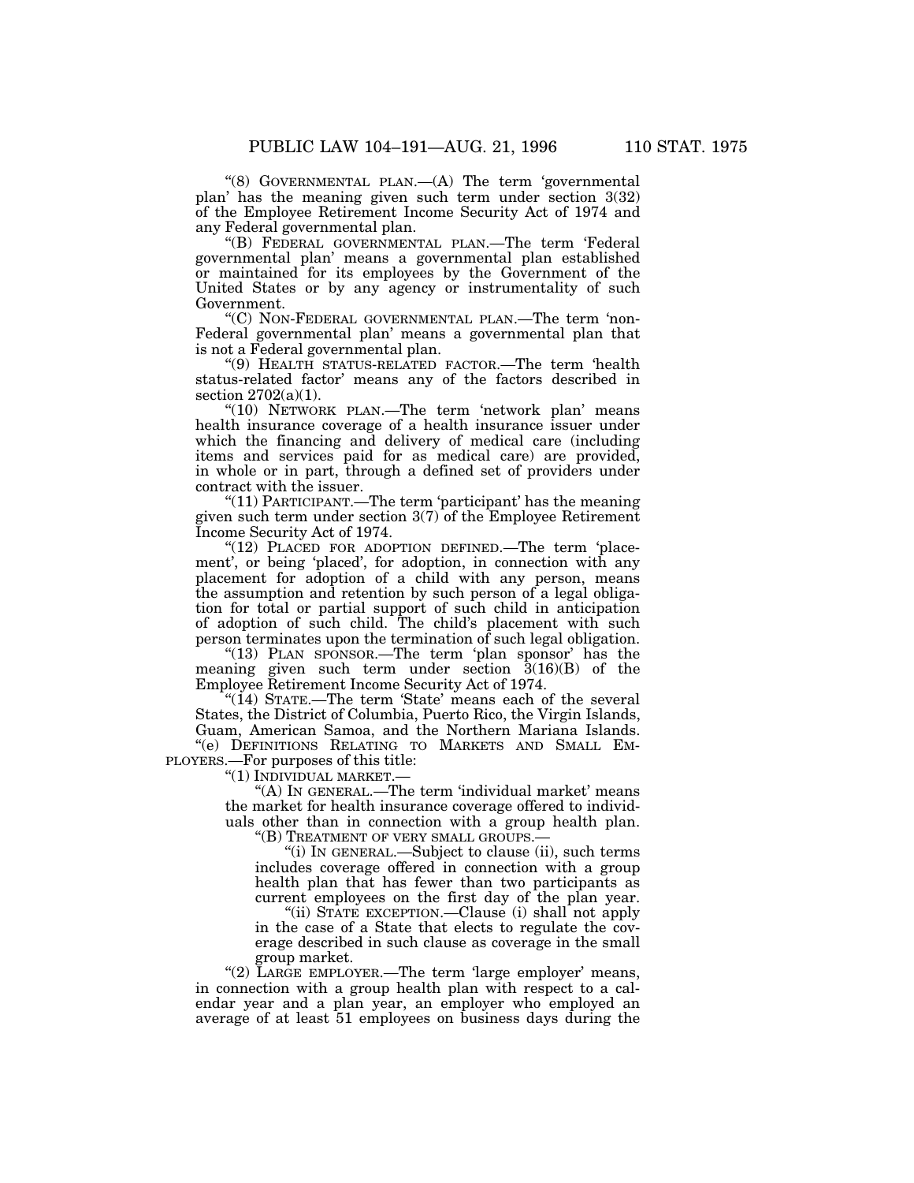"(8) GOVERNMENTAL PLAN.—(A) The term 'governmental plan' has the meaning given such term under section 3(32) of the Employee Retirement Income Security Act of 1974 and any Federal governmental plan.

"(B) FEDERAL GOVERNMENTAL PLAN.—The term 'Federal governmental plan' means a governmental plan established or maintained for its employees by the Government of the United States or by any agency or instrumentality of such Government.

"(C) NON-FEDERAL GOVERNMENTAL PLAN.—The term 'non-Federal governmental plan' means a governmental plan that is not a Federal governmental plan.

"(9) HEALTH STATUS-RELATED FACTOR.—The term 'health status-related factor' means any of the factors described in section 2702(a)(1).

"(10) NETWORK PLAN.—The term 'network plan' means health insurance coverage of a health insurance issuer under which the financing and delivery of medical care (including items and services paid for as medical care) are provided, in whole or in part, through a defined set of providers under contract with the issuer.

"(11) PARTICIPANT.—The term 'participant' has the meaning given such term under section 3(7) of the Employee Retirement Income Security Act of 1974.

"(12) PLACED FOR ADOPTION DEFINED.—The term 'placement', or being 'placed', for adoption, in connection with any placement for adoption of a child with any person, means the assumption and retention by such person of a legal obligation for total or partial support of such child in anticipation of adoption of such child. The child's placement with such person terminates upon the termination of such legal obligation.

"(13) PLAN SPONSOR.—The term 'plan sponsor' has the meaning given such term under section 3(16)(B) of the Employee Retirement Income Security Act of 1974.

"(14) STATE.—The term 'State' means each of the several States, the District of Columbia, Puerto Rico, the Virgin Islands, Guam, American Samoa, and the Northern Mariana Islands.

"(e) DEFINITIONS RELATING TO MARKETS AND SMALL EMPLOYERS.—For purposes of this title:

"(1) INDIVIDUAL MARKET.—

"(A) IN GENERAL.—The term 'individual market' means the market for health insurance coverage offered to individuals other than in connection with a group health plan.

"(B) TREATMENT OF VERY SMALL GROUPS.—

"(i) IN GENERAL.—Subject to clause (ii), such terms includes coverage offered in connection with a group health plan that has fewer than two participants as current employees on the first day of the plan year.

"(ii) STATE EXCEPTION.—Clause (i) shall not apply in the case of a State that elects to regulate the coverage described in such clause as coverage in the small group market.

"(2) LARGE EMPLOYER.—The term 'large employer' means, in connection with a group health plan with respect to a calendar year and a plan year, an employer who employed an average of at least 51 employees on business days during the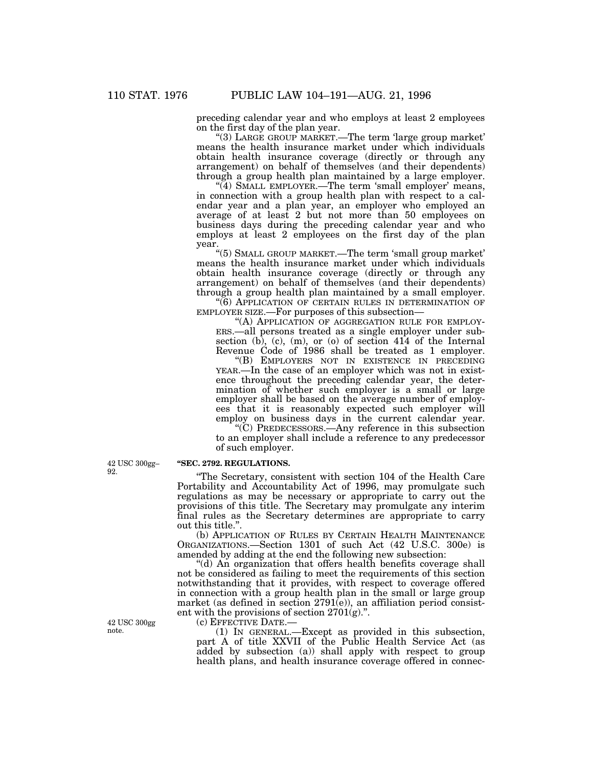preceding calendar year and who employs at least 2 employees on the first day of the plan year.

"(3) LARGE GROUP MARKET.—The term 'large group market' means the health insurance market under which individuals obtain health insurance coverage (directly or through any arrangement) on behalf of themselves (and their dependents) through a group health plan maintained by a large employer.

"(4) SMALL EMPLOYER.—The term 'small employer' means, in connection with a group health plan with respect to a calendar year and a plan year, an employer who employed an average of at least 2 but not more than 50 employees on business days during the preceding calendar year and who employs at least 2 employees on the first day of the plan year.

"(5) SMALL GROUP MARKET.—The term 'small group market' means the health insurance market under which individuals obtain health insurance coverage (directly or through any arrangement) on behalf of themselves (and their dependents) through a group health plan maintained by a small employer.

"(6) APPLICATION OF CERTAIN RULES IN DETERMINATION OF EMPLOYER SIZE.—For purposes of this subsection—

"(A) APPLICATION OF AGGREGATION RULE FOR EMPLOYERS.—all persons treated as a single employer under subsection (b), (c), (m), or (o) of section 414 of the Internal Revenue Code of 1986 shall be treated as 1 employer.

"(B) EMPLOYERS NOT IN EXISTENCE IN PRECEDING YEAR.—In the case of an employer which was not in existence throughout the preceding calendar year, the determination of whether such employer is a small or large employer shall be based on the average number of employees that it is reasonably expected such employer will employ on business days in the current calendar year.

"(C) PREDECESSORS.—Any reference in this subsection to an employer shall include a reference to any predecessor of such employer.

42 USC 300gg–92.

**"SEC. 2792. REGULATIONS.**

"The Secretary, consistent with section 104 of the Health Care Portability and Accountability Act of 1996, may promulgate such regulations as may be necessary or appropriate to carry out the provisions of this title. The Secretary may promulgate any interim final rules as the Secretary determines are appropriate to carry out this title.".

(b) APPLICATION OF RULES BY CERTAIN HEALTH MAINTENANCE ORGANIZATIONS.—Section 1301 of such Act (42 U.S.C. 300e) is amended by adding at the end the following new subsection:

"(d) An organization that offers health benefits coverage shall not be considered as failing to meet the requirements of this section notwithstanding that it provides, with respect to coverage offered in connection with a group health plan in the small or large group market (as defined in section 2791(e)), an affiliation period consistent with the provisions of section 2701(g).".

42 USC 300gg note.

(c) EFFECTIVE DATE.—

(1) IN GENERAL.—Except as provided in this subsection, part A of title XXVII of the Public Health Service Act (as added by subsection (a)) shall apply with respect to group health plans, and health insurance coverage offered in connec-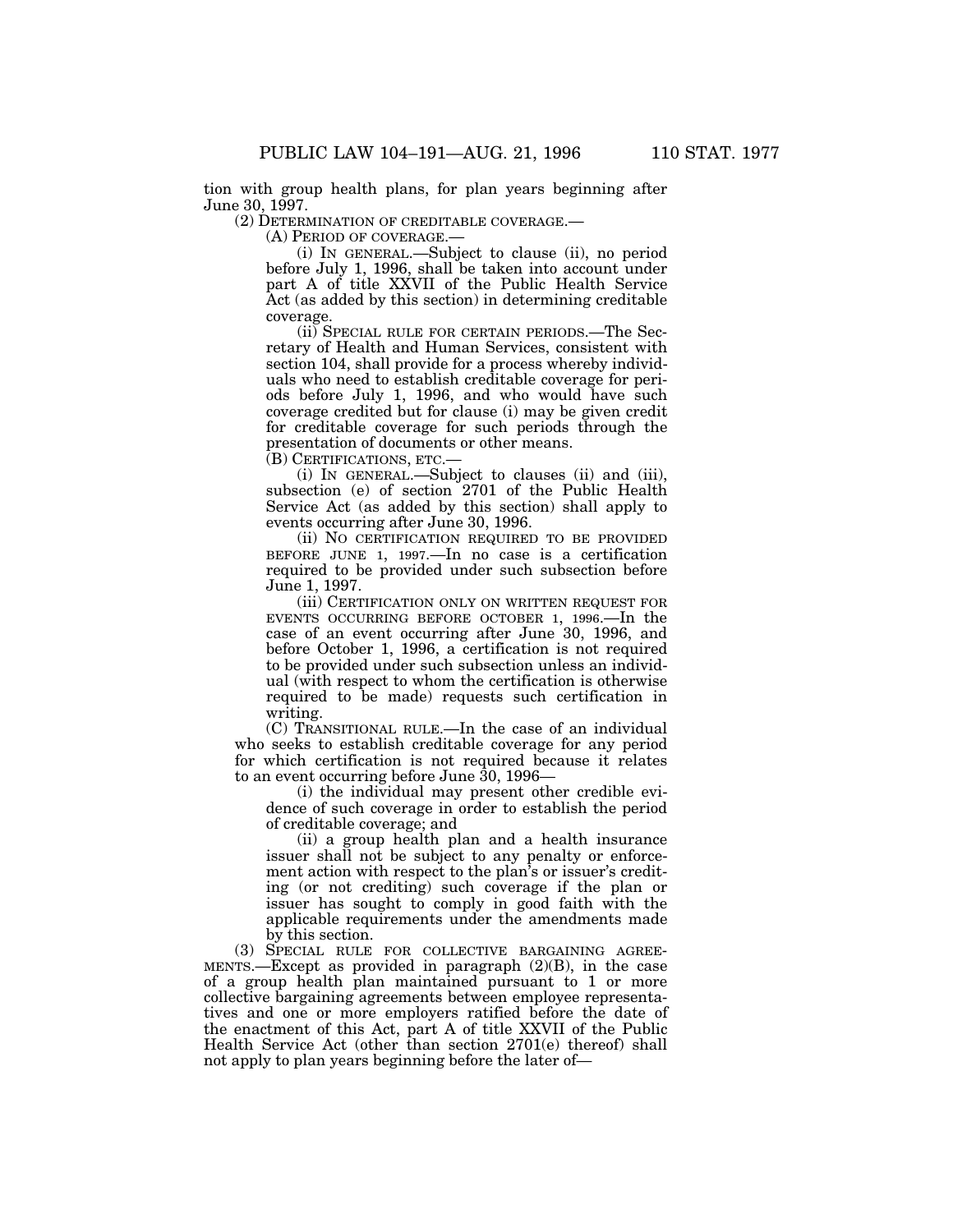tion with group health plans, for plan years beginning after June 30, 1997.

(2) DETERMINATION OF CREDITABLE COVERAGE.—

(A) PERIOD OF COVERAGE.—

(i) IN GENERAL.—Subject to clause (ii), no period before July 1, 1996, shall be taken into account under part A of title XXVII of the Public Health Service Act (as added by this section) in determining creditable coverage.

(ii) SPECIAL RULE FOR CERTAIN PERIODS.—The Secretary of Health and Human Services, consistent with section 104, shall provide for a process whereby individuals who need to establish creditable coverage for periods before July 1, 1996, and who would have such coverage credited but for clause (i) may be given credit for creditable coverage for such periods through the presentation of documents or other means.

(B) CERTIFICATIONS, ETC.—

(i) IN GENERAL.—Subject to clauses (ii) and (iii), subsection (e) of section 2701 of the Public Health Service Act (as added by this section) shall apply to events occurring after June 30, 1996.

(ii) NO CERTIFICATION REQUIRED TO BE PROVIDED BEFORE JUNE 1, 1997.—In no case is a certification required to be provided under such subsection before June 1, 1997.

(iii) CERTIFICATION ONLY ON WRITTEN REQUEST FOR EVENTS OCCURRING BEFORE OCTOBER 1, 1996.—In the case of an event occurring after June 30, 1996, and before October 1, 1996, a certification is not required to be provided under such subsection unless an individual (with respect to whom the certification is otherwise required to be made) requests such certification in writing.

(C) TRANSITIONAL RULE.—In the case of an individual who seeks to establish creditable coverage for any period for which certification is not required because it relates to an event occurring before June 30, 1996—

(i) the individual may present other credible evidence of such coverage in order to establish the period of creditable coverage; and

(ii) a group health plan and a health insurance issuer shall not be subject to any penalty or enforcement action with respect to the plan's or issuer's crediting (or not crediting) such coverage if the plan or issuer has sought to comply in good faith with the applicable requirements under the amendments made by this section.

(3) SPECIAL RULE FOR COLLECTIVE BARGAINING AGREEMENTS.—Except as provided in paragraph (2)(B), in the case of a group health plan maintained pursuant to 1 or more collective bargaining agreements between employee representatives and one or more employers ratified before the date of the enactment of this Act, part A of title XXVII of the Public Health Service Act (other than section 2701(e) thereof) shall not apply to plan years beginning before the later of—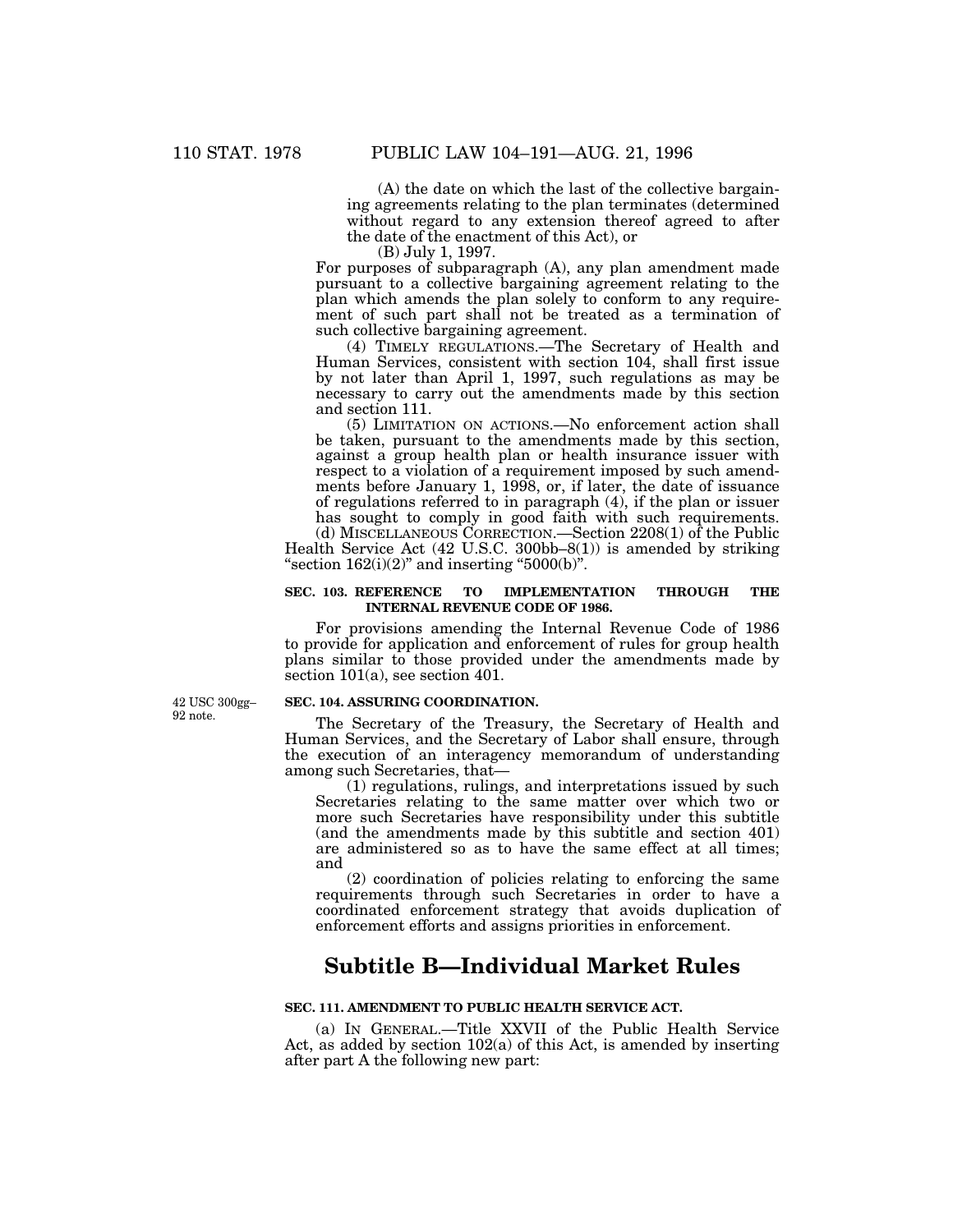(A) the date on which the last of the collective bargaining agreements relating to the plan terminates (determined without regard to any extension thereof agreed to after the date of the enactment of this Act), or

(B) July 1, 1997.

For purposes of subparagraph (A), any plan amendment made pursuant to a collective bargaining agreement relating to the plan which amends the plan solely to conform to any requirement of such part shall not be treated as a termination of such collective bargaining agreement.

(4) TIMELY REGULATIONS.—The Secretary of Health and Human Services, consistent with section 104, shall first issue by not later than April 1, 1997, such regulations as may be necessary to carry out the amendments made by this section and section 111.

(5) LIMITATION ON ACTIONS.—No enforcement action shall be taken, pursuant to the amendments made by this section, against a group health plan or health insurance issuer with respect to a violation of a requirement imposed by such amendments before January 1, 1998, or, if later, the date of issuance of regulations referred to in paragraph (4), if the plan or issuer has sought to comply in good faith with such requirements.

(d) MISCELLANEOUS CORRECTION.—Section 2208(1) of the Public Health Service Act (42 U.S.C. 300bb–8(1)) is amended by striking "section 162(i)(2)" and inserting "5000(b)".

**SEC. 103. REFERENCE TO IMPLEMENTATION THROUGH THE INTERNAL REVENUE CODE OF 1986.**

For provisions amending the Internal Revenue Code of 1986 to provide for application and enforcement of rules for group health plans similar to those provided under the amendments made by section 101(a), see section 401.

42 USC 300gg–92 note.

**SEC. 104. ASSURING COORDINATION.**

The Secretary of the Treasury, the Secretary of Health and Human Services, and the Secretary of Labor shall ensure, through the execution of an interagency memorandum of understanding among such Secretaries, that—

(1) regulations, rulings, and interpretations issued by such Secretaries relating to the same matter over which two or more such Secretaries have responsibility under this subtitle (and the amendments made by this subtitle and section 401) are administered so as to have the same effect at all times; and

(2) coordination of policies relating to enforcing the same requirements through such Secretaries in order to have a coordinated enforcement strategy that avoids duplication of enforcement efforts and assigns priorities in enforcement.

# Subtitle B—Individual Market Rules

**SEC. 111. AMENDMENT TO PUBLIC HEALTH SERVICE ACT.**

(a) IN GENERAL.—Title XXVII of the Public Health Service Act, as added by section 102(a) of this Act, is amended by inserting after part A the following new part: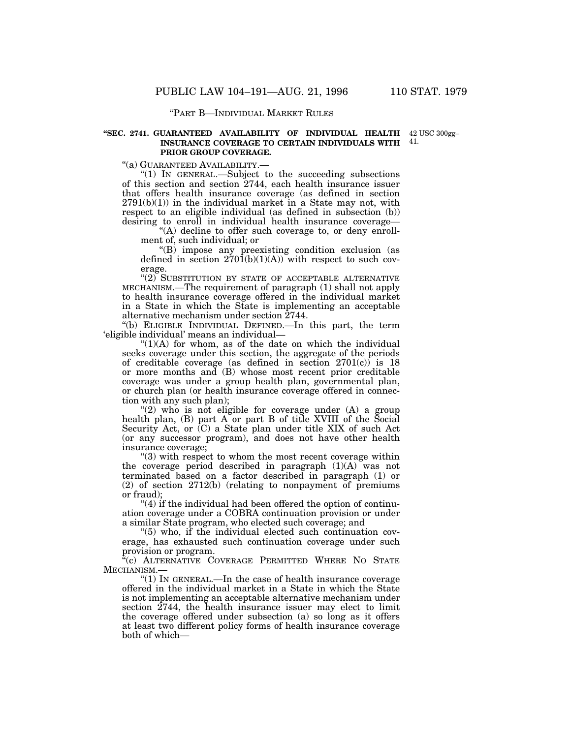"PART B—INDIVIDUAL MARKET RULES

**"SEC. 2741. GUARANTEED AVAILABILITY OF INDIVIDUAL HEALTH INSURANCE COVERAGE TO CERTAIN INDIVIDUALS WITH PRIOR GROUP COVERAGE.**

42 USC 300gg–41.

"(a) GUARANTEED AVAILABILITY.—

"(1) IN GENERAL.—Subject to the succeeding subsections of this section and section 2744, each health insurance issuer that offers health insurance coverage (as defined in section 2791(b)(1)) in the individual market in a State may not, with respect to an eligible individual (as defined in subsection (b)) desiring to enroll in individual health insurance coverage—

"(A) decline to offer such coverage to, or deny enrollment of, such individual; or

"(B) impose any preexisting condition exclusion (as defined in section 2701(b)(1)(A)) with respect to such coverage.

"(2) SUBSTITUTION BY STATE OF ACCEPTABLE ALTERNATIVE MECHANISM.—The requirement of paragraph (1) shall not apply to health insurance coverage offered in the individual market in a State in which the State is implementing an acceptable alternative mechanism under section 2744.

"(b) ELIGIBLE INDIVIDUAL DEFINED.—In this part, the term 'eligible individual' means an individual—

"(1)(A) for whom, as of the date on which the individual seeks coverage under this section, the aggregate of the periods of creditable coverage (as defined in section 2701(c)) is 18 or more months and (B) whose most recent prior creditable coverage was under a group health plan, governmental plan, or church plan (or health insurance coverage offered in connection with any such plan);

"(2) who is not eligible for coverage under (A) a group health plan, (B) part A or part B of title XVIII of the Social Security Act, or (C) a State plan under title XIX of such Act (or any successor program), and does not have other health insurance coverage;

"(3) with respect to whom the most recent coverage within the coverage period described in paragraph (1)(A) was not terminated based on a factor described in paragraph (1) or (2) of section 2712(b) (relating to nonpayment of premiums or fraud);

"(4) if the individual had been offered the option of continuation coverage under a COBRA continuation provision or under a similar State program, who elected such coverage; and

"(5) who, if the individual elected such continuation coverage, has exhausted such continuation coverage under such provision or program.

"(c) ALTERNATIVE COVERAGE PERMITTED WHERE NO STATE MECHANISM.—

"(1) IN GENERAL.—In the case of health insurance coverage offered in the individual market in a State in which the State is not implementing an acceptable alternative mechanism under section 2744, the health insurance issuer may elect to limit the coverage offered under subsection (a) so long as it offers at least two different policy forms of health insurance coverage both of which—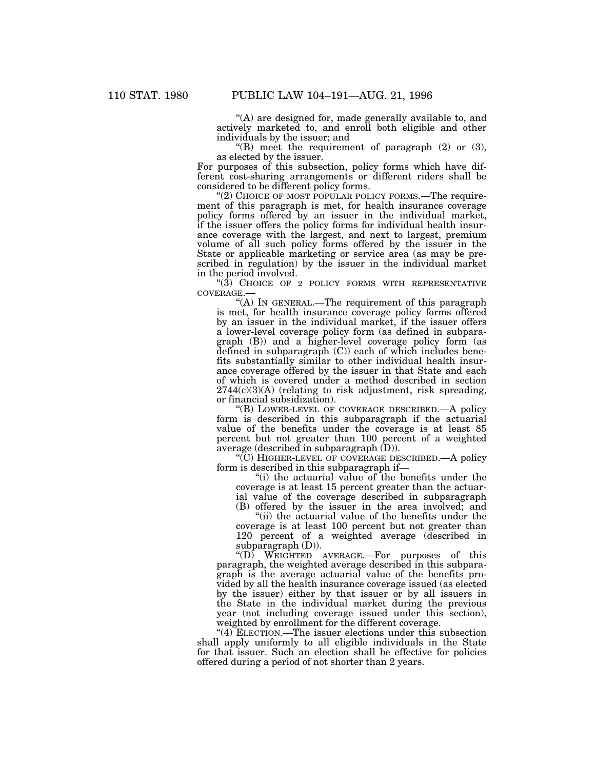"(A) are designed for, made generally available to, and actively marketed to, and enroll both eligible and other individuals by the issuer; and

"(B) meet the requirement of paragraph (2) or (3), as elected by the issuer.

For purposes of this subsection, policy forms which have different cost-sharing arrangements or different riders shall be considered to be different policy forms.

"(2) CHOICE OF MOST POPULAR POLICY FORMS.—The requirement of this paragraph is met, for health insurance coverage policy forms offered by an issuer in the individual market, if the issuer offers the policy forms for individual health insurance coverage with the largest, and next to largest, premium volume of all such policy forms offered by the issuer in the State or applicable marketing or service area (as may be prescribed in regulation) by the issuer in the individual market in the period involved.

"(3) CHOICE OF 2 POLICY FORMS WITH REPRESENTATIVE COVERAGE.—

"(A) IN GENERAL.—The requirement of this paragraph is met, for health insurance coverage policy forms offered by an issuer in the individual market, if the issuer offers a lower-level coverage policy form (as defined in subparagraph (B)) and a higher-level coverage policy form (as defined in subparagraph (C)) each of which includes benefits substantially similar to other individual health insurance coverage offered by the issuer in that State and each of which is covered under a method described in section 2744(c)(3)(A) (relating to risk adjustment, risk spreading, or financial subsidization).

"(B) LOWER-LEVEL OF COVERAGE DESCRIBED.—A policy form is described in this subparagraph if the actuarial value of the benefits under the coverage is at least 85 percent but not greater than 100 percent of a weighted average (described in subparagraph (D)).

"(C) HIGHER-LEVEL OF COVERAGE DESCRIBED.—A policy form is described in this subparagraph if—

"(i) the actuarial value of the benefits under the coverage is at least 15 percent greater than the actuarial value of the coverage described in subparagraph (B) offered by the issuer in the area involved; and

"(ii) the actuarial value of the benefits under the coverage is at least 100 percent but not greater than 120 percent of a weighted average (described in subparagraph (D)).

"(D) WEIGHTED AVERAGE.—For purposes of this paragraph, the weighted average described in this subparagraph is the average actuarial value of the benefits provided by all the health insurance coverage issued (as elected by the issuer) either by that issuer or by all issuers in the State in the individual market during the previous year (not including coverage issued under this section), weighted by enrollment for the different coverage.

"(4) ELECTION.—The issuer elections under this subsection shall apply uniformly to all eligible individuals in the State for that issuer. Such an election shall be effective for policies offered during a period of not shorter than 2 years.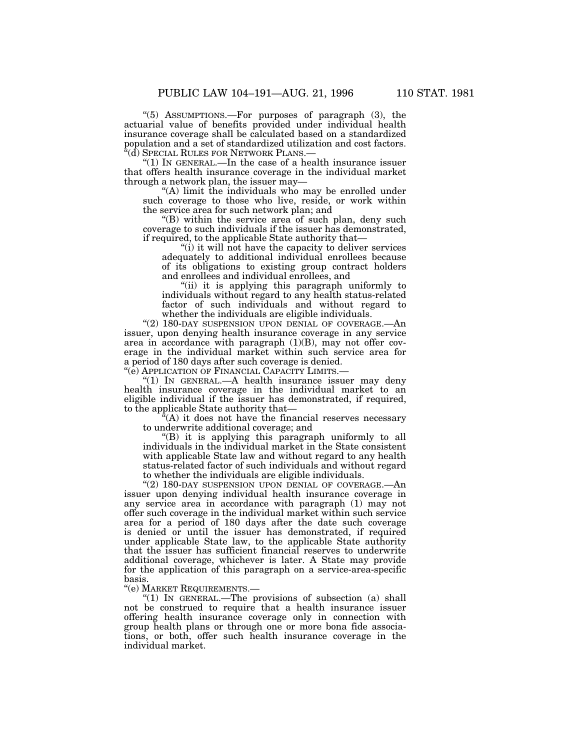"(5) ASSUMPTIONS.—For purposes of paragraph (3), the actuarial value of benefits provided under individual health insurance coverage shall be calculated based on a standardized population and a set of standardized utilization and cost factors.

"(d) SPECIAL RULES FOR NETWORK PLANS.—

"(1) IN GENERAL.—In the case of a health insurance issuer that offers health insurance coverage in the individual market through a network plan, the issuer may—

"(A) limit the individuals who may be enrolled under such coverage to those who live, reside, or work within the service area for such network plan; and

"(B) within the service area of such plan, deny such coverage to such individuals if the issuer has demonstrated, if required, to the applicable State authority that—

"(i) it will not have the capacity to deliver services adequately to additional individual enrollees because of its obligations to existing group contract holders and enrollees and individual enrollees, and

"(ii) it is applying this paragraph uniformly to individuals without regard to any health status-related factor of such individuals and without regard to whether the individuals are eligible individuals.

"(2) 180-DAY SUSPENSION UPON DENIAL OF COVERAGE.—An issuer, upon denying health insurance coverage in any service area in accordance with paragraph (1)(B), may not offer coverage in the individual market within such service area for a period of 180 days after such coverage is denied.

"(e) APPLICATION OF FINANCIAL CAPACITY LIMITS.—

"(1) IN GENERAL.—A health insurance issuer may deny health insurance coverage in the individual market to an eligible individual if the issuer has demonstrated, if required, to the applicable State authority that—

"(A) it does not have the financial reserves necessary to underwrite additional coverage; and

"(B) it is applying this paragraph uniformly to all individuals in the individual market in the State consistent with applicable State law and without regard to any health status-related factor of such individuals and without regard to whether the individuals are eligible individuals.

"(2) 180-DAY SUSPENSION UPON DENIAL OF COVERAGE.—An issuer upon denying individual health insurance coverage in any service area in accordance with paragraph (1) may not offer such coverage in the individual market within such service area for a period of 180 days after the date such coverage is denied or until the issuer has demonstrated, if required under applicable State law, to the applicable State authority that the issuer has sufficient financial reserves to underwrite additional coverage, whichever is later. A State may provide for the application of this paragraph on a service-area-specific basis.

"(e) MARKET REQUIREMENTS.—

"(1) IN GENERAL.—The provisions of subsection (a) shall not be construed to require that a health insurance issuer offering health insurance coverage only in connection with group health plans or through one or more bona fide associations, or both, offer such health insurance coverage in the individual market.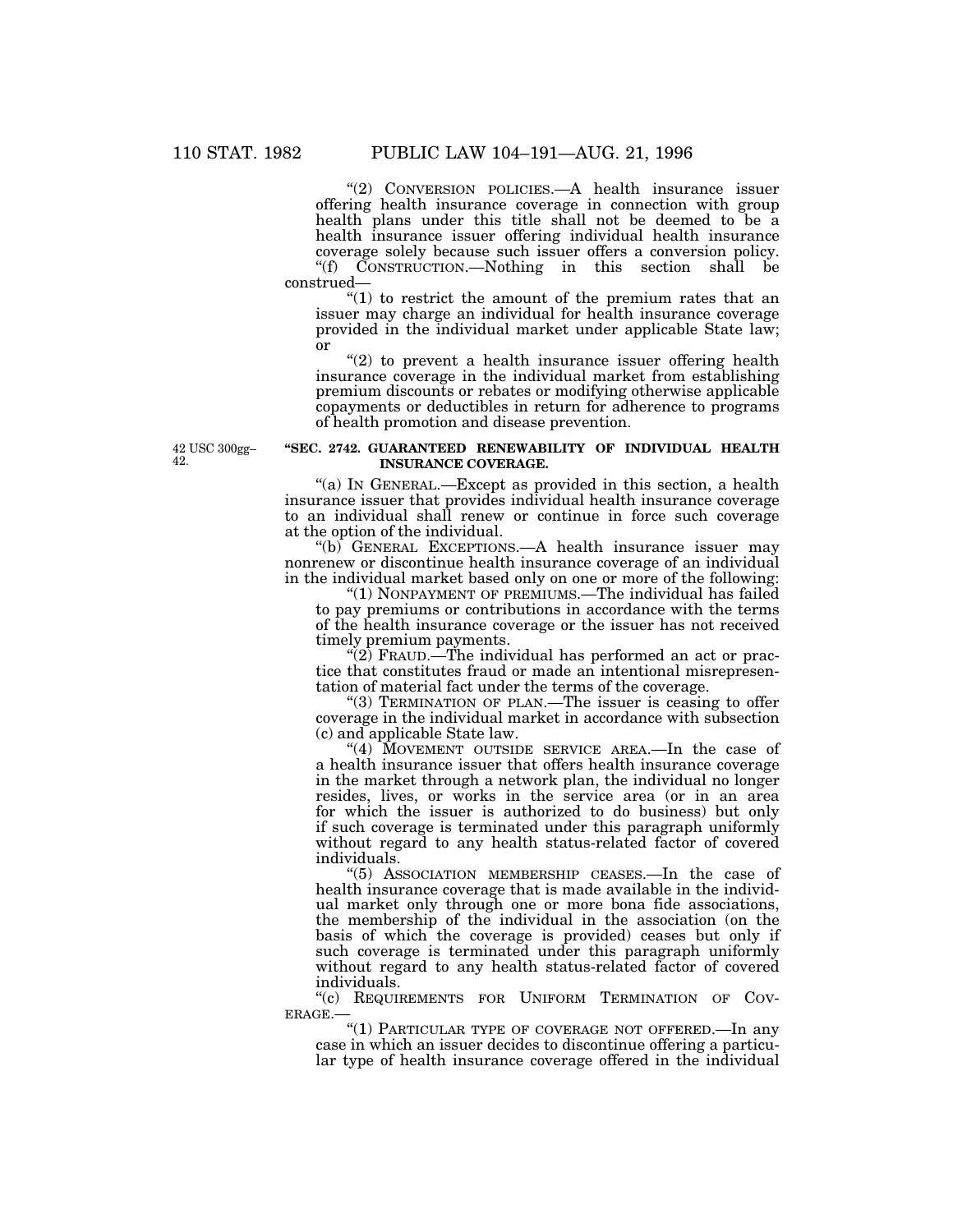"(2) CONVERSION POLICIES.—A health insurance issuer offering health insurance coverage in connection with group health plans under this title shall not be deemed to be a health insurance issuer offering individual health insurance coverage solely because such issuer offers a conversion policy.

"(f) CONSTRUCTION.—Nothing in this section shall be construed—

"(1) to restrict the amount of the premium rates that an issuer may charge an individual for health insurance coverage provided in the individual market under applicable State law; or

"(2) to prevent a health insurance issuer offering health insurance coverage in the individual market from establishing premium discounts or rebates or modifying otherwise applicable copayments or deductibles in return for adherence to programs of health promotion and disease prevention.

42 USC 300gg–42.

**"SEC. 2742. GUARANTEED RENEWABILITY OF INDIVIDUAL HEALTH INSURANCE COVERAGE.**

"(a) IN GENERAL.—Except as provided in this section, a health insurance issuer that provides individual health insurance coverage to an individual shall renew or continue in force such coverage at the option of the individual.

"(b) GENERAL EXCEPTIONS.—A health insurance issuer may nonrenew or discontinue health insurance coverage of an individual in the individual market based only on one or more of the following:

"(1) NONPAYMENT OF PREMIUMS.—The individual has failed to pay premiums or contributions in accordance with the terms of the health insurance coverage or the issuer has not received timely premium payments.

"(2) FRAUD.—The individual has performed an act or practice that constitutes fraud or made an intentional misrepresentation of material fact under the terms of the coverage.

"(3) TERMINATION OF PLAN.—The issuer is ceasing to offer coverage in the individual market in accordance with subsection (c) and applicable State law.

"(4) MOVEMENT OUTSIDE SERVICE AREA.—In the case of a health insurance issuer that offers health insurance coverage in the market through a network plan, the individual no longer resides, lives, or works in the service area (or in an area for which the issuer is authorized to do business) but only if such coverage is terminated under this paragraph uniformly without regard to any health status-related factor of covered individuals.

"(5) ASSOCIATION MEMBERSHIP CEASES.—In the case of health insurance coverage that is made available in the individual market only through one or more bona fide associations, the membership of the individual in the association (on the basis of which the coverage is provided) ceases but only if such coverage is terminated under this paragraph uniformly without regard to any health status-related factor of covered individuals.

"(c) REQUIREMENTS FOR UNIFORM TERMINATION OF COVERAGE.—

"(1) PARTICULAR TYPE OF COVERAGE NOT OFFERED.—In any case in which an issuer decides to discontinue offering a particular type of health insurance coverage offered in the individual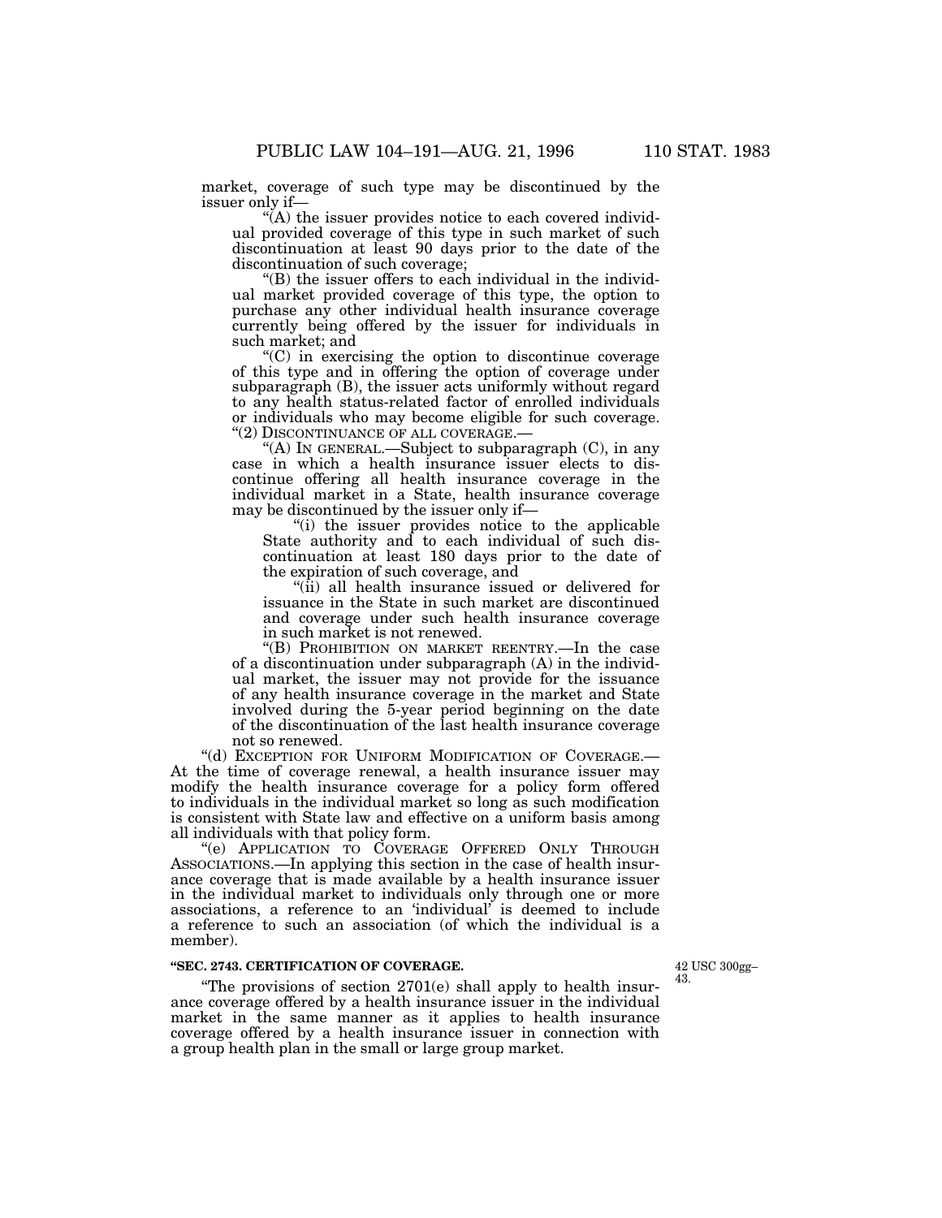market, coverage of such type may be discontinued by the issuer only if—

"(A) the issuer provides notice to each covered individual provided coverage of this type in such market of such discontinuation at least 90 days prior to the date of the discontinuation of such coverage;

"(B) the issuer offers to each individual in the individual market provided coverage of this type, the option to purchase any other individual health insurance coverage currently being offered by the issuer for individuals in such market; and

"(C) in exercising the option to discontinue coverage of this type and in offering the option of coverage under subparagraph (B), the issuer acts uniformly without regard to any health status-related factor of enrolled individuals or individuals who may become eligible for such coverage.

"(2) DISCONTINUANCE OF ALL COVERAGE.—

"(A) IN GENERAL.—Subject to subparagraph (C), in any case in which a health insurance issuer elects to discontinue offering all health insurance coverage in the individual market in a State, health insurance coverage may be discontinued by the issuer only if—

"(i) the issuer provides notice to the applicable State authority and to each individual of such discontinuation at least 180 days prior to the date of the expiration of such coverage, and

"(ii) all health insurance issued or delivered for issuance in the State in such market are discontinued and coverage under such health insurance coverage in such market is not renewed.

"(B) PROHIBITION ON MARKET REENTRY.—In the case of a discontinuation under subparagraph (A) in the individual market, the issuer may not provide for the issuance of any health insurance coverage in the market and State involved during the 5-year period beginning on the date of the discontinuation of the last health insurance coverage not so renewed.

"(d) EXCEPTION FOR UNIFORM MODIFICATION OF COVERAGE.—At the time of coverage renewal, a health insurance issuer may modify the health insurance coverage for a policy form offered to individuals in the individual market so long as such modification is consistent with State law and effective on a uniform basis among all individuals with that policy form.

"(e) APPLICATION TO COVERAGE OFFERED ONLY THROUGH ASSOCIATIONS.—In applying this section in the case of health insurance coverage that is made available by a health insurance issuer in the individual market to individuals only through one or more associations, a reference to an 'individual' is deemed to include a reference to such an association (of which the individual is a member).

**"SEC. 2743. CERTIFICATION OF COVERAGE.**

42 USC 300gg–43.

"The provisions of section 2701(e) shall apply to health insurance coverage offered by a health insurance issuer in the individual market in the same manner as it applies to health insurance coverage offered by a health insurance issuer in connection with a group health plan in the small or large group market.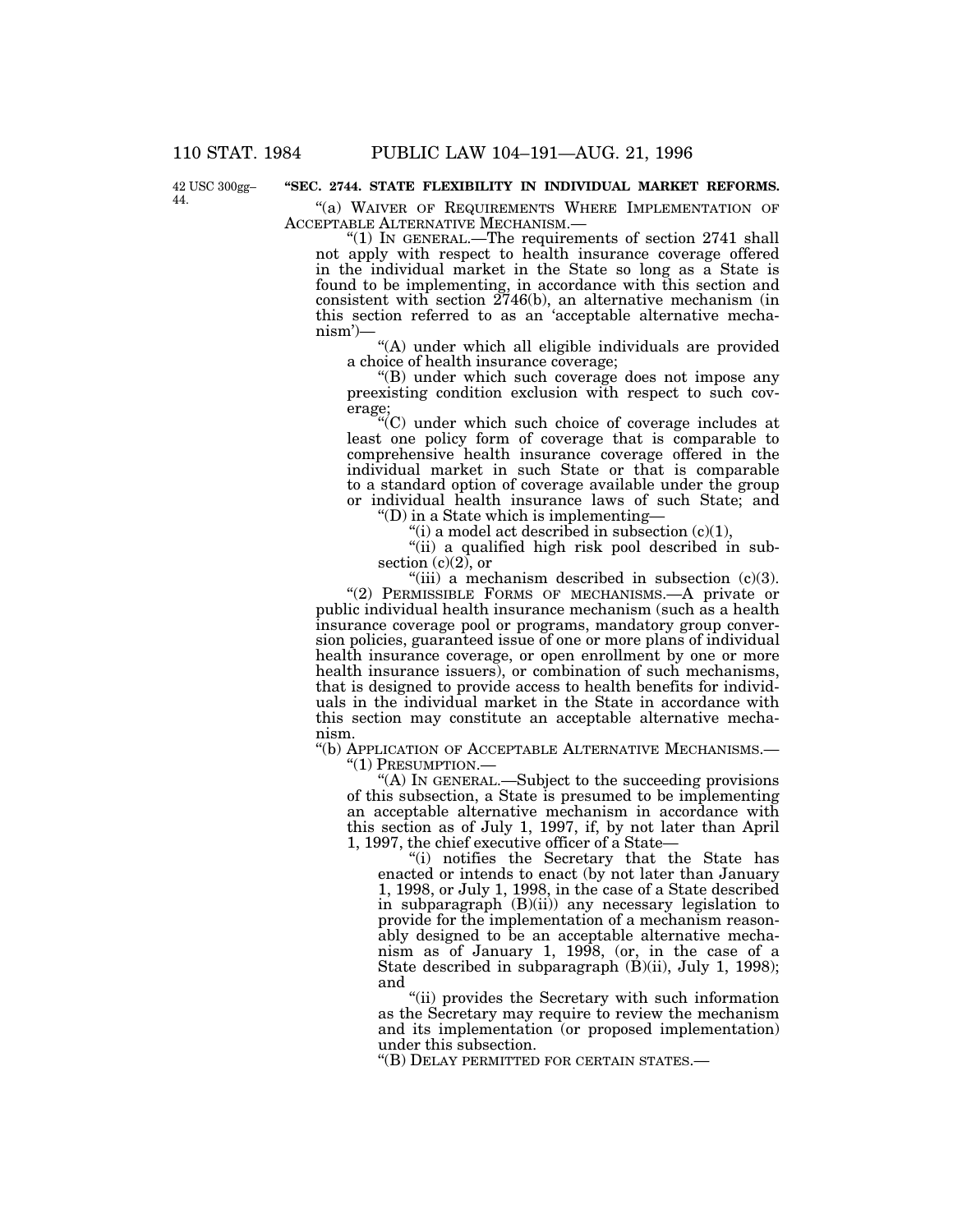42 USC 300gg–44.

**"SEC. 2744. STATE FLEXIBILITY IN INDIVIDUAL MARKET REFORMS.**

"(a) WAIVER OF REQUIREMENTS WHERE IMPLEMENTATION OF ACCEPTABLE ALTERNATIVE MECHANISM.—

"(1) IN GENERAL.—The requirements of section 2741 shall not apply with respect to health insurance coverage offered in the individual market in the State so long as a State is found to be implementing, in accordance with this section and consistent with section 2746(b), an alternative mechanism (in this section referred to as an 'acceptable alternative mechanism')—

"(A) under which all eligible individuals are provided a choice of health insurance coverage;

"(B) under which such coverage does not impose any preexisting condition exclusion with respect to such coverage;

"(C) under which such choice of coverage includes at least one policy form of coverage that is comparable to comprehensive health insurance coverage offered in the individual market in such State or that is comparable to a standard option of coverage available under the group or individual health insurance laws of such State; and

"(D) in a State which is implementing—

"(i) a model act described in subsection (c)(1),

"(ii) a qualified high risk pool described in subsection (c)(2), or

"(iii) a mechanism described in subsection (c)(3).

"(2) PERMISSIBLE FORMS OF MECHANISMS.—A private or public individual health insurance mechanism (such as a health insurance coverage pool or programs, mandatory group conversion policies, guaranteed issue of one or more plans of individual health insurance coverage, or open enrollment by one or more health insurance issuers), or combination of such mechanisms, that is designed to provide access to health benefits for individuals in the individual market in the State in accordance with this section may constitute an acceptable alternative mechanism.

"(b) APPLICATION OF ACCEPTABLE ALTERNATIVE MECHANISMS.—

"(1) PRESUMPTION.—

"(A) IN GENERAL.—Subject to the succeeding provisions of this subsection, a State is presumed to be implementing an acceptable alternative mechanism in accordance with this section as of July 1, 1997, if, by not later than April 1, 1997, the chief executive officer of a State—

"(i) notifies the Secretary that the State has enacted or intends to enact (by not later than January 1, 1998, or July 1, 1998, in the case of a State described in subparagraph (B)(ii)) any necessary legislation to provide for the implementation of a mechanism reasonably designed to be an acceptable alternative mechanism as of January 1, 1998, (or, in the case of a State described in subparagraph (B)(ii), July 1, 1998); and

"(ii) provides the Secretary with such information as the Secretary may require to review the mechanism and its implementation (or proposed implementation) under this subsection.

"(B) DELAY PERMITTED FOR CERTAIN STATES.—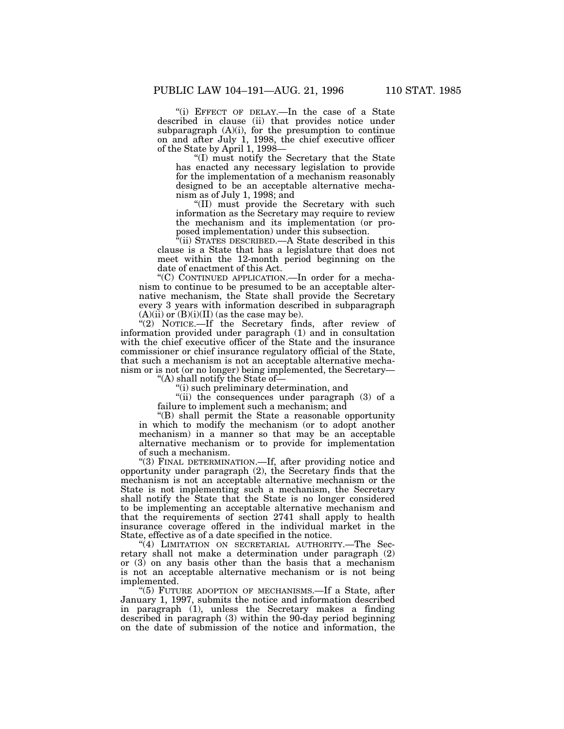"(i) EFFECT OF DELAY.—In the case of a State described in clause (ii) that provides notice under subparagraph (A)(i), for the presumption to continue on and after July 1, 1998, the chief executive officer of the State by April 1, 1998—

"(I) must notify the Secretary that the State has enacted any necessary legislation to provide for the implementation of a mechanism reasonably designed to be an acceptable alternative mechanism as of July 1, 1998; and

"(II) must provide the Secretary with such information as the Secretary may require to review the mechanism and its implementation (or proposed implementation) under this subsection.

"(ii) STATES DESCRIBED.—A State described in this clause is a State that has a legislature that does not meet within the 12-month period beginning on the date of enactment of this Act.

"(C) CONTINUED APPLICATION.—In order for a mechanism to continue to be presumed to be an acceptable alternative mechanism, the State shall provide the Secretary every 3 years with information described in subparagraph (A)(ii) or (B)(i)(II) (as the case may be).

"(2) NOTICE.—If the Secretary finds, after review of information provided under paragraph (1) and in consultation with the chief executive officer of the State and the insurance commissioner or chief insurance regulatory official of the State, that such a mechanism is not an acceptable alternative mechanism or is not (or no longer) being implemented, the Secretary—

"(A) shall notify the State of—

"(i) such preliminary determination, and

"(ii) the consequences under paragraph (3) of a failure to implement such a mechanism; and

"(B) shall permit the State a reasonable opportunity in which to modify the mechanism (or to adopt another mechanism) in a manner so that may be an acceptable alternative mechanism or to provide for implementation of such a mechanism.

"(3) FINAL DETERMINATION.—If, after providing notice and opportunity under paragraph (2), the Secretary finds that the mechanism is not an acceptable alternative mechanism or the State is not implementing such a mechanism, the Secretary shall notify the State that the State is no longer considered to be implementing an acceptable alternative mechanism and that the requirements of section 2741 shall apply to health insurance coverage offered in the individual market in the State, effective as of a date specified in the notice.

"(4) LIMITATION ON SECRETARIAL AUTHORITY.—The Secretary shall not make a determination under paragraph (2) or (3) on any basis other than the basis that a mechanism is not an acceptable alternative mechanism or is not being implemented.

"(5) FUTURE ADOPTION OF MECHANISMS.—If a State, after January 1, 1997, submits the notice and information described in paragraph (1), unless the Secretary makes a finding described in paragraph (3) within the 90-day period beginning on the date of submission of the notice and information, the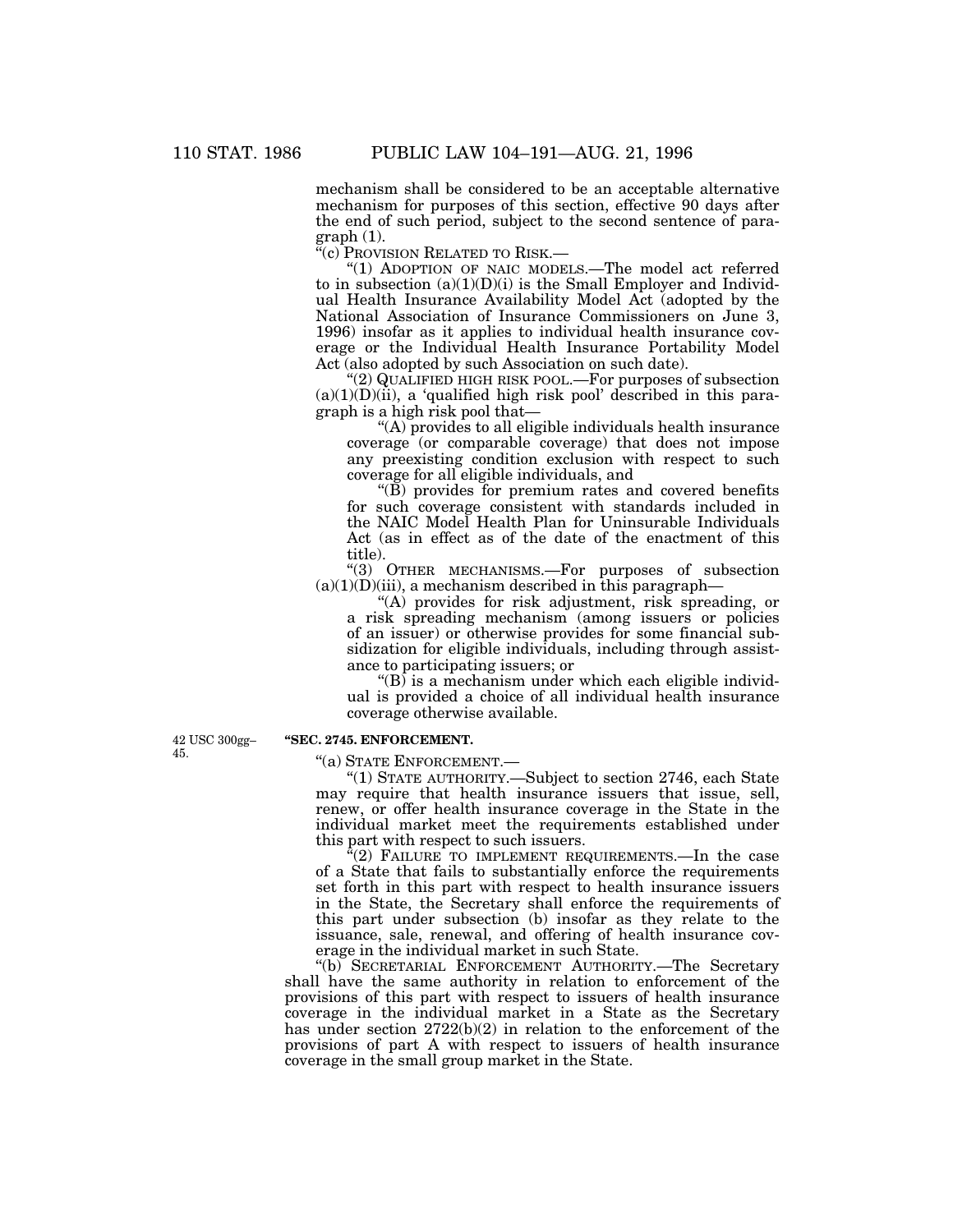mechanism shall be considered to be an acceptable alternative mechanism for purposes of this section, effective 90 days after the end of such period, subject to the second sentence of paragraph (1).

"(c) PROVISION RELATED TO RISK.—

"(1) ADOPTION OF NAIC MODELS.—The model act referred to in subsection (a)(1)(D)(i) is the Small Employer and Individual Health Insurance Availability Model Act (adopted by the National Association of Insurance Commissioners on June 3, 1996) insofar as it applies to individual health insurance coverage or the Individual Health Insurance Portability Model Act (also adopted by such Association on such date).

"(2) QUALIFIED HIGH RISK POOL.—For purposes of subsection (a)(1)(D)(ii), a 'qualified high risk pool' described in this paragraph is a high risk pool that—

"(A) provides to all eligible individuals health insurance coverage (or comparable coverage) that does not impose any preexisting condition exclusion with respect to such coverage for all eligible individuals, and

"(B) provides for premium rates and covered benefits for such coverage consistent with standards included in the NAIC Model Health Plan for Uninsurable Individuals Act (as in effect as of the date of the enactment of this title).

"(3) OTHER MECHANISMS.—For purposes of subsection (a)(1)(D)(iii), a mechanism described in this paragraph—

"(A) provides for risk adjustment, risk spreading, or a risk spreading mechanism (among issuers or policies of an issuer) or otherwise provides for some financial subsidization for eligible individuals, including through assistance to participating issuers; or

"(B) is a mechanism under which each eligible individual is provided a choice of all individual health insurance coverage otherwise available.

42 USC 300gg–45.

**"SEC. 2745. ENFORCEMENT.**

"(a) STATE ENFORCEMENT.—

"(1) STATE AUTHORITY.—Subject to section 2746, each State may require that health insurance issuers that issue, sell, renew, or offer health insurance coverage in the State in the individual market meet the requirements established under this part with respect to such issuers.

"(2) FAILURE TO IMPLEMENT REQUIREMENTS.—In the case of a State that fails to substantially enforce the requirements set forth in this part with respect to health insurance issuers in the State, the Secretary shall enforce the requirements of this part under subsection (b) insofar as they relate to the issuance, sale, renewal, and offering of health insurance coverage in the individual market in such State.

"(b) SECRETARIAL ENFORCEMENT AUTHORITY.—The Secretary shall have the same authority in relation to enforcement of the provisions of this part with respect to issuers of health insurance coverage in the individual market in a State as the Secretary has under section 2722(b)(2) in relation to the enforcement of the provisions of part A with respect to issuers of health insurance coverage in the small group market in the State.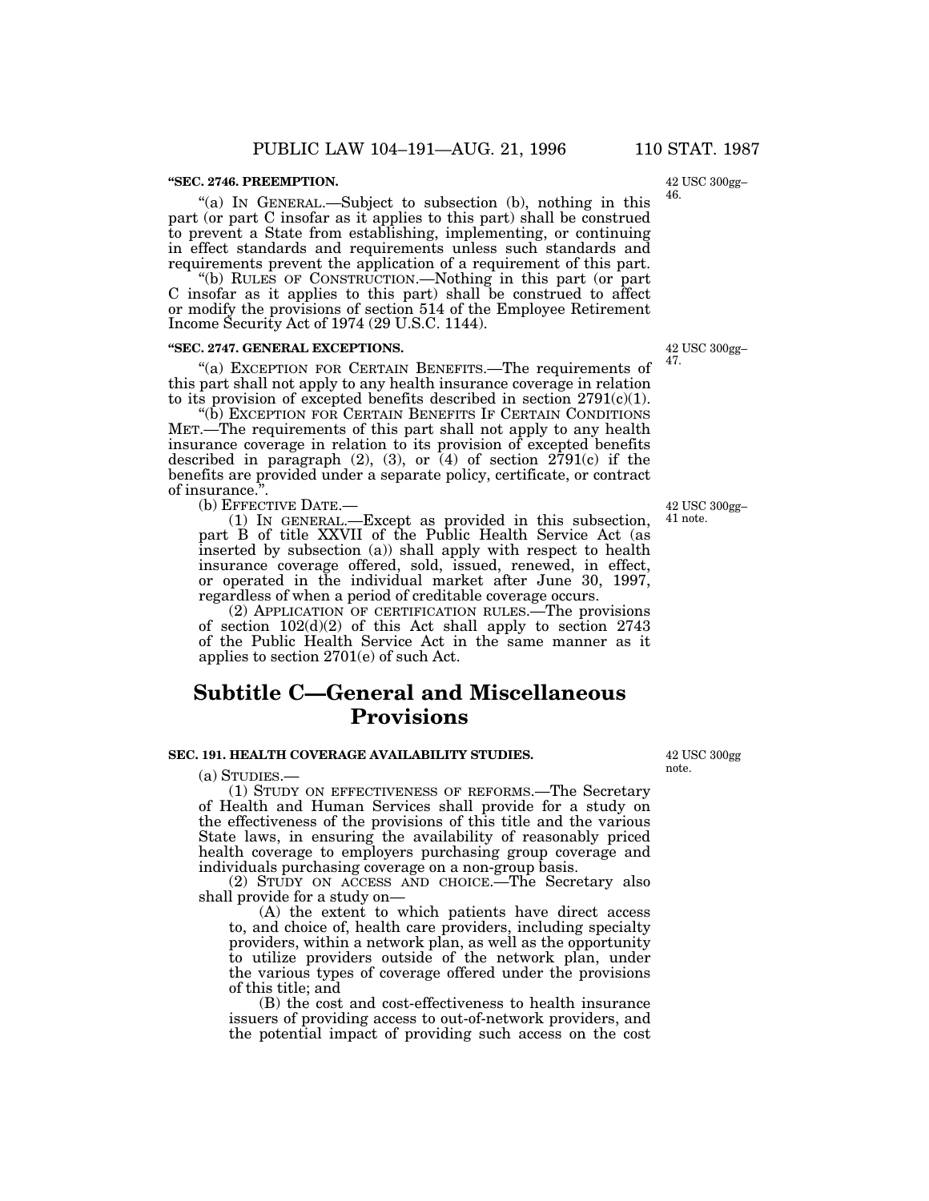**"SEC. 2746. PREEMPTION.**

42 USC 300gg–46.

"(a) IN GENERAL.—Subject to subsection (b), nothing in this part (or part C insofar as it applies to this part) shall be construed to prevent a State from establishing, implementing, or continuing in effect standards and requirements unless such standards and requirements prevent the application of a requirement of this part.

"(b) RULES OF CONSTRUCTION.—Nothing in this part (or part C insofar as it applies to this part) shall be construed to affect or modify the provisions of section 514 of the Employee Retirement Income Security Act of 1974 (29 U.S.C. 1144).

**"SEC. 2747. GENERAL EXCEPTIONS.**

42 USC 300gg–47.

"(a) EXCEPTION FOR CERTAIN BENEFITS.—The requirements of this part shall not apply to any health insurance coverage in relation to its provision of excepted benefits described in section 2791(c)(1).

"(b) EXCEPTION FOR CERTAIN BENEFITS IF CERTAIN CONDITIONS MET.—The requirements of this part shall not apply to any health insurance coverage in relation to its provision of excepted benefits described in paragraph (2), (3), or (4) of section 2791(c) if the benefits are provided under a separate policy, certificate, or contract of insurance.".

(b) EFFECTIVE DATE.—

42 USC 300gg–41 note.

(1) IN GENERAL.—Except as provided in this subsection, part B of title XXVII of the Public Health Service Act (as inserted by subsection (a)) shall apply with respect to health insurance coverage offered, sold, issued, renewed, in effect, or operated in the individual market after June 30, 1997, regardless of when a period of creditable coverage occurs.

(2) APPLICATION OF CERTIFICATION RULES.—The provisions of section 102(d)(2) of this Act shall apply to section 2743 of the Public Health Service Act in the same manner as it applies to section 2701(e) of such Act.

# Subtitle C—General and Miscellaneous Provisions

**SEC. 191. HEALTH COVERAGE AVAILABILITY STUDIES.**

42 USC 300gg note.

(a) STUDIES.—

(1) STUDY ON EFFECTIVENESS OF REFORMS.—The Secretary of Health and Human Services shall provide for a study on the effectiveness of the provisions of this title and the various State laws, in ensuring the availability of reasonably priced health coverage to employers purchasing group coverage and individuals purchasing coverage on a non-group basis.

(2) STUDY ON ACCESS AND CHOICE.—The Secretary also shall provide for a study on—

(A) the extent to which patients have direct access to, and choice of, health care providers, including specialty providers, within a network plan, as well as the opportunity to utilize providers outside of the network plan, under the various types of coverage offered under the provisions of this title; and

(B) the cost and cost-effectiveness to health insurance issuers of providing access to out-of-network providers, and the potential impact of providing such access on the cost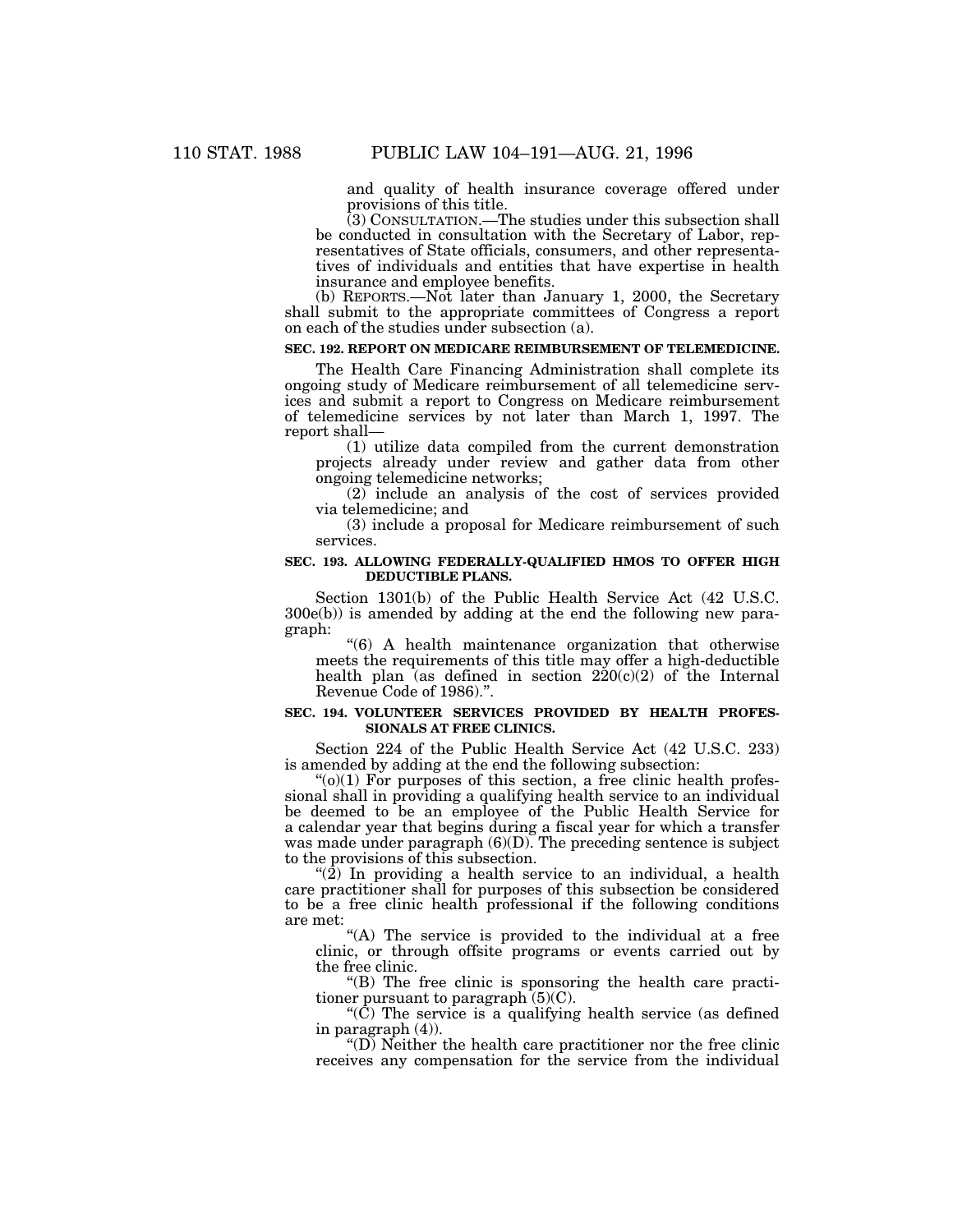and quality of health insurance coverage offered under provisions of this title.

(3) CONSULTATION.—The studies under this subsection shall be conducted in consultation with the Secretary of Labor, representatives of State officials, consumers, and other representatives of individuals and entities that have expertise in health insurance and employee benefits.

(b) REPORTS.—Not later than January 1, 2000, the Secretary shall submit to the appropriate committees of Congress a report on each of the studies under subsection (a).

### SEC. 192. REPORT ON MEDICARE REIMBURSEMENT OF TELEMEDICINE.

The Health Care Financing Administration shall complete its ongoing study of Medicare reimbursement of all telemedicine services and submit a report to Congress on Medicare reimbursement of telemedicine services by not later than March 1, 1997. The report shall—

(1) utilize data compiled from the current demonstration projects already under review and gather data from other ongoing telemedicine networks;

(2) include an analysis of the cost of services provided via telemedicine; and

(3) include a proposal for Medicare reimbursement of such services.

### SEC. 193. ALLOWING FEDERALLY-QUALIFIED HMOS TO OFFER HIGH DEDUCTIBLE PLANS.

Section 1301(b) of the Public Health Service Act (42 U.S.C. 300e(b)) is amended by adding at the end the following new paragraph:

"(6) A health maintenance organization that otherwise meets the requirements of this title may offer a high-deductible health plan (as defined in section 220(c)(2) of the Internal Revenue Code of 1986).".

### SEC. 194. VOLUNTEER SERVICES PROVIDED BY HEALTH PROFESSIONALS AT FREE CLINICS.

Section 224 of the Public Health Service Act (42 U.S.C. 233) is amended by adding at the end the following subsection:

"(o)(1) For purposes of this section, a free clinic health professional shall in providing a qualifying health service to an individual be deemed to be an employee of the Public Health Service for a calendar year that begins during a fiscal year for which a transfer was made under paragraph (6)(D). The preceding sentence is subject to the provisions of this subsection.

"(2) In providing a health service to an individual, a health care practitioner shall for purposes of this subsection be considered to be a free clinic health professional if the following conditions are met:

"(A) The service is provided to the individual at a free clinic, or through offsite programs or events carried out by the free clinic.

"(B) The free clinic is sponsoring the health care practitioner pursuant to paragraph (5)(C).

"(C) The service is a qualifying health service (as defined in paragraph (4)).

"(D) Neither the health care practitioner nor the free clinic receives any compensation for the service from the individual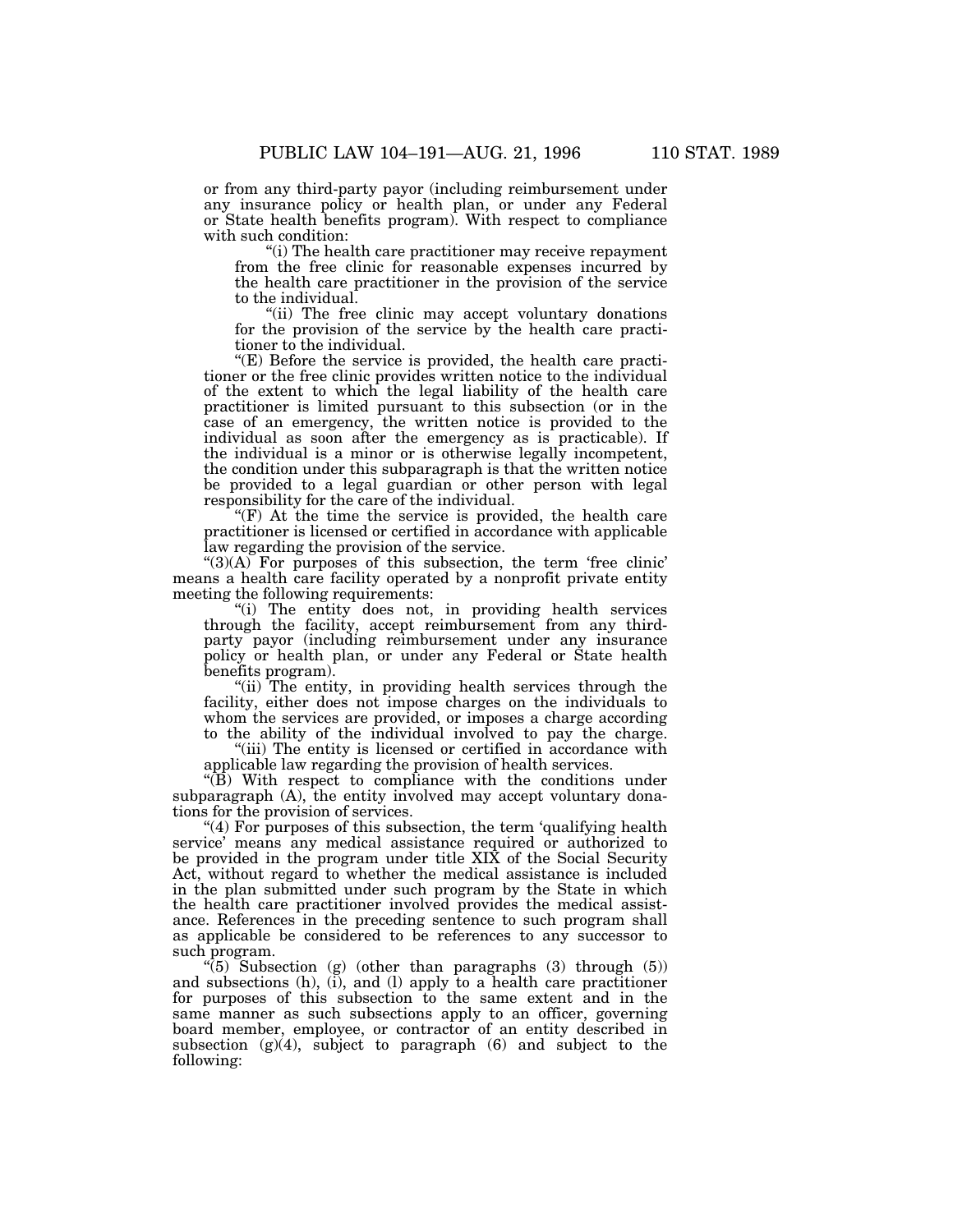or from any third-party payor (including reimbursement under any insurance policy or health plan, or under any Federal or State health benefits program). With respect to compliance with such condition:

"(i) The health care practitioner may receive repayment from the free clinic for reasonable expenses incurred by the health care practitioner in the provision of the service to the individual.

"(ii) The free clinic may accept voluntary donations for the provision of the service by the health care practitioner to the individual.

"(E) Before the service is provided, the health care practitioner or the free clinic provides written notice to the individual of the extent to which the legal liability of the health care practitioner is limited pursuant to this subsection (or in the case of an emergency, the written notice is provided to the individual as soon after the emergency as is practicable). If the individual is a minor or is otherwise legally incompetent, the condition under this subparagraph is that the written notice be provided to a legal guardian or other person with legal responsibility for the care of the individual.

"(F) At the time the service is provided, the health care practitioner is licensed or certified in accordance with applicable law regarding the provision of the service.

"(3)(A) For purposes of this subsection, the term 'free clinic' means a health care facility operated by a nonprofit private entity meeting the following requirements:

"(i) The entity does not, in providing health services through the facility, accept reimbursement from any third-party payor (including reimbursement under any insurance policy or health plan, or under any Federal or State health benefits program).

"(ii) The entity, in providing health services through the facility, either does not impose charges on the individuals to whom the services are provided, or imposes a charge according to the ability of the individual involved to pay the charge.

"(iii) The entity is licensed or certified in accordance with applicable law regarding the provision of health services.

"(B) With respect to compliance with the conditions under subparagraph (A), the entity involved may accept voluntary donations for the provision of services.

"(4) For purposes of this subsection, the term 'qualifying health service' means any medical assistance required or authorized to be provided in the program under title XIX of the Social Security Act, without regard to whether the medical assistance is included in the plan submitted under such program by the State in which the health care practitioner involved provides the medical assistance. References in the preceding sentence to such program shall as applicable be considered to be references to any successor to such program.

"(5) Subsection (g) (other than paragraphs (3) through (5)) and subsections (h), (i), and (l) apply to a health care practitioner for purposes of this subsection to the same extent and in the same manner as such subsections apply to an officer, governing board member, employee, or contractor of an entity described in subsection (g)(4), subject to paragraph (6) and subject to the following: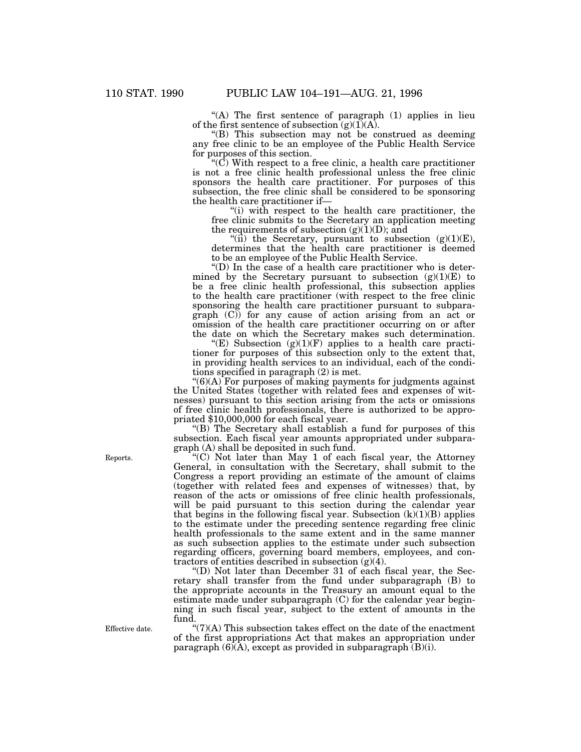"(A) The first sentence of paragraph (1) applies in lieu of the first sentence of subsection (g)(1)(A).

"(B) This subsection may not be construed as deeming any free clinic to be an employee of the Public Health Service for purposes of this section.

"(C) With respect to a free clinic, a health care practitioner is not a free clinic health professional unless the free clinic sponsors the health care practitioner. For purposes of this subsection, the free clinic shall be considered to be sponsoring the health care practitioner if—

"(i) with respect to the health care practitioner, the free clinic submits to the Secretary an application meeting the requirements of subsection (g)(1)(D); and

"(ii) the Secretary, pursuant to subsection (g)(1)(E), determines that the health care practitioner is deemed to be an employee of the Public Health Service.

"(D) In the case of a health care practitioner who is determined by the Secretary pursuant to subsection (g)(1)(E) to be a free clinic health professional, this subsection applies to the health care practitioner (with respect to the free clinic sponsoring the health care practitioner pursuant to subparagraph (C)) for any cause of action arising from an act or omission of the health care practitioner occurring on or after the date on which the Secretary makes such determination.

"(E) Subsection (g)(1)(F) applies to a health care practitioner for purposes of this subsection only to the extent that, in providing health services to an individual, each of the conditions specified in paragraph (2) is met.

"(6)(A) For purposes of making payments for judgments against the United States (together with related fees and expenses of witnesses) pursuant to this section arising from the acts or omissions of free clinic health professionals, there is authorized to be appropriated $10,000,000 for each fiscal year.

"(B) The Secretary shall establish a fund for purposes of this subsection. Each fiscal year amounts appropriated under subparagraph (A) shall be deposited in such fund.

Reports.

"(C) Not later than May 1 of each fiscal year, the Attorney General, in consultation with the Secretary, shall submit to the Congress a report providing an estimate of the amount of claims (together with related fees and expenses of witnesses) that, by reason of the acts or omissions of free clinic health professionals, will be paid pursuant to this section during the calendar year that begins in the following fiscal year. Subsection (k)(1)(B) applies to the estimate under the preceding sentence regarding free clinic health professionals to the same extent and in the same manner as such subsection applies to the estimate under such subsection regarding officers, governing board members, employees, and contractors of entities described in subsection (g)(4).

"(D) Not later than December 31 of each fiscal year, the Secretary shall transfer from the fund under subparagraph (B) to the appropriate accounts in the Treasury an amount equal to the estimate made under subparagraph (C) for the calendar year beginning in such fiscal year, subject to the extent of amounts in the fund.

Effective date.

"(7)(A) This subsection takes effect on the date of the enactment of the first appropriations Act that makes an appropriation under paragraph (6)(A), except as provided in subparagraph (B)(i).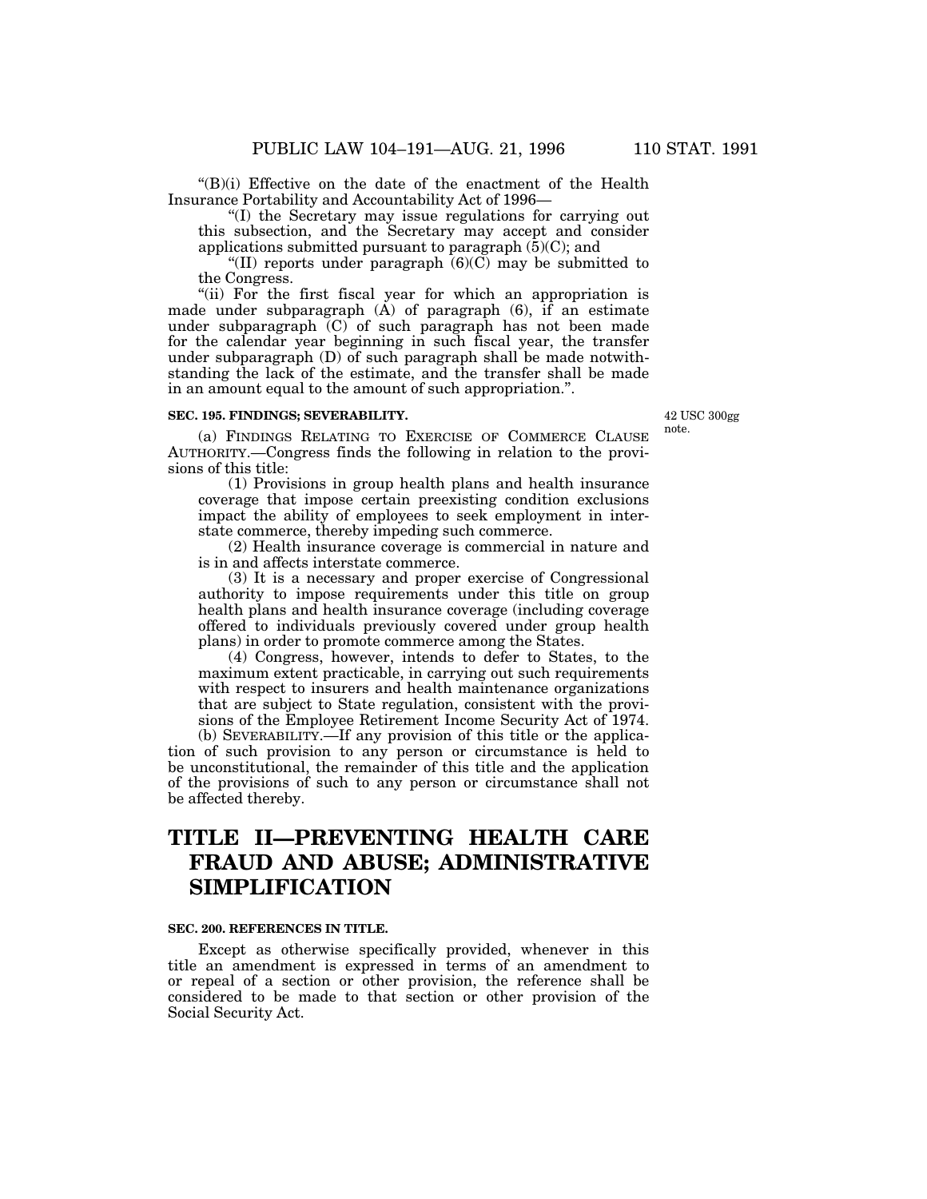"(B)(i) Effective on the date of the enactment of the Health Insurance Portability and Accountability Act of 1996—

"(I) the Secretary may issue regulations for carrying out this subsection, and the Secretary may accept and consider applications submitted pursuant to paragraph (5)(C); and

"(II) reports under paragraph (6)(C) may be submitted to the Congress.

"(ii) For the first fiscal year for which an appropriation is made under subparagraph (A) of paragraph (6), if an estimate under subparagraph (C) of such paragraph has not been made for the calendar year beginning in such fiscal year, the transfer under subparagraph (D) of such paragraph shall be made notwithstanding the lack of the estimate, and the transfer shall be made in an amount equal to the amount of such appropriation.".

**SEC. 195. FINDINGS; SEVERABILITY.**

42 USC 300gg note.

(a) FINDINGS RELATING TO EXERCISE OF COMMERCE CLAUSE AUTHORITY.—Congress finds the following in relation to the provisions of this title:

(1) Provisions in group health plans and health insurance coverage that impose certain preexisting condition exclusions impact the ability of employees to seek employment in interstate commerce, thereby impeding such commerce.

(2) Health insurance coverage is commercial in nature and is in and affects interstate commerce.

(3) It is a necessary and proper exercise of Congressional authority to impose requirements under this title on group health plans and health insurance coverage (including coverage offered to individuals previously covered under group health plans) in order to promote commerce among the States.

(4) Congress, however, intends to defer to States, to the maximum extent practicable, in carrying out such requirements with respect to insurers and health maintenance organizations that are subject to State regulation, consistent with the provisions of the Employee Retirement Income Security Act of 1974.

(b) SEVERABILITY.—If any provision of this title or the application of such provision to any person or circumstance is held to be unconstitutional, the remainder of this title and the application of the provisions of such to any person or circumstance shall not be affected thereby.

# TITLE II—PREVENTING HEALTH CARE FRAUD AND ABUSE; ADMINISTRATIVE SIMPLIFICATION

**SEC. 200. REFERENCES IN TITLE.**

Except as otherwise specifically provided, whenever in this title an amendment is expressed in terms of an amendment to or repeal of a section or other provision, the reference shall be considered to be made to that section or other provision of the Social Security Act.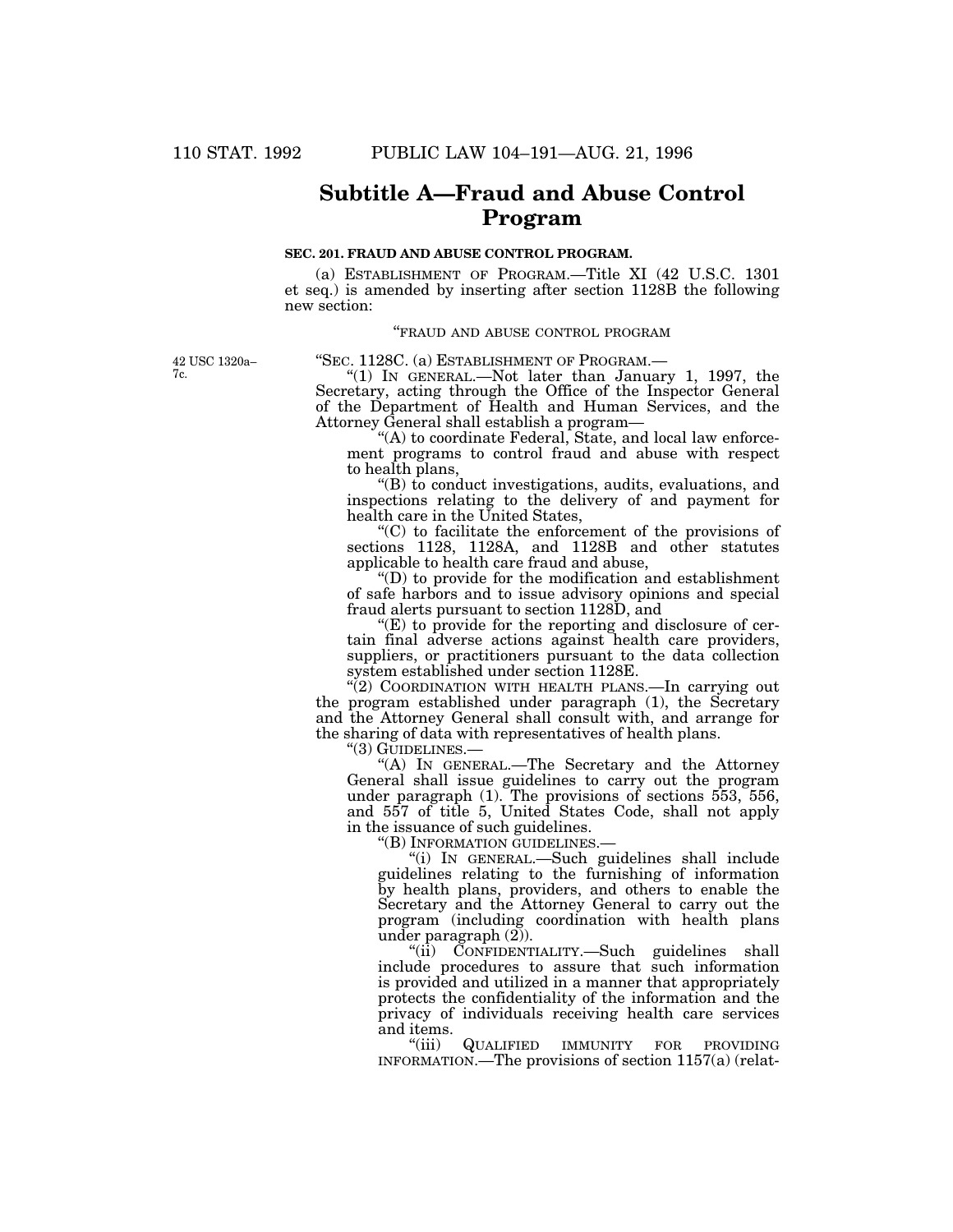# Subtitle A—Fraud and Abuse Control Program

**SEC. 201. FRAUD AND ABUSE CONTROL PROGRAM.**

(a) ESTABLISHMENT OF PROGRAM.—Title XI (42 U.S.C. 1301 et seq.) is amended by inserting after section 1128B the following new section:

"FRAUD AND ABUSE CONTROL PROGRAM

42 USC 1320a–7c.

"SEC. 1128C. (a) ESTABLISHMENT OF PROGRAM.—

"(1) IN GENERAL.—Not later than January 1, 1997, the Secretary, acting through the Office of the Inspector General of the Department of Health and Human Services, and the Attorney General shall establish a program—

"(A) to coordinate Federal, State, and local law enforcement programs to control fraud and abuse with respect to health plans,

"(B) to conduct investigations, audits, evaluations, and inspections relating to the delivery of and payment for health care in the United States,

"(C) to facilitate the enforcement of the provisions of sections 1128, 1128A, and 1128B and other statutes applicable to health care fraud and abuse,

"(D) to provide for the modification and establishment of safe harbors and to issue advisory opinions and special fraud alerts pursuant to section 1128D, and

"(E) to provide for the reporting and disclosure of certain final adverse actions against health care providers, suppliers, or practitioners pursuant to the data collection system established under section 1128E.

"(2) COORDINATION WITH HEALTH PLANS.—In carrying out the program established under paragraph (1), the Secretary and the Attorney General shall consult with, and arrange for the sharing of data with representatives of health plans.

"(3) GUIDELINES.—

"(A) IN GENERAL.—The Secretary and the Attorney General shall issue guidelines to carry out the program under paragraph (1). The provisions of sections 553, 556, and 557 of title 5, United States Code, shall not apply in the issuance of such guidelines.

"(B) INFORMATION GUIDELINES.—

"(i) IN GENERAL.—Such guidelines shall include guidelines relating to the furnishing of information by health plans, providers, and others to enable the Secretary and the Attorney General to carry out the program (including coordination with health plans under paragraph (2)).

"(ii) CONFIDENTIALITY.—Such guidelines shall include procedures to assure that such information is provided and utilized in a manner that appropriately protects the confidentiality of the information and the privacy of individuals receiving health care services and items.

"(iii) QUALIFIED IMMUNITY FOR PROVIDING INFORMATION.—The provisions of section 1157(a) (relat-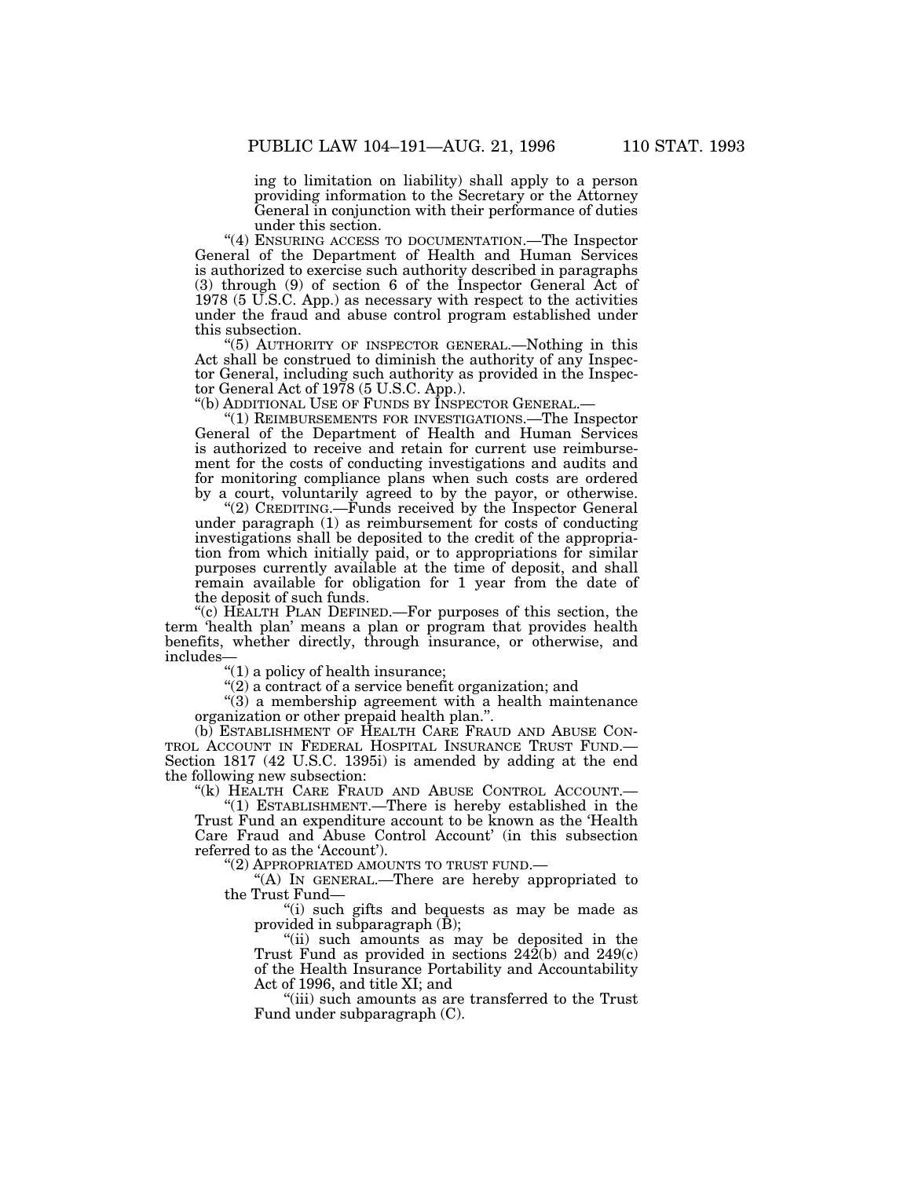ing to limitation on liability) shall apply to a person providing information to the Secretary or the Attorney General in conjunction with their performance of duties under this section.

"(4) ENSURING ACCESS TO DOCUMENTATION.—The Inspector General of the Department of Health and Human Services is authorized to exercise such authority described in paragraphs (3) through (9) of section 6 of the Inspector General Act of 1978 (5 U.S.C. App.) as necessary with respect to the activities under the fraud and abuse control program established under this subsection.

"(5) AUTHORITY OF INSPECTOR GENERAL.—Nothing in this Act shall be construed to diminish the authority of any Inspector General, including such authority as provided in the Inspector General Act of 1978 (5 U.S.C. App.).

"(b) ADDITIONAL USE OF FUNDS BY INSPECTOR GENERAL.—

"(1) REIMBURSEMENTS FOR INVESTIGATIONS.—The Inspector General of the Department of Health and Human Services is authorized to receive and retain for current use reimbursement for the costs of conducting investigations and audits and for monitoring compliance plans when such costs are ordered by a court, voluntarily agreed to by the payor, or otherwise.

"(2) CREDITING.—Funds received by the Inspector General under paragraph (1) as reimbursement for costs of conducting investigations shall be deposited to the credit of the appropriation from which initially paid, or to appropriations for similar purposes currently available at the time of deposit, and shall remain available for obligation for 1 year from the date of the deposit of such funds.

"(c) HEALTH PLAN DEFINED.—For purposes of this section, the term 'health plan' means a plan or program that provides health benefits, whether directly, through insurance, or otherwise, and includes—

"(1) a policy of health insurance;

"(2) a contract of a service benefit organization; and

"(3) a membership agreement with a health maintenance organization or other prepaid health plan.".

(b) ESTABLISHMENT OF HEALTH CARE FRAUD AND ABUSE CONTROL ACCOUNT IN FEDERAL HOSPITAL INSURANCE TRUST FUND.—Section 1817 (42 U.S.C. 1395i) is amended by adding at the end the following new subsection:

"(k) HEALTH CARE FRAUD AND ABUSE CONTROL ACCOUNT.—

"(1) ESTABLISHMENT.—There is hereby established in the Trust Fund an expenditure account to be known as the 'Health Care Fraud and Abuse Control Account' (in this subsection referred to as the 'Account').

"(2) APPROPRIATED AMOUNTS TO TRUST FUND.—

"(A) IN GENERAL.—There are hereby appropriated to the Trust Fund—

"(i) such gifts and bequests as may be made as provided in subparagraph (B);

"(ii) such amounts as may be deposited in the Trust Fund as provided in sections 242(b) and 249(c) of the Health Insurance Portability and Accountability Act of 1996, and title XI; and

"(iii) such amounts as are transferred to the Trust Fund under subparagraph (C).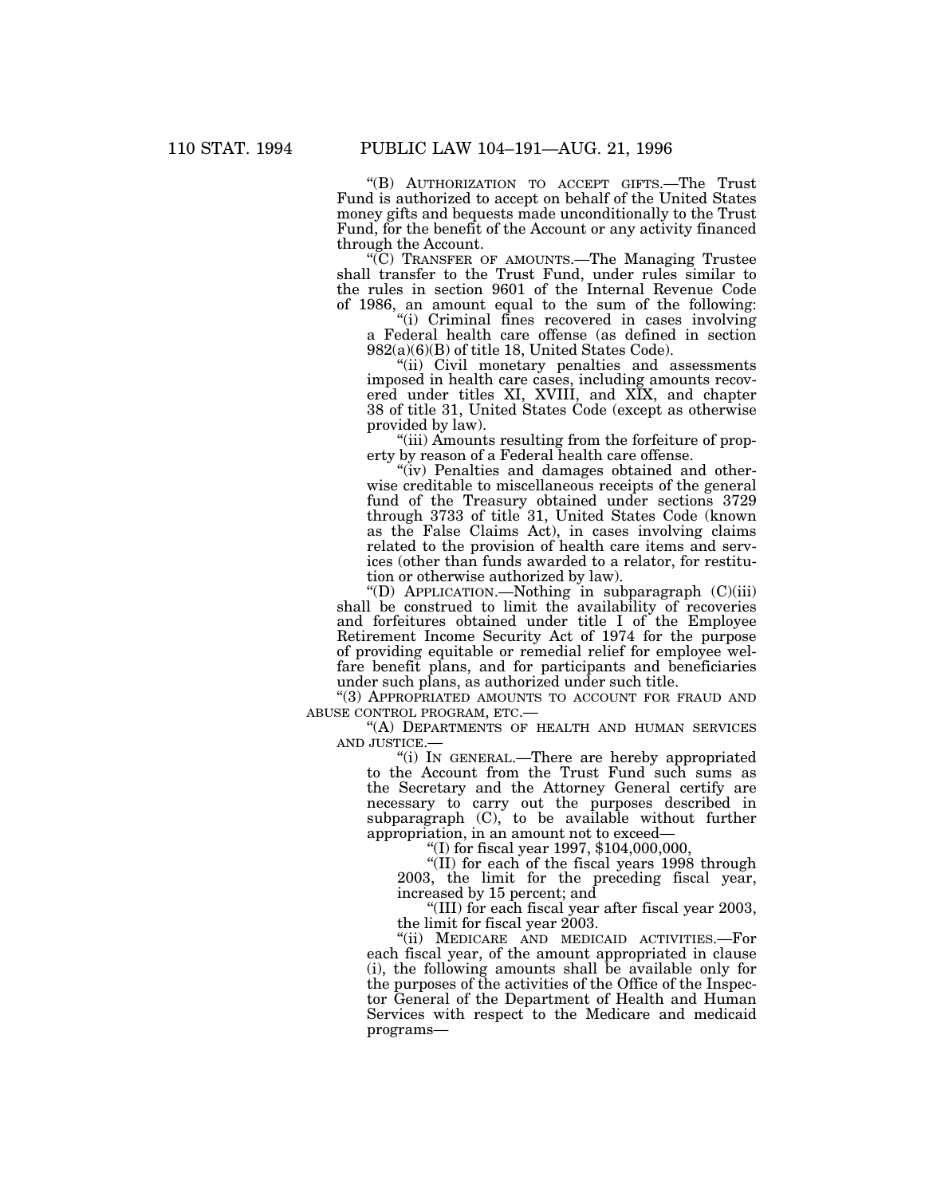"(B) AUTHORIZATION TO ACCEPT GIFTS.—The Trust Fund is authorized to accept on behalf of the United States money gifts and bequests made unconditionally to the Trust Fund, for the benefit of the Account or any activity financed through the Account.

"(C) TRANSFER OF AMOUNTS.—The Managing Trustee shall transfer to the Trust Fund, under rules similar to the rules in section 9601 of the Internal Revenue Code of 1986, an amount equal to the sum of the following:

"(i) Criminal fines recovered in cases involving a Federal health care offense (as defined in section 982(a)(6)(B) of title 18, United States Code).

"(ii) Civil monetary penalties and assessments imposed in health care cases, including amounts recovered under titles XI, XVIII, and XIX, and chapter 38 of title 31, United States Code (except as otherwise provided by law).

"(iii) Amounts resulting from the forfeiture of property by reason of a Federal health care offense.

"(iv) Penalties and damages obtained and otherwise creditable to miscellaneous receipts of the general fund of the Treasury obtained under sections 3729 through 3733 of title 31, United States Code (known as the False Claims Act), in cases involving claims related to the provision of health care items and services (other than funds awarded to a relator, for restitution or otherwise authorized by law).

"(D) APPLICATION.—Nothing in subparagraph (C)(iii) shall be construed to limit the availability of recoveries and forfeitures obtained under title I of the Employee Retirement Income Security Act of 1974 for the purpose of providing equitable or remedial relief for employee welfare benefit plans, and for participants and beneficiaries under such plans, as authorized under such title.

"(3) APPROPRIATED AMOUNTS TO ACCOUNT FOR FRAUD AND ABUSE CONTROL PROGRAM, ETC.—

"(A) DEPARTMENTS OF HEALTH AND HUMAN SERVICES AND JUSTICE.—

"(i) IN GENERAL.—There are hereby appropriated to the Account from the Trust Fund such sums as the Secretary and the Attorney General certify are necessary to carry out the purposes described in subparagraph (C), to be available without further appropriation, in an amount not to exceed—

"(I) for fiscal year 1997, $104,000,000,

"(II) for each of the fiscal years 1998 through 2003, the limit for the preceding fiscal year, increased by 15 percent; and

"(III) for each fiscal year after fiscal year 2003, the limit for fiscal year 2003.

"(ii) MEDICARE AND MEDICAID ACTIVITIES.—For each fiscal year, of the amount appropriated in clause (i), the following amounts shall be available only for the purposes of the activities of the Office of the Inspector General of the Department of Health and Human Services with respect to the Medicare and medicaid programs—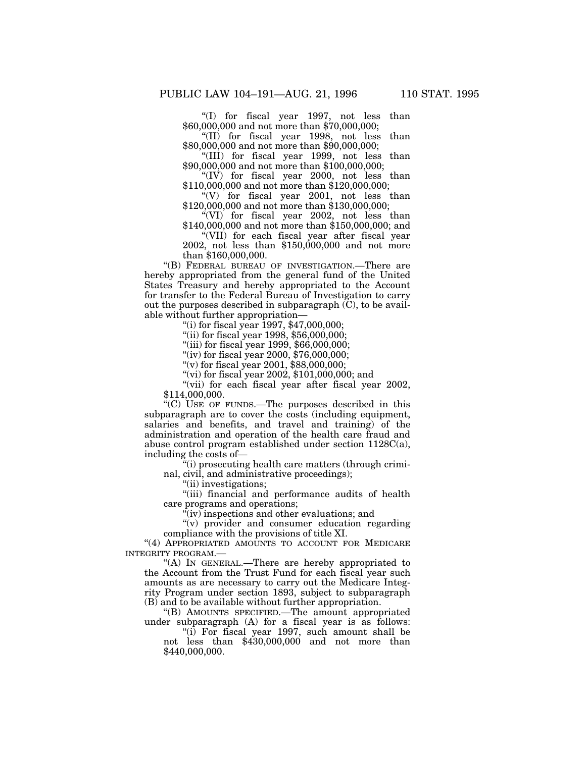"(I) for fiscal year 1997, not less than $60,000,000 and not more than $70,000,000;

"(II) for fiscal year 1998, not less than $80,000,000 and not more than $90,000,000;

"(III) for fiscal year 1999, not less than $90,000,000 and not more than $100,000,000;

"(IV) for fiscal year 2000, not less than $110,000,000 and not more than $120,000,000;

"(V) for fiscal year 2001, not less than $120,000,000 and not more than $130,000,000;

"(VI) for fiscal year 2002, not less than $140,000,000 and not more than $150,000,000; and

"(VII) for each fiscal year after fiscal year 2002, not less than $150,000,000 and not more than $160,000,000.

"(B) FEDERAL BUREAU OF INVESTIGATION.—There are hereby appropriated from the general fund of the United States Treasury and hereby appropriated to the Account for transfer to the Federal Bureau of Investigation to carry out the purposes described in subparagraph (C), to be available without further appropriation—

"(i) for fiscal year 1997, $47,000,000;

"(ii) for fiscal year 1998, $56,000,000;

"(iii) for fiscal year 1999, $66,000,000;

"(iv) for fiscal year 2000, $76,000,000;

"(v) for fiscal year 2001, $88,000,000;

"(vi) for fiscal year 2002, $101,000,000; and

"(vii) for each fiscal year after fiscal year 2002, $114,000,000.

"(C) USE OF FUNDS.—The purposes described in this subparagraph are to cover the costs (including equipment, salaries and benefits, and travel and training) of the administration and operation of the health care fraud and abuse control program established under section 1128C(a), including the costs of—

"(i) prosecuting health care matters (through criminal, civil, and administrative proceedings);

"(ii) investigations;

"(iii) financial and performance audits of health care programs and operations;

"(iv) inspections and other evaluations; and

"(v) provider and consumer education regarding compliance with the provisions of title XI.

"(4) APPROPRIATED AMOUNTS TO ACCOUNT FOR MEDICARE INTEGRITY PROGRAM.—

"(A) IN GENERAL.—There are hereby appropriated to the Account from the Trust Fund for each fiscal year such amounts as are necessary to carry out the Medicare Integrity Program under section 1893, subject to subparagraph (B) and to be available without further appropriation.

"(B) AMOUNTS SPECIFIED.—The amount appropriated under subparagraph (A) for a fiscal year is as follows:

"(i) For fiscal year 1997, such amount shall be not less than $430,000,000 and not more than $440,000,000.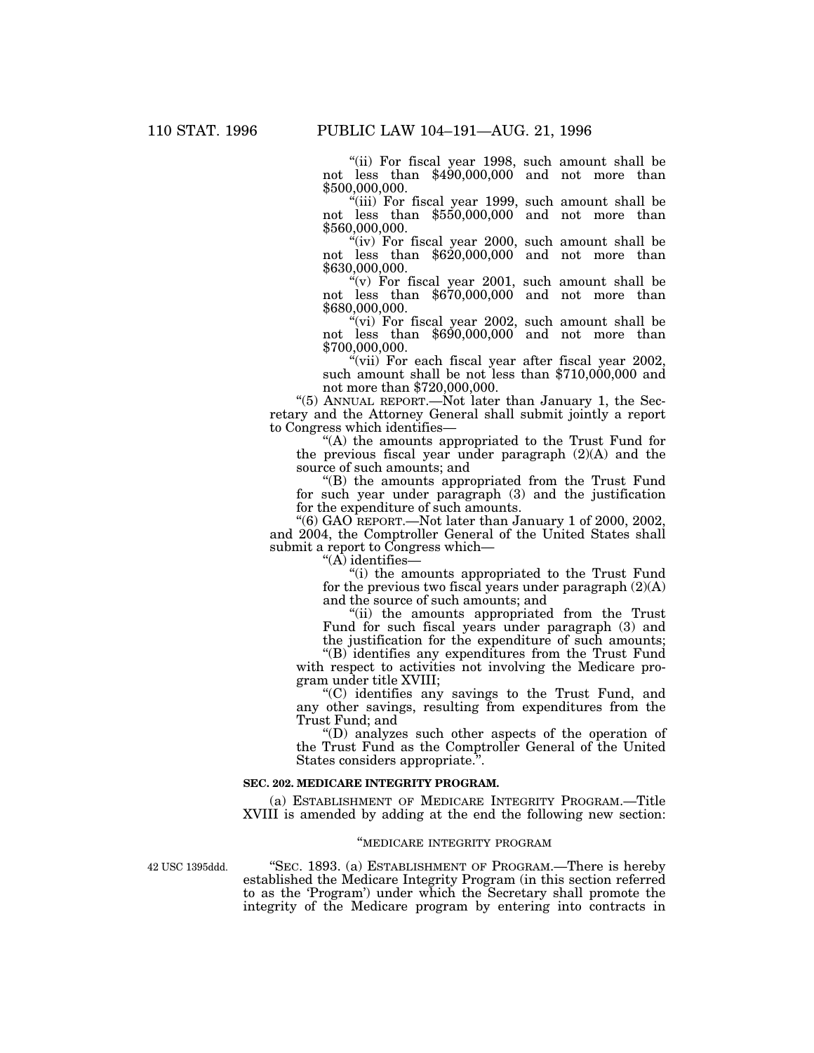"(ii) For fiscal year 1998, such amount shall be not less than $490,000,000 and not more than $500,000,000.

"(iii) For fiscal year 1999, such amount shall be not less than $550,000,000 and not more than $560,000,000.

"(iv) For fiscal year 2000, such amount shall be not less than $620,000,000 and not more than $630,000,000.

"(v) For fiscal year 2001, such amount shall be not less than $670,000,000 and not more than $680,000,000.

"(vi) For fiscal year 2002, such amount shall be not less than $690,000,000 and not more than $700,000,000.

"(vii) For each fiscal year after fiscal year 2002, such amount shall be not less than $710,000,000 and not more than $720,000,000.

"(5) ANNUAL REPORT.—Not later than January 1, the Secretary and the Attorney General shall submit jointly a report to Congress which identifies—

"(A) the amounts appropriated to the Trust Fund for the previous fiscal year under paragraph (2)(A) and the source of such amounts; and

"(B) the amounts appropriated from the Trust Fund for such year under paragraph (3) and the justification for the expenditure of such amounts.

"(6) GAO REPORT.—Not later than January 1 of 2000, 2002, and 2004, the Comptroller General of the United States shall submit a report to Congress which—

"(A) identifies—

"(i) the amounts appropriated to the Trust Fund for the previous two fiscal years under paragraph (2)(A) and the source of such amounts; and

"(ii) the amounts appropriated from the Trust Fund for such fiscal years under paragraph (3) and the justification for the expenditure of such amounts;

"(B) identifies any expenditures from the Trust Fund with respect to activities not involving the Medicare program under title XVIII;

"(C) identifies any savings to the Trust Fund, and any other savings, resulting from expenditures from the Trust Fund; and

"(D) analyzes such other aspects of the operation of the Trust Fund as the Comptroller General of the United States considers appropriate.".

**SEC. 202. MEDICARE INTEGRITY PROGRAM.**

(a) ESTABLISHMENT OF MEDICARE INTEGRITY PROGRAM.—Title XVIII is amended by adding at the end the following new section:

"MEDICARE INTEGRITY PROGRAM

42 USC 1395ddd.

"SEC. 1893. (a) ESTABLISHMENT OF PROGRAM.—There is hereby established the Medicare Integrity Program (in this section referred to as the 'Program') under which the Secretary shall promote the integrity of the Medicare program by entering into contracts in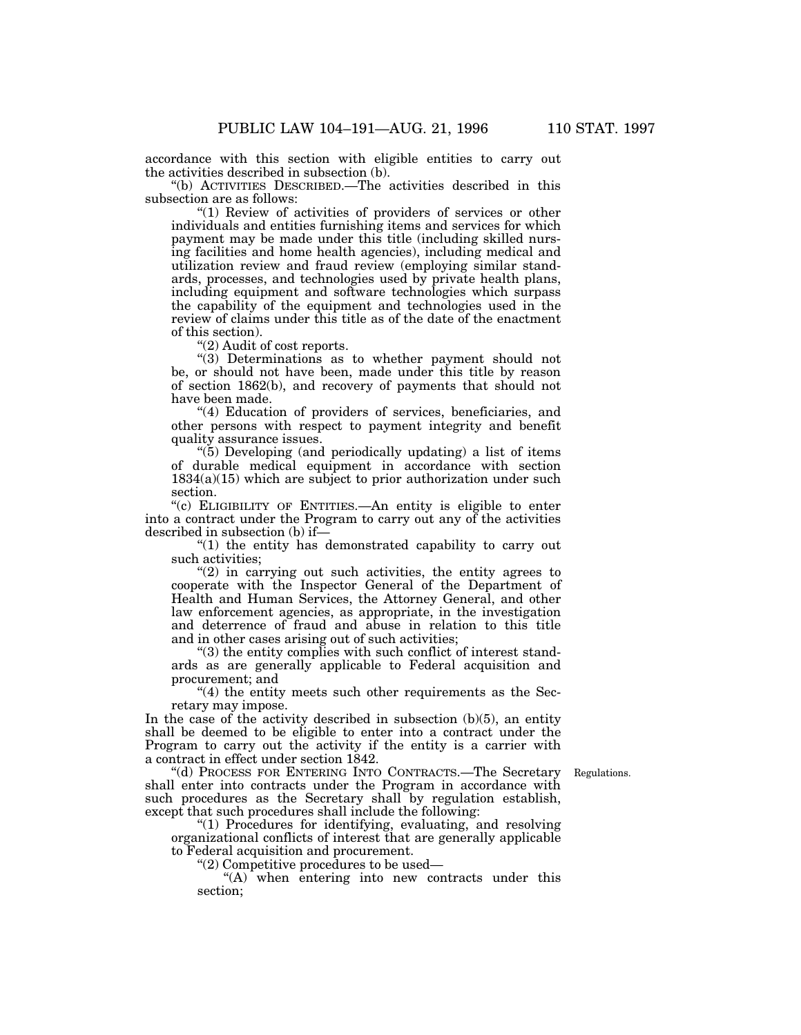accordance with this section with eligible entities to carry out the activities described in subsection (b).

"(b) ACTIVITIES DESCRIBED.—The activities described in this subsection are as follows:

"(1) Review of activities of providers of services or other individuals and entities furnishing items and services for which payment may be made under this title (including skilled nursing facilities and home health agencies), including medical and utilization review and fraud review (employing similar standards, processes, and technologies used by private health plans, including equipment and software technologies which surpass the capability of the equipment and technologies used in the review of claims under this title as of the date of the enactment of this section).

"(2) Audit of cost reports.

"(3) Determinations as to whether payment should not be, or should not have been, made under this title by reason of section 1862(b), and recovery of payments that should not have been made.

"(4) Education of providers of services, beneficiaries, and other persons with respect to payment integrity and benefit quality assurance issues.

"(5) Developing (and periodically updating) a list of items of durable medical equipment in accordance with section 1834(a)(15) which are subject to prior authorization under such section.

"(c) ELIGIBILITY OF ENTITIES.—An entity is eligible to enter into a contract under the Program to carry out any of the activities described in subsection (b) if—

"(1) the entity has demonstrated capability to carry out such activities;

"(2) in carrying out such activities, the entity agrees to cooperate with the Inspector General of the Department of Health and Human Services, the Attorney General, and other law enforcement agencies, as appropriate, in the investigation and deterrence of fraud and abuse in relation to this title and in other cases arising out of such activities;

"(3) the entity complies with such conflict of interest standards as are generally applicable to Federal acquisition and procurement; and

"(4) the entity meets such other requirements as the Secretary may impose.

In the case of the activity described in subsection (b)(5), an entity shall be deemed to be eligible to enter into a contract under the Program to carry out the activity if the entity is a carrier with a contract in effect under section 1842.

Regulations.

"(d) PROCESS FOR ENTERING INTO CONTRACTS.—The Secretary shall enter into contracts under the Program in accordance with such procedures as the Secretary shall by regulation establish, except that such procedures shall include the following:

"(1) Procedures for identifying, evaluating, and resolving organizational conflicts of interest that are generally applicable to Federal acquisition and procurement.

"(2) Competitive procedures to be used—

"(A) when entering into new contracts under this section;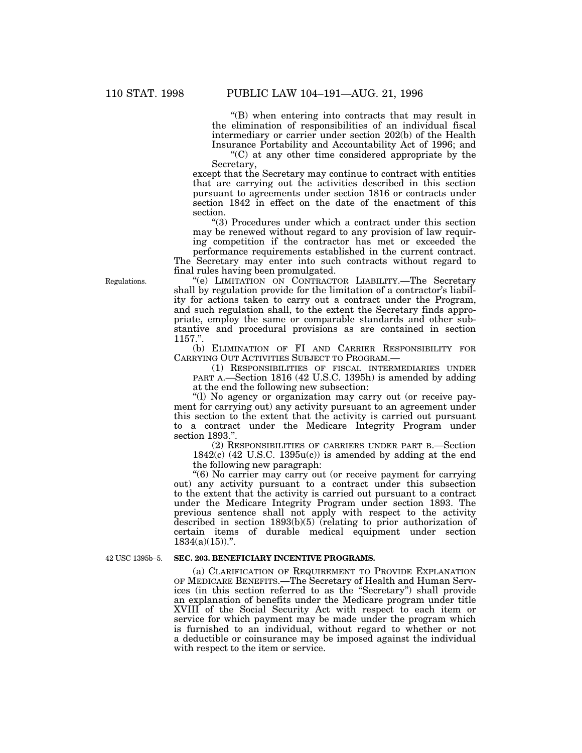"(B) when entering into contracts that may result in the elimination of responsibilities of an individual fiscal intermediary or carrier under section 202(b) of the Health Insurance Portability and Accountability Act of 1996; and

"(C) at any other time considered appropriate by the Secretary,

except that the Secretary may continue to contract with entities that are carrying out the activities described in this section pursuant to agreements under section 1816 or contracts under section 1842 in effect on the date of the enactment of this section.

"(3) Procedures under which a contract under this section may be renewed without regard to any provision of law requiring competition if the contractor has met or exceeded the performance requirements established in the current contract.

The Secretary may enter into such contracts without regard to final rules having been promulgated.

Regulations.

"(e) LIMITATION ON CONTRACTOR LIABILITY.—The Secretary shall by regulation provide for the limitation of a contractor's liability for actions taken to carry out a contract under the Program, and such regulation shall, to the extent the Secretary finds appropriate, employ the same or comparable standards and other substantive and procedural provisions as are contained in section 1157.".

(b) ELIMINATION OF FI AND CARRIER RESPONSIBILITY FOR CARRYING OUT ACTIVITIES SUBJECT TO PROGRAM.—

(1) RESPONSIBILITIES OF FISCAL INTERMEDIARIES UNDER PART A.—Section 1816 (42 U.S.C. 1395h) is amended by adding at the end the following new subsection:

"(l) No agency or organization may carry out (or receive payment for carrying out) any activity pursuant to an agreement under this section to the extent that the activity is carried out pursuant to a contract under the Medicare Integrity Program under section 1893.".

(2) RESPONSIBILITIES OF CARRIERS UNDER PART B.—Section 1842(c) (42 U.S.C. 1395u(c)) is amended by adding at the end the following new paragraph:

"(6) No carrier may carry out (or receive payment for carrying out) any activity pursuant to a contract under this subsection to the extent that the activity is carried out pursuant to a contract under the Medicare Integrity Program under section 1893. The previous sentence shall not apply with respect to the activity described in section 1893(b)(5) (relating to prior authorization of certain items of durable medical equipment under section 1834(a)(15)).".

42 USC 1395b–5.

**SEC. 203. BENEFICIARY INCENTIVE PROGRAMS.**

(a) CLARIFICATION OF REQUIREMENT TO PROVIDE EXPLANATION OF MEDICARE BENEFITS.—The Secretary of Health and Human Services (in this section referred to as the "Secretary") shall provide an explanation of benefits under the Medicare program under title XVIII of the Social Security Act with respect to each item or service for which payment may be made under the program which is furnished to an individual, without regard to whether or not a deductible or coinsurance may be imposed against the individual with respect to the item or service.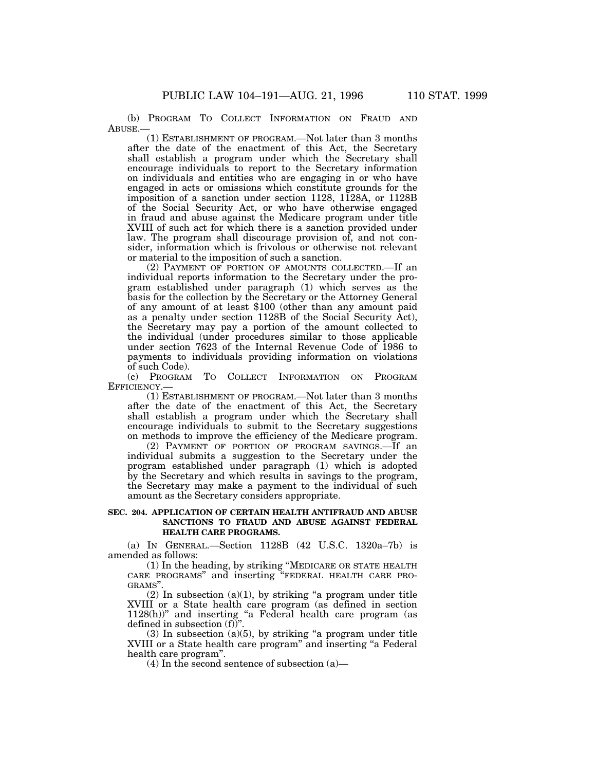(b) PROGRAM TO COLLECT INFORMATION ON FRAUD AND ABUSE.—

(1) ESTABLISHMENT OF PROGRAM.—Not later than 3 months after the date of the enactment of this Act, the Secretary shall establish a program under which the Secretary shall encourage individuals to report to the Secretary information on individuals and entities who are engaging in or who have engaged in acts or omissions which constitute grounds for the imposition of a sanction under section 1128, 1128A, or 1128B of the Social Security Act, or who have otherwise engaged in fraud and abuse against the Medicare program under title XVIII of such act for which there is a sanction provided under law. The program shall discourage provision of, and not consider, information which is frivolous or otherwise not relevant or material to the imposition of such a sanction.

(2) PAYMENT OF PORTION OF AMOUNTS COLLECTED.—If an individual reports information to the Secretary under the program established under paragraph (1) which serves as the basis for the collection by the Secretary or the Attorney General of any amount of at least $100 (other than any amount paid as a penalty under section 1128B of the Social Security Act), the Secretary may pay a portion of the amount collected to the individual (under procedures similar to those applicable under section 7623 of the Internal Revenue Code of 1986 to payments to individuals providing information on violations of such Code).

(c) PROGRAM TO COLLECT INFORMATION ON PROGRAM EFFICIENCY.—

(1) ESTABLISHMENT OF PROGRAM.—Not later than 3 months after the date of the enactment of this Act, the Secretary shall establish a program under which the Secretary shall encourage individuals to submit to the Secretary suggestions on methods to improve the efficiency of the Medicare program.

(2) PAYMENT OF PORTION OF PROGRAM SAVINGS.—If an individual submits a suggestion to the Secretary under the program established under paragraph (1) which is adopted by the Secretary and which results in savings to the program, the Secretary may make a payment to the individual of such amount as the Secretary considers appropriate.

**SEC. 204. APPLICATION OF CERTAIN HEALTH ANTIFRAUD AND ABUSE SANCTIONS TO FRAUD AND ABUSE AGAINST FEDERAL HEALTH CARE PROGRAMS.**

(a) IN GENERAL.—Section 1128B (42 U.S.C. 1320a–7b) is amended as follows:

(1) In the heading, by striking "MEDICARE OR STATE HEALTH CARE PROGRAMS" and inserting "FEDERAL HEALTH CARE PROGRAMS".

(2) In subsection (a)(1), by striking "a program under title XVIII or a State health care program (as defined in section 1128(h))" and inserting "a Federal health care program (as defined in subsection (f))".

(3) In subsection (a)(5), by striking "a program under title XVIII or a State health care program" and inserting "a Federal health care program".

(4) In the second sentence of subsection (a)—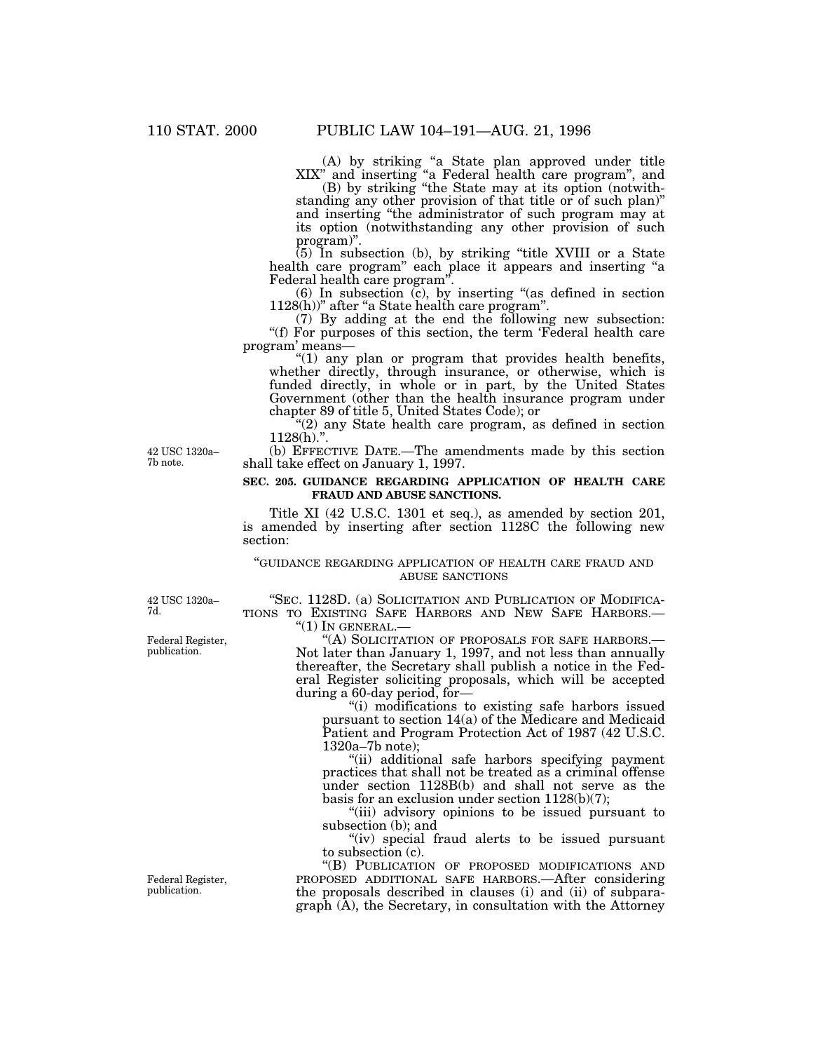(A) by striking "a State plan approved under title XIX" and inserting "a Federal health care program", and

(B) by striking "the State may at its option (notwithstanding any other provision of that title or of such plan)" and inserting "the administrator of such program may at its option (notwithstanding any other provision of such program)".

(5) In subsection (b), by striking "title XVIII or a State health care program" each place it appears and inserting "a Federal health care program".

(6) In subsection (c), by inserting "(as defined in section 1128(h))" after "a State health care program".

(7) By adding at the end the following new subsection:

"(f) For purposes of this section, the term 'Federal health care program' means—

"(1) any plan or program that provides health benefits, whether directly, through insurance, or otherwise, which is funded directly, in whole or in part, by the United States Government (other than the health insurance program under chapter 89 of title 5, United States Code); or

"(2) any State health care program, as defined in section 1128(h).".

42 USC 1320a–7b note.

(b) EFFECTIVE DATE.—The amendments made by this section shall take effect on January 1, 1997.

**SEC. 205. GUIDANCE REGARDING APPLICATION OF HEALTH CARE FRAUD AND ABUSE SANCTIONS.**

Title XI (42 U.S.C. 1301 et seq.), as amended by section 201, is amended by inserting after section 1128C the following new section:

"GUIDANCE REGARDING APPLICATION OF HEALTH CARE FRAUD AND ABUSE SANCTIONS

42 USC 1320a–7d.

"SEC. 1128D. (a) SOLICITATION AND PUBLICATION OF MODIFICATIONS TO EXISTING SAFE HARBORS AND NEW SAFE HARBORS.—

"(1) IN GENERAL.—

Federal Register, publication.

"(A) SOLICITATION OF PROPOSALS FOR SAFE HARBORS.—Not later than January 1, 1997, and not less than annually thereafter, the Secretary shall publish a notice in the Federal Register soliciting proposals, which will be accepted during a 60-day period, for—

"(i) modifications to existing safe harbors issued pursuant to section 14(a) of the Medicare and Medicaid Patient and Program Protection Act of 1987 (42 U.S.C. 1320a–7b note);

"(ii) additional safe harbors specifying payment practices that shall not be treated as a criminal offense under section 1128B(b) and shall not serve as the basis for an exclusion under section 1128(b)(7);

"(iii) advisory opinions to be issued pursuant to subsection (b); and

"(iv) special fraud alerts to be issued pursuant to subsection (c).

Federal Register, publication.

"(B) PUBLICATION OF PROPOSED MODIFICATIONS AND PROPOSED ADDITIONAL SAFE HARBORS.—After considering the proposals described in clauses (i) and (ii) of subparagraph (A), the Secretary, in consultation with the Attorney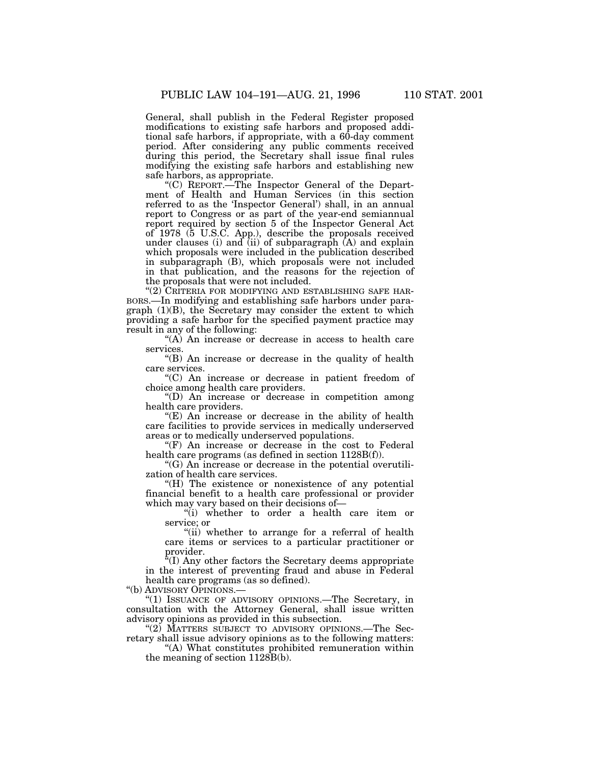General, shall publish in the Federal Register proposed modifications to existing safe harbors and proposed additional safe harbors, if appropriate, with a 60-day comment period. After considering any public comments received during this period, the Secretary shall issue final rules modifying the existing safe harbors and establishing new safe harbors, as appropriate.

"(C) REPORT.—The Inspector General of the Department of Health and Human Services (in this section referred to as the 'Inspector General') shall, in an annual report to Congress or as part of the year-end semiannual report required by section 5 of the Inspector General Act of 1978 (5 U.S.C. App.), describe the proposals received under clauses (i) and (ii) of subparagraph (A) and explain which proposals were included in the publication described in subparagraph (B), which proposals were not included in that publication, and the reasons for the rejection of the proposals that were not included.

"(2) CRITERIA FOR MODIFYING AND ESTABLISHING SAFE HARBORS.—In modifying and establishing safe harbors under paragraph (1)(B), the Secretary may consider the extent to which providing a safe harbor for the specified payment practice may result in any of the following:

"(A) An increase or decrease in access to health care services.

"(B) An increase or decrease in the quality of health care services.

"(C) An increase or decrease in patient freedom of choice among health care providers.

"(D) An increase or decrease in competition among health care providers.

"(E) An increase or decrease in the ability of health care facilities to provide services in medically underserved areas or to medically underserved populations.

"(F) An increase or decrease in the cost to Federal health care programs (as defined in section 1128B(f)).

"(G) An increase or decrease in the potential overutilization of health care services.

"(H) The existence or nonexistence of any potential financial benefit to a health care professional or provider which may vary based on their decisions of—

"(i) whether to order a health care item or service; or

"(ii) whether to arrange for a referral of health care items or services to a particular practitioner or provider.

"(I) Any other factors the Secretary deems appropriate in the interest of preventing fraud and abuse in Federal health care programs (as so defined).

"(b) ADVISORY OPINIONS.—

"(1) ISSUANCE OF ADVISORY OPINIONS.—The Secretary, in consultation with the Attorney General, shall issue written advisory opinions as provided in this subsection.

"(2) MATTERS SUBJECT TO ADVISORY OPINIONS.—The Secretary shall issue advisory opinions as to the following matters:

"(A) What constitutes prohibited remuneration within the meaning of section 1128B(b).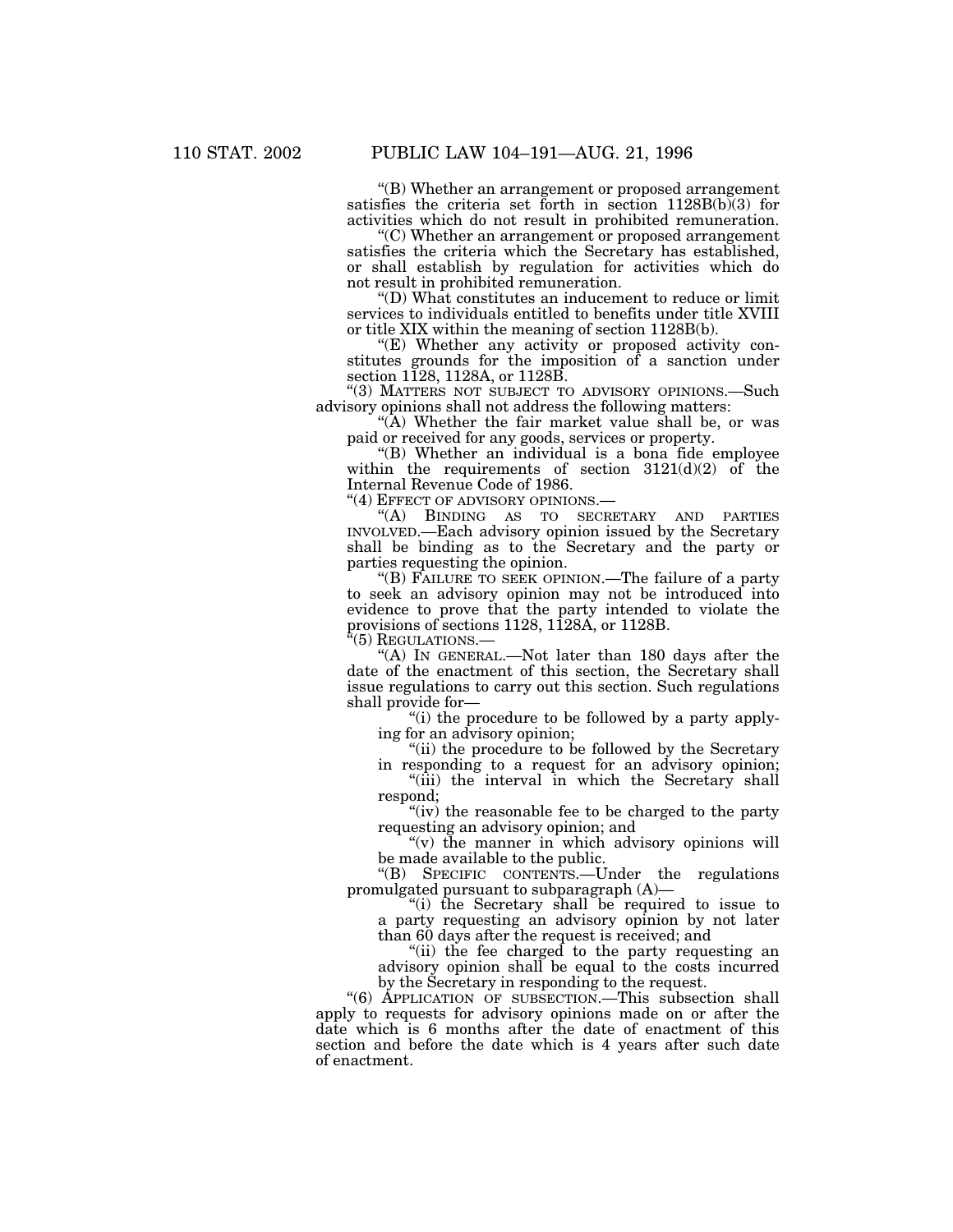"(B) Whether an arrangement or proposed arrangement satisfies the criteria set forth in section 1128B(b)(3) for activities which do not result in prohibited remuneration.

"(C) Whether an arrangement or proposed arrangement satisfies the criteria which the Secretary has established, or shall establish by regulation for activities which do not result in prohibited remuneration.

"(D) What constitutes an inducement to reduce or limit services to individuals entitled to benefits under title XVIII or title XIX within the meaning of section 1128B(b).

"(E) Whether any activity or proposed activity constitutes grounds for the imposition of a sanction under section 1128, 1128A, or 1128B.

"(3) MATTERS NOT SUBJECT TO ADVISORY OPINIONS.—Such advisory opinions shall not address the following matters:

"(A) Whether the fair market value shall be, or was paid or received for any goods, services or property.

"(B) Whether an individual is a bona fide employee within the requirements of section 3121(d)(2) of the Internal Revenue Code of 1986.

"(4) EFFECT OF ADVISORY OPINIONS.—

"(A) BINDING AS TO SECRETARY AND PARTIES INVOLVED.—Each advisory opinion issued by the Secretary shall be binding as to the Secretary and the party or parties requesting the opinion.

"(B) FAILURE TO SEEK OPINION.—The failure of a party to seek an advisory opinion may not be introduced into evidence to prove that the party intended to violate the provisions of sections 1128, 1128A, or 1128B.

"(5) REGULATIONS.—

"(A) IN GENERAL.—Not later than 180 days after the date of the enactment of this section, the Secretary shall issue regulations to carry out this section. Such regulations shall provide for—

"(i) the procedure to be followed by a party applying for an advisory opinion;

"(ii) the procedure to be followed by the Secretary in responding to a request for an advisory opinion;

"(iii) the interval in which the Secretary shall respond;

"(iv) the reasonable fee to be charged to the party requesting an advisory opinion; and

"(v) the manner in which advisory opinions will be made available to the public.

"(B) SPECIFIC CONTENTS.—Under the regulations promulgated pursuant to subparagraph (A)—

"(i) the Secretary shall be required to issue to a party requesting an advisory opinion by not later than 60 days after the request is received; and

"(ii) the fee charged to the party requesting an advisory opinion shall be equal to the costs incurred by the Secretary in responding to the request.

"(6) APPLICATION OF SUBSECTION.—This subsection shall apply to requests for advisory opinions made on or after the date which is 6 months after the date of enactment of this section and before the date which is 4 years after such date of enactment.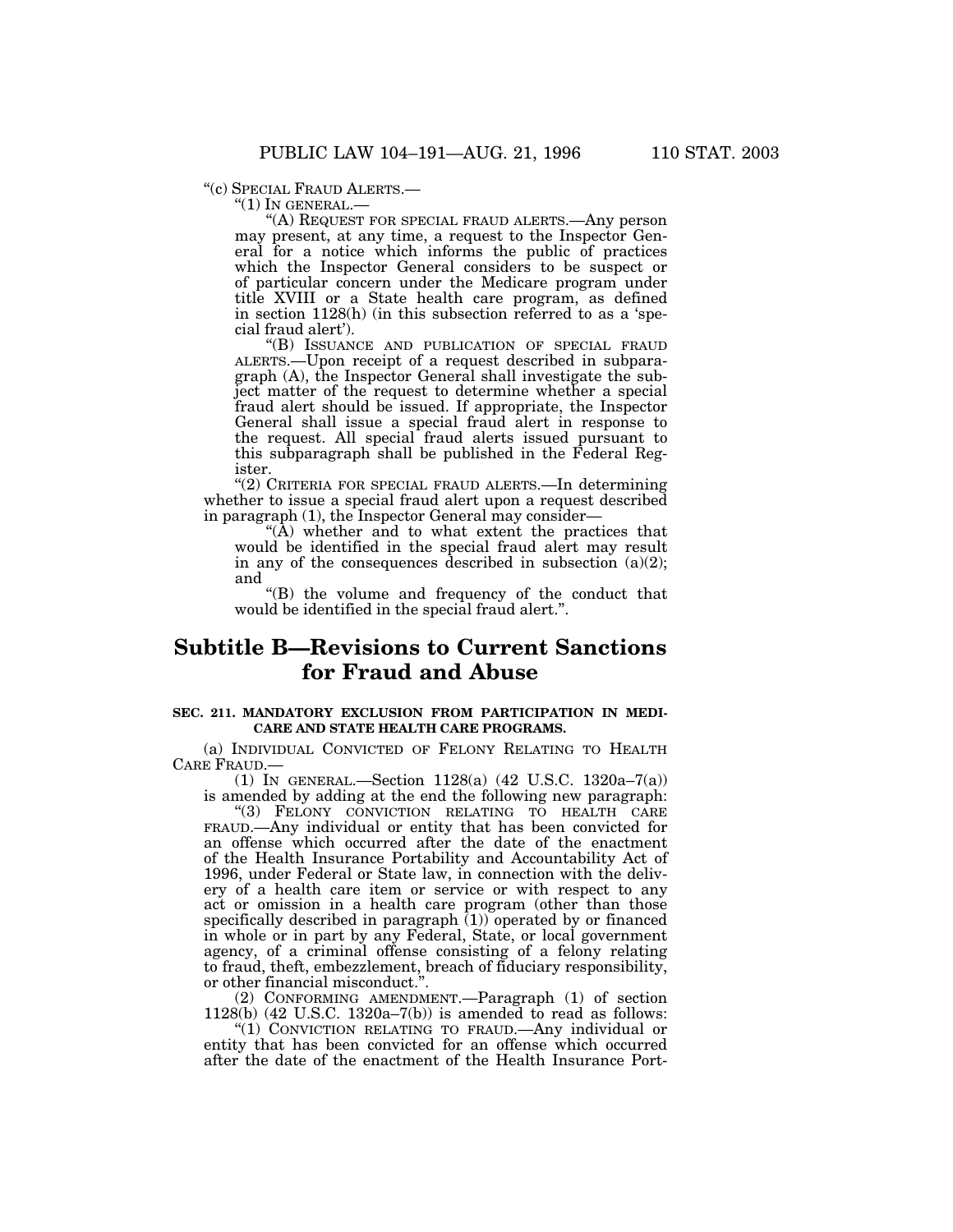"(c) SPECIAL FRAUD ALERTS.—

"(1) IN GENERAL.—

"(A) REQUEST FOR SPECIAL FRAUD ALERTS.—Any person may present, at any time, a request to the Inspector General for a notice which informs the public of practices which the Inspector General considers to be suspect or of particular concern under the Medicare program under title XVIII or a State health care program, as defined in section 1128(h) (in this subsection referred to as a 'special fraud alert').

"(B) ISSUANCE AND PUBLICATION OF SPECIAL FRAUD ALERTS.—Upon receipt of a request described in subparagraph (A), the Inspector General shall investigate the subject matter of the request to determine whether a special fraud alert should be issued. If appropriate, the Inspector General shall issue a special fraud alert in response to the request. All special fraud alerts issued pursuant to this subparagraph shall be published in the Federal Register.

"(2) CRITERIA FOR SPECIAL FRAUD ALERTS.—In determining whether to issue a special fraud alert upon a request described in paragraph (1), the Inspector General may consider—

"(A) whether and to what extent the practices that would be identified in the special fraud alert may result in any of the consequences described in subsection (a)(2); and

"(B) the volume and frequency of the conduct that would be identified in the special fraud alert.".

## Subtitle B—Revisions to Current Sanctions for Fraud and Abuse

**SEC. 211. MANDATORY EXCLUSION FROM PARTICIPATION IN MEDICARE AND STATE HEALTH CARE PROGRAMS.**

(a) INDIVIDUAL CONVICTED OF FELONY RELATING TO HEALTH CARE FRAUD.—

(1) IN GENERAL.—Section 1128(a) (42 U.S.C. 1320a–7(a)) is amended by adding at the end the following new paragraph:

"(3) FELONY CONVICTION RELATING TO HEALTH CARE FRAUD.—Any individual or entity that has been convicted for an offense which occurred after the date of the enactment of the Health Insurance Portability and Accountability Act of 1996, under Federal or State law, in connection with the delivery of a health care item or service or with respect to any act or omission in a health care program (other than those specifically described in paragraph (1)) operated by or financed in whole or in part by any Federal, State, or local government agency, of a criminal offense consisting of a felony relating to fraud, theft, embezzlement, breach of fiduciary responsibility, or other financial misconduct.".

(2) CONFORMING AMENDMENT.—Paragraph (1) of section 1128(b) (42 U.S.C. 1320a–7(b)) is amended to read as follows:

"(1) CONVICTION RELATING TO FRAUD.—Any individual or entity that has been convicted for an offense which occurred after the date of the enactment of the Health Insurance Port-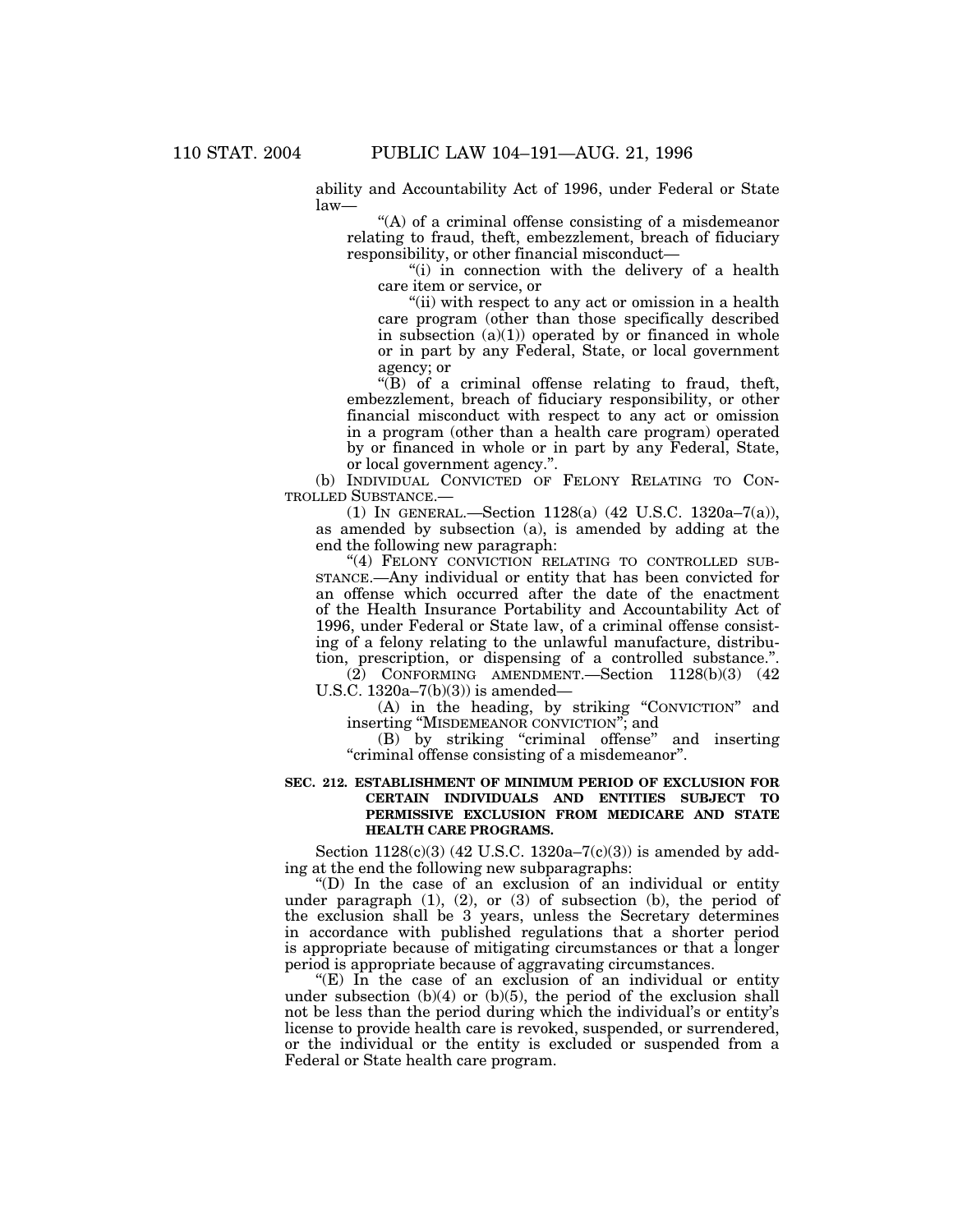ability and Accountability Act of 1996, under Federal or State law—

"(A) of a criminal offense consisting of a misdemeanor relating to fraud, theft, embezzlement, breach of fiduciary responsibility, or other financial misconduct—

"(i) in connection with the delivery of a health care item or service, or

"(ii) with respect to any act or omission in a health care program (other than those specifically described in subsection (a)(1)) operated by or financed in whole or in part by any Federal, State, or local government agency; or

"(B) of a criminal offense relating to fraud, theft, embezzlement, breach of fiduciary responsibility, or other financial misconduct with respect to any act or omission in a program (other than a health care program) operated by or financed in whole or in part by any Federal, State, or local government agency.".

(b) INDIVIDUAL CONVICTED OF FELONY RELATING TO CONTROLLED SUBSTANCE.—

(1) IN GENERAL.—Section 1128(a) (42 U.S.C. 1320a–7(a)), as amended by subsection (a), is amended by adding at the end the following new paragraph:

"(4) FELONY CONVICTION RELATING TO CONTROLLED SUBSTANCE.—Any individual or entity that has been convicted for an offense which occurred after the date of the enactment of the Health Insurance Portability and Accountability Act of 1996, under Federal or State law, of a criminal offense consisting of a felony relating to the unlawful manufacture, distribution, prescription, or dispensing of a controlled substance.".

(2) CONFORMING AMENDMENT.—Section 1128(b)(3) (42 U.S.C. 1320a–7(b)(3)) is amended—

(A) in the heading, by striking "CONVICTION" and inserting "MISDEMEANOR CONVICTION"; and

(B) by striking "criminal offense" and inserting "criminal offense consisting of a misdemeanor".

**SEC. 212. ESTABLISHMENT OF MINIMUM PERIOD OF EXCLUSION FOR CERTAIN INDIVIDUALS AND ENTITIES SUBJECT TO PERMISSIVE EXCLUSION FROM MEDICARE AND STATE HEALTH CARE PROGRAMS.**

Section 1128(c)(3) (42 U.S.C. 1320a–7(c)(3)) is amended by adding at the end the following new subparagraphs:

"(D) In the case of an exclusion of an individual or entity under paragraph (1), (2), or (3) of subsection (b), the period of the exclusion shall be 3 years, unless the Secretary determines in accordance with published regulations that a shorter period is appropriate because of mitigating circumstances or that a longer period is appropriate because of aggravating circumstances.

"(E) In the case of an exclusion of an individual or entity under subsection (b)(4) or (b)(5), the period of the exclusion shall not be less than the period during which the individual's or entity's license to provide health care is revoked, suspended, or surrendered, or the individual or the entity is excluded or suspended from a Federal or State health care program.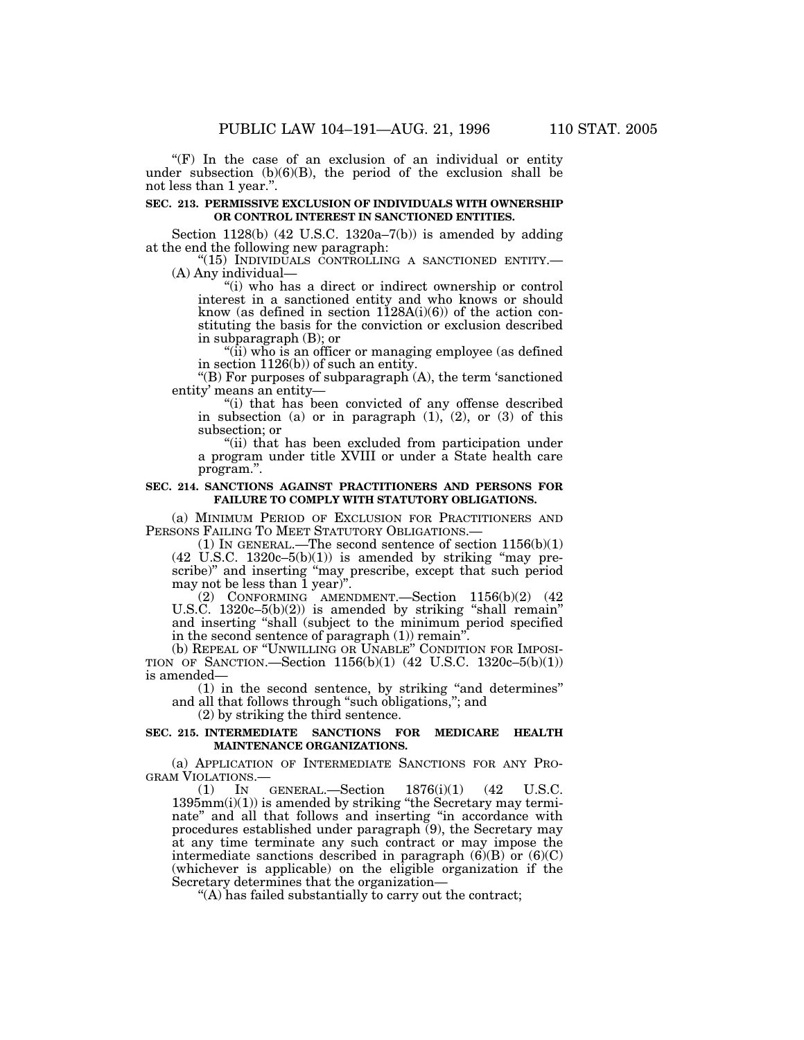"(F) In the case of an exclusion of an individual or entity under subsection (b)(6)(B), the period of the exclusion shall be not less than 1 year.".

**SEC. 213. PERMISSIVE EXCLUSION OF INDIVIDUALS WITH OWNERSHIP OR CONTROL INTEREST IN SANCTIONED ENTITIES.**

Section 1128(b) (42 U.S.C. 1320a–7(b)) is amended by adding at the end the following new paragraph:

"(15) INDIVIDUALS CONTROLLING A SANCTIONED ENTITY.— (A) Any individual—

"(i) who has a direct or indirect ownership or control interest in a sanctioned entity and who knows or should know (as defined in section 1128A(i)(6)) of the action constituting the basis for the conviction or exclusion described in subparagraph (B); or

"(ii) who is an officer or managing employee (as defined in section 1126(b)) of such an entity.

"(B) For purposes of subparagraph (A), the term 'sanctioned entity' means an entity—

"(i) that has been convicted of any offense described in subsection (a) or in paragraph (1), (2), or (3) of this subsection; or

"(ii) that has been excluded from participation under a program under title XVIII or under a State health care program.".

**SEC. 214. SANCTIONS AGAINST PRACTITIONERS AND PERSONS FOR FAILURE TO COMPLY WITH STATUTORY OBLIGATIONS.**

(a) MINIMUM PERIOD OF EXCLUSION FOR PRACTITIONERS AND PERSONS FAILING TO MEET STATUTORY OBLIGATIONS.—

(1) IN GENERAL.—The second sentence of section 1156(b)(1) (42 U.S.C. 1320c–5(b)(1)) is amended by striking "may prescribe)" and inserting "may prescribe, except that such period may not be less than 1 year)".

(2) CONFORMING AMENDMENT.—Section 1156(b)(2) (42 U.S.C. 1320c–5(b)(2)) is amended by striking "shall remain" and inserting "shall (subject to the minimum period specified in the second sentence of paragraph (1)) remain".

(b) REPEAL OF "UNWILLING OR UNABLE" CONDITION FOR IMPOSITION OF SANCTION.—Section 1156(b)(1) (42 U.S.C. 1320c–5(b)(1)) is amended—

(1) in the second sentence, by striking "and determines" and all that follows through "such obligations,"; and

(2) by striking the third sentence.

**SEC. 215. INTERMEDIATE SANCTIONS FOR MEDICARE HEALTH MAINTENANCE ORGANIZATIONS.**

(a) APPLICATION OF INTERMEDIATE SANCTIONS FOR ANY PROGRAM VIOLATIONS.—

(1) IN GENERAL.—Section 1876(i)(1) (42 U.S.C. 1395mm(i)(1)) is amended by striking "the Secretary may terminate" and all that follows and inserting "in accordance with procedures established under paragraph (9), the Secretary may at any time terminate any such contract or may impose the intermediate sanctions described in paragraph (6)(B) or (6)(C) (whichever is applicable) on the eligible organization if the Secretary determines that the organization—

"(A) has failed substantially to carry out the contract;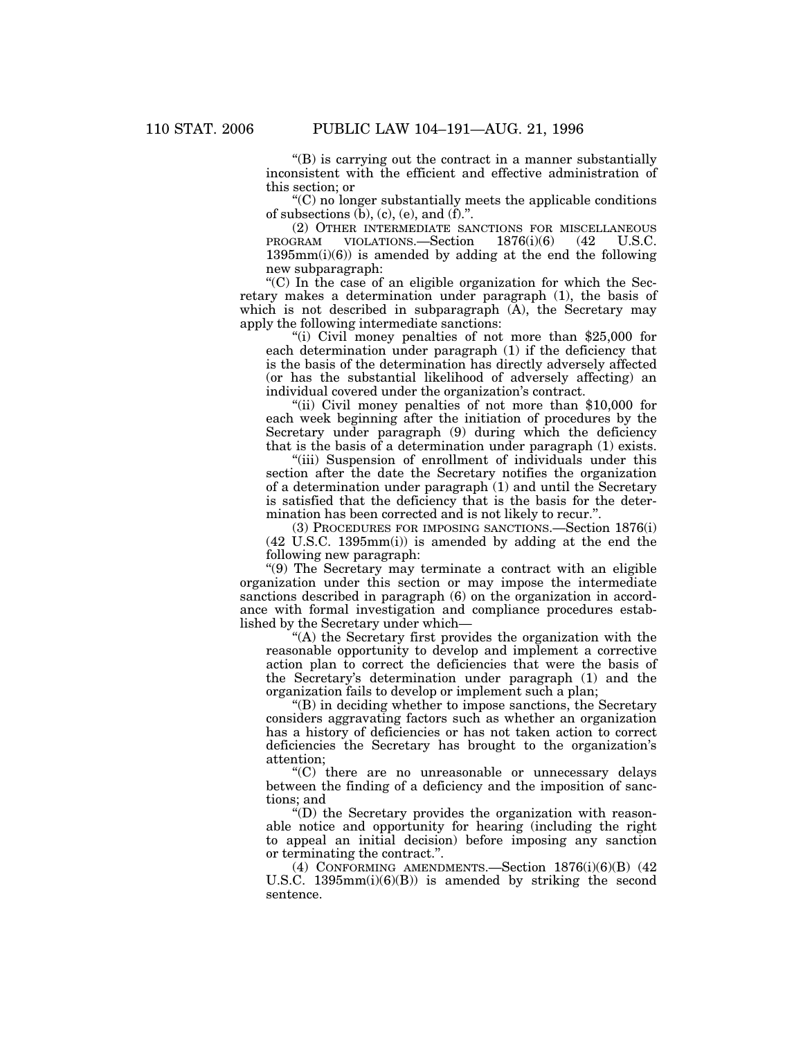"(B) is carrying out the contract in a manner substantially inconsistent with the efficient and effective administration of this section; or

"(C) no longer substantially meets the applicable conditions of subsections (b), (c), (e), and (f).".

(2) OTHER INTERMEDIATE SANCTIONS FOR MISCELLANEOUS PROGRAM VIOLATIONS.—Section 1876(i)(6) (42 U.S.C. 1395mm(i)(6)) is amended by adding at the end the following new subparagraph:

"(C) In the case of an eligible organization for which the Secretary makes a determination under paragraph (1), the basis of which is not described in subparagraph (A), the Secretary may apply the following intermediate sanctions:

"(i) Civil money penalties of not more than $25,000 for each determination under paragraph (1) if the deficiency that is the basis of the determination has directly adversely affected (or has the substantial likelihood of adversely affecting) an individual covered under the organization's contract.

"(ii) Civil money penalties of not more than $10,000 for each week beginning after the initiation of procedures by the Secretary under paragraph (9) during which the deficiency that is the basis of a determination under paragraph (1) exists.

"(iii) Suspension of enrollment of individuals under this section after the date the Secretary notifies the organization of a determination under paragraph (1) and until the Secretary is satisfied that the deficiency that is the basis for the determination has been corrected and is not likely to recur.".

(3) PROCEDURES FOR IMPOSING SANCTIONS.—Section 1876(i) (42 U.S.C. 1395mm(i)) is amended by adding at the end the following new paragraph:

"(9) The Secretary may terminate a contract with an eligible organization under this section or may impose the intermediate sanctions described in paragraph (6) on the organization in accordance with formal investigation and compliance procedures established by the Secretary under which—

"(A) the Secretary first provides the organization with the reasonable opportunity to develop and implement a corrective action plan to correct the deficiencies that were the basis of the Secretary's determination under paragraph (1) and the organization fails to develop or implement such a plan;

"(B) in deciding whether to impose sanctions, the Secretary considers aggravating factors such as whether an organization has a history of deficiencies or has not taken action to correct deficiencies the Secretary has brought to the organization's attention;

"(C) there are no unreasonable or unnecessary delays between the finding of a deficiency and the imposition of sanctions; and

"(D) the Secretary provides the organization with reasonable notice and opportunity for hearing (including the right to appeal an initial decision) before imposing any sanction or terminating the contract.".

(4) CONFORMING AMENDMENTS.—Section 1876(i)(6)(B) (42 U.S.C. 1395mm(i)(6)(B)) is amended by striking the second sentence.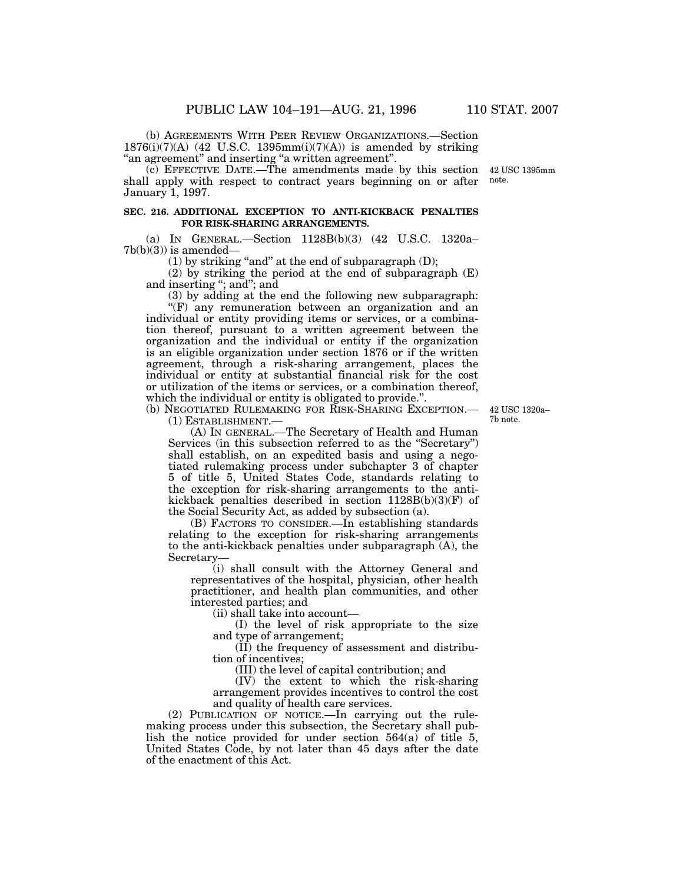(b) AGREEMENTS WITH PEER REVIEW ORGANIZATIONS.—Section 1876(i)(7)(A) (42 U.S.C. 1395mm(i)(7)(A)) is amended by striking "an agreement" and inserting "a written agreement".

(c) EFFECTIVE DATE.—The amendments made by this section shall apply with respect to contract years beginning on or after January 1, 1997.

42 USC 1395mm note.

**SEC. 216. ADDITIONAL EXCEPTION TO ANTI-KICKBACK PENALTIES FOR RISK-SHARING ARRANGEMENTS.**

(a) IN GENERAL.—Section 1128B(b)(3) (42 U.S.C. 1320a–7b(b)(3)) is amended—

(1) by striking "and" at the end of subparagraph (D);

(2) by striking the period at the end of subparagraph (E) and inserting "; and"; and

(3) by adding at the end the following new subparagraph:

"(F) any remuneration between an organization and an individual or entity providing items or services, or a combination thereof, pursuant to a written agreement between the organization and the individual or entity if the organization is an eligible organization under section 1876 or if the written agreement, through a risk-sharing arrangement, places the individual or entity at substantial financial risk for the cost or utilization of the items or services, or a combination thereof, which the individual or entity is obligated to provide.".

(b) NEGOTIATED RULEMAKING FOR RISK-SHARING EXCEPTION.—

42 USC 1320a–7b note.

(1) ESTABLISHMENT.—

(A) IN GENERAL.—The Secretary of Health and Human Services (in this subsection referred to as the "Secretary") shall establish, on an expedited basis and using a negotiated rulemaking process under subchapter 3 of chapter 5 of title 5, United States Code, standards relating to the exception for risk-sharing arrangements to the anti-kickback penalties described in section 1128B(b)(3)(F) of the Social Security Act, as added by subsection (a).

(B) FACTORS TO CONSIDER.—In establishing standards relating to the exception for risk-sharing arrangements to the anti-kickback penalties under subparagraph (A), the Secretary—

(i) shall consult with the Attorney General and representatives of the hospital, physician, other health practitioner, and health plan communities, and other interested parties; and

(ii) shall take into account—

(I) the level of risk appropriate to the size and type of arrangement;

(II) the frequency of assessment and distribution of incentives;

(III) the level of capital contribution; and

(IV) the extent to which the risk-sharing arrangement provides incentives to control the cost and quality of health care services.

(2) PUBLICATION OF NOTICE.—In carrying out the rulemaking process under this subsection, the Secretary shall publish the notice provided for under section 564(a) of title 5, United States Code, by not later than 45 days after the date of the enactment of this Act.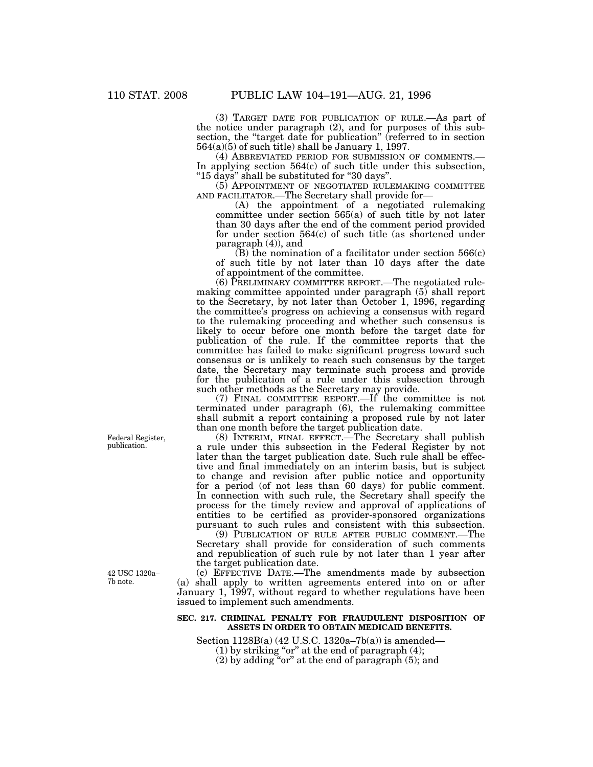(3) TARGET DATE FOR PUBLICATION OF RULE.—As part of the notice under paragraph (2), and for purposes of this subsection, the "target date for publication" (referred to in section 564(a)(5) of such title) shall be January 1, 1997.

(4) ABBREVIATED PERIOD FOR SUBMISSION OF COMMENTS.—In applying section 564(c) of such title under this subsection, "15 days" shall be substituted for "30 days".

(5) APPOINTMENT OF NEGOTIATED RULEMAKING COMMITTEE AND FACILITATOR.—The Secretary shall provide for—

(A) the appointment of a negotiated rulemaking committee under section 565(a) of such title by not later than 30 days after the end of the comment period provided for under section 564(c) of such title (as shortened under paragraph (4)), and

(B) the nomination of a facilitator under section 566(c) of such title by not later than 10 days after the date of appointment of the committee.

(6) PRELIMINARY COMMITTEE REPORT.—The negotiated rulemaking committee appointed under paragraph (5) shall report to the Secretary, by not later than October 1, 1996, regarding the committee's progress on achieving a consensus with regard to the rulemaking proceeding and whether such consensus is likely to occur before one month before the target date for publication of the rule. If the committee reports that the committee has failed to make significant progress toward such consensus or is unlikely to reach such consensus by the target date, the Secretary may terminate such process and provide for the publication of a rule under this subsection through such other methods as the Secretary may provide.

(7) FINAL COMMITTEE REPORT.—If the committee is not terminated under paragraph (6), the rulemaking committee shall submit a report containing a proposed rule by not later than one month before the target publication date.

Federal Register, publication.

(8) INTERIM, FINAL EFFECT.—The Secretary shall publish a rule under this subsection in the Federal Register by not later than the target publication date. Such rule shall be effective and final immediately on an interim basis, but is subject to change and revision after public notice and opportunity for a period (of not less than 60 days) for public comment. In connection with such rule, the Secretary shall specify the process for the timely review and approval of applications of entities to be certified as provider-sponsored organizations pursuant to such rules and consistent with this subsection.

(9) PUBLICATION OF RULE AFTER PUBLIC COMMENT.—The Secretary shall provide for consideration of such comments and republication of such rule by not later than 1 year after the target publication date.

42 USC 1320a–7b note.

(c) EFFECTIVE DATE.—The amendments made by subsection (a) shall apply to written agreements entered into on or after January 1, 1997, without regard to whether regulations have been issued to implement such amendments.

**SEC. 217. CRIMINAL PENALTY FOR FRAUDULENT DISPOSITION OF ASSETS IN ORDER TO OBTAIN MEDICAID BENEFITS.**

Section 1128B(a) (42 U.S.C. 1320a–7b(a)) is amended—

(1) by striking "or" at the end of paragraph (4);

(2) by adding "or" at the end of paragraph (5); and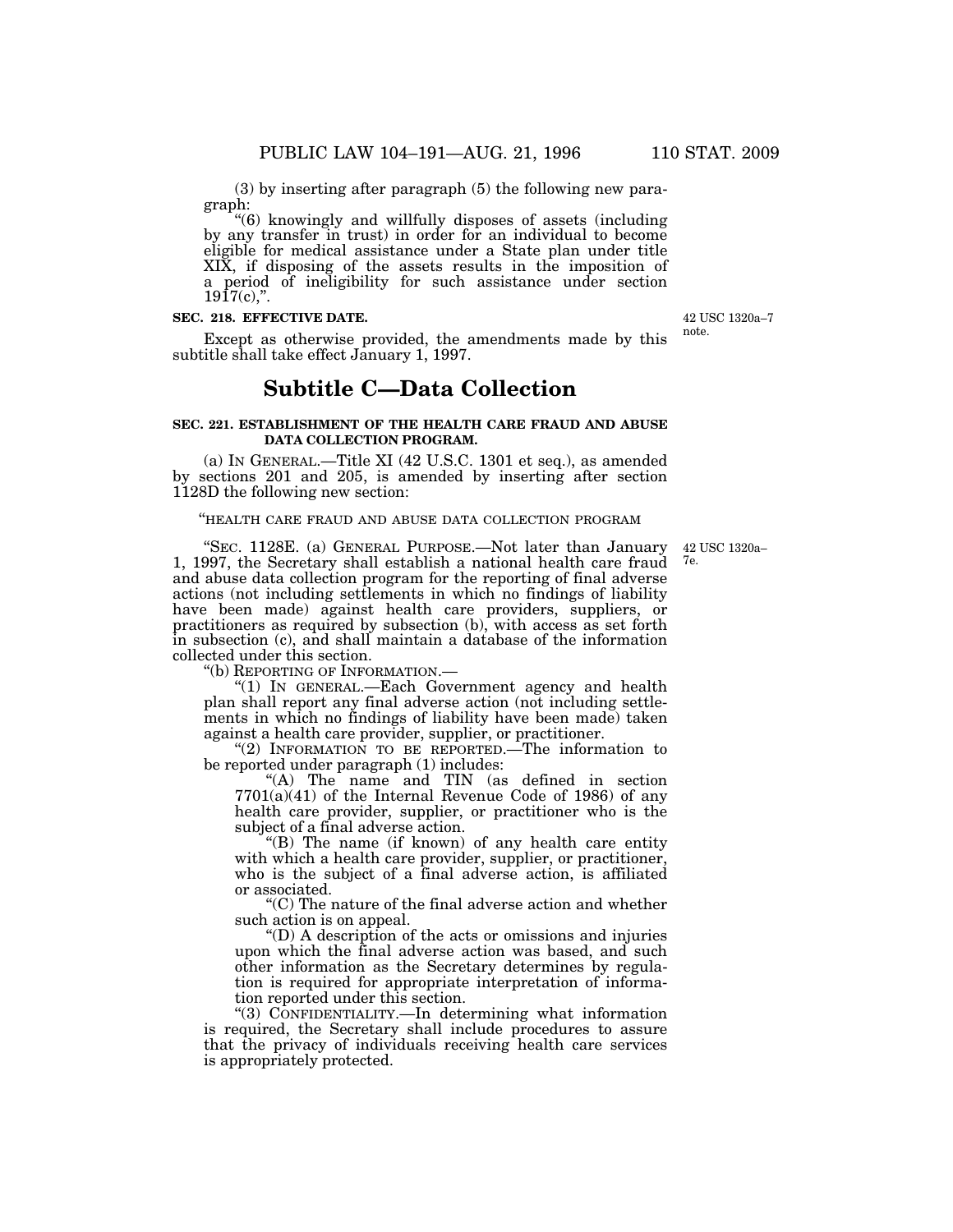(3) by inserting after paragraph (5) the following new paragraph:

"(6) knowingly and willfully disposes of assets (including by any transfer in trust) in order for an individual to become eligible for medical assistance under a State plan under title XIX, if disposing of the assets results in the imposition of a period of ineligibility for such assistance under section 1917(c),".

**SEC. 218. EFFECTIVE DATE.**

42 USC 1320a–7 note.

Except as otherwise provided, the amendments made by this subtitle shall take effect January 1, 1997.

# Subtitle C—Data Collection

**SEC. 221. ESTABLISHMENT OF THE HEALTH CARE FRAUD AND ABUSE DATA COLLECTION PROGRAM.**

(a) IN GENERAL.—Title XI (42 U.S.C. 1301 et seq.), as amended by sections 201 and 205, is amended by inserting after section 1128D the following new section:

"HEALTH CARE FRAUD AND ABUSE DATA COLLECTION PROGRAM

42 USC 1320a–7e.

"SEC. 1128E. (a) GENERAL PURPOSE.—Not later than January 1, 1997, the Secretary shall establish a national health care fraud and abuse data collection program for the reporting of final adverse actions (not including settlements in which no findings of liability have been made) against health care providers, suppliers, or practitioners as required by subsection (b), with access as set forth in subsection (c), and shall maintain a database of the information collected under this section.

"(b) REPORTING OF INFORMATION.—

"(1) IN GENERAL.—Each Government agency and health plan shall report any final adverse action (not including settlements in which no findings of liability have been made) taken against a health care provider, supplier, or practitioner.

"(2) INFORMATION TO BE REPORTED.—The information to be reported under paragraph (1) includes:

"(A) The name and TIN (as defined in section 7701(a)(41) of the Internal Revenue Code of 1986) of any health care provider, supplier, or practitioner who is the subject of a final adverse action.

"(B) The name (if known) of any health care entity with which a health care provider, supplier, or practitioner, who is the subject of a final adverse action, is affiliated or associated.

"(C) The nature of the final adverse action and whether such action is on appeal.

"(D) A description of the acts or omissions and injuries upon which the final adverse action was based, and such other information as the Secretary determines by regulation is required for appropriate interpretation of information reported under this section.

"(3) CONFIDENTIALITY.—In determining what information is required, the Secretary shall include procedures to assure that the privacy of individuals receiving health care services is appropriately protected.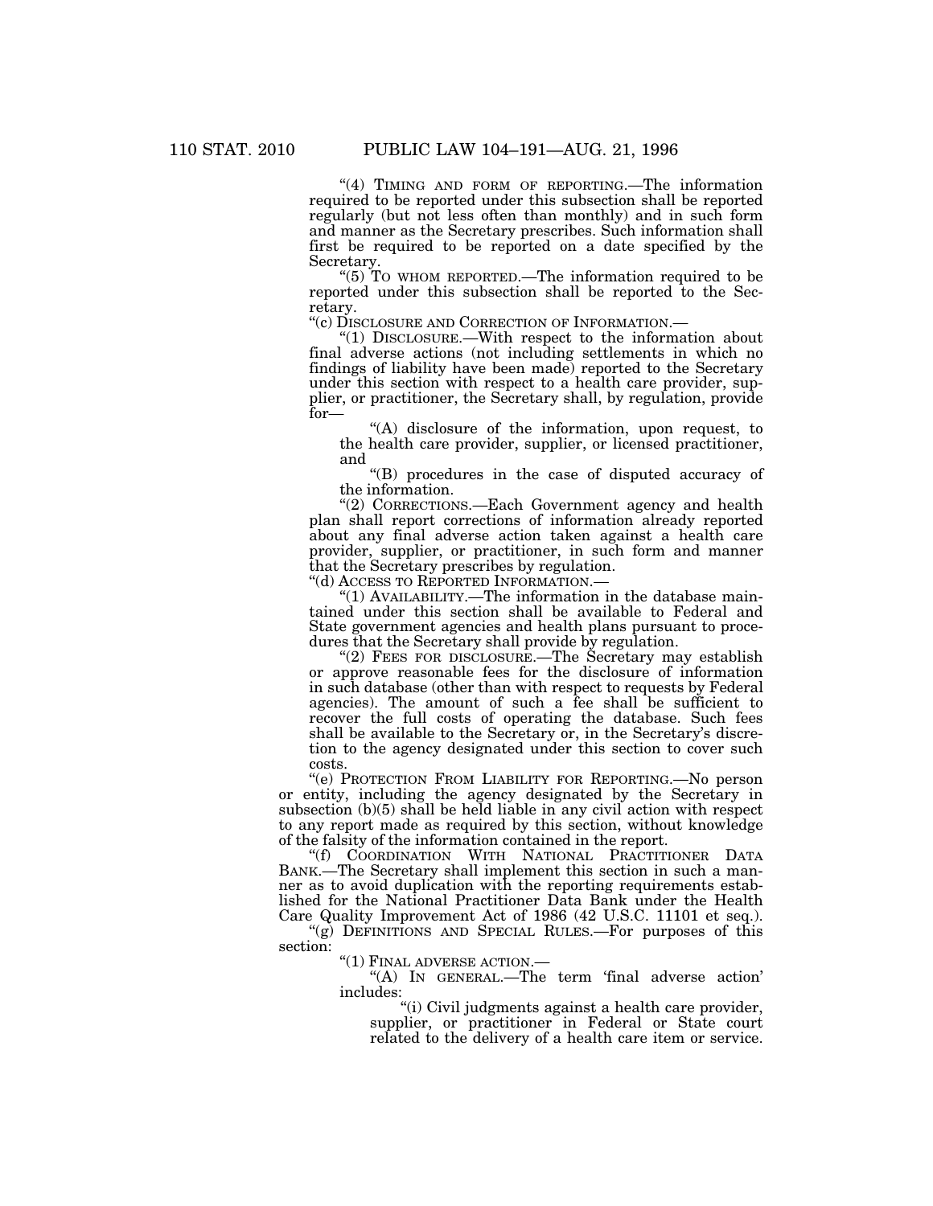"(4) TIMING AND FORM OF REPORTING.—The information required to be reported under this subsection shall be reported regularly (but not less often than monthly) and in such form and manner as the Secretary prescribes. Such information shall first be required to be reported on a date specified by the Secretary.

"(5) TO WHOM REPORTED.—The information required to be reported under this subsection shall be reported to the Secretary.

"(c) DISCLOSURE AND CORRECTION OF INFORMATION.—

"(1) DISCLOSURE.—With respect to the information about final adverse actions (not including settlements in which no findings of liability have been made) reported to the Secretary under this section with respect to a health care provider, supplier, or practitioner, the Secretary shall, by regulation, provide for—

"(A) disclosure of the information, upon request, to the health care provider, supplier, or licensed practitioner, and

"(B) procedures in the case of disputed accuracy of the information.

"(2) CORRECTIONS.—Each Government agency and health plan shall report corrections of information already reported about any final adverse action taken against a health care provider, supplier, or practitioner, in such form and manner that the Secretary prescribes by regulation.

"(d) ACCESS TO REPORTED INFORMATION.—

"(1) AVAILABILITY.—The information in the database maintained under this section shall be available to Federal and State government agencies and health plans pursuant to procedures that the Secretary shall provide by regulation.

"(2) FEES FOR DISCLOSURE.—The Secretary may establish or approve reasonable fees for the disclosure of information in such database (other than with respect to requests by Federal agencies). The amount of such a fee shall be sufficient to recover the full costs of operating the database. Such fees shall be available to the Secretary or, in the Secretary's discretion to the agency designated under this section to cover such costs.

"(e) PROTECTION FROM LIABILITY FOR REPORTING.—No person or entity, including the agency designated by the Secretary in subsection (b)(5) shall be held liable in any civil action with respect to any report made as required by this section, without knowledge of the falsity of the information contained in the report.

"(f) COORDINATION WITH NATIONAL PRACTITIONER DATA BANK.—The Secretary shall implement this section in such a manner as to avoid duplication with the reporting requirements established for the National Practitioner Data Bank under the Health Care Quality Improvement Act of 1986 (42 U.S.C. 11101 et seq.).

"(g) DEFINITIONS AND SPECIAL RULES.—For purposes of this section:

"(1) FINAL ADVERSE ACTION.—

"(A) IN GENERAL.—The term 'final adverse action' includes:

"(i) Civil judgments against a health care provider, supplier, or practitioner in Federal or State court related to the delivery of a health care item or service.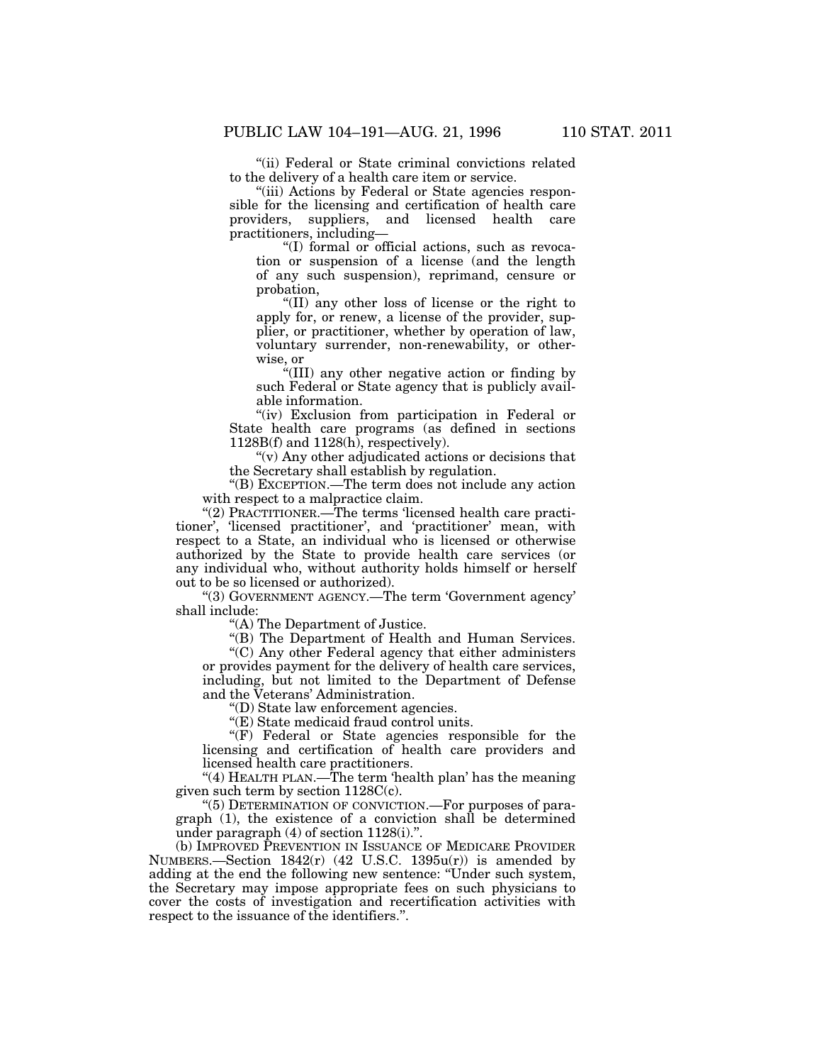"(ii) Federal or State criminal convictions related to the delivery of a health care item or service.

"(iii) Actions by Federal or State agencies responsible for the licensing and certification of health care providers, suppliers, and licensed health care practitioners, including—

"(I) formal or official actions, such as revocation or suspension of a license (and the length of any such suspension), reprimand, censure or probation,

"(II) any other loss of license or the right to apply for, or renew, a license of the provider, supplier, or practitioner, whether by operation of law, voluntary surrender, non-renewability, or otherwise, or

"(III) any other negative action or finding by such Federal or State agency that is publicly available information.

"(iv) Exclusion from participation in Federal or State health care programs (as defined in sections 1128B(f) and 1128(h), respectively).

"(v) Any other adjudicated actions or decisions that the Secretary shall establish by regulation.

"(B) EXCEPTION.—The term does not include any action with respect to a malpractice claim.

"(2) PRACTITIONER.—The terms 'licensed health care practitioner', 'licensed practitioner', and 'practitioner' mean, with respect to a State, an individual who is licensed or otherwise authorized by the State to provide health care services (or any individual who, without authority holds himself or herself out to be so licensed or authorized).

"(3) GOVERNMENT AGENCY.—The term 'Government agency' shall include:

"(A) The Department of Justice.

"(B) The Department of Health and Human Services.

"(C) Any other Federal agency that either administers or provides payment for the delivery of health care services, including, but not limited to the Department of Defense and the Veterans' Administration.

"(D) State law enforcement agencies.

"(E) State medicaid fraud control units.

"(F) Federal or State agencies responsible for the licensing and certification of health care providers and licensed health care practitioners.

"(4) HEALTH PLAN.—The term 'health plan' has the meaning given such term by section 1128C(c).

"(5) DETERMINATION OF CONVICTION.—For purposes of paragraph (1), the existence of a conviction shall be determined under paragraph (4) of section 1128(i).".

(b) IMPROVED PREVENTION IN ISSUANCE OF MEDICARE PROVIDER NUMBERS.—Section 1842(r) (42 U.S.C. 1395u(r)) is amended by adding at the end the following new sentence: "Under such system, the Secretary may impose appropriate fees on such physicians to cover the costs of investigation and recertification activities with respect to the issuance of the identifiers.".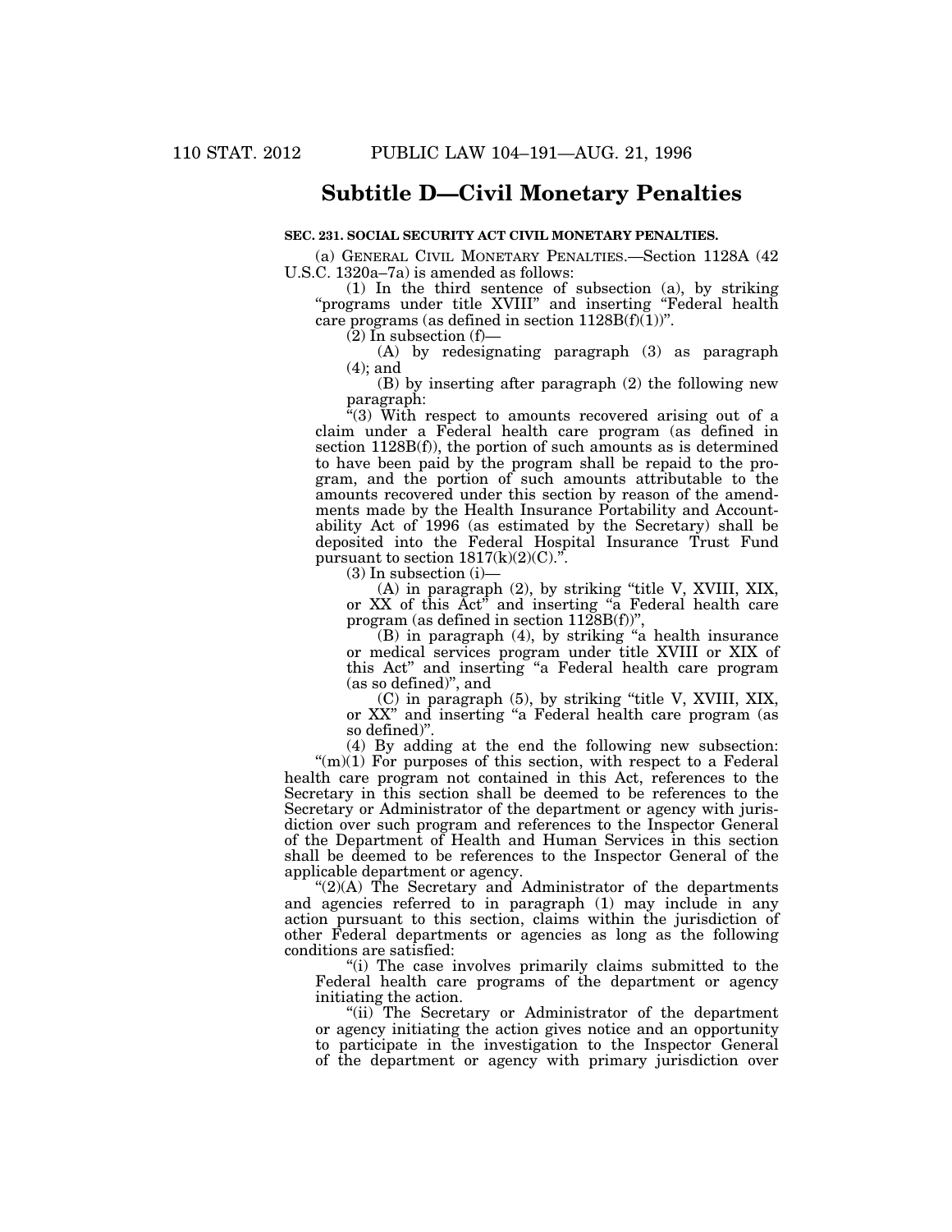# Subtitle D—Civil Monetary Penalties

**SEC. 231. SOCIAL SECURITY ACT CIVIL MONETARY PENALTIES.**

(a) GENERAL CIVIL MONETARY PENALTIES.—Section 1128A (42 U.S.C. 1320a–7a) is amended as follows:

(1) In the third sentence of subsection (a), by striking "programs under title XVIII" and inserting "Federal health care programs (as defined in section 1128B(f)(1))".

(2) In subsection (f)—

(A) by redesignating paragraph (3) as paragraph (4); and

(B) by inserting after paragraph (2) the following new paragraph:

"(3) With respect to amounts recovered arising out of a claim under a Federal health care program (as defined in section 1128B(f)), the portion of such amounts as is determined to have been paid by the program shall be repaid to the program, and the portion of such amounts attributable to the amounts recovered under this section by reason of the amendments made by the Health Insurance Portability and Accountability Act of 1996 (as estimated by the Secretary) shall be deposited into the Federal Hospital Insurance Trust Fund pursuant to section 1817(k)(2)(C).".

(3) In subsection (i)—

(A) in paragraph (2), by striking "title V, XVIII, XIX, or XX of this Act" and inserting "a Federal health care program (as defined in section 1128B(f))",

(B) in paragraph (4), by striking "a health insurance or medical services program under title XVIII or XIX of this Act" and inserting "a Federal health care program (as so defined)", and

(C) in paragraph (5), by striking "title V, XVIII, XIX, or XX" and inserting "a Federal health care program (as so defined)".

(4) By adding at the end the following new subsection:

"(m)(1) For purposes of this section, with respect to a Federal health care program not contained in this Act, references to the Secretary in this section shall be deemed to be references to the Secretary or Administrator of the department or agency with jurisdiction over such program and references to the Inspector General of the Department of Health and Human Services in this section shall be deemed to be references to the Inspector General of the applicable department or agency.

"(2)(A) The Secretary and Administrator of the departments and agencies referred to in paragraph (1) may include in any action pursuant to this section, claims within the jurisdiction of other Federal departments or agencies as long as the following conditions are satisfied:

"(i) The case involves primarily claims submitted to the Federal health care programs of the department or agency initiating the action.

"(ii) The Secretary or Administrator of the department or agency initiating the action gives notice and an opportunity to participate in the investigation to the Inspector General of the department or agency with primary jurisdiction over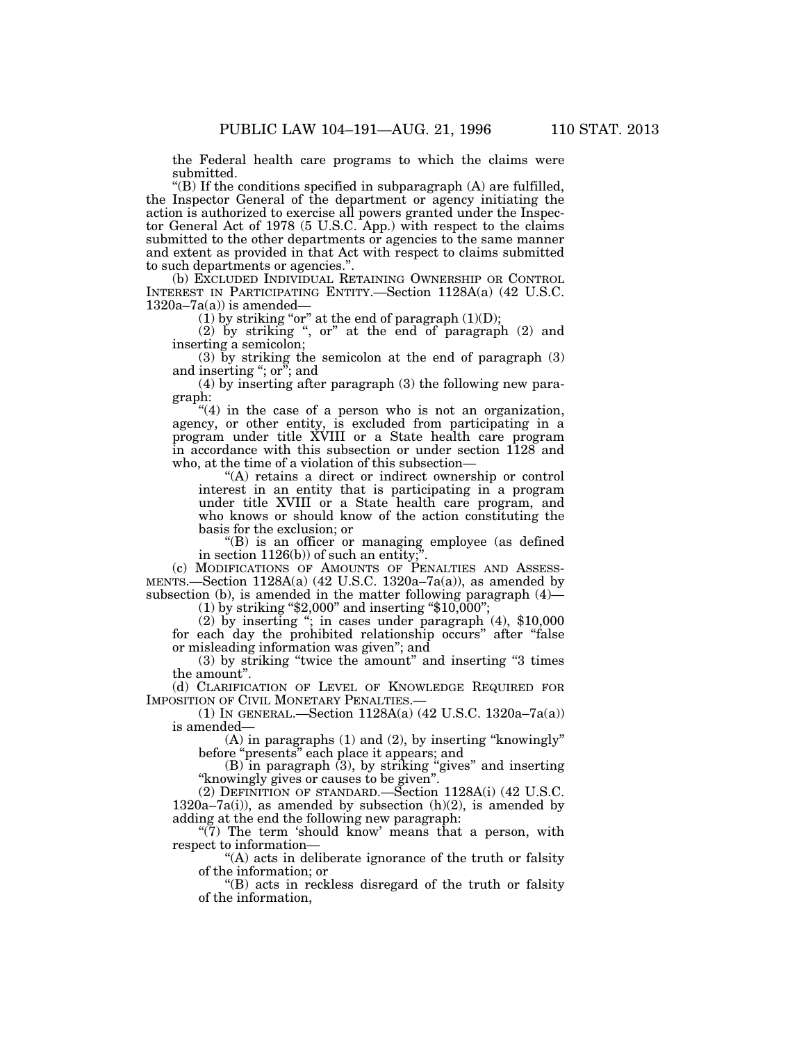the Federal health care programs to which the claims were submitted.

"(B) If the conditions specified in subparagraph (A) are fulfilled, the Inspector General of the department or agency initiating the action is authorized to exercise all powers granted under the Inspector General Act of 1978 (5 U.S.C. App.) with respect to the claims submitted to the other departments or agencies to the same manner and extent as provided in that Act with respect to claims submitted to such departments or agencies.".

(b) EXCLUDED INDIVIDUAL RETAINING OWNERSHIP OR CONTROL INTEREST IN PARTICIPATING ENTITY.—Section 1128A(a) (42 U.S.C. 1320a–7a(a)) is amended—

(1) by striking "or" at the end of paragraph (1)(D);

(2) by striking ", or" at the end of paragraph (2) and inserting a semicolon;

(3) by striking the semicolon at the end of paragraph (3) and inserting "; or"; and

(4) by inserting after paragraph (3) the following new paragraph:

"(4) in the case of a person who is not an organization, agency, or other entity, is excluded from participating in a program under title XVIII or a State health care program in accordance with this subsection or under section 1128 and who, at the time of a violation of this subsection—

"(A) retains a direct or indirect ownership or control interest in an entity that is participating in a program under title XVIII or a State health care program, and who knows or should know of the action constituting the basis for the exclusion; or

"(B) is an officer or managing employee (as defined in section 1126(b)) of such an entity;".

(c) MODIFICATIONS OF AMOUNTS OF PENALTIES AND ASSESSMENTS.—Section 1128A(a) (42 U.S.C. 1320a–7a(a)), as amended by subsection (b), is amended in the matter following paragraph (4)—

(1) by striking "$2,000" and inserting "$10,000";

(2) by inserting "; in cases under paragraph (4), $10,000 for each day the prohibited relationship occurs" after "false or misleading information was given"; and

(3) by striking "twice the amount" and inserting "3 times the amount".

(d) CLARIFICATION OF LEVEL OF KNOWLEDGE REQUIRED FOR IMPOSITION OF CIVIL MONETARY PENALTIES.—

(1) IN GENERAL.—Section 1128A(a) (42 U.S.C. 1320a–7a(a)) is amended—

(A) in paragraphs (1) and (2), by inserting "knowingly" before "presents" each place it appears; and

(B) in paragraph (3), by striking "gives" and inserting "knowingly gives or causes to be given".

(2) DEFINITION OF STANDARD.—Section 1128A(i) (42 U.S.C. 1320a–7a(i)), as amended by subsection (h)(2), is amended by adding at the end the following new paragraph:

"(7) The term 'should know' means that a person, with respect to information—

"(A) acts in deliberate ignorance of the truth or falsity of the information; or

"(B) acts in reckless disregard of the truth or falsity of the information,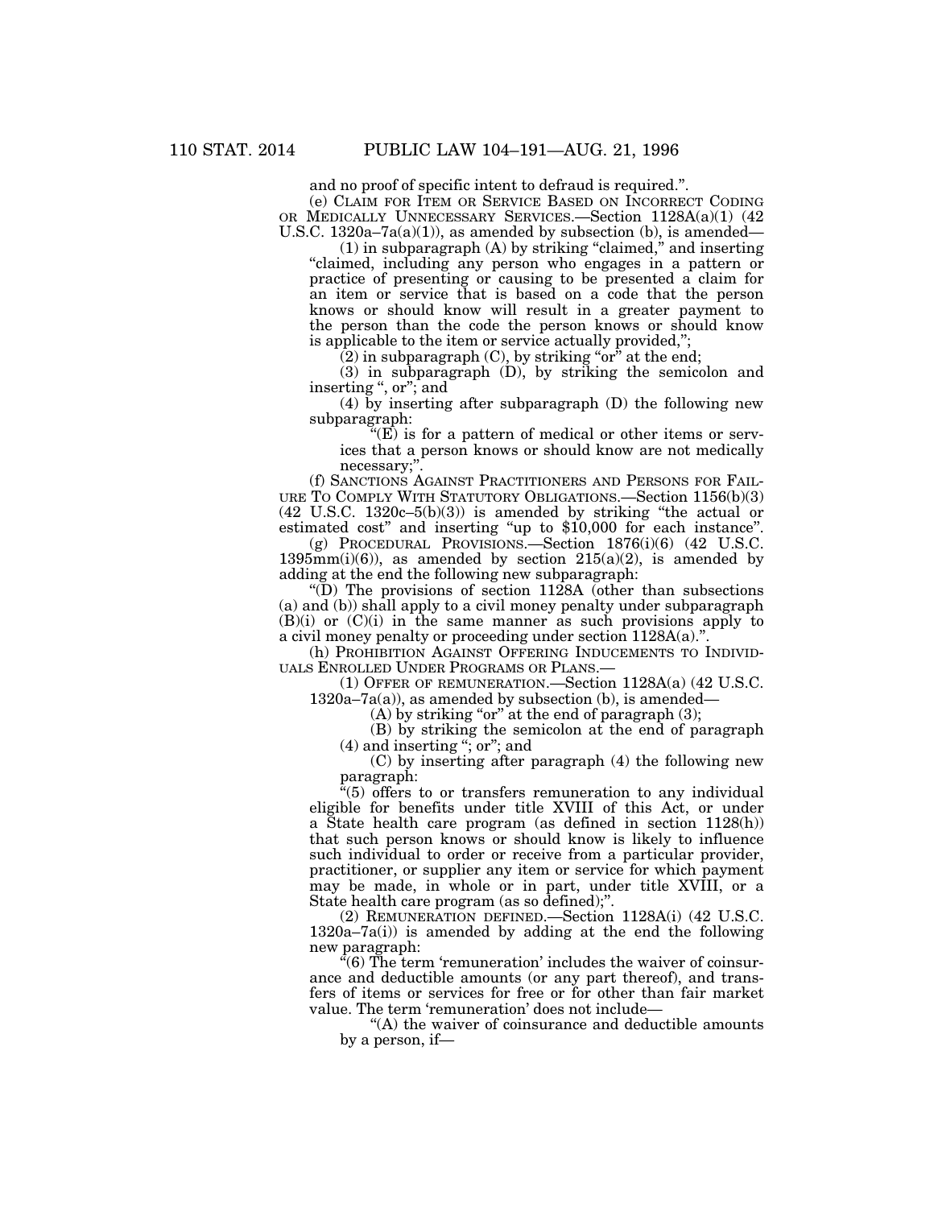and no proof of specific intent to defraud is required.".

(e) CLAIM FOR ITEM OR SERVICE BASED ON INCORRECT CODING OR MEDICALLY UNNECESSARY SERVICES.—Section 1128A(a)(1) (42 U.S.C. 1320a–7a(a)(1)), as amended by subsection (b), is amended—

(1) in subparagraph (A) by striking "claimed," and inserting "claimed, including any person who engages in a pattern or practice of presenting or causing to be presented a claim for an item or service that is based on a code that the person knows or should know will result in a greater payment to the person than the code the person knows or should know is applicable to the item or service actually provided,";

(2) in subparagraph (C), by striking "or" at the end;

(3) in subparagraph (D), by striking the semicolon and inserting ", or"; and

(4) by inserting after subparagraph (D) the following new subparagraph:

"(E) is for a pattern of medical or other items or services that a person knows or should know are not medically necessary;".

(f) SANCTIONS AGAINST PRACTITIONERS AND PERSONS FOR FAILURE TO COMPLY WITH STATUTORY OBLIGATIONS.—Section 1156(b)(3) (42 U.S.C. 1320c–5(b)(3)) is amended by striking "the actual or estimated cost" and inserting "up to $10,000 for each instance".

(g) PROCEDURAL PROVISIONS.—Section 1876(i)(6) (42 U.S.C. 1395mm(i)(6)), as amended by section 215(a)(2), is amended by adding at the end the following new subparagraph:

"(D) The provisions of section 1128A (other than subsections (a) and (b)) shall apply to a civil money penalty under subparagraph (B)(i) or (C)(i) in the same manner as such provisions apply to a civil money penalty or proceeding under section 1128A(a).".

(h) PROHIBITION AGAINST OFFERING INDUCEMENTS TO INDIVIDUALS ENROLLED UNDER PROGRAMS OR PLANS.—

(1) OFFER OF REMUNERATION.—Section 1128A(a) (42 U.S.C. 1320a–7a(a)), as amended by subsection (b), is amended—

(A) by striking "or" at the end of paragraph (3);

(B) by striking the semicolon at the end of paragraph (4) and inserting "; or"; and

(C) by inserting after paragraph (4) the following new paragraph:

"(5) offers to or transfers remuneration to any individual eligible for benefits under title XVIII of this Act, or under a State health care program (as defined in section 1128(h)) that such person knows or should know is likely to influence such individual to order or receive from a particular provider, practitioner, or supplier any item or service for which payment may be made, in whole or in part, under title XVIII, or a State health care program (as so defined);".

(2) REMUNERATION DEFINED.—Section 1128A(i) (42 U.S.C. 1320a–7a(i)) is amended by adding at the end the following new paragraph:

"(6) The term 'remuneration' includes the waiver of coinsurance and deductible amounts (or any part thereof), and transfers of items or services for free or for other than fair market value. The term 'remuneration' does not include—

"(A) the waiver of coinsurance and deductible amounts by a person, if—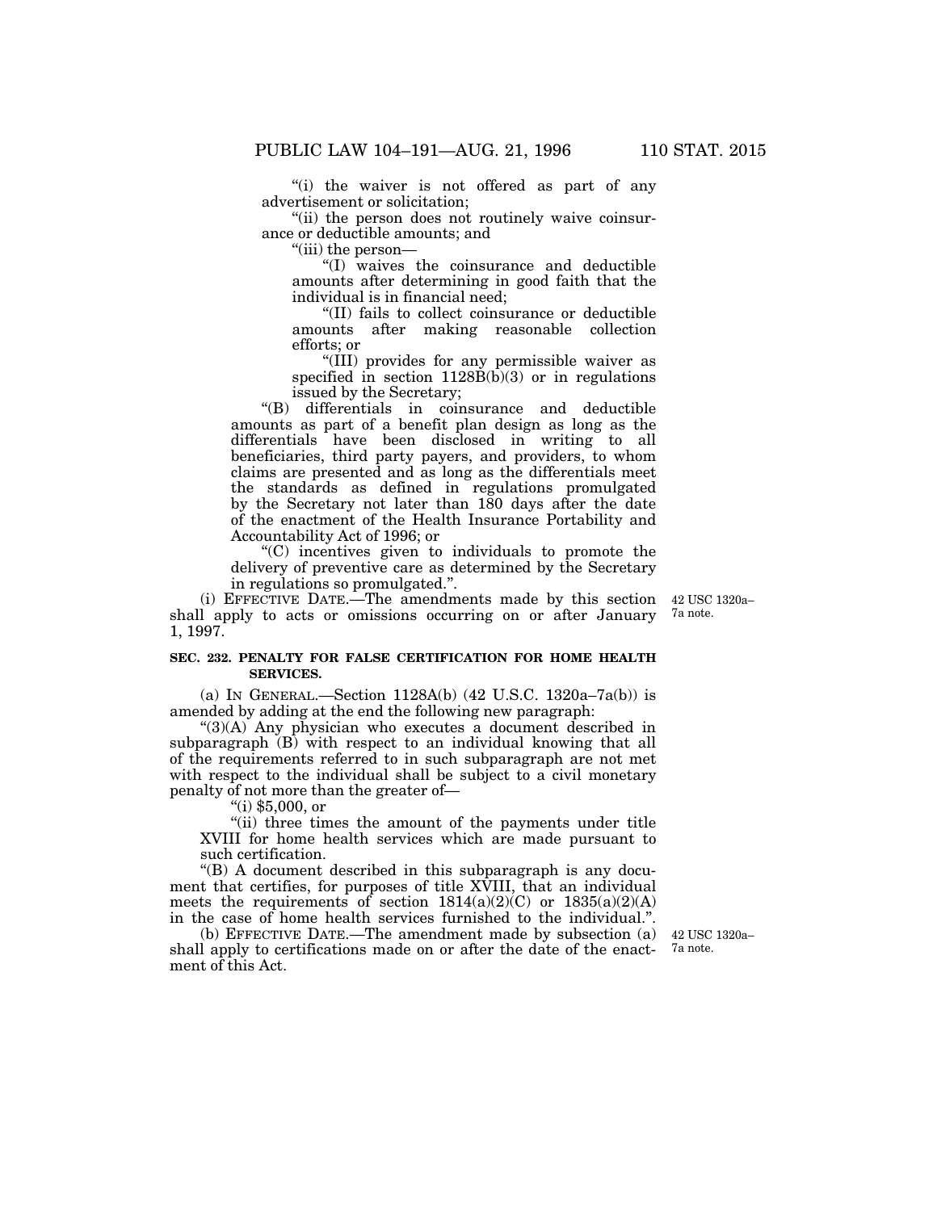"(i) the waiver is not offered as part of any advertisement or solicitation;

"(ii) the person does not routinely waive coinsurance or deductible amounts; and

"(iii) the person—

"(I) waives the coinsurance and deductible amounts after determining in good faith that the individual is in financial need;

"(II) fails to collect coinsurance or deductible amounts after making reasonable collection efforts; or

"(III) provides for any permissible waiver as specified in section 1128B(b)(3) or in regulations issued by the Secretary;

"(B) differentials in coinsurance and deductible amounts as part of a benefit plan design as long as the differentials have been disclosed in writing to all beneficiaries, third party payers, and providers, to whom claims are presented and as long as the differentials meet the standards as defined in regulations promulgated by the Secretary not later than 180 days after the date of the enactment of the Health Insurance Portability and Accountability Act of 1996; or

"(C) incentives given to individuals to promote the delivery of preventive care as determined by the Secretary in regulations so promulgated.".

(i) EFFECTIVE DATE.—The amendments made by this section shall apply to acts or omissions occurring on or after January 1, 1997.

42 USC 1320a–7a note.

**SEC. 232. PENALTY FOR FALSE CERTIFICATION FOR HOME HEALTH SERVICES.**

(a) IN GENERAL.—Section 1128A(b) (42 U.S.C. 1320a–7a(b)) is amended by adding at the end the following new paragraph:

"(3)(A) Any physician who executes a document described in subparagraph (B) with respect to an individual knowing that all of the requirements referred to in such subparagraph are not met with respect to the individual shall be subject to a civil monetary penalty of not more than the greater of—

"(i) $5,000, or

"(ii) three times the amount of the payments under title XVIII for home health services which are made pursuant to such certification.

"(B) A document described in this subparagraph is any document that certifies, for purposes of title XVIII, that an individual meets the requirements of section 1814(a)(2)(C) or 1835(a)(2)(A) in the case of home health services furnished to the individual.".

(b) EFFECTIVE DATE.—The amendment made by subsection (a) shall apply to certifications made on or after the date of the enactment of this Act.

42 USC 1320a–7a note.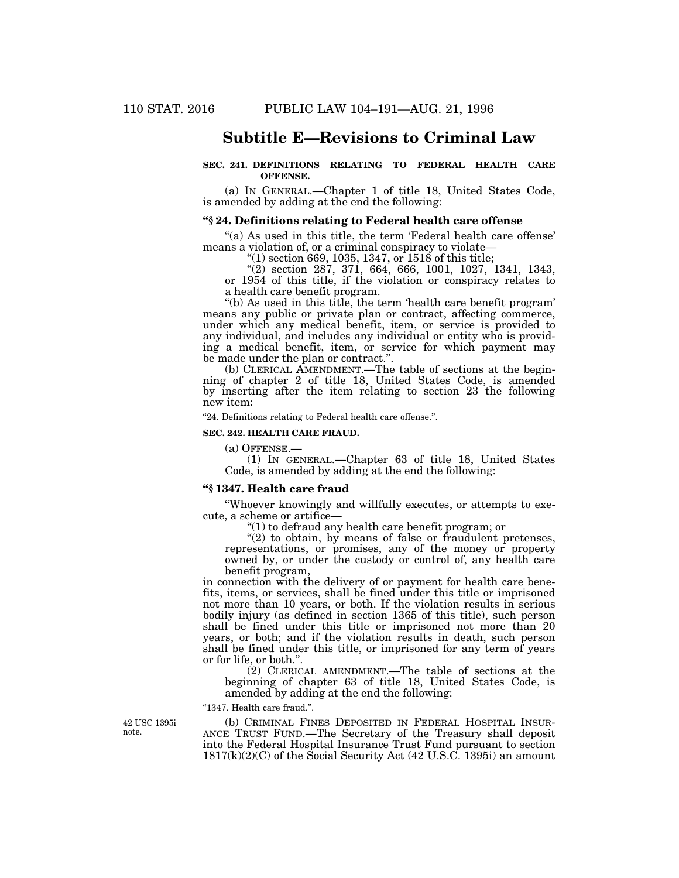## Subtitle E—Revisions to Criminal Law

**SEC. 241. DEFINITIONS RELATING TO FEDERAL HEALTH CARE OFFENSE.**

(a) IN GENERAL.—Chapter 1 of title 18, United States Code, is amended by adding at the end the following:

**"§ 24. Definitions relating to Federal health care offense**

"(a) As used in this title, the term 'Federal health care offense' means a violation of, or a criminal conspiracy to violate—

"(1) section 669, 1035, 1347, or 1518 of this title;

"(2) section 287, 371, 664, 666, 1001, 1027, 1341, 1343, or 1954 of this title, if the violation or conspiracy relates to a health care benefit program.

"(b) As used in this title, the term 'health care benefit program' means any public or private plan or contract, affecting commerce, under which any medical benefit, item, or service is provided to any individual, and includes any individual or entity who is providing a medical benefit, item, or service for which payment may be made under the plan or contract.".

(b) CLERICAL AMENDMENT.—The table of sections at the beginning of chapter 2 of title 18, United States Code, is amended by inserting after the item relating to section 23 the following new item:

"24. Definitions relating to Federal health care offense.".

**SEC. 242. HEALTH CARE FRAUD.**

(a) OFFENSE.—

(1) IN GENERAL.—Chapter 63 of title 18, United States Code, is amended by adding at the end the following:

**"§ 1347. Health care fraud**

"Whoever knowingly and willfully executes, or attempts to execute, a scheme or artifice—

"(1) to defraud any health care benefit program; or

"(2) to obtain, by means of false or fraudulent pretenses, representations, or promises, any of the money or property owned by, or under the custody or control of, any health care benefit program,

in connection with the delivery of or payment for health care benefits, items, or services, shall be fined under this title or imprisoned not more than 10 years, or both. If the violation results in serious bodily injury (as defined in section 1365 of this title), such person shall be fined under this title or imprisoned not more than 20 years, or both; and if the violation results in death, such person shall be fined under this title, or imprisoned for any term of years or for life, or both.".

(2) CLERICAL AMENDMENT.—The table of sections at the beginning of chapter 63 of title 18, United States Code, is amended by adding at the end the following:

"1347. Health care fraud.".

42 USC 1395i note.

(b) CRIMINAL FINES DEPOSITED IN FEDERAL HOSPITAL INSURANCE TRUST FUND.—The Secretary of the Treasury shall deposit into the Federal Hospital Insurance Trust Fund pursuant to section 1817(k)(2)(C) of the Social Security Act (42 U.S.C. 1395i) an amount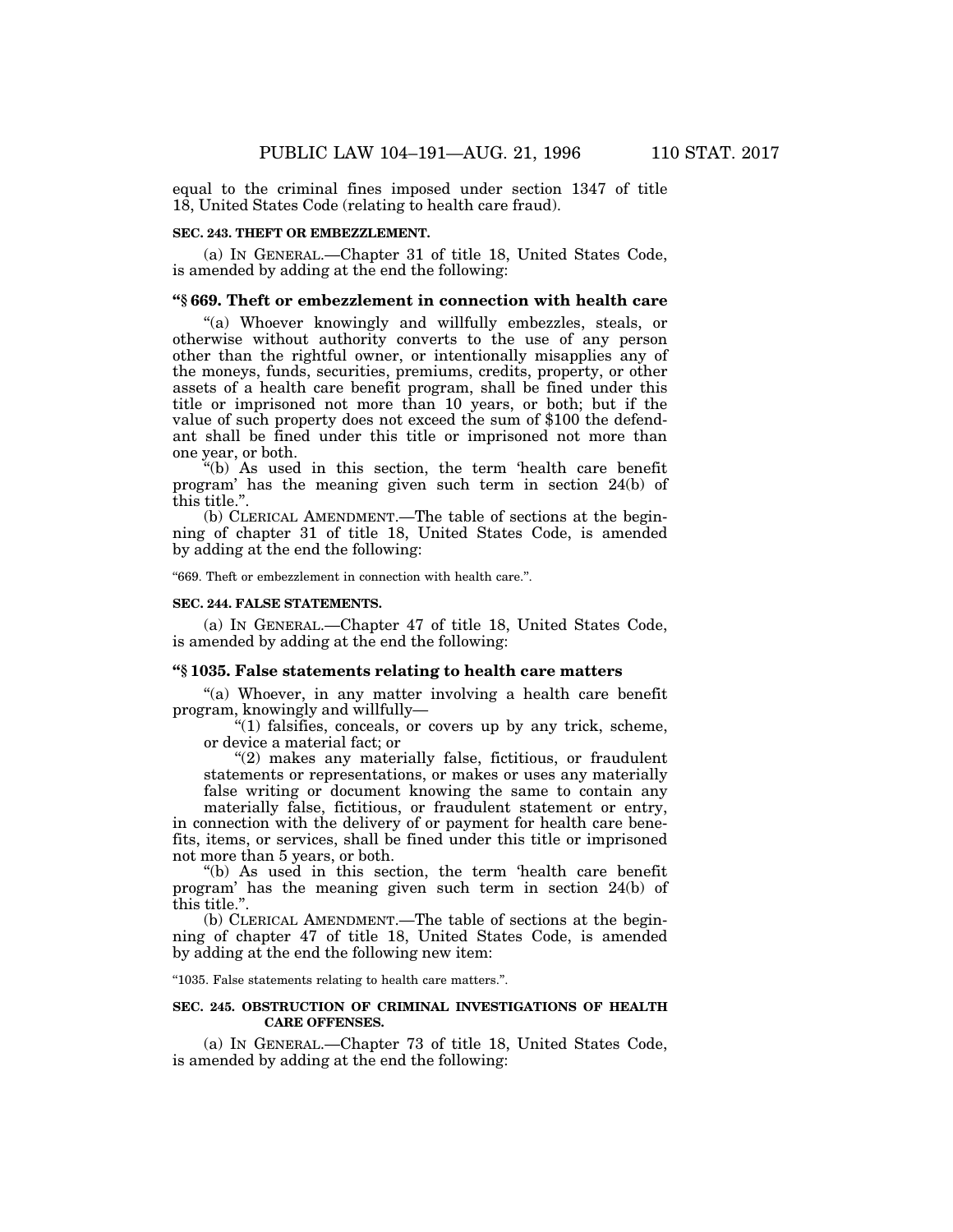equal to the criminal fines imposed under section 1347 of title 18, United States Code (relating to health care fraud).

**SEC. 243. THEFT OR EMBEZZLEMENT.**

(a) IN GENERAL.—Chapter 31 of title 18, United States Code, is amended by adding at the end the following:

### "§ 669. Theft or embezzlement in connection with health care

"(a) Whoever knowingly and willfully embezzles, steals, or otherwise without authority converts to the use of any person other than the rightful owner, or intentionally misapplies any of the moneys, funds, securities, premiums, credits, property, or other assets of a health care benefit program, shall be fined under this title or imprisoned not more than 10 years, or both; but if the value of such property does not exceed the sum of $100 the defendant shall be fined under this title or imprisoned not more than one year, or both.

"(b) As used in this section, the term 'health care benefit program' has the meaning given such term in section 24(b) of this title.".

(b) CLERICAL AMENDMENT.—The table of sections at the beginning of chapter 31 of title 18, United States Code, is amended by adding at the end the following:

"669. Theft or embezzlement in connection with health care.".

**SEC. 244. FALSE STATEMENTS.**

(a) IN GENERAL.—Chapter 47 of title 18, United States Code, is amended by adding at the end the following:

### "§ 1035. False statements relating to health care matters

"(a) Whoever, in any matter involving a health care benefit program, knowingly and willfully—

"(1) falsifies, conceals, or covers up by any trick, scheme, or device a material fact; or

"(2) makes any materially false, fictitious, or fraudulent statements or representations, or makes or uses any materially false writing or document knowing the same to contain any materially false, fictitious, or fraudulent statement or entry,

in connection with the delivery of or payment for health care benefits, items, or services, shall be fined under this title or imprisoned not more than 5 years, or both.

"(b) As used in this section, the term 'health care benefit program' has the meaning given such term in section 24(b) of this title.".

(b) CLERICAL AMENDMENT.—The table of sections at the beginning of chapter 47 of title 18, United States Code, is amended by adding at the end the following new item:

"1035. False statements relating to health care matters.".

**SEC. 245. OBSTRUCTION OF CRIMINAL INVESTIGATIONS OF HEALTH CARE OFFENSES.**

(a) IN GENERAL.—Chapter 73 of title 18, United States Code, is amended by adding at the end the following: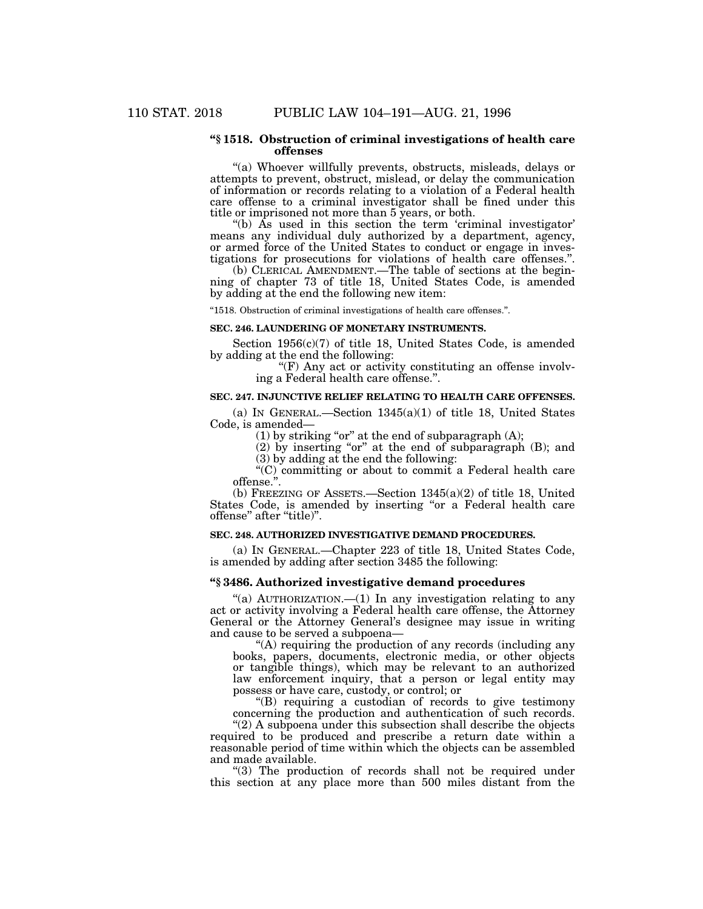**"§ 1518. Obstruction of criminal investigations of health care offenses**

"(a) Whoever willfully prevents, obstructs, misleads, delays or attempts to prevent, obstruct, mislead, or delay the communication of information or records relating to a violation of a Federal health care offense to a criminal investigator shall be fined under this title or imprisoned not more than 5 years, or both.

"(b) As used in this section the term 'criminal investigator' means any individual duly authorized by a department, agency, or armed force of the United States to conduct or engage in investigations for prosecutions for violations of health care offenses.".

(b) CLERICAL AMENDMENT.—The table of sections at the beginning of chapter 73 of title 18, United States Code, is amended by adding at the end the following new item:

"1518. Obstruction of criminal investigations of health care offenses.".

**SEC. 246. LAUNDERING OF MONETARY INSTRUMENTS.**

Section 1956(c)(7) of title 18, United States Code, is amended by adding at the end the following:

"(F) Any act or activity constituting an offense involving a Federal health care offense.".

**SEC. 247. INJUNCTIVE RELIEF RELATING TO HEALTH CARE OFFENSES.**

(a) IN GENERAL.—Section 1345(a)(1) of title 18, United States Code, is amended—

(1) by striking "or" at the end of subparagraph (A);

(2) by inserting "or" at the end of subparagraph (B); and

(3) by adding at the end the following:

"(C) committing or about to commit a Federal health care offense.".

(b) FREEZING OF ASSETS.—Section 1345(a)(2) of title 18, United States Code, is amended by inserting "or a Federal health care offense" after "title)".

**SEC. 248. AUTHORIZED INVESTIGATIVE DEMAND PROCEDURES.**

(a) IN GENERAL.—Chapter 223 of title 18, United States Code, is amended by adding after section 3485 the following:

**"§ 3486. Authorized investigative demand procedures**

"(a) AUTHORIZATION.—(1) In any investigation relating to any act or activity involving a Federal health care offense, the Attorney General or the Attorney General's designee may issue in writing and cause to be served a subpoena—

"(A) requiring the production of any records (including any books, papers, documents, electronic media, or other objects or tangible things), which may be relevant to an authorized law enforcement inquiry, that a person or legal entity may possess or have care, custody, or control; or

"(B) requiring a custodian of records to give testimony concerning the production and authentication of such records.

"(2) A subpoena under this subsection shall describe the objects required to be produced and prescribe a return date within a reasonable period of time within which the objects can be assembled and made available.

"(3) The production of records shall not be required under this section at any place more than 500 miles distant from the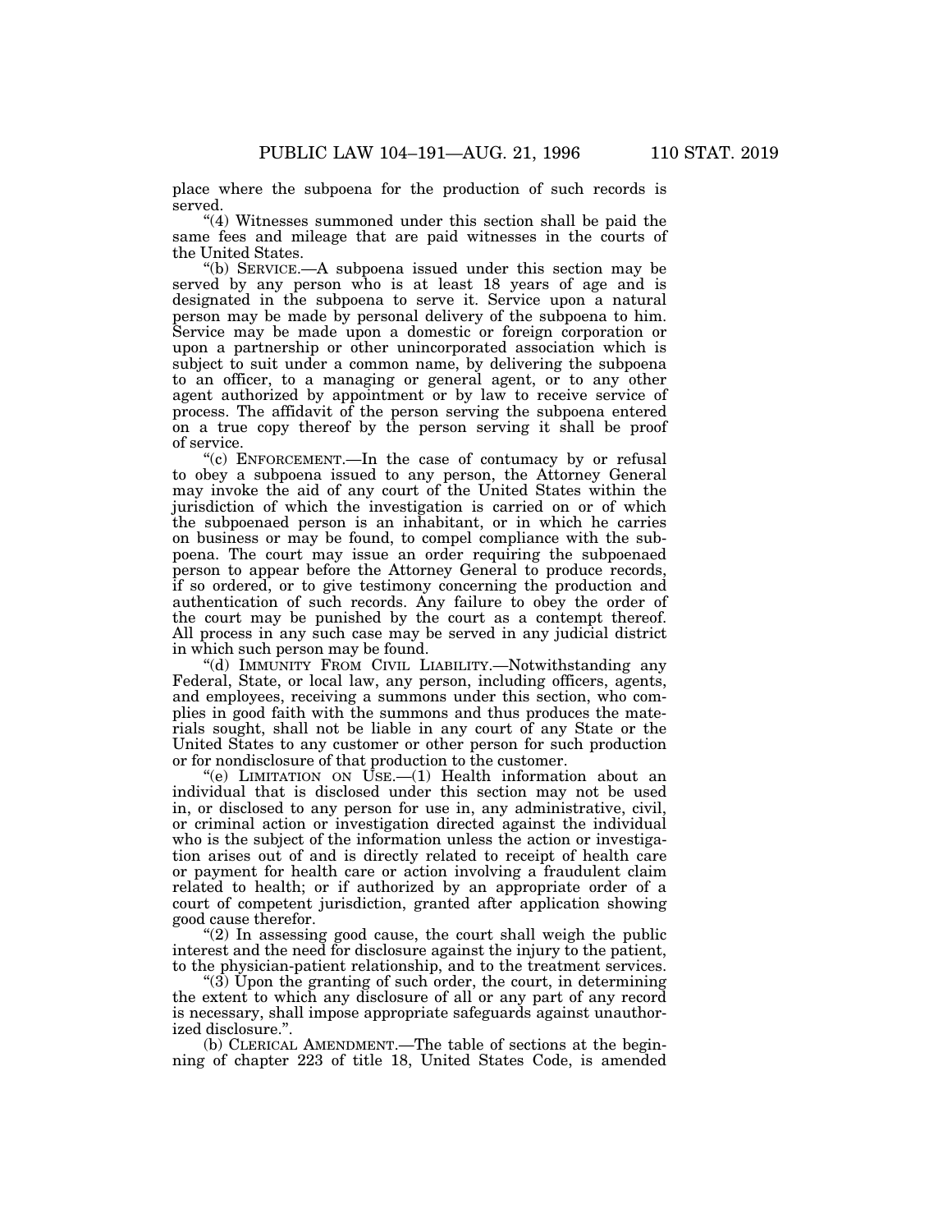place where the subpoena for the production of such records is served.

"(4) Witnesses summoned under this section shall be paid the same fees and mileage that are paid witnesses in the courts of the United States.

"(b) SERVICE.—A subpoena issued under this section may be served by any person who is at least 18 years of age and is designated in the subpoena to serve it. Service upon a natural person may be made by personal delivery of the subpoena to him. Service may be made upon a domestic or foreign corporation or upon a partnership or other unincorporated association which is subject to suit under a common name, by delivering the subpoena to an officer, to a managing or general agent, or to any other agent authorized by appointment or by law to receive service of process. The affidavit of the person serving the subpoena entered on a true copy thereof by the person serving it shall be proof of service.

"(c) ENFORCEMENT.—In the case of contumacy by or refusal to obey a subpoena issued to any person, the Attorney General may invoke the aid of any court of the United States within the jurisdiction of which the investigation is carried on or of which the subpoenaed person is an inhabitant, or in which he carries on business or may be found, to compel compliance with the subpoena. The court may issue an order requiring the subpoenaed person to appear before the Attorney General to produce records, if so ordered, or to give testimony concerning the production and authentication of such records. Any failure to obey the order of the court may be punished by the court as a contempt thereof. All process in any such case may be served in any judicial district in which such person may be found.

"(d) IMMUNITY FROM CIVIL LIABILITY.—Notwithstanding any Federal, State, or local law, any person, including officers, agents, and employees, receiving a summons under this section, who complies in good faith with the summons and thus produces the materials sought, shall not be liable in any court of any State or the United States to any customer or other person for such production or for nondisclosure of that production to the customer.

"(e) LIMITATION ON USE.—(1) Health information about an individual that is disclosed under this section may not be used in, or disclosed to any person for use in, any administrative, civil, or criminal action or investigation directed against the individual who is the subject of the information unless the action or investigation arises out of and is directly related to receipt of health care or payment for health care or action involving a fraudulent claim related to health; or if authorized by an appropriate order of a court of competent jurisdiction, granted after application showing good cause therefor.

"(2) In assessing good cause, the court shall weigh the public interest and the need for disclosure against the injury to the patient, to the physician-patient relationship, and to the treatment services.

"(3) Upon the granting of such order, the court, in determining the extent to which any disclosure of all or any part of any record is necessary, shall impose appropriate safeguards against unauthorized disclosure.".

(b) CLERICAL AMENDMENT.—The table of sections at the beginning of chapter 223 of title 18, United States Code, is amended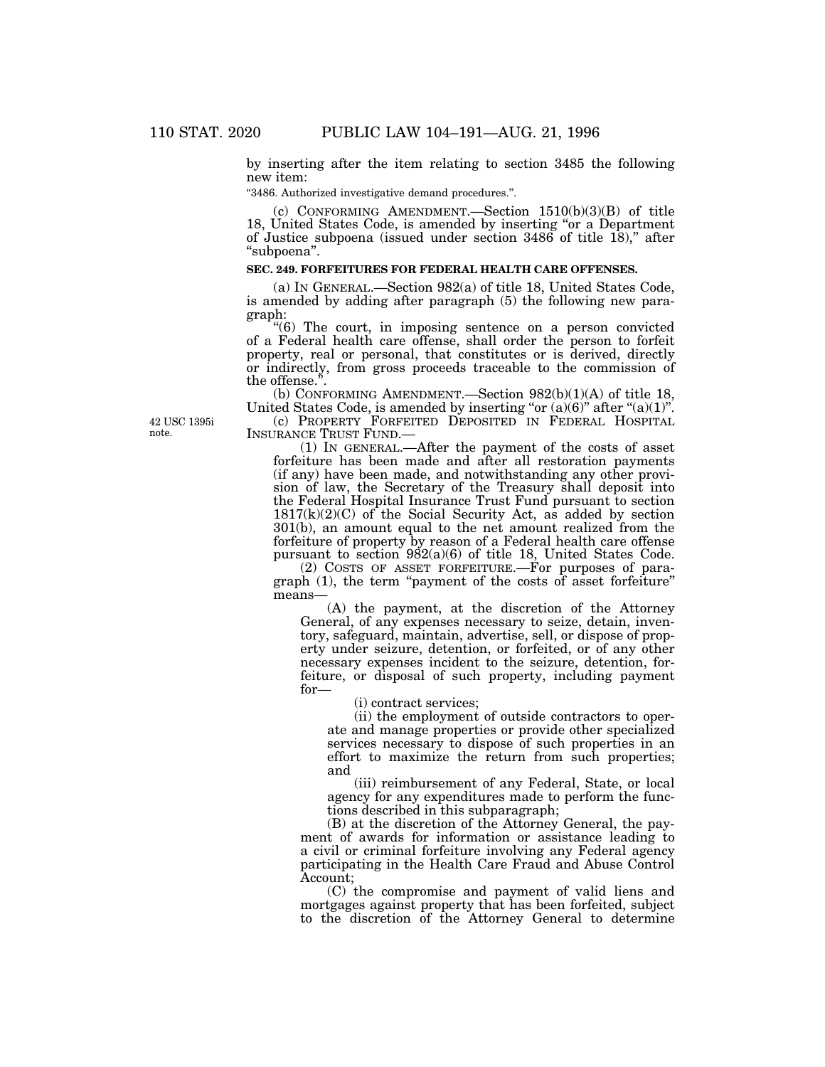by inserting after the item relating to section 3485 the following new item:

"3486. Authorized investigative demand procedures.".

(c) CONFORMING AMENDMENT.—Section 1510(b)(3)(B) of title 18, United States Code, is amended by inserting "or a Department of Justice subpoena (issued under section 3486 of title 18)," after "subpoena".

**SEC. 249. FORFEITURES FOR FEDERAL HEALTH CARE OFFENSES.**

(a) IN GENERAL.—Section 982(a) of title 18, United States Code, is amended by adding after paragraph (5) the following new paragraph:

"(6) The court, in imposing sentence on a person convicted of a Federal health care offense, shall order the person to forfeit property, real or personal, that constitutes or is derived, directly or indirectly, from gross proceeds traceable to the commission of the offense.".

(b) CONFORMING AMENDMENT.—Section 982(b)(1)(A) of title 18, United States Code, is amended by inserting "or (a)(6)" after "(a)(1)".

42 USC 1395i note.

(c) PROPERTY FORFEITED DEPOSITED IN FEDERAL HOSPITAL INSURANCE TRUST FUND.—

(1) IN GENERAL.—After the payment of the costs of asset forfeiture has been made and after all restoration payments (if any) have been made, and notwithstanding any other provision of law, the Secretary of the Treasury shall deposit into the Federal Hospital Insurance Trust Fund pursuant to section 1817(k)(2)(C) of the Social Security Act, as added by section 301(b), an amount equal to the net amount realized from the forfeiture of property by reason of a Federal health care offense pursuant to section 982(a)(6) of title 18, United States Code.

(2) COSTS OF ASSET FORFEITURE.—For purposes of paragraph (1), the term "payment of the costs of asset forfeiture" means—

(A) the payment, at the discretion of the Attorney General, of any expenses necessary to seize, detain, inventory, safeguard, maintain, advertise, sell, or dispose of property under seizure, detention, or forfeited, or of any other necessary expenses incident to the seizure, detention, forfeiture, or disposal of such property, including payment for—

(i) contract services;

(ii) the employment of outside contractors to operate and manage properties or provide other specialized services necessary to dispose of such properties in an effort to maximize the return from such properties; and

(iii) reimbursement of any Federal, State, or local agency for any expenditures made to perform the functions described in this subparagraph;

(B) at the discretion of the Attorney General, the payment of awards for information or assistance leading to a civil or criminal forfeiture involving any Federal agency participating in the Health Care Fraud and Abuse Control Account;

(C) the compromise and payment of valid liens and mortgages against property that has been forfeited, subject to the discretion of the Attorney General to determine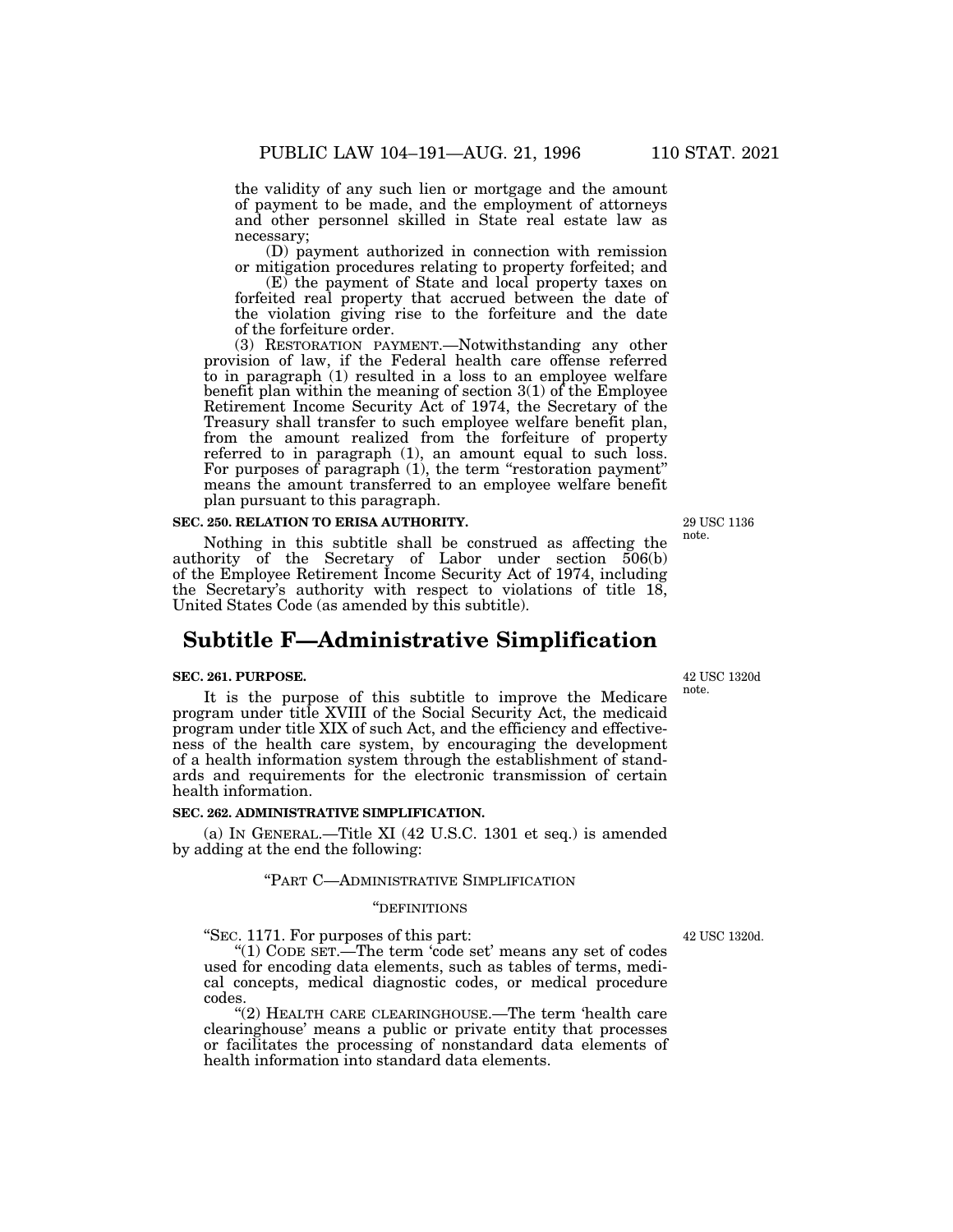the validity of any such lien or mortgage and the amount of payment to be made, and the employment of attorneys and other personnel skilled in State real estate law as necessary;

(D) payment authorized in connection with remission or mitigation procedures relating to property forfeited; and

(E) the payment of State and local property taxes on forfeited real property that accrued between the date of the violation giving rise to the forfeiture and the date of the forfeiture order.

(3) RESTORATION PAYMENT.—Notwithstanding any other provision of law, if the Federal health care offense referred to in paragraph (1) resulted in a loss to an employee welfare benefit plan within the meaning of section 3(1) of the Employee Retirement Income Security Act of 1974, the Secretary of the Treasury shall transfer to such employee welfare benefit plan, from the amount realized from the forfeiture of property referred to in paragraph (1), an amount equal to such loss. For purposes of paragraph (1), the term "restoration payment" means the amount transferred to an employee welfare benefit plan pursuant to this paragraph.

**SEC. 250. RELATION TO ERISA AUTHORITY.**

29 USC 1136 note.

Nothing in this subtitle shall be construed as affecting the authority of the Secretary of Labor under section 506(b) of the Employee Retirement Income Security Act of 1974, including the Secretary's authority with respect to violations of title 18, United States Code (as amended by this subtitle).

# Subtitle F—Administrative Simplification

**SEC. 261. PURPOSE.**

42 USC 1320d note.

It is the purpose of this subtitle to improve the Medicare program under title XVIII of the Social Security Act, the medicaid program under title XIX of such Act, and the efficiency and effectiveness of the health care system, by encouraging the development of a health information system through the establishment of standards and requirements for the electronic transmission of certain health information.

**SEC. 262. ADMINISTRATIVE SIMPLIFICATION.**

(a) IN GENERAL.—Title XI (42 U.S.C. 1301 et seq.) is amended by adding at the end the following:

"PART C—ADMINISTRATIVE SIMPLIFICATION

"DEFINITIONS

42 USC 1320d.

"SEC. 1171. For purposes of this part:

"(1) CODE SET.—The term 'code set' means any set of codes used for encoding data elements, such as tables of terms, medical concepts, medical diagnostic codes, or medical procedure codes.

"(2) HEALTH CARE CLEARINGHOUSE.—The term 'health care clearinghouse' means a public or private entity that processes or facilitates the processing of nonstandard data elements of health information into standard data elements.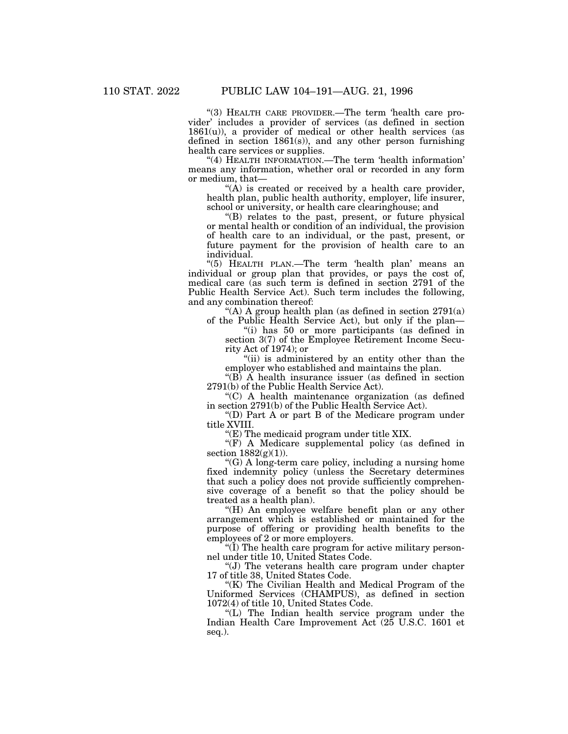"(3) HEALTH CARE PROVIDER.—The term 'health care provider' includes a provider of services (as defined in section 1861(u)), a provider of medical or other health services (as defined in section 1861(s)), and any other person furnishing health care services or supplies.

"(4) HEALTH INFORMATION.—The term 'health information' means any information, whether oral or recorded in any form or medium, that—

"(A) is created or received by a health care provider, health plan, public health authority, employer, life insurer, school or university, or health care clearinghouse; and

"(B) relates to the past, present, or future physical or mental health or condition of an individual, the provision of health care to an individual, or the past, present, or future payment for the provision of health care to an individual.

"(5) HEALTH PLAN.—The term 'health plan' means an individual or group plan that provides, or pays the cost of, medical care (as such term is defined in section 2791 of the Public Health Service Act). Such term includes the following, and any combination thereof:

"(A) A group health plan (as defined in section 2791(a) of the Public Health Service Act), but only if the plan—

"(i) has 50 or more participants (as defined in section 3(7) of the Employee Retirement Income Security Act of 1974); or

"(ii) is administered by an entity other than the employer who established and maintains the plan.

"(B) A health insurance issuer (as defined in section 2791(b) of the Public Health Service Act).

"(C) A health maintenance organization (as defined in section 2791(b) of the Public Health Service Act).

"(D) Part A or part B of the Medicare program under title XVIII.

"(E) The medicaid program under title XIX.

"(F) A Medicare supplemental policy (as defined in section 1882(g)(1)).

"(G) A long-term care policy, including a nursing home fixed indemnity policy (unless the Secretary determines that such a policy does not provide sufficiently comprehensive coverage of a benefit so that the policy should be treated as a health plan).

"(H) An employee welfare benefit plan or any other arrangement which is established or maintained for the purpose of offering or providing health benefits to the employees of 2 or more employers.

"(I) The health care program for active military personnel under title 10, United States Code.

"(J) The veterans health care program under chapter 17 of title 38, United States Code.

"(K) The Civilian Health and Medical Program of the Uniformed Services (CHAMPUS), as defined in section 1072(4) of title 10, United States Code.

"(L) The Indian health service program under the Indian Health Care Improvement Act (25 U.S.C. 1601 et seq.).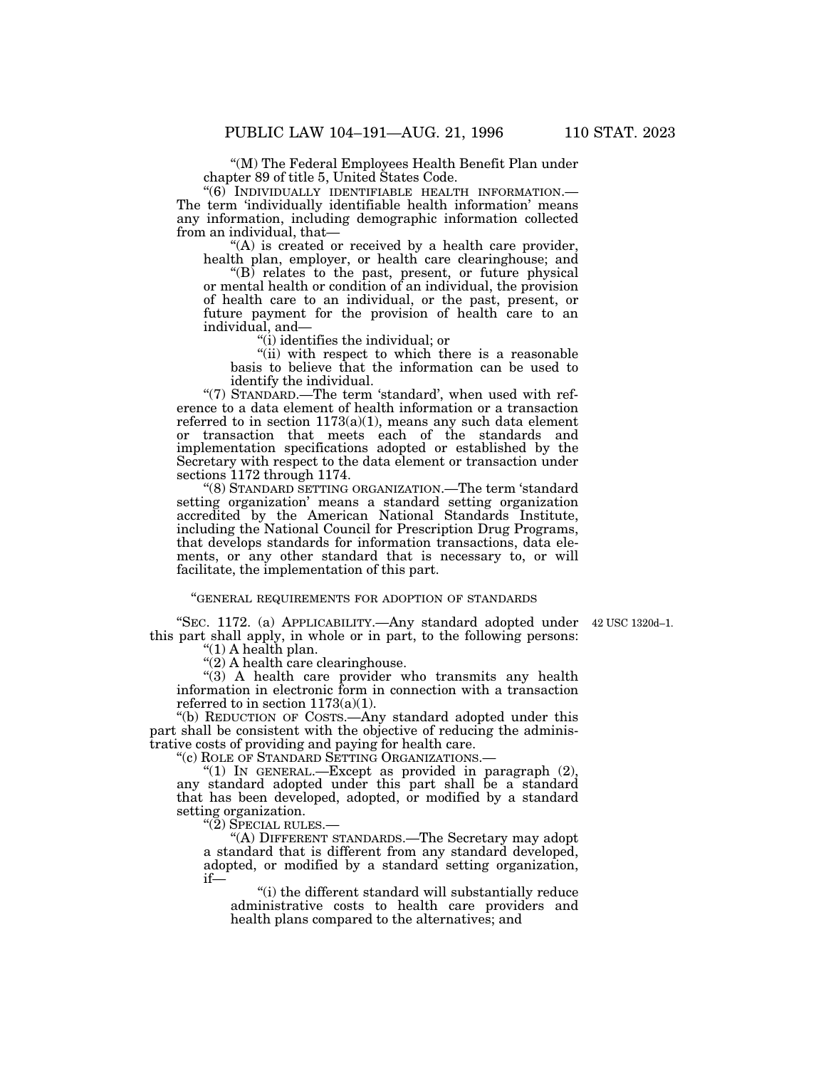"(M) The Federal Employees Health Benefit Plan under chapter 89 of title 5, United States Code.

"(6) INDIVIDUALLY IDENTIFIABLE HEALTH INFORMATION.—The term 'individually identifiable health information' means any information, including demographic information collected from an individual, that—

"(A) is created or received by a health care provider, health plan, employer, or health care clearinghouse; and

"(B) relates to the past, present, or future physical or mental health or condition of an individual, the provision of health care to an individual, or the past, present, or future payment for the provision of health care to an individual, and—

"(i) identifies the individual; or

"(ii) with respect to which there is a reasonable basis to believe that the information can be used to identify the individual.

"(7) STANDARD.—The term 'standard', when used with reference to a data element of health information or a transaction referred to in section 1173(a)(1), means any such data element or transaction that meets each of the standards and implementation specifications adopted or established by the Secretary with respect to the data element or transaction under sections 1172 through 1174.

"(8) STANDARD SETTING ORGANIZATION.—The term 'standard setting organization' means a standard setting organization accredited by the American National Standards Institute, including the National Council for Prescription Drug Programs, that develops standards for information transactions, data elements, or any other standard that is necessary to, or will facilitate, the implementation of this part.

"GENERAL REQUIREMENTS FOR ADOPTION OF STANDARDS

"SEC. 1172. (a) APPLICABILITY.—Any standard adopted under this part shall apply, in whole or in part, to the following persons:

42 USC 1320d–1.

"(1) A health plan.

"(2) A health care clearinghouse.

"(3) A health care provider who transmits any health information in electronic form in connection with a transaction referred to in section 1173(a)(1).

"(b) REDUCTION OF COSTS.—Any standard adopted under this part shall be consistent with the objective of reducing the administrative costs of providing and paying for health care.

"(c) ROLE OF STANDARD SETTING ORGANIZATIONS.—

"(1) IN GENERAL.—Except as provided in paragraph (2), any standard adopted under this part shall be a standard that has been developed, adopted, or modified by a standard setting organization.

"(2) SPECIAL RULES.—

"(A) DIFFERENT STANDARDS.—The Secretary may adopt a standard that is different from any standard developed, adopted, or modified by a standard setting organization, if—

"(i) the different standard will substantially reduce administrative costs to health care providers and health plans compared to the alternatives; and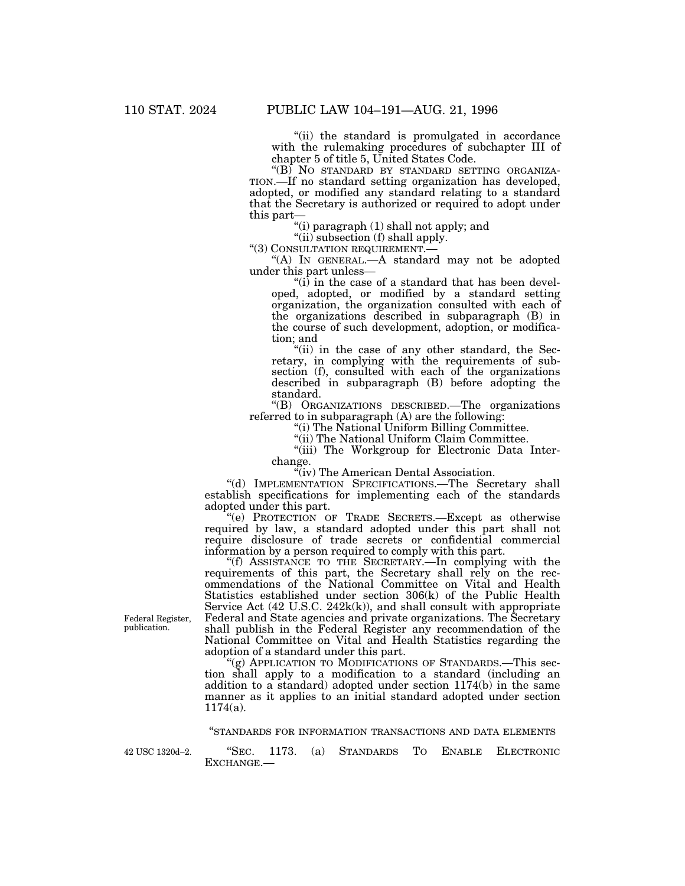"(ii) the standard is promulgated in accordance with the rulemaking procedures of subchapter III of chapter 5 of title 5, United States Code.

"(B) NO STANDARD BY STANDARD SETTING ORGANIZATION.—If no standard setting organization has developed, adopted, or modified any standard relating to a standard that the Secretary is authorized or required to adopt under this part—

"(i) paragraph (1) shall not apply; and

"(ii) subsection (f) shall apply.

"(3) CONSULTATION REQUIREMENT.—

"(A) IN GENERAL.—A standard may not be adopted under this part unless—

"(i) in the case of a standard that has been developed, adopted, or modified by a standard setting organization, the organization consulted with each of the organizations described in subparagraph (B) in the course of such development, adoption, or modification; and

"(ii) in the case of any other standard, the Secretary, in complying with the requirements of subsection (f), consulted with each of the organizations described in subparagraph (B) before adopting the standard.

"(B) ORGANIZATIONS DESCRIBED.—The organizations referred to in subparagraph (A) are the following:

"(i) The National Uniform Billing Committee.

"(ii) The National Uniform Claim Committee.

"(iii) The Workgroup for Electronic Data Interchange.

"(iv) The American Dental Association.

"(d) IMPLEMENTATION SPECIFICATIONS.—The Secretary shall establish specifications for implementing each of the standards adopted under this part.

"(e) PROTECTION OF TRADE SECRETS.—Except as otherwise required by law, a standard adopted under this part shall not require disclosure of trade secrets or confidential commercial information by a person required to comply with this part.

"(f) ASSISTANCE TO THE SECRETARY.—In complying with the requirements of this part, the Secretary shall rely on the recommendations of the National Committee on Vital and Health Statistics established under section 306(k) of the Public Health Service Act (42 U.S.C. 242k(k)), and shall consult with appropriate Federal and State agencies and private organizations. The Secretary shall publish in the Federal Register any recommendation of the National Committee on Vital and Health Statistics regarding the adoption of a standard under this part.

Federal Register, publication.

"(g) APPLICATION TO MODIFICATIONS OF STANDARDS.—This section shall apply to a modification to a standard (including an addition to a standard) adopted under section 1174(b) in the same manner as it applies to an initial standard adopted under section 1174(a).

"STANDARDS FOR INFORMATION TRANSACTIONS AND DATA ELEMENTS

42 USC 1320d–2.

"SEC. 1173. (a) STANDARDS TO ENABLE ELECTRONIC EXCHANGE.—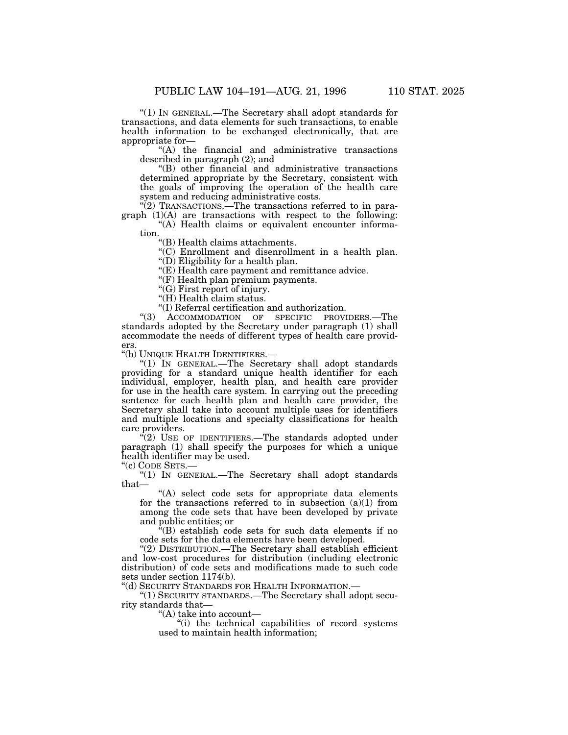"(1) IN GENERAL.—The Secretary shall adopt standards for transactions, and data elements for such transactions, to enable health information to be exchanged electronically, that are appropriate for—

"(A) the financial and administrative transactions described in paragraph (2); and

"(B) other financial and administrative transactions determined appropriate by the Secretary, consistent with the goals of improving the operation of the health care system and reducing administrative costs.

"(2) TRANSACTIONS.—The transactions referred to in paragraph (1)(A) are transactions with respect to the following:

"(A) Health claims or equivalent encounter information.

"(B) Health claims attachments.

"(C) Enrollment and disenrollment in a health plan.

"(D) Eligibility for a health plan.

"(E) Health care payment and remittance advice.

"(F) Health plan premium payments.

"(G) First report of injury.

"(H) Health claim status.

"(I) Referral certification and authorization.

"(3) ACCOMMODATION OF SPECIFIC PROVIDERS.—The standards adopted by the Secretary under paragraph (1) shall accommodate the needs of different types of health care providers.

"(b) UNIQUE HEALTH IDENTIFIERS.—

"(1) IN GENERAL.—The Secretary shall adopt standards providing for a standard unique health identifier for each individual, employer, health plan, and health care provider for use in the health care system. In carrying out the preceding sentence for each health plan and health care provider, the Secretary shall take into account multiple uses for identifiers and multiple locations and specialty classifications for health care providers.

"(2) USE OF IDENTIFIERS.—The standards adopted under paragraph (1) shall specify the purposes for which a unique health identifier may be used.

"(c) CODE SETS.—

"(1) IN GENERAL.—The Secretary shall adopt standards that—

"(A) select code sets for appropriate data elements for the transactions referred to in subsection (a)(1) from among the code sets that have been developed by private and public entities; or

"(B) establish code sets for such data elements if no code sets for the data elements have been developed.

"(2) DISTRIBUTION.—The Secretary shall establish efficient and low-cost procedures for distribution (including electronic distribution) of code sets and modifications made to such code sets under section 1174(b).

"(d) SECURITY STANDARDS FOR HEALTH INFORMATION.—

"(1) SECURITY STANDARDS.—The Secretary shall adopt security standards that—

"(A) take into account—

"(i) the technical capabilities of record systems used to maintain health information;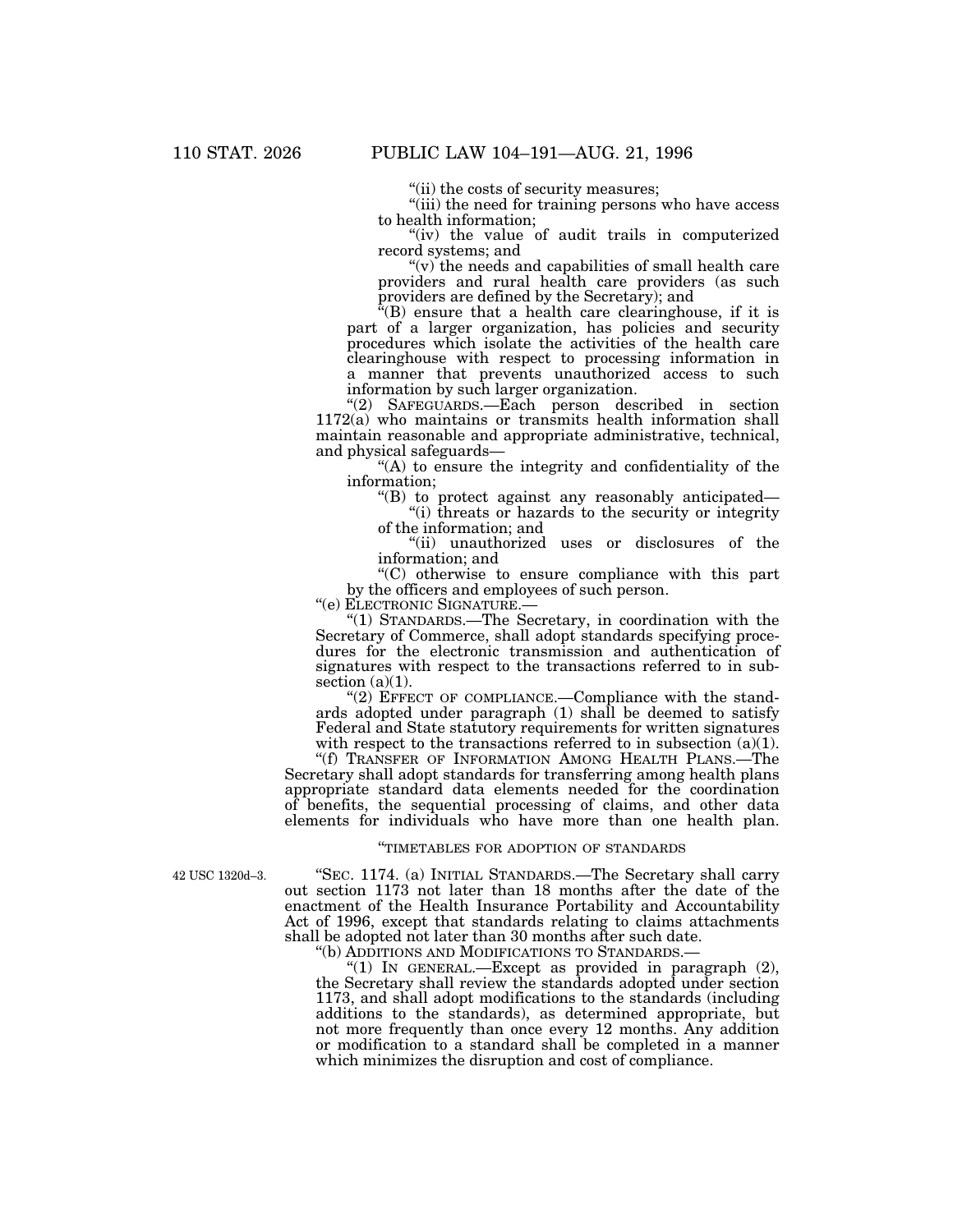"(ii) the costs of security measures;

"(iii) the need for training persons who have access to health information;

"(iv) the value of audit trails in computerized record systems; and

"(v) the needs and capabilities of small health care providers and rural health care providers (as such providers are defined by the Secretary); and

"(B) ensure that a health care clearinghouse, if it is part of a larger organization, has policies and security procedures which isolate the activities of the health care clearinghouse with respect to processing information in a manner that prevents unauthorized access to such information by such larger organization.

"(2) SAFEGUARDS.—Each person described in section 1172(a) who maintains or transmits health information shall maintain reasonable and appropriate administrative, technical, and physical safeguards—

"(A) to ensure the integrity and confidentiality of the information;

"(B) to protect against any reasonably anticipated—

"(i) threats or hazards to the security or integrity of the information; and

"(ii) unauthorized uses or disclosures of the information; and

"(C) otherwise to ensure compliance with this part by the officers and employees of such person.

"(e) ELECTRONIC SIGNATURE.—

"(1) STANDARDS.—The Secretary, in coordination with the Secretary of Commerce, shall adopt standards specifying procedures for the electronic transmission and authentication of signatures with respect to the transactions referred to in subsection (a)(1).

"(2) EFFECT OF COMPLIANCE.—Compliance with the standards adopted under paragraph (1) shall be deemed to satisfy Federal and State statutory requirements for written signatures with respect to the transactions referred to in subsection (a)(1).

"(f) TRANSFER OF INFORMATION AMONG HEALTH PLANS.—The Secretary shall adopt standards for transferring among health plans appropriate standard data elements needed for the coordination of benefits, the sequential processing of claims, and other data elements for individuals who have more than one health plan.

"TIMETABLES FOR ADOPTION OF STANDARDS

42 USC 1320d–3.

"SEC. 1174. (a) INITIAL STANDARDS.—The Secretary shall carry out section 1173 not later than 18 months after the date of the enactment of the Health Insurance Portability and Accountability Act of 1996, except that standards relating to claims attachments shall be adopted not later than 30 months after such date.

"(b) ADDITIONS AND MODIFICATIONS TO STANDARDS.—

"(1) IN GENERAL.—Except as provided in paragraph (2), the Secretary shall review the standards adopted under section 1173, and shall adopt modifications to the standards (including additions to the standards), as determined appropriate, but not more frequently than once every 12 months. Any addition or modification to a standard shall be completed in a manner which minimizes the disruption and cost of compliance.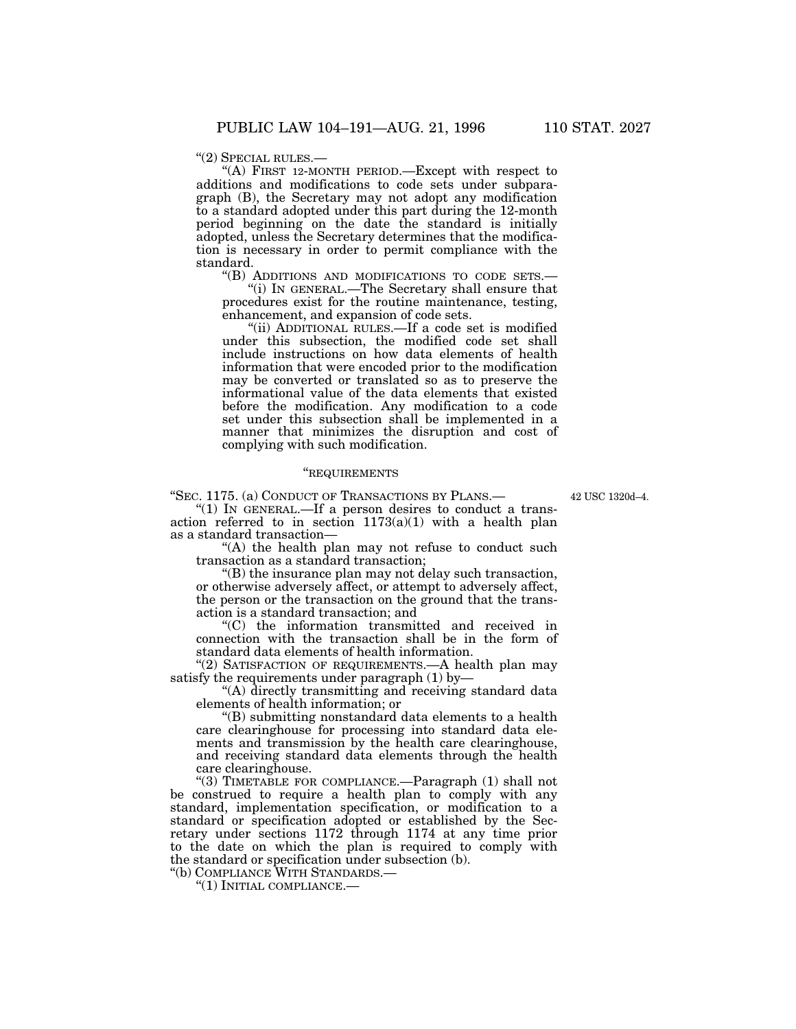"(2) SPECIAL RULES.—

"(A) FIRST 12-MONTH PERIOD.—Except with respect to additions and modifications to code sets under subparagraph (B), the Secretary may not adopt any modification to a standard adopted under this part during the 12-month period beginning on the date the standard is initially adopted, unless the Secretary determines that the modification is necessary in order to permit compliance with the standard.

"(B) ADDITIONS AND MODIFICATIONS TO CODE SETS.—

"(i) IN GENERAL.—The Secretary shall ensure that procedures exist for the routine maintenance, testing, enhancement, and expansion of code sets.

"(ii) ADDITIONAL RULES.—If a code set is modified under this subsection, the modified code set shall include instructions on how data elements of health information that were encoded prior to the modification may be converted or translated so as to preserve the informational value of the data elements that existed before the modification. Any modification to a code set under this subsection shall be implemented in a manner that minimizes the disruption and cost of complying with such modification.

"REQUIREMENTS

"SEC. 1175. (a) CONDUCT OF TRANSACTIONS BY PLANS.—

42 USC 1320d–4.

"(1) IN GENERAL.—If a person desires to conduct a transaction referred to in section 1173(a)(1) with a health plan as a standard transaction—

"(A) the health plan may not refuse to conduct such transaction as a standard transaction;

"(B) the insurance plan may not delay such transaction, or otherwise adversely affect, or attempt to adversely affect, the person or the transaction on the ground that the transaction is a standard transaction; and

"(C) the information transmitted and received in connection with the transaction shall be in the form of standard data elements of health information.

"(2) SATISFACTION OF REQUIREMENTS.—A health plan may satisfy the requirements under paragraph (1) by—

"(A) directly transmitting and receiving standard data elements of health information; or

"(B) submitting nonstandard data elements to a health care clearinghouse for processing into standard data elements and transmission by the health care clearinghouse, and receiving standard data elements through the health care clearinghouse.

"(3) TIMETABLE FOR COMPLIANCE.—Paragraph (1) shall not be construed to require a health plan to comply with any standard, implementation specification, or modification to a standard or specification adopted or established by the Secretary under sections 1172 through 1174 at any time prior to the date on which the plan is required to comply with the standard or specification under subsection (b).

"(b) COMPLIANCE WITH STANDARDS.—

"(1) INITIAL COMPLIANCE.—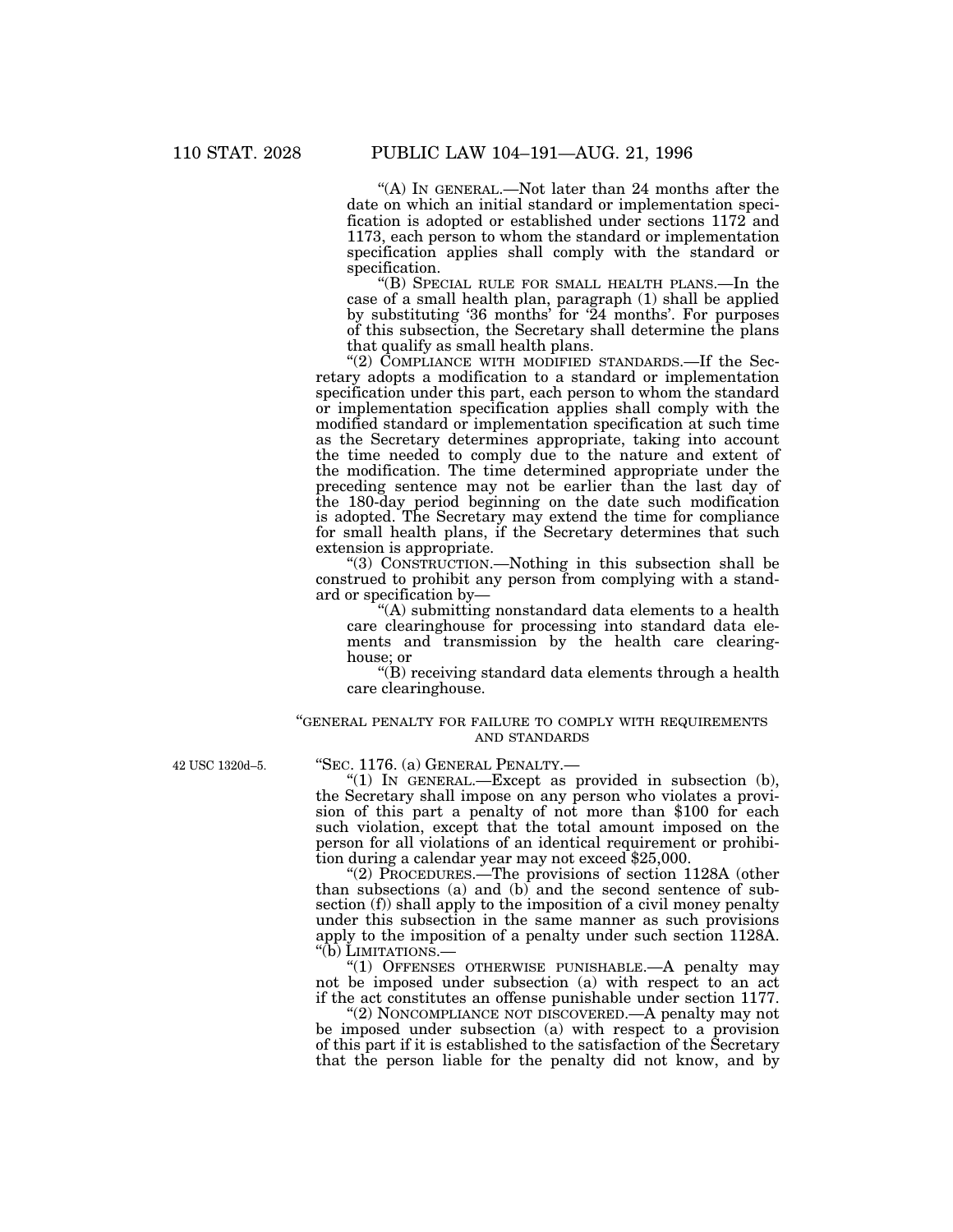"(A) IN GENERAL.—Not later than 24 months after the date on which an initial standard or implementation specification is adopted or established under sections 1172 and 1173, each person to whom the standard or implementation specification applies shall comply with the standard or specification.

"(B) SPECIAL RULE FOR SMALL HEALTH PLANS.—In the case of a small health plan, paragraph (1) shall be applied by substituting '36 months' for '24 months'. For purposes of this subsection, the Secretary shall determine the plans that qualify as small health plans.

"(2) COMPLIANCE WITH MODIFIED STANDARDS.—If the Secretary adopts a modification to a standard or implementation specification under this part, each person to whom the standard or implementation specification applies shall comply with the modified standard or implementation specification at such time as the Secretary determines appropriate, taking into account the time needed to comply due to the nature and extent of the modification. The time determined appropriate under the preceding sentence may not be earlier than the last day of the 180-day period beginning on the date such modification is adopted. The Secretary may extend the time for compliance for small health plans, if the Secretary determines that such extension is appropriate.

"(3) CONSTRUCTION.—Nothing in this subsection shall be construed to prohibit any person from complying with a standard or specification by—

"(A) submitting nonstandard data elements to a health care clearinghouse for processing into standard data elements and transmission by the health care clearinghouse; or

"(B) receiving standard data elements through a health care clearinghouse.

"GENERAL PENALTY FOR FAILURE TO COMPLY WITH REQUIREMENTS AND STANDARDS

42 USC 1320d–5.

"SEC. 1176. (a) GENERAL PENALTY.—

"(1) IN GENERAL.—Except as provided in subsection (b), the Secretary shall impose on any person who violates a provision of this part a penalty of not more than $100 for each such violation, except that the total amount imposed on the person for all violations of an identical requirement or prohibition during a calendar year may not exceed $25,000.

"(2) PROCEDURES.—The provisions of section 1128A (other than subsections (a) and (b) and the second sentence of subsection (f)) shall apply to the imposition of a civil money penalty under this subsection in the same manner as such provisions apply to the imposition of a penalty under such section 1128A.

"(b) LIMITATIONS.—

"(1) OFFENSES OTHERWISE PUNISHABLE.—A penalty may not be imposed under subsection (a) with respect to an act if the act constitutes an offense punishable under section 1177.

"(2) NONCOMPLIANCE NOT DISCOVERED.—A penalty may not be imposed under subsection (a) with respect to a provision of this part if it is established to the satisfaction of the Secretary that the person liable for the penalty did not know, and by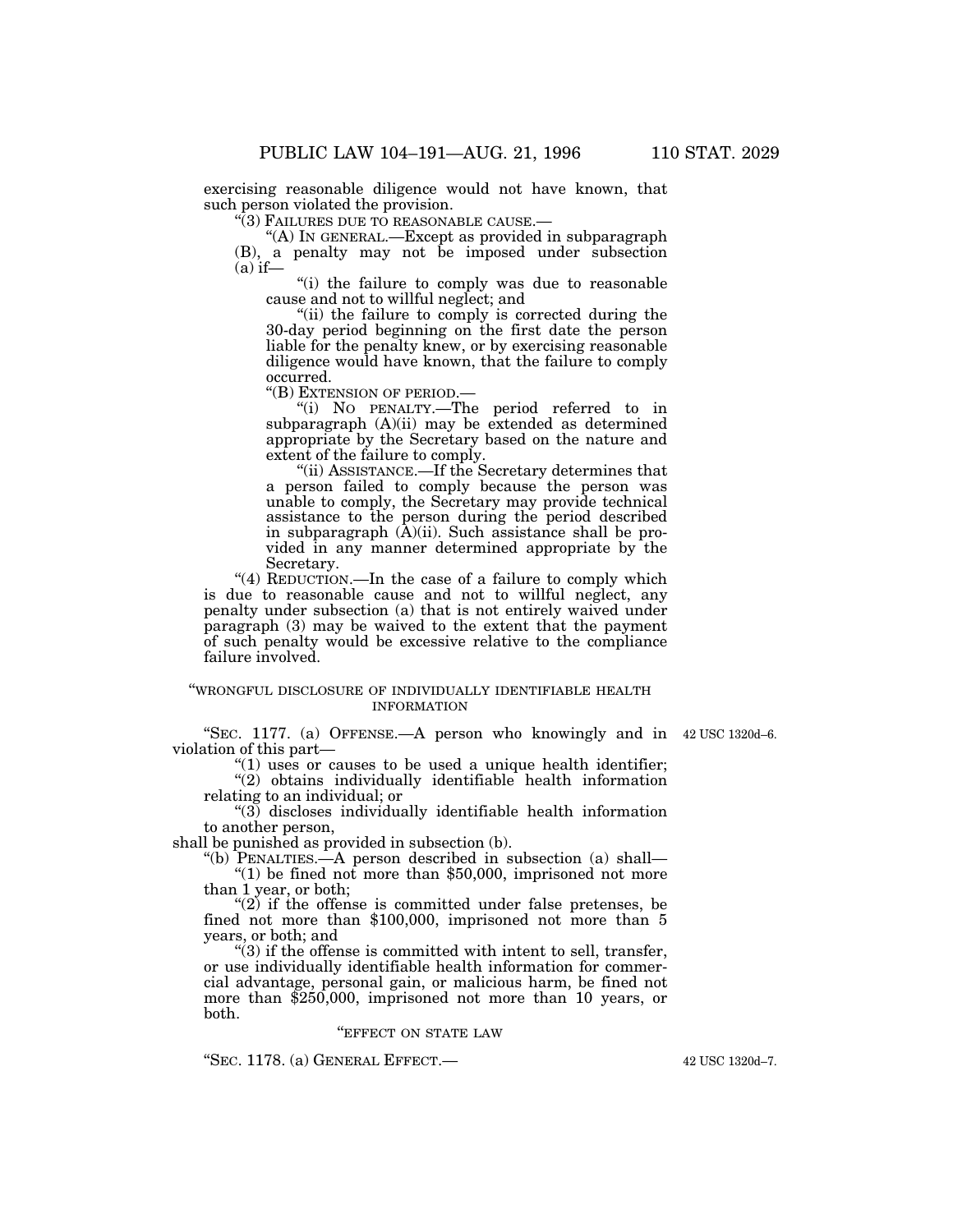exercising reasonable diligence would not have known, that such person violated the provision.

"(3) FAILURES DUE TO REASONABLE CAUSE.—

"(A) IN GENERAL.—Except as provided in subparagraph (B), a penalty may not be imposed under subsection (a) if—

"(i) the failure to comply was due to reasonable cause and not to willful neglect; and

"(ii) the failure to comply is corrected during the 30-day period beginning on the first date the person liable for the penalty knew, or by exercising reasonable diligence would have known, that the failure to comply occurred.

"(B) EXTENSION OF PERIOD.—

"(i) NO PENALTY.—The period referred to in subparagraph (A)(ii) may be extended as determined appropriate by the Secretary based on the nature and extent of the failure to comply.

"(ii) ASSISTANCE.—If the Secretary determines that a person failed to comply because the person was unable to comply, the Secretary may provide technical assistance to the person during the period described in subparagraph (A)(ii). Such assistance shall be provided in any manner determined appropriate by the Secretary.

"(4) REDUCTION.—In the case of a failure to comply which is due to reasonable cause and not to willful neglect, any penalty under subsection (a) that is not entirely waived under paragraph (3) may be waived to the extent that the payment of such penalty would be excessive relative to the compliance failure involved.

"WRONGFUL DISCLOSURE OF INDIVIDUALLY IDENTIFIABLE HEALTH INFORMATION

"SEC. 1177. (a) OFFENSE.—A person who knowingly and in violation of this part— 42 USC 1320d–6.

"(1) uses or causes to be used a unique health identifier;

"(2) obtains individually identifiable health information relating to an individual; or

"(3) discloses individually identifiable health information to another person,

shall be punished as provided in subsection (b).

"(b) PENALTIES.—A person described in subsection (a) shall—

"(1) be fined not more than $50,000, imprisoned not more than 1 year, or both;

"(2) if the offense is committed under false pretenses, be fined not more than $100,000, imprisoned not more than 5 years, or both; and

"(3) if the offense is committed with intent to sell, transfer, or use individually identifiable health information for commercial advantage, personal gain, or malicious harm, be fined not more than $250,000, imprisoned not more than 10 years, or both.

"EFFECT ON STATE LAW

"SEC. 1178. (a) GENERAL EFFECT.— 42 USC 1320d–7.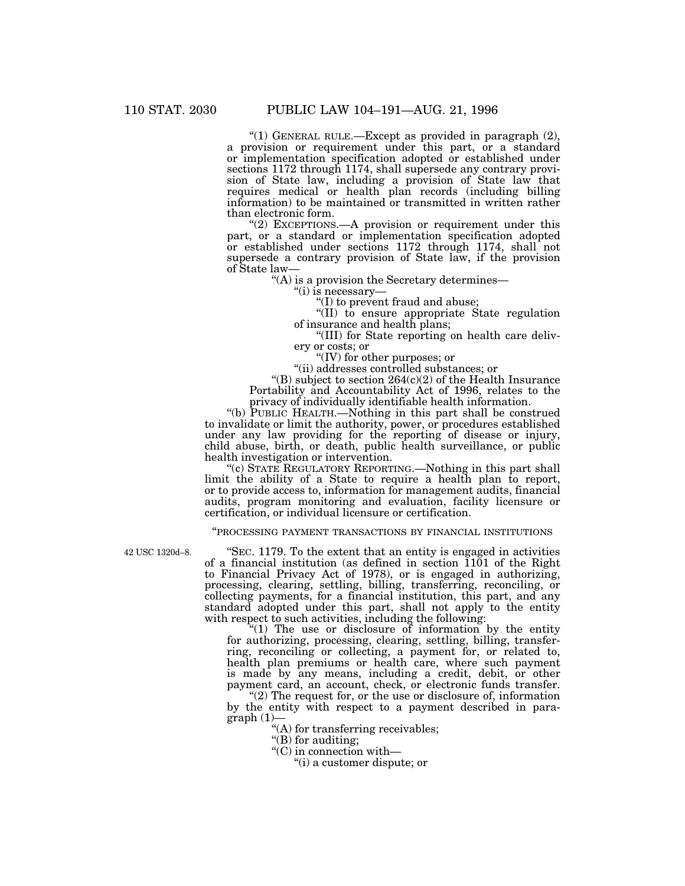"(1) GENERAL RULE.—Except as provided in paragraph (2), a provision or requirement under this part, or a standard or implementation specification adopted or established under sections 1172 through 1174, shall supersede any contrary provision of State law, including a provision of State law that requires medical or health plan records (including billing information) to be maintained or transmitted in written rather than electronic form.

"(2) EXCEPTIONS.—A provision or requirement under this part, or a standard or implementation specification adopted or established under sections 1172 through 1174, shall not supersede a contrary provision of State law, if the provision of State law—

"(A) is a provision the Secretary determines—

"(i) is necessary—

"(I) to prevent fraud and abuse;

"(II) to ensure appropriate State regulation of insurance and health plans;

"(III) for State reporting on health care delivery or costs; or

"(IV) for other purposes; or

"(ii) addresses controlled substances; or

"(B) subject to section 264(c)(2) of the Health Insurance Portability and Accountability Act of 1996, relates to the privacy of individually identifiable health information.

"(b) PUBLIC HEALTH.—Nothing in this part shall be construed to invalidate or limit the authority, power, or procedures established under any law providing for the reporting of disease or injury, child abuse, birth, or death, public health surveillance, or public health investigation or intervention.

"(c) STATE REGULATORY REPORTING.—Nothing in this part shall limit the ability of a State to require a health plan to report, or to provide access to, information for management audits, financial audits, program monitoring and evaluation, facility licensure or certification, or individual licensure or certification.

"PROCESSING PAYMENT TRANSACTIONS BY FINANCIAL INSTITUTIONS

42 USC 1320d–8.

"SEC. 1179. To the extent that an entity is engaged in activities of a financial institution (as defined in section 1101 of the Right to Financial Privacy Act of 1978), or is engaged in authorizing, processing, clearing, settling, billing, transferring, reconciling, or collecting payments, for a financial institution, this part, and any standard adopted under this part, shall not apply to the entity with respect to such activities, including the following:

"(1) The use or disclosure of information by the entity for authorizing, processing, clearing, settling, billing, transferring, reconciling or collecting, a payment for, or related to, health plan premiums or health care, where such payment is made by any means, including a credit, debit, or other payment card, an account, check, or electronic funds transfer.

"(2) The request for, or the use or disclosure of, information by the entity with respect to a payment described in paragraph (1)—

"(A) for transferring receivables;

"(B) for auditing;

"(C) in connection with—

"(i) a customer dispute; or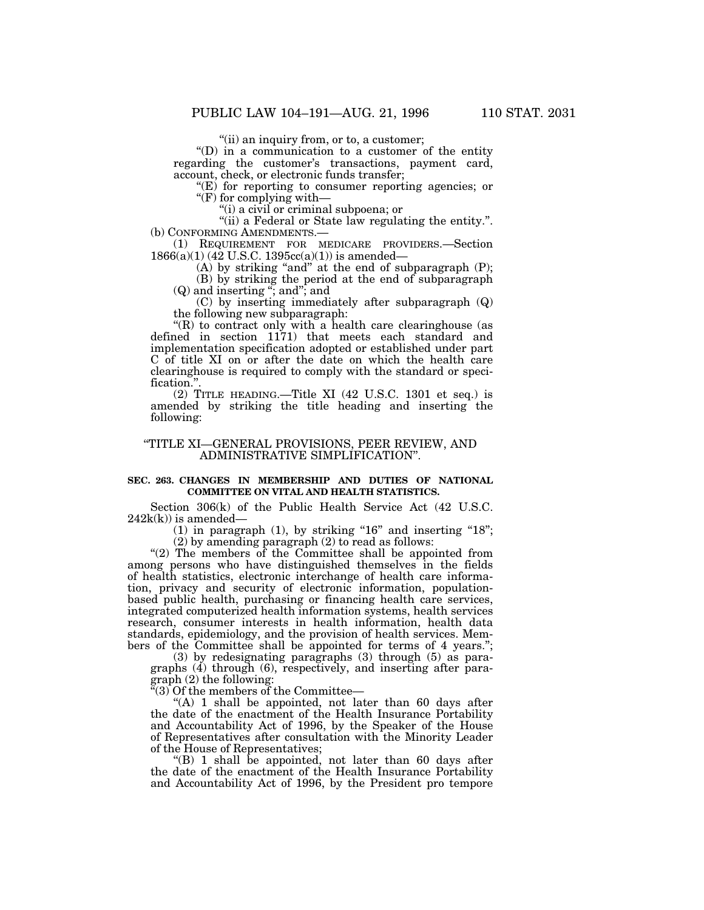"(ii) an inquiry from, or to, a customer;

"(D) in a communication to a customer of the entity regarding the customer's transactions, payment card, account, check, or electronic funds transfer;

"(E) for reporting to consumer reporting agencies; or

"(F) for complying with—

"(i) a civil or criminal subpoena; or

"(ii) a Federal or State law regulating the entity.".

(b) CONFORMING AMENDMENTS.—

(1) REQUIREMENT FOR MEDICARE PROVIDERS.—Section 1866(a)(1) (42 U.S.C. 1395cc(a)(1)) is amended—

(A) by striking "and" at the end of subparagraph (P);

(B) by striking the period at the end of subparagraph (Q) and inserting "; and"; and

(C) by inserting immediately after subparagraph (Q) the following new subparagraph:

"(R) to contract only with a health care clearinghouse (as defined in section 1171) that meets each standard and implementation specification adopted or established under part C of title XI on or after the date on which the health care clearinghouse is required to comply with the standard or specification.".

(2) TITLE HEADING.—Title XI (42 U.S.C. 1301 et seq.) is amended by striking the title heading and inserting the following:

"TITLE XI—GENERAL PROVISIONS, PEER REVIEW, AND ADMINISTRATIVE SIMPLIFICATION".

**SEC. 263. CHANGES IN MEMBERSHIP AND DUTIES OF NATIONAL COMMITTEE ON VITAL AND HEALTH STATISTICS.**

Section 306(k) of the Public Health Service Act (42 U.S.C. 242k(k)) is amended—

(1) in paragraph (1), by striking "16" and inserting "18";

(2) by amending paragraph (2) to read as follows:

"(2) The members of the Committee shall be appointed from among persons who have distinguished themselves in the fields of health statistics, electronic interchange of health care information, privacy and security of electronic information, population-based public health, purchasing or financing health care services, integrated computerized health information systems, health services research, consumer interests in health information, health data standards, epidemiology, and the provision of health services. Members of the Committee shall be appointed for terms of 4 years.";

(3) by redesignating paragraphs (3) through (5) as paragraphs (4) through (6), respectively, and inserting after paragraph (2) the following:

"(3) Of the members of the Committee—

"(A) 1 shall be appointed, not later than 60 days after the date of the enactment of the Health Insurance Portability and Accountability Act of 1996, by the Speaker of the House of Representatives after consultation with the Minority Leader of the House of Representatives;

"(B) 1 shall be appointed, not later than 60 days after the date of the enactment of the Health Insurance Portability and Accountability Act of 1996, by the President pro tempore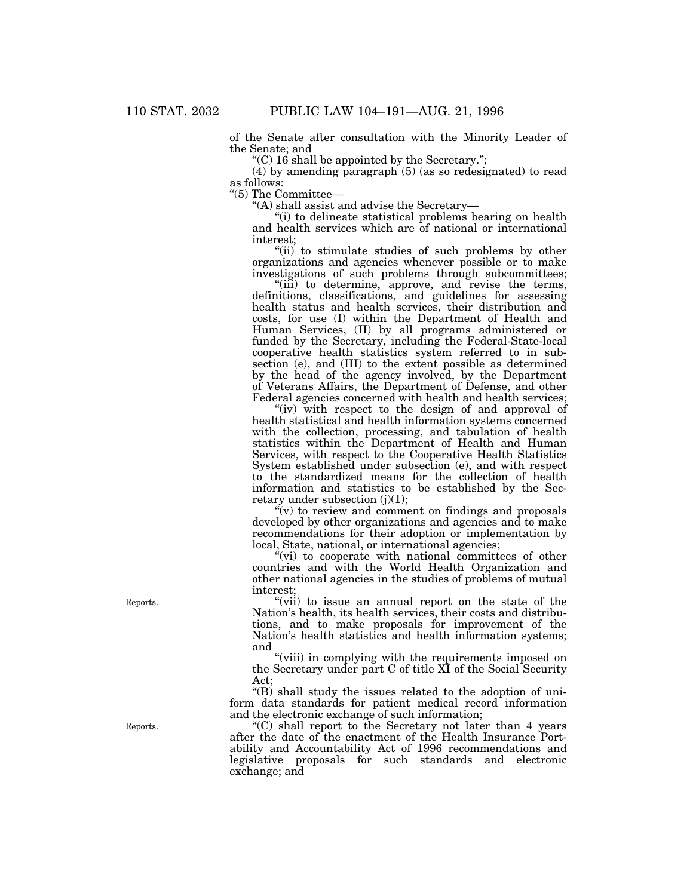of the Senate after consultation with the Minority Leader of the Senate; and

"(C) 16 shall be appointed by the Secretary.";

(4) by amending paragraph (5) (as so redesignated) to read as follows:

"(5) The Committee—

"(A) shall assist and advise the Secretary—

"(i) to delineate statistical problems bearing on health and health services which are of national or international interest;

"(ii) to stimulate studies of such problems by other organizations and agencies whenever possible or to make investigations of such problems through subcommittees;

"(iii) to determine, approve, and revise the terms, definitions, classifications, and guidelines for assessing health status and health services, their distribution and costs, for use (I) within the Department of Health and Human Services, (II) by all programs administered or funded by the Secretary, including the Federal-State-local cooperative health statistics system referred to in subsection (e), and (III) to the extent possible as determined by the head of the agency involved, by the Department of Veterans Affairs, the Department of Defense, and other Federal agencies concerned with health and health services;

"(iv) with respect to the design of and approval of health statistical and health information systems concerned with the collection, processing, and tabulation of health statistics within the Department of Health and Human Services, with respect to the Cooperative Health Statistics System established under subsection (e), and with respect to the standardized means for the collection of health information and statistics to be established by the Secretary under subsection (j)(1);

"(v) to review and comment on findings and proposals developed by other organizations and agencies and to make recommendations for their adoption or implementation by local, State, national, or international agencies;

"(vi) to cooperate with national committees of other countries and with the World Health Organization and other national agencies in the studies of problems of mutual interest;

Reports.

"(vii) to issue an annual report on the state of the Nation's health, its health services, their costs and distributions, and to make proposals for improvement of the Nation's health statistics and health information systems; and

"(viii) in complying with the requirements imposed on the Secretary under part C of title XI of the Social Security Act;

"(B) shall study the issues related to the adoption of uniform data standards for patient medical record information and the electronic exchange of such information;

Reports.

"(C) shall report to the Secretary not later than 4 years after the date of the enactment of the Health Insurance Portability and Accountability Act of 1996 recommendations and legislative proposals for such standards and electronic exchange; and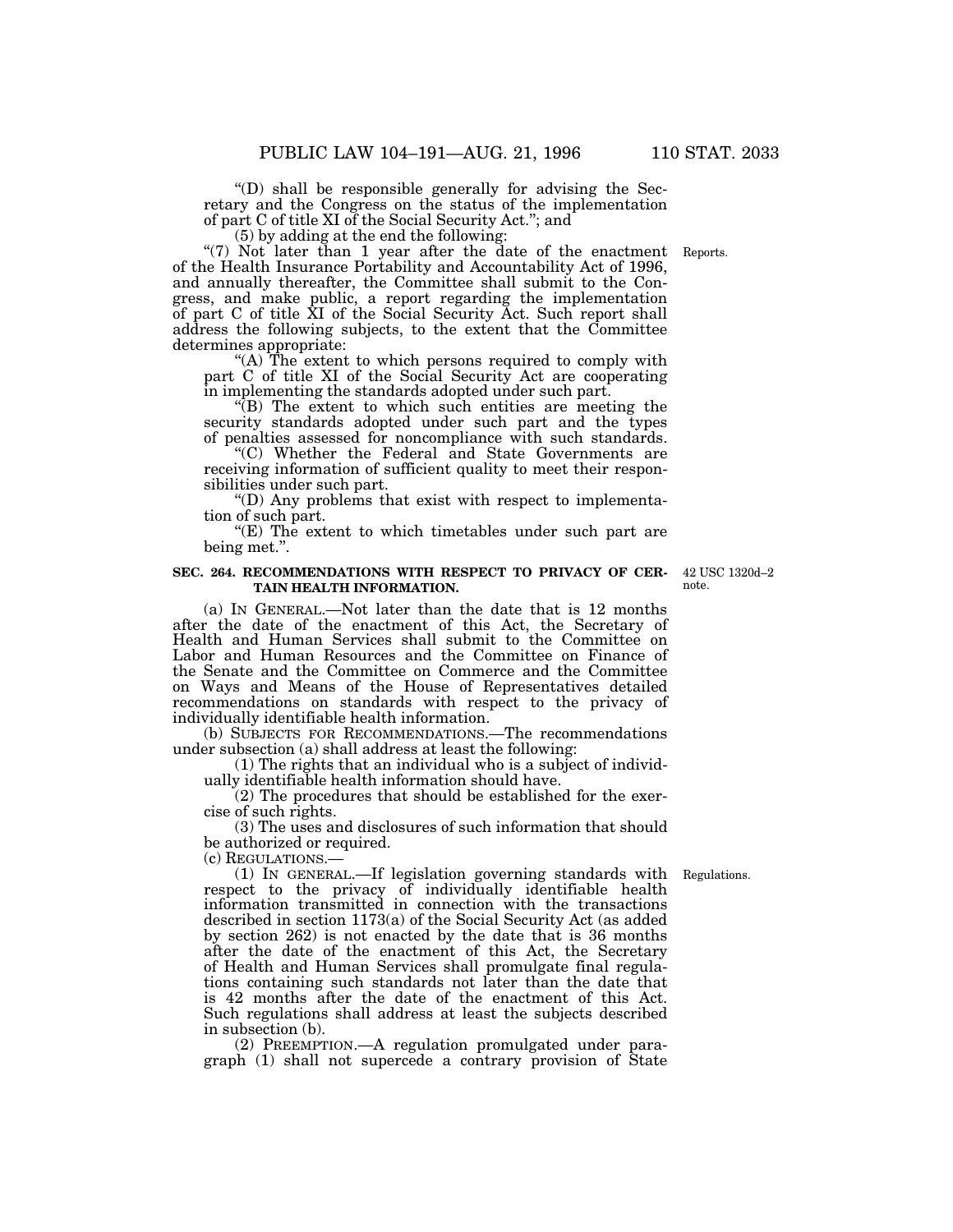"(D) shall be responsible generally for advising the Secretary and the Congress on the status of the implementation of part C of title XI of the Social Security Act."; and

(5) by adding at the end the following:

Reports.

"(7) Not later than 1 year after the date of the enactment of the Health Insurance Portability and Accountability Act of 1996, and annually thereafter, the Committee shall submit to the Congress, and make public, a report regarding the implementation of part C of title XI of the Social Security Act. Such report shall address the following subjects, to the extent that the Committee determines appropriate:

"(A) The extent to which persons required to comply with part C of title XI of the Social Security Act are cooperating in implementing the standards adopted under such part.

"(B) The extent to which such entities are meeting the security standards adopted under such part and the types of penalties assessed for noncompliance with such standards.

"(C) Whether the Federal and State Governments are receiving information of sufficient quality to meet their responsibilities under such part.

"(D) Any problems that exist with respect to implementation of such part.

"(E) The extent to which timetables under such part are being met.".

**SEC. 264. RECOMMENDATIONS WITH RESPECT TO PRIVACY OF CERTAIN HEALTH INFORMATION.**

42 USC 1320d–2 note.

(a) IN GENERAL.—Not later than the date that is 12 months after the date of the enactment of this Act, the Secretary of Health and Human Services shall submit to the Committee on Labor and Human Resources and the Committee on Finance of the Senate and the Committee on Commerce and the Committee on Ways and Means of the House of Representatives detailed recommendations on standards with respect to the privacy of individually identifiable health information.

(b) SUBJECTS FOR RECOMMENDATIONS.—The recommendations under subsection (a) shall address at least the following:

(1) The rights that an individual who is a subject of individually identifiable health information should have.

(2) The procedures that should be established for the exercise of such rights.

(3) The uses and disclosures of such information that should be authorized or required.

(c) REGULATIONS.—

Regulations.

(1) IN GENERAL.—If legislation governing standards with respect to the privacy of individually identifiable health information transmitted in connection with the transactions described in section 1173(a) of the Social Security Act (as added by section 262) is not enacted by the date that is 36 months after the date of the enactment of this Act, the Secretary of Health and Human Services shall promulgate final regulations containing such standards not later than the date that is 42 months after the date of the enactment of this Act. Such regulations shall address at least the subjects described in subsection (b).

(2) PREEMPTION.—A regulation promulgated under paragraph (1) shall not supercede a contrary provision of State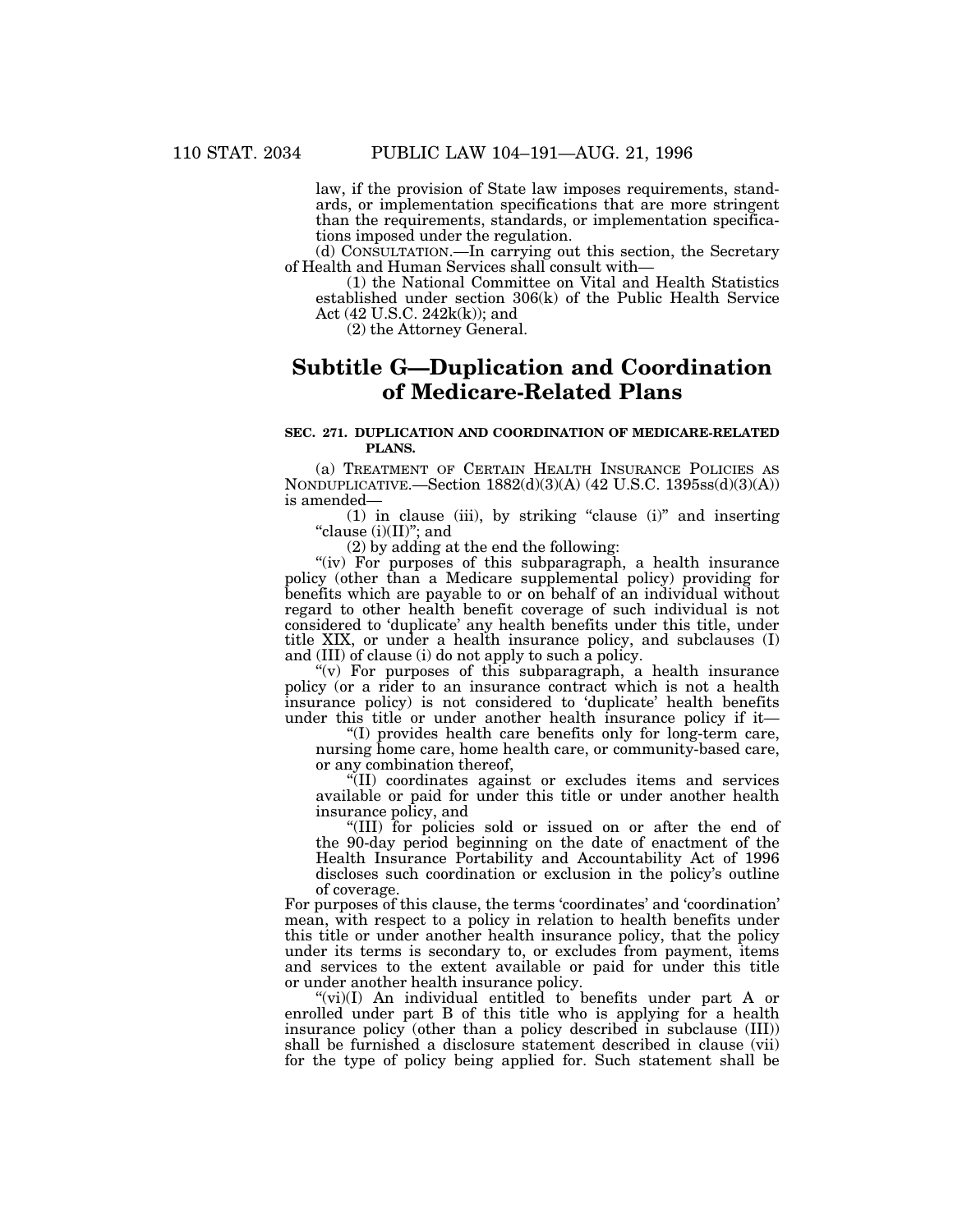law, if the provision of State law imposes requirements, standards, or implementation specifications that are more stringent than the requirements, standards, or implementation specifications imposed under the regulation.

(d) CONSULTATION.—In carrying out this section, the Secretary of Health and Human Services shall consult with—

(1) the National Committee on Vital and Health Statistics established under section 306(k) of the Public Health Service Act (42 U.S.C. 242k(k)); and

(2) the Attorney General.

## Subtitle G—Duplication and Coordination of Medicare-Related Plans

### SEC. 271. DUPLICATION AND COORDINATION OF MEDICARE-RELATED PLANS.

(a) TREATMENT OF CERTAIN HEALTH INSURANCE POLICIES AS NONDUPLICATIVE.—Section 1882(d)(3)(A) (42 U.S.C. 1395ss(d)(3)(A)) is amended—

(1) in clause (iii), by striking "clause (i)" and inserting "clause (i)(II)"; and

(2) by adding at the end the following:

"(iv) For purposes of this subparagraph, a health insurance policy (other than a Medicare supplemental policy) providing for benefits which are payable to or on behalf of an individual without regard to other health benefit coverage of such individual is not considered to 'duplicate' any health benefits under this title, under title XIX, or under a health insurance policy, and subclauses (I) and (III) of clause (i) do not apply to such a policy.

"(v) For purposes of this subparagraph, a health insurance policy (or a rider to an insurance contract which is not a health insurance policy) is not considered to 'duplicate' health benefits under this title or under another health insurance policy if it—

"(I) provides health care benefits only for long-term care, nursing home care, home health care, or community-based care, or any combination thereof,

"(II) coordinates against or excludes items and services available or paid for under this title or under another health insurance policy, and

"(III) for policies sold or issued on or after the end of the 90-day period beginning on the date of enactment of the Health Insurance Portability and Accountability Act of 1996 discloses such coordination or exclusion in the policy's outline of coverage.

For purposes of this clause, the terms 'coordinates' and 'coordination' mean, with respect to a policy in relation to health benefits under this title or under another health insurance policy, that the policy under its terms is secondary to, or excludes from payment, items and services to the extent available or paid for under this title or under another health insurance policy.

"(vi)(I) An individual entitled to benefits under part A or enrolled under part B of this title who is applying for a health insurance policy (other than a policy described in subclause (III)) shall be furnished a disclosure statement described in clause (vii) for the type of policy being applied for. Such statement shall be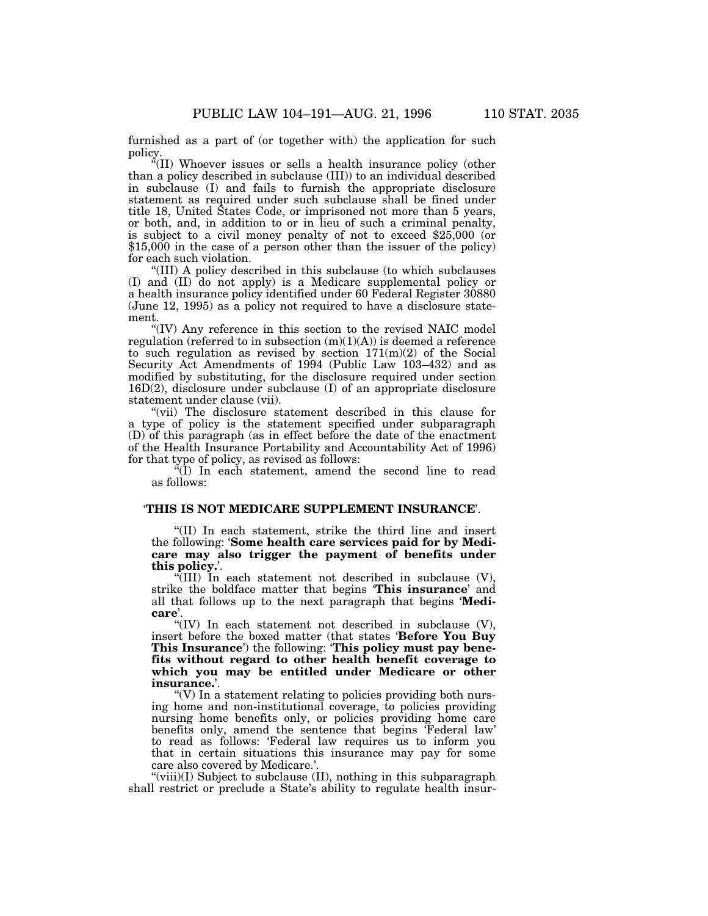furnished as a part of (or together with) the application for such policy.

"(II) Whoever issues or sells a health insurance policy (other than a policy described in subclause (III)) to an individual described in subclause (I) and fails to furnish the appropriate disclosure statement as required under such subclause shall be fined under title 18, United States Code, or imprisoned not more than 5 years, or both, and, in addition to or in lieu of such a criminal penalty, is subject to a civil money penalty of not to exceed $25,000 (or $15,000 in the case of a person other than the issuer of the policy) for each such violation.

"(III) A policy described in this subclause (to which subclauses (I) and (II) do not apply) is a Medicare supplemental policy or a health insurance policy identified under 60 Federal Register 30880 (June 12, 1995) as a policy not required to have a disclosure statement.

"(IV) Any reference in this section to the revised NAIC model regulation (referred to in subsection (m)(1)(A)) is deemed a reference to such regulation as revised by section 171(m)(2) of the Social Security Act Amendments of 1994 (Public Law 103–432) and as modified by substituting, for the disclosure required under section 16D(2), disclosure under subclause (I) of an appropriate disclosure statement under clause (vii).

"(vii) The disclosure statement described in this clause for a type of policy is the statement specified under subparagraph (D) of this paragraph (as in effect before the date of the enactment of the Health Insurance Portability and Accountability Act of 1996) for that type of policy, as revised as follows:

"(I) In each statement, amend the second line to read as follows:

'**THIS IS NOT MEDICARE SUPPLEMENT INSURANCE**'.

"(II) In each statement, strike the third line and insert the following: '**Some health care services paid for by Medicare may also trigger the payment of benefits under this policy.**'.

"(III) In each statement not described in subclause (V), strike the boldface matter that begins '**This insurance**' and all that follows up to the next paragraph that begins '**Medicare**'.

"(IV) In each statement not described in subclause (V), insert before the boxed matter (that states '**Before You Buy This Insurance**') the following: '**This policy must pay benefits without regard to other health benefit coverage to which you may be entitled under Medicare or other insurance.**'.

"(V) In a statement relating to policies providing both nursing home and non-institutional coverage, to policies providing nursing home benefits only, or policies providing home care benefits only, amend the sentence that begins 'Federal law' to read as follows: 'Federal law requires us to inform you that in certain situations this insurance may pay for some care also covered by Medicare.'.

"(viii)(I) Subject to subclause (II), nothing in this subparagraph shall restrict or preclude a State's ability to regulate health insur-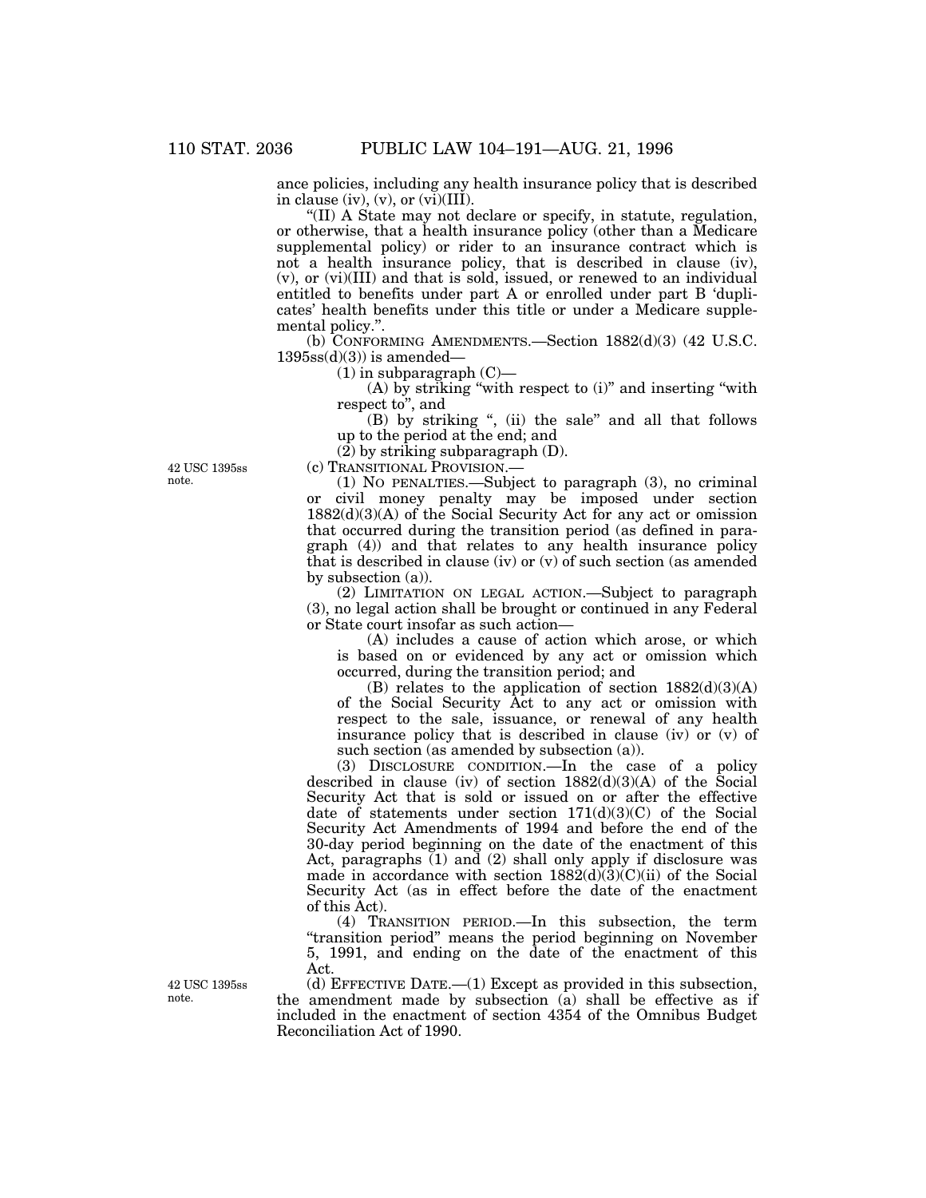ance policies, including any health insurance policy that is described in clause (iv), (v), or (vi)(III).

"(II) A State may not declare or specify, in statute, regulation, or otherwise, that a health insurance policy (other than a Medicare supplemental policy) or rider to an insurance contract which is not a health insurance policy, that is described in clause (iv), (v), or (vi)(III) and that is sold, issued, or renewed to an individual entitled to benefits under part A or enrolled under part B 'duplicates' health benefits under this title or under a Medicare supplemental policy.".

(b) CONFORMING AMENDMENTS.—Section 1882(d)(3) (42 U.S.C. 1395ss(d)(3)) is amended—

(1) in subparagraph (C)—

(A) by striking "with respect to (i)" and inserting "with respect to", and

(B) by striking ", (ii) the sale" and all that follows up to the period at the end; and

(2) by striking subparagraph (D).

42 USC 1395ss note.

(c) TRANSITIONAL PROVISION.—

(1) NO PENALTIES.—Subject to paragraph (3), no criminal or civil money penalty may be imposed under section 1882(d)(3)(A) of the Social Security Act for any act or omission that occurred during the transition period (as defined in paragraph (4)) and that relates to any health insurance policy that is described in clause (iv) or (v) of such section (as amended by subsection (a)).

(2) LIMITATION ON LEGAL ACTION.—Subject to paragraph (3), no legal action shall be brought or continued in any Federal or State court insofar as such action—

(A) includes a cause of action which arose, or which is based on or evidenced by any act or omission which occurred, during the transition period; and

(B) relates to the application of section 1882(d)(3)(A) of the Social Security Act to any act or omission with respect to the sale, issuance, or renewal of any health insurance policy that is described in clause (iv) or (v) of such section (as amended by subsection (a)).

(3) DISCLOSURE CONDITION.—In the case of a policy described in clause (iv) of section 1882(d)(3)(A) of the Social Security Act that is sold or issued on or after the effective date of statements under section 171(d)(3)(C) of the Social Security Act Amendments of 1994 and before the end of the 30-day period beginning on the date of the enactment of this Act, paragraphs (1) and (2) shall only apply if disclosure was made in accordance with section 1882(d)(3)(C)(ii) of the Social Security Act (as in effect before the date of the enactment of this Act).

(4) TRANSITION PERIOD.—In this subsection, the term "transition period" means the period beginning on November 5, 1991, and ending on the date of the enactment of this Act.

42 USC 1395ss note.

(d) EFFECTIVE DATE.—(1) Except as provided in this subsection, the amendment made by subsection (a) shall be effective as if included in the enactment of section 4354 of the Omnibus Budget Reconciliation Act of 1990.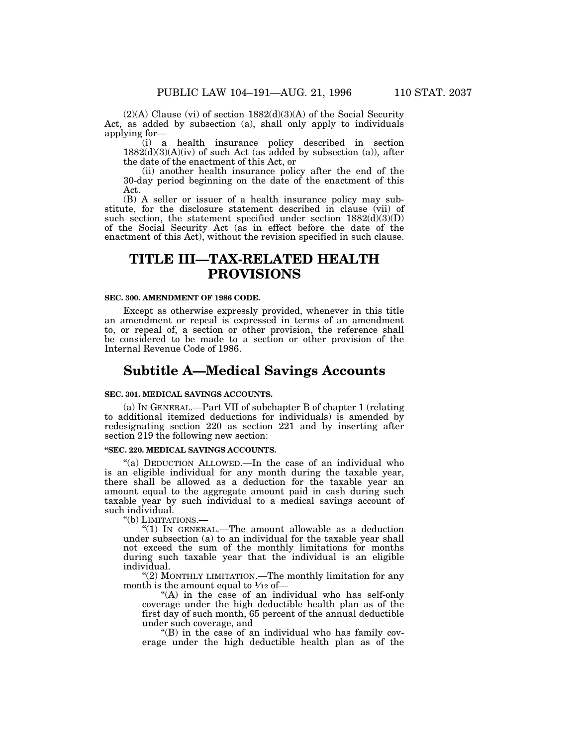(2)(A) Clause (vi) of section 1882(d)(3)(A) of the Social Security Act, as added by subsection (a), shall only apply to individuals applying for—

(i) a health insurance policy described in section 1882(d)(3)(A)(iv) of such Act (as added by subsection (a)), after the date of the enactment of this Act, or

(ii) another health insurance policy after the end of the 30-day period beginning on the date of the enactment of this Act.

(B) A seller or issuer of a health insurance policy may substitute, for the disclosure statement described in clause (vii) of such section, the statement specified under section 1882(d)(3)(D) of the Social Security Act (as in effect before the date of the enactment of this Act), without the revision specified in such clause.

# TITLE III—TAX-RELATED HEALTH PROVISIONS

**SEC. 300. AMENDMENT OF 1986 CODE.**

Except as otherwise expressly provided, whenever in this title an amendment or repeal is expressed in terms of an amendment to, or repeal of, a section or other provision, the reference shall be considered to be made to a section or other provision of the Internal Revenue Code of 1986.

## Subtitle A—Medical Savings Accounts

**SEC. 301. MEDICAL SAVINGS ACCOUNTS.**

(a) IN GENERAL.—Part VII of subchapter B of chapter 1 (relating to additional itemized deductions for individuals) is amended by redesignating section 220 as section 221 and by inserting after section 219 the following new section:

**"SEC. 220. MEDICAL SAVINGS ACCOUNTS.**

"(a) DEDUCTION ALLOWED.—In the case of an individual who is an eligible individual for any month during the taxable year, there shall be allowed as a deduction for the taxable year an amount equal to the aggregate amount paid in cash during such taxable year by such individual to a medical savings account of such individual.

"(b) LIMITATIONS.—

"(1) IN GENERAL.—The amount allowable as a deduction under subsection (a) to an individual for the taxable year shall not exceed the sum of the monthly limitations for months during such taxable year that the individual is an eligible individual.

"(2) MONTHLY LIMITATION.—The monthly limitation for any month is the amount equal to 1/12 of—

"(A) in the case of an individual who has self-only coverage under the high deductible health plan as of the first day of such month, 65 percent of the annual deductible under such coverage, and

"(B) in the case of an individual who has family coverage under the high deductible health plan as of the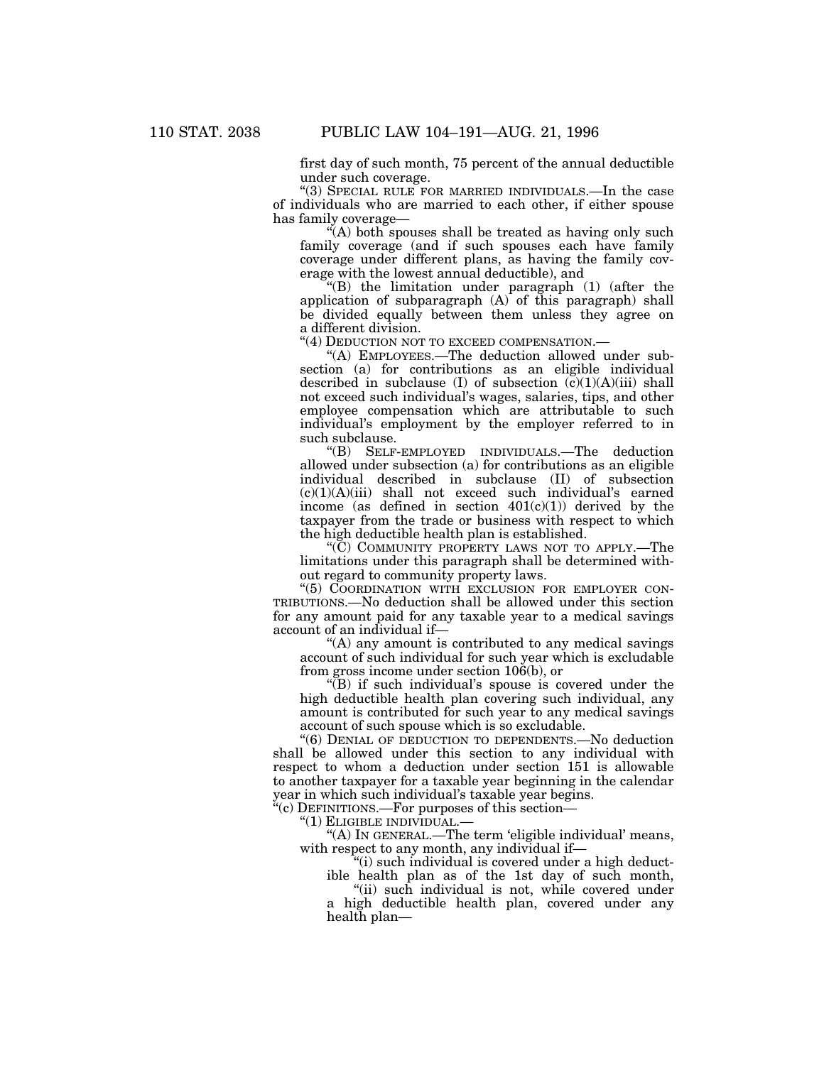first day of such month, 75 percent of the annual deductible under such coverage.

"(3) SPECIAL RULE FOR MARRIED INDIVIDUALS.—In the case of individuals who are married to each other, if either spouse has family coverage—

"(A) both spouses shall be treated as having only such family coverage (and if such spouses each have family coverage under different plans, as having the family coverage with the lowest annual deductible), and

"(B) the limitation under paragraph (1) (after the application of subparagraph (A) of this paragraph) shall be divided equally between them unless they agree on a different division.

"(4) DEDUCTION NOT TO EXCEED COMPENSATION.—

"(A) EMPLOYEES.—The deduction allowed under subsection (a) for contributions as an eligible individual described in subclause (I) of subsection (c)(1)(A)(iii) shall not exceed such individual's wages, salaries, tips, and other employee compensation which are attributable to such individual's employment by the employer referred to in such subclause.

"(B) SELF-EMPLOYED INDIVIDUALS.—The deduction allowed under subsection (a) for contributions as an eligible individual described in subclause (II) of subsection (c)(1)(A)(iii) shall not exceed such individual's earned income (as defined in section 401(c)(1)) derived by the taxpayer from the trade or business with respect to which the high deductible health plan is established.

"(C) COMMUNITY PROPERTY LAWS NOT TO APPLY.—The limitations under this paragraph shall be determined without regard to community property laws.

"(5) COORDINATION WITH EXCLUSION FOR EMPLOYER CONTRIBUTIONS.—No deduction shall be allowed under this section for any amount paid for any taxable year to a medical savings account of an individual if—

"(A) any amount is contributed to any medical savings account of such individual for such year which is excludable from gross income under section 106(b), or

"(B) if such individual's spouse is covered under the high deductible health plan covering such individual, any amount is contributed for such year to any medical savings account of such spouse which is so excludable.

"(6) DENIAL OF DEDUCTION TO DEPENDENTS.—No deduction shall be allowed under this section to any individual with respect to whom a deduction under section 151 is allowable to another taxpayer for a taxable year beginning in the calendar year in which such individual's taxable year begins.

"(c) DEFINITIONS.—For purposes of this section—

"(1) ELIGIBLE INDIVIDUAL.—

"(A) IN GENERAL.—The term 'eligible individual' means, with respect to any month, any individual if—

"(i) such individual is covered under a high deductible health plan as of the 1st day of such month,

"(ii) such individual is not, while covered under a high deductible health plan, covered under any health plan—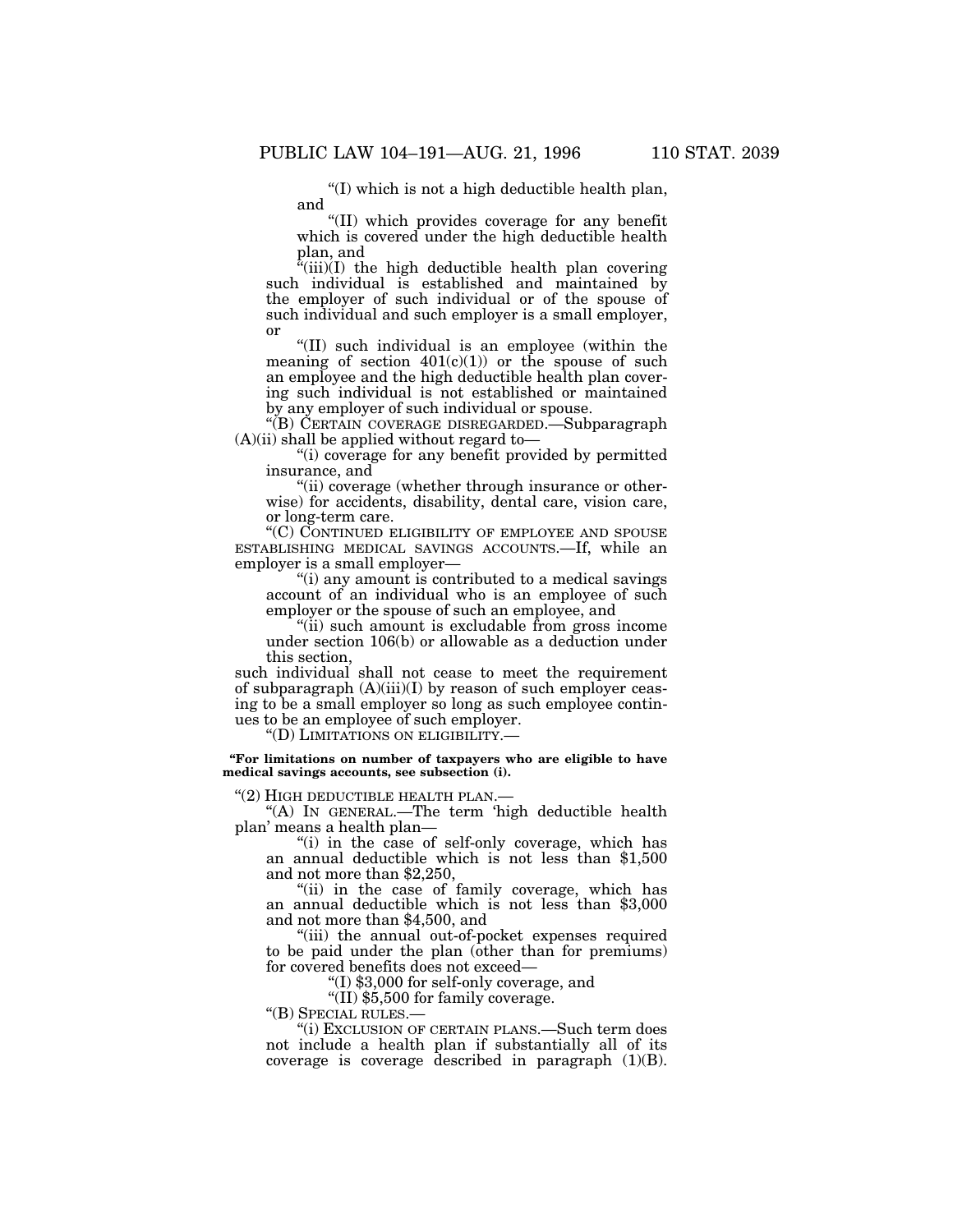"(I) which is not a high deductible health plan, and

"(II) which provides coverage for any benefit which is covered under the high deductible health plan, and

"(iii)(I) the high deductible health plan covering such individual is established and maintained by the employer of such individual or of the spouse of such individual and such employer is a small employer, or

"(II) such individual is an employee (within the meaning of section 401(c)(1)) or the spouse of such an employee and the high deductible health plan covering such individual is not established or maintained by any employer of such individual or spouse.

"(B) CERTAIN COVERAGE DISREGARDED.—Subparagraph (A)(ii) shall be applied without regard to—

"(i) coverage for any benefit provided by permitted insurance, and

"(ii) coverage (whether through insurance or otherwise) for accidents, disability, dental care, vision care, or long-term care.

"(C) CONTINUED ELIGIBILITY OF EMPLOYEE AND SPOUSE ESTABLISHING MEDICAL SAVINGS ACCOUNTS.—If, while an employer is a small employer—

"(i) any amount is contributed to a medical savings account of an individual who is an employee of such employer or the spouse of such an employee, and

"(ii) such amount is excludable from gross income under section 106(b) or allowable as a deduction under this section,

such individual shall not cease to meet the requirement of subparagraph (A)(iii)(I) by reason of such employer ceasing to be a small employer so long as such employee continues to be an employee of such employer.

"(D) LIMITATIONS ON ELIGIBILITY.—

**"For limitations on number of taxpayers who are eligible to have medical savings accounts, see subsection (i).**

"(2) HIGH DEDUCTIBLE HEALTH PLAN.—

"(A) IN GENERAL.—The term 'high deductible health plan' means a health plan—

"(i) in the case of self-only coverage, which has an annual deductible which is not less than $1,500 and not more than $2,250,

"(ii) in the case of family coverage, which has an annual deductible which is not less than $3,000 and not more than $4,500, and

"(iii) the annual out-of-pocket expenses required to be paid under the plan (other than for premiums) for covered benefits does not exceed—

"(I) $3,000 for self-only coverage, and

"(II) $5,500 for family coverage.

"(B) SPECIAL RULES.—

"(i) EXCLUSION OF CERTAIN PLANS.—Such term does not include a health plan if substantially all of its coverage is coverage described in paragraph (1)(B).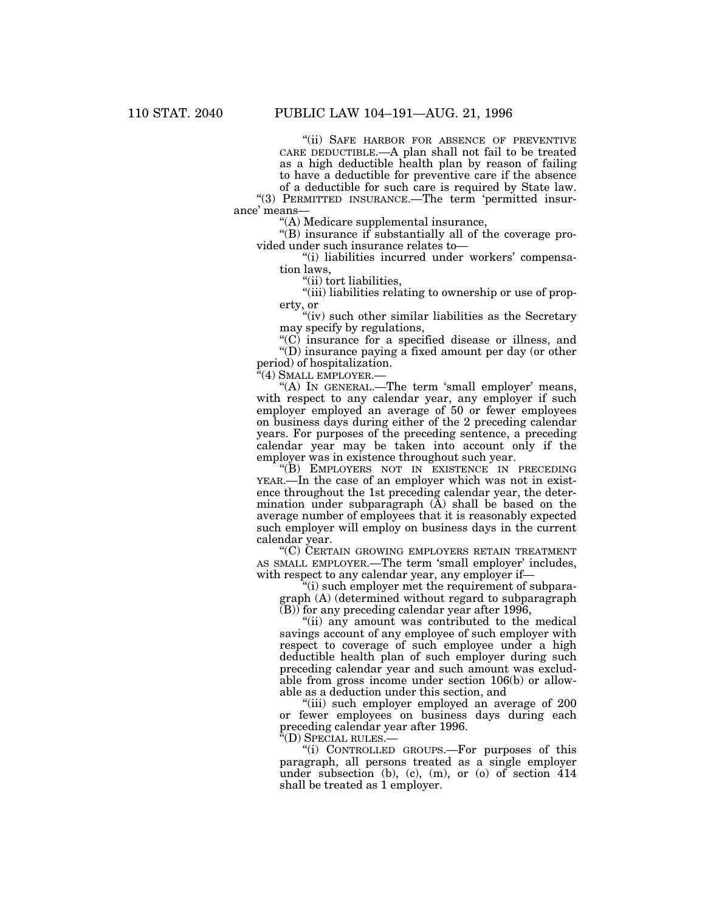"(ii) SAFE HARBOR FOR ABSENCE OF PREVENTIVE CARE DEDUCTIBLE.—A plan shall not fail to be treated as a high deductible health plan by reason of failing to have a deductible for preventive care if the absence of a deductible for such care is required by State law.

"(3) PERMITTED INSURANCE.—The term 'permitted insurance' means—

"(A) Medicare supplemental insurance,

"(B) insurance if substantially all of the coverage provided under such insurance relates to—

"(i) liabilities incurred under workers' compensation laws,

"(ii) tort liabilities,

"(iii) liabilities relating to ownership or use of property, or

"(iv) such other similar liabilities as the Secretary may specify by regulations,

"(C) insurance for a specified disease or illness, and

"(D) insurance paying a fixed amount per day (or other period) of hospitalization.

"(4) SMALL EMPLOYER.—

"(A) IN GENERAL.—The term 'small employer' means, with respect to any calendar year, any employer if such employer employed an average of 50 or fewer employees on business days during either of the 2 preceding calendar years. For purposes of the preceding sentence, a preceding calendar year may be taken into account only if the employer was in existence throughout such year.

"(B) EMPLOYERS NOT IN EXISTENCE IN PRECEDING YEAR.—In the case of an employer which was not in existence throughout the 1st preceding calendar year, the determination under subparagraph (A) shall be based on the average number of employees that it is reasonably expected such employer will employ on business days in the current calendar year.

"(C) CERTAIN GROWING EMPLOYERS RETAIN TREATMENT AS SMALL EMPLOYER.—The term 'small employer' includes, with respect to any calendar year, any employer if—

"(i) such employer met the requirement of subparagraph (A) (determined without regard to subparagraph (B)) for any preceding calendar year after 1996,

"(ii) any amount was contributed to the medical savings account of any employee of such employer with respect to coverage of such employee under a high deductible health plan of such employer during such preceding calendar year and such amount was excludable from gross income under section 106(b) or allowable as a deduction under this section, and

"(iii) such employer employed an average of 200 or fewer employees on business days during each preceding calendar year after 1996.

"(D) SPECIAL RULES.—

"(i) CONTROLLED GROUPS.—For purposes of this paragraph, all persons treated as a single employer under subsection (b), (c), (m), or (o) of section 414 shall be treated as 1 employer.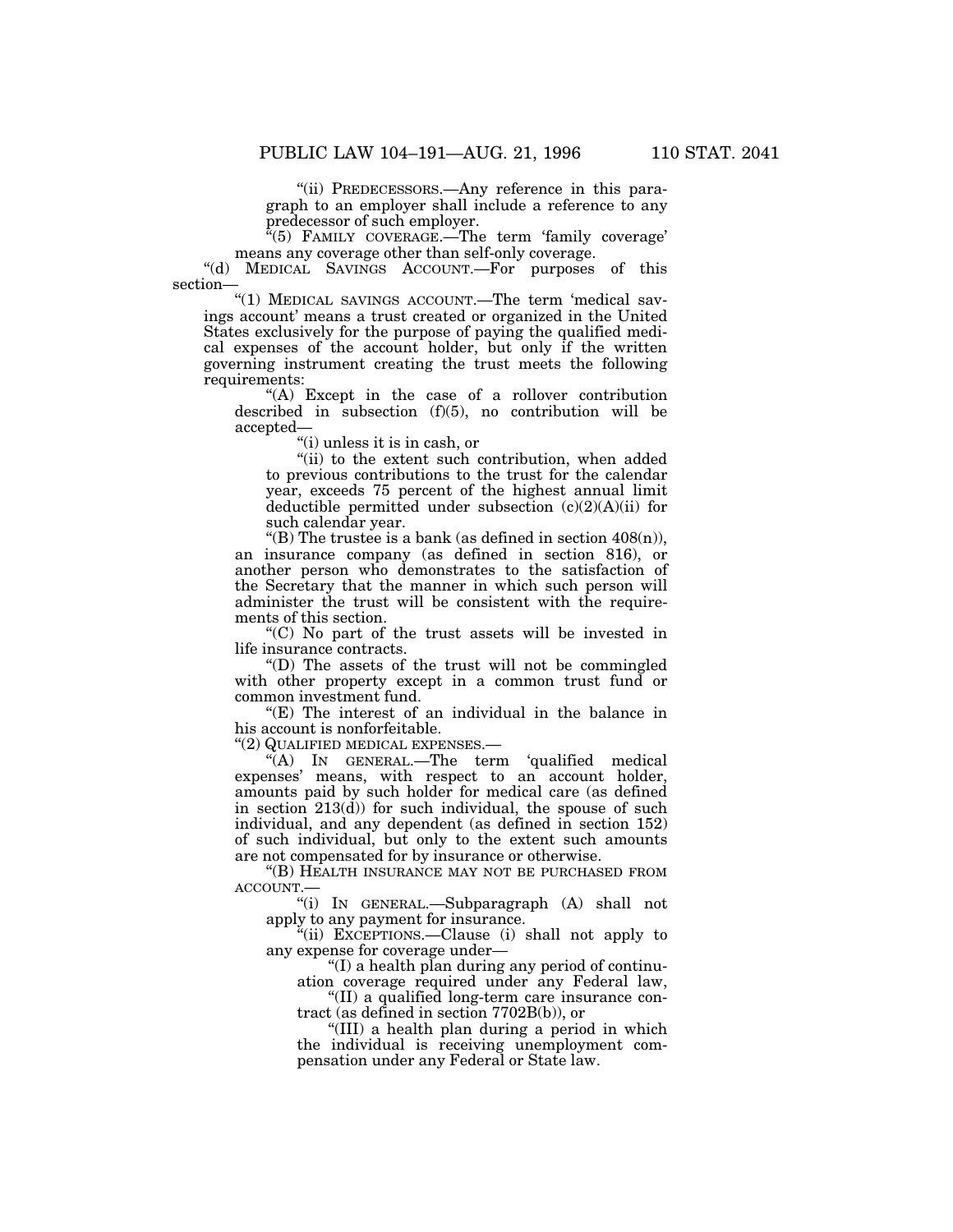"(ii) PREDECESSORS.—Any reference in this paragraph to an employer shall include a reference to any predecessor of such employer.

"(5) FAMILY COVERAGE.—The term 'family coverage' means any coverage other than self-only coverage.

"(d) MEDICAL SAVINGS ACCOUNT.—For purposes of this section—

"(1) MEDICAL SAVINGS ACCOUNT.—The term 'medical savings account' means a trust created or organized in the United States exclusively for the purpose of paying the qualified medical expenses of the account holder, but only if the written governing instrument creating the trust meets the following requirements:

"(A) Except in the case of a rollover contribution described in subsection (f)(5), no contribution will be accepted—

"(i) unless it is in cash, or

"(ii) to the extent such contribution, when added to previous contributions to the trust for the calendar year, exceeds 75 percent of the highest annual limit deductible permitted under subsection (c)(2)(A)(ii) for such calendar year.

"(B) The trustee is a bank (as defined in section 408(n)), an insurance company (as defined in section 816), or another person who demonstrates to the satisfaction of the Secretary that the manner in which such person will administer the trust will be consistent with the requirements of this section.

"(C) No part of the trust assets will be invested in life insurance contracts.

"(D) The assets of the trust will not be commingled with other property except in a common trust fund or common investment fund.

"(E) The interest of an individual in the balance in his account is nonforfeitable.

"(2) QUALIFIED MEDICAL EXPENSES.—

"(A) IN GENERAL.—The term 'qualified medical expenses' means, with respect to an account holder, amounts paid by such holder for medical care (as defined in section 213(d)) for such individual, the spouse of such individual, and any dependent (as defined in section 152) of such individual, but only to the extent such amounts are not compensated for by insurance or otherwise.

"(B) HEALTH INSURANCE MAY NOT BE PURCHASED FROM ACCOUNT.—

"(i) IN GENERAL.—Subparagraph (A) shall not apply to any payment for insurance.

"(ii) EXCEPTIONS.—Clause (i) shall not apply to any expense for coverage under—

"(I) a health plan during any period of continuation coverage required under any Federal law,

"(II) a qualified long-term care insurance contract (as defined in section 7702B(b)), or

"(III) a health plan during a period in which the individual is receiving unemployment compensation under any Federal or State law.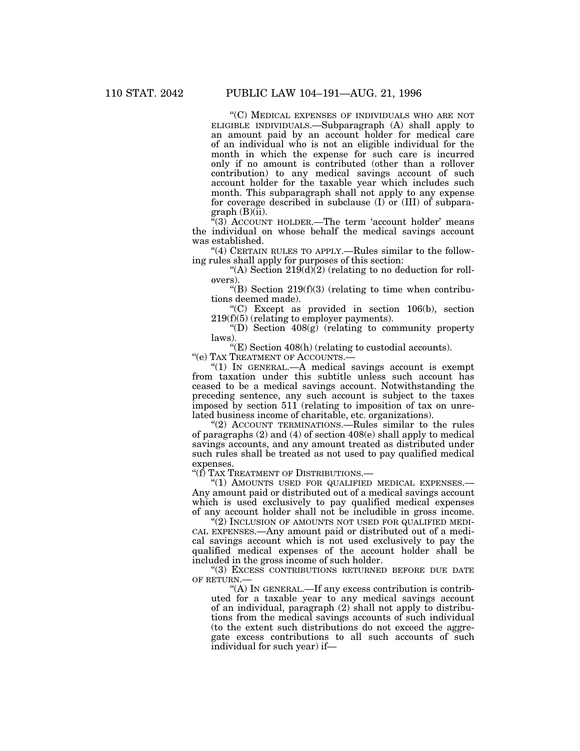"(C) MEDICAL EXPENSES OF INDIVIDUALS WHO ARE NOT ELIGIBLE INDIVIDUALS.—Subparagraph (A) shall apply to an amount paid by an account holder for medical care of an individual who is not an eligible individual for the month in which the expense for such care is incurred only if no amount is contributed (other than a rollover contribution) to any medical savings account of such account holder for the taxable year which includes such month. This subparagraph shall not apply to any expense for coverage described in subclause (I) or (III) of subparagraph (B)(ii).

"(3) ACCOUNT HOLDER.—The term 'account holder' means the individual on whose behalf the medical savings account was established.

"(4) CERTAIN RULES TO APPLY.—Rules similar to the following rules shall apply for purposes of this section:

"(A) Section 219(d)(2) (relating to no deduction for rollovers).

"(B) Section 219(f)(3) (relating to time when contributions deemed made).

"(C) Except as provided in section 106(b), section 219(f)(5) (relating to employer payments).

"(D) Section 408(g) (relating to community property laws).

"(E) Section 408(h) (relating to custodial accounts).

"(e) TAX TREATMENT OF ACCOUNTS.—

"(1) IN GENERAL.—A medical savings account is exempt from taxation under this subtitle unless such account has ceased to be a medical savings account. Notwithstanding the preceding sentence, any such account is subject to the taxes imposed by section 511 (relating to imposition of tax on unrelated business income of charitable, etc. organizations).

"(2) ACCOUNT TERMINATIONS.—Rules similar to the rules of paragraphs (2) and (4) of section 408(e) shall apply to medical savings accounts, and any amount treated as distributed under such rules shall be treated as not used to pay qualified medical expenses.

"(f) TAX TREATMENT OF DISTRIBUTIONS.—

"(1) AMOUNTS USED FOR QUALIFIED MEDICAL EXPENSES.—Any amount paid or distributed out of a medical savings account which is used exclusively to pay qualified medical expenses of any account holder shall not be includible in gross income.

"(2) INCLUSION OF AMOUNTS NOT USED FOR QUALIFIED MEDICAL EXPENSES.—Any amount paid or distributed out of a medical savings account which is not used exclusively to pay the qualified medical expenses of the account holder shall be included in the gross income of such holder.

"(3) EXCESS CONTRIBUTIONS RETURNED BEFORE DUE DATE OF RETURN.—

"(A) IN GENERAL.—If any excess contribution is contributed for a taxable year to any medical savings account of an individual, paragraph (2) shall not apply to distributions from the medical savings accounts of such individual (to the extent such distributions do not exceed the aggregate excess contributions to all such accounts of such individual for such year) if—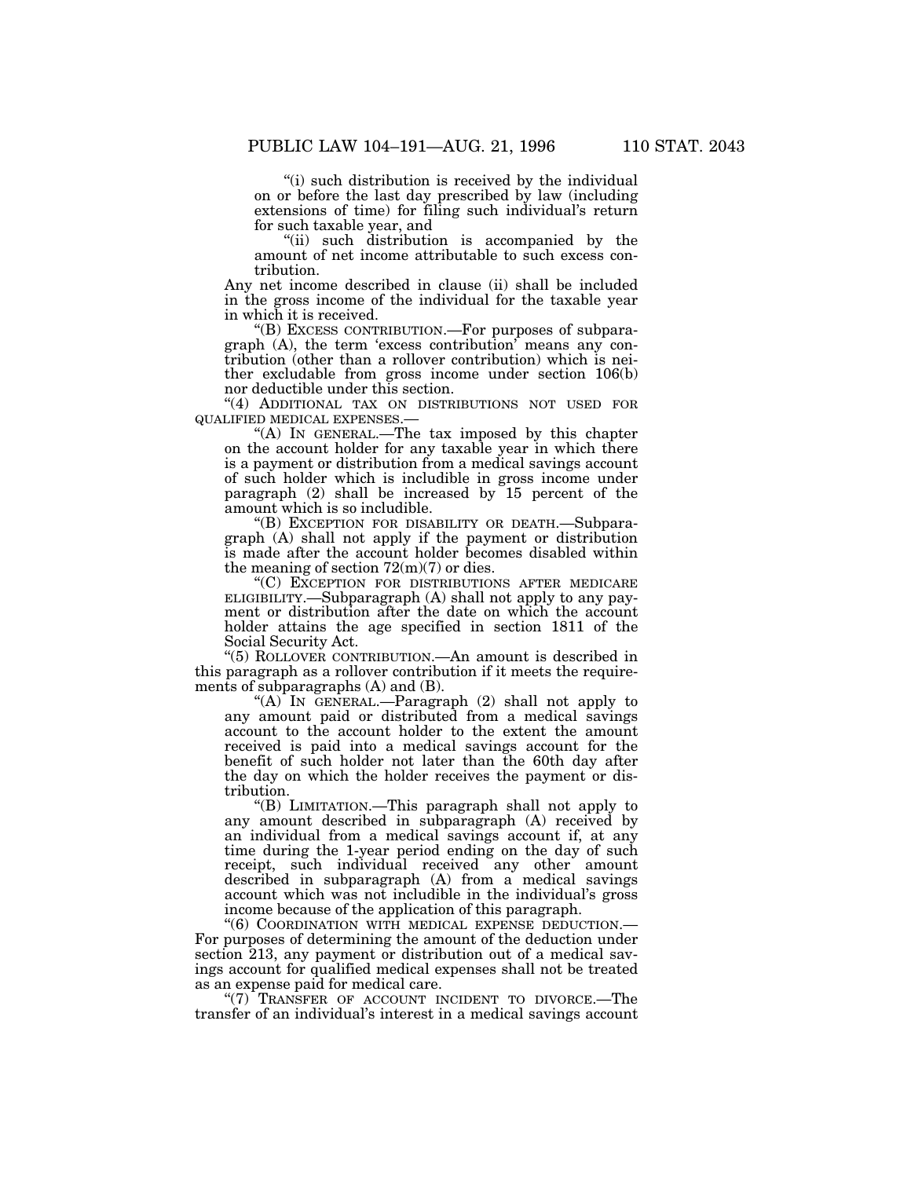"(i) such distribution is received by the individual on or before the last day prescribed by law (including extensions of time) for filing such individual's return for such taxable year, and

"(ii) such distribution is accompanied by the amount of net income attributable to such excess contribution.

Any net income described in clause (ii) shall be included in the gross income of the individual for the taxable year in which it is received.

"(B) EXCESS CONTRIBUTION.—For purposes of subparagraph (A), the term 'excess contribution' means any contribution (other than a rollover contribution) which is neither excludable from gross income under section 106(b) nor deductible under this section.

"(4) ADDITIONAL TAX ON DISTRIBUTIONS NOT USED FOR QUALIFIED MEDICAL EXPENSES.—

"(A) IN GENERAL.—The tax imposed by this chapter on the account holder for any taxable year in which there is a payment or distribution from a medical savings account of such holder which is includible in gross income under paragraph (2) shall be increased by 15 percent of the amount which is so includible.

"(B) EXCEPTION FOR DISABILITY OR DEATH.—Subparagraph (A) shall not apply if the payment or distribution is made after the account holder becomes disabled within the meaning of section 72(m)(7) or dies.

"(C) EXCEPTION FOR DISTRIBUTIONS AFTER MEDICARE ELIGIBILITY.—Subparagraph (A) shall not apply to any payment or distribution after the date on which the account holder attains the age specified in section 1811 of the Social Security Act.

"(5) ROLLOVER CONTRIBUTION.—An amount is described in this paragraph as a rollover contribution if it meets the requirements of subparagraphs (A) and (B).

"(A) IN GENERAL.—Paragraph (2) shall not apply to any amount paid or distributed from a medical savings account to the account holder to the extent the amount received is paid into a medical savings account for the benefit of such holder not later than the 60th day after the day on which the holder receives the payment or distribution.

"(B) LIMITATION.—This paragraph shall not apply to any amount described in subparagraph (A) received by an individual from a medical savings account if, at any time during the 1-year period ending on the day of such receipt, such individual received any other amount described in subparagraph (A) from a medical savings account which was not includible in the individual's gross income because of the application of this paragraph.

"(6) COORDINATION WITH MEDICAL EXPENSE DEDUCTION.—For purposes of determining the amount of the deduction under section 213, any payment or distribution out of a medical savings account for qualified medical expenses shall not be treated as an expense paid for medical care.

"(7) TRANSFER OF ACCOUNT INCIDENT TO DIVORCE.—The transfer of an individual's interest in a medical savings account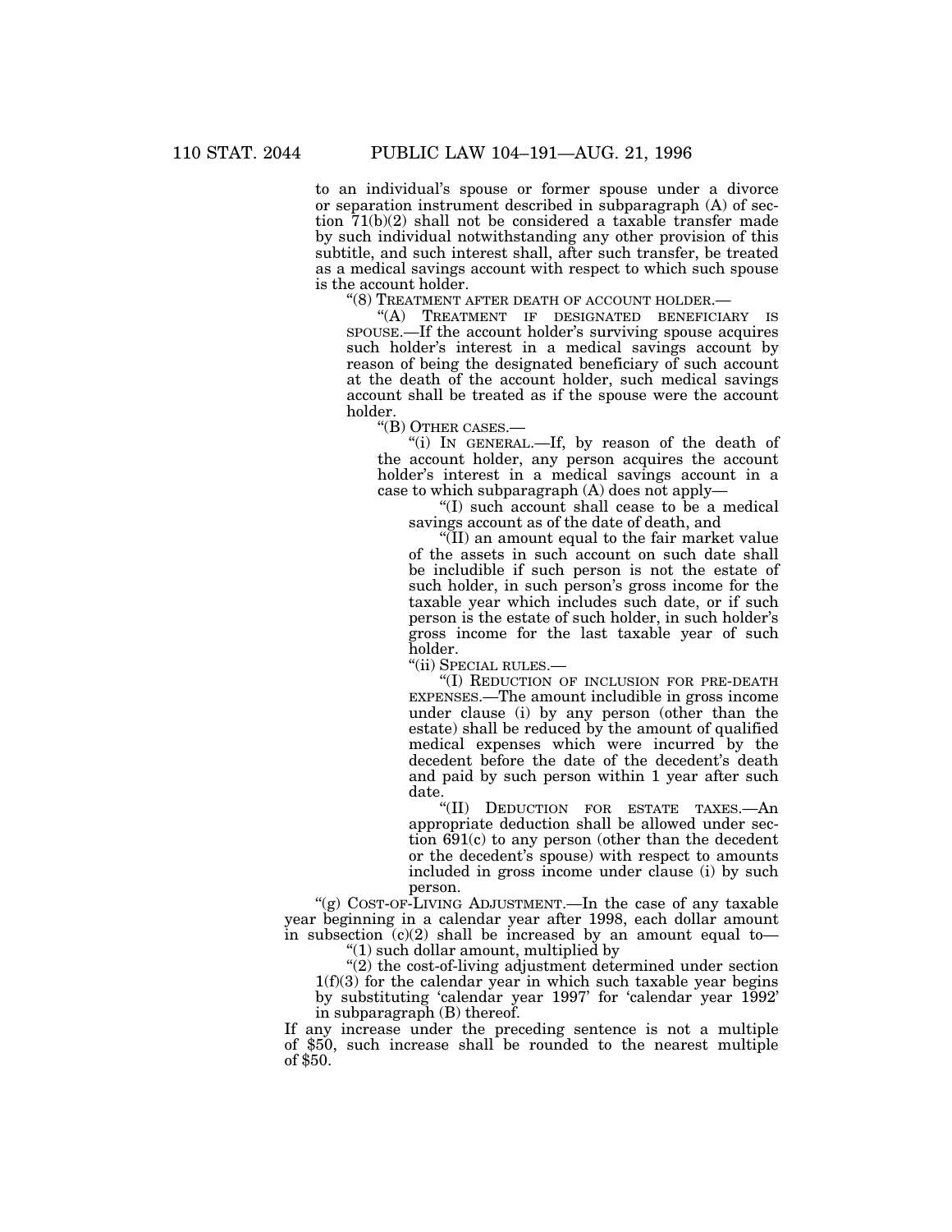to an individual's spouse or former spouse under a divorce or separation instrument described in subparagraph (A) of section 71(b)(2) shall not be considered a taxable transfer made by such individual notwithstanding any other provision of this subtitle, and such interest shall, after such transfer, be treated as a medical savings account with respect to which such spouse is the account holder.

"(8) TREATMENT AFTER DEATH OF ACCOUNT HOLDER.—

"(A) TREATMENT IF DESIGNATED BENEFICIARY IS SPOUSE.—If the account holder's surviving spouse acquires such holder's interest in a medical savings account by reason of being the designated beneficiary of such account at the death of the account holder, such medical savings account shall be treated as if the spouse were the account holder.

"(B) OTHER CASES.—

"(i) IN GENERAL.—If, by reason of the death of the account holder, any person acquires the account holder's interest in a medical savings account in a case to which subparagraph (A) does not apply—

"(I) such account shall cease to be a medical savings account as of the date of death, and

"(II) an amount equal to the fair market value of the assets in such account on such date shall be includible if such person is not the estate of such holder, in such person's gross income for the taxable year which includes such date, or if such person is the estate of such holder, in such holder's gross income for the last taxable year of such holder.

"(ii) SPECIAL RULES.—

"(I) REDUCTION OF INCLUSION FOR PRE-DEATH EXPENSES.—The amount includible in gross income under clause (i) by any person (other than the estate) shall be reduced by the amount of qualified medical expenses which were incurred by the decedent before the date of the decedent's death and paid by such person within 1 year after such date.

"(II) DEDUCTION FOR ESTATE TAXES.—An appropriate deduction shall be allowed under section 691(c) to any person (other than the decedent or the decedent's spouse) with respect to amounts included in gross income under clause (i) by such person.

"(g) COST-OF-LIVING ADJUSTMENT.—In the case of any taxable year beginning in a calendar year after 1998, each dollar amount in subsection (c)(2) shall be increased by an amount equal to—

"(1) such dollar amount, multiplied by

"(2) the cost-of-living adjustment determined under section 1(f)(3) for the calendar year in which such taxable year begins by substituting 'calendar year 1997' for 'calendar year 1992' in subparagraph (B) thereof.

If any increase under the preceding sentence is not a multiple of $50, such increase shall be rounded to the nearest multiple of $50.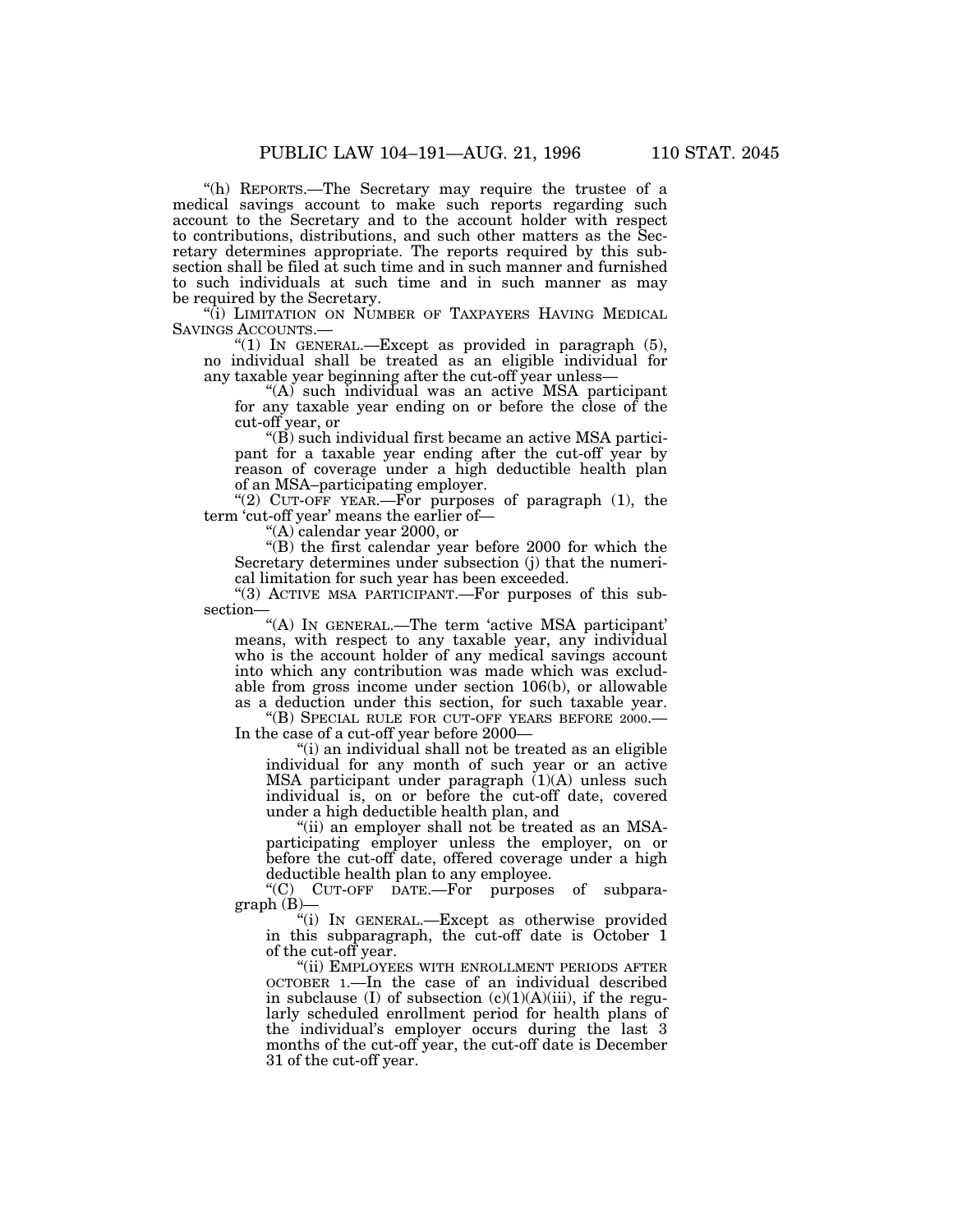"(h) REPORTS.—The Secretary may require the trustee of a medical savings account to make such reports regarding such account to the Secretary and to the account holder with respect to contributions, distributions, and such other matters as the Secretary determines appropriate. The reports required by this subsection shall be filed at such time and in such manner and furnished to such individuals at such time and in such manner as may be required by the Secretary.

"(i) LIMITATION ON NUMBER OF TAXPAYERS HAVING MEDICAL SAVINGS ACCOUNTS.—

"(1) IN GENERAL.—Except as provided in paragraph (5), no individual shall be treated as an eligible individual for any taxable year beginning after the cut-off year unless—

"(A) such individual was an active MSA participant for any taxable year ending on or before the close of the cut-off year, or

"(B) such individual first became an active MSA participant for a taxable year ending after the cut-off year by reason of coverage under a high deductible health plan of an MSA–participating employer.

"(2) CUT-OFF YEAR.—For purposes of paragraph (1), the term 'cut-off year' means the earlier of—

"(A) calendar year 2000, or

"(B) the first calendar year before 2000 for which the Secretary determines under subsection (j) that the numerical limitation for such year has been exceeded.

"(3) ACTIVE MSA PARTICIPANT.—For purposes of this subsection—

"(A) IN GENERAL.—The term 'active MSA participant' means, with respect to any taxable year, any individual who is the account holder of any medical savings account into which any contribution was made which was excludable from gross income under section 106(b), or allowable as a deduction under this section, for such taxable year.

"(B) SPECIAL RULE FOR CUT-OFF YEARS BEFORE 2000.—In the case of a cut-off year before 2000—

"(i) an individual shall not be treated as an eligible individual for any month of such year or an active MSA participant under paragraph (1)(A) unless such individual is, on or before the cut-off date, covered under a high deductible health plan, and

"(ii) an employer shall not be treated as an MSA-participating employer unless the employer, on or before the cut-off date, offered coverage under a high deductible health plan to any employee.

"(C) CUT-OFF DATE.—For purposes of subparagraph (B)—

"(i) IN GENERAL.—Except as otherwise provided in this subparagraph, the cut-off date is October 1 of the cut-off year.

"(ii) EMPLOYEES WITH ENROLLMENT PERIODS AFTER OCTOBER 1.—In the case of an individual described in subclause (I) of subsection (c)(1)(A)(iii), if the regularly scheduled enrollment period for health plans of the individual's employer occurs during the last 3 months of the cut-off year, the cut-off date is December 31 of the cut-off year.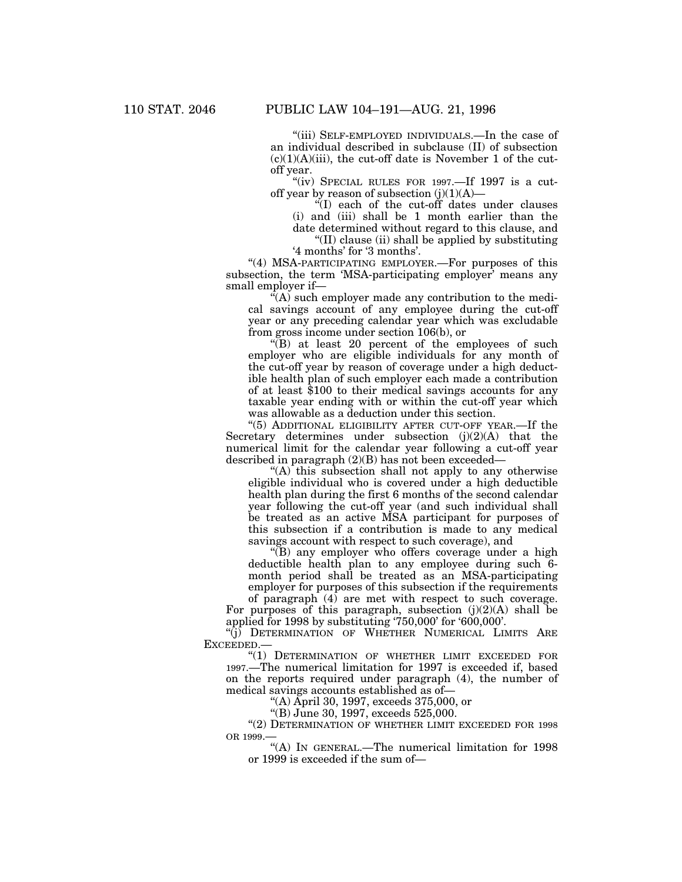"(iii) SELF-EMPLOYED INDIVIDUALS.—In the case of an individual described in subclause (II) of subsection (c)(1)(A)(iii), the cut-off date is November 1 of the cut-off year.

"(iv) SPECIAL RULES FOR 1997.—If 1997 is a cut-off year by reason of subsection (j)(1)(A)—

"(I) each of the cut-off dates under clauses (i) and (iii) shall be 1 month earlier than the date determined without regard to this clause, and

"(II) clause (ii) shall be applied by substituting '4 months' for '3 months'.

"(4) MSA-PARTICIPATING EMPLOYER.—For purposes of this subsection, the term 'MSA-participating employer' means any small employer if—

"(A) such employer made any contribution to the medical savings account of any employee during the cut-off year or any preceding calendar year which was excludable from gross income under section 106(b), or

"(B) at least 20 percent of the employees of such employer who are eligible individuals for any month of the cut-off year by reason of coverage under a high deductible health plan of such employer each made a contribution of at least $100 to their medical savings accounts for any taxable year ending with or within the cut-off year which was allowable as a deduction under this section.

"(5) ADDITIONAL ELIGIBILITY AFTER CUT-OFF YEAR.—If the Secretary determines under subsection (j)(2)(A) that the numerical limit for the calendar year following a cut-off year described in paragraph (2)(B) has not been exceeded—

"(A) this subsection shall not apply to any otherwise eligible individual who is covered under a high deductible health plan during the first 6 months of the second calendar year following the cut-off year (and such individual shall be treated as an active MSA participant for purposes of this subsection if a contribution is made to any medical savings account with respect to such coverage), and

"(B) any employer who offers coverage under a high deductible health plan to any employee during such 6-month period shall be treated as an MSA-participating employer for purposes of this subsection if the requirements of paragraph (4) are met with respect to such coverage.

For purposes of this paragraph, subsection (j)(2)(A) shall be applied for 1998 by substituting '750,000' for '600,000'.

"(j) DETERMINATION OF WHETHER NUMERICAL LIMITS ARE EXCEEDED.—

"(1) DETERMINATION OF WHETHER LIMIT EXCEEDED FOR 1997.—The numerical limitation for 1997 is exceeded if, based on the reports required under paragraph (4), the number of medical savings accounts established as of—

"(A) April 30, 1997, exceeds 375,000, or

"(B) June 30, 1997, exceeds 525,000.

"(2) DETERMINATION OF WHETHER LIMIT EXCEEDED FOR 1998 OR 1999.—

"(A) IN GENERAL.—The numerical limitation for 1998 or 1999 is exceeded if the sum of—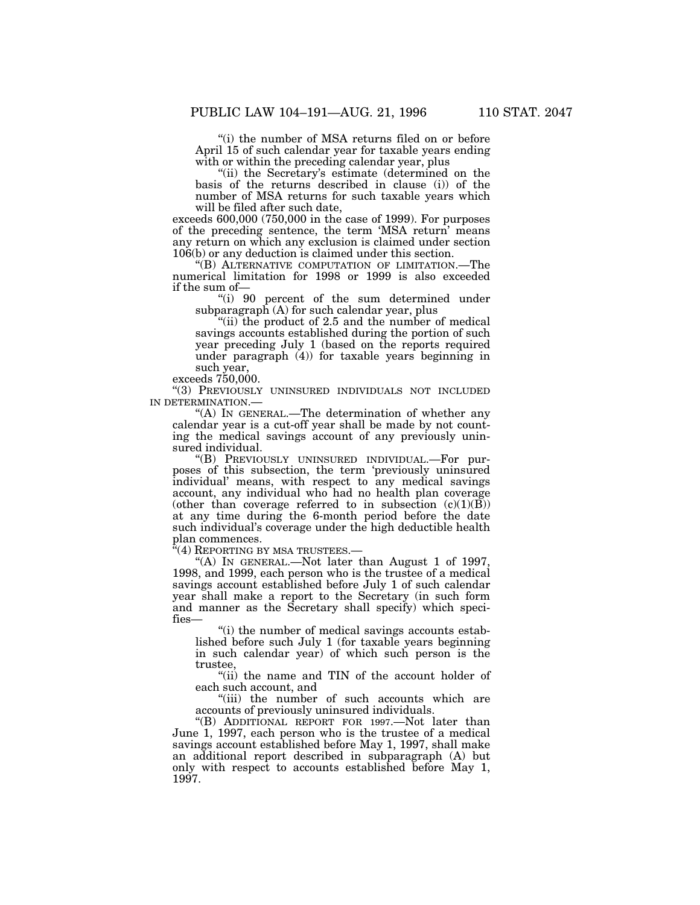"(i) the number of MSA returns filed on or before April 15 of such calendar year for taxable years ending with or within the preceding calendar year, plus

"(ii) the Secretary's estimate (determined on the basis of the returns described in clause (i)) of the number of MSA returns for such taxable years which will be filed after such date,

exceeds 600,000 (750,000 in the case of 1999). For purposes of the preceding sentence, the term 'MSA return' means any return on which any exclusion is claimed under section 106(b) or any deduction is claimed under this section.

"(B) ALTERNATIVE COMPUTATION OF LIMITATION.—The numerical limitation for 1998 or 1999 is also exceeded if the sum of—

"(i) 90 percent of the sum determined under subparagraph (A) for such calendar year, plus

"(ii) the product of 2.5 and the number of medical savings accounts established during the portion of such year preceding July 1 (based on the reports required under paragraph (4)) for taxable years beginning in such year,

exceeds 750,000.

"(3) PREVIOUSLY UNINSURED INDIVIDUALS NOT INCLUDED IN DETERMINATION.—

"(A) IN GENERAL.—The determination of whether any calendar year is a cut-off year shall be made by not counting the medical savings account of any previously uninsured individual.

"(B) PREVIOUSLY UNINSURED INDIVIDUAL.—For purposes of this subsection, the term 'previously uninsured individual' means, with respect to any medical savings account, any individual who had no health plan coverage (other than coverage referred to in subsection (c)(1)(B)) at any time during the 6-month period before the date such individual's coverage under the high deductible health plan commences.

"(4) REPORTING BY MSA TRUSTEES.—

"(A) IN GENERAL.—Not later than August 1 of 1997, 1998, and 1999, each person who is the trustee of a medical savings account established before July 1 of such calendar year shall make a report to the Secretary (in such form and manner as the Secretary shall specify) which specifies—

"(i) the number of medical savings accounts established before such July 1 (for taxable years beginning in such calendar year) of which such person is the trustee,

"(ii) the name and TIN of the account holder of each such account, and

"(iii) the number of such accounts which are accounts of previously uninsured individuals.

"(B) ADDITIONAL REPORT FOR 1997.—Not later than June 1, 1997, each person who is the trustee of a medical savings account established before May 1, 1997, shall make an additional report described in subparagraph (A) but only with respect to accounts established before May 1, 1997.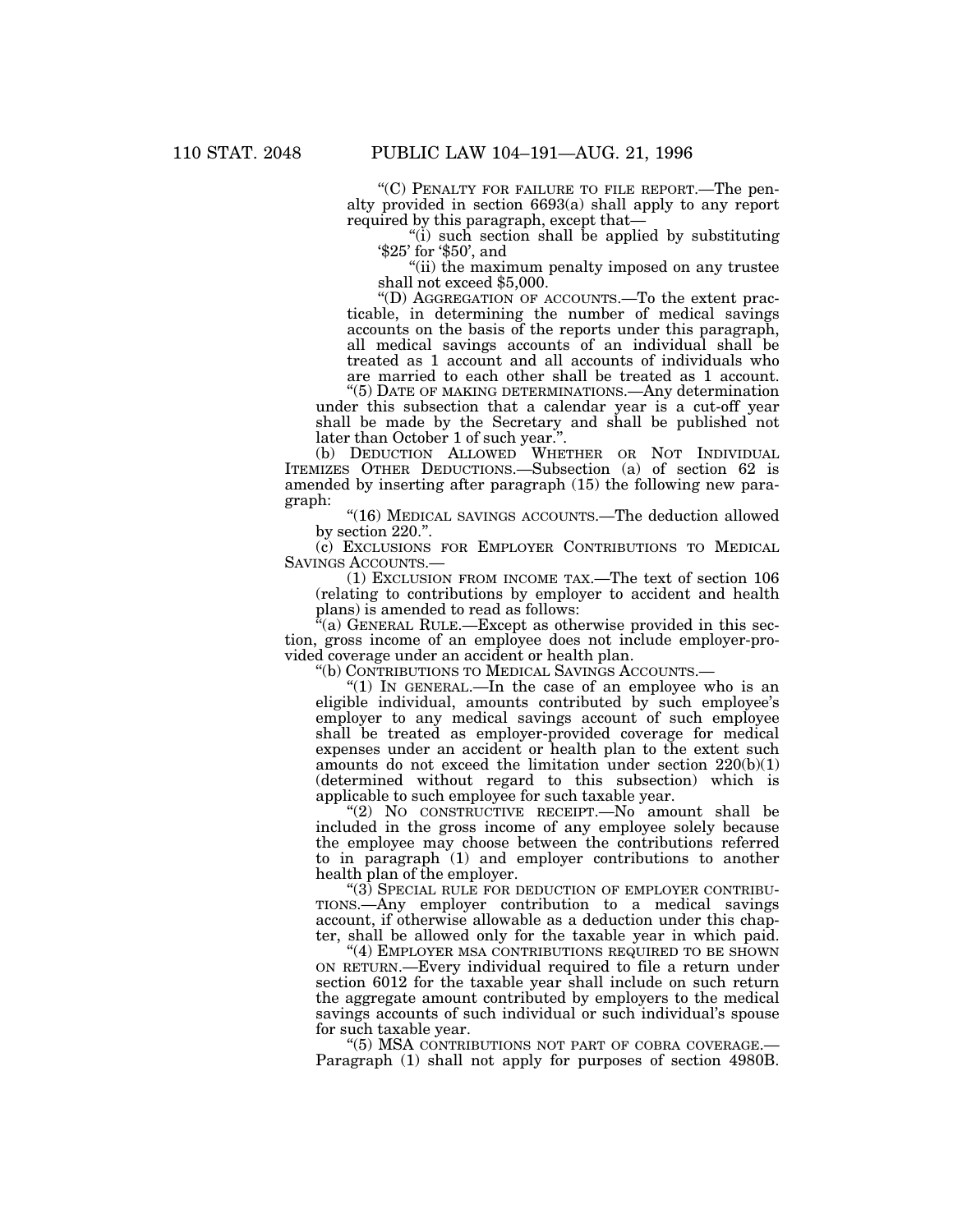"(C) PENALTY FOR FAILURE TO FILE REPORT.—The penalty provided in section 6693(a) shall apply to any report required by this paragraph, except that—

"(i) such section shall be applied by substituting '$25' for '$50', and

"(ii) the maximum penalty imposed on any trustee shall not exceed $5,000.

"(D) AGGREGATION OF ACCOUNTS.—To the extent practicable, in determining the number of medical savings accounts on the basis of the reports under this paragraph, all medical savings accounts of an individual shall be treated as 1 account and all accounts of individuals who are married to each other shall be treated as 1 account.

"(5) DATE OF MAKING DETERMINATIONS.—Any determination under this subsection that a calendar year is a cut-off year shall be made by the Secretary and shall be published not later than October 1 of such year.".

(b) DEDUCTION ALLOWED WHETHER OR NOT INDIVIDUAL ITEMIZES OTHER DEDUCTIONS.—Subsection (a) of section 62 is amended by inserting after paragraph (15) the following new paragraph:

"(16) MEDICAL SAVINGS ACCOUNTS.—The deduction allowed by section 220.".

(c) EXCLUSIONS FOR EMPLOYER CONTRIBUTIONS TO MEDICAL SAVINGS ACCOUNTS.—

(1) EXCLUSION FROM INCOME TAX.—The text of section 106 (relating to contributions by employer to accident and health plans) is amended to read as follows:

"(a) GENERAL RULE.—Except as otherwise provided in this section, gross income of an employee does not include employer-provided coverage under an accident or health plan.

"(b) CONTRIBUTIONS TO MEDICAL SAVINGS ACCOUNTS.—

"(1) IN GENERAL.—In the case of an employee who is an eligible individual, amounts contributed by such employee's employer to any medical savings account of such employee shall be treated as employer-provided coverage for medical expenses under an accident or health plan to the extent such amounts do not exceed the limitation under section 220(b)(1) (determined without regard to this subsection) which is applicable to such employee for such taxable year.

"(2) NO CONSTRUCTIVE RECEIPT.—No amount shall be included in the gross income of any employee solely because the employee may choose between the contributions referred to in paragraph (1) and employer contributions to another health plan of the employer.

"(3) SPECIAL RULE FOR DEDUCTION OF EMPLOYER CONTRIBUTIONS.—Any employer contribution to a medical savings account, if otherwise allowable as a deduction under this chapter, shall be allowed only for the taxable year in which paid.

"(4) EMPLOYER MSA CONTRIBUTIONS REQUIRED TO BE SHOWN ON RETURN.—Every individual required to file a return under section 6012 for the taxable year shall include on such return the aggregate amount contributed by employers to the medical savings accounts of such individual or such individual's spouse for such taxable year.

"(5) MSA CONTRIBUTIONS NOT PART OF COBRA COVERAGE.—Paragraph (1) shall not apply for purposes of section 4980B.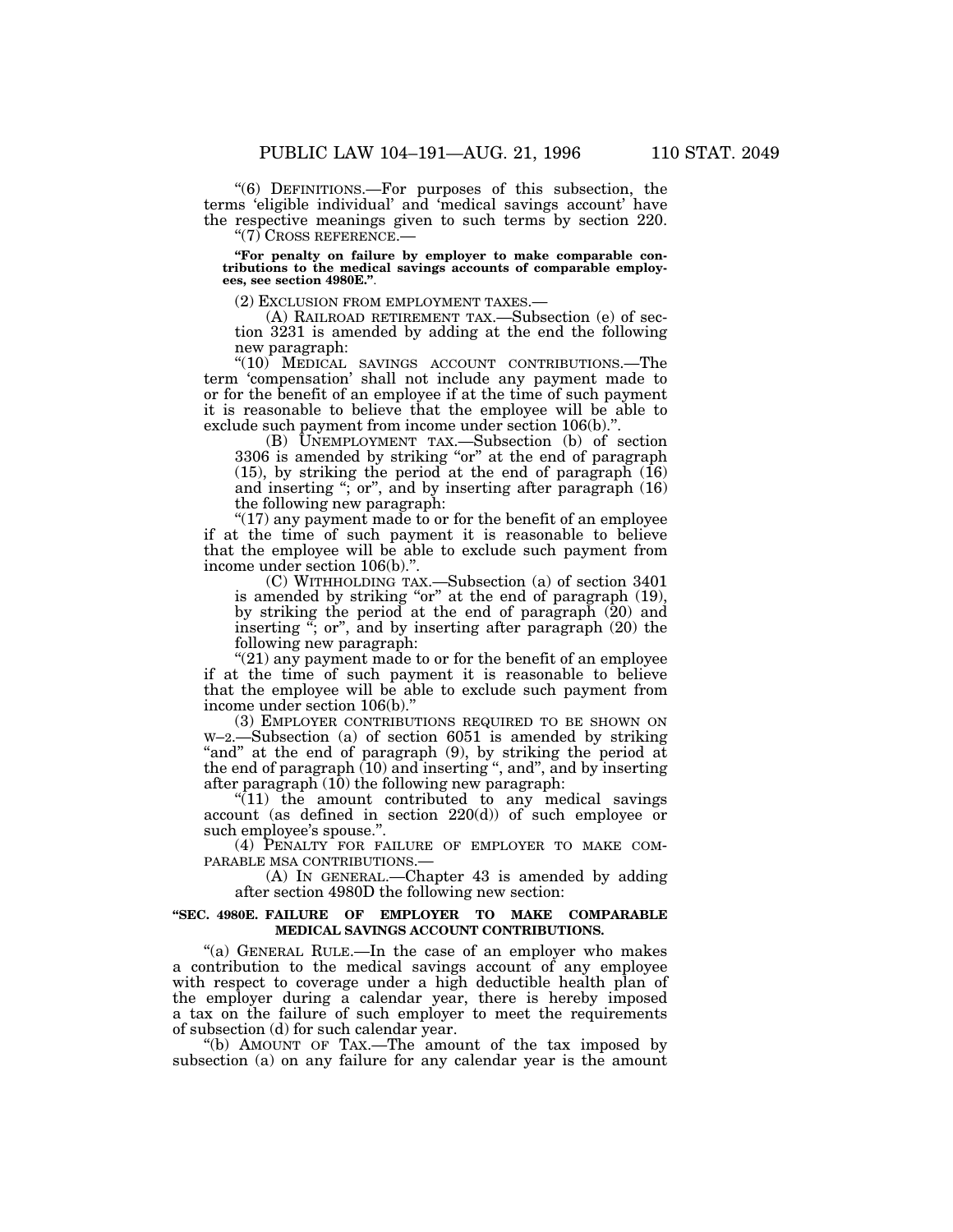"(6) DEFINITIONS.—For purposes of this subsection, the terms 'eligible individual' and 'medical savings account' have the respective meanings given to such terms by section 220.

"(7) CROSS REFERENCE.—

**"For penalty on failure by employer to make comparable contributions to the medical savings accounts of comparable employees, see section 4980E.".**

(2) EXCLUSION FROM EMPLOYMENT TAXES.—

(A) RAILROAD RETIREMENT TAX.—Subsection (e) of section 3231 is amended by adding at the end the following new paragraph:

"(10) MEDICAL SAVINGS ACCOUNT CONTRIBUTIONS.—The term 'compensation' shall not include any payment made to or for the benefit of an employee if at the time of such payment it is reasonable to believe that the employee will be able to exclude such payment from income under section 106(b).".

(B) UNEMPLOYMENT TAX.—Subsection (b) of section 3306 is amended by striking "or" at the end of paragraph (15), by striking the period at the end of paragraph (16) and inserting "; or", and by inserting after paragraph (16) the following new paragraph:

"(17) any payment made to or for the benefit of an employee if at the time of such payment it is reasonable to believe that the employee will be able to exclude such payment from income under section 106(b).".

(C) WITHHOLDING TAX.—Subsection (a) of section 3401 is amended by striking "or" at the end of paragraph (19), by striking the period at the end of paragraph (20) and inserting "; or", and by inserting after paragraph (20) the following new paragraph:

"(21) any payment made to or for the benefit of an employee if at the time of such payment it is reasonable to believe that the employee will be able to exclude such payment from income under section 106(b)."

(3) EMPLOYER CONTRIBUTIONS REQUIRED TO BE SHOWN ON W–2.—Subsection (a) of section 6051 is amended by striking "and" at the end of paragraph (9), by striking the period at the end of paragraph (10) and inserting ", and", and by inserting after paragraph (10) the following new paragraph:

"(11) the amount contributed to any medical savings account (as defined in section 220(d)) of such employee or such employee's spouse.".

(4) PENALTY FOR FAILURE OF EMPLOYER TO MAKE COMPARABLE MSA CONTRIBUTIONS.—

(A) IN GENERAL.—Chapter 43 is amended by adding after section 4980D the following new section:

### "SEC. 4980E. FAILURE OF EMPLOYER TO MAKE COMPARABLE MEDICAL SAVINGS ACCOUNT CONTRIBUTIONS.

"(a) GENERAL RULE.—In the case of an employer who makes a contribution to the medical savings account of any employee with respect to coverage under a high deductible health plan of the employer during a calendar year, there is hereby imposed a tax on the failure of such employer to meet the requirements of subsection (d) for such calendar year.

"(b) AMOUNT OF TAX.—The amount of the tax imposed by subsection (a) on any failure for any calendar year is the amount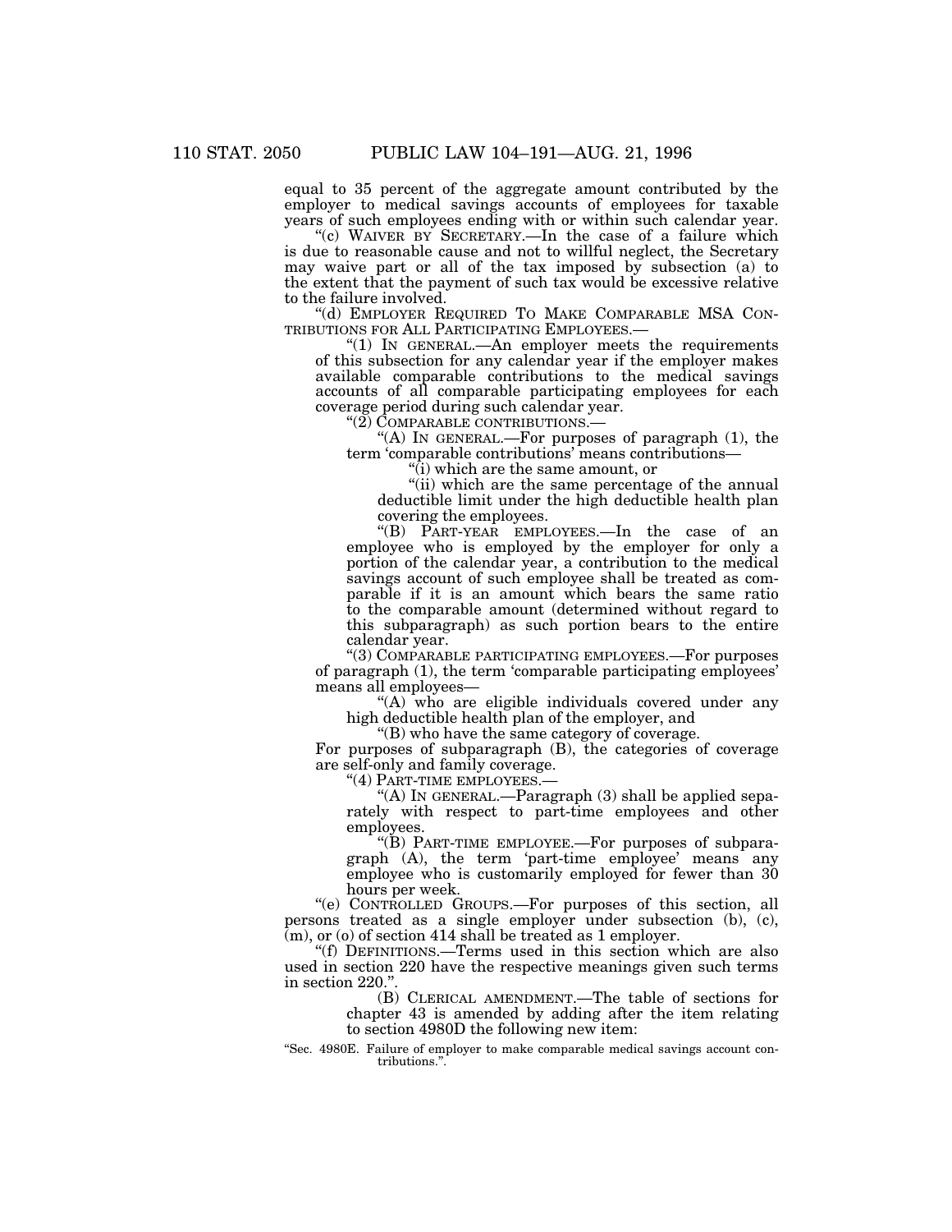equal to 35 percent of the aggregate amount contributed by the employer to medical savings accounts of employees for taxable years of such employees ending with or within such calendar year.

"(c) WAIVER BY SECRETARY.—In the case of a failure which is due to reasonable cause and not to willful neglect, the Secretary may waive part or all of the tax imposed by subsection (a) to the extent that the payment of such tax would be excessive relative to the failure involved.

"(d) EMPLOYER REQUIRED TO MAKE COMPARABLE MSA CONTRIBUTIONS FOR ALL PARTICIPATING EMPLOYEES.—

"(1) IN GENERAL.—An employer meets the requirements of this subsection for any calendar year if the employer makes available comparable contributions to the medical savings accounts of all comparable participating employees for each coverage period during such calendar year.

"(2) COMPARABLE CONTRIBUTIONS.—

"(A) IN GENERAL.—For purposes of paragraph (1), the term 'comparable contributions' means contributions—

"(i) which are the same amount, or

"(ii) which are the same percentage of the annual deductible limit under the high deductible health plan covering the employees.

"(B) PART-YEAR EMPLOYEES.—In the case of an employee who is employed by the employer for only a portion of the calendar year, a contribution to the medical savings account of such employee shall be treated as comparable if it is an amount which bears the same ratio to the comparable amount (determined without regard to this subparagraph) as such portion bears to the entire calendar year.

"(3) COMPARABLE PARTICIPATING EMPLOYEES.—For purposes of paragraph (1), the term 'comparable participating employees' means all employees—

"(A) who are eligible individuals covered under any high deductible health plan of the employer, and

"(B) who have the same category of coverage.

For purposes of subparagraph (B), the categories of coverage are self-only and family coverage.

"(4) PART-TIME EMPLOYEES.—

"(A) IN GENERAL.—Paragraph (3) shall be applied separately with respect to part-time employees and other employees.

"(B) PART-TIME EMPLOYEE.—For purposes of subparagraph (A), the term 'part-time employee' means any employee who is customarily employed for fewer than 30 hours per week.

"(e) CONTROLLED GROUPS.—For purposes of this section, all persons treated as a single employer under subsection (b), (c), (m), or (o) of section 414 shall be treated as 1 employer.

"(f) DEFINITIONS.—Terms used in this section which are also used in section 220 have the respective meanings given such terms in section 220.".

(B) CLERICAL AMENDMENT.—The table of sections for chapter 43 is amended by adding after the item relating to section 4980D the following new item:

"Sec. 4980E. Failure of employer to make comparable medical savings account contributions.".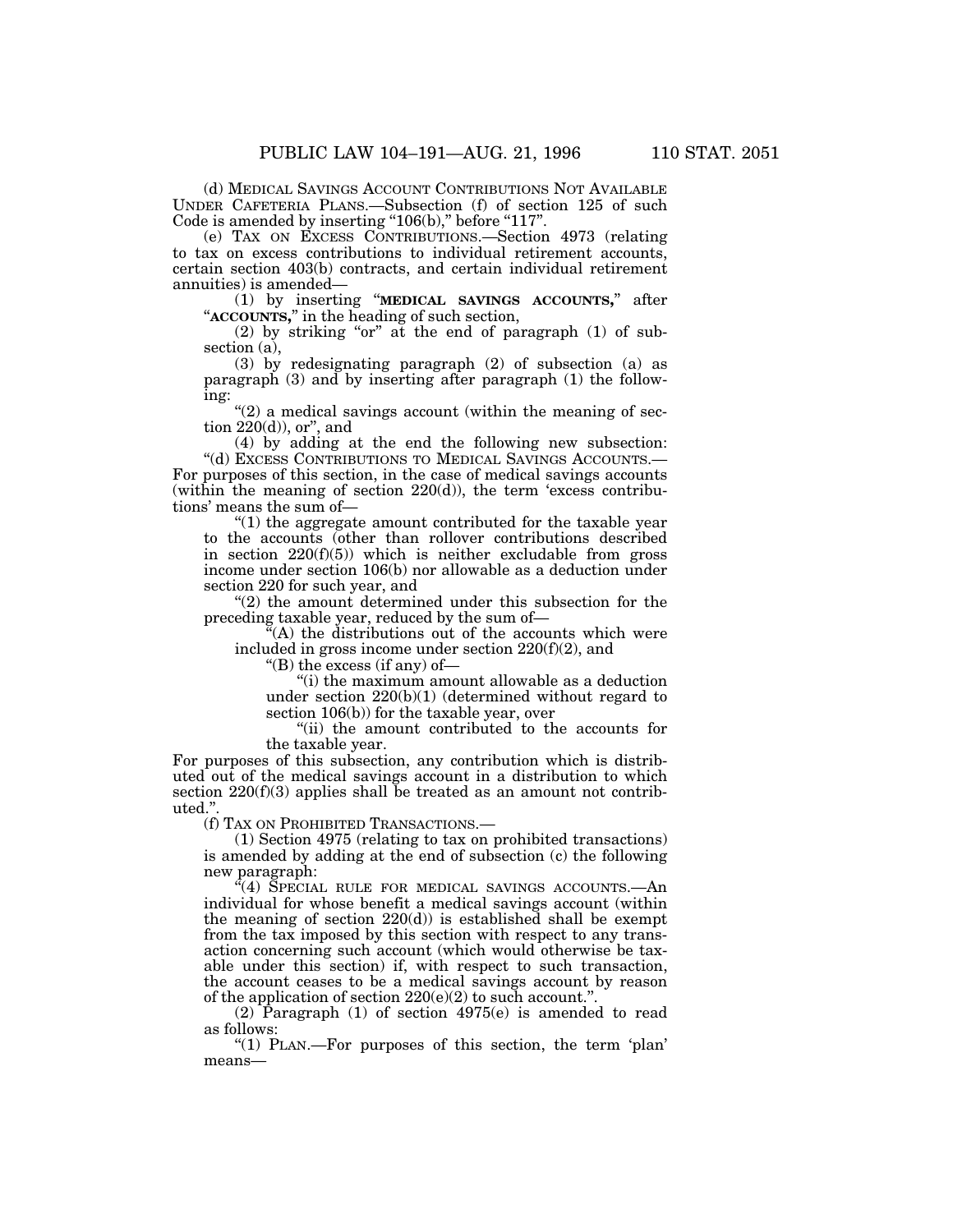(d) MEDICAL SAVINGS ACCOUNT CONTRIBUTIONS NOT AVAILABLE UNDER CAFETERIA PLANS.—Subsection (f) of section 125 of such Code is amended by inserting "106(b)," before "117".

(e) TAX ON EXCESS CONTRIBUTIONS.—Section 4973 (relating to tax on excess contributions to individual retirement accounts, certain section 403(b) contracts, and certain individual retirement annuities) is amended—

(1) by inserting "**MEDICAL SAVINGS ACCOUNTS,**" after "**ACCOUNTS,**" in the heading of such section,

(2) by striking "or" at the end of paragraph (1) of subsection (a),

(3) by redesignating paragraph (2) of subsection (a) as paragraph (3) and by inserting after paragraph (1) the following:

"(2) a medical savings account (within the meaning of section 220(d)), or", and

(4) by adding at the end the following new subsection:

"(d) EXCESS CONTRIBUTIONS TO MEDICAL SAVINGS ACCOUNTS.—For purposes of this section, in the case of medical savings accounts (within the meaning of section 220(d)), the term 'excess contributions' means the sum of—

"(1) the aggregate amount contributed for the taxable year to the accounts (other than rollover contributions described in section 220(f)(5)) which is neither excludable from gross income under section 106(b) nor allowable as a deduction under section 220 for such year, and

"(2) the amount determined under this subsection for the preceding taxable year, reduced by the sum of—

"(A) the distributions out of the accounts which were included in gross income under section 220(f)(2), and

"(B) the excess (if any) of—

"(i) the maximum amount allowable as a deduction under section 220(b)(1) (determined without regard to section 106(b)) for the taxable year, over

"(ii) the amount contributed to the accounts for the taxable year.

For purposes of this subsection, any contribution which is distributed out of the medical savings account in a distribution to which section 220(f)(3) applies shall be treated as an amount not contributed.".

(f) TAX ON PROHIBITED TRANSACTIONS.—

(1) Section 4975 (relating to tax on prohibited transactions) is amended by adding at the end of subsection (c) the following new paragraph:

"(4) SPECIAL RULE FOR MEDICAL SAVINGS ACCOUNTS.—An individual for whose benefit a medical savings account (within the meaning of section 220(d)) is established shall be exempt from the tax imposed by this section with respect to any transaction concerning such account (which would otherwise be taxable under this section) if, with respect to such transaction, the account ceases to be a medical savings account by reason of the application of section 220(e)(2) to such account.".

(2) Paragraph (1) of section 4975(e) is amended to read as follows:

"(1) PLAN.—For purposes of this section, the term 'plan' means—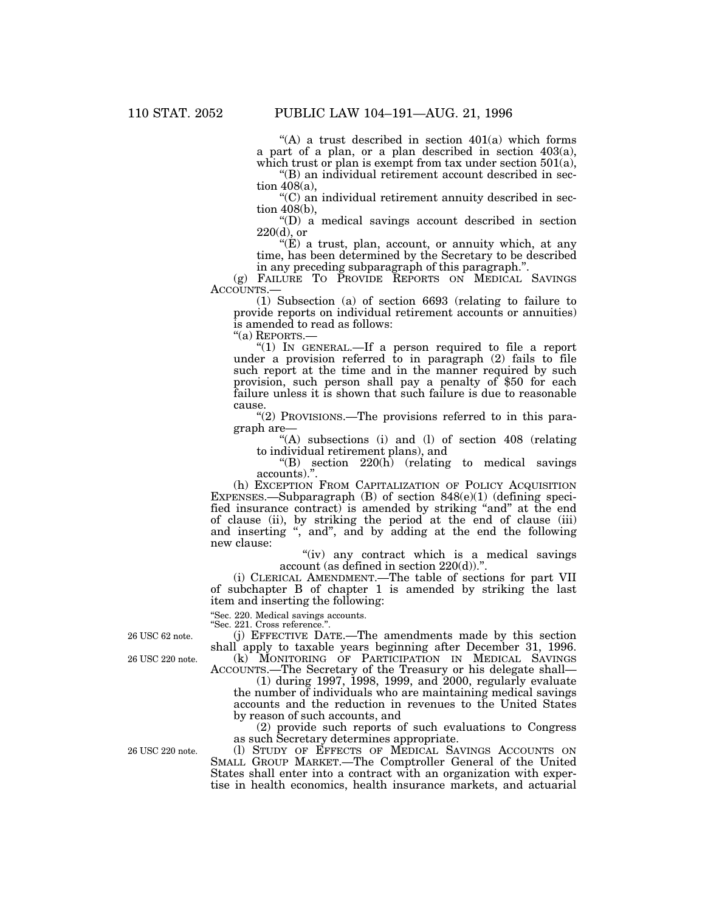"(A) a trust described in section 401(a) which forms a part of a plan, or a plan described in section 403(a), which trust or plan is exempt from tax under section 501(a),

"(B) an individual retirement account described in section 408(a),

"(C) an individual retirement annuity described in section 408(b),

"(D) a medical savings account described in section 220(d), or

"(E) a trust, plan, account, or annuity which, at any time, has been determined by the Secretary to be described in any preceding subparagraph of this paragraph.".

(g) FAILURE TO PROVIDE REPORTS ON MEDICAL SAVINGS ACCOUNTS.—

(1) Subsection (a) of section 6693 (relating to failure to provide reports on individual retirement accounts or annuities) is amended to read as follows:

"(a) REPORTS.—

"(1) IN GENERAL.—If a person required to file a report under a provision referred to in paragraph (2) fails to file such report at the time and in the manner required by such provision, such person shall pay a penalty of $50 for each failure unless it is shown that such failure is due to reasonable cause.

"(2) PROVISIONS.—The provisions referred to in this paragraph are—

"(A) subsections (i) and (l) of section 408 (relating to individual retirement plans), and

"(B) section 220(h) (relating to medical savings accounts).".

(h) EXCEPTION FROM CAPITALIZATION OF POLICY ACQUISITION EXPENSES.—Subparagraph (B) of section 848(e)(1) (defining specified insurance contract) is amended by striking "and" at the end of clause (ii), by striking the period at the end of clause (iii) and inserting ", and", and by adding at the end the following new clause:

"(iv) any contract which is a medical savings account (as defined in section 220(d)).".

(i) CLERICAL AMENDMENT.—The table of sections for part VII of subchapter B of chapter 1 is amended by striking the last item and inserting the following:

"Sec. 220. Medical savings accounts.
"Sec. 221. Cross reference.".

26 USC 62 note.

(j) EFFECTIVE DATE.—The amendments made by this section shall apply to taxable years beginning after December 31, 1996.

26 USC 220 note.

(k) MONITORING OF PARTICIPATION IN MEDICAL SAVINGS ACCOUNTS.—The Secretary of the Treasury or his delegate shall—

(1) during 1997, 1998, 1999, and 2000, regularly evaluate the number of individuals who are maintaining medical savings accounts and the reduction in revenues to the United States by reason of such accounts, and

(2) provide such reports of such evaluations to Congress as such Secretary determines appropriate.

26 USC 220 note.

(l) STUDY OF EFFECTS OF MEDICAL SAVINGS ACCOUNTS ON SMALL GROUP MARKET.—The Comptroller General of the United States shall enter into a contract with an organization with expertise in health economics, health insurance markets, and actuarial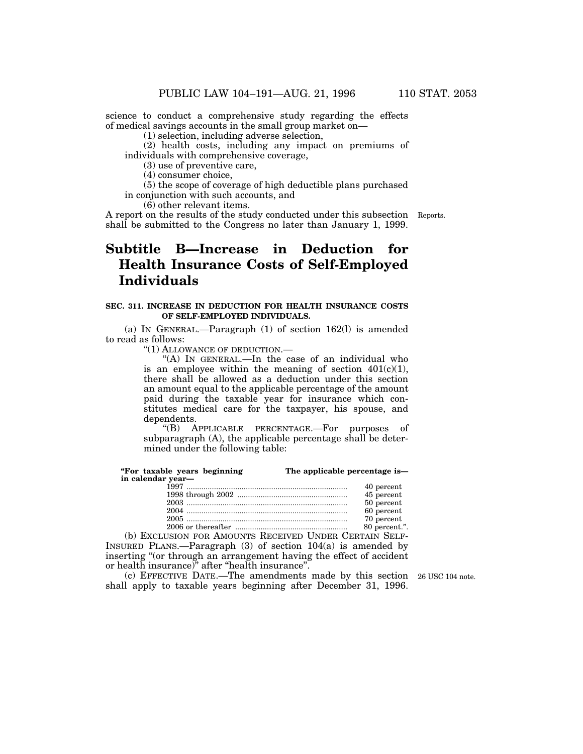science to conduct a comprehensive study regarding the effects of medical savings accounts in the small group market on—

(1) selection, including adverse selection,

(2) health costs, including any impact on premiums of individuals with comprehensive coverage,

(3) use of preventive care,

(4) consumer choice,

(5) the scope of coverage of high deductible plans purchased in conjunction with such accounts, and

(6) other relevant items.

A report on the results of the study conducted under this subsection shall be submitted to the Congress no later than January 1, 1999.

Reports.

## Subtitle B—Increase in Deduction for Health Insurance Costs of Self-Employed Individuals

**SEC. 311. INCREASE IN DEDUCTION FOR HEALTH INSURANCE COSTS OF SELF-EMPLOYED INDIVIDUALS.**

(a) IN GENERAL.—Paragraph (1) of section 162(l) is amended to read as follows:

"(1) ALLOWANCE OF DEDUCTION.—

"(A) IN GENERAL.—In the case of an individual who is an employee within the meaning of section 401(c)(1), there shall be allowed as a deduction under this section an amount equal to the applicable percentage of the amount paid during the taxable year for insurance which constitutes medical care for the taxpayer, his spouse, and dependents.

"(B) APPLICABLE PERCENTAGE.—For purposes of subparagraph (A), the applicable percentage shall be determined under the following table:

| **"For taxable years beginning in calendar year—** | **The applicable percentage is—** |
|---|---|
| 1997 | 40 percent |
| 1998 through 2002 | 45 percent |
| 2003 | 50 percent |
| 2004 | 60 percent |
| 2005 | 70 percent |
| 2006 or thereafter | 80 percent.". |

(b) EXCLUSION FOR AMOUNTS RECEIVED UNDER CERTAIN SELF-INSURED PLANS.—Paragraph (3) of section 104(a) is amended by inserting "(or through an arrangement having the effect of accident or health insurance)" after "health insurance".

(c) EFFECTIVE DATE.—The amendments made by this section shall apply to taxable years beginning after December 31, 1996.

26 USC 104 note.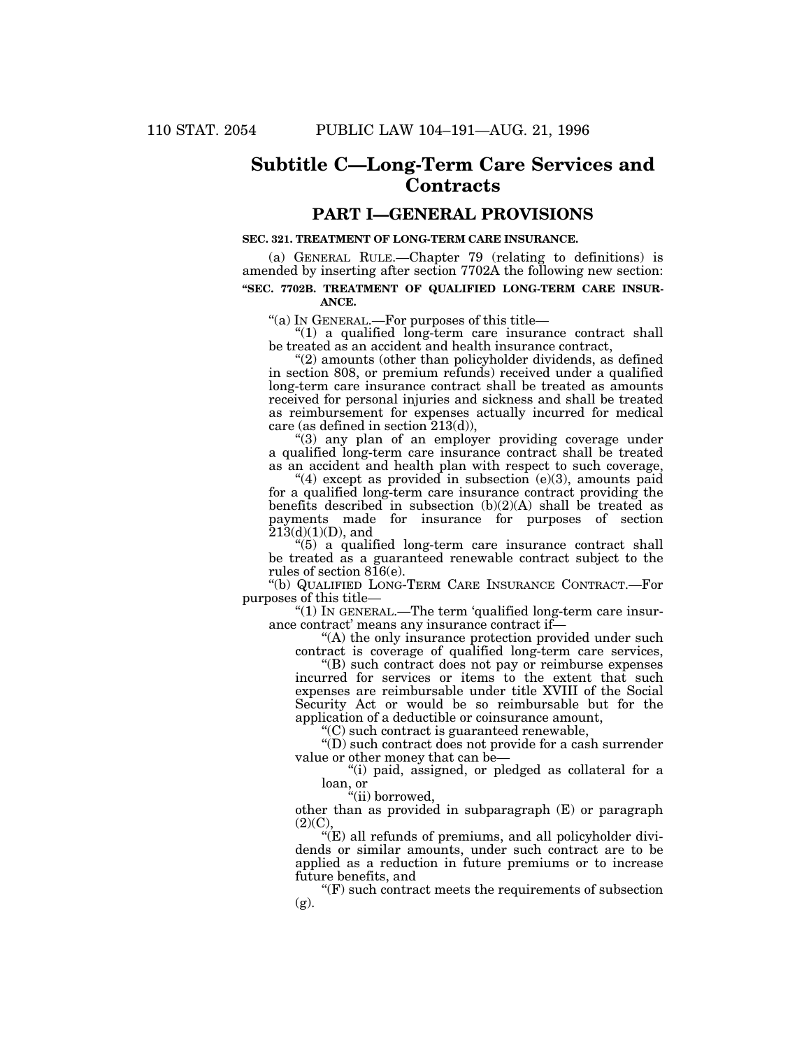# Subtitle C—Long-Term Care Services and Contracts

## PART I—GENERAL PROVISIONS

### SEC. 321. TREATMENT OF LONG-TERM CARE INSURANCE.

(a) GENERAL RULE.—Chapter 79 (relating to definitions) is amended by inserting after section 7702A the following new section:

**"SEC. 7702B. TREATMENT OF QUALIFIED LONG-TERM CARE INSURANCE.**

"(a) IN GENERAL.—For purposes of this title—

"(1) a qualified long-term care insurance contract shall be treated as an accident and health insurance contract,

"(2) amounts (other than policyholder dividends, as defined in section 808, or premium refunds) received under a qualified long-term care insurance contract shall be treated as amounts received for personal injuries and sickness and shall be treated as reimbursement for expenses actually incurred for medical care (as defined in section 213(d)),

"(3) any plan of an employer providing coverage under a qualified long-term care insurance contract shall be treated as an accident and health plan with respect to such coverage,

"(4) except as provided in subsection (e)(3), amounts paid for a qualified long-term care insurance contract providing the benefits described in subsection (b)(2)(A) shall be treated as payments made for insurance for purposes of section 213(d)(1)(D), and

"(5) a qualified long-term care insurance contract shall be treated as a guaranteed renewable contract subject to the rules of section 816(e).

"(b) QUALIFIED LONG-TERM CARE INSURANCE CONTRACT.—For purposes of this title—

"(1) IN GENERAL.—The term 'qualified long-term care insurance contract' means any insurance contract if—

"(A) the only insurance protection provided under such contract is coverage of qualified long-term care services,

"(B) such contract does not pay or reimburse expenses incurred for services or items to the extent that such expenses are reimbursable under title XVIII of the Social Security Act or would be so reimbursable but for the application of a deductible or coinsurance amount,

"(C) such contract is guaranteed renewable,

"(D) such contract does not provide for a cash surrender value or other money that can be—

"(i) paid, assigned, or pledged as collateral for a loan, or

"(ii) borrowed,

other than as provided in subparagraph (E) or paragraph (2)(C),

"(E) all refunds of premiums, and all policyholder dividends or similar amounts, under such contract are to be applied as a reduction in future premiums or to increase future benefits, and

"(F) such contract meets the requirements of subsection (g).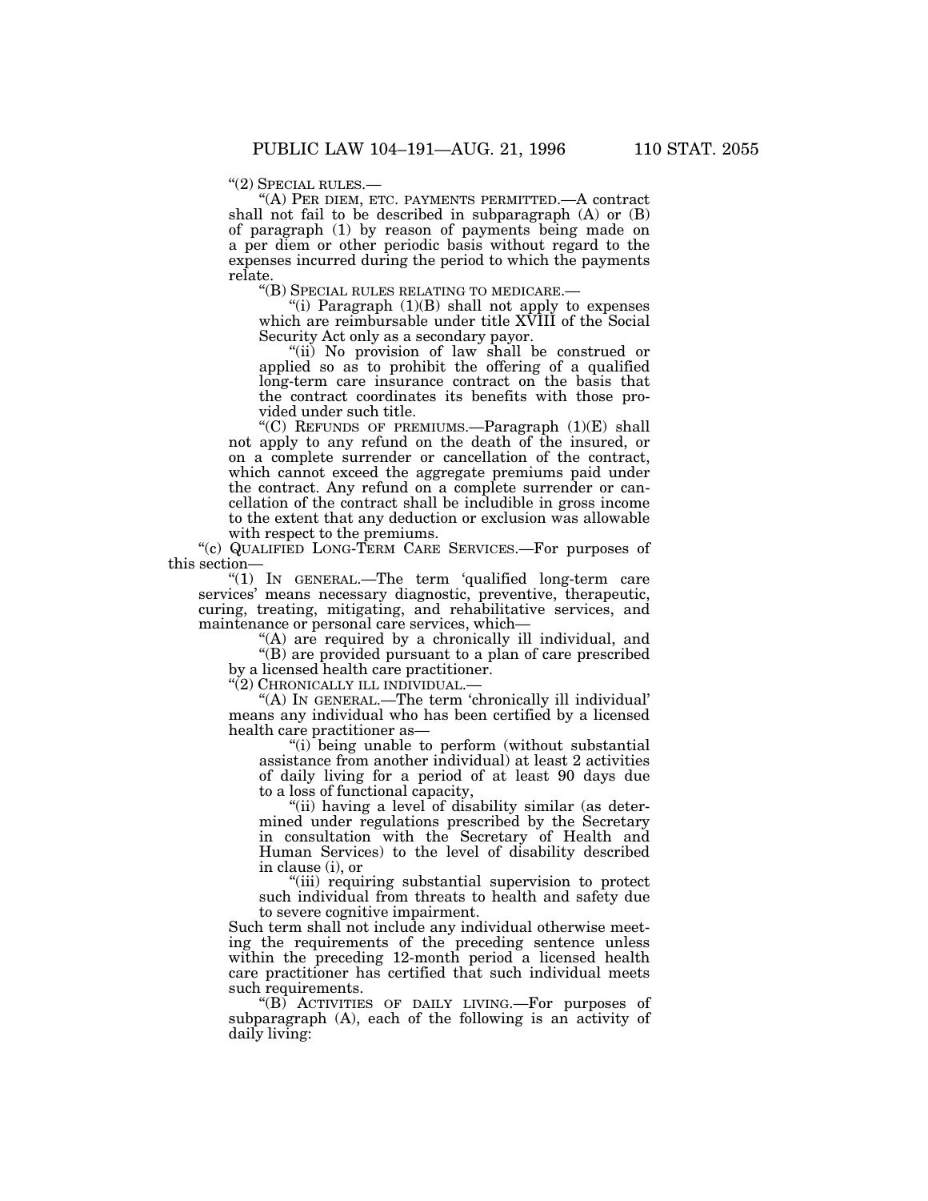"(2) SPECIAL RULES.—

"(A) PER DIEM, ETC. PAYMENTS PERMITTED.—A contract shall not fail to be described in subparagraph (A) or (B) of paragraph (1) by reason of payments being made on a per diem or other periodic basis without regard to the expenses incurred during the period to which the payments relate.

"(B) SPECIAL RULES RELATING TO MEDICARE.—

"(i) Paragraph (1)(B) shall not apply to expenses which are reimbursable under title XVIII of the Social Security Act only as a secondary payor.

"(ii) No provision of law shall be construed or applied so as to prohibit the offering of a qualified long-term care insurance contract on the basis that the contract coordinates its benefits with those provided under such title.

"(C) REFUNDS OF PREMIUMS.—Paragraph (1)(E) shall not apply to any refund on the death of the insured, or on a complete surrender or cancellation of the contract, which cannot exceed the aggregate premiums paid under the contract. Any refund on a complete surrender or cancellation of the contract shall be includible in gross income to the extent that any deduction or exclusion was allowable with respect to the premiums.

"(c) QUALIFIED LONG-TERM CARE SERVICES.—For purposes of this section—

"(1) IN GENERAL.—The term 'qualified long-term care services' means necessary diagnostic, preventive, therapeutic, curing, treating, mitigating, and rehabilitative services, and maintenance or personal care services, which—

"(A) are required by a chronically ill individual, and

"(B) are provided pursuant to a plan of care prescribed by a licensed health care practitioner.

"(2) CHRONICALLY ILL INDIVIDUAL.—

"(A) IN GENERAL.—The term 'chronically ill individual' means any individual who has been certified by a licensed health care practitioner as—

"(i) being unable to perform (without substantial assistance from another individual) at least 2 activities of daily living for a period of at least 90 days due to a loss of functional capacity,

"(ii) having a level of disability similar (as determined under regulations prescribed by the Secretary in consultation with the Secretary of Health and Human Services) to the level of disability described in clause (i), or

"(iii) requiring substantial supervision to protect such individual from threats to health and safety due to severe cognitive impairment.

Such term shall not include any individual otherwise meeting the requirements of the preceding sentence unless within the preceding 12-month period a licensed health care practitioner has certified that such individual meets such requirements.

"(B) ACTIVITIES OF DAILY LIVING.—For purposes of subparagraph (A), each of the following is an activity of daily living: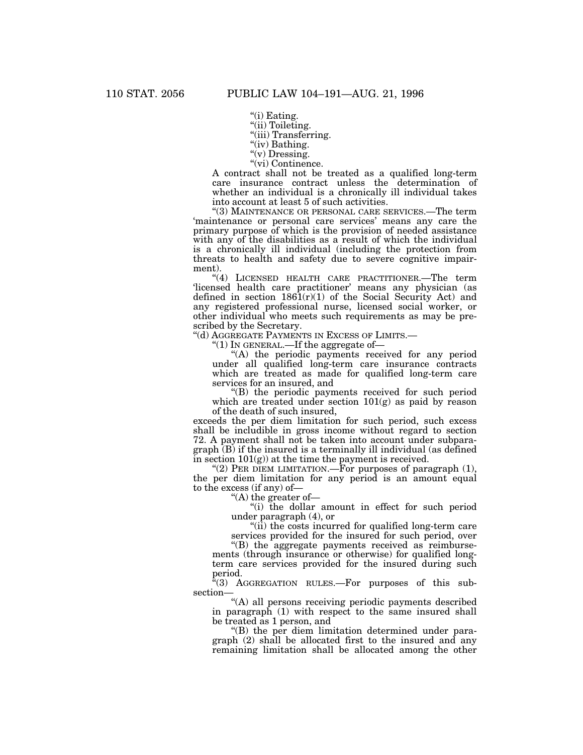"(i) Eating.

"(ii) Toileting.

"(iii) Transferring.

"(iv) Bathing.

"(v) Dressing.

"(vi) Continence.

A contract shall not be treated as a qualified long-term care insurance contract unless the determination of whether an individual is a chronically ill individual takes into account at least 5 of such activities.

"(3) MAINTENANCE OR PERSONAL CARE SERVICES.—The term 'maintenance or personal care services' means any care the primary purpose of which is the provision of needed assistance with any of the disabilities as a result of which the individual is a chronically ill individual (including the protection from threats to health and safety due to severe cognitive impairment).

"(4) LICENSED HEALTH CARE PRACTITIONER.—The term 'licensed health care practitioner' means any physician (as defined in section 1861(r)(1) of the Social Security Act) and any registered professional nurse, licensed social worker, or other individual who meets such requirements as may be prescribed by the Secretary.

"(d) AGGREGATE PAYMENTS IN EXCESS OF LIMITS.—

"(1) IN GENERAL.—If the aggregate of—

"(A) the periodic payments received for any period under all qualified long-term care insurance contracts which are treated as made for qualified long-term care services for an insured, and

"(B) the periodic payments received for such period which are treated under section 101(g) as paid by reason of the death of such insured,

exceeds the per diem limitation for such period, such excess shall be includible in gross income without regard to section 72. A payment shall not be taken into account under subparagraph (B) if the insured is a terminally ill individual (as defined in section 101(g)) at the time the payment is received.

"(2) PER DIEM LIMITATION.—For purposes of paragraph (1), the per diem limitation for any period is an amount equal to the excess (if any) of—

"(A) the greater of—

"(i) the dollar amount in effect for such period under paragraph (4), or

"(ii) the costs incurred for qualified long-term care services provided for the insured for such period, over

"(B) the aggregate payments received as reimbursements (through insurance or otherwise) for qualified long-term care services provided for the insured during such period.

"(3) AGGREGATION RULES.—For purposes of this subsection—

"(A) all persons receiving periodic payments described in paragraph (1) with respect to the same insured shall be treated as 1 person, and

"(B) the per diem limitation determined under paragraph (2) shall be allocated first to the insured and any remaining limitation shall be allocated among the other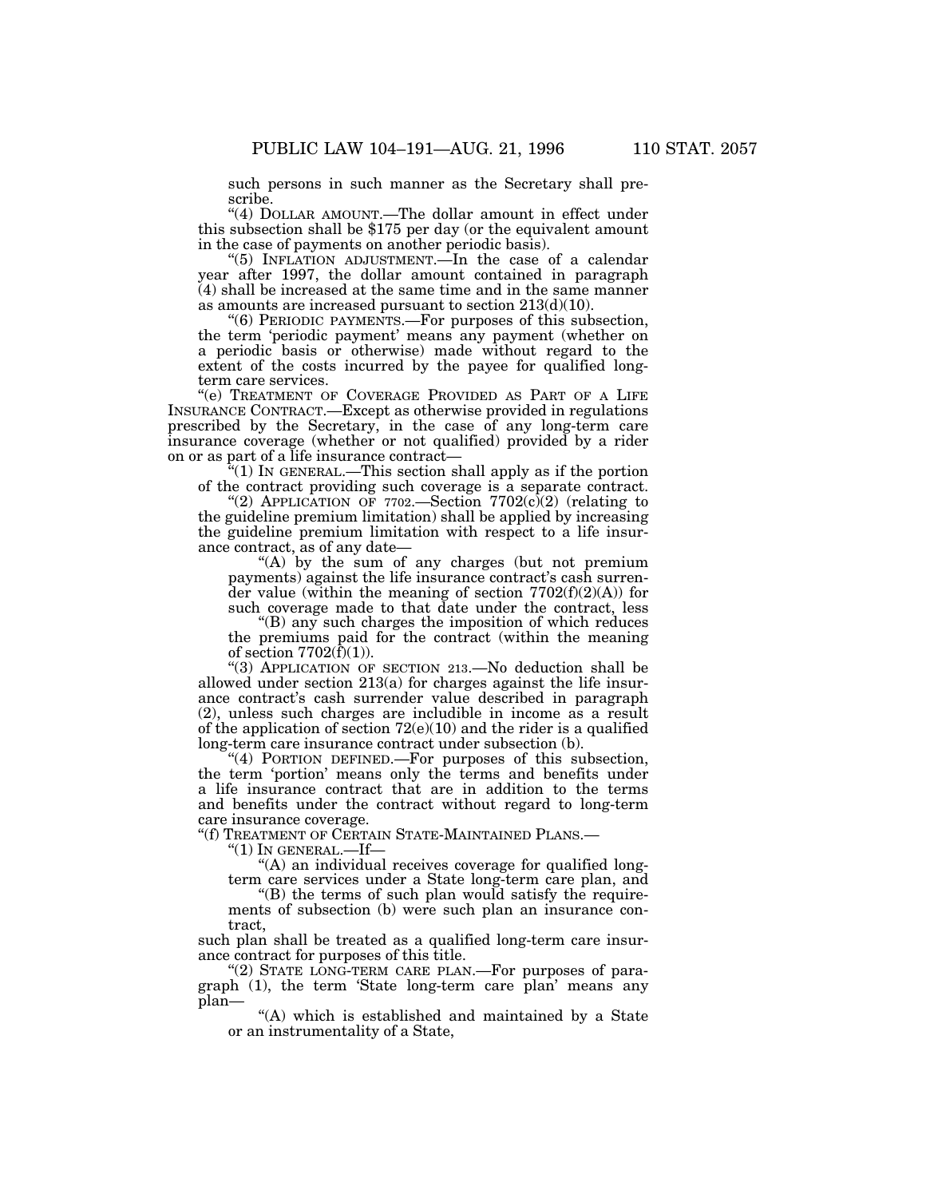such persons in such manner as the Secretary shall prescribe.

"(4) DOLLAR AMOUNT.—The dollar amount in effect under this subsection shall be $175 per day (or the equivalent amount in the case of payments on another periodic basis).

"(5) INFLATION ADJUSTMENT.—In the case of a calendar year after 1997, the dollar amount contained in paragraph (4) shall be increased at the same time and in the same manner as amounts are increased pursuant to section 213(d)(10).

"(6) PERIODIC PAYMENTS.—For purposes of this subsection, the term 'periodic payment' means any payment (whether on a periodic basis or otherwise) made without regard to the extent of the costs incurred by the payee for qualified long-term care services.

"(e) TREATMENT OF COVERAGE PROVIDED AS PART OF A LIFE INSURANCE CONTRACT.—Except as otherwise provided in regulations prescribed by the Secretary, in the case of any long-term care insurance coverage (whether or not qualified) provided by a rider on or as part of a life insurance contract—

"(1) IN GENERAL.—This section shall apply as if the portion of the contract providing such coverage is a separate contract.

"(2) APPLICATION OF 7702.—Section 7702(c)(2) (relating to the guideline premium limitation) shall be applied by increasing the guideline premium limitation with respect to a life insurance contract, as of any date—

"(A) by the sum of any charges (but not premium payments) against the life insurance contract's cash surrender value (within the meaning of section 7702(f)(2)(A)) for such coverage made to that date under the contract, less

"(B) any such charges the imposition of which reduces the premiums paid for the contract (within the meaning of section 7702(f)(1)).

"(3) APPLICATION OF SECTION 213.—No deduction shall be allowed under section 213(a) for charges against the life insurance contract's cash surrender value described in paragraph (2), unless such charges are includible in income as a result of the application of section 72(e)(10) and the rider is a qualified long-term care insurance contract under subsection (b).

"(4) PORTION DEFINED.—For purposes of this subsection, the term 'portion' means only the terms and benefits under a life insurance contract that are in addition to the terms and benefits under the contract without regard to long-term care insurance coverage.

"(f) TREATMENT OF CERTAIN STATE-MAINTAINED PLANS.—

"(1) IN GENERAL.—If—

"(A) an individual receives coverage for qualified long-term care services under a State long-term care plan, and

"(B) the terms of such plan would satisfy the requirements of subsection (b) were such plan an insurance contract,

such plan shall be treated as a qualified long-term care insurance contract for purposes of this title.

"(2) STATE LONG-TERM CARE PLAN.—For purposes of paragraph (1), the term 'State long-term care plan' means any plan—

"(A) which is established and maintained by a State or an instrumentality of a State,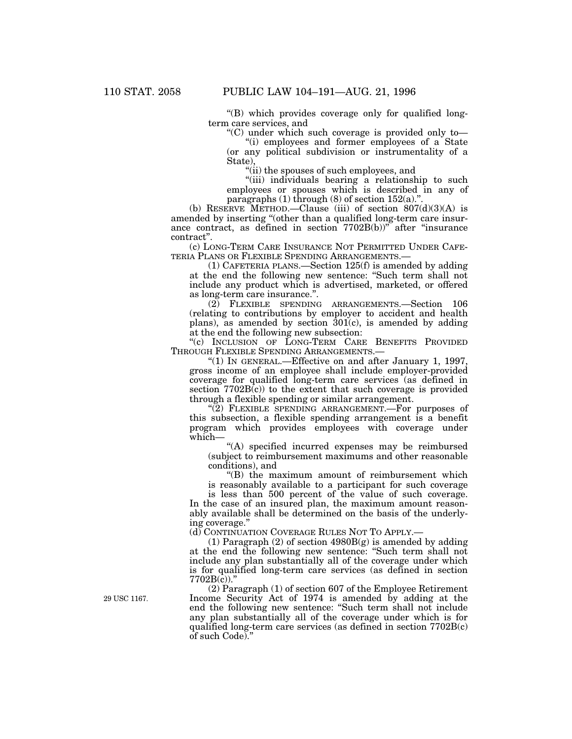"(B) which provides coverage only for qualified long-term care services, and

"(C) under which such coverage is provided only to—

"(i) employees and former employees of a State (or any political subdivision or instrumentality of a State),

"(ii) the spouses of such employees, and

"(iii) individuals bearing a relationship to such employees or spouses which is described in any of paragraphs (1) through (8) of section 152(a).".

(b) RESERVE METHOD.—Clause (iii) of section 807(d)(3)(A) is amended by inserting "(other than a qualified long-term care insurance contract, as defined in section 7702B(b))" after "insurance contract".

(c) LONG-TERM CARE INSURANCE NOT PERMITTED UNDER CAFETERIA PLANS OR FLEXIBLE SPENDING ARRANGEMENTS.—

(1) CAFETERIA PLANS.—Section 125(f) is amended by adding at the end the following new sentence: "Such term shall not include any product which is advertised, marketed, or offered as long-term care insurance.".

(2) FLEXIBLE SPENDING ARRANGEMENTS.—Section 106 (relating to contributions by employer to accident and health plans), as amended by section 301(c), is amended by adding at the end the following new subsection:

"(c) INCLUSION OF LONG-TERM CARE BENEFITS PROVIDED THROUGH FLEXIBLE SPENDING ARRANGEMENTS.—

"(1) IN GENERAL.—Effective on and after January 1, 1997, gross income of an employee shall include employer-provided coverage for qualified long-term care services (as defined in section 7702B(c)) to the extent that such coverage is provided through a flexible spending or similar arrangement.

"(2) FLEXIBLE SPENDING ARRANGEMENT.—For purposes of this subsection, a flexible spending arrangement is a benefit program which provides employees with coverage under which—

"(A) specified incurred expenses may be reimbursed (subject to reimbursement maximums and other reasonable conditions), and

"(B) the maximum amount of reimbursement which is reasonably available to a participant for such coverage is less than 500 percent of the value of such coverage.

In the case of an insured plan, the maximum amount reasonably available shall be determined on the basis of the underlying coverage."

(d) CONTINUATION COVERAGE RULES NOT TO APPLY.—

(1) Paragraph (2) of section 4980B(g) is amended by adding at the end the following new sentence: "Such term shall not include any plan substantially all of the coverage under which is for qualified long-term care services (as defined in section 7702B(c))."

29 USC 1167.

(2) Paragraph (1) of section 607 of the Employee Retirement Income Security Act of 1974 is amended by adding at the end the following new sentence: "Such term shall not include any plan substantially all of the coverage under which is for qualified long-term care services (as defined in section 7702B(c) of such Code)."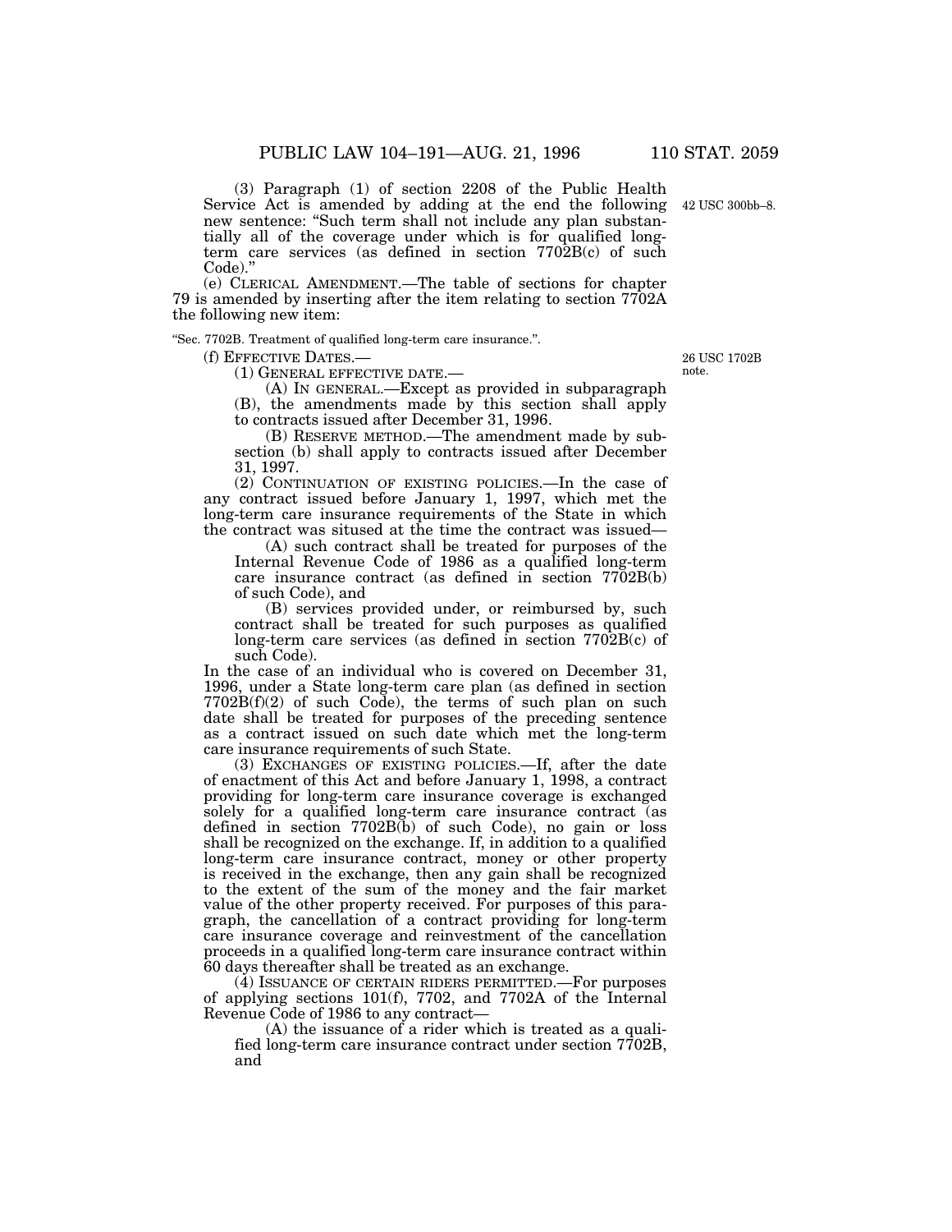(3) Paragraph (1) of section 2208 of the Public Health Service Act is amended by adding at the end the following new sentence: "Such term shall not include any plan substantially all of the coverage under which is for qualified long-term care services (as defined in section 7702B(c) of such Code)."

42 USC 300bb–8.

(e) CLERICAL AMENDMENT.—The table of sections for chapter 79 is amended by inserting after the item relating to section 7702A the following new item:

"Sec. 7702B. Treatment of qualified long-term care insurance.".

(f) EFFECTIVE DATES.—

26 USC 1702B note.

(1) GENERAL EFFECTIVE DATE.—

(A) IN GENERAL.—Except as provided in subparagraph (B), the amendments made by this section shall apply to contracts issued after December 31, 1996.

(B) RESERVE METHOD.—The amendment made by subsection (b) shall apply to contracts issued after December 31, 1997.

(2) CONTINUATION OF EXISTING POLICIES.—In the case of any contract issued before January 1, 1997, which met the long-term care insurance requirements of the State in which the contract was sitused at the time the contract was issued—

(A) such contract shall be treated for purposes of the Internal Revenue Code of 1986 as a qualified long-term care insurance contract (as defined in section 7702B(b) of such Code), and

(B) services provided under, or reimbursed by, such contract shall be treated for such purposes as qualified long-term care services (as defined in section 7702B(c) of such Code).

In the case of an individual who is covered on December 31, 1996, under a State long-term care plan (as defined in section 7702B(f)(2) of such Code), the terms of such plan on such date shall be treated for purposes of the preceding sentence as a contract issued on such date which met the long-term care insurance requirements of such State.

(3) EXCHANGES OF EXISTING POLICIES.—If, after the date of enactment of this Act and before January 1, 1998, a contract providing for long-term care insurance coverage is exchanged solely for a qualified long-term care insurance contract (as defined in section 7702B(b) of such Code), no gain or loss shall be recognized on the exchange. If, in addition to a qualified long-term care insurance contract, money or other property is received in the exchange, then any gain shall be recognized to the extent of the sum of the money and the fair market value of the other property received. For purposes of this paragraph, the cancellation of a contract providing for long-term care insurance coverage and reinvestment of the cancellation proceeds in a qualified long-term care insurance contract within 60 days thereafter shall be treated as an exchange.

(4) ISSUANCE OF CERTAIN RIDERS PERMITTED.—For purposes of applying sections 101(f), 7702, and 7702A of the Internal Revenue Code of 1986 to any contract—

(A) the issuance of a rider which is treated as a qualified long-term care insurance contract under section 7702B, and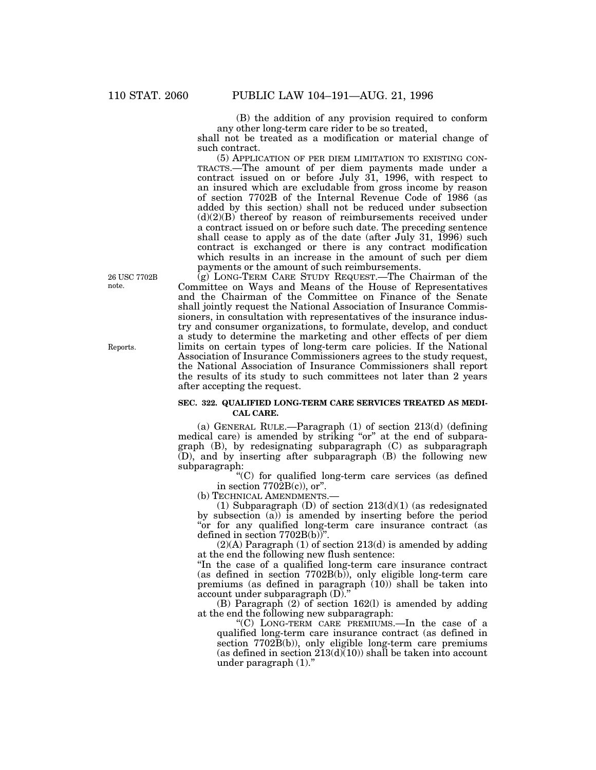(B) the addition of any provision required to conform any other long-term care rider to be so treated,

shall not be treated as a modification or material change of such contract.

(5) APPLICATION OF PER DIEM LIMITATION TO EXISTING CONTRACTS.—The amount of per diem payments made under a contract issued on or before July 31, 1996, with respect to an insured which are excludable from gross income by reason of section 7702B of the Internal Revenue Code of 1986 (as added by this section) shall not be reduced under subsection (d)(2)(B) thereof by reason of reimbursements received under a contract issued on or before such date. The preceding sentence shall cease to apply as of the date (after July 31, 1996) such contract is exchanged or there is any contract modification which results in an increase in the amount of such per diem payments or the amount of such reimbursements.

26 USC 7702B note.

(g) LONG-TERM CARE STUDY REQUEST.—The Chairman of the Committee on Ways and Means of the House of Representatives and the Chairman of the Committee on Finance of the Senate shall jointly request the National Association of Insurance Commissioners, in consultation with representatives of the insurance industry and consumer organizations, to formulate, develop, and conduct a study to determine the marketing and other effects of per diem limits on certain types of long-term care policies. If the National Association of Insurance Commissioners agrees to the study request, the National Association of Insurance Commissioners shall report the results of its study to such committees not later than 2 years after accepting the request.

Reports.

**SEC. 322. QUALIFIED LONG-TERM CARE SERVICES TREATED AS MEDICAL CARE.**

(a) GENERAL RULE.—Paragraph (1) of section 213(d) (defining medical care) is amended by striking "or" at the end of subparagraph (B), by redesignating subparagraph (C) as subparagraph (D), and by inserting after subparagraph (B) the following new subparagraph:

"(C) for qualified long-term care services (as defined in section 7702B(c)), or".

(b) TECHNICAL AMENDMENTS.—

(1) Subparagraph (D) of section 213(d)(1) (as redesignated by subsection (a)) is amended by inserting before the period "or for any qualified long-term care insurance contract (as defined in section 7702B(b))".

(2)(A) Paragraph (1) of section 213(d) is amended by adding at the end the following new flush sentence:

"In the case of a qualified long-term care insurance contract (as defined in section 7702B(b)), only eligible long-term care premiums (as defined in paragraph (10)) shall be taken into account under subparagraph (D)."

(B) Paragraph (2) of section 162(l) is amended by adding at the end the following new subparagraph:

"(C) LONG-TERM CARE PREMIUMS.—In the case of a qualified long-term care insurance contract (as defined in section 7702B(b)), only eligible long-term care premiums (as defined in section 213(d)(10)) shall be taken into account under paragraph (1)."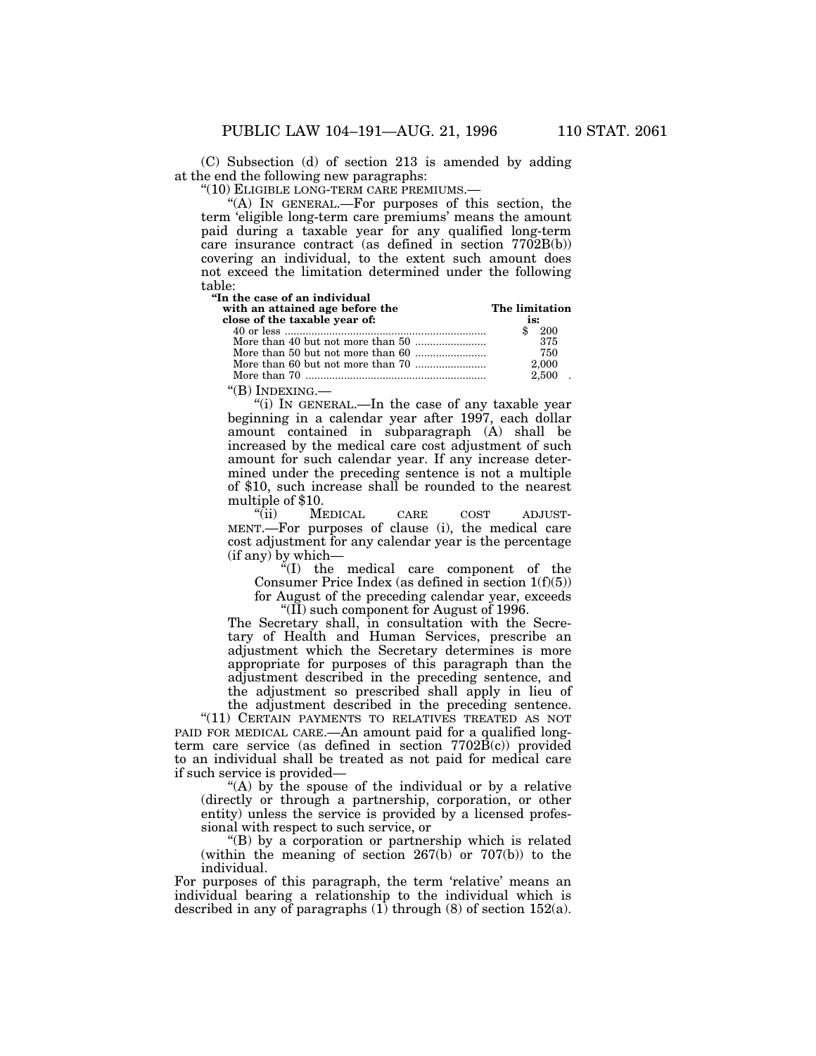(C) Subsection (d) of section 213 is amended by adding at the end the following new paragraphs:

"(10) ELIGIBLE LONG-TERM CARE PREMIUMS.—

"(A) IN GENERAL.—For purposes of this section, the term 'eligible long-term care premiums' means the amount paid during a taxable year for any qualified long-term care insurance contract (as defined in section 7702B(b)) covering an individual, to the extent such amount does not exceed the limitation determined under the following table:

| "In the case of an individual with an attained age before the close of the taxable year of: | The limitation is: |
|---|---|
| 40 or less | $ 200 |
| More than 40 but not more than 50 | 375 |
| More than 50 but not more than 60 | 750 |
| More than 60 but not more than 70 | 2,000 |
| More than 70 | 2,500 . |

"(B) INDEXING.—

"(i) IN GENERAL.—In the case of any taxable year beginning in a calendar year after 1997, each dollar amount contained in subparagraph (A) shall be increased by the medical care cost adjustment of such amount for such calendar year. If any increase determined under the preceding sentence is not a multiple of $10, such increase shall be rounded to the nearest multiple of $10.

"(ii) MEDICAL CARE COST ADJUSTMENT.—For purposes of clause (i), the medical care cost adjustment for any calendar year is the percentage (if any) by which—

"(I) the medical care component of the Consumer Price Index (as defined in section 1(f)(5)) for August of the preceding calendar year, exceeds

"(II) such component for August of 1996.

The Secretary shall, in consultation with the Secretary of Health and Human Services, prescribe an adjustment which the Secretary determines is more appropriate for purposes of this paragraph than the adjustment described in the preceding sentence, and the adjustment so prescribed shall apply in lieu of the adjustment described in the preceding sentence.

"(11) CERTAIN PAYMENTS TO RELATIVES TREATED AS NOT PAID FOR MEDICAL CARE.—An amount paid for a qualified long-term care service (as defined in section 7702B(c)) provided to an individual shall be treated as not paid for medical care if such service is provided—

"(A) by the spouse of the individual or by a relative (directly or through a partnership, corporation, or other entity) unless the service is provided by a licensed professional with respect to such service, or

"(B) by a corporation or partnership which is related (within the meaning of section 267(b) or 707(b)) to the individual.

For purposes of this paragraph, the term 'relative' means an individual bearing a relationship to the individual which is described in any of paragraphs (1) through (8) of section 152(a).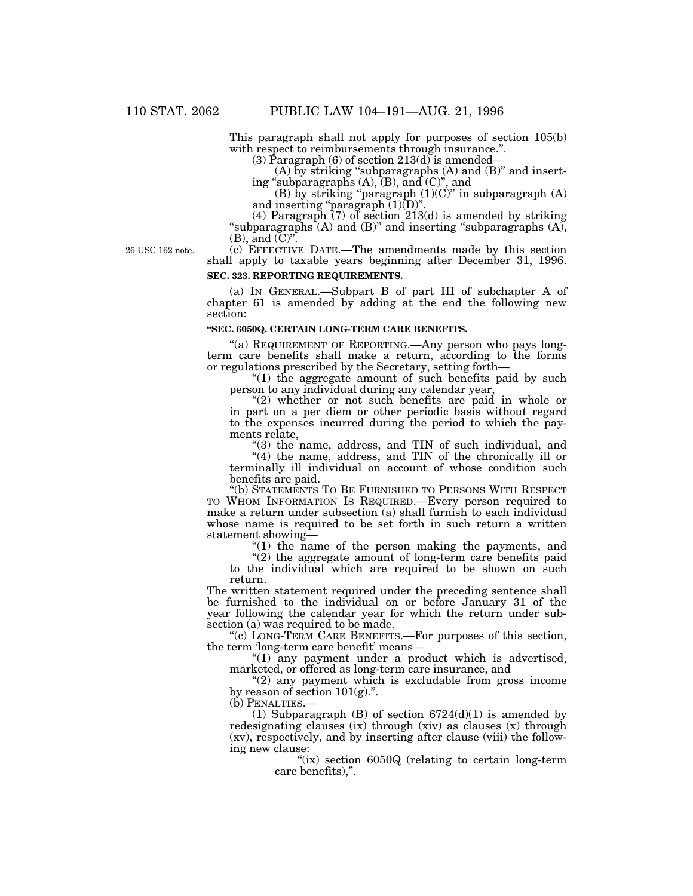This paragraph shall not apply for purposes of section 105(b) with respect to reimbursements through insurance.".

(3) Paragraph (6) of section 213(d) is amended—

(A) by striking "subparagraphs (A) and (B)" and inserting "subparagraphs (A), (B), and (C)", and

(B) by striking "paragraph (1)(C)" in subparagraph (A) and inserting "paragraph (1)(D)".

(4) Paragraph (7) of section 213(d) is amended by striking "subparagraphs (A) and (B)" and inserting "subparagraphs (A), (B), and (C)".

26 USC 162 note.

(c) EFFECTIVE DATE.—The amendments made by this section shall apply to taxable years beginning after December 31, 1996.

**SEC. 323. REPORTING REQUIREMENTS.**

(a) IN GENERAL.—Subpart B of part III of subchapter A of chapter 61 is amended by adding at the end the following new section:

**"SEC. 6050Q. CERTAIN LONG-TERM CARE BENEFITS.**

"(a) REQUIREMENT OF REPORTING.—Any person who pays long-term care benefits shall make a return, according to the forms or regulations prescribed by the Secretary, setting forth—

"(1) the aggregate amount of such benefits paid by such person to any individual during any calendar year,

"(2) whether or not such benefits are paid in whole or in part on a per diem or other periodic basis without regard to the expenses incurred during the period to which the payments relate,

"(3) the name, address, and TIN of such individual, and

"(4) the name, address, and TIN of the chronically ill or terminally ill individual on account of whose condition such benefits are paid.

"(b) STATEMENTS TO BE FURNISHED TO PERSONS WITH RESPECT TO WHOM INFORMATION IS REQUIRED.—Every person required to make a return under subsection (a) shall furnish to each individual whose name is required to be set forth in such return a written statement showing—

"(1) the name of the person making the payments, and

"(2) the aggregate amount of long-term care benefits paid to the individual which are required to be shown on such return.

The written statement required under the preceding sentence shall be furnished to the individual on or before January 31 of the year following the calendar year for which the return under subsection (a) was required to be made.

"(c) LONG-TERM CARE BENEFITS.—For purposes of this section, the term 'long-term care benefit' means—

"(1) any payment under a product which is advertised, marketed, or offered as long-term care insurance, and

"(2) any payment which is excludable from gross income by reason of section 101(g).".

(b) PENALTIES.—

(1) Subparagraph (B) of section 6724(d)(1) is amended by redesignating clauses (ix) through (xiv) as clauses (x) through (xv), respectively, and by inserting after clause (viii) the following new clause:

"(ix) section 6050Q (relating to certain long-term care benefits),".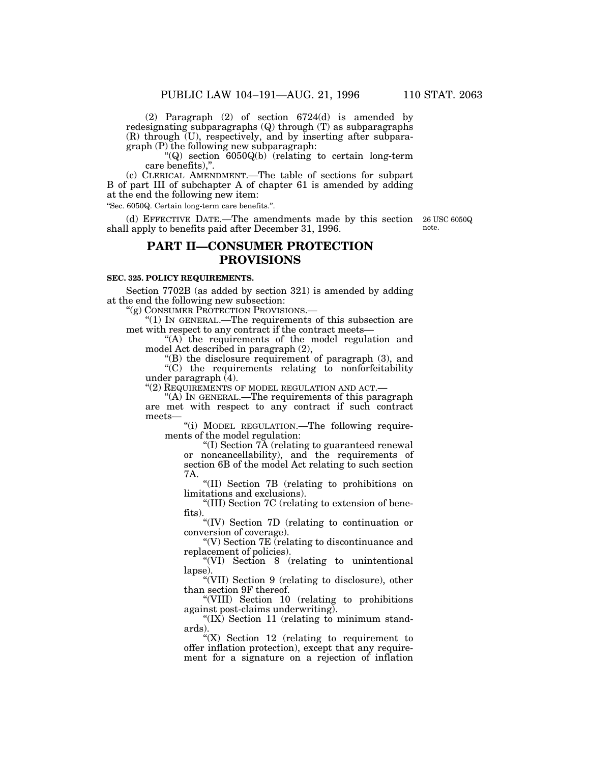(2) Paragraph (2) of section 6724(d) is amended by redesignating subparagraphs (Q) through (T) as subparagraphs (R) through (U), respectively, and by inserting after subparagraph (P) the following new subparagraph:

"(Q) section 6050Q(b) (relating to certain long-term care benefits),".

(c) CLERICAL AMENDMENT.—The table of sections for subpart B of part III of subchapter A of chapter 61 is amended by adding at the end the following new item:

"Sec. 6050Q. Certain long-term care benefits.".

(d) EFFECTIVE DATE.—The amendments made by this section shall apply to benefits paid after December 31, 1996.

26 USC 6050Q note.

## PART II—CONSUMER PROTECTION PROVISIONS

**SEC. 325. POLICY REQUIREMENTS.**

Section 7702B (as added by section 321) is amended by adding at the end the following new subsection:

"(g) CONSUMER PROTECTION PROVISIONS.—

"(1) IN GENERAL.—The requirements of this subsection are met with respect to any contract if the contract meets—

"(A) the requirements of the model regulation and model Act described in paragraph (2),

"(B) the disclosure requirement of paragraph (3), and

"(C) the requirements relating to nonforfeitability under paragraph (4).

"(2) REQUIREMENTS OF MODEL REGULATION AND ACT.—

"(A) IN GENERAL.—The requirements of this paragraph are met with respect to any contract if such contract meets—

"(i) MODEL REGULATION.—The following requirements of the model regulation:

"(I) Section 7A (relating to guaranteed renewal or noncancellability), and the requirements of section 6B of the model Act relating to such section 7A.

"(II) Section 7B (relating to prohibitions on limitations and exclusions).

"(III) Section 7C (relating to extension of benefits).

"(IV) Section 7D (relating to continuation or conversion of coverage).

"(V) Section 7E (relating to discontinuance and replacement of policies).

"(VI) Section 8 (relating to unintentional lapse).

"(VII) Section 9 (relating to disclosure), other than section 9F thereof.

"(VIII) Section 10 (relating to prohibitions against post-claims underwriting).

"(IX) Section 11 (relating to minimum standards).

"(X) Section 12 (relating to requirement to offer inflation protection), except that any requirement for a signature on a rejection of inflation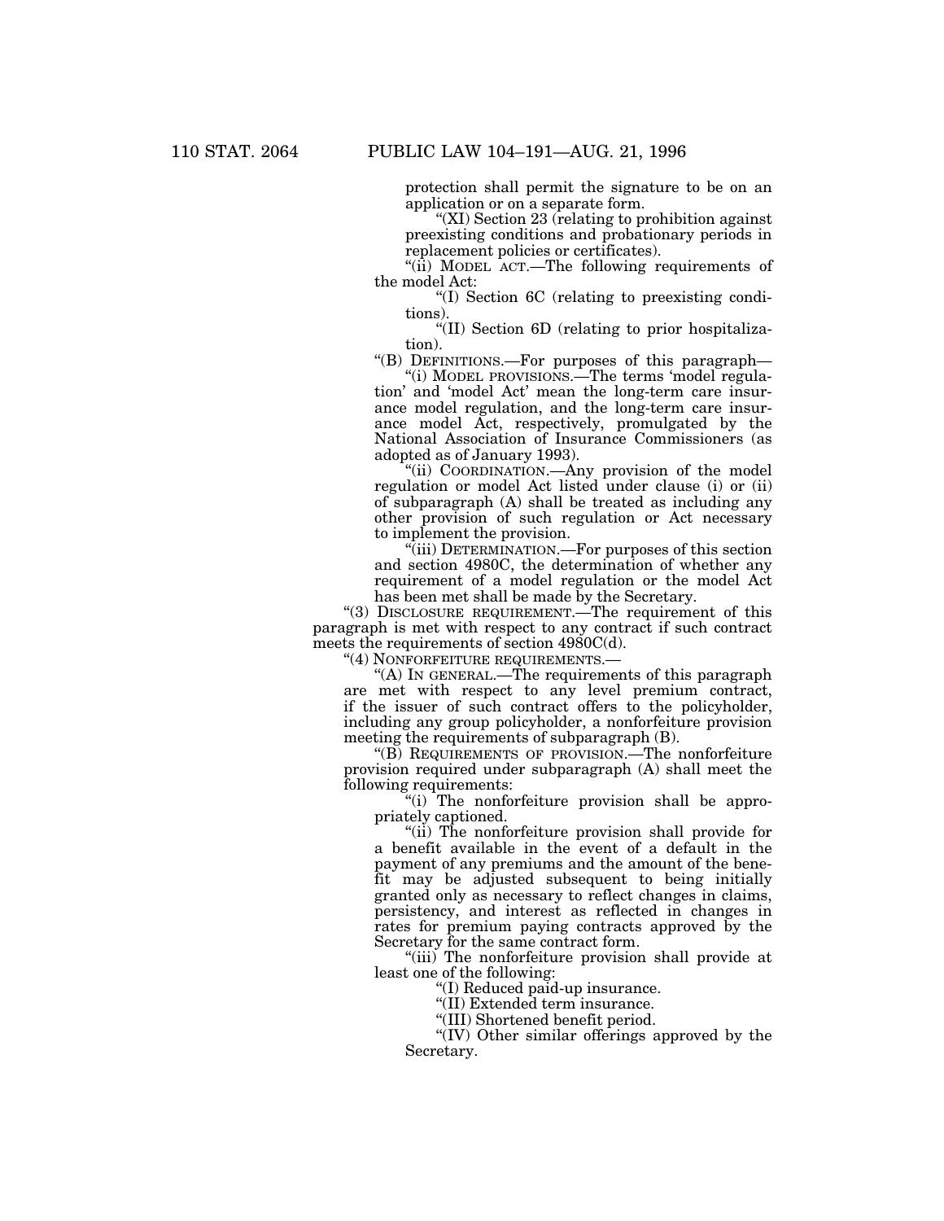protection shall permit the signature to be on an application or on a separate form.

"(XI) Section 23 (relating to prohibition against preexisting conditions and probationary periods in replacement policies or certificates).

"(ii) MODEL ACT.—The following requirements of the model Act:

"(I) Section 6C (relating to preexisting conditions).

"(II) Section 6D (relating to prior hospitalization).

"(B) DEFINITIONS.—For purposes of this paragraph—

"(i) MODEL PROVISIONS.—The terms 'model regulation' and 'model Act' mean the long-term care insurance model regulation, and the long-term care insurance model Act, respectively, promulgated by the National Association of Insurance Commissioners (as adopted as of January 1993).

"(ii) COORDINATION.—Any provision of the model regulation or model Act listed under clause (i) or (ii) of subparagraph (A) shall be treated as including any other provision of such regulation or Act necessary to implement the provision.

"(iii) DETERMINATION.—For purposes of this section and section 4980C, the determination of whether any requirement of a model regulation or the model Act has been met shall be made by the Secretary.

"(3) DISCLOSURE REQUIREMENT.—The requirement of this paragraph is met with respect to any contract if such contract meets the requirements of section 4980C(d).

"(4) NONFORFEITURE REQUIREMENTS.—

"(A) IN GENERAL.—The requirements of this paragraph are met with respect to any level premium contract, if the issuer of such contract offers to the policyholder, including any group policyholder, a nonforfeiture provision meeting the requirements of subparagraph (B).

"(B) REQUIREMENTS OF PROVISION.—The nonforfeiture provision required under subparagraph (A) shall meet the following requirements:

"(i) The nonforfeiture provision shall be appropriately captioned.

"(ii) The nonforfeiture provision shall provide for a benefit available in the event of a default in the payment of any premiums and the amount of the benefit may be adjusted subsequent to being initially granted only as necessary to reflect changes in claims, persistency, and interest as reflected in changes in rates for premium paying contracts approved by the Secretary for the same contract form.

"(iii) The nonforfeiture provision shall provide at least one of the following:

"(I) Reduced paid-up insurance.

"(II) Extended term insurance.

"(III) Shortened benefit period.

"(IV) Other similar offerings approved by the Secretary.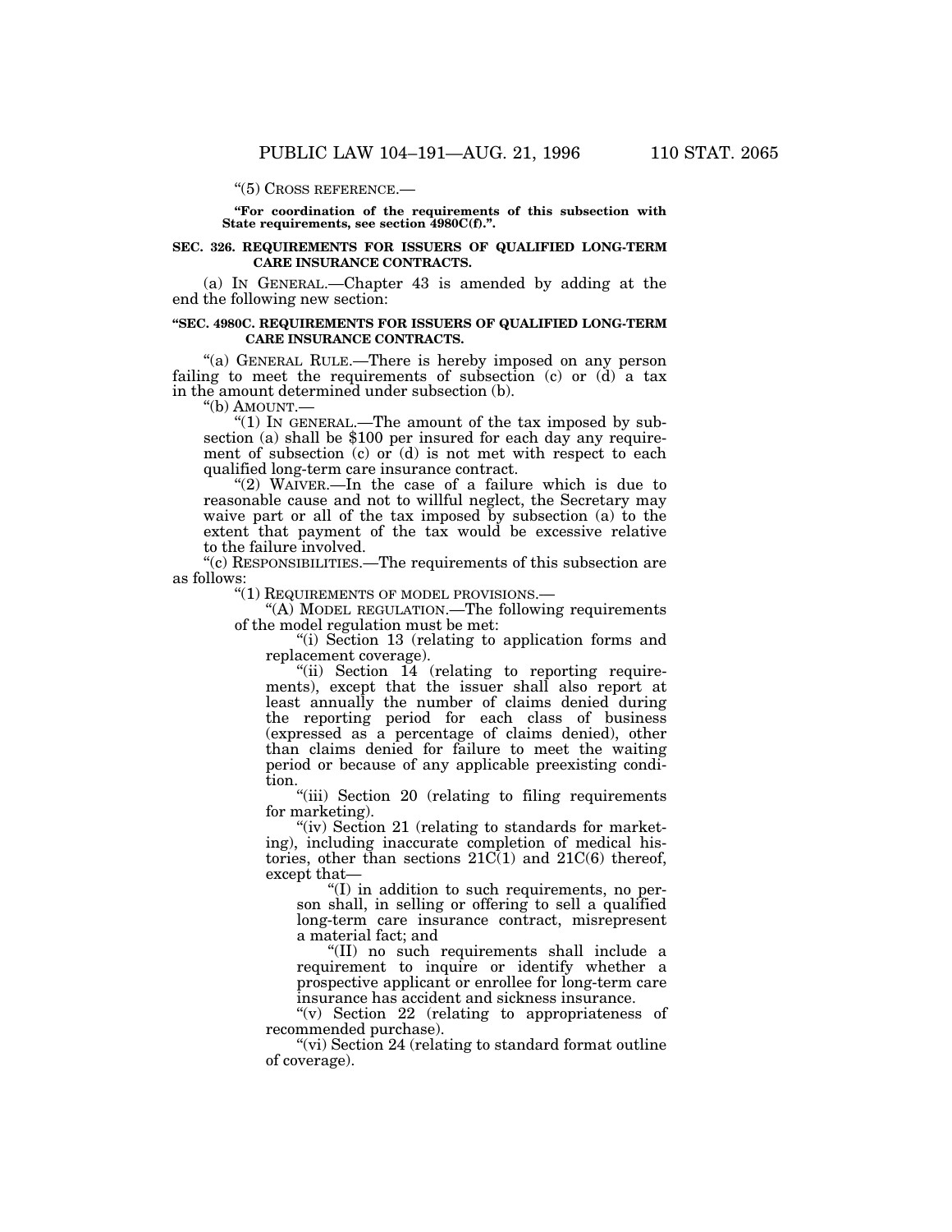"(5) CROSS REFERENCE.—

**"For coordination of the requirements of this subsection with State requirements, see section 4980C(f).".**

**SEC. 326. REQUIREMENTS FOR ISSUERS OF QUALIFIED LONG-TERM CARE INSURANCE CONTRACTS.**

(a) IN GENERAL.—Chapter 43 is amended by adding at the end the following new section:

**"SEC. 4980C. REQUIREMENTS FOR ISSUERS OF QUALIFIED LONG-TERM CARE INSURANCE CONTRACTS.**

"(a) GENERAL RULE.—There is hereby imposed on any person failing to meet the requirements of subsection (c) or (d) a tax in the amount determined under subsection (b).

"(b) AMOUNT.—

"(1) IN GENERAL.—The amount of the tax imposed by subsection (a) shall be $100 per insured for each day any requirement of subsection (c) or (d) is not met with respect to each qualified long-term care insurance contract.

"(2) WAIVER.—In the case of a failure which is due to reasonable cause and not to willful neglect, the Secretary may waive part or all of the tax imposed by subsection (a) to the extent that payment of the tax would be excessive relative to the failure involved.

"(c) RESPONSIBILITIES.—The requirements of this subsection are as follows:

"(1) REQUIREMENTS OF MODEL PROVISIONS.—

"(A) MODEL REGULATION.—The following requirements of the model regulation must be met:

"(i) Section 13 (relating to application forms and replacement coverage).

"(ii) Section 14 (relating to reporting requirements), except that the issuer shall also report at least annually the number of claims denied during the reporting period for each class of business (expressed as a percentage of claims denied), other than claims denied for failure to meet the waiting period or because of any applicable preexisting condition.

"(iii) Section 20 (relating to filing requirements for marketing).

"(iv) Section 21 (relating to standards for marketing), including inaccurate completion of medical histories, other than sections 21C(1) and 21C(6) thereof, except that—

"(I) in addition to such requirements, no person shall, in selling or offering to sell a qualified long-term care insurance contract, misrepresent a material fact; and

"(II) no such requirements shall include a requirement to inquire or identify whether a prospective applicant or enrollee for long-term care insurance has accident and sickness insurance.

"(v) Section 22 (relating to appropriateness of recommended purchase).

"(vi) Section 24 (relating to standard format outline of coverage).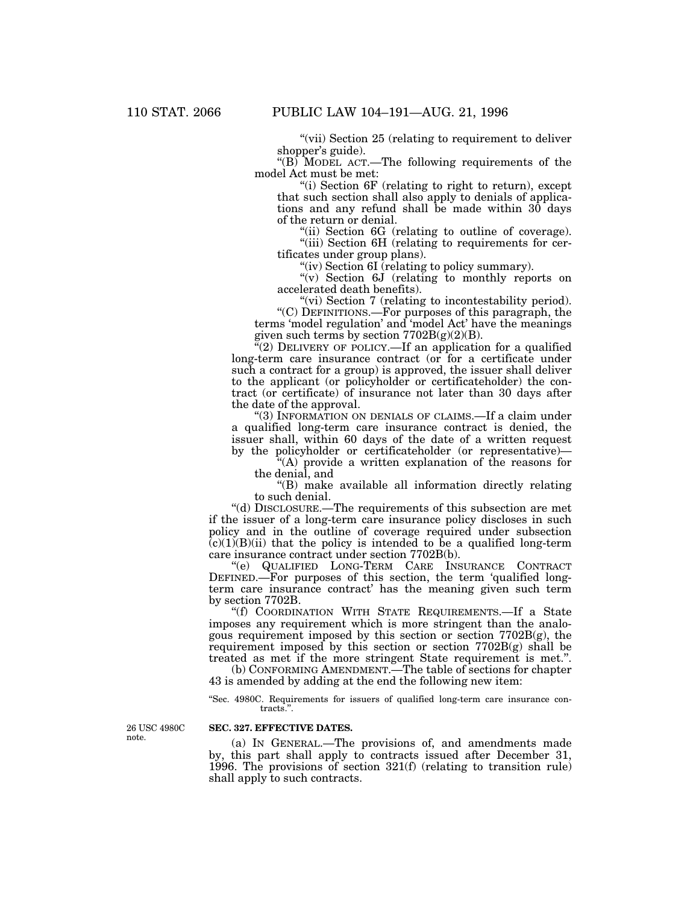"(vii) Section 25 (relating to requirement to deliver shopper's guide).

"(B) MODEL ACT.—The following requirements of the model Act must be met:

"(i) Section 6F (relating to right to return), except that such section shall also apply to denials of applications and any refund shall be made within 30 days of the return or denial.

"(ii) Section 6G (relating to outline of coverage).

"(iii) Section 6H (relating to requirements for certificates under group plans).

"(iv) Section 6I (relating to policy summary).

"(v) Section 6J (relating to monthly reports on accelerated death benefits).

"(vi) Section 7 (relating to incontestability period).

"(C) DEFINITIONS.—For purposes of this paragraph, the terms 'model regulation' and 'model Act' have the meanings given such terms by section 7702B(g)(2)(B).

"(2) DELIVERY OF POLICY.—If an application for a qualified long-term care insurance contract (or for a certificate under such a contract for a group) is approved, the issuer shall deliver to the applicant (or policyholder or certificateholder) the contract (or certificate) of insurance not later than 30 days after the date of the approval.

"(3) INFORMATION ON DENIALS OF CLAIMS.—If a claim under a qualified long-term care insurance contract is denied, the issuer shall, within 60 days of the date of a written request by the policyholder or certificateholder (or representative)—

"(A) provide a written explanation of the reasons for the denial, and

"(B) make available all information directly relating to such denial.

"(d) DISCLOSURE.—The requirements of this subsection are met if the issuer of a long-term care insurance policy discloses in such policy and in the outline of coverage required under subsection (c)(1)(B)(ii) that the policy is intended to be a qualified long-term care insurance contract under section 7702B(b).

"(e) QUALIFIED LONG-TERM CARE INSURANCE CONTRACT DEFINED.—For purposes of this section, the term 'qualified long-term care insurance contract' has the meaning given such term by section 7702B.

"(f) COORDINATION WITH STATE REQUIREMENTS.—If a State imposes any requirement which is more stringent than the analogous requirement imposed by this section or section 7702B(g), the requirement imposed by this section or section 7702B(g) shall be treated as met if the more stringent State requirement is met.".

(b) CONFORMING AMENDMENT.—The table of sections for chapter 43 is amended by adding at the end the following new item:

"Sec. 4980C. Requirements for issuers of qualified long-term care insurance contracts.".

26 USC 4980C note.

**SEC. 327. EFFECTIVE DATES.**

(a) IN GENERAL.—The provisions of, and amendments made by, this part shall apply to contracts issued after December 31, 1996. The provisions of section 321(f) (relating to transition rule) shall apply to such contracts.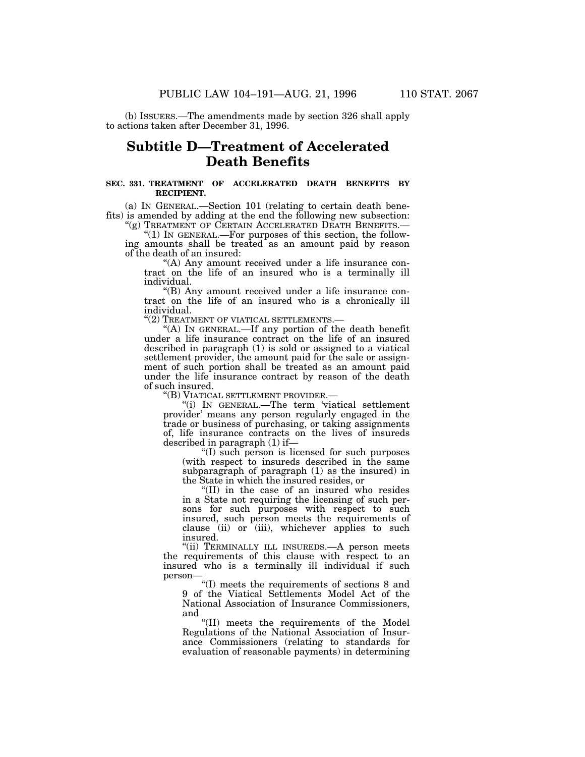(b) ISSUERS.—The amendments made by section 326 shall apply to actions taken after December 31, 1996.

## Subtitle D—Treatment of Accelerated Death Benefits

### SEC. 331. TREATMENT OF ACCELERATED DEATH BENEFITS BY RECIPIENT.

(a) IN GENERAL.—Section 101 (relating to certain death benefits) is amended by adding at the end the following new subsection:

"(g) TREATMENT OF CERTAIN ACCELERATED DEATH BENEFITS.—

"(1) IN GENERAL.—For purposes of this section, the following amounts shall be treated as an amount paid by reason of the death of an insured:

"(A) Any amount received under a life insurance contract on the life of an insured who is a terminally ill individual.

"(B) Any amount received under a life insurance contract on the life of an insured who is a chronically ill individual.

"(2) TREATMENT OF VIATICAL SETTLEMENTS.—

"(A) IN GENERAL.—If any portion of the death benefit under a life insurance contract on the life of an insured described in paragraph (1) is sold or assigned to a viatical settlement provider, the amount paid for the sale or assignment of such portion shall be treated as an amount paid under the life insurance contract by reason of the death of such insured.

"(B) VIATICAL SETTLEMENT PROVIDER.—

"(i) IN GENERAL.—The term 'viatical settlement provider' means any person regularly engaged in the trade or business of purchasing, or taking assignments of, life insurance contracts on the lives of insureds described in paragraph (1) if—

"(I) such person is licensed for such purposes (with respect to insureds described in the same subparagraph of paragraph (1) as the insured) in the State in which the insured resides, or

"(II) in the case of an insured who resides in a State not requiring the licensing of such persons for such purposes with respect to such insured, such person meets the requirements of clause (ii) or (iii), whichever applies to such insured.

"(ii) TERMINALLY ILL INSUREDS.—A person meets the requirements of this clause with respect to an insured who is a terminally ill individual if such person—

"(I) meets the requirements of sections 8 and 9 of the Viatical Settlements Model Act of the National Association of Insurance Commissioners, and

"(II) meets the requirements of the Model Regulations of the National Association of Insurance Commissioners (relating to standards for evaluation of reasonable payments) in determining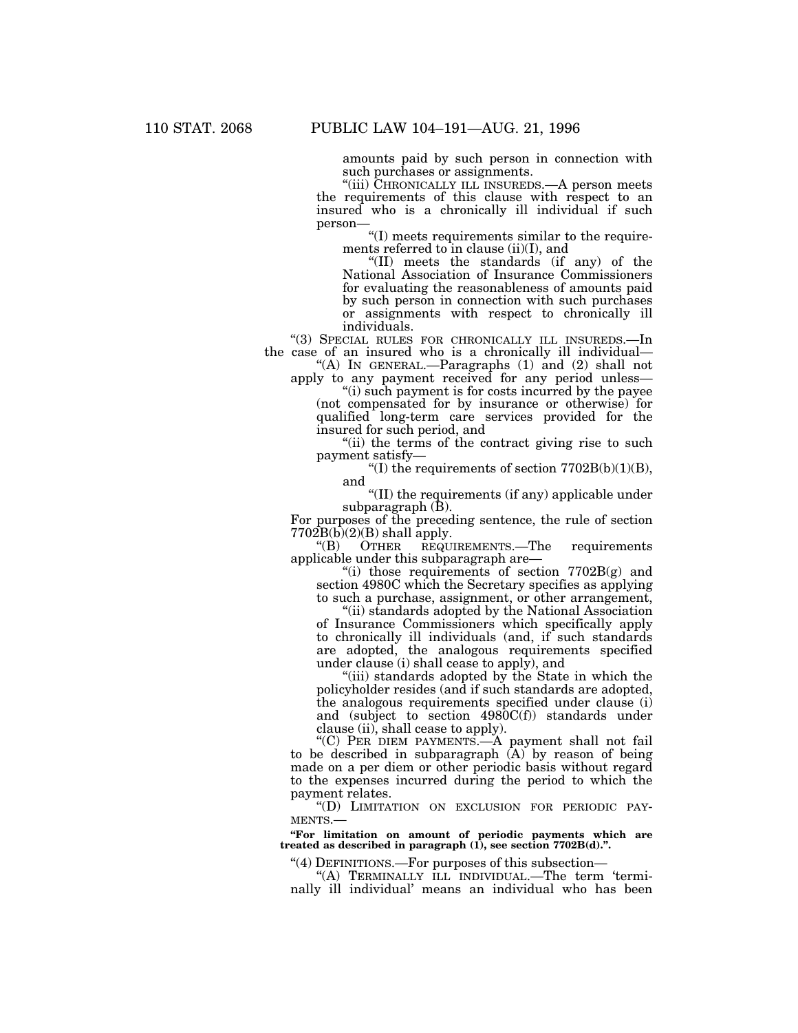amounts paid by such person in connection with such purchases or assignments.

"(iii) CHRONICALLY ILL INSUREDS.—A person meets the requirements of this clause with respect to an insured who is a chronically ill individual if such person—

"(I) meets requirements similar to the requirements referred to in clause (ii)(I), and

"(II) meets the standards (if any) of the National Association of Insurance Commissioners for evaluating the reasonableness of amounts paid by such person in connection with such purchases or assignments with respect to chronically ill individuals.

"(3) SPECIAL RULES FOR CHRONICALLY ILL INSUREDS.—In the case of an insured who is a chronically ill individual—

"(A) IN GENERAL.—Paragraphs (1) and (2) shall not apply to any payment received for any period unless—

"(i) such payment is for costs incurred by the payee (not compensated for by insurance or otherwise) for qualified long-term care services provided for the insured for such period, and

"(ii) the terms of the contract giving rise to such payment satisfy—

"(I) the requirements of section 7702B(b)(1)(B), and

"(II) the requirements (if any) applicable under subparagraph (B).

For purposes of the preceding sentence, the rule of section 7702B(b)(2)(B) shall apply.

"(B) OTHER REQUIREMENTS.—The requirements applicable under this subparagraph are—

"(i) those requirements of section 7702B(g) and section 4980C which the Secretary specifies as applying to such a purchase, assignment, or other arrangement,

"(ii) standards adopted by the National Association of Insurance Commissioners which specifically apply to chronically ill individuals (and, if such standards are adopted, the analogous requirements specified under clause (i) shall cease to apply), and

"(iii) standards adopted by the State in which the policyholder resides (and if such standards are adopted, the analogous requirements specified under clause (i) and (subject to section 4980C(f)) standards under clause (ii), shall cease to apply).

"(C) PER DIEM PAYMENTS.—A payment shall not fail to be described in subparagraph (A) by reason of being made on a per diem or other periodic basis without regard to the expenses incurred during the period to which the payment relates.

"(D) LIMITATION ON EXCLUSION FOR PERIODIC PAYMENTS.—

**"For limitation on amount of periodic payments which are treated as described in paragraph (1), see section 7702B(d).".**

"(4) DEFINITIONS.—For purposes of this subsection—

"(A) TERMINALLY ILL INDIVIDUAL.—The term 'terminally ill individual' means an individual who has been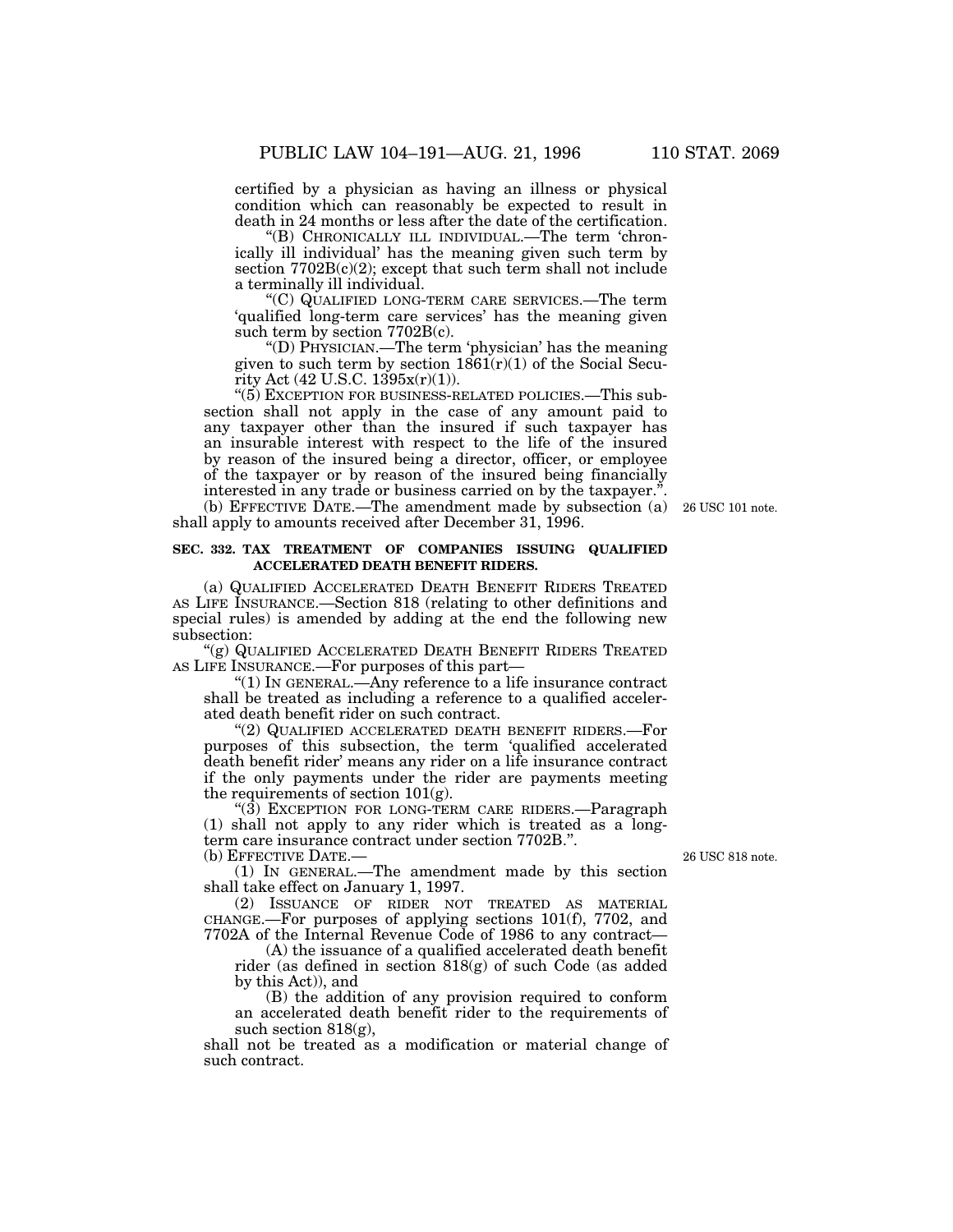certified by a physician as having an illness or physical condition which can reasonably be expected to result in death in 24 months or less after the date of the certification.

"(B) CHRONICALLY ILL INDIVIDUAL.—The term 'chronically ill individual' has the meaning given such term by section 7702B(c)(2); except that such term shall not include a terminally ill individual.

"(C) QUALIFIED LONG-TERM CARE SERVICES.—The term 'qualified long-term care services' has the meaning given such term by section 7702B(c).

"(D) PHYSICIAN.—The term 'physician' has the meaning given to such term by section 1861(r)(1) of the Social Security Act (42 U.S.C. 1395x(r)(1)).

"(5) EXCEPTION FOR BUSINESS-RELATED POLICIES.—This subsection shall not apply in the case of any amount paid to any taxpayer other than the insured if such taxpayer has an insurable interest with respect to the life of the insured by reason of the insured being a director, officer, or employee of the taxpayer or by reason of the insured being financially interested in any trade or business carried on by the taxpayer.".

(b) EFFECTIVE DATE.—The amendment made by subsection (a) shall apply to amounts received after December 31, 1996.

26 USC 101 note.

**SEC. 332. TAX TREATMENT OF COMPANIES ISSUING QUALIFIED ACCELERATED DEATH BENEFIT RIDERS.**

(a) QUALIFIED ACCELERATED DEATH BENEFIT RIDERS TREATED AS LIFE INSURANCE.—Section 818 (relating to other definitions and special rules) is amended by adding at the end the following new subsection:

"(g) QUALIFIED ACCELERATED DEATH BENEFIT RIDERS TREATED AS LIFE INSURANCE.—For purposes of this part—

"(1) IN GENERAL.—Any reference to a life insurance contract shall be treated as including a reference to a qualified accelerated death benefit rider on such contract.

"(2) QUALIFIED ACCELERATED DEATH BENEFIT RIDERS.—For purposes of this subsection, the term 'qualified accelerated death benefit rider' means any rider on a life insurance contract if the only payments under the rider are payments meeting the requirements of section 101(g).

"(3) EXCEPTION FOR LONG-TERM CARE RIDERS.—Paragraph (1) shall not apply to any rider which is treated as a long-term care insurance contract under section 7702B.".

(b) EFFECTIVE DATE.—

26 USC 818 note.

(1) IN GENERAL.—The amendment made by this section shall take effect on January 1, 1997.

(2) ISSUANCE OF RIDER NOT TREATED AS MATERIAL CHANGE.—For purposes of applying sections 101(f), 7702, and 7702A of the Internal Revenue Code of 1986 to any contract—

(A) the issuance of a qualified accelerated death benefit rider (as defined in section 818(g) of such Code (as added by this Act)), and

(B) the addition of any provision required to conform an accelerated death benefit rider to the requirements of such section 818(g),

shall not be treated as a modification or material change of such contract.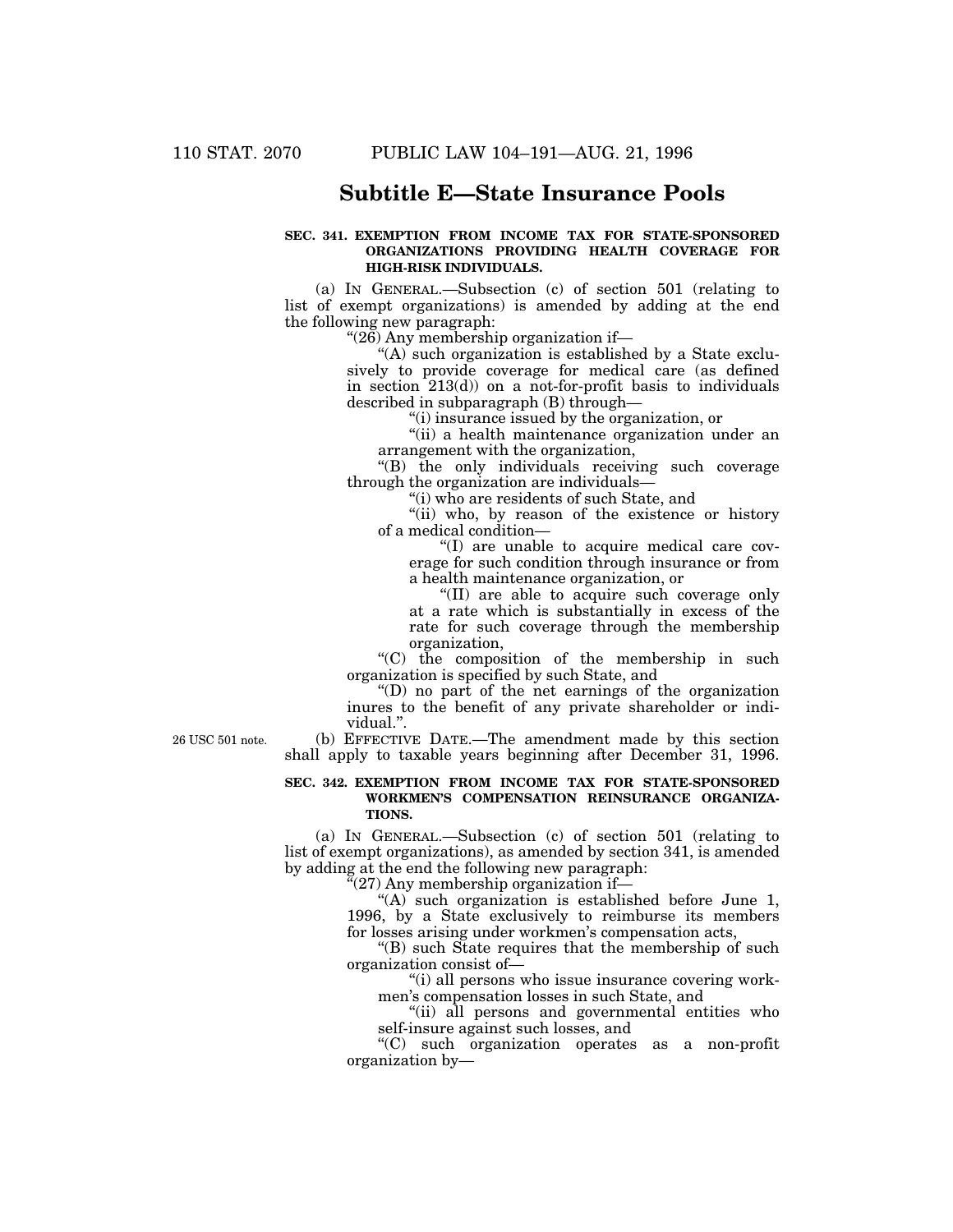## Subtitle E—State Insurance Pools

**SEC. 341. EXEMPTION FROM INCOME TAX FOR STATE-SPONSORED ORGANIZATIONS PROVIDING HEALTH COVERAGE FOR HIGH-RISK INDIVIDUALS.**

(a) IN GENERAL.—Subsection (c) of section 501 (relating to list of exempt organizations) is amended by adding at the end the following new paragraph:

"(26) Any membership organization if—

"(A) such organization is established by a State exclusively to provide coverage for medical care (as defined in section 213(d)) on a not-for-profit basis to individuals described in subparagraph (B) through—

"(i) insurance issued by the organization, or

"(ii) a health maintenance organization under an arrangement with the organization,

"(B) the only individuals receiving such coverage through the organization are individuals—

"(i) who are residents of such State, and

"(ii) who, by reason of the existence or history of a medical condition—

"(I) are unable to acquire medical care coverage for such condition through insurance or from a health maintenance organization, or

"(II) are able to acquire such coverage only at a rate which is substantially in excess of the rate for such coverage through the membership organization,

"(C) the composition of the membership in such organization is specified by such State, and

"(D) no part of the net earnings of the organization inures to the benefit of any private shareholder or individual.".

26 USC 501 note.

(b) EFFECTIVE DATE.—The amendment made by this section shall apply to taxable years beginning after December 31, 1996.

**SEC. 342. EXEMPTION FROM INCOME TAX FOR STATE-SPONSORED WORKMEN'S COMPENSATION REINSURANCE ORGANIZATIONS.**

(a) IN GENERAL.—Subsection (c) of section 501 (relating to list of exempt organizations), as amended by section 341, is amended by adding at the end the following new paragraph:

"(27) Any membership organization if—

"(A) such organization is established before June 1, 1996, by a State exclusively to reimburse its members for losses arising under workmen's compensation acts,

"(B) such State requires that the membership of such organization consist of—

"(i) all persons who issue insurance covering workmen's compensation losses in such State, and

"(ii) all persons and governmental entities who self-insure against such losses, and

"(C) such organization operates as a non-profit organization by—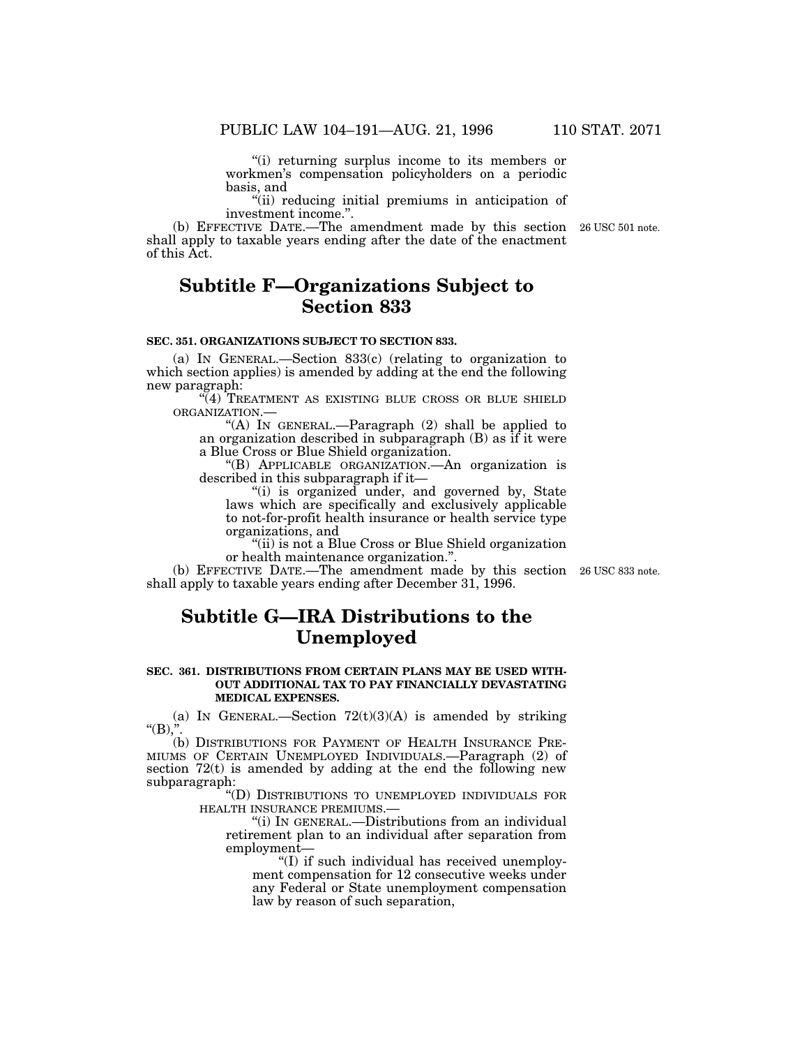"(i) returning surplus income to its members or workmen's compensation policyholders on a periodic basis, and

"(ii) reducing initial premiums in anticipation of investment income.".

(b) EFFECTIVE DATE.—The amendment made by this section shall apply to taxable years ending after the date of the enactment of this Act.

26 USC 501 note.

## Subtitle F—Organizations Subject to Section 833

### SEC. 351. ORGANIZATIONS SUBJECT TO SECTION 833.

(a) IN GENERAL.—Section 833(c) (relating to organization to which section applies) is amended by adding at the end the following new paragraph:

"(4) TREATMENT AS EXISTING BLUE CROSS OR BLUE SHIELD ORGANIZATION.—

"(A) IN GENERAL.—Paragraph (2) shall be applied to an organization described in subparagraph (B) as if it were a Blue Cross or Blue Shield organization.

"(B) APPLICABLE ORGANIZATION.—An organization is described in this subparagraph if it—

"(i) is organized under, and governed by, State laws which are specifically and exclusively applicable to not-for-profit health insurance or health service type organizations, and

"(ii) is not a Blue Cross or Blue Shield organization or health maintenance organization.".

(b) EFFECTIVE DATE.—The amendment made by this section shall apply to taxable years ending after December 31, 1996.

26 USC 833 note.

## Subtitle G—IRA Distributions to the Unemployed

### SEC. 361. DISTRIBUTIONS FROM CERTAIN PLANS MAY BE USED WITHOUT ADDITIONAL TAX TO PAY FINANCIALLY DEVASTATING MEDICAL EXPENSES.

(a) IN GENERAL.—Section 72(t)(3)(A) is amended by striking "(B),".

(b) DISTRIBUTIONS FOR PAYMENT OF HEALTH INSURANCE PREMIUMS OF CERTAIN UNEMPLOYED INDIVIDUALS.—Paragraph (2) of section 72(t) is amended by adding at the end the following new subparagraph:

"(D) DISTRIBUTIONS TO UNEMPLOYED INDIVIDUALS FOR HEALTH INSURANCE PREMIUMS.—

"(i) IN GENERAL.—Distributions from an individual retirement plan to an individual after separation from employment—

"(I) if such individual has received unemployment compensation for 12 consecutive weeks under any Federal or State unemployment compensation law by reason of such separation,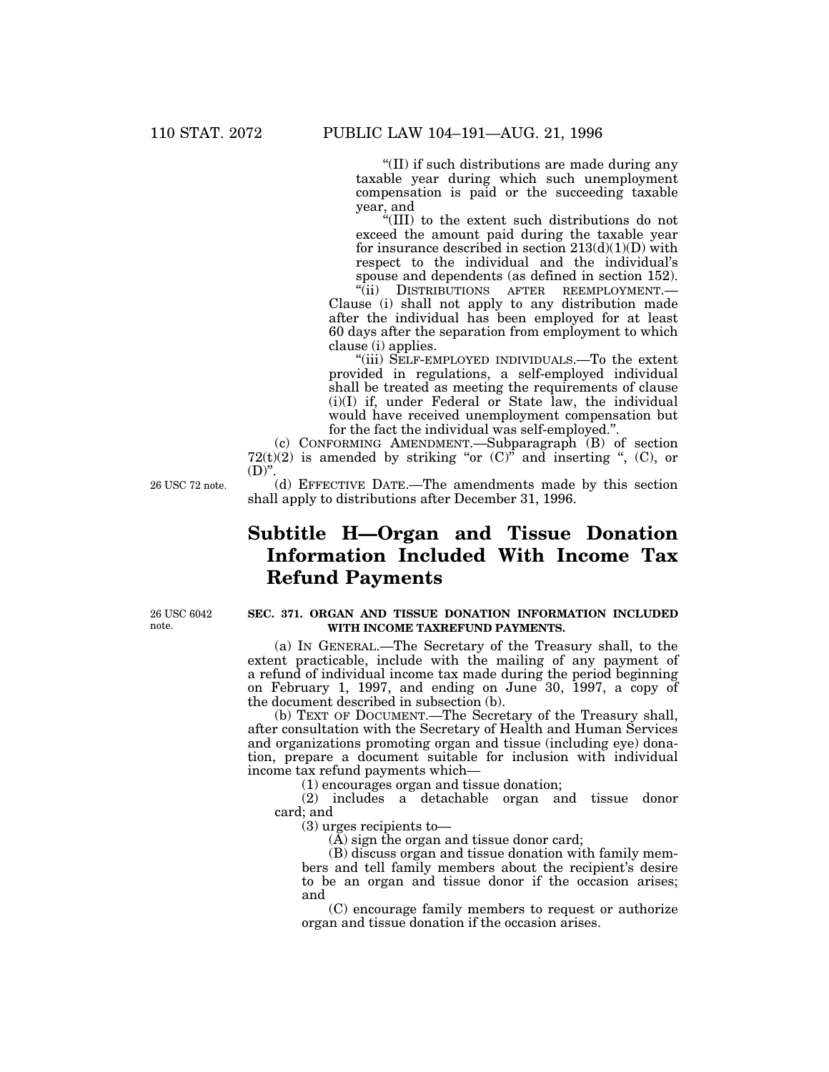"(II) if such distributions are made during any taxable year during which such unemployment compensation is paid or the succeeding taxable year, and

"(III) to the extent such distributions do not exceed the amount paid during the taxable year for insurance described in section 213(d)(1)(D) with respect to the individual and the individual's spouse and dependents (as defined in section 152).

"(ii) DISTRIBUTIONS AFTER REEMPLOYMENT.—Clause (i) shall not apply to any distribution made after the individual has been employed for at least 60 days after the separation from employment to which clause (i) applies.

"(iii) SELF-EMPLOYED INDIVIDUALS.—To the extent provided in regulations, a self-employed individual shall be treated as meeting the requirements of clause (i)(I) if, under Federal or State law, the individual would have received unemployment compensation but for the fact the individual was self-employed.".

(c) CONFORMING AMENDMENT.—Subparagraph (B) of section 72(t)(2) is amended by striking "or (C)" and inserting ", (C), or (D)".

26 USC 72 note.

(d) EFFECTIVE DATE.—The amendments made by this section shall apply to distributions after December 31, 1996.

# Subtitle H—Organ and Tissue Donation Information Included With Income Tax Refund Payments

26 USC 6042 note.

**SEC. 371. ORGAN AND TISSUE DONATION INFORMATION INCLUDED WITH INCOME TAXREFUND PAYMENTS.**

(a) IN GENERAL.—The Secretary of the Treasury shall, to the extent practicable, include with the mailing of any payment of a refund of individual income tax made during the period beginning on February 1, 1997, and ending on June 30, 1997, a copy of the document described in subsection (b).

(b) TEXT OF DOCUMENT.—The Secretary of the Treasury shall, after consultation with the Secretary of Health and Human Services and organizations promoting organ and tissue (including eye) donation, prepare a document suitable for inclusion with individual income tax refund payments which—

(1) encourages organ and tissue donation;

(2) includes a detachable organ and tissue donor card; and

(3) urges recipients to—

(A) sign the organ and tissue donor card;

(B) discuss organ and tissue donation with family members and tell family members about the recipient's desire to be an organ and tissue donor if the occasion arises; and

(C) encourage family members to request or authorize organ and tissue donation if the occasion arises.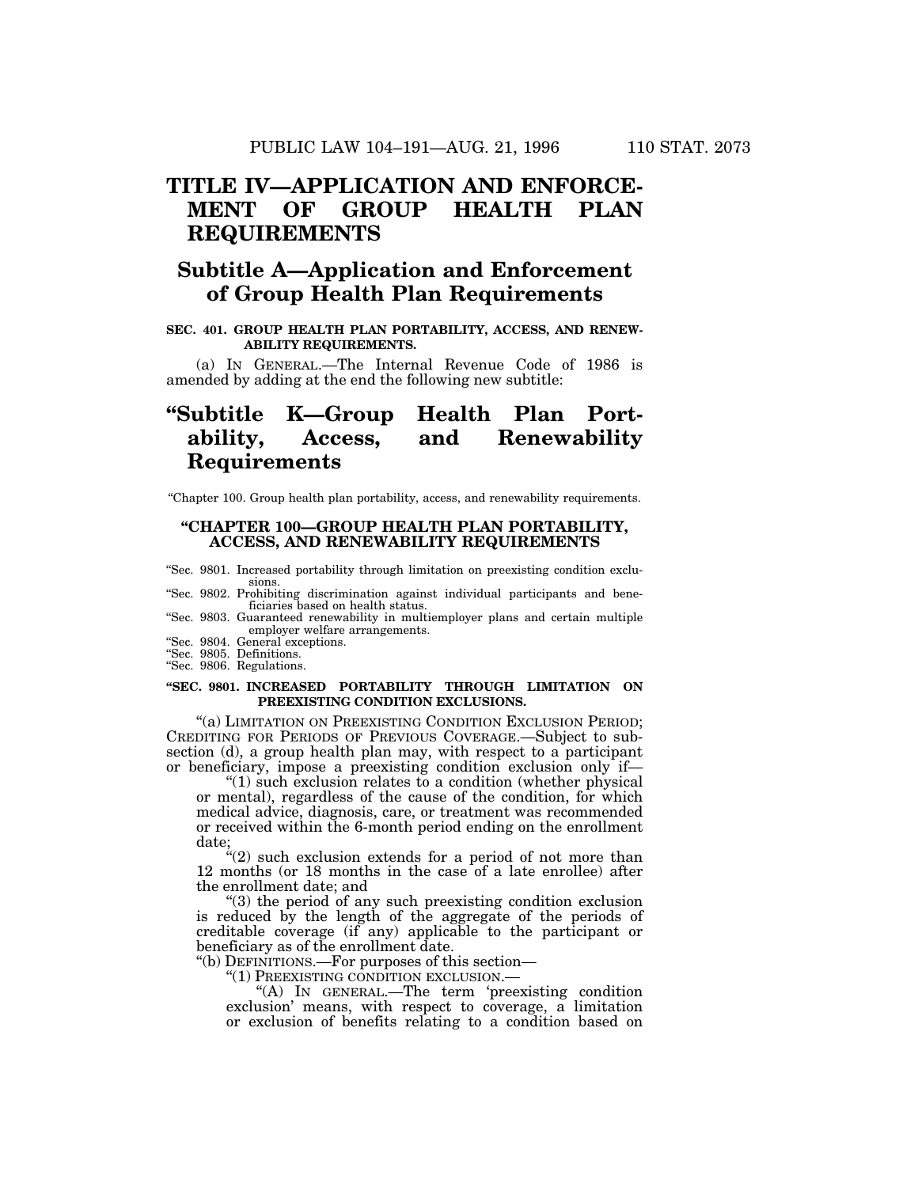# TITLE IV—APPLICATION AND ENFORCEMENT OF GROUP HEALTH PLAN REQUIREMENTS

## Subtitle A—Application and Enforcement of Group Health Plan Requirements

**SEC. 401. GROUP HEALTH PLAN PORTABILITY, ACCESS, AND RENEWABILITY REQUIREMENTS.**

(a) IN GENERAL.—The Internal Revenue Code of 1986 is amended by adding at the end the following new subtitle:

## "Subtitle K—Group Health Plan Portability, Access, and Renewability Requirements

"Chapter 100. Group health plan portability, access, and renewability requirements.

### "CHAPTER 100—GROUP HEALTH PLAN PORTABILITY, ACCESS, AND RENEWABILITY REQUIREMENTS

"Sec. 9801. Increased portability through limitation on preexisting condition exclusions.
"Sec. 9802. Prohibiting discrimination against individual participants and beneficiaries based on health status.
"Sec. 9803. Guaranteed renewability in multiemployer plans and certain multiple employer welfare arrangements.
"Sec. 9804. General exceptions.
"Sec. 9805. Definitions.
"Sec. 9806. Regulations.

**"SEC. 9801. INCREASED PORTABILITY THROUGH LIMITATION ON PREEXISTING CONDITION EXCLUSIONS.**

"(a) LIMITATION ON PREEXISTING CONDITION EXCLUSION PERIOD; CREDITING FOR PERIODS OF PREVIOUS COVERAGE.—Subject to subsection (d), a group health plan may, with respect to a participant or beneficiary, impose a preexisting condition exclusion only if—

"(1) such exclusion relates to a condition (whether physical or mental), regardless of the cause of the condition, for which medical advice, diagnosis, care, or treatment was recommended or received within the 6-month period ending on the enrollment date;

"(2) such exclusion extends for a period of not more than 12 months (or 18 months in the case of a late enrollee) after the enrollment date; and

"(3) the period of any such preexisting condition exclusion is reduced by the length of the aggregate of the periods of creditable coverage (if any) applicable to the participant or beneficiary as of the enrollment date.

"(b) DEFINITIONS.—For purposes of this section—

"(1) PREEXISTING CONDITION EXCLUSION.—

"(A) IN GENERAL.—The term 'preexisting condition exclusion' means, with respect to coverage, a limitation or exclusion of benefits relating to a condition based on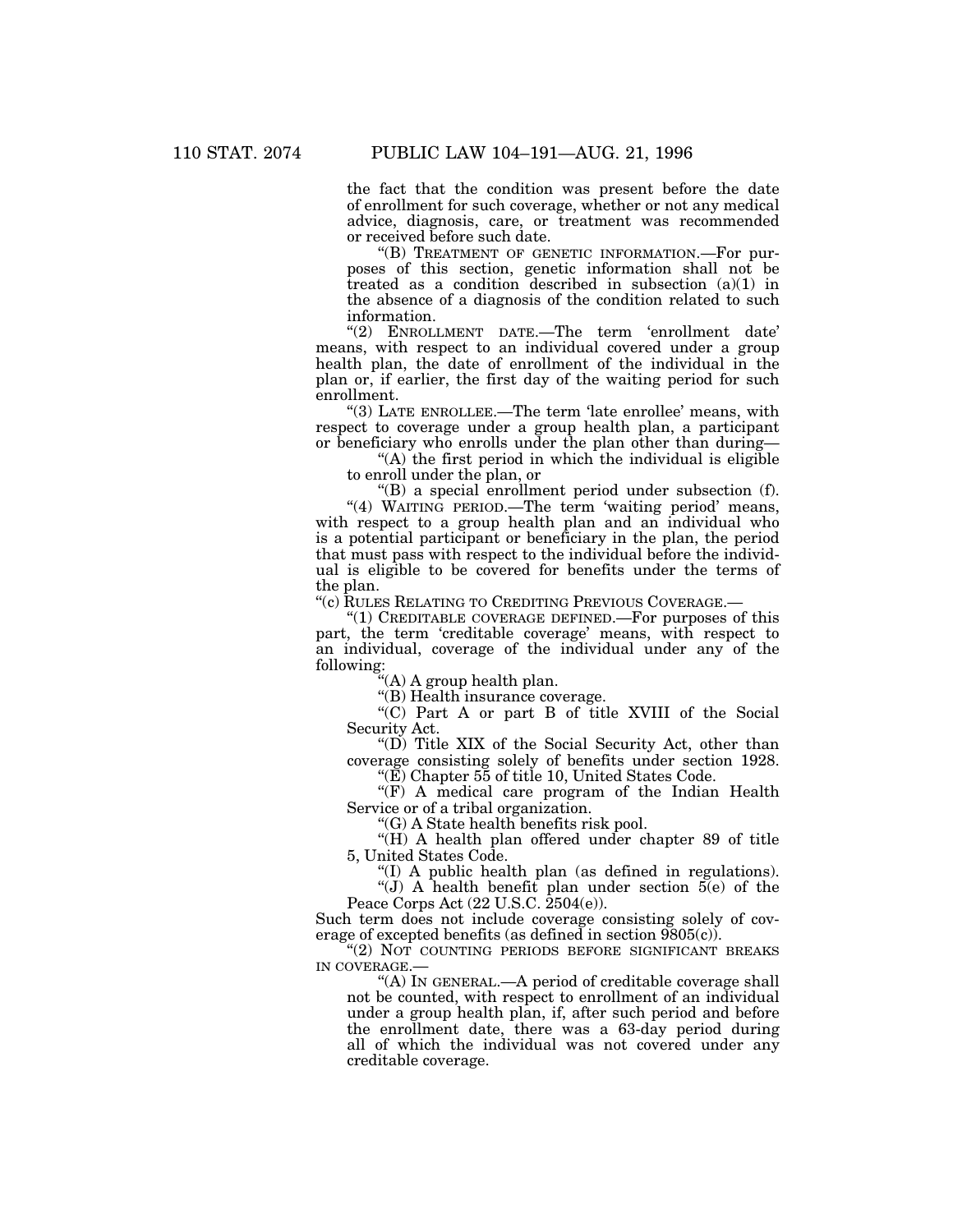the fact that the condition was present before the date of enrollment for such coverage, whether or not any medical advice, diagnosis, care, or treatment was recommended or received before such date.

"(B) TREATMENT OF GENETIC INFORMATION.—For purposes of this section, genetic information shall not be treated as a condition described in subsection (a)(1) in the absence of a diagnosis of the condition related to such information.

"(2) ENROLLMENT DATE.—The term 'enrollment date' means, with respect to an individual covered under a group health plan, the date of enrollment of the individual in the plan or, if earlier, the first day of the waiting period for such enrollment.

"(3) LATE ENROLLEE.—The term 'late enrollee' means, with respect to coverage under a group health plan, a participant or beneficiary who enrolls under the plan other than during—

"(A) the first period in which the individual is eligible to enroll under the plan, or

"(B) a special enrollment period under subsection (f).

"(4) WAITING PERIOD.—The term 'waiting period' means, with respect to a group health plan and an individual who is a potential participant or beneficiary in the plan, the period that must pass with respect to the individual before the individual is eligible to be covered for benefits under the terms of the plan.

"(c) RULES RELATING TO CREDITING PREVIOUS COVERAGE.—

"(1) CREDITABLE COVERAGE DEFINED.—For purposes of this part, the term 'creditable coverage' means, with respect to an individual, coverage of the individual under any of the following:

"(A) A group health plan.

"(B) Health insurance coverage.

"(C) Part A or part B of title XVIII of the Social Security Act.

"(D) Title XIX of the Social Security Act, other than coverage consisting solely of benefits under section 1928.

"(E) Chapter 55 of title 10, United States Code.

"(F) A medical care program of the Indian Health Service or of a tribal organization.

"(G) A State health benefits risk pool.

"(H) A health plan offered under chapter 89 of title 5, United States Code.

"(I) A public health plan (as defined in regulations).

"(J) A health benefit plan under section 5(e) of the Peace Corps Act (22 U.S.C. 2504(e)).

Such term does not include coverage consisting solely of coverage of excepted benefits (as defined in section 9805(c)).

"(2) NOT COUNTING PERIODS BEFORE SIGNIFICANT BREAKS IN COVERAGE.—

"(A) IN GENERAL.—A period of creditable coverage shall not be counted, with respect to enrollment of an individual under a group health plan, if, after such period and before the enrollment date, there was a 63-day period during all of which the individual was not covered under any creditable coverage.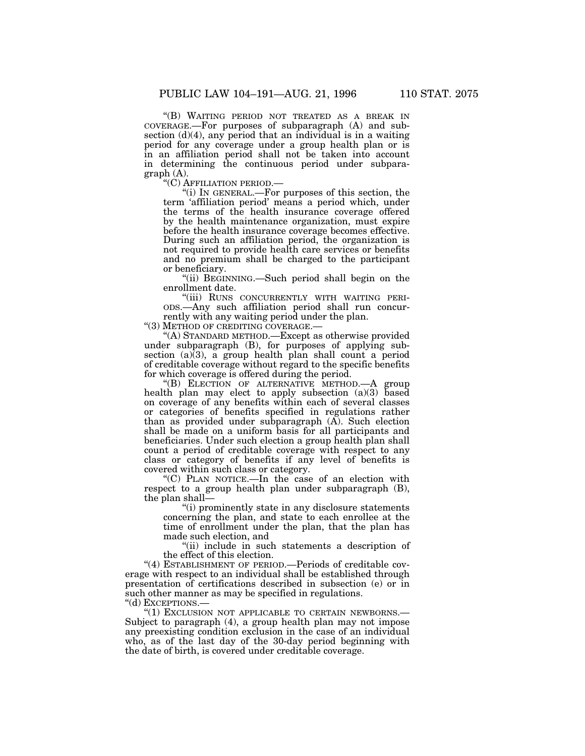"(B) WAITING PERIOD NOT TREATED AS A BREAK IN COVERAGE.—For purposes of subparagraph (A) and subsection (d)(4), any period that an individual is in a waiting period for any coverage under a group health plan or is in an affiliation period shall not be taken into account in determining the continuous period under subparagraph (A).

"(C) AFFILIATION PERIOD.—

"(i) IN GENERAL.—For purposes of this section, the term 'affiliation period' means a period which, under the terms of the health insurance coverage offered by the health maintenance organization, must expire before the health insurance coverage becomes effective. During such an affiliation period, the organization is not required to provide health care services or benefits and no premium shall be charged to the participant or beneficiary.

"(ii) BEGINNING.—Such period shall begin on the enrollment date.

"(iii) RUNS CONCURRENTLY WITH WAITING PERIODS.—Any such affiliation period shall run concurrently with any waiting period under the plan.

"(3) METHOD OF CREDITING COVERAGE.—

"(A) STANDARD METHOD.—Except as otherwise provided under subparagraph (B), for purposes of applying subsection (a)(3), a group health plan shall count a period of creditable coverage without regard to the specific benefits for which coverage is offered during the period.

"(B) ELECTION OF ALTERNATIVE METHOD.—A group health plan may elect to apply subsection (a)(3) based on coverage of any benefits within each of several classes or categories of benefits specified in regulations rather than as provided under subparagraph (A). Such election shall be made on a uniform basis for all participants and beneficiaries. Under such election a group health plan shall count a period of creditable coverage with respect to any class or category of benefits if any level of benefits is covered within such class or category.

"(C) PLAN NOTICE.—In the case of an election with respect to a group health plan under subparagraph (B), the plan shall—

"(i) prominently state in any disclosure statements concerning the plan, and state to each enrollee at the time of enrollment under the plan, that the plan has made such election, and

"(ii) include in such statements a description of the effect of this election.

"(4) ESTABLISHMENT OF PERIOD.—Periods of creditable coverage with respect to an individual shall be established through presentation of certifications described in subsection (e) or in such other manner as may be specified in regulations.

"(d) EXCEPTIONS.—

"(1) EXCLUSION NOT APPLICABLE TO CERTAIN NEWBORNS.—Subject to paragraph (4), a group health plan may not impose any preexisting condition exclusion in the case of an individual who, as of the last day of the 30-day period beginning with the date of birth, is covered under creditable coverage.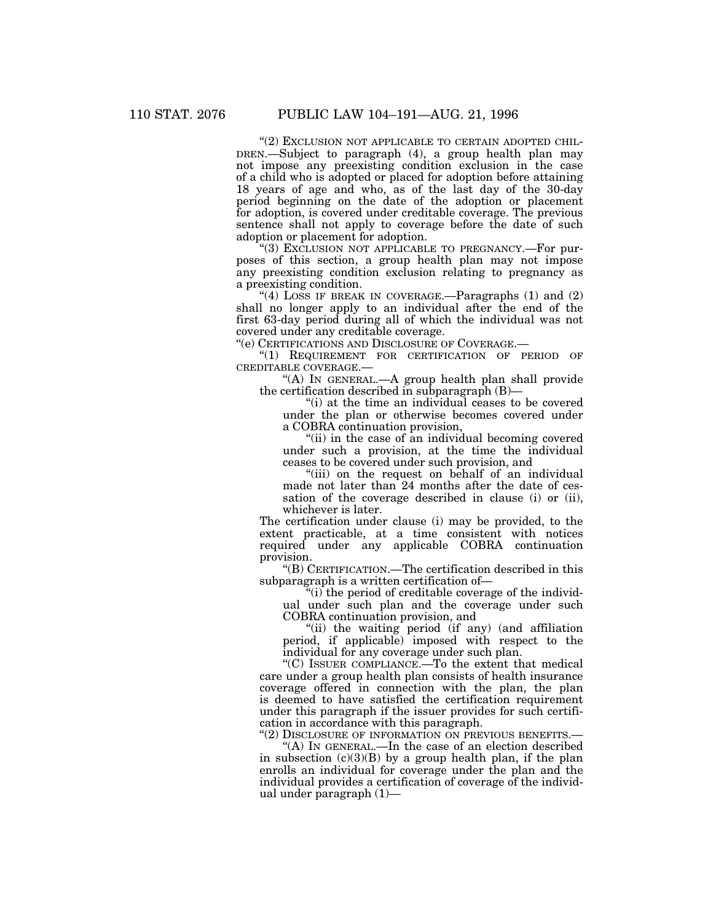"(2) EXCLUSION NOT APPLICABLE TO CERTAIN ADOPTED CHILDREN.—Subject to paragraph (4), a group health plan may not impose any preexisting condition exclusion in the case of a child who is adopted or placed for adoption before attaining 18 years of age and who, as of the last day of the 30-day period beginning on the date of the adoption or placement for adoption, is covered under creditable coverage. The previous sentence shall not apply to coverage before the date of such adoption or placement for adoption.

"(3) EXCLUSION NOT APPLICABLE TO PREGNANCY.—For purposes of this section, a group health plan may not impose any preexisting condition exclusion relating to pregnancy as a preexisting condition.

"(4) LOSS IF BREAK IN COVERAGE.—Paragraphs (1) and (2) shall no longer apply to an individual after the end of the first 63-day period during all of which the individual was not covered under any creditable coverage.

"(e) CERTIFICATIONS AND DISCLOSURE OF COVERAGE.—

"(1) REQUIREMENT FOR CERTIFICATION OF PERIOD OF CREDITABLE COVERAGE.—

"(A) IN GENERAL.—A group health plan shall provide the certification described in subparagraph (B)—

"(i) at the time an individual ceases to be covered under the plan or otherwise becomes covered under a COBRA continuation provision,

"(ii) in the case of an individual becoming covered under such a provision, at the time the individual ceases to be covered under such provision, and

"(iii) on the request on behalf of an individual made not later than 24 months after the date of cessation of the coverage described in clause (i) or (ii), whichever is later.

The certification under clause (i) may be provided, to the extent practicable, at a time consistent with notices required under any applicable COBRA continuation provision.

"(B) CERTIFICATION.—The certification described in this subparagraph is a written certification of—

"(i) the period of creditable coverage of the individual under such plan and the coverage under such COBRA continuation provision, and

"(ii) the waiting period (if any) (and affiliation period, if applicable) imposed with respect to the individual for any coverage under such plan.

"(C) ISSUER COMPLIANCE.—To the extent that medical care under a group health plan consists of health insurance coverage offered in connection with the plan, the plan is deemed to have satisfied the certification requirement under this paragraph if the issuer provides for such certification in accordance with this paragraph.

"(2) DISCLOSURE OF INFORMATION ON PREVIOUS BENEFITS.—

"(A) IN GENERAL.—In the case of an election described in subsection (c)(3)(B) by a group health plan, if the plan enrolls an individual for coverage under the plan and the individual provides a certification of coverage of the individual under paragraph (1)—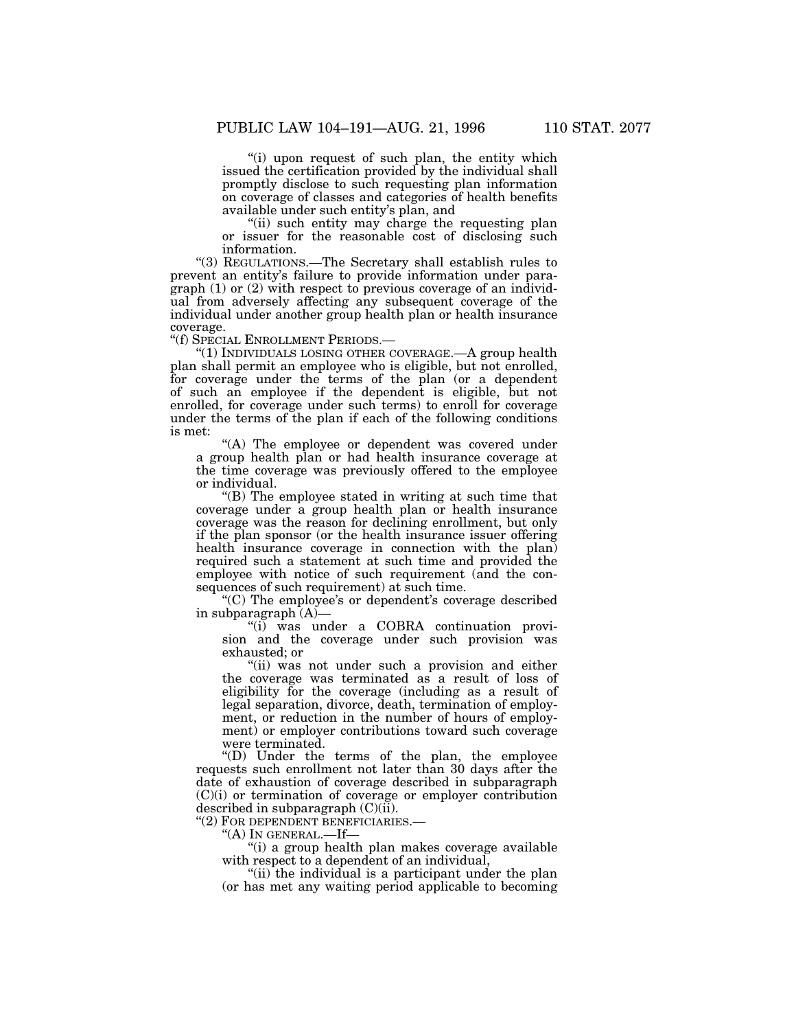"(i) upon request of such plan, the entity which issued the certification provided by the individual shall promptly disclose to such requesting plan information on coverage of classes and categories of health benefits available under such entity's plan, and

"(ii) such entity may charge the requesting plan or issuer for the reasonable cost of disclosing such information.

"(3) REGULATIONS.—The Secretary shall establish rules to prevent an entity's failure to provide information under paragraph (1) or (2) with respect to previous coverage of an individual from adversely affecting any subsequent coverage of the individual under another group health plan or health insurance coverage.

"(f) SPECIAL ENROLLMENT PERIODS.—

"(1) INDIVIDUALS LOSING OTHER COVERAGE.—A group health plan shall permit an employee who is eligible, but not enrolled, for coverage under the terms of the plan (or a dependent of such an employee if the dependent is eligible, but not enrolled, for coverage under such terms) to enroll for coverage under the terms of the plan if each of the following conditions is met:

"(A) The employee or dependent was covered under a group health plan or had health insurance coverage at the time coverage was previously offered to the employee or individual.

"(B) The employee stated in writing at such time that coverage under a group health plan or health insurance coverage was the reason for declining enrollment, but only if the plan sponsor (or the health insurance issuer offering health insurance coverage in connection with the plan) required such a statement at such time and provided the employee with notice of such requirement (and the consequences of such requirement) at such time.

"(C) The employee's or dependent's coverage described in subparagraph (A)—

"(i) was under a COBRA continuation provision and the coverage under such provision was exhausted; or

"(ii) was not under such a provision and either the coverage was terminated as a result of loss of eligibility for the coverage (including as a result of legal separation, divorce, death, termination of employment, or reduction in the number of hours of employment) or employer contributions toward such coverage were terminated.

"(D) Under the terms of the plan, the employee requests such enrollment not later than 30 days after the date of exhaustion of coverage described in subparagraph (C)(i) or termination of coverage or employer contribution described in subparagraph (C)(ii).

"(2) FOR DEPENDENT BENEFICIARIES.—

"(A) IN GENERAL.—If—

"(i) a group health plan makes coverage available with respect to a dependent of an individual,

"(ii) the individual is a participant under the plan (or has met any waiting period applicable to becoming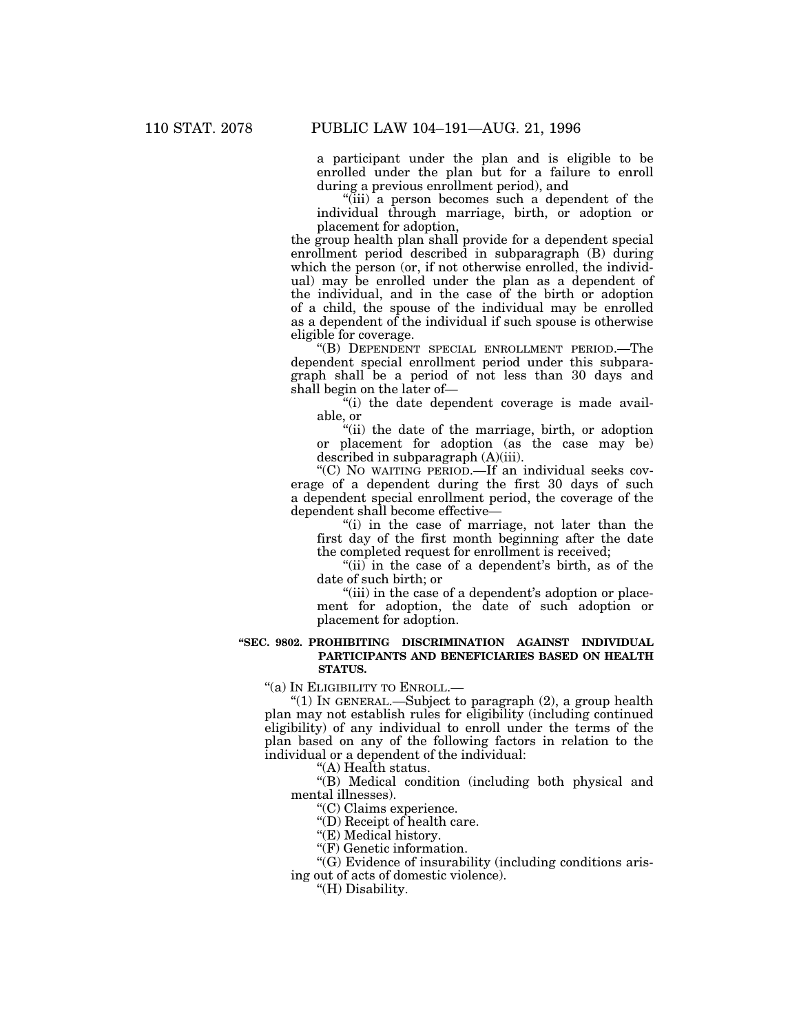a participant under the plan and is eligible to be enrolled under the plan but for a failure to enroll during a previous enrollment period), and

"(iii) a person becomes such a dependent of the individual through marriage, birth, or adoption or placement for adoption,

the group health plan shall provide for a dependent special enrollment period described in subparagraph (B) during which the person (or, if not otherwise enrolled, the individual) may be enrolled under the plan as a dependent of the individual, and in the case of the birth or adoption of a child, the spouse of the individual may be enrolled as a dependent of the individual if such spouse is otherwise eligible for coverage.

"(B) DEPENDENT SPECIAL ENROLLMENT PERIOD.—The dependent special enrollment period under this subparagraph shall be a period of not less than 30 days and shall begin on the later of—

"(i) the date dependent coverage is made available, or

"(ii) the date of the marriage, birth, or adoption or placement for adoption (as the case may be) described in subparagraph (A)(iii).

"(C) NO WAITING PERIOD.—If an individual seeks coverage of a dependent during the first 30 days of such a dependent special enrollment period, the coverage of the dependent shall become effective—

"(i) in the case of marriage, not later than the first day of the first month beginning after the date the completed request for enrollment is received;

"(ii) in the case of a dependent's birth, as of the date of such birth; or

"(iii) in the case of a dependent's adoption or placement for adoption, the date of such adoption or placement for adoption.

**"SEC. 9802. PROHIBITING DISCRIMINATION AGAINST INDIVIDUAL PARTICIPANTS AND BENEFICIARIES BASED ON HEALTH STATUS.**

"(a) IN ELIGIBILITY TO ENROLL.—

"(1) IN GENERAL.—Subject to paragraph (2), a group health plan may not establish rules for eligibility (including continued eligibility) of any individual to enroll under the terms of the plan based on any of the following factors in relation to the individual or a dependent of the individual:

"(A) Health status.

"(B) Medical condition (including both physical and mental illnesses).

"(C) Claims experience.

"(D) Receipt of health care.

"(E) Medical history.

"(F) Genetic information.

"(G) Evidence of insurability (including conditions arising out of acts of domestic violence).

"(H) Disability.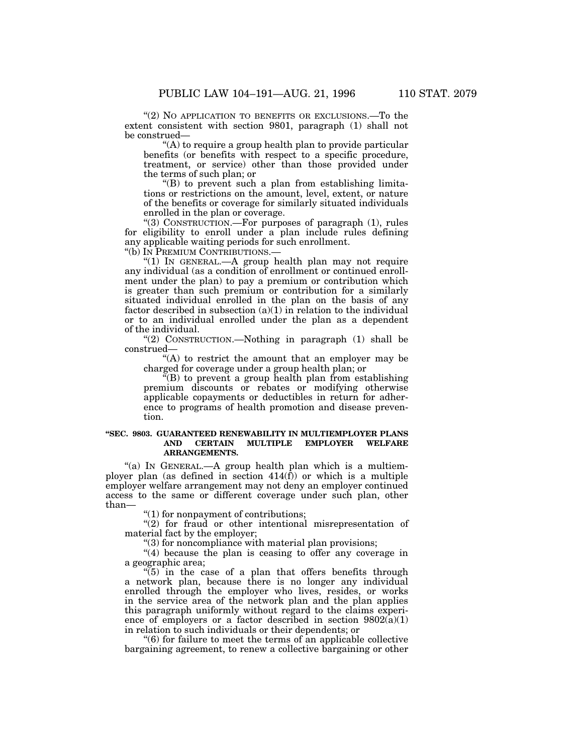"(2) NO APPLICATION TO BENEFITS OR EXCLUSIONS.—To the extent consistent with section 9801, paragraph (1) shall not be construed—

"(A) to require a group health plan to provide particular benefits (or benefits with respect to a specific procedure, treatment, or service) other than those provided under the terms of such plan; or

"(B) to prevent such a plan from establishing limitations or restrictions on the amount, level, extent, or nature of the benefits or coverage for similarly situated individuals enrolled in the plan or coverage.

"(3) CONSTRUCTION.—For purposes of paragraph (1), rules for eligibility to enroll under a plan include rules defining any applicable waiting periods for such enrollment.

"(b) IN PREMIUM CONTRIBUTIONS.—

"(1) IN GENERAL.—A group health plan may not require any individual (as a condition of enrollment or continued enrollment under the plan) to pay a premium or contribution which is greater than such premium or contribution for a similarly situated individual enrolled in the plan on the basis of any factor described in subsection (a)(1) in relation to the individual or to an individual enrolled under the plan as a dependent of the individual.

"(2) CONSTRUCTION.—Nothing in paragraph (1) shall be construed—

"(A) to restrict the amount that an employer may be charged for coverage under a group health plan; or

"(B) to prevent a group health plan from establishing premium discounts or rebates or modifying otherwise applicable copayments or deductibles in return for adherence to programs of health promotion and disease prevention.

**"SEC. 9803. GUARANTEED RENEWABILITY IN MULTIEMPLOYER PLANS AND CERTAIN MULTIPLE EMPLOYER WELFARE ARRANGEMENTS.**

"(a) IN GENERAL.—A group health plan which is a multiemployer plan (as defined in section 414(f)) or which is a multiple employer welfare arrangement may not deny an employer continued access to the same or different coverage under such plan, other than—

"(1) for nonpayment of contributions;

"(2) for fraud or other intentional misrepresentation of material fact by the employer;

"(3) for noncompliance with material plan provisions;

"(4) because the plan is ceasing to offer any coverage in a geographic area;

"(5) in the case of a plan that offers benefits through a network plan, because there is no longer any individual enrolled through the employer who lives, resides, or works in the service area of the network plan and the plan applies this paragraph uniformly without regard to the claims experience of employers or a factor described in section 9802(a)(1) in relation to such individuals or their dependents; or

"(6) for failure to meet the terms of an applicable collective bargaining agreement, to renew a collective bargaining or other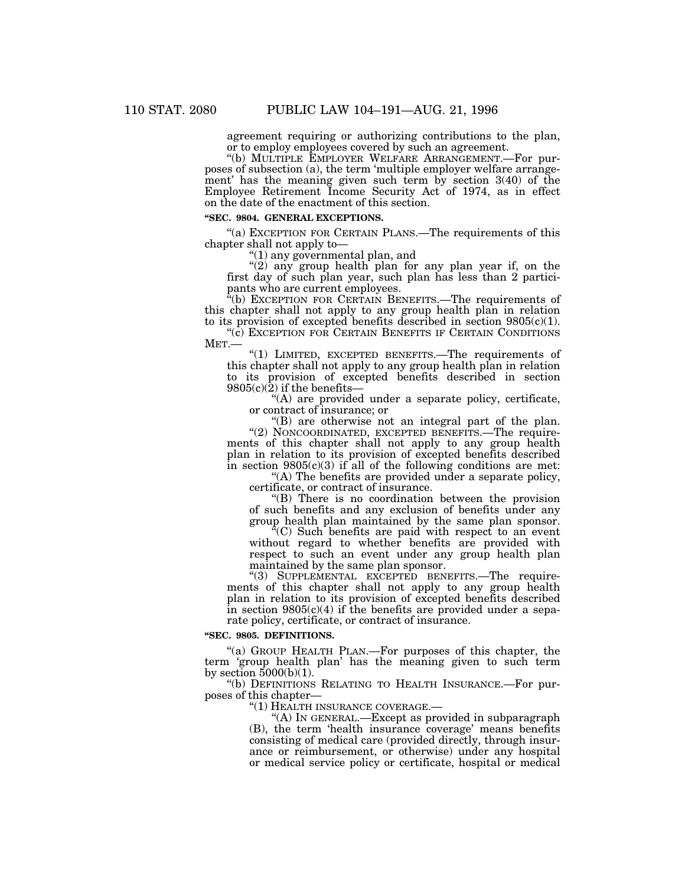agreement requiring or authorizing contributions to the plan, or to employ employees covered by such an agreement.

"(b) MULTIPLE EMPLOYER WELFARE ARRANGEMENT.—For purposes of subsection (a), the term 'multiple employer welfare arrangement' has the meaning given such term by section 3(40) of the Employee Retirement Income Security Act of 1974, as in effect on the date of the enactment of this section.

### "SEC. 9804. GENERAL EXCEPTIONS.

"(a) EXCEPTION FOR CERTAIN PLANS.—The requirements of this chapter shall not apply to—

"(1) any governmental plan, and

"(2) any group health plan for any plan year if, on the first day of such plan year, such plan has less than 2 participants who are current employees.

"(b) EXCEPTION FOR CERTAIN BENEFITS.—The requirements of this chapter shall not apply to any group health plan in relation to its provision of excepted benefits described in section 9805(c)(1).

"(c) EXCEPTION FOR CERTAIN BENEFITS IF CERTAIN CONDITIONS MET.—

"(1) LIMITED, EXCEPTED BENEFITS.—The requirements of this chapter shall not apply to any group health plan in relation to its provision of excepted benefits described in section 9805(c)(2) if the benefits—

"(A) are provided under a separate policy, certificate, or contract of insurance; or

"(B) are otherwise not an integral part of the plan.

"(2) NONCOORDINATED, EXCEPTED BENEFITS.—The requirements of this chapter shall not apply to any group health plan in relation to its provision of excepted benefits described in section 9805(c)(3) if all of the following conditions are met:

"(A) The benefits are provided under a separate policy, certificate, or contract of insurance.

"(B) There is no coordination between the provision of such benefits and any exclusion of benefits under any group health plan maintained by the same plan sponsor.

"(C) Such benefits are paid with respect to an event without regard to whether benefits are provided with respect to such an event under any group health plan maintained by the same plan sponsor.

"(3) SUPPLEMENTAL EXCEPTED BENEFITS.—The requirements of this chapter shall not apply to any group health plan in relation to its provision of excepted benefits described in section 9805(c)(4) if the benefits are provided under a separate policy, certificate, or contract of insurance.

### "SEC. 9805. DEFINITIONS.

"(a) GROUP HEALTH PLAN.—For purposes of this chapter, the term 'group health plan' has the meaning given to such term by section 5000(b)(1).

"(b) DEFINITIONS RELATING TO HEALTH INSURANCE.—For purposes of this chapter—

"(1) HEALTH INSURANCE COVERAGE.—

"(A) IN GENERAL.—Except as provided in subparagraph (B), the term 'health insurance coverage' means benefits consisting of medical care (provided directly, through insurance or reimbursement, or otherwise) under any hospital or medical service policy or certificate, hospital or medical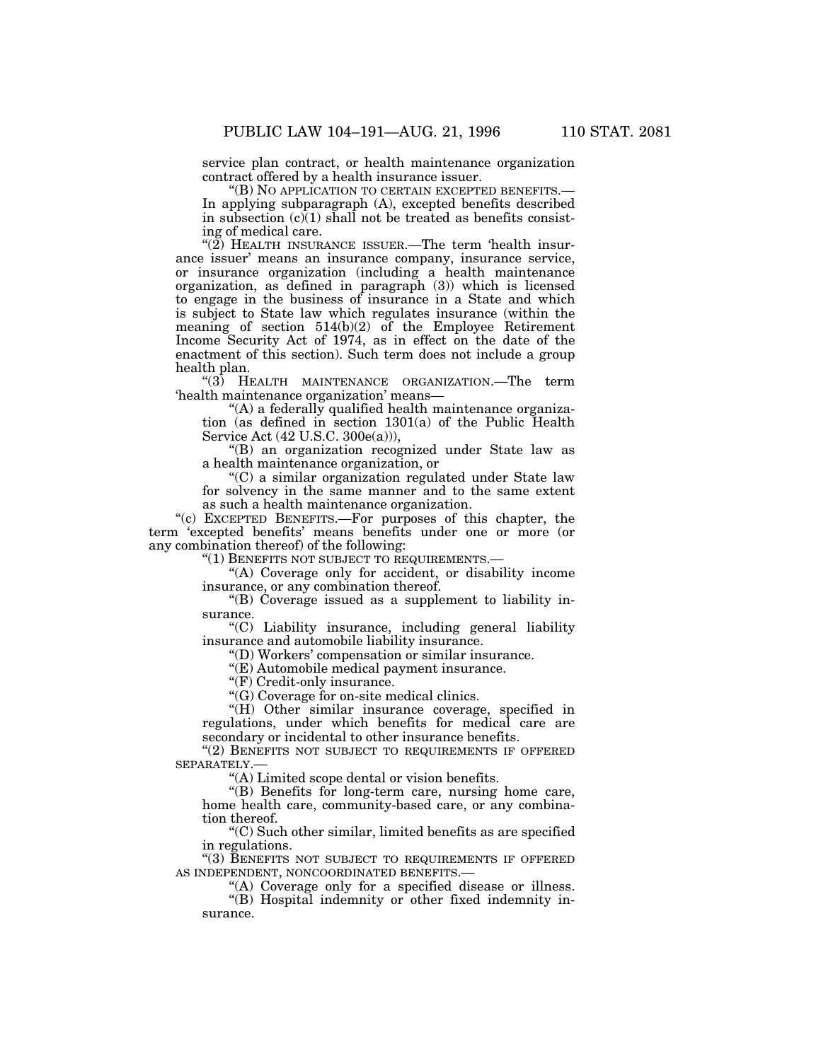service plan contract, or health maintenance organization contract offered by a health insurance issuer.

"(B) NO APPLICATION TO CERTAIN EXCEPTED BENEFITS.— In applying subparagraph (A), excepted benefits described in subsection (c)(1) shall not be treated as benefits consisting of medical care.

"(2) HEALTH INSURANCE ISSUER.—The term 'health insurance issuer' means an insurance company, insurance service, or insurance organization (including a health maintenance organization, as defined in paragraph (3)) which is licensed to engage in the business of insurance in a State and which is subject to State law which regulates insurance (within the meaning of section 514(b)(2) of the Employee Retirement Income Security Act of 1974, as in effect on the date of the enactment of this section). Such term does not include a group health plan.

"(3) HEALTH MAINTENANCE ORGANIZATION.—The term 'health maintenance organization' means—

"(A) a federally qualified health maintenance organization (as defined in section 1301(a) of the Public Health Service Act (42 U.S.C. 300e(a))),

"(B) an organization recognized under State law as a health maintenance organization, or

"(C) a similar organization regulated under State law for solvency in the same manner and to the same extent as such a health maintenance organization.

"(c) EXCEPTED BENEFITS.—For purposes of this chapter, the term 'excepted benefits' means benefits under one or more (or any combination thereof) of the following:

"(1) BENEFITS NOT SUBJECT TO REQUIREMENTS.—

"(A) Coverage only for accident, or disability income insurance, or any combination thereof.

"(B) Coverage issued as a supplement to liability insurance.

"(C) Liability insurance, including general liability insurance and automobile liability insurance.

"(D) Workers' compensation or similar insurance.

"(E) Automobile medical payment insurance.

"(F) Credit-only insurance.

"(G) Coverage for on-site medical clinics.

"(H) Other similar insurance coverage, specified in regulations, under which benefits for medical care are secondary or incidental to other insurance benefits.

"(2) BENEFITS NOT SUBJECT TO REQUIREMENTS IF OFFERED SEPARATELY.—

"(A) Limited scope dental or vision benefits.

"(B) Benefits for long-term care, nursing home care, home health care, community-based care, or any combination thereof.

"(C) Such other similar, limited benefits as are specified in regulations.

"(3) BENEFITS NOT SUBJECT TO REQUIREMENTS IF OFFERED AS INDEPENDENT, NONCOORDINATED BENEFITS.—

"(A) Coverage only for a specified disease or illness.

"(B) Hospital indemnity or other fixed indemnity insurance.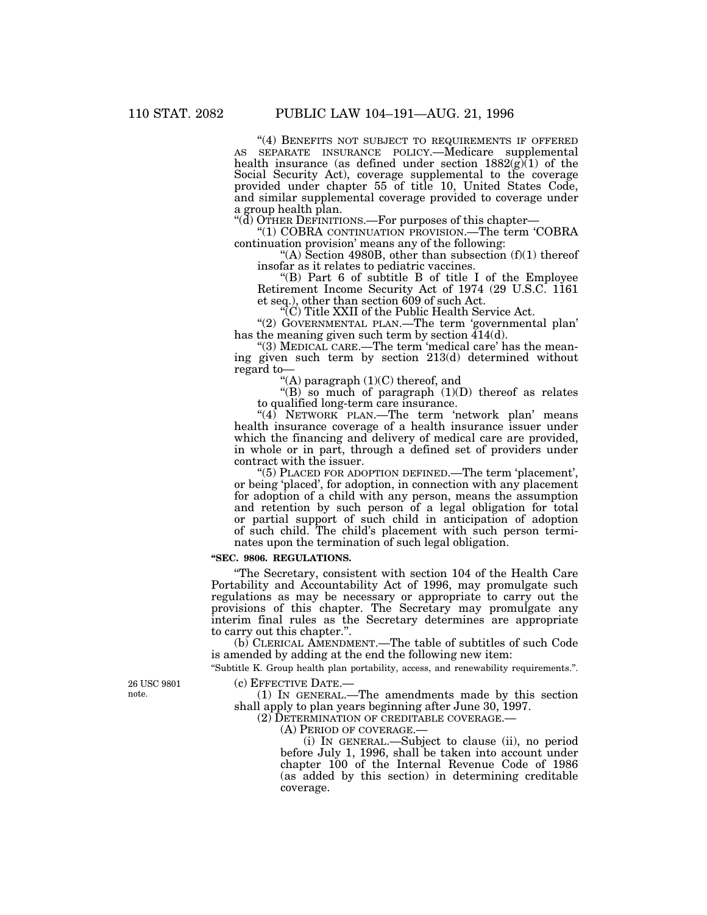"(4) BENEFITS NOT SUBJECT TO REQUIREMENTS IF OFFERED AS SEPARATE INSURANCE POLICY.—Medicare supplemental health insurance (as defined under section 1882(g)(1) of the Social Security Act), coverage supplemental to the coverage provided under chapter 55 of title 10, United States Code, and similar supplemental coverage provided to coverage under a group health plan.

"(d) OTHER DEFINITIONS.—For purposes of this chapter—

"(1) COBRA CONTINUATION PROVISION.—The term 'COBRA continuation provision' means any of the following:

"(A) Section 4980B, other than subsection (f)(1) thereof insofar as it relates to pediatric vaccines.

"(B) Part 6 of subtitle B of title I of the Employee Retirement Income Security Act of 1974 (29 U.S.C. 1161 et seq.), other than section 609 of such Act.

"(C) Title XXII of the Public Health Service Act.

"(2) GOVERNMENTAL PLAN.—The term 'governmental plan' has the meaning given such term by section 414(d).

"(3) MEDICAL CARE.—The term 'medical care' has the meaning given such term by section 213(d) determined without regard to—

"(A) paragraph (1)(C) thereof, and

"(B) so much of paragraph (1)(D) thereof as relates to qualified long-term care insurance.

"(4) NETWORK PLAN.—The term 'network plan' means health insurance coverage of a health insurance issuer under which the financing and delivery of medical care are provided, in whole or in part, through a defined set of providers under contract with the issuer.

"(5) PLACED FOR ADOPTION DEFINED.—The term 'placement', or being 'placed', for adoption, in connection with any placement for adoption of a child with any person, means the assumption and retention by such person of a legal obligation for total or partial support of such child in anticipation of adoption of such child. The child's placement with such person terminates upon the termination of such legal obligation.

**"SEC. 9806. REGULATIONS.**

"The Secretary, consistent with section 104 of the Health Care Portability and Accountability Act of 1996, may promulgate such regulations as may be necessary or appropriate to carry out the provisions of this chapter. The Secretary may promulgate any interim final rules as the Secretary determines are appropriate to carry out this chapter.".

(b) CLERICAL AMENDMENT.—The table of subtitles of such Code is amended by adding at the end the following new item:

"Subtitle K. Group health plan portability, access, and renewability requirements.".

26 USC 9801 note.

(c) EFFECTIVE DATE.—

(1) IN GENERAL.—The amendments made by this section shall apply to plan years beginning after June 30, 1997.

(2) DETERMINATION OF CREDITABLE COVERAGE.—

(A) PERIOD OF COVERAGE.—

(i) IN GENERAL.—Subject to clause (ii), no period before July 1, 1996, shall be taken into account under chapter 100 of the Internal Revenue Code of 1986 (as added by this section) in determining creditable coverage.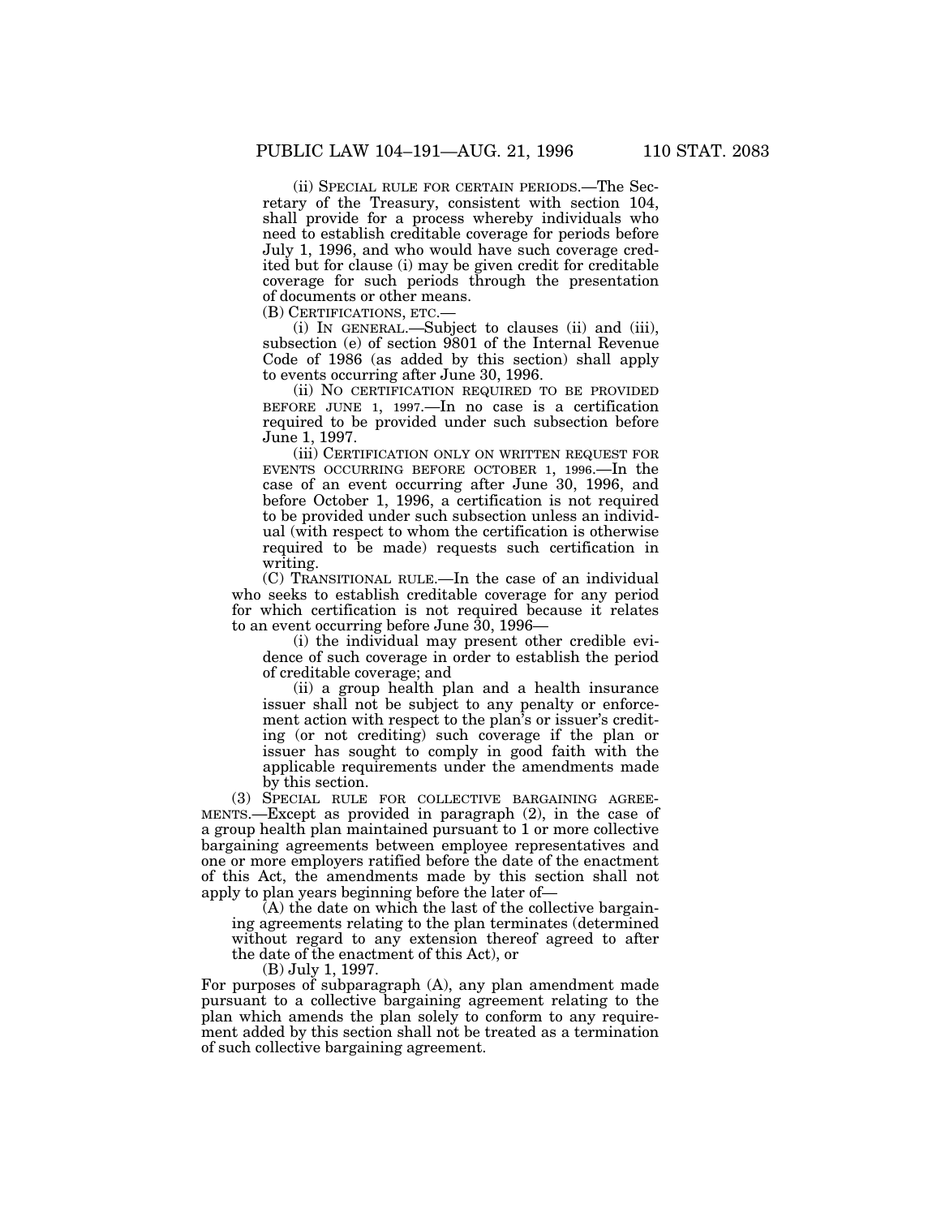(ii) SPECIAL RULE FOR CERTAIN PERIODS.—The Secretary of the Treasury, consistent with section 104, shall provide for a process whereby individuals who need to establish creditable coverage for periods before July 1, 1996, and who would have such coverage credited but for clause (i) may be given credit for creditable coverage for such periods through the presentation of documents or other means.

(B) CERTIFICATIONS, ETC.—

(i) IN GENERAL.—Subject to clauses (ii) and (iii), subsection (e) of section 9801 of the Internal Revenue Code of 1986 (as added by this section) shall apply to events occurring after June 30, 1996.

(ii) NO CERTIFICATION REQUIRED TO BE PROVIDED BEFORE JUNE 1, 1997.—In no case is a certification required to be provided under such subsection before June 1, 1997.

(iii) CERTIFICATION ONLY ON WRITTEN REQUEST FOR EVENTS OCCURRING BEFORE OCTOBER 1, 1996.—In the case of an event occurring after June 30, 1996, and before October 1, 1996, a certification is not required to be provided under such subsection unless an individual (with respect to whom the certification is otherwise required to be made) requests such certification in writing.

(C) TRANSITIONAL RULE.—In the case of an individual who seeks to establish creditable coverage for any period for which certification is not required because it relates to an event occurring before June 30, 1996—

(i) the individual may present other credible evidence of such coverage in order to establish the period of creditable coverage; and

(ii) a group health plan and a health insurance issuer shall not be subject to any penalty or enforcement action with respect to the plan's or issuer's crediting (or not crediting) such coverage if the plan or issuer has sought to comply in good faith with the applicable requirements under the amendments made by this section.

(3) SPECIAL RULE FOR COLLECTIVE BARGAINING AGREEMENTS.—Except as provided in paragraph (2), in the case of a group health plan maintained pursuant to 1 or more collective bargaining agreements between employee representatives and one or more employers ratified before the date of the enactment of this Act, the amendments made by this section shall not apply to plan years beginning before the later of—

(A) the date on which the last of the collective bargaining agreements relating to the plan terminates (determined without regard to any extension thereof agreed to after the date of the enactment of this Act), or

(B) July 1, 1997.

For purposes of subparagraph (A), any plan amendment made pursuant to a collective bargaining agreement relating to the plan which amends the plan solely to conform to any requirement added by this section shall not be treated as a termination of such collective bargaining agreement.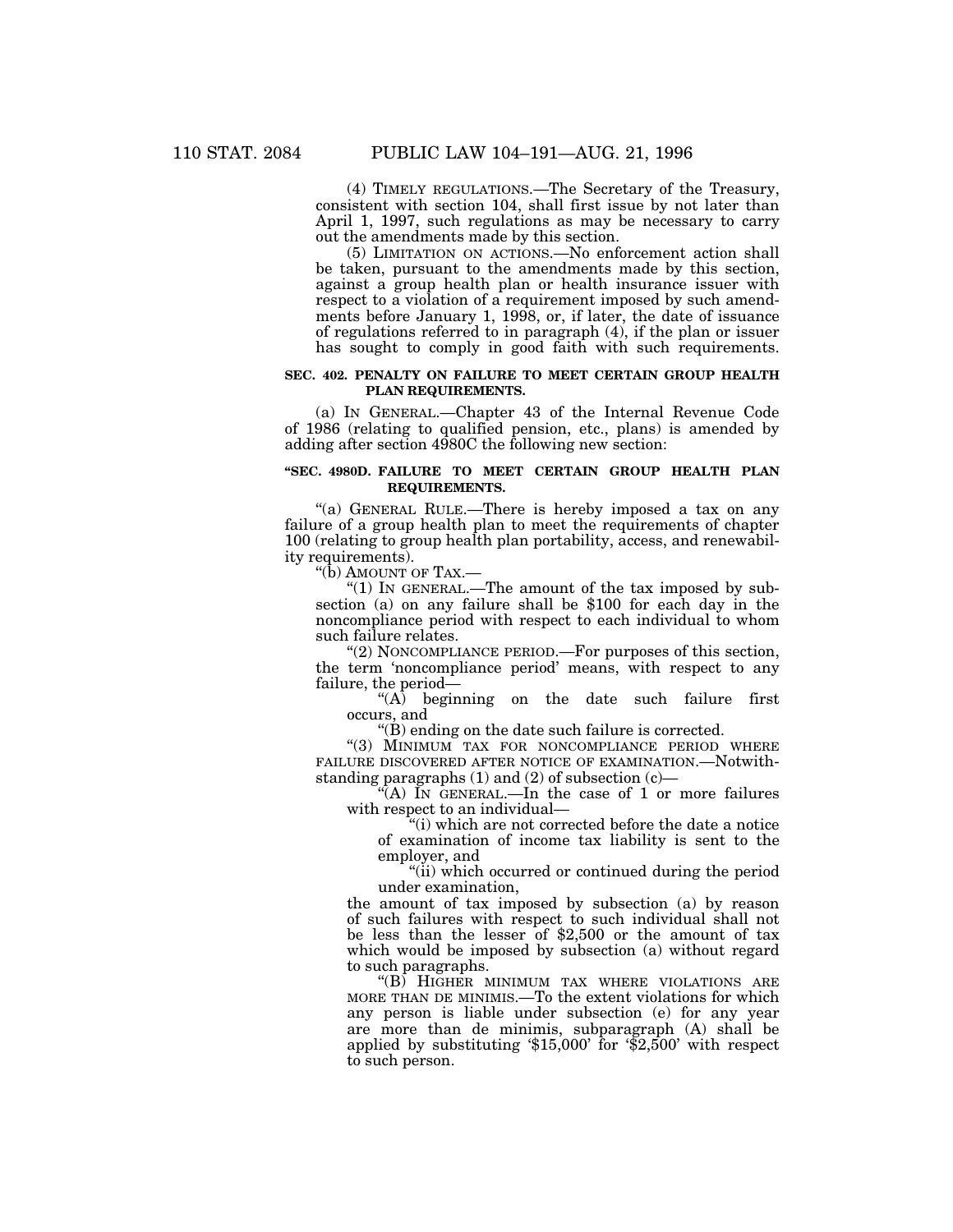(4) TIMELY REGULATIONS.—The Secretary of the Treasury, consistent with section 104, shall first issue by not later than April 1, 1997, such regulations as may be necessary to carry out the amendments made by this section.

(5) LIMITATION ON ACTIONS.—No enforcement action shall be taken, pursuant to the amendments made by this section, against a group health plan or health insurance issuer with respect to a violation of a requirement imposed by such amendments before January 1, 1998, or, if later, the date of issuance of regulations referred to in paragraph (4), if the plan or issuer has sought to comply in good faith with such requirements.

**SEC. 402. PENALTY ON FAILURE TO MEET CERTAIN GROUP HEALTH PLAN REQUIREMENTS.**

(a) IN GENERAL.—Chapter 43 of the Internal Revenue Code of 1986 (relating to qualified pension, etc., plans) is amended by adding after section 4980C the following new section:

**"SEC. 4980D. FAILURE TO MEET CERTAIN GROUP HEALTH PLAN REQUIREMENTS.**

"(a) GENERAL RULE.—There is hereby imposed a tax on any failure of a group health plan to meet the requirements of chapter 100 (relating to group health plan portability, access, and renewability requirements).

"(b) AMOUNT OF TAX.—

"(1) IN GENERAL.—The amount of the tax imposed by subsection (a) on any failure shall be $100 for each day in the noncompliance period with respect to each individual to whom such failure relates.

"(2) NONCOMPLIANCE PERIOD.—For purposes of this section, the term 'noncompliance period' means, with respect to any failure, the period—

"(A) beginning on the date such failure first occurs, and

"(B) ending on the date such failure is corrected.

"(3) MINIMUM TAX FOR NONCOMPLIANCE PERIOD WHERE FAILURE DISCOVERED AFTER NOTICE OF EXAMINATION.—Notwithstanding paragraphs (1) and (2) of subsection (c)—

"(A) IN GENERAL.—In the case of 1 or more failures with respect to an individual—

"(i) which are not corrected before the date a notice of examination of income tax liability is sent to the employer, and

"(ii) which occurred or continued during the period under examination,

the amount of tax imposed by subsection (a) by reason of such failures with respect to such individual shall not be less than the lesser of $2,500 or the amount of tax which would be imposed by subsection (a) without regard to such paragraphs.

"(B) HIGHER MINIMUM TAX WHERE VIOLATIONS ARE MORE THAN DE MINIMIS.—To the extent violations for which any person is liable under subsection (e) for any year are more than de minimis, subparagraph (A) shall be applied by substituting '$15,000' for '$2,500' with respect to such person.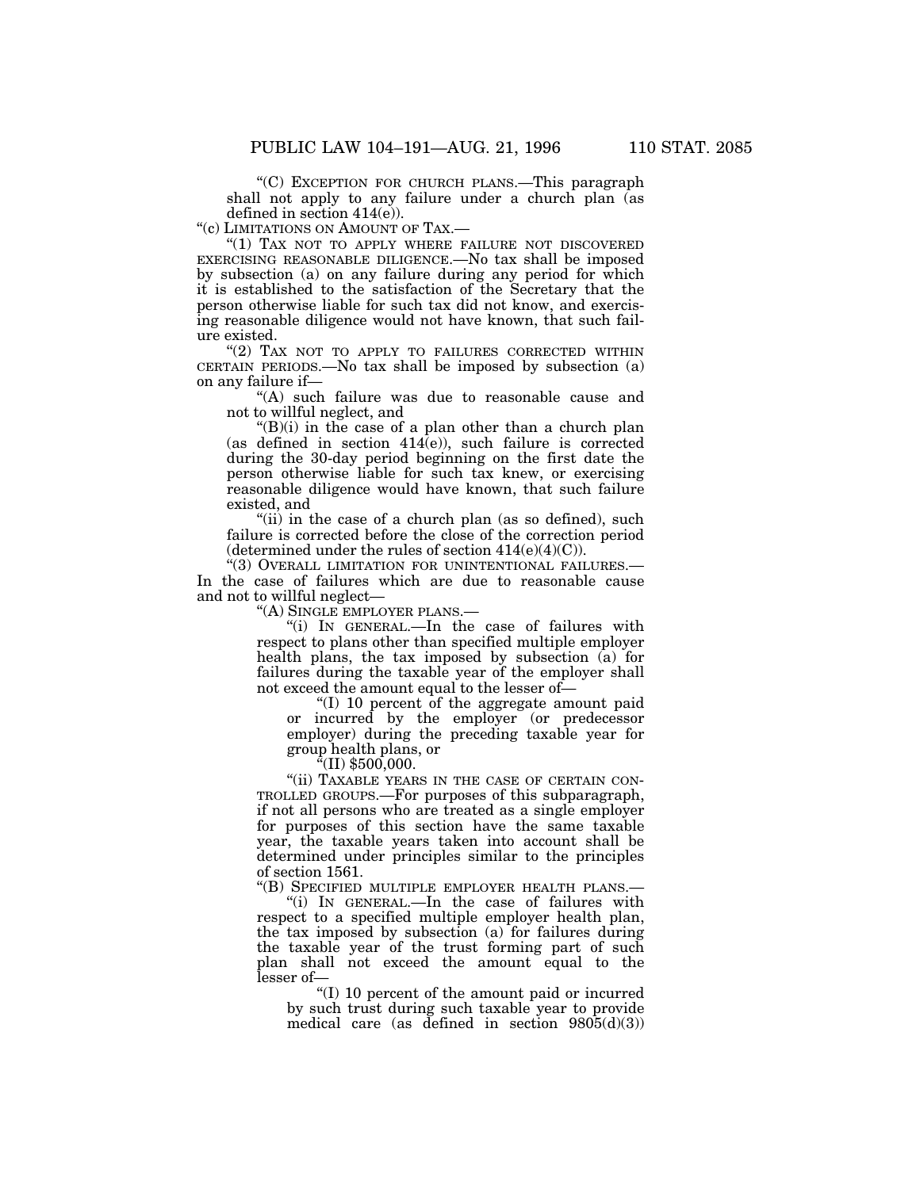"(C) EXCEPTION FOR CHURCH PLANS.—This paragraph shall not apply to any failure under a church plan (as defined in section 414(e)).

"(c) LIMITATIONS ON AMOUNT OF TAX.—

"(1) TAX NOT TO APPLY WHERE FAILURE NOT DISCOVERED EXERCISING REASONABLE DILIGENCE.—No tax shall be imposed by subsection (a) on any failure during any period for which it is established to the satisfaction of the Secretary that the person otherwise liable for such tax did not know, and exercising reasonable diligence would not have known, that such failure existed.

"(2) TAX NOT TO APPLY TO FAILURES CORRECTED WITHIN CERTAIN PERIODS.—No tax shall be imposed by subsection (a) on any failure if—

"(A) such failure was due to reasonable cause and not to willful neglect, and

"(B)(i) in the case of a plan other than a church plan (as defined in section 414(e)), such failure is corrected during the 30-day period beginning on the first date the person otherwise liable for such tax knew, or exercising reasonable diligence would have known, that such failure existed, and

"(ii) in the case of a church plan (as so defined), such failure is corrected before the close of the correction period (determined under the rules of section 414(e)(4)(C)).

"(3) OVERALL LIMITATION FOR UNINTENTIONAL FAILURES.— In the case of failures which are due to reasonable cause and not to willful neglect—

"(A) SINGLE EMPLOYER PLANS.—

"(i) IN GENERAL.—In the case of failures with respect to plans other than specified multiple employer health plans, the tax imposed by subsection (a) for failures during the taxable year of the employer shall not exceed the amount equal to the lesser of—

"(I) 10 percent of the aggregate amount paid or incurred by the employer (or predecessor employer) during the preceding taxable year for group health plans, or

"(II) $500,000.

"(ii) TAXABLE YEARS IN THE CASE OF CERTAIN CONTROLLED GROUPS.—For purposes of this subparagraph, if not all persons who are treated as a single employer for purposes of this section have the same taxable year, the taxable years taken into account shall be determined under principles similar to the principles of section 1561.

"(B) SPECIFIED MULTIPLE EMPLOYER HEALTH PLANS.—

"(i) IN GENERAL.—In the case of failures with respect to a specified multiple employer health plan, the tax imposed by subsection (a) for failures during the taxable year of the trust forming part of such plan shall not exceed the amount equal to the lesser of—

"(I) 10 percent of the amount paid or incurred by such trust during such taxable year to provide medical care (as defined in section 9805(d)(3))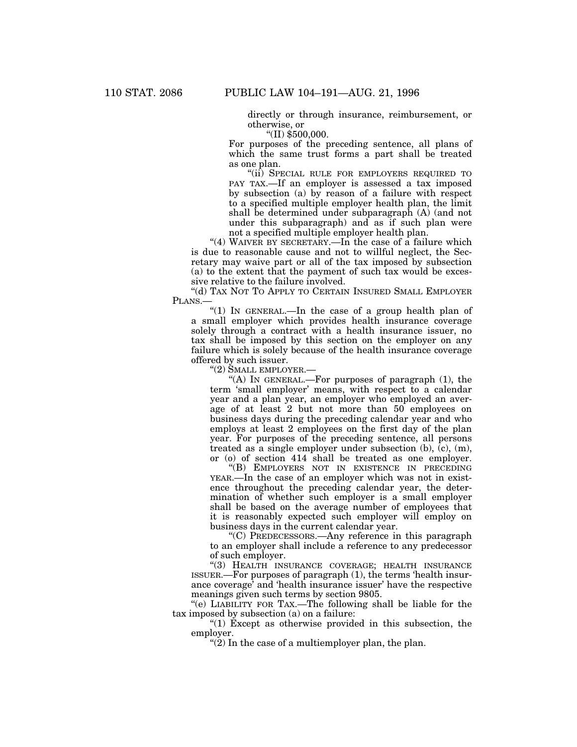directly or through insurance, reimbursement, or otherwise, or

"(II) $500,000.

For purposes of the preceding sentence, all plans of which the same trust forms a part shall be treated as one plan.

"(ii) SPECIAL RULE FOR EMPLOYERS REQUIRED TO PAY TAX.—If an employer is assessed a tax imposed by subsection (a) by reason of a failure with respect to a specified multiple employer health plan, the limit shall be determined under subparagraph (A) (and not under this subparagraph) and as if such plan were not a specified multiple employer health plan.

"(4) WAIVER BY SECRETARY.—In the case of a failure which is due to reasonable cause and not to willful neglect, the Secretary may waive part or all of the tax imposed by subsection (a) to the extent that the payment of such tax would be excessive relative to the failure involved.

"(d) TAX NOT TO APPLY TO CERTAIN INSURED SMALL EMPLOYER PLANS.—

"(1) IN GENERAL.—In the case of a group health plan of a small employer which provides health insurance coverage solely through a contract with a health insurance issuer, no tax shall be imposed by this section on the employer on any failure which is solely because of the health insurance coverage offered by such issuer.

"(2) SMALL EMPLOYER.—

"(A) IN GENERAL.—For purposes of paragraph (1), the term 'small employer' means, with respect to a calendar year and a plan year, an employer who employed an average of at least 2 but not more than 50 employees on business days during the preceding calendar year and who employs at least 2 employees on the first day of the plan year. For purposes of the preceding sentence, all persons treated as a single employer under subsection (b), (c), (m), or (o) of section 414 shall be treated as one employer.

"(B) EMPLOYERS NOT IN EXISTENCE IN PRECEDING YEAR.—In the case of an employer which was not in existence throughout the preceding calendar year, the determination of whether such employer is a small employer shall be based on the average number of employees that it is reasonably expected such employer will employ on business days in the current calendar year.

"(C) PREDECESSORS.—Any reference in this paragraph to an employer shall include a reference to any predecessor of such employer.

"(3) HEALTH INSURANCE COVERAGE; HEALTH INSURANCE ISSUER.—For purposes of paragraph (1), the terms 'health insurance coverage' and 'health insurance issuer' have the respective meanings given such terms by section 9805.

"(e) LIABILITY FOR TAX.—The following shall be liable for the tax imposed by subsection (a) on a failure:

"(1) Except as otherwise provided in this subsection, the employer.

"(2) In the case of a multiemployer plan, the plan.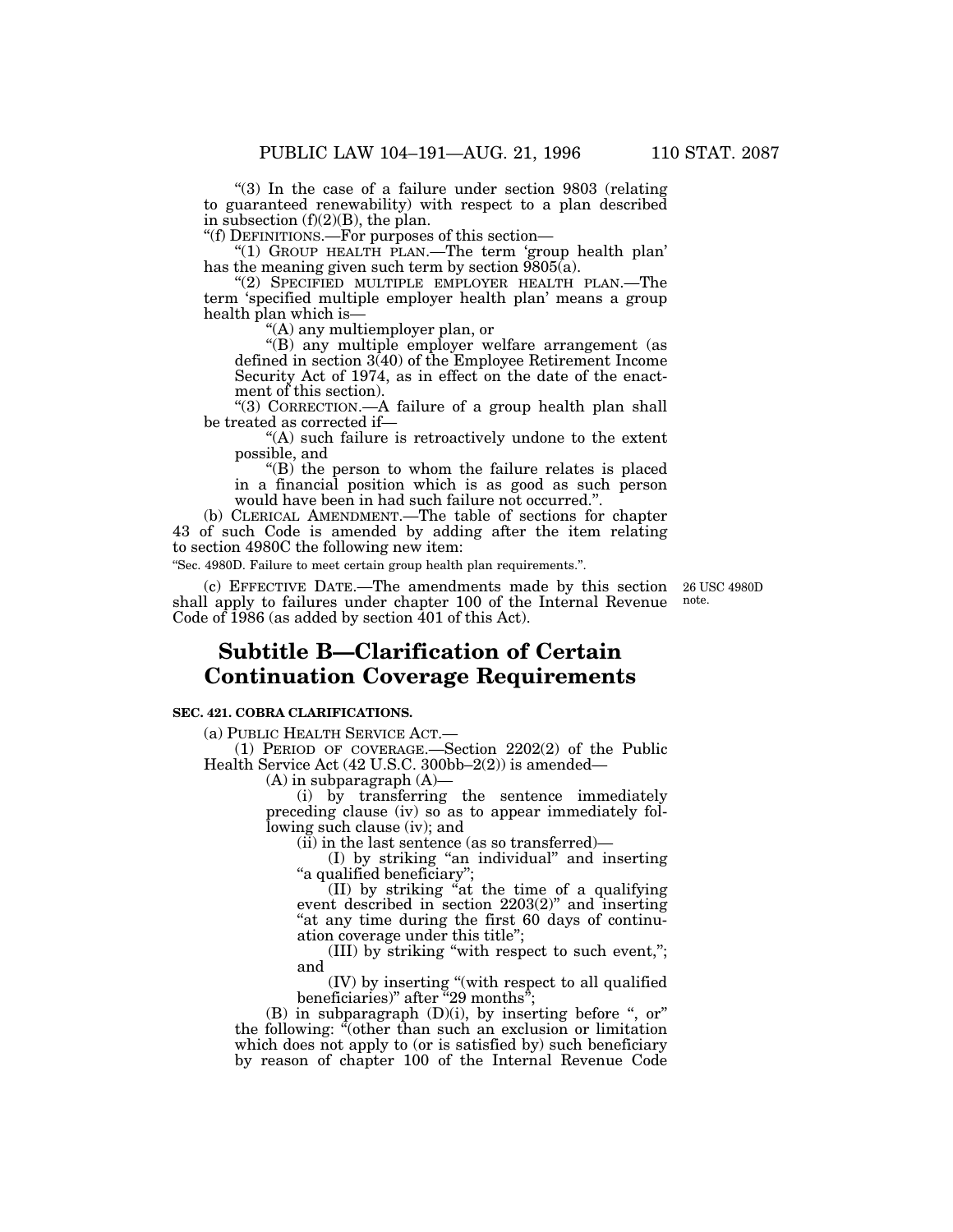"(3) In the case of a failure under section 9803 (relating to guaranteed renewability) with respect to a plan described in subsection (f)(2)(B), the plan.

"(f) DEFINITIONS.—For purposes of this section—

"(1) GROUP HEALTH PLAN.—The term 'group health plan' has the meaning given such term by section 9805(a).

"(2) SPECIFIED MULTIPLE EMPLOYER HEALTH PLAN.—The term 'specified multiple employer health plan' means a group health plan which is—

"(A) any multiemployer plan, or

"(B) any multiple employer welfare arrangement (as defined in section 3(40) of the Employee Retirement Income Security Act of 1974, as in effect on the date of the enactment of this section).

"(3) CORRECTION.—A failure of a group health plan shall be treated as corrected if—

"(A) such failure is retroactively undone to the extent possible, and

"(B) the person to whom the failure relates is placed in a financial position which is as good as such person would have been in had such failure not occurred.".

(b) CLERICAL AMENDMENT.—The table of sections for chapter 43 of such Code is amended by adding after the item relating to section 4980C the following new item:

"Sec. 4980D. Failure to meet certain group health plan requirements.".

(c) EFFECTIVE DATE.—The amendments made by this section shall apply to failures under chapter 100 of the Internal Revenue Code of 1986 (as added by section 401 of this Act).

26 USC 4980D note.

# Subtitle B—Clarification of Certain Continuation Coverage Requirements

**SEC. 421. COBRA CLARIFICATIONS.**

(a) PUBLIC HEALTH SERVICE ACT.—

(1) PERIOD OF COVERAGE.—Section 2202(2) of the Public Health Service Act (42 U.S.C. 300bb–2(2)) is amended—

(A) in subparagraph (A)—

(i) by transferring the sentence immediately preceding clause (iv) so as to appear immediately following such clause (iv); and

(ii) in the last sentence (as so transferred)—

(I) by striking "an individual" and inserting "a qualified beneficiary";

(II) by striking "at the time of a qualifying event described in section 2203(2)" and inserting "at any time during the first 60 days of continuation coverage under this title";

(III) by striking "with respect to such event,"; and

(IV) by inserting "(with respect to all qualified beneficiaries)" after "29 months";

(B) in subparagraph (D)(i), by inserting before ", or" the following: "(other than such an exclusion or limitation which does not apply to (or is satisfied by) such beneficiary by reason of chapter 100 of the Internal Revenue Code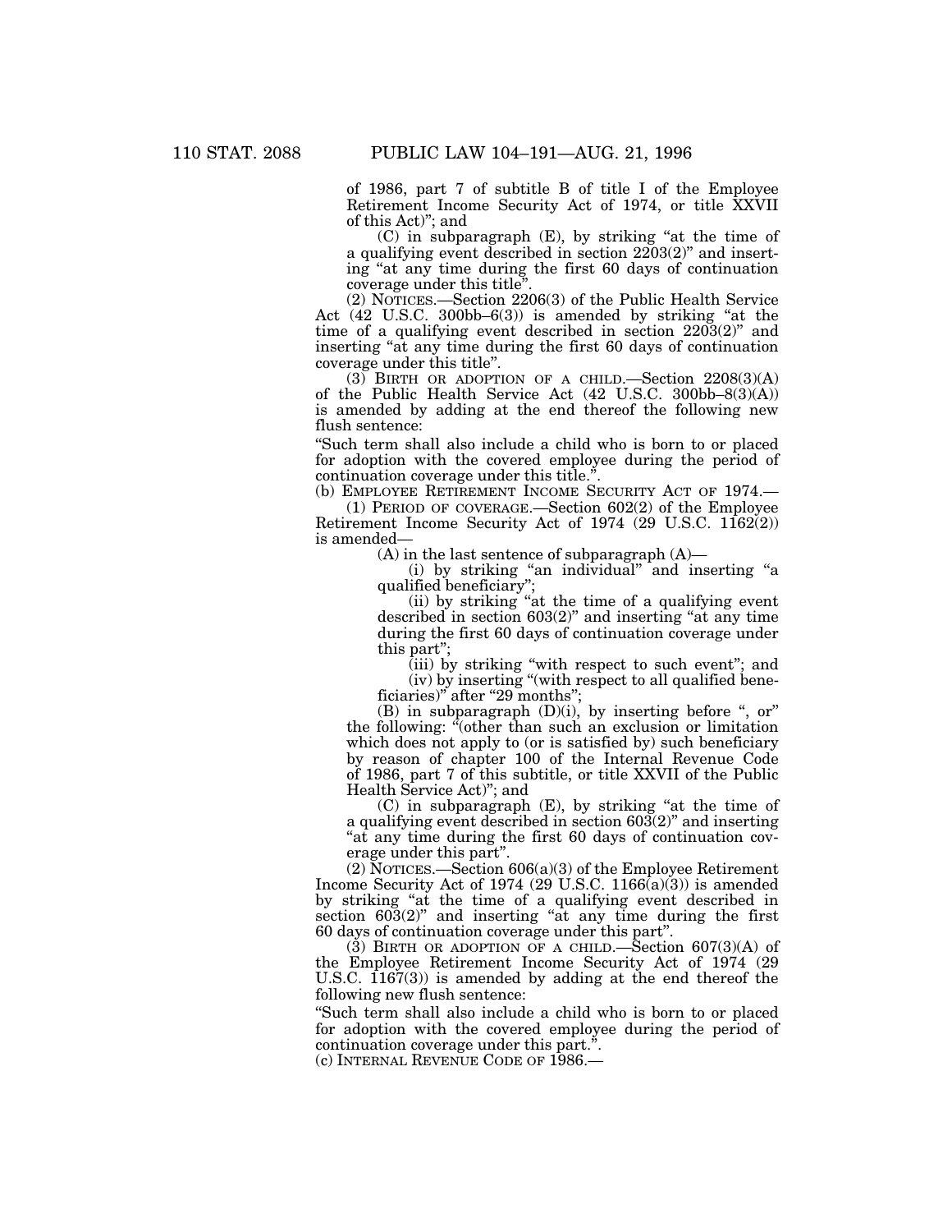of 1986, part 7 of subtitle B of title I of the Employee Retirement Income Security Act of 1974, or title XXVII of this Act)"; and

(C) in subparagraph (E), by striking "at the time of a qualifying event described in section 2203(2)" and inserting "at any time during the first 60 days of continuation coverage under this title".

(2) NOTICES.—Section 2206(3) of the Public Health Service Act (42 U.S.C. 300bb–6(3)) is amended by striking "at the time of a qualifying event described in section 2203(2)" and inserting "at any time during the first 60 days of continuation coverage under this title".

(3) BIRTH OR ADOPTION OF A CHILD.—Section 2208(3)(A) of the Public Health Service Act (42 U.S.C. 300bb–8(3)(A)) is amended by adding at the end thereof the following new flush sentence:

"Such term shall also include a child who is born to or placed for adoption with the covered employee during the period of continuation coverage under this title.".

(b) EMPLOYEE RETIREMENT INCOME SECURITY ACT OF 1974.—

(1) PERIOD OF COVERAGE.—Section 602(2) of the Employee Retirement Income Security Act of 1974 (29 U.S.C. 1162(2)) is amended—

(A) in the last sentence of subparagraph (A)—

(i) by striking "an individual" and inserting "a qualified beneficiary";

(ii) by striking "at the time of a qualifying event described in section 603(2)" and inserting "at any time during the first 60 days of continuation coverage under this part";

(iii) by striking "with respect to such event"; and

(iv) by inserting "(with respect to all qualified beneficiaries)" after "29 months";

(B) in subparagraph (D)(i), by inserting before ", or" the following: "(other than such an exclusion or limitation which does not apply to (or is satisfied by) such beneficiary by reason of chapter 100 of the Internal Revenue Code of 1986, part 7 of this subtitle, or title XXVII of the Public Health Service Act)"; and

(C) in subparagraph (E), by striking "at the time of a qualifying event described in section 603(2)" and inserting "at any time during the first 60 days of continuation coverage under this part".

(2) NOTICES.—Section 606(a)(3) of the Employee Retirement Income Security Act of 1974 (29 U.S.C. 1166(a)(3)) is amended by striking "at the time of a qualifying event described in section 603(2)" and inserting "at any time during the first 60 days of continuation coverage under this part".

(3) BIRTH OR ADOPTION OF A CHILD.—Section 607(3)(A) of the Employee Retirement Income Security Act of 1974 (29 U.S.C. 1167(3)) is amended by adding at the end thereof the following new flush sentence:

"Such term shall also include a child who is born to or placed for adoption with the covered employee during the period of continuation coverage under this part.".

(c) INTERNAL REVENUE CODE OF 1986.—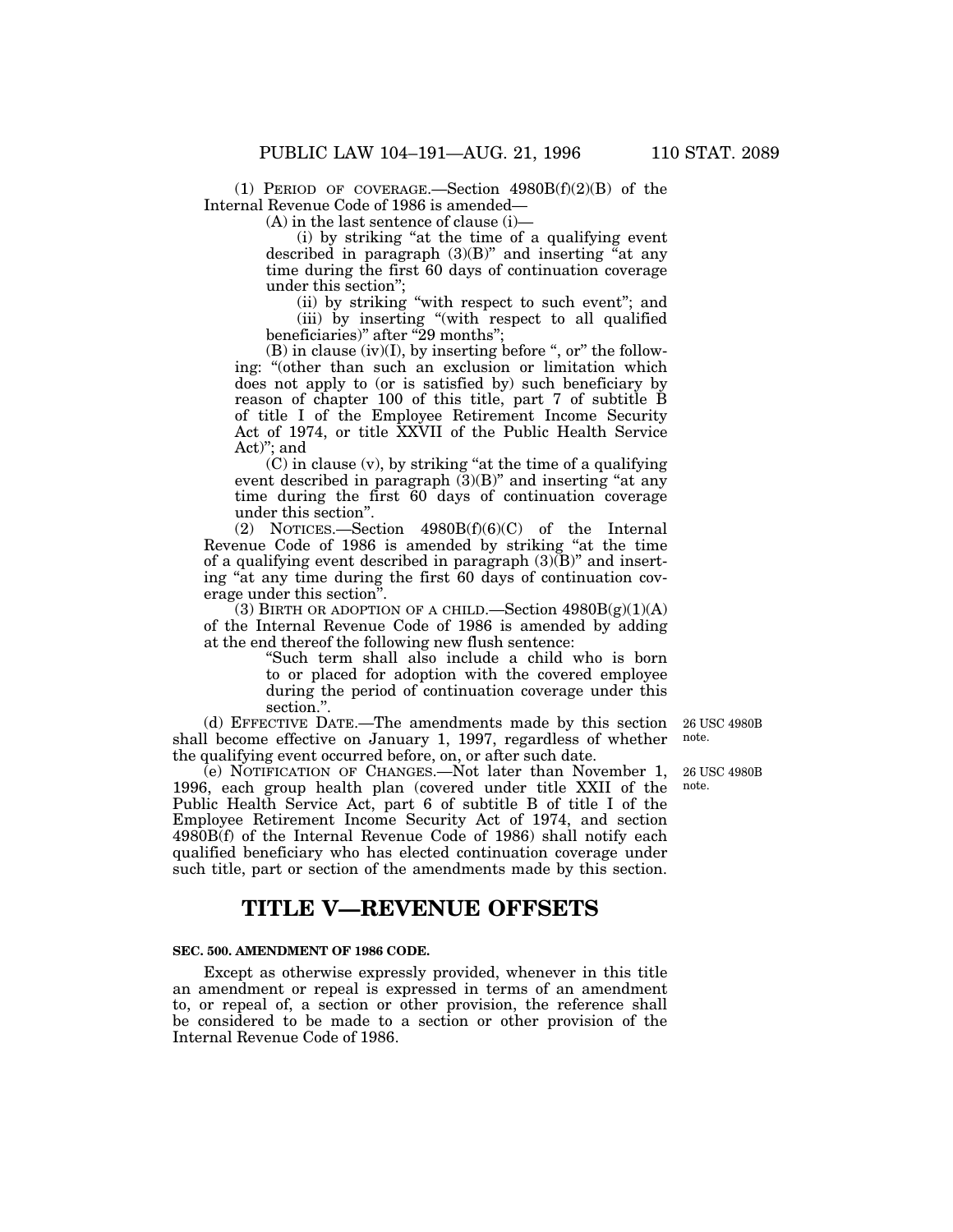(1) PERIOD OF COVERAGE.—Section 4980B(f)(2)(B) of the Internal Revenue Code of 1986 is amended—

(A) in the last sentence of clause (i)—

(i) by striking "at the time of a qualifying event described in paragraph (3)(B)" and inserting "at any time during the first 60 days of continuation coverage under this section";

(ii) by striking "with respect to such event"; and

(iii) by inserting "(with respect to all qualified beneficiaries)" after "29 months";

(B) in clause (iv)(I), by inserting before ", or" the following: "(other than such an exclusion or limitation which does not apply to (or is satisfied by) such beneficiary by reason of chapter 100 of this title, part 7 of subtitle B of title I of the Employee Retirement Income Security Act of 1974, or title XXVII of the Public Health Service Act)"; and

(C) in clause (v), by striking "at the time of a qualifying event described in paragraph (3)(B)" and inserting "at any time during the first 60 days of continuation coverage under this section".

(2) NOTICES.—Section 4980B(f)(6)(C) of the Internal Revenue Code of 1986 is amended by striking "at the time of a qualifying event described in paragraph (3)(B)" and inserting "at any time during the first 60 days of continuation coverage under this section".

(3) BIRTH OR ADOPTION OF A CHILD.—Section 4980B(g)(1)(A) of the Internal Revenue Code of 1986 is amended by adding at the end thereof the following new flush sentence:

"Such term shall also include a child who is born to or placed for adoption with the covered employee during the period of continuation coverage under this section.".

(d) EFFECTIVE DATE.—The amendments made by this section shall become effective on January 1, 1997, regardless of whether the qualifying event occurred before, on, or after such date.

26 USC 4980B note.

(e) NOTIFICATION OF CHANGES.—Not later than November 1, 1996, each group health plan (covered under title XXII of the Public Health Service Act, part 6 of subtitle B of title I of the Employee Retirement Income Security Act of 1974, and section 4980B(f) of the Internal Revenue Code of 1986) shall notify each qualified beneficiary who has elected continuation coverage under such title, part or section of the amendments made by this section.

26 USC 4980B note.

# TITLE V—REVENUE OFFSETS

**SEC. 500. AMENDMENT OF 1986 CODE.**

Except as otherwise expressly provided, whenever in this title an amendment or repeal is expressed in terms of an amendment to, or repeal of, a section or other provision, the reference shall be considered to be made to a section or other provision of the Internal Revenue Code of 1986.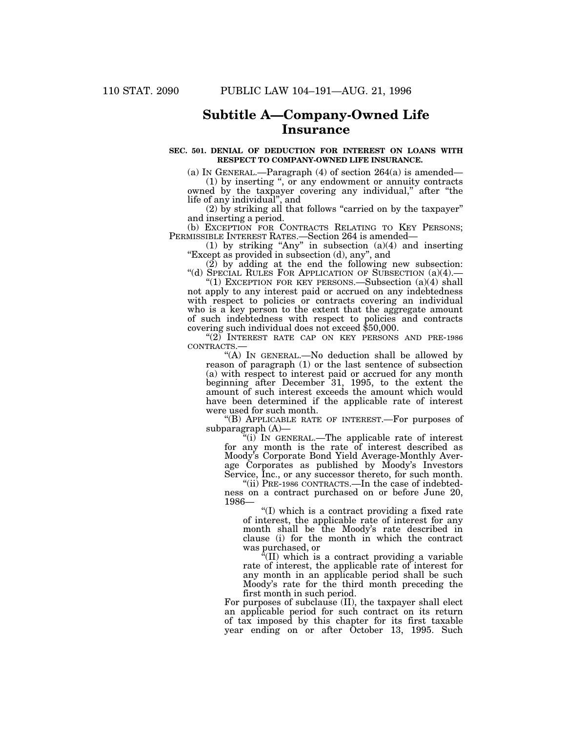## Subtitle A—Company-Owned Life Insurance

**SEC. 501. DENIAL OF DEDUCTION FOR INTEREST ON LOANS WITH RESPECT TO COMPANY-OWNED LIFE INSURANCE.**

(a) IN GENERAL.—Paragraph (4) of section 264(a) is amended—

(1) by inserting ", or any endowment or annuity contracts owned by the taxpayer covering any individual," after "the life of any individual", and

(2) by striking all that follows "carried on by the taxpayer" and inserting a period.

(b) EXCEPTION FOR CONTRACTS RELATING TO KEY PERSONS; PERMISSIBLE INTEREST RATES.—Section 264 is amended—

(1) by striking "Any" in subsection (a)(4) and inserting "Except as provided in subsection (d), any", and

(2) by adding at the end the following new subsection:

"(d) SPECIAL RULES FOR APPLICATION OF SUBSECTION (a)(4).—

"(1) EXCEPTION FOR KEY PERSONS.—Subsection (a)(4) shall not apply to any interest paid or accrued on any indebtedness with respect to policies or contracts covering an individual who is a key person to the extent that the aggregate amount of such indebtedness with respect to policies and contracts covering such individual does not exceed $50,000.

"(2) INTEREST RATE CAP ON KEY PERSONS AND PRE-1986 CONTRACTS.—

"(A) IN GENERAL.—No deduction shall be allowed by reason of paragraph (1) or the last sentence of subsection (a) with respect to interest paid or accrued for any month beginning after December 31, 1995, to the extent the amount of such interest exceeds the amount which would have been determined if the applicable rate of interest were used for such month.

"(B) APPLICABLE RATE OF INTEREST.—For purposes of subparagraph (A)—

"(i) IN GENERAL.—The applicable rate of interest for any month is the rate of interest described as Moody's Corporate Bond Yield Average-Monthly Average Corporates as published by Moody's Investors Service, Inc., or any successor thereto, for such month.

"(ii) PRE-1986 CONTRACTS.—In the case of indebtedness on a contract purchased on or before June 20, 1986—

"(I) which is a contract providing a fixed rate of interest, the applicable rate of interest for any month shall be the Moody's rate described in clause (i) for the month in which the contract was purchased, or

"(II) which is a contract providing a variable rate of interest, the applicable rate of interest for any month in an applicable period shall be such Moody's rate for the third month preceding the first month in such period.

For purposes of subclause (II), the taxpayer shall elect an applicable period for such contract on its return of tax imposed by this chapter for its first taxable year ending on or after October 13, 1995. Such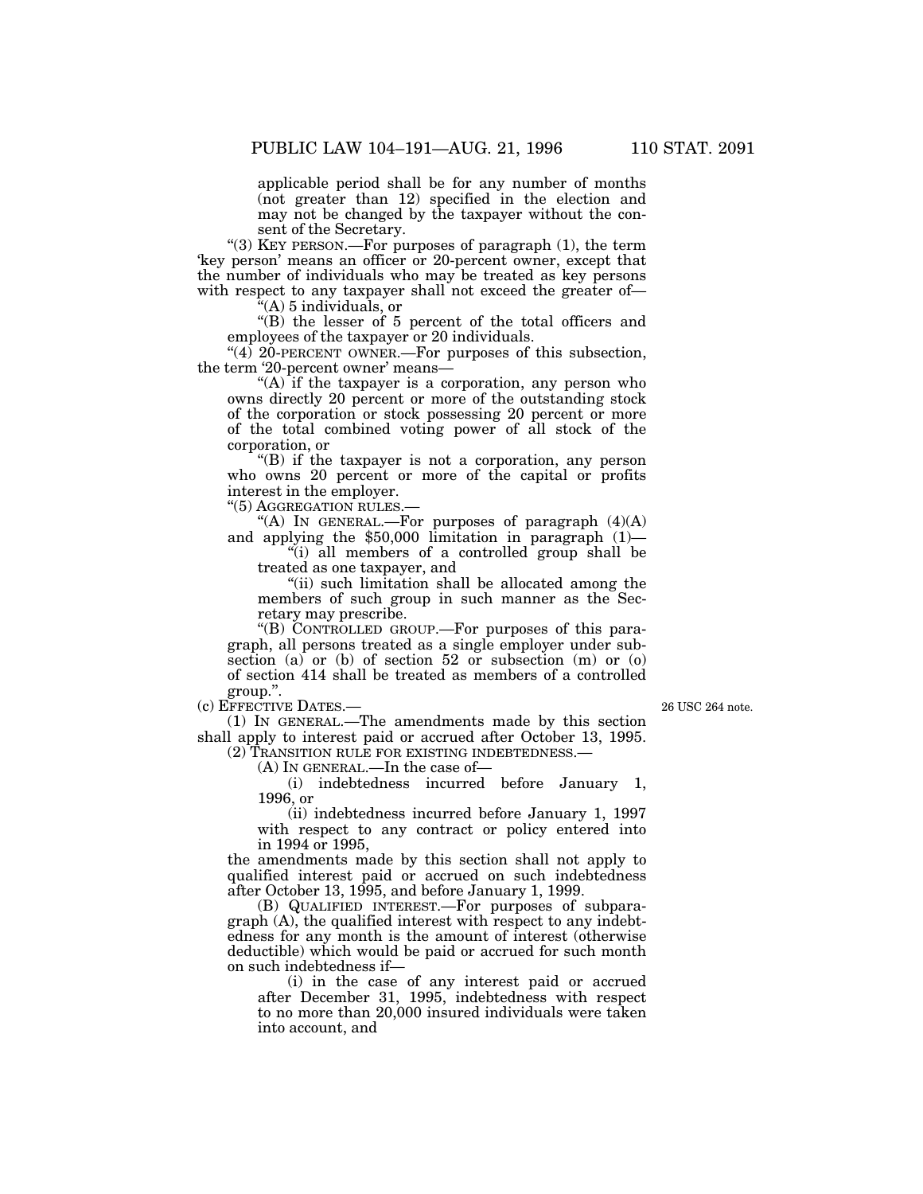applicable period shall be for any number of months (not greater than 12) specified in the election and may not be changed by the taxpayer without the consent of the Secretary.

"(3) KEY PERSON.—For purposes of paragraph (1), the term 'key person' means an officer or 20-percent owner, except that the number of individuals who may be treated as key persons with respect to any taxpayer shall not exceed the greater of—

"(A) 5 individuals, or

"(B) the lesser of 5 percent of the total officers and employees of the taxpayer or 20 individuals.

"(4) 20-PERCENT OWNER.—For purposes of this subsection, the term '20-percent owner' means—

"(A) if the taxpayer is a corporation, any person who owns directly 20 percent or more of the outstanding stock of the corporation or stock possessing 20 percent or more of the total combined voting power of all stock of the corporation, or

"(B) if the taxpayer is not a corporation, any person who owns 20 percent or more of the capital or profits interest in the employer.

"(5) AGGREGATION RULES.—

"(A) IN GENERAL.—For purposes of paragraph (4)(A) and applying the $50,000 limitation in paragraph (1)—

"(i) all members of a controlled group shall be treated as one taxpayer, and

"(ii) such limitation shall be allocated among the members of such group in such manner as the Secretary may prescribe.

"(B) CONTROLLED GROUP.—For purposes of this paragraph, all persons treated as a single employer under subsection (a) or (b) of section 52 or subsection (m) or (o) of section 414 shall be treated as members of a controlled group.".

(c) EFFECTIVE DATES.—

26 USC 264 note.

(1) IN GENERAL.—The amendments made by this section shall apply to interest paid or accrued after October 13, 1995.

(2) TRANSITION RULE FOR EXISTING INDEBTEDNESS.—

(A) IN GENERAL.—In the case of—

(i) indebtedness incurred before January 1, 1996, or

(ii) indebtedness incurred before January 1, 1997 with respect to any contract or policy entered into in 1994 or 1995,

the amendments made by this section shall not apply to qualified interest paid or accrued on such indebtedness after October 13, 1995, and before January 1, 1999.

(B) QUALIFIED INTEREST.—For purposes of subparagraph (A), the qualified interest with respect to any indebtedness for any month is the amount of interest (otherwise deductible) which would be paid or accrued for such month on such indebtedness if—

(i) in the case of any interest paid or accrued after December 31, 1995, indebtedness with respect to no more than 20,000 insured individuals were taken into account, and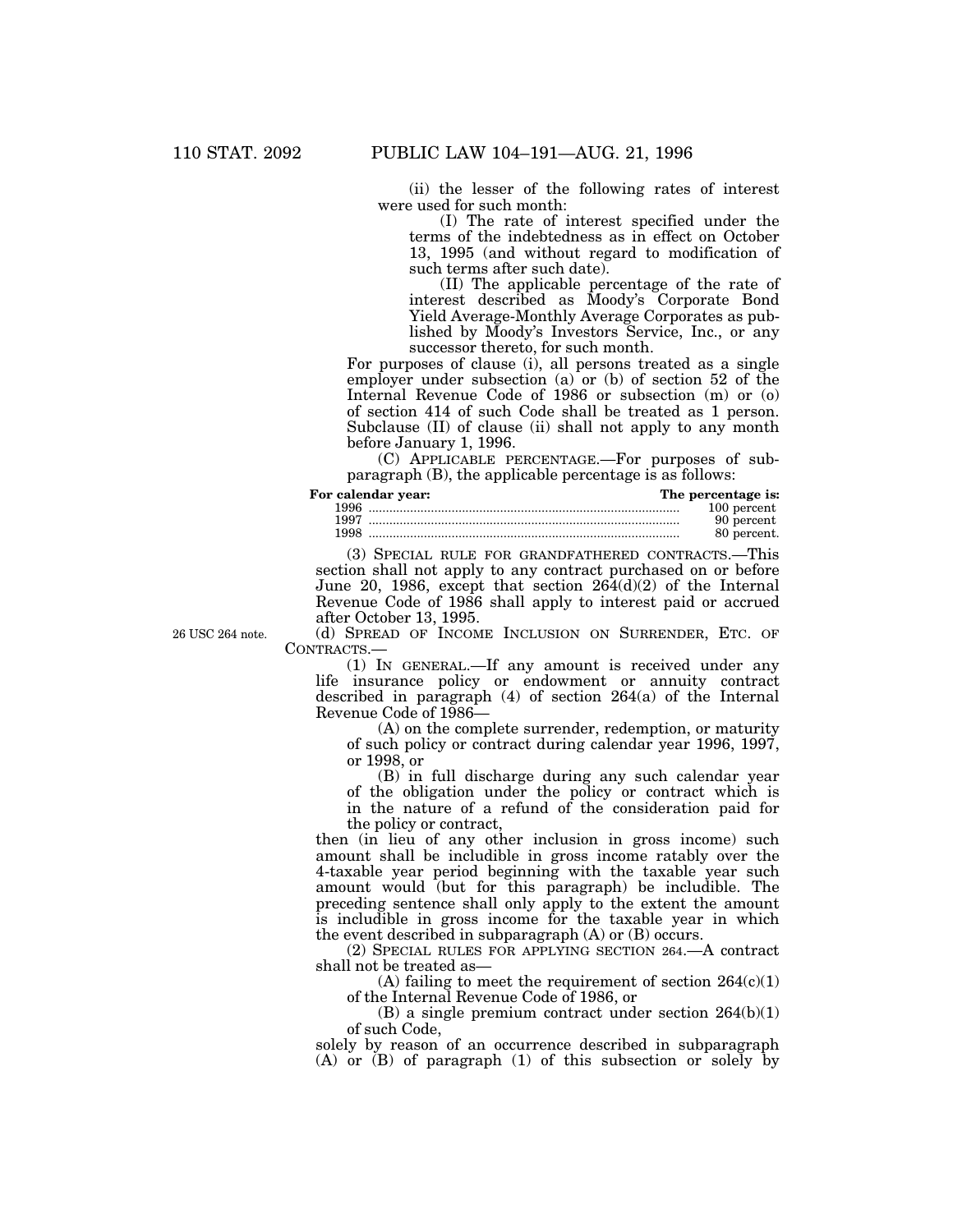(ii) the lesser of the following rates of interest were used for such month:

(I) The rate of interest specified under the terms of the indebtedness as in effect on October 13, 1995 (and without regard to modification of such terms after such date).

(II) The applicable percentage of the rate of interest described as Moody's Corporate Bond Yield Average-Monthly Average Corporates as published by Moody's Investors Service, Inc., or any successor thereto, for such month.

For purposes of clause (i), all persons treated as a single employer under subsection (a) or (b) of section 52 of the Internal Revenue Code of 1986 or subsection (m) or (o) of section 414 of such Code shall be treated as 1 person. Subclause (II) of clause (ii) shall not apply to any month before January 1, 1996.

(C) APPLICABLE PERCENTAGE.—For purposes of subparagraph (B), the applicable percentage is as follows:

| For calendar year: | The percentage is: |
|---|---|
| 1996 | 100 percent |
| 1997 | 90 percent |
| 1998 | 80 percent. |

(3) SPECIAL RULE FOR GRANDFATHERED CONTRACTS.—This section shall not apply to any contract purchased on or before June 20, 1986, except that section 264(d)(2) of the Internal Revenue Code of 1986 shall apply to interest paid or accrued after October 13, 1995.

26 USC 264 note.

(d) SPREAD OF INCOME INCLUSION ON SURRENDER, ETC. OF CONTRACTS.—

(1) IN GENERAL.—If any amount is received under any life insurance policy or endowment or annuity contract described in paragraph (4) of section 264(a) of the Internal Revenue Code of 1986—

(A) on the complete surrender, redemption, or maturity of such policy or contract during calendar year 1996, 1997, or 1998, or

(B) in full discharge during any such calendar year of the obligation under the policy or contract which is in the nature of a refund of the consideration paid for the policy or contract,

then (in lieu of any other inclusion in gross income) such amount shall be includible in gross income ratably over the 4-taxable year period beginning with the taxable year such amount would (but for this paragraph) be includible. The preceding sentence shall only apply to the extent the amount is includible in gross income for the taxable year in which the event described in subparagraph (A) or (B) occurs.

(2) SPECIAL RULES FOR APPLYING SECTION 264.—A contract shall not be treated as—

(A) failing to meet the requirement of section 264(c)(1) of the Internal Revenue Code of 1986, or

(B) a single premium contract under section 264(b)(1) of such Code,

solely by reason of an occurrence described in subparagraph (A) or (B) of paragraph (1) of this subsection or solely by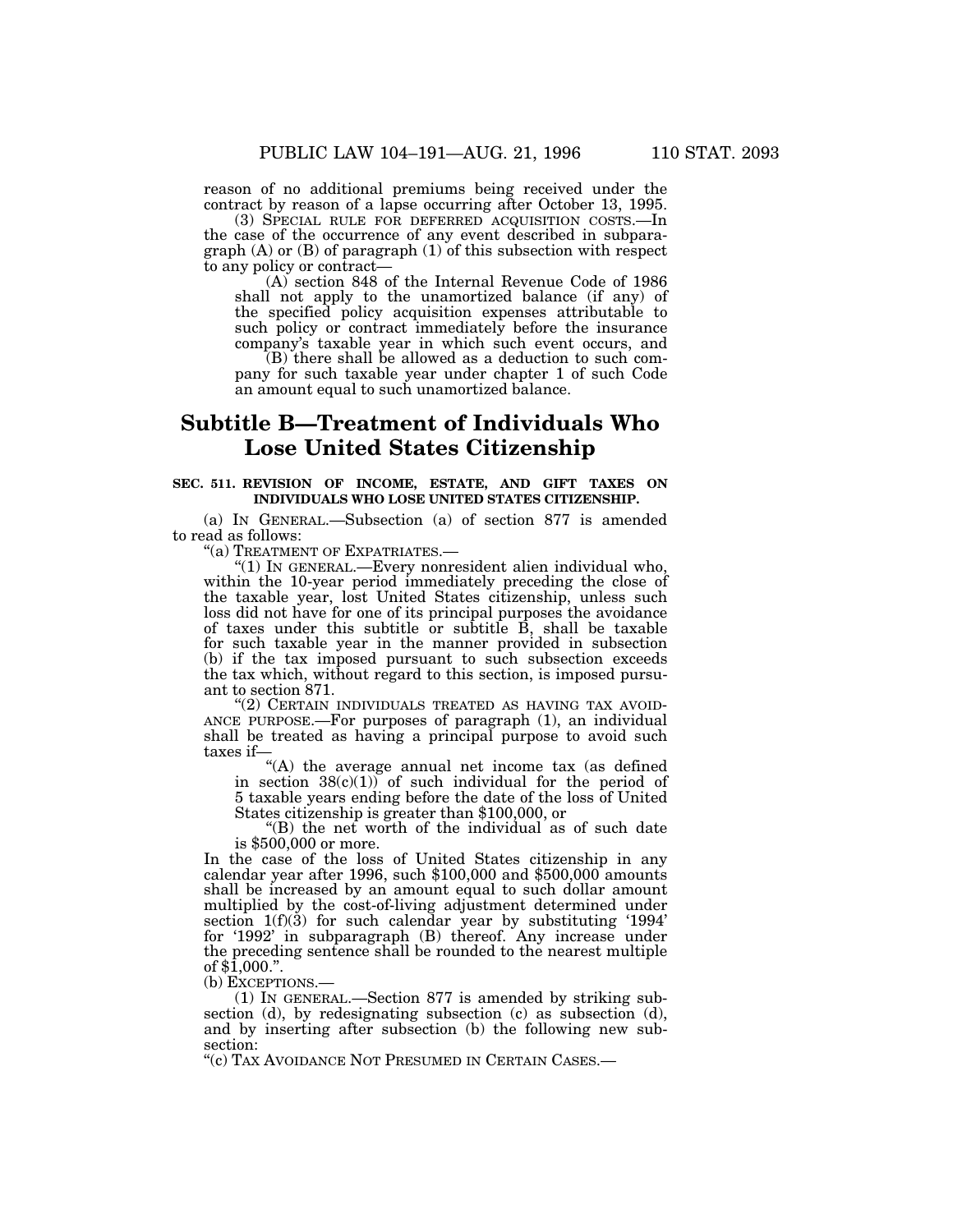reason of no additional premiums being received under the contract by reason of a lapse occurring after October 13, 1995.

(3) SPECIAL RULE FOR DEFERRED ACQUISITION COSTS.—In the case of the occurrence of any event described in subparagraph (A) or (B) of paragraph (1) of this subsection with respect to any policy or contract—

(A) section 848 of the Internal Revenue Code of 1986 shall not apply to the unamortized balance (if any) of the specified policy acquisition expenses attributable to such policy or contract immediately before the insurance company's taxable year in which such event occurs, and

(B) there shall be allowed as a deduction to such company for such taxable year under chapter 1 of such Code an amount equal to such unamortized balance.

## Subtitle B—Treatment of Individuals Who Lose United States Citizenship

**SEC. 511. REVISION OF INCOME, ESTATE, AND GIFT TAXES ON INDIVIDUALS WHO LOSE UNITED STATES CITIZENSHIP.**

(a) IN GENERAL.—Subsection (a) of section 877 is amended to read as follows:

"(a) TREATMENT OF EXPATRIATES.—

"(1) IN GENERAL.—Every nonresident alien individual who, within the 10-year period immediately preceding the close of the taxable year, lost United States citizenship, unless such loss did not have for one of its principal purposes the avoidance of taxes under this subtitle or subtitle B, shall be taxable for such taxable year in the manner provided in subsection (b) if the tax imposed pursuant to such subsection exceeds the tax which, without regard to this section, is imposed pursuant to section 871.

"(2) CERTAIN INDIVIDUALS TREATED AS HAVING TAX AVOIDANCE PURPOSE.—For purposes of paragraph (1), an individual shall be treated as having a principal purpose to avoid such taxes if—

"(A) the average annual net income tax (as defined in section 38(c)(1)) of such individual for the period of 5 taxable years ending before the date of the loss of United States citizenship is greater than $100,000, or

"(B) the net worth of the individual as of such date is $500,000 or more.

In the case of the loss of United States citizenship in any calendar year after 1996, such $100,000 and $500,000 amounts shall be increased by an amount equal to such dollar amount multiplied by the cost-of-living adjustment determined under section 1(f)(3) for such calendar year by substituting '1994' for '1992' in subparagraph (B) thereof. Any increase under the preceding sentence shall be rounded to the nearest multiple of $1,000.".

(b) EXCEPTIONS.—

(1) IN GENERAL.—Section 877 is amended by striking subsection (d), by redesignating subsection (c) as subsection (d), and by inserting after subsection (b) the following new subsection:

"(c) TAX AVOIDANCE NOT PRESUMED IN CERTAIN CASES.—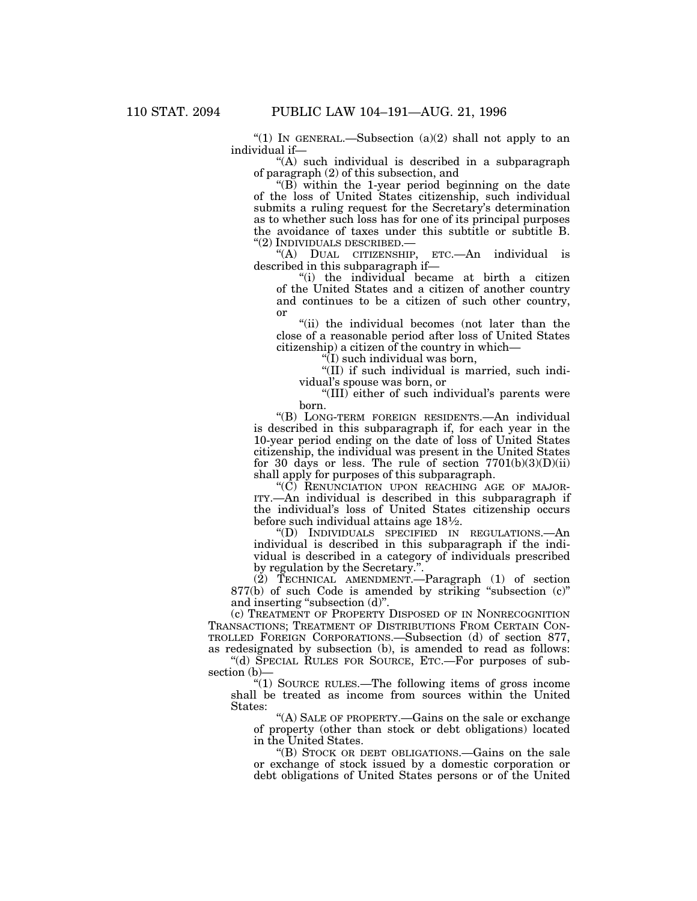"(1) IN GENERAL.—Subsection (a)(2) shall not apply to an individual if—

"(A) such individual is described in a subparagraph of paragraph (2) of this subsection, and

"(B) within the 1-year period beginning on the date of the loss of United States citizenship, such individual submits a ruling request for the Secretary's determination as to whether such loss has for one of its principal purposes the avoidance of taxes under this subtitle or subtitle B.

"(2) INDIVIDUALS DESCRIBED.—

"(A) DUAL CITIZENSHIP, ETC.—An individual is described in this subparagraph if—

"(i) the individual became at birth a citizen of the United States and a citizen of another country and continues to be a citizen of such other country, or

"(ii) the individual becomes (not later than the close of a reasonable period after loss of United States citizenship) a citizen of the country in which—

"(I) such individual was born,

"(II) if such individual is married, such individual's spouse was born, or

"(III) either of such individual's parents were born.

"(B) LONG-TERM FOREIGN RESIDENTS.—An individual is described in this subparagraph if, for each year in the 10-year period ending on the date of loss of United States citizenship, the individual was present in the United States for 30 days or less. The rule of section 7701(b)(3)(D)(ii) shall apply for purposes of this subparagraph.

"(C) RENUNCIATION UPON REACHING AGE OF MAJORITY.—An individual is described in this subparagraph if the individual's loss of United States citizenship occurs before such individual attains age 18½.

"(D) INDIVIDUALS SPECIFIED IN REGULATIONS.—An individual is described in this subparagraph if the individual is described in a category of individuals prescribed by regulation by the Secretary.".

(2) TECHNICAL AMENDMENT.—Paragraph (1) of section 877(b) of such Code is amended by striking "subsection (c)" and inserting "subsection (d)".

(c) TREATMENT OF PROPERTY DISPOSED OF IN NONRECOGNITION TRANSACTIONS; TREATMENT OF DISTRIBUTIONS FROM CERTAIN CONTROLLED FOREIGN CORPORATIONS.—Subsection (d) of section 877, as redesignated by subsection (b), is amended to read as follows:

"(d) SPECIAL RULES FOR SOURCE, ETC.—For purposes of subsection (b)—

"(1) SOURCE RULES.—The following items of gross income shall be treated as income from sources within the United States:

"(A) SALE OF PROPERTY.—Gains on the sale or exchange of property (other than stock or debt obligations) located in the United States.

"(B) STOCK OR DEBT OBLIGATIONS.—Gains on the sale or exchange of stock issued by a domestic corporation or debt obligations of United States persons or of the United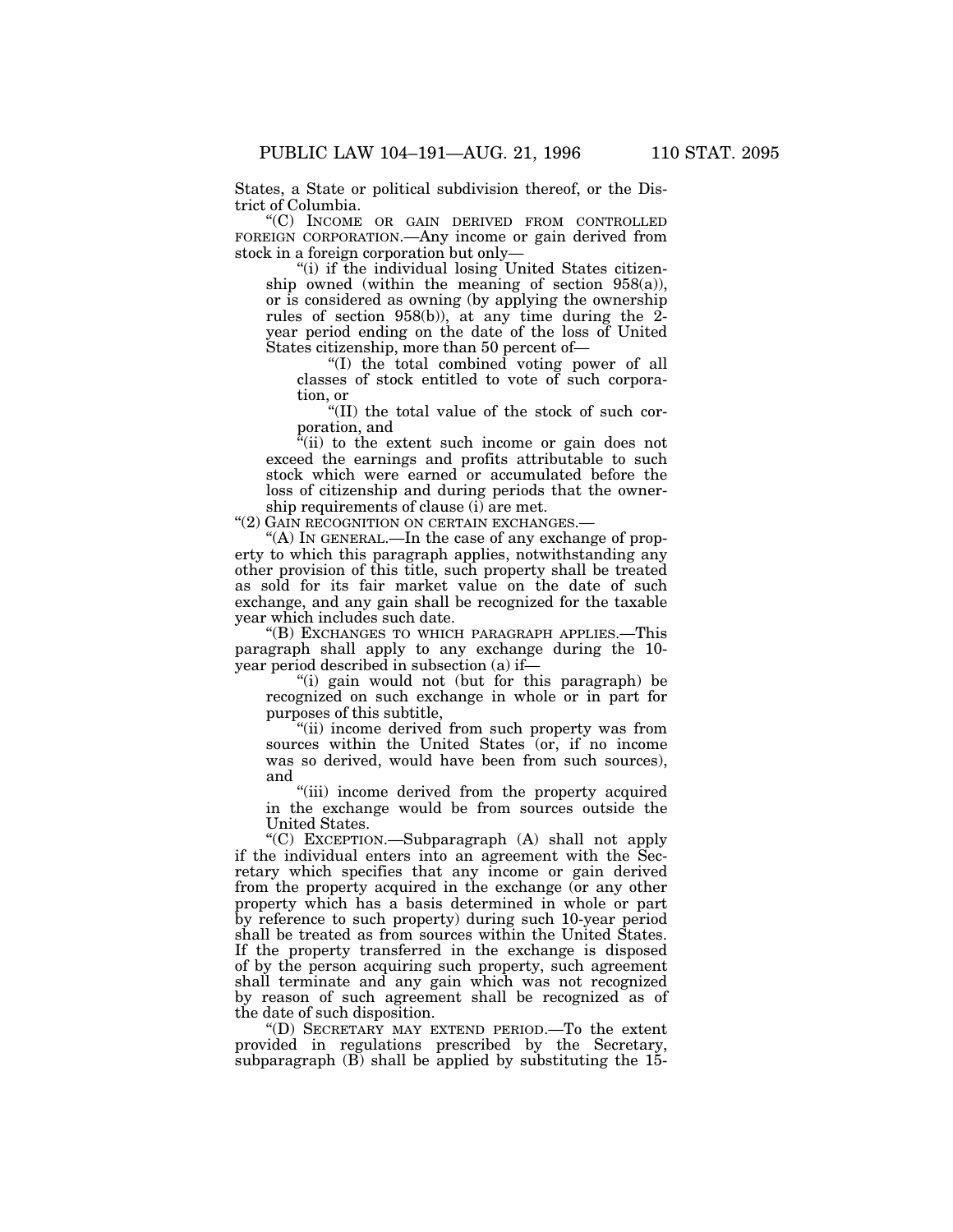States, a State or political subdivision thereof, or the District of Columbia.

"(C) INCOME OR GAIN DERIVED FROM CONTROLLED FOREIGN CORPORATION.—Any income or gain derived from stock in a foreign corporation but only—

"(i) if the individual losing United States citizenship owned (within the meaning of section 958(a)), or is considered as owning (by applying the ownership rules of section 958(b)), at any time during the 2-year period ending on the date of the loss of United States citizenship, more than 50 percent of—

"(I) the total combined voting power of all classes of stock entitled to vote of such corporation, or

"(II) the total value of the stock of such corporation, and

"(ii) to the extent such income or gain does not exceed the earnings and profits attributable to such stock which were earned or accumulated before the loss of citizenship and during periods that the ownership requirements of clause (i) are met.

"(2) GAIN RECOGNITION ON CERTAIN EXCHANGES.—

"(A) IN GENERAL.—In the case of any exchange of property to which this paragraph applies, notwithstanding any other provision of this title, such property shall be treated as sold for its fair market value on the date of such exchange, and any gain shall be recognized for the taxable year which includes such date.

"(B) EXCHANGES TO WHICH PARAGRAPH APPLIES.—This paragraph shall apply to any exchange during the 10-year period described in subsection (a) if—

"(i) gain would not (but for this paragraph) be recognized on such exchange in whole or in part for purposes of this subtitle,

"(ii) income derived from such property was from sources within the United States (or, if no income was so derived, would have been from such sources), and

"(iii) income derived from the property acquired in the exchange would be from sources outside the United States.

"(C) EXCEPTION.—Subparagraph (A) shall not apply if the individual enters into an agreement with the Secretary which specifies that any income or gain derived from the property acquired in the exchange (or any other property which has a basis determined in whole or part by reference to such property) during such 10-year period shall be treated as from sources within the United States. If the property transferred in the exchange is disposed of by the person acquiring such property, such agreement shall terminate and any gain which was not recognized by reason of such agreement shall be recognized as of the date of such disposition.

"(D) SECRETARY MAY EXTEND PERIOD.—To the extent provided in regulations prescribed by the Secretary, subparagraph (B) shall be applied by substituting the 15-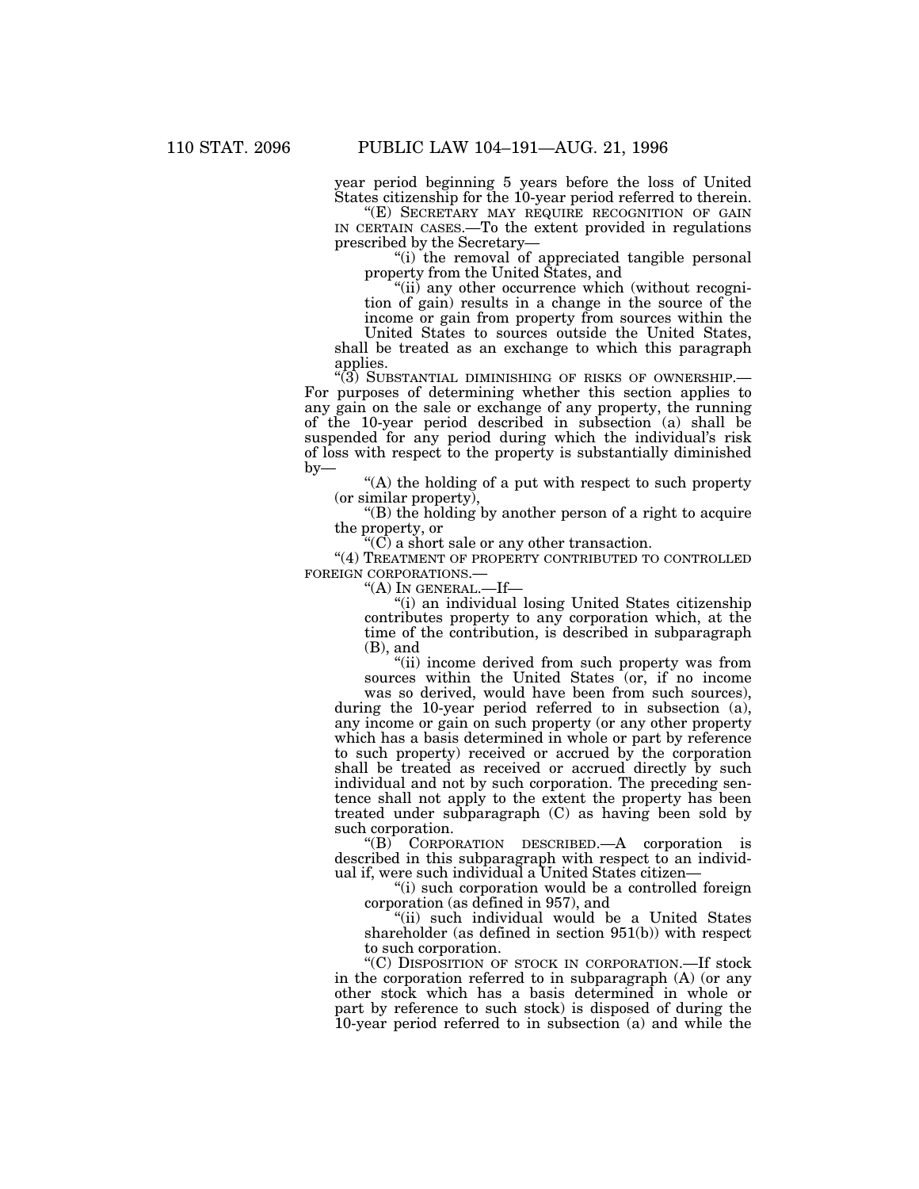year period beginning 5 years before the loss of United States citizenship for the 10-year period referred to therein.

"(E) SECRETARY MAY REQUIRE RECOGNITION OF GAIN IN CERTAIN CASES.—To the extent provided in regulations prescribed by the Secretary—

"(i) the removal of appreciated tangible personal property from the United States, and

"(ii) any other occurrence which (without recognition of gain) results in a change in the source of the income or gain from property from sources within the United States to sources outside the United States,

shall be treated as an exchange to which this paragraph applies.

"(3) SUBSTANTIAL DIMINISHING OF RISKS OF OWNERSHIP.—For purposes of determining whether this section applies to any gain on the sale or exchange of any property, the running of the 10-year period described in subsection (a) shall be suspended for any period during which the individual's risk of loss with respect to the property is substantially diminished by—

"(A) the holding of a put with respect to such property (or similar property),

"(B) the holding by another person of a right to acquire the property, or

"(C) a short sale or any other transaction.

"(4) TREATMENT OF PROPERTY CONTRIBUTED TO CONTROLLED FOREIGN CORPORATIONS.—

"(A) IN GENERAL.—If—

"(i) an individual losing United States citizenship contributes property to any corporation which, at the time of the contribution, is described in subparagraph (B), and

"(ii) income derived from such property was from sources within the United States (or, if no income was so derived, would have been from such sources),

during the 10-year period referred to in subsection (a), any income or gain on such property (or any other property which has a basis determined in whole or part by reference to such property) received or accrued by the corporation shall be treated as received or accrued directly by such individual and not by such corporation. The preceding sentence shall not apply to the extent the property has been treated under subparagraph (C) as having been sold by such corporation.

"(B) CORPORATION DESCRIBED.—A corporation is described in this subparagraph with respect to an individual if, were such individual a United States citizen—

"(i) such corporation would be a controlled foreign corporation (as defined in 957), and

"(ii) such individual would be a United States shareholder (as defined in section 951(b)) with respect to such corporation.

"(C) DISPOSITION OF STOCK IN CORPORATION.—If stock in the corporation referred to in subparagraph (A) (or any other stock which has a basis determined in whole or part by reference to such stock) is disposed of during the 10-year period referred to in subsection (a) and while the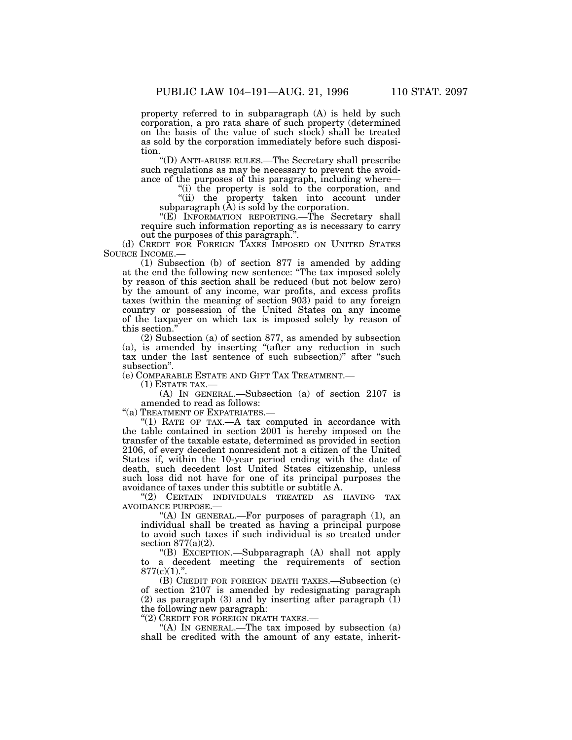property referred to in subparagraph (A) is held by such corporation, a pro rata share of such property (determined on the basis of the value of such stock) shall be treated as sold by the corporation immediately before such disposition.

"(D) ANTI-ABUSE RULES.—The Secretary shall prescribe such regulations as may be necessary to prevent the avoidance of the purposes of this paragraph, including where—

"(i) the property is sold to the corporation, and

"(ii) the property taken into account under subparagraph (A) is sold by the corporation.

"(E) INFORMATION REPORTING.—The Secretary shall require such information reporting as is necessary to carry out the purposes of this paragraph.".

(d) CREDIT FOR FOREIGN TAXES IMPOSED ON UNITED STATES SOURCE INCOME.—

(1) Subsection (b) of section 877 is amended by adding at the end the following new sentence: "The tax imposed solely by reason of this section shall be reduced (but not below zero) by the amount of any income, war profits, and excess profits taxes (within the meaning of section 903) paid to any foreign country or possession of the United States on any income of the taxpayer on which tax is imposed solely by reason of this section."

(2) Subsection (a) of section 877, as amended by subsection (a), is amended by inserting "(after any reduction in such tax under the last sentence of such subsection)" after "such subsection".

(e) COMPARABLE ESTATE AND GIFT TAX TREATMENT.—

(1) ESTATE TAX.—

(A) IN GENERAL.—Subsection (a) of section 2107 is amended to read as follows:

"(a) TREATMENT OF EXPATRIATES.—

"(1) RATE OF TAX.—A tax computed in accordance with the table contained in section 2001 is hereby imposed on the transfer of the taxable estate, determined as provided in section 2106, of every decedent nonresident not a citizen of the United States if, within the 10-year period ending with the date of death, such decedent lost United States citizenship, unless such loss did not have for one of its principal purposes the avoidance of taxes under this subtitle or subtitle A.

"(2) CERTAIN INDIVIDUALS TREATED AS HAVING TAX AVOIDANCE PURPOSE.—

"(A) IN GENERAL.—For purposes of paragraph (1), an individual shall be treated as having a principal purpose to avoid such taxes if such individual is so treated under section 877(a)(2).

"(B) EXCEPTION.—Subparagraph (A) shall not apply to a decedent meeting the requirements of section 877(c)(1).".

(B) CREDIT FOR FOREIGN DEATH TAXES.—Subsection (c) of section 2107 is amended by redesignating paragraph (2) as paragraph (3) and by inserting after paragraph (1) the following new paragraph:

"(2) CREDIT FOR FOREIGN DEATH TAXES.—

"(A) IN GENERAL.—The tax imposed by subsection (a) shall be credited with the amount of any estate, inherit-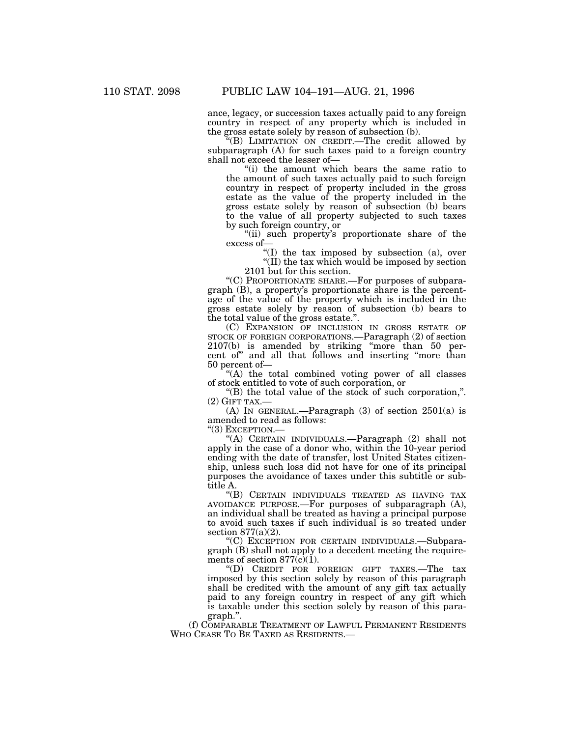ance, legacy, or succession taxes actually paid to any foreign country in respect of any property which is included in the gross estate solely by reason of subsection (b).

"(B) LIMITATION ON CREDIT.—The credit allowed by subparagraph (A) for such taxes paid to a foreign country shall not exceed the lesser of—

"(i) the amount which bears the same ratio to the amount of such taxes actually paid to such foreign country in respect of property included in the gross estate as the value of the property included in the gross estate solely by reason of subsection (b) bears to the value of all property subjected to such taxes by such foreign country, or

"(ii) such property's proportionate share of the excess of—

"(I) the tax imposed by subsection (a), over

"(II) the tax which would be imposed by section 2101 but for this section.

"(C) PROPORTIONATE SHARE.—For purposes of subparagraph (B), a property's proportionate share is the percentage of the value of the property which is included in the gross estate solely by reason of subsection (b) bears to the total value of the gross estate.".

(C) EXPANSION OF INCLUSION IN GROSS ESTATE OF STOCK OF FOREIGN CORPORATIONS.—Paragraph (2) of section 2107(b) is amended by striking "more than 50 percent of" and all that follows and inserting "more than 50 percent of—

"(A) the total combined voting power of all classes of stock entitled to vote of such corporation, or

"(B) the total value of the stock of such corporation,".

(2) GIFT TAX.—

(A) IN GENERAL.—Paragraph (3) of section 2501(a) is amended to read as follows:

"(3) EXCEPTION.—

"(A) CERTAIN INDIVIDUALS.—Paragraph (2) shall not apply in the case of a donor who, within the 10-year period ending with the date of transfer, lost United States citizenship, unless such loss did not have for one of its principal purposes the avoidance of taxes under this subtitle or subtitle A.

"(B) CERTAIN INDIVIDUALS TREATED AS HAVING TAX AVOIDANCE PURPOSE.—For purposes of subparagraph (A), an individual shall be treated as having a principal purpose to avoid such taxes if such individual is so treated under section 877(a)(2).

"(C) EXCEPTION FOR CERTAIN INDIVIDUALS.—Subparagraph (B) shall not apply to a decedent meeting the requirements of section 877(c)(1).

"(D) CREDIT FOR FOREIGN GIFT TAXES.—The tax imposed by this section solely by reason of this paragraph shall be credited with the amount of any gift tax actually paid to any foreign country in respect of any gift which is taxable under this section solely by reason of this paragraph.".

(f) COMPARABLE TREATMENT OF LAWFUL PERMANENT RESIDENTS WHO CEASE TO BE TAXED AS RESIDENTS.—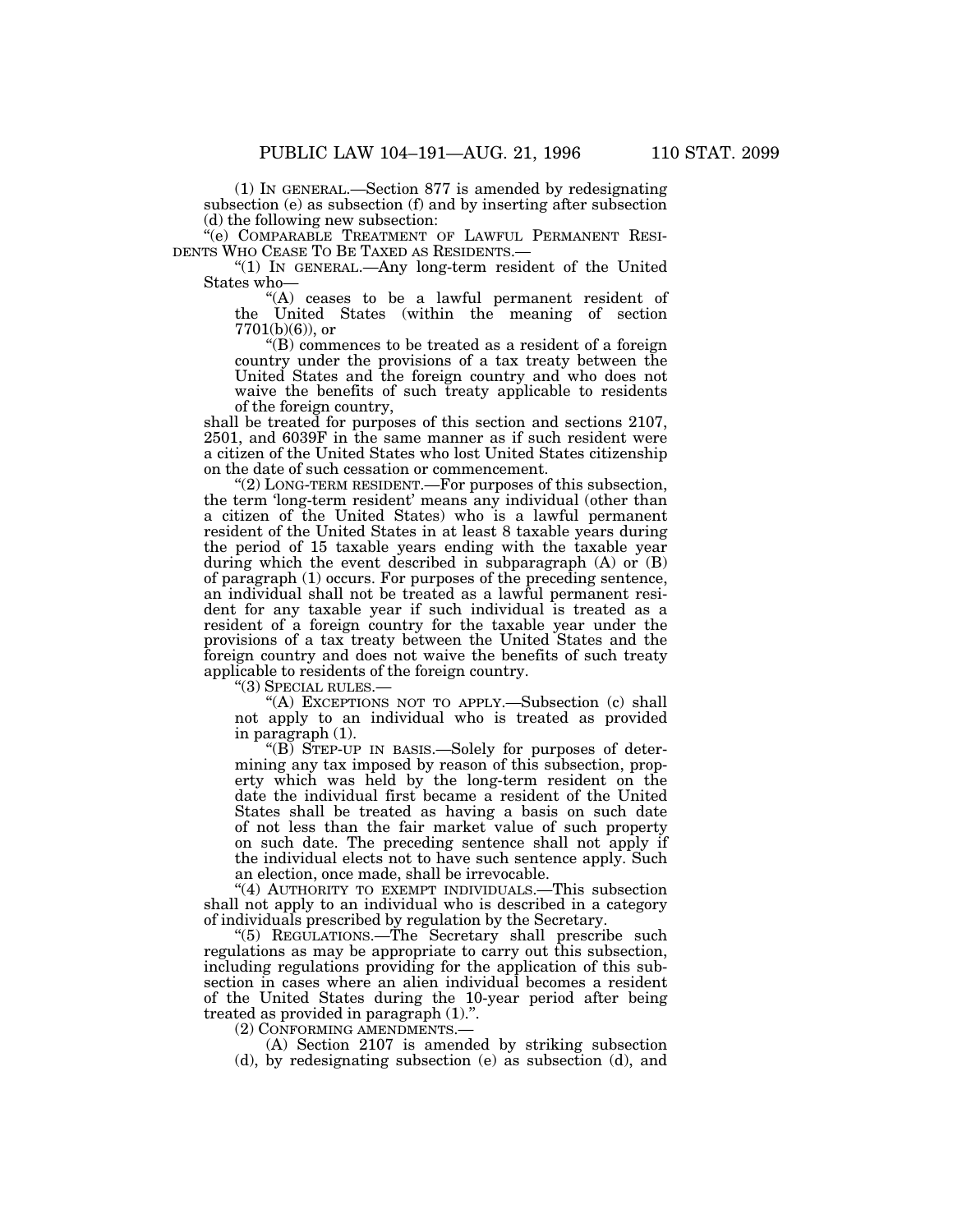(1) IN GENERAL.—Section 877 is amended by redesignating subsection (e) as subsection (f) and by inserting after subsection (d) the following new subsection:

"(e) COMPARABLE TREATMENT OF LAWFUL PERMANENT RESIDENTS WHO CEASE TO BE TAXED AS RESIDENTS.—

"(1) IN GENERAL.—Any long-term resident of the United States who—

"(A) ceases to be a lawful permanent resident of the United States (within the meaning of section 7701(b)(6)), or

"(B) commences to be treated as a resident of a foreign country under the provisions of a tax treaty between the United States and the foreign country and who does not waive the benefits of such treaty applicable to residents of the foreign country,

shall be treated for purposes of this section and sections 2107, 2501, and 6039F in the same manner as if such resident were a citizen of the United States who lost United States citizenship on the date of such cessation or commencement.

"(2) LONG-TERM RESIDENT.—For purposes of this subsection, the term 'long-term resident' means any individual (other than a citizen of the United States) who is a lawful permanent resident of the United States in at least 8 taxable years during the period of 15 taxable years ending with the taxable year during which the event described in subparagraph (A) or (B) of paragraph (1) occurs. For purposes of the preceding sentence, an individual shall not be treated as a lawful permanent resident for any taxable year if such individual is treated as a resident of a foreign country for the taxable year under the provisions of a tax treaty between the United States and the foreign country and does not waive the benefits of such treaty applicable to residents of the foreign country.

"(3) SPECIAL RULES.—

"(A) EXCEPTIONS NOT TO APPLY.—Subsection (c) shall not apply to an individual who is treated as provided in paragraph (1).

"(B) STEP-UP IN BASIS.—Solely for purposes of determining any tax imposed by reason of this subsection, property which was held by the long-term resident on the date the individual first became a resident of the United States shall be treated as having a basis on such date of not less than the fair market value of such property on such date. The preceding sentence shall not apply if the individual elects not to have such sentence apply. Such an election, once made, shall be irrevocable.

"(4) AUTHORITY TO EXEMPT INDIVIDUALS.—This subsection shall not apply to an individual who is described in a category of individuals prescribed by regulation by the Secretary.

"(5) REGULATIONS.—The Secretary shall prescribe such regulations as may be appropriate to carry out this subsection, including regulations providing for the application of this subsection in cases where an alien individual becomes a resident of the United States during the 10-year period after being treated as provided in paragraph (1).".

(2) CONFORMING AMENDMENTS.—

(A) Section 2107 is amended by striking subsection (d), by redesignating subsection (e) as subsection (d), and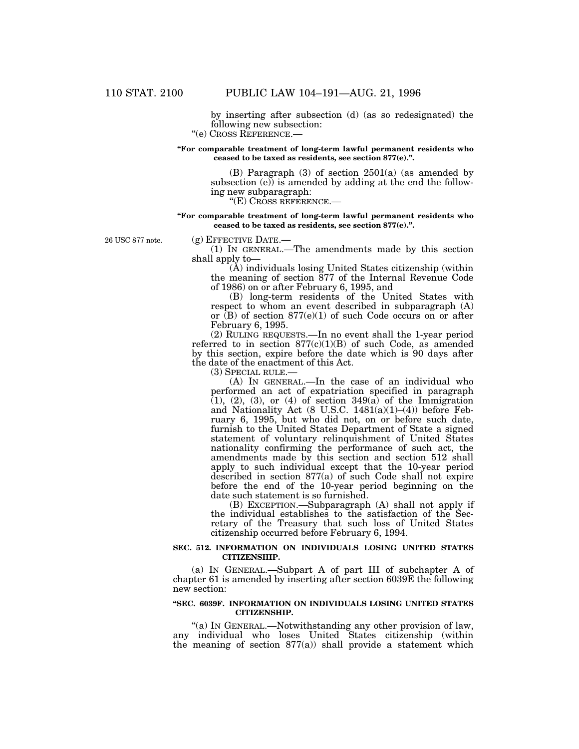by inserting after subsection (d) (as so redesignated) the following new subsection:

"(e) CROSS REFERENCE.—

**"For comparable treatment of long-term lawful permanent residents who ceased to be taxed as residents, see section 877(e).".**

(B) Paragraph (3) of section 2501(a) (as amended by subsection (e)) is amended by adding at the end the following new subparagraph:

"(E) CROSS REFERENCE.—

**"For comparable treatment of long-term lawful permanent residents who ceased to be taxed as residents, see section 877(e).".**

26 USC 877 note.

(g) EFFECTIVE DATE.—

(1) IN GENERAL.—The amendments made by this section shall apply to—

(A) individuals losing United States citizenship (within the meaning of section 877 of the Internal Revenue Code of 1986) on or after February 6, 1995, and

(B) long-term residents of the United States with respect to whom an event described in subparagraph (A) or (B) of section 877(e)(1) of such Code occurs on or after February 6, 1995.

(2) RULING REQUESTS.—In no event shall the 1-year period referred to in section 877(c)(1)(B) of such Code, as amended by this section, expire before the date which is 90 days after the date of the enactment of this Act.

(3) SPECIAL RULE.—

(A) IN GENERAL.—In the case of an individual who performed an act of expatriation specified in paragraph (1), (2), (3), or (4) of section 349(a) of the Immigration and Nationality Act (8 U.S.C. 1481(a)(1)–(4)) before February 6, 1995, but who did not, on or before such date, furnish to the United States Department of State a signed statement of voluntary relinquishment of United States nationality confirming the performance of such act, the amendments made by this section and section 512 shall apply to such individual except that the 10-year period described in section 877(a) of such Code shall not expire before the end of the 10-year period beginning on the date such statement is so furnished.

(B) EXCEPTION.—Subparagraph (A) shall not apply if the individual establishes to the satisfaction of the Secretary of the Treasury that such loss of United States citizenship occurred before February 6, 1994.

**SEC. 512. INFORMATION ON INDIVIDUALS LOSING UNITED STATES CITIZENSHIP.**

(a) IN GENERAL.—Subpart A of part III of subchapter A of chapter 61 is amended by inserting after section 6039E the following new section:

**"SEC. 6039F. INFORMATION ON INDIVIDUALS LOSING UNITED STATES CITIZENSHIP.**

"(a) IN GENERAL.—Notwithstanding any other provision of law, any individual who loses United States citizenship (within the meaning of section 877(a)) shall provide a statement which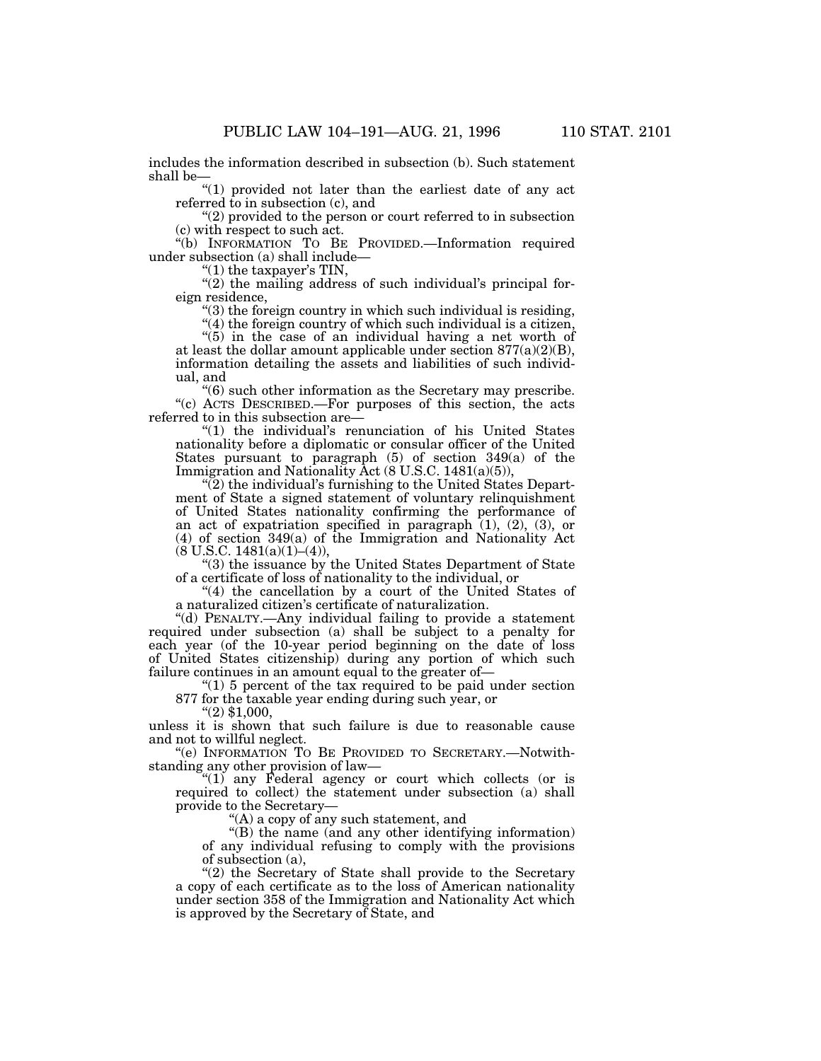includes the information described in subsection (b). Such statement shall be—

"(1) provided not later than the earliest date of any act referred to in subsection (c), and

"(2) provided to the person or court referred to in subsection (c) with respect to such act.

"(b) INFORMATION TO BE PROVIDED.—Information required under subsection (a) shall include—

"(1) the taxpayer's TIN,

"(2) the mailing address of such individual's principal foreign residence,

"(3) the foreign country in which such individual is residing,

"(4) the foreign country of which such individual is a citizen,

"(5) in the case of an individual having a net worth of at least the dollar amount applicable under section 877(a)(2)(B), information detailing the assets and liabilities of such individual, and

"(6) such other information as the Secretary may prescribe.

"(c) ACTS DESCRIBED.—For purposes of this section, the acts referred to in this subsection are—

"(1) the individual's renunciation of his United States nationality before a diplomatic or consular officer of the United States pursuant to paragraph (5) of section 349(a) of the Immigration and Nationality Act (8 U.S.C. 1481(a)(5)),

"(2) the individual's furnishing to the United States Department of State a signed statement of voluntary relinquishment of United States nationality confirming the performance of an act of expatriation specified in paragraph (1), (2), (3), or (4) of section 349(a) of the Immigration and Nationality Act (8 U.S.C. 1481(a)(1)–(4)),

"(3) the issuance by the United States Department of State of a certificate of loss of nationality to the individual, or

"(4) the cancellation by a court of the United States of a naturalized citizen's certificate of naturalization.

"(d) PENALTY.—Any individual failing to provide a statement required under subsection (a) shall be subject to a penalty for each year (of the 10-year period beginning on the date of loss of United States citizenship) during any portion of which such failure continues in an amount equal to the greater of—

"(1) 5 percent of the tax required to be paid under section 877 for the taxable year ending during such year, or

"(2) $1,000,

unless it is shown that such failure is due to reasonable cause and not to willful neglect.

"(e) INFORMATION TO BE PROVIDED TO SECRETARY.—Notwithstanding any other provision of law—

"(1) any Federal agency or court which collects (or is required to collect) the statement under subsection (a) shall provide to the Secretary—

"(A) a copy of any such statement, and

"(B) the name (and any other identifying information) of any individual refusing to comply with the provisions of subsection (a),

"(2) the Secretary of State shall provide to the Secretary a copy of each certificate as to the loss of American nationality under section 358 of the Immigration and Nationality Act which is approved by the Secretary of State, and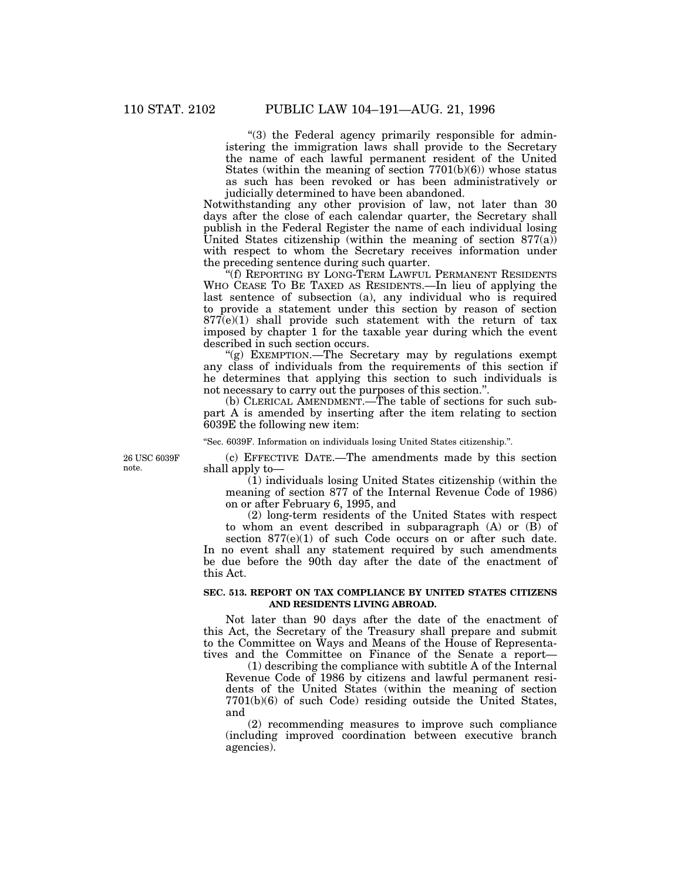"(3) the Federal agency primarily responsible for administering the immigration laws shall provide to the Secretary the name of each lawful permanent resident of the United States (within the meaning of section 7701(b)(6)) whose status as such has been revoked or has been administratively or judicially determined to have been abandoned.

Notwithstanding any other provision of law, not later than 30 days after the close of each calendar quarter, the Secretary shall publish in the Federal Register the name of each individual losing United States citizenship (within the meaning of section 877(a)) with respect to whom the Secretary receives information under the preceding sentence during such quarter.

"(f) REPORTING BY LONG-TERM LAWFUL PERMANENT RESIDENTS WHO CEASE TO BE TAXED AS RESIDENTS.—In lieu of applying the last sentence of subsection (a), any individual who is required to provide a statement under this section by reason of section 877(e)(1) shall provide such statement with the return of tax imposed by chapter 1 for the taxable year during which the event described in such section occurs.

"(g) EXEMPTION.—The Secretary may by regulations exempt any class of individuals from the requirements of this section if he determines that applying this section to such individuals is not necessary to carry out the purposes of this section.".

(b) CLERICAL AMENDMENT.—The table of sections for such subpart A is amended by inserting after the item relating to section 6039E the following new item:

"Sec. 6039F. Information on individuals losing United States citizenship.".

26 USC 6039F note.

(c) EFFECTIVE DATE.—The amendments made by this section shall apply to—

(1) individuals losing United States citizenship (within the meaning of section 877 of the Internal Revenue Code of 1986) on or after February 6, 1995, and

(2) long-term residents of the United States with respect to whom an event described in subparagraph (A) or (B) of section 877(e)(1) of such Code occurs on or after such date.

In no event shall any statement required by such amendments be due before the 90th day after the date of the enactment of this Act.

**SEC. 513. REPORT ON TAX COMPLIANCE BY UNITED STATES CITIZENS AND RESIDENTS LIVING ABROAD.**

Not later than 90 days after the date of the enactment of this Act, the Secretary of the Treasury shall prepare and submit to the Committee on Ways and Means of the House of Representatives and the Committee on Finance of the Senate a report—

(1) describing the compliance with subtitle A of the Internal Revenue Code of 1986 by citizens and lawful permanent residents of the United States (within the meaning of section 7701(b)(6) of such Code) residing outside the United States, and

(2) recommending measures to improve such compliance (including improved coordination between executive branch agencies).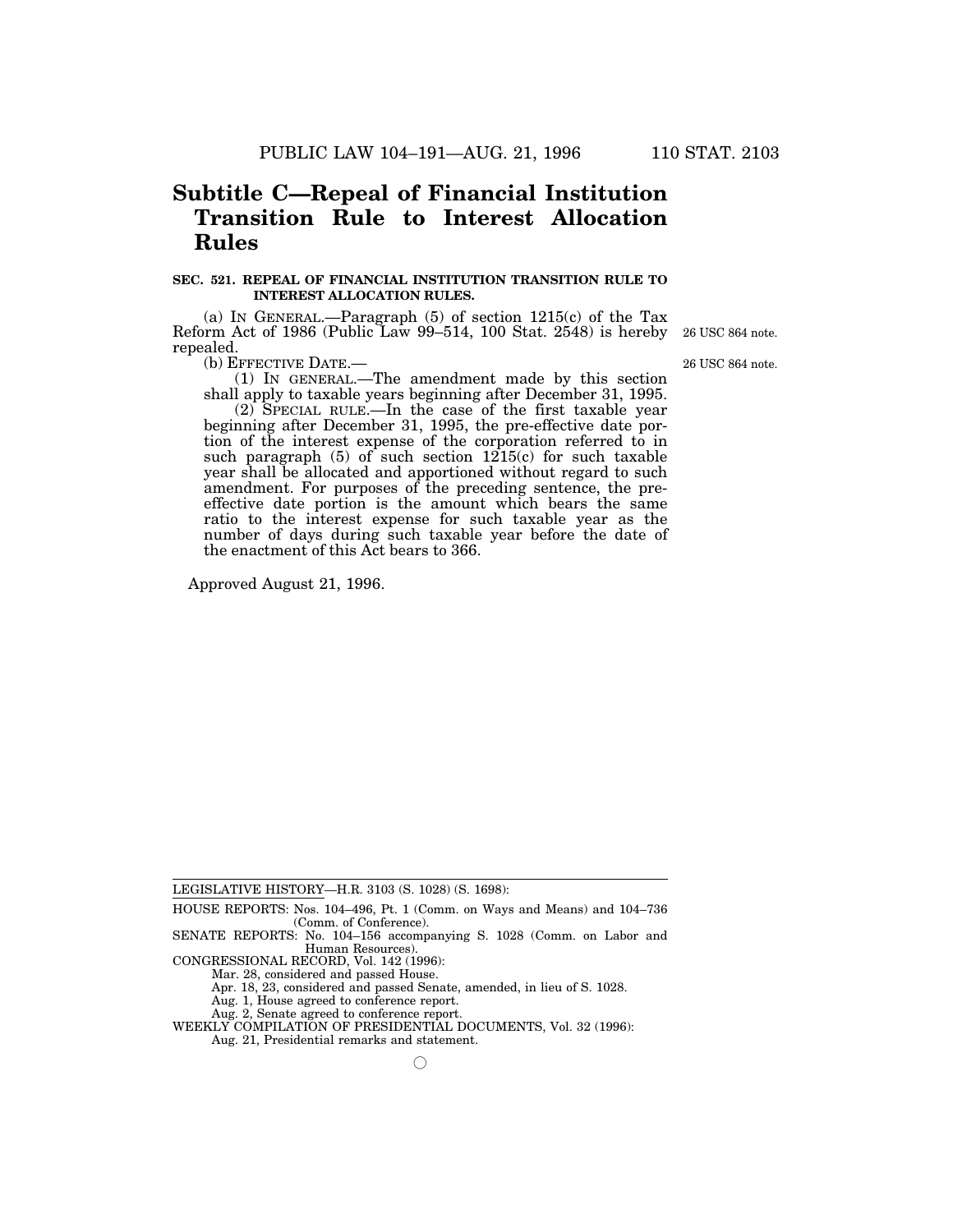## Subtitle C—Repeal of Financial Institution Transition Rule to Interest Allocation Rules

**SEC. 521. REPEAL OF FINANCIAL INSTITUTION TRANSITION RULE TO INTEREST ALLOCATION RULES.**

(a) IN GENERAL.—Paragraph (5) of section 1215(c) of the Tax Reform Act of 1986 (Public Law 99–514, 100 Stat. 2548) is hereby repealed.

26 USC 864 note.

(b) EFFECTIVE DATE.—

26 USC 864 note.

(1) IN GENERAL.—The amendment made by this section shall apply to taxable years beginning after December 31, 1995.

(2) SPECIAL RULE.—In the case of the first taxable year beginning after December 31, 1995, the pre-effective date portion of the interest expense of the corporation referred to in such paragraph (5) of such section 1215(c) for such taxable year shall be allocated and apportioned without regard to such amendment. For purposes of the preceding sentence, the pre-effective date portion is the amount which bears the same ratio to the interest expense for such taxable year as the number of days during such taxable year before the date of the enactment of this Act bears to 366.

Approved August 21, 1996.

---

LEGISLATIVE HISTORY—H.R. 3103 (S. 1028) (S. 1698):

HOUSE REPORTS: Nos. 104–496, Pt. 1 (Comm. on Ways and Means) and 104–736 (Comm. of Conference).

SENATE REPORTS: No. 104–156 accompanying S. 1028 (Comm. on Labor and Human Resources).

CONGRESSIONAL RECORD, Vol. 142 (1996):

Mar. 28, considered and passed House.

Apr. 18, 23, considered and passed Senate, amended, in lieu of S. 1028.

Aug. 1, House agreed to conference report.

Aug. 2, Senate agreed to conference report.

WEEKLY COMPILATION OF PRESIDENTIAL DOCUMENTS, Vol. 32 (1996):

Aug. 21, Presidential remarks and statement.